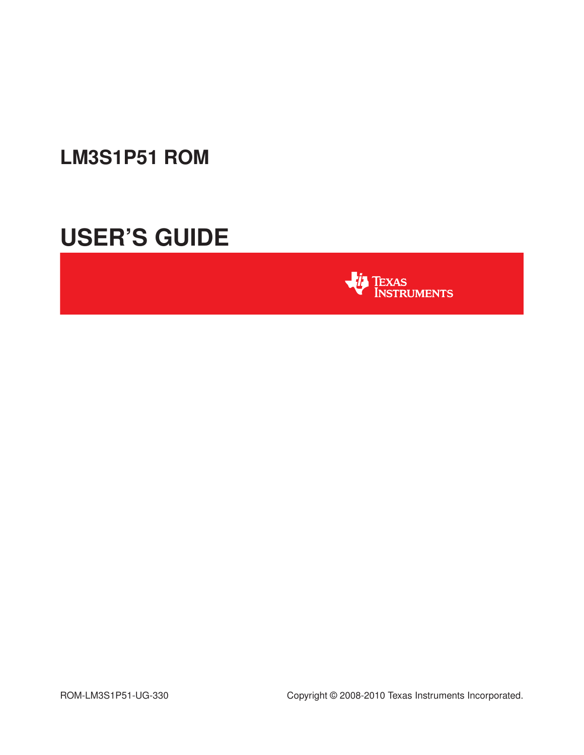# LM3S1P51 ROM

# USER'S GUIDE

TEXAS INSTRUMENTS

ROM-LM3S1P51-UG-330

Copyright © 2008-2010 Texas Instruments Incorporated.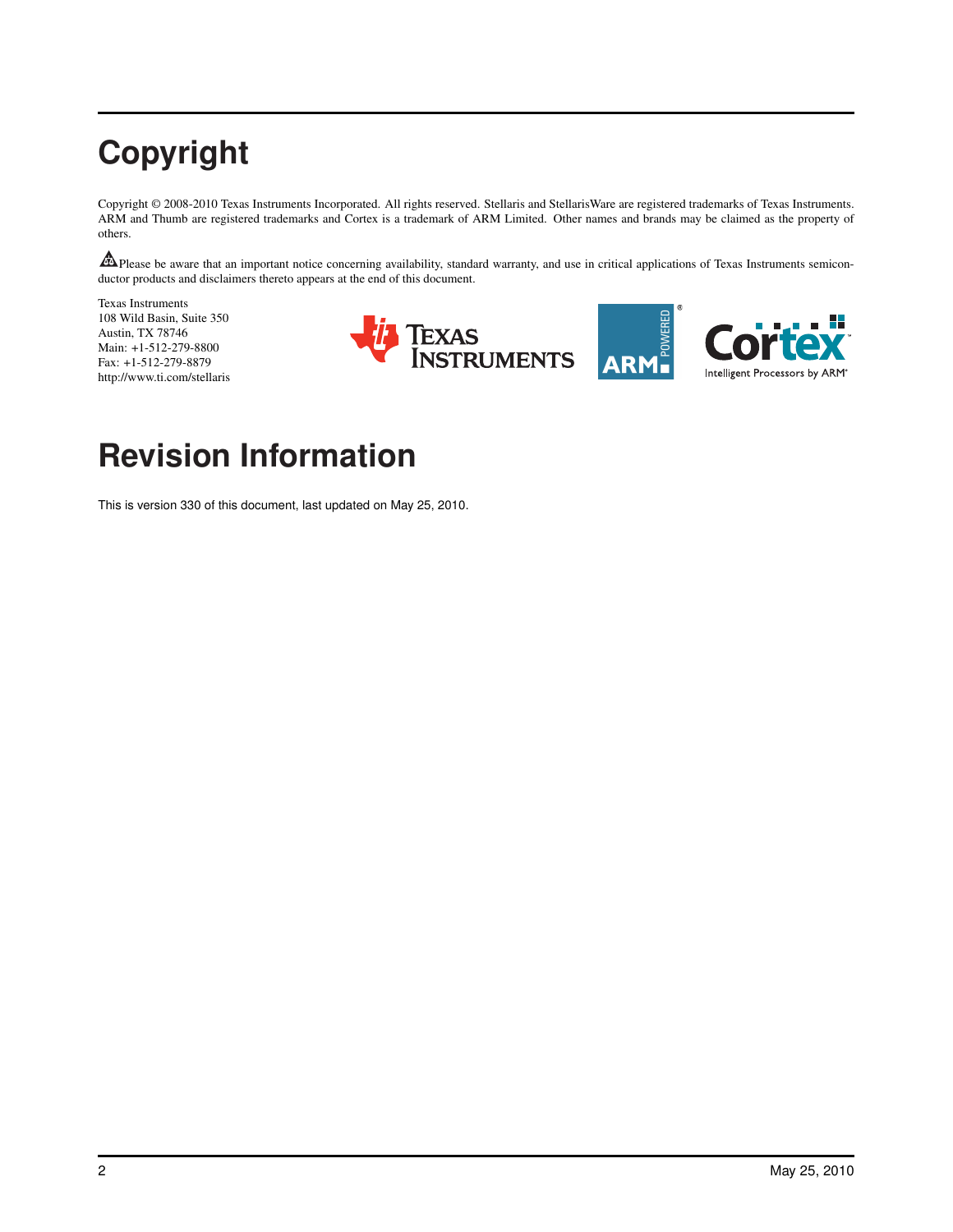# Copyright

Copyright © 2008-2010 Texas Instruments Incorporated. All rights reserved. Stellaris and StellarisWare are registered trademarks of Texas Instruments. ARM and Thumb are registered trademarks and Cortex is a trademark of ARM Limited. Other names and brands may be claimed as the property of others.

Please be aware that an important notice concerning availability, standard warranty, and use in critical applications of Texas Instruments semiconductor products and disclaimers thereto appears at the end of this document.

Texas Instruments
108 Wild Basin, Suite 350
Austin, TX 78746
Main: +1-512-279-8800
Fax: +1-512-279-8879
http://www.ti.com/stellaris

# Revision Information

This is version 330 of this document, last updated on May 25, 2010.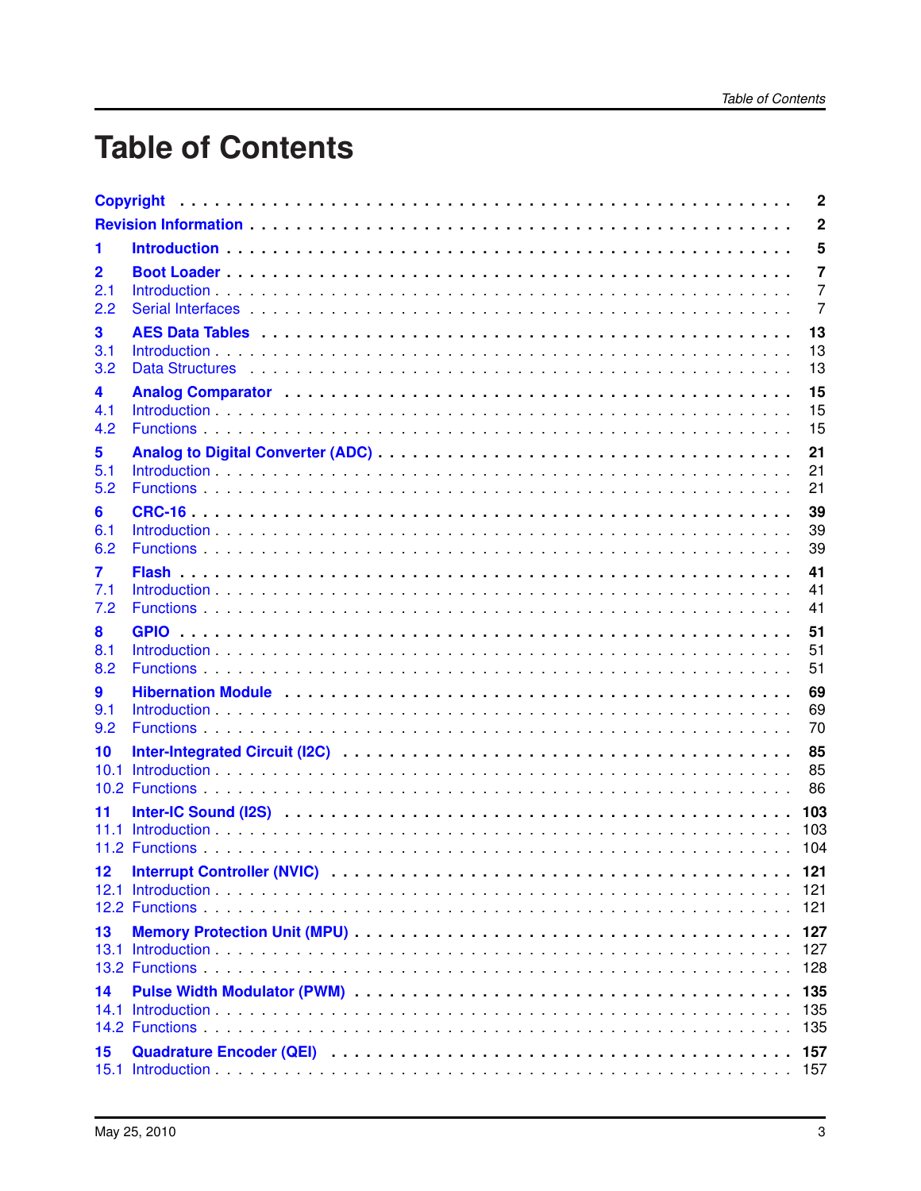# Table of Contents

**Copyright** . . . . . . . . . . . . . . . . . . . . . . . . . . . . . . . . . . . . . . . . **2**

**Revision Information** . . . . . . . . . . . . . . . . . . . . . . . . . . . . . . . . . . **2**

**1 Introduction** . . . . . . . . . . . . . . . . . . . . . . . . . . . . . . . . . . . . . . **5**

**2 Boot Loader** . . . . . . . . . . . . . . . . . . . . . . . . . . . . . . . . . . . . . . **7**
- 2.1 Introduction . . . . . . . . . . . . . . . . . . . . . . . . . . . . . . . . . . . . . . 7
- 2.2 Serial Interfaces . . . . . . . . . . . . . . . . . . . . . . . . . . . . . . . . . . . 7

**3 AES Data Tables** . . . . . . . . . . . . . . . . . . . . . . . . . . . . . . . . . . . **13**
- 3.1 Introduction . . . . . . . . . . . . . . . . . . . . . . . . . . . . . . . . . . . . . . 13
- 3.2 Data Structures . . . . . . . . . . . . . . . . . . . . . . . . . . . . . . . . . . . 13

**4 Analog Comparator** . . . . . . . . . . . . . . . . . . . . . . . . . . . . . . . . . **15**
- 4.1 Introduction . . . . . . . . . . . . . . . . . . . . . . . . . . . . . . . . . . . . . . 15
- 4.2 Functions . . . . . . . . . . . . . . . . . . . . . . . . . . . . . . . . . . . . . . . 15

**5 Analog to Digital Converter (ADC)** . . . . . . . . . . . . . . . . . . . . . . . **21**
- 5.1 Introduction . . . . . . . . . . . . . . . . . . . . . . . . . . . . . . . . . . . . . . 21
- 5.2 Functions . . . . . . . . . . . . . . . . . . . . . . . . . . . . . . . . . . . . . . . 21

**6 CRC-16** . . . . . . . . . . . . . . . . . . . . . . . . . . . . . . . . . . . . . . . . . **39**
- 6.1 Introduction . . . . . . . . . . . . . . . . . . . . . . . . . . . . . . . . . . . . . . 39
- 6.2 Functions . . . . . . . . . . . . . . . . . . . . . . . . . . . . . . . . . . . . . . . 39

**7 Flash** . . . . . . . . . . . . . . . . . . . . . . . . . . . . . . . . . . . . . . . . . . **41**
- 7.1 Introduction . . . . . . . . . . . . . . . . . . . . . . . . . . . . . . . . . . . . . . 41
- 7.2 Functions . . . . . . . . . . . . . . . . . . . . . . . . . . . . . . . . . . . . . . . 41

**8 GPIO** . . . . . . . . . . . . . . . . . . . . . . . . . . . . . . . . . . . . . . . . . . **51**
- 8.1 Introduction . . . . . . . . . . . . . . . . . . . . . . . . . . . . . . . . . . . . . . 51
- 8.2 Functions . . . . . . . . . . . . . . . . . . . . . . . . . . . . . . . . . . . . . . . 51

**9 Hibernation Module** . . . . . . . . . . . . . . . . . . . . . . . . . . . . . . . . . **69**
- 9.1 Introduction . . . . . . . . . . . . . . . . . . . . . . . . . . . . . . . . . . . . . . 69
- 9.2 Functions . . . . . . . . . . . . . . . . . . . . . . . . . . . . . . . . . . . . . . . 70

**10 Inter-Integrated Circuit (I2C)** . . . . . . . . . . . . . . . . . . . . . . . . . . **85**
- 10.1 Introduction . . . . . . . . . . . . . . . . . . . . . . . . . . . . . . . . . . . . . 85
- 10.2 Functions . . . . . . . . . . . . . . . . . . . . . . . . . . . . . . . . . . . . . . 86

**11 Inter-IC Sound (I2S)** . . . . . . . . . . . . . . . . . . . . . . . . . . . . . . . **103**
- 11.1 Introduction . . . . . . . . . . . . . . . . . . . . . . . . . . . . . . . . . . . . . 103
- 11.2 Functions . . . . . . . . . . . . . . . . . . . . . . . . . . . . . . . . . . . . . . 104

**12 Interrupt Controller (NVIC)** . . . . . . . . . . . . . . . . . . . . . . . . . . . **121**
- 12.1 Introduction . . . . . . . . . . . . . . . . . . . . . . . . . . . . . . . . . . . . . 121
- 12.2 Functions . . . . . . . . . . . . . . . . . . . . . . . . . . . . . . . . . . . . . . 121

**13 Memory Protection Unit (MPU)** . . . . . . . . . . . . . . . . . . . . . . . . . **127**
- 13.1 Introduction . . . . . . . . . . . . . . . . . . . . . . . . . . . . . . . . . . . . . 127
- 13.2 Functions . . . . . . . . . . . . . . . . . . . . . . . . . . . . . . . . . . . . . . 128

**14 Pulse Width Modulator (PWM)** . . . . . . . . . . . . . . . . . . . . . . . . . **135**
- 14.1 Introduction . . . . . . . . . . . . . . . . . . . . . . . . . . . . . . . . . . . . . 135
- 14.2 Functions . . . . . . . . . . . . . . . . . . . . . . . . . . . . . . . . . . . . . . 135

**15 Quadrature Encoder (QEI)** . . . . . . . . . . . . . . . . . . . . . . . . . . . . **157**
- 15.1 Introduction . . . . . . . . . . . . . . . . . . . . . . . . . . . . . . . . . . . . . 157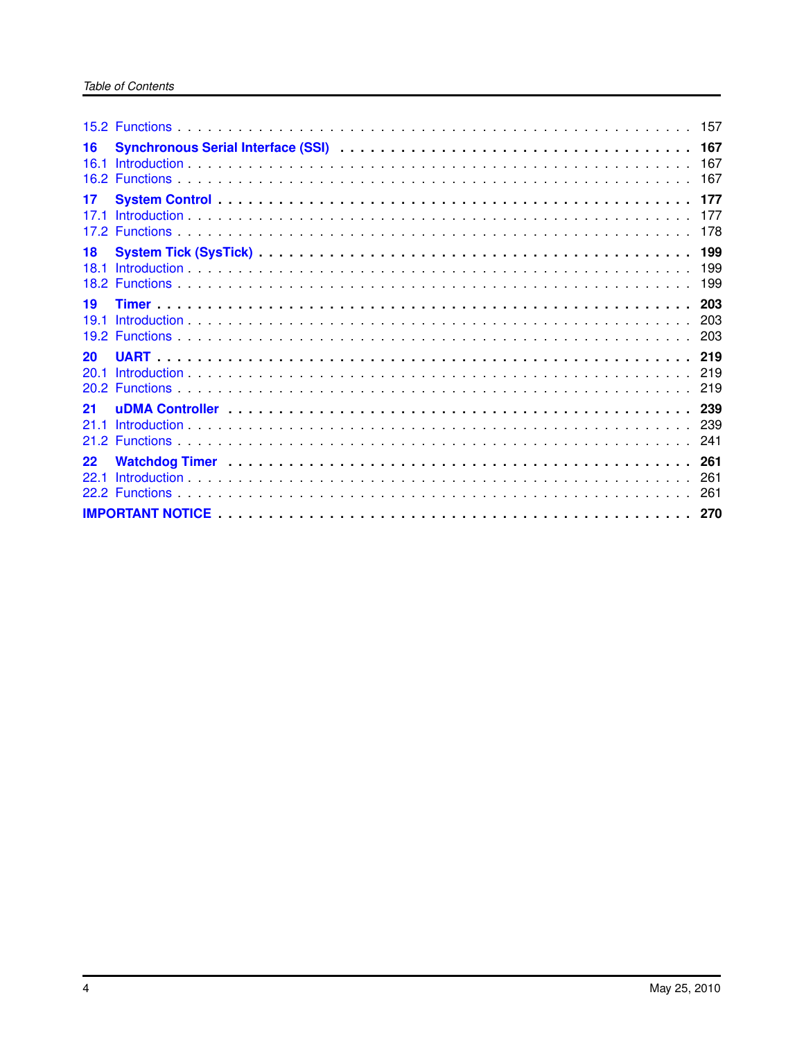15.2 Functions . . . . . . . . . . . . . . . . . . . . . . . . . . . . . . . . . . . . . . . . . . . . . . . 157

**16 Synchronous Serial Interface (SSI) . . . . . . . . . . . . . . . . . . . . . . . . . . . . . . . . . 167**
16.1 Introduction . . . . . . . . . . . . . . . . . . . . . . . . . . . . . . . . . . . . . . . . . . . . . . 167
16.2 Functions . . . . . . . . . . . . . . . . . . . . . . . . . . . . . . . . . . . . . . . . . . . . . . . 167

**17 System Control . . . . . . . . . . . . . . . . . . . . . . . . . . . . . . . . . . . . . . . . . . 177**
17.1 Introduction . . . . . . . . . . . . . . . . . . . . . . . . . . . . . . . . . . . . . . . . . . . . . . 177
17.2 Functions . . . . . . . . . . . . . . . . . . . . . . . . . . . . . . . . . . . . . . . . . . . . . . . 178

**18 System Tick (SysTick) . . . . . . . . . . . . . . . . . . . . . . . . . . . . . . . . . . . . . . 199**
18.1 Introduction . . . . . . . . . . . . . . . . . . . . . . . . . . . . . . . . . . . . . . . . . . . . . . 199
18.2 Functions . . . . . . . . . . . . . . . . . . . . . . . . . . . . . . . . . . . . . . . . . . . . . . . 199

**19 Timer . . . . . . . . . . . . . . . . . . . . . . . . . . . . . . . . . . . . . . . . . . . . . . . . . 203**
19.1 Introduction . . . . . . . . . . . . . . . . . . . . . . . . . . . . . . . . . . . . . . . . . . . . . . 203
19.2 Functions . . . . . . . . . . . . . . . . . . . . . . . . . . . . . . . . . . . . . . . . . . . . . . . 203

**20 UART . . . . . . . . . . . . . . . . . . . . . . . . . . . . . . . . . . . . . . . . . . . . . . . . . 219**
20.1 Introduction . . . . . . . . . . . . . . . . . . . . . . . . . . . . . . . . . . . . . . . . . . . . . . 219
20.2 Functions . . . . . . . . . . . . . . . . . . . . . . . . . . . . . . . . . . . . . . . . . . . . . . . 219

**21 uDMA Controller . . . . . . . . . . . . . . . . . . . . . . . . . . . . . . . . . . . . . . . . . 239**
21.1 Introduction . . . . . . . . . . . . . . . . . . . . . . . . . . . . . . . . . . . . . . . . . . . . . . 239
21.2 Functions . . . . . . . . . . . . . . . . . . . . . . . . . . . . . . . . . . . . . . . . . . . . . . . 241

**22 Watchdog Timer . . . . . . . . . . . . . . . . . . . . . . . . . . . . . . . . . . . . . . . . . 261**
22.1 Introduction . . . . . . . . . . . . . . . . . . . . . . . . . . . . . . . . . . . . . . . . . . . . . . 261
22.2 Functions . . . . . . . . . . . . . . . . . . . . . . . . . . . . . . . . . . . . . . . . . . . . . . . 261

**IMPORTANT NOTICE . . . . . . . . . . . . . . . . . . . . . . . . . . . . . . . . . . . . . . . . 270**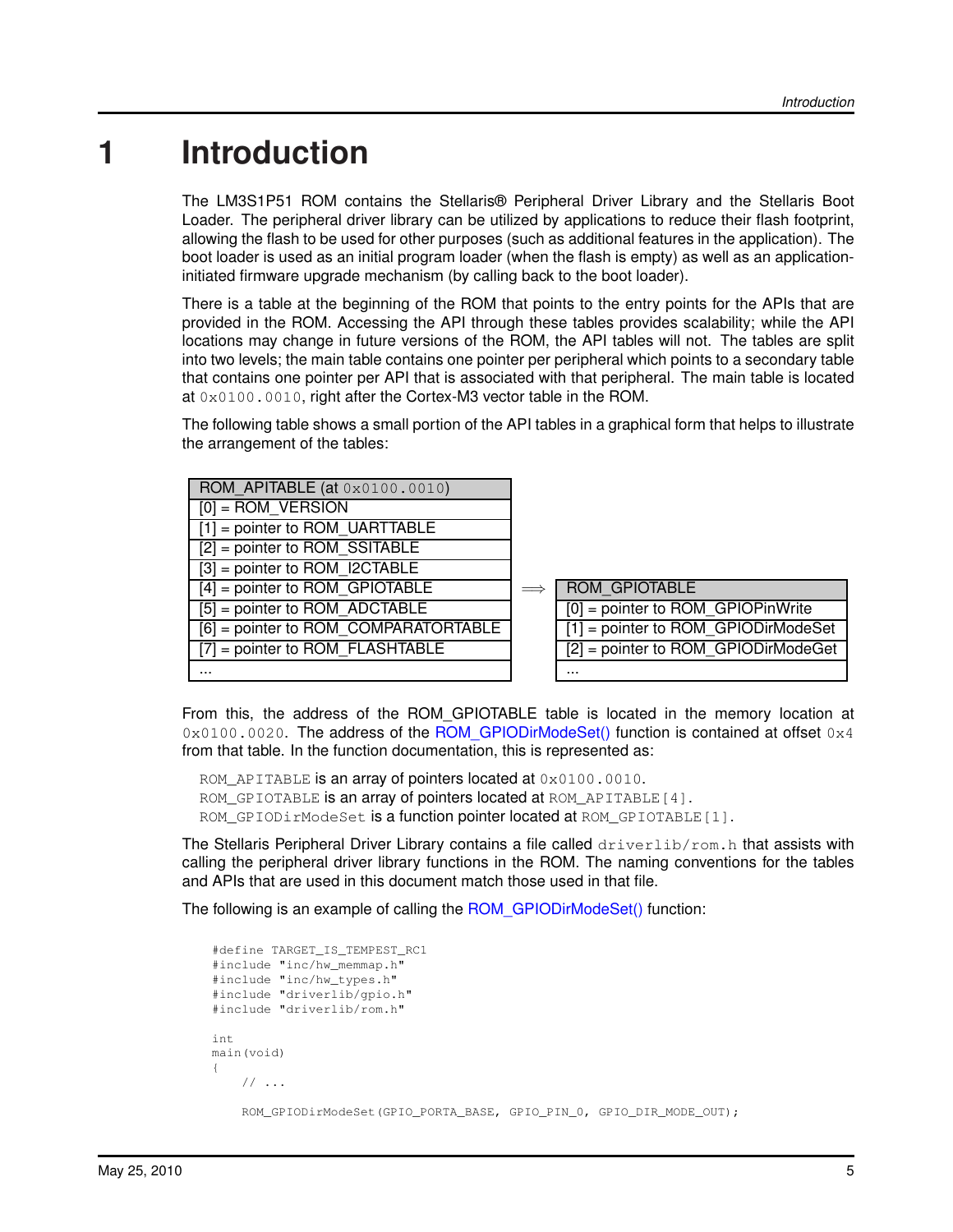# 1 Introduction

The LM3S1P51 ROM contains the Stellaris® Peripheral Driver Library and the Stellaris Boot Loader. The peripheral driver library can be utilized by applications to reduce their flash footprint, allowing the flash to be used for other purposes (such as additional features in the application). The boot loader is used as an initial program loader (when the flash is empty) as well as an application-initiated firmware upgrade mechanism (by calling back to the boot loader).

There is a table at the beginning of the ROM that points to the entry points for the APIs that are provided in the ROM. Accessing the API through these tables provides scalability; while the API locations may change in future versions of the ROM, the API tables will not. The tables are split into two levels; the main table contains one pointer per peripheral which points to a secondary table that contains one pointer per API that is associated with that peripheral. The main table is located at `0x0100.0010`, right after the Cortex-M3 vector table in the ROM.

The following table shows a small portion of the API tables in a graphical form that helps to illustrate the arrangement of the tables:

| ROM_APITABLE (at `0x0100.0010`) |
|---|
| [0] = ROM_VERSION |
| [1] = pointer to ROM_UARTTABLE |
| [2] = pointer to ROM_SSITABLE |
| [3] = pointer to ROM_I2CTABLE |
| [4] = pointer to ROM_GPIOTABLE ⟹ |
| [5] = pointer to ROM_ADCTABLE |
| [6] = pointer to ROM_COMPARATORTABLE |
| [7] = pointer to ROM_FLASHTABLE |
| ... |

| ROM_GPIOTABLE |
|---|
| [0] = pointer to ROM_GPIOPinWrite |
| [1] = pointer to ROM_GPIODirModeSet |
| [2] = pointer to ROM_GPIODirModeGet |
| ... |

From this, the address of the ROM_GPIOTABLE table is located in the memory location at `0x0100.0020`. The address of the ROM_GPIODirModeSet() function is contained at offset `0x4` from that table. In the function documentation, this is represented as:

`ROM_APITABLE` is an array of pointers located at `0x0100.0010`.
`ROM_GPIOTABLE` is an array of pointers located at `ROM_APITABLE[4]`.
`ROM_GPIODirModeSet` is a function pointer located at `ROM_GPIOTABLE[1]`.

The Stellaris Peripheral Driver Library contains a file called `driverlib/rom.h` that assists with calling the peripheral driver library functions in the ROM. The naming conventions for the tables and APIs that are used in this document match those used in that file.

The following is an example of calling the ROM_GPIODirModeSet() function:

```
#define TARGET_IS_TEMPEST_RC1
#include "inc/hw_memmap.h"
#include "inc/hw_types.h"
#include "driverlib/gpio.h"
#include "driverlib/rom.h"

int
main(void)
{
    // ...

    ROM_GPIODirModeSet(GPIO_PORTA_BASE, GPIO_PIN_0, GPIO_DIR_MODE_OUT);
```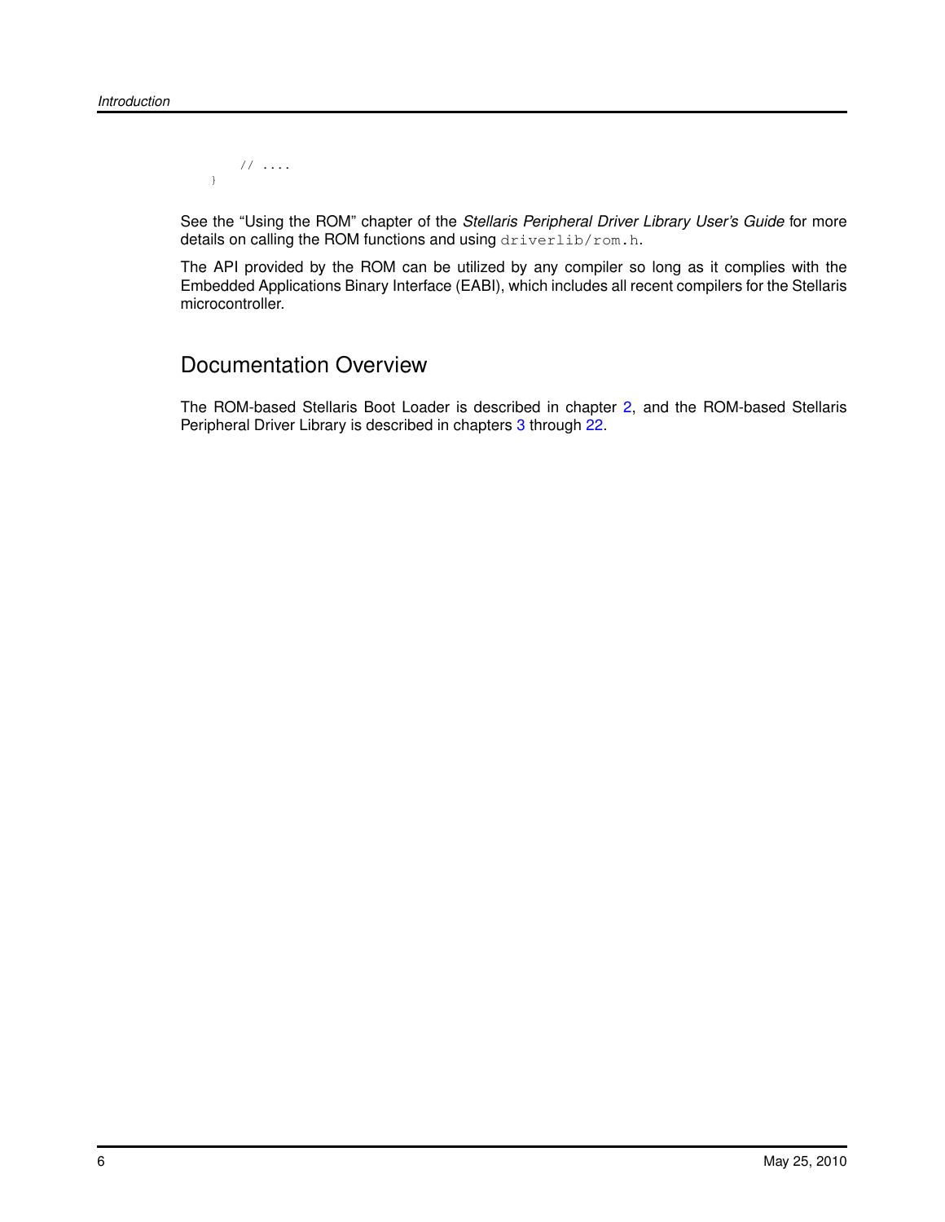```
    // ....
}
```

See the “Using the ROM” chapter of the *Stellaris Peripheral Driver Library User’s Guide* for more details on calling the ROM functions and using `driverlib/rom.h`.

The API provided by the ROM can be utilized by any compiler so long as it complies with the Embedded Applications Binary Interface (EABI), which includes all recent compilers for the Stellaris microcontroller.

## Documentation Overview

The ROM-based Stellaris Boot Loader is described in chapter 2, and the ROM-based Stellaris Peripheral Driver Library is described in chapters 3 through 22.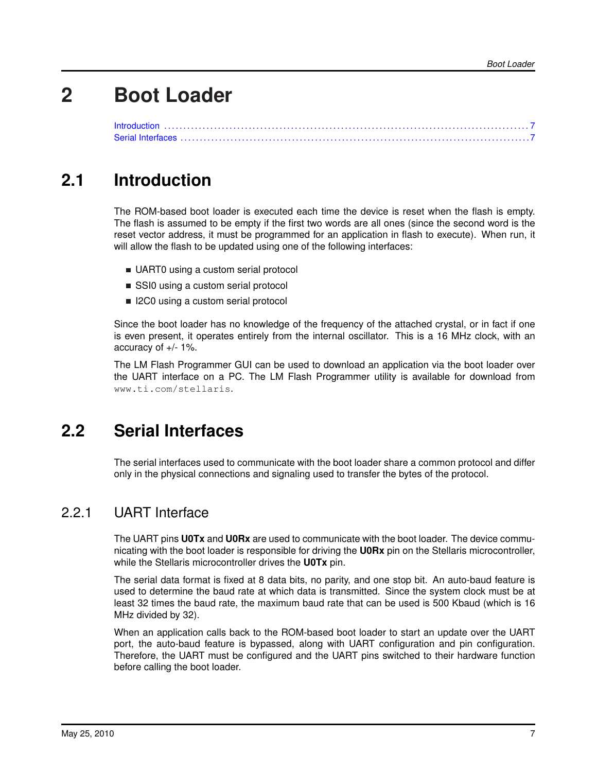# 2 Boot Loader

Introduction . . . . . . . . . . . . . . . . . . . . . . . . . . . . . . . . . . . . . . . . . . . . . . . . . . . . . . . . . . . . . . . . . . . . . . . . . . . . . . . . . . . . 7
Serial Interfaces . . . . . . . . . . . . . . . . . . . . . . . . . . . . . . . . . . . . . . . . . . . . . . . . . . . . . . . . . . . . . . . . . . . . . . . . . . . . . . . . . . . 7

## 2.1 Introduction

The ROM-based boot loader is executed each time the device is reset when the flash is empty. The flash is assumed to be empty if the first two words are all ones (since the second word is the reset vector address, it must be programmed for an application in flash to execute). When run, it will allow the flash to be updated using one of the following interfaces:

- UART0 using a custom serial protocol
- SSI0 using a custom serial protocol
- I2C0 using a custom serial protocol

Since the boot loader has no knowledge of the frequency of the attached crystal, or in fact if one is even present, it operates entirely from the internal oscillator. This is a 16 MHz clock, with an accuracy of +/- 1%.

The LM Flash Programmer GUI can be used to download an application via the boot loader over the UART interface on a PC. The LM Flash Programmer utility is available for download from `www.ti.com/stellaris`.

## 2.2 Serial Interfaces

The serial interfaces used to communicate with the boot loader share a common protocol and differ only in the physical connections and signaling used to transfer the bytes of the protocol.

### 2.2.1 UART Interface

The UART pins **U0Tx** and **U0Rx** are used to communicate with the boot loader. The device communicating with the boot loader is responsible for driving the **U0Rx** pin on the Stellaris microcontroller, while the Stellaris microcontroller drives the **U0Tx** pin.

The serial data format is fixed at 8 data bits, no parity, and one stop bit. An auto-baud feature is used to determine the baud rate at which data is transmitted. Since the system clock must be at least 32 times the baud rate, the maximum baud rate that can be used is 500 Kbaud (which is 16 MHz divided by 32).

When an application calls back to the ROM-based boot loader to start an update over the UART port, the auto-baud feature is bypassed, along with UART configuration and pin configuration. Therefore, the UART must be configured and the UART pins switched to their hardware function before calling the boot loader.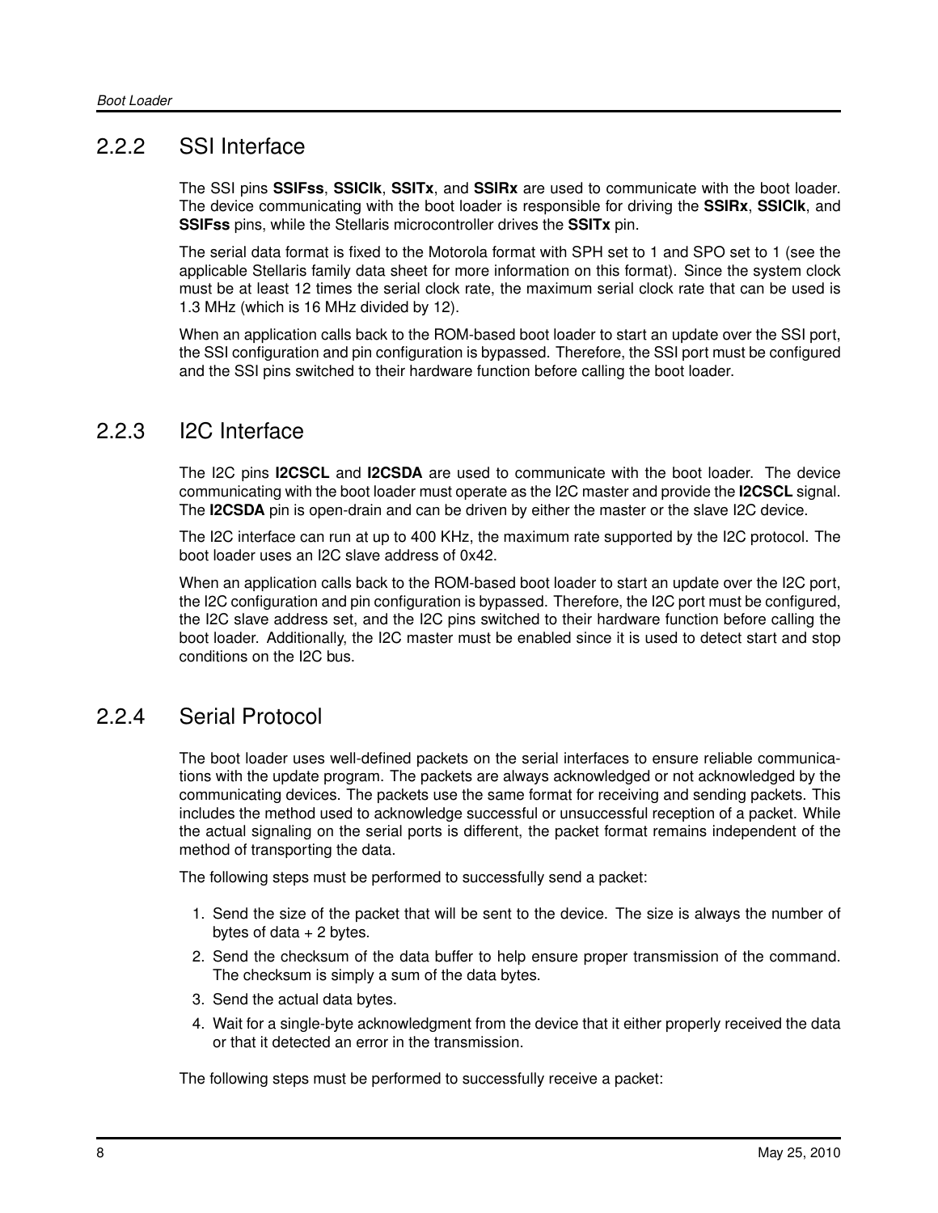### 2.2.2 SSI Interface

The SSI pins **SSIFss**, **SSIClk**, **SSITx**, and **SSIRx** are used to communicate with the boot loader. The device communicating with the boot loader is responsible for driving the **SSIRx**, **SSIClk**, and **SSIFss** pins, while the Stellaris microcontroller drives the **SSITx** pin.

The serial data format is fixed to the Motorola format with SPH set to 1 and SPO set to 1 (see the applicable Stellaris family data sheet for more information on this format). Since the system clock must be at least 12 times the serial clock rate, the maximum serial clock rate that can be used is 1.3 MHz (which is 16 MHz divided by 12).

When an application calls back to the ROM-based boot loader to start an update over the SSI port, the SSI configuration and pin configuration is bypassed. Therefore, the SSI port must be configured and the SSI pins switched to their hardware function before calling the boot loader.

### 2.2.3 I2C Interface

The I2C pins **I2CSCL** and **I2CSDA** are used to communicate with the boot loader. The device communicating with the boot loader must operate as the I2C master and provide the **I2CSCL** signal. The **I2CSDA** pin is open-drain and can be driven by either the master or the slave I2C device.

The I2C interface can run at up to 400 KHz, the maximum rate supported by the I2C protocol. The boot loader uses an I2C slave address of 0x42.

When an application calls back to the ROM-based boot loader to start an update over the I2C port, the I2C configuration and pin configuration is bypassed. Therefore, the I2C port must be configured, the I2C slave address set, and the I2C pins switched to their hardware function before calling the boot loader. Additionally, the I2C master must be enabled since it is used to detect start and stop conditions on the I2C bus.

### 2.2.4 Serial Protocol

The boot loader uses well-defined packets on the serial interfaces to ensure reliable communications with the update program. The packets are always acknowledged or not acknowledged by the communicating devices. The packets use the same format for receiving and sending packets. This includes the method used to acknowledge successful or unsuccessful reception of a packet. While the actual signaling on the serial ports is different, the packet format remains independent of the method of transporting the data.

The following steps must be performed to successfully send a packet:

1. Send the size of the packet that will be sent to the device. The size is always the number of bytes of data + 2 bytes.
2. Send the checksum of the data buffer to help ensure proper transmission of the command. The checksum is simply a sum of the data bytes.
3. Send the actual data bytes.
4. Wait for a single-byte acknowledgment from the device that it either properly received the data or that it detected an error in the transmission.

The following steps must be performed to successfully receive a packet: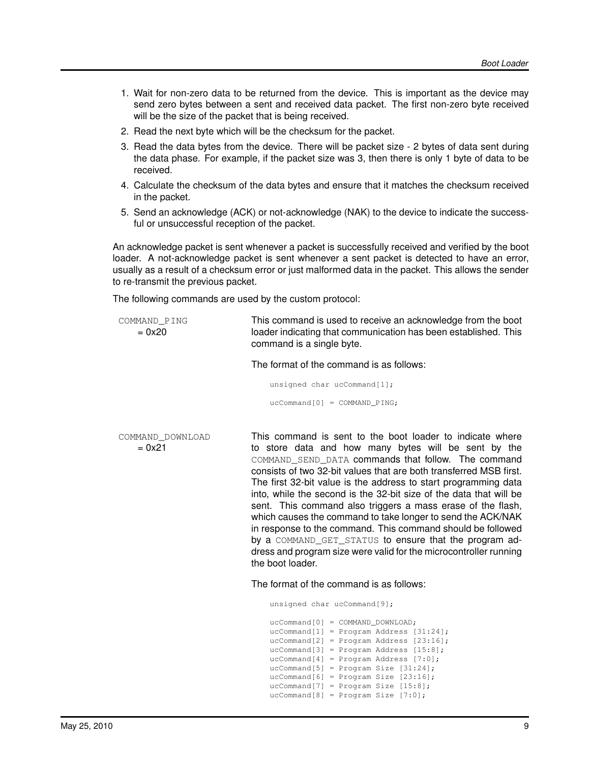1. Wait for non-zero data to be returned from the device. This is important as the device may send zero bytes between a sent and received data packet. The first non-zero byte received will be the size of the packet that is being received.
2. Read the next byte which will be the checksum for the packet.
3. Read the data bytes from the device. There will be packet size - 2 bytes of data sent during the data phase. For example, if the packet size was 3, then there is only 1 byte of data to be received.
4. Calculate the checksum of the data bytes and ensure that it matches the checksum received in the packet.
5. Send an acknowledge (ACK) or not-acknowledge (NAK) to the device to indicate the successful or unsuccessful reception of the packet.

An acknowledge packet is sent whenever a packet is successfully received and verified by the boot loader. A not-acknowledge packet is sent whenever a sent packet is detected to have an error, usually as a result of a checksum error or just malformed data in the packet. This allows the sender to re-transmit the previous packet.

The following commands are used by the custom protocol:

`COMMAND_PING` = 0x20

This command is used to receive an acknowledge from the boot loader indicating that communication has been established. This command is a single byte.

The format of the command is as follows:

```
unsigned char ucCommand[1];

ucCommand[0] = COMMAND_PING;
```

`COMMAND_DOWNLOAD` = 0x21

This command is sent to the boot loader to indicate where to store data and how many bytes will be sent by the `COMMAND_SEND_DATA` commands that follow. The command consists of two 32-bit values that are both transferred MSB first. The first 32-bit value is the address to start programming data into, while the second is the 32-bit size of the data that will be sent. This command also triggers a mass erase of the flash, which causes the command to take longer to send the ACK/NAK in response to the command. This command should be followed by a `COMMAND_GET_STATUS` to ensure that the program address and program size were valid for the microcontroller running the boot loader.

The format of the command is as follows:

```
unsigned char ucCommand[9];

ucCommand[0] = COMMAND_DOWNLOAD;
ucCommand[1] = Program Address [31:24];
ucCommand[2] = Program Address [23:16];
ucCommand[3] = Program Address [15:8];
ucCommand[4] = Program Address [7:0];
ucCommand[5] = Program Size [31:24];
ucCommand[6] = Program Size [23:16];
ucCommand[7] = Program Size [15:8];
ucCommand[8] = Program Size [7:0];
```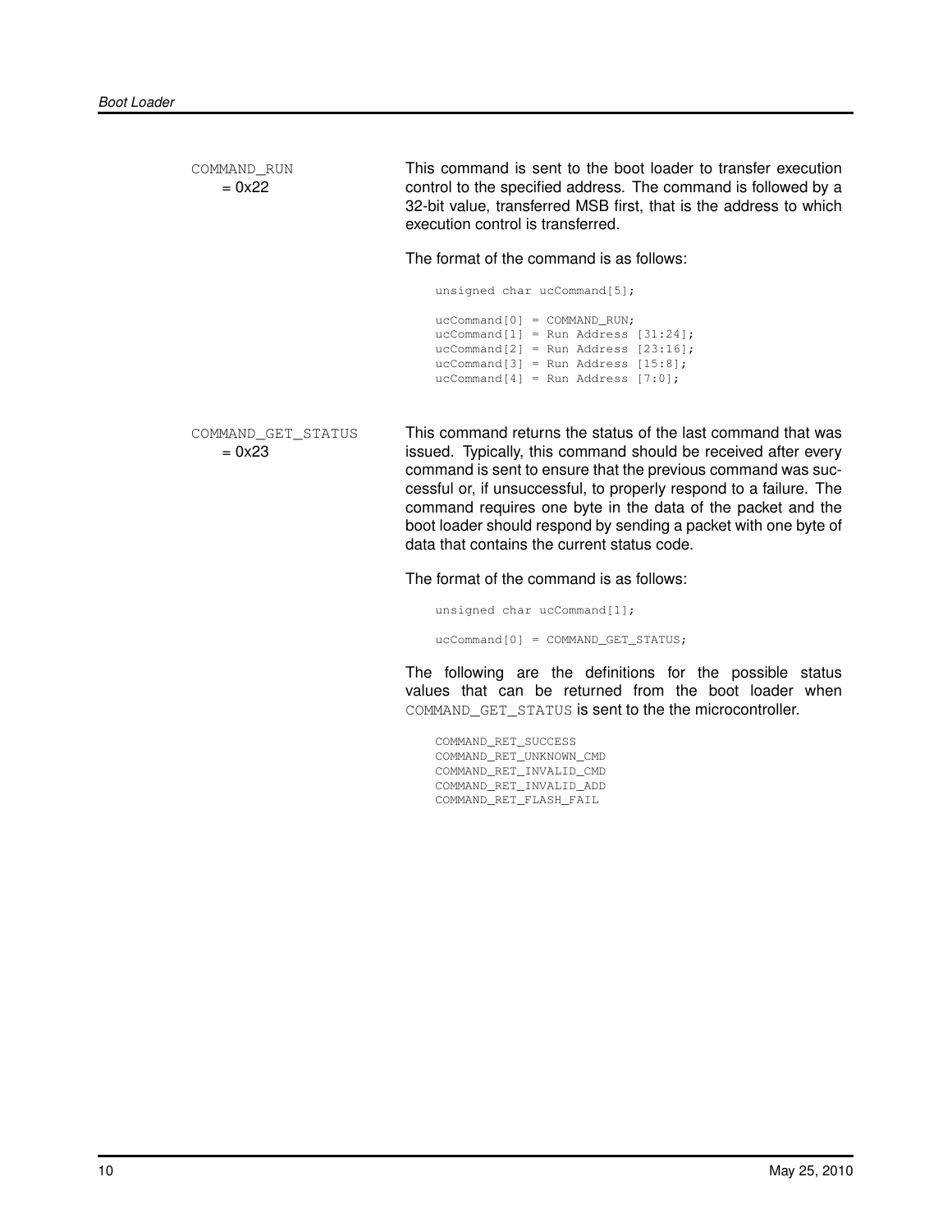COMMAND_RUN
= 0x22

This command is sent to the boot loader to transfer execution control to the specified address. The command is followed by a 32-bit value, transferred MSB first, that is the address to which execution control is transferred.

The format of the command is as follows:

```
unsigned char ucCommand[5];

ucCommand[0] = COMMAND_RUN;
ucCommand[1] = Run Address [31:24];
ucCommand[2] = Run Address [23:16];
ucCommand[3] = Run Address [15:8];
ucCommand[4] = Run Address [7:0];
```

COMMAND_GET_STATUS
= 0x23

This command returns the status of the last command that was issued. Typically, this command should be received after every command is sent to ensure that the previous command was successful or, if unsuccessful, to properly respond to a failure. The command requires one byte in the data of the packet and the boot loader should respond by sending a packet with one byte of data that contains the current status code.

The format of the command is as follows:

```
unsigned char ucCommand[1];

ucCommand[0] = COMMAND_GET_STATUS;
```

The following are the definitions for the possible status values that can be returned from the boot loader when COMMAND_GET_STATUS is sent to the the microcontroller.

```
COMMAND_RET_SUCCESS
COMMAND_RET_UNKNOWN_CMD
COMMAND_RET_INVALID_CMD
COMMAND_RET_INVALID_ADD
COMMAND_RET_FLASH_FAIL
```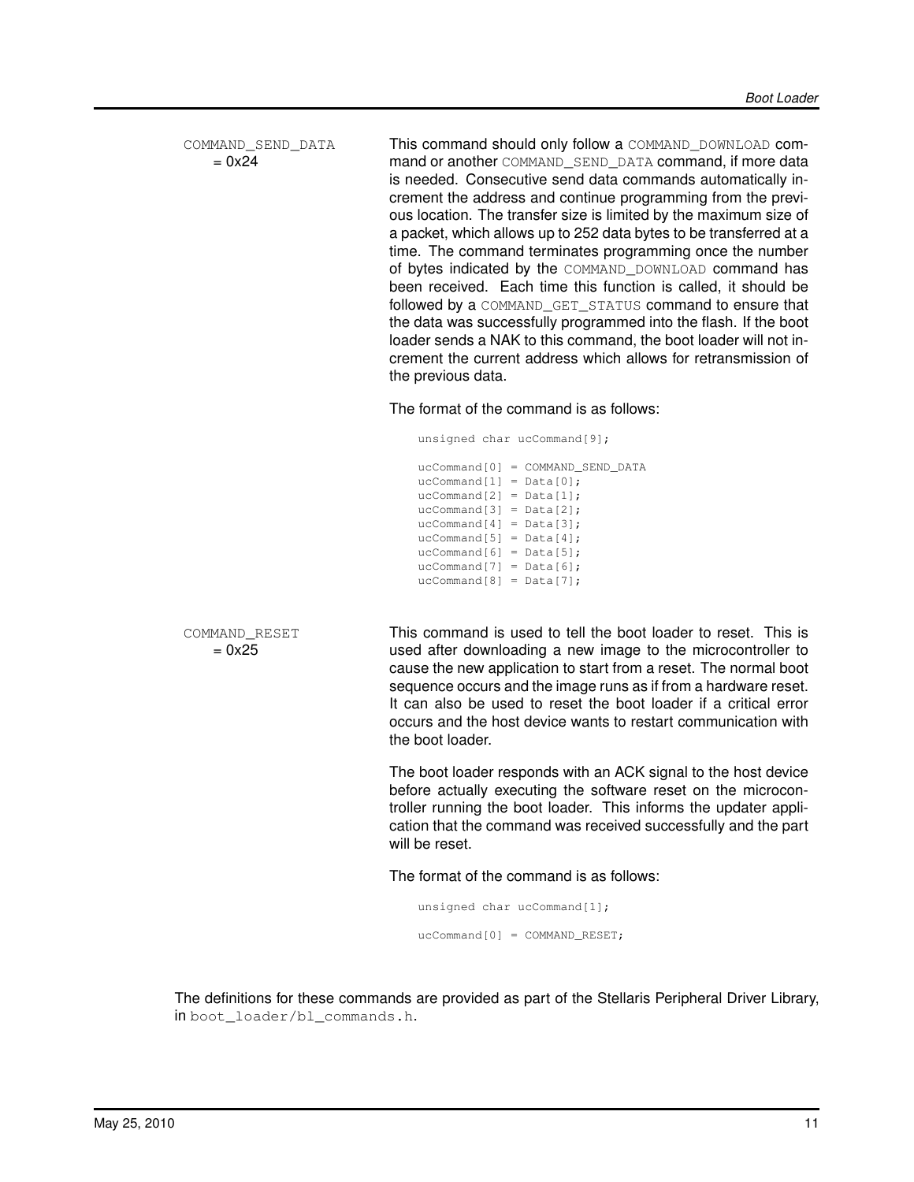COMMAND_SEND_DATA = 0x24

This command should only follow a COMMAND_DOWNLOAD command or another COMMAND_SEND_DATA command, if more data is needed. Consecutive send data commands automatically increment the address and continue programming from the previous location. The transfer size is limited by the maximum size of a packet, which allows up to 252 data bytes to be transferred at a time. The command terminates programming once the number of bytes indicated by the COMMAND_DOWNLOAD command has been received. Each time this function is called, it should be followed by a COMMAND_GET_STATUS command to ensure that the data was successfully programmed into the flash. If the boot loader sends a NAK to this command, the boot loader will not increment the current address which allows for retransmission of the previous data.

The format of the command is as follows:

```
unsigned char ucCommand[9];

ucCommand[0] = COMMAND_SEND_DATA
ucCommand[1] = Data[0];
ucCommand[2] = Data[1];
ucCommand[3] = Data[2];
ucCommand[4] = Data[3];
ucCommand[5] = Data[4];
ucCommand[6] = Data[5];
ucCommand[7] = Data[6];
ucCommand[8] = Data[7];
```

COMMAND_RESET = 0x25

This command is used to tell the boot loader to reset. This is used after downloading a new image to the microcontroller to cause the new application to start from a reset. The normal boot sequence occurs and the image runs as if from a hardware reset. It can also be used to reset the boot loader if a critical error occurs and the host device wants to restart communication with the boot loader.

The boot loader responds with an ACK signal to the host device before actually executing the software reset on the microcontroller running the boot loader. This informs the updater application that the command was received successfully and the part will be reset.

The format of the command is as follows:

```
unsigned char ucCommand[1];

ucCommand[0] = COMMAND_RESET;
```

The definitions for these commands are provided as part of the Stellaris Peripheral Driver Library, in boot_loader/bl_commands.h.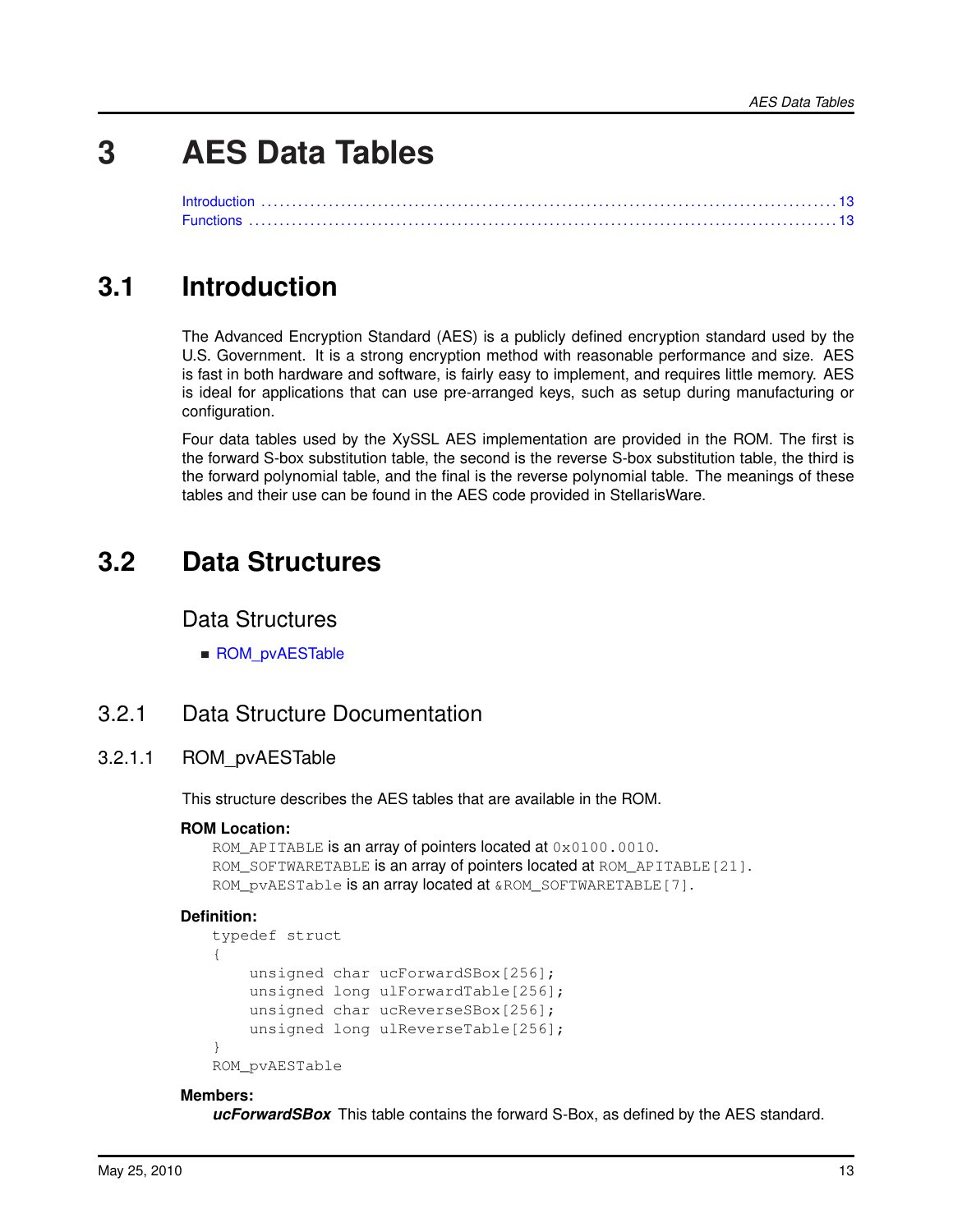# 3 AES Data Tables

Introduction . . . . . . . . . . . . . . . . . . . . . . . . . . . . . . . . . . . . . . . . . . . . . . . . . . . . . . . . . . . . . . . . . . . . . . . . . . . . . . . . . 13
Functions . . . . . . . . . . . . . . . . . . . . . . . . . . . . . . . . . . . . . . . . . . . . . . . . . . . . . . . . . . . . . . . . . . . . . . . . . . . . . . . . . . 13

## 3.1 Introduction

The Advanced Encryption Standard (AES) is a publicly defined encryption standard used by the U.S. Government. It is a strong encryption method with reasonable performance and size. AES is fast in both hardware and software, is fairly easy to implement, and requires little memory. AES is ideal for applications that can use pre-arranged keys, such as setup during manufacturing or configuration.

Four data tables used by the XySSL AES implementation are provided in the ROM. The first is the forward S-box substitution table, the second is the reverse S-box substitution table, the third is the forward polynomial table, and the final is the reverse polynomial table. The meanings of these tables and their use can be found in the AES code provided in StellarisWare.

## 3.2 Data Structures

### Data Structures

- ROM_pvAESTable

### 3.2.1 Data Structure Documentation

#### 3.2.1.1 ROM_pvAESTable

This structure describes the AES tables that are available in the ROM.

**ROM Location:**

`ROM_APITABLE` is an array of pointers located at `0x0100.0010`.
`ROM_SOFTWARETABLE` is an array of pointers located at `ROM_APITABLE[21]`.
`ROM_pvAESTable` is an array located at `&ROM_SOFTWARETABLE[7]`.

**Definition:**

```
typedef struct
{
    unsigned char ucForwardSBox[256];
    unsigned long ulForwardTable[256];
    unsigned char ucReverseSBox[256];
    unsigned long ulReverseTable[256];
}
ROM_pvAESTable
```

**Members:**

***ucForwardSBox*** This table contains the forward S-Box, as defined by the AES standard.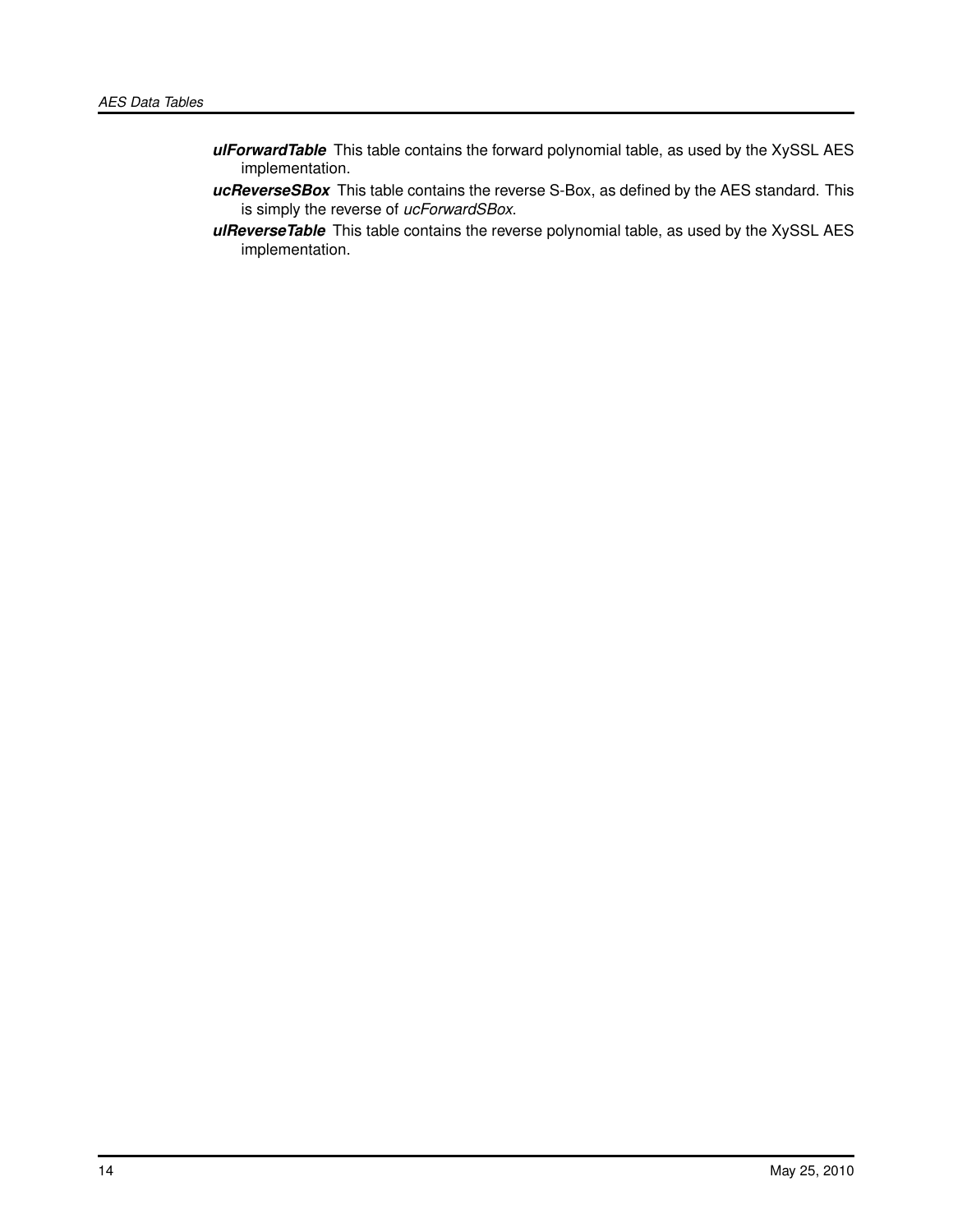***ulForwardTable*** This table contains the forward polynomial table, as used by the XySSL AES implementation.

***ucReverseSBox*** This table contains the reverse S-Box, as defined by the AES standard. This is simply the reverse of *ucForwardSBox*.

***ulReverseTable*** This table contains the reverse polynomial table, as used by the XySSL AES implementation.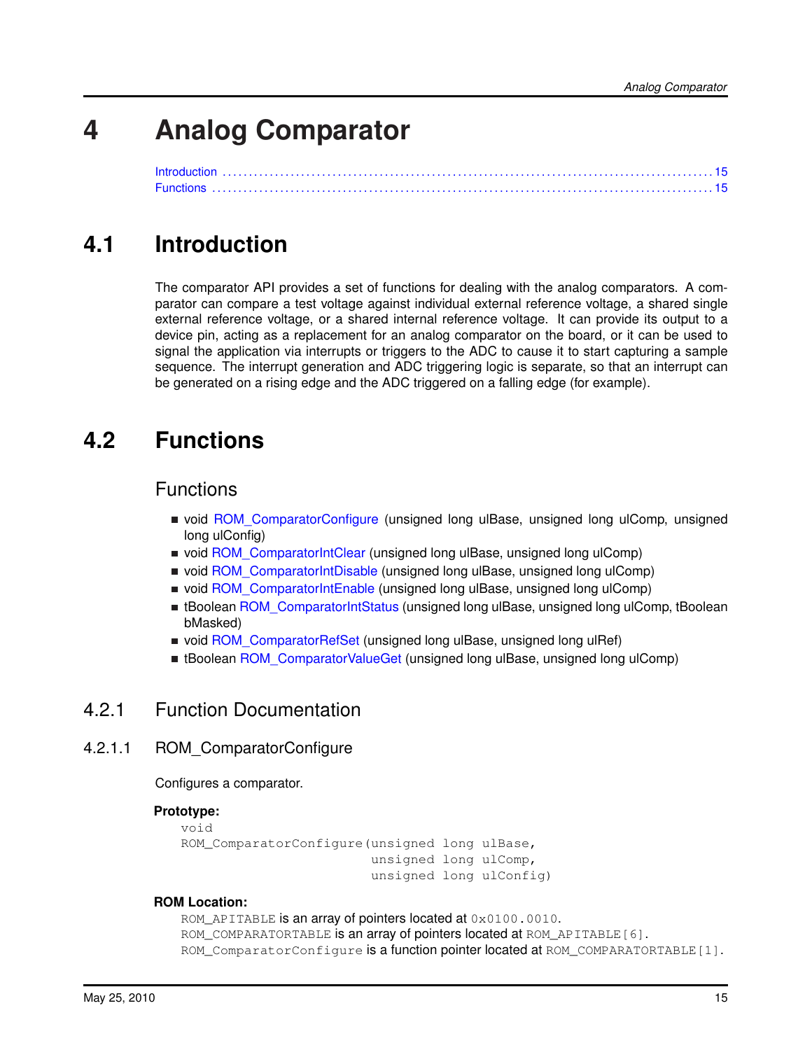// Analog Comparator

# 4 Analog Comparator

Introduction . . . . . . . . . . . . . . . . . . . . . . . . . . . . . . . . . . . . . . . . . . . . . . . . . . . . . . . . . . . . . . . . . . . . . . . . . . . . . . . . . . 15
Functions . . . . . . . . . . . . . . . . . . . . . . . . . . . . . . . . . . . . . . . . . . . . . . . . . . . . . . . . . . . . . . . . . . . . . . . . . . . . . . . . . . . . . 15

## 4.1 Introduction

The comparator API provides a set of functions for dealing with the analog comparators. A comparator can compare a test voltage against individual external reference voltage, a shared single external reference voltage, or a shared internal reference voltage. It can provide its output to a device pin, acting as a replacement for an analog comparator on the board, or it can be used to signal the application via interrupts or triggers to the ADC to cause it to start capturing a sample sequence. The interrupt generation and ADC triggering logic is separate, so that an interrupt can be generated on a rising edge and the ADC triggered on a falling edge (for example).

## 4.2 Functions

### Functions

- void ROM_ComparatorConfigure (unsigned long ulBase, unsigned long ulComp, unsigned long ulConfig)
- void ROM_ComparatorIntClear (unsigned long ulBase, unsigned long ulComp)
- void ROM_ComparatorIntDisable (unsigned long ulBase, unsigned long ulComp)
- void ROM_ComparatorIntEnable (unsigned long ulBase, unsigned long ulComp)
- tBoolean ROM_ComparatorIntStatus (unsigned long ulBase, unsigned long ulComp, tBoolean bMasked)
- void ROM_ComparatorRefSet (unsigned long ulBase, unsigned long ulRef)
- tBoolean ROM_ComparatorValueGet (unsigned long ulBase, unsigned long ulComp)

### 4.2.1 Function Documentation

#### 4.2.1.1 ROM_ComparatorConfigure

Configures a comparator.

**Prototype:**

```
void
ROM_ComparatorConfigure(unsigned long ulBase,
                        unsigned long ulComp,
                        unsigned long ulConfig)
```

**ROM Location:**

`ROM_APITABLE` is an array of pointers located at `0x0100.0010`.
`ROM_COMPARATORTABLE` is an array of pointers located at `ROM_APITABLE[6]`.
`ROM_ComparatorConfigure` is a function pointer located at `ROM_COMPARATORTABLE[1]`.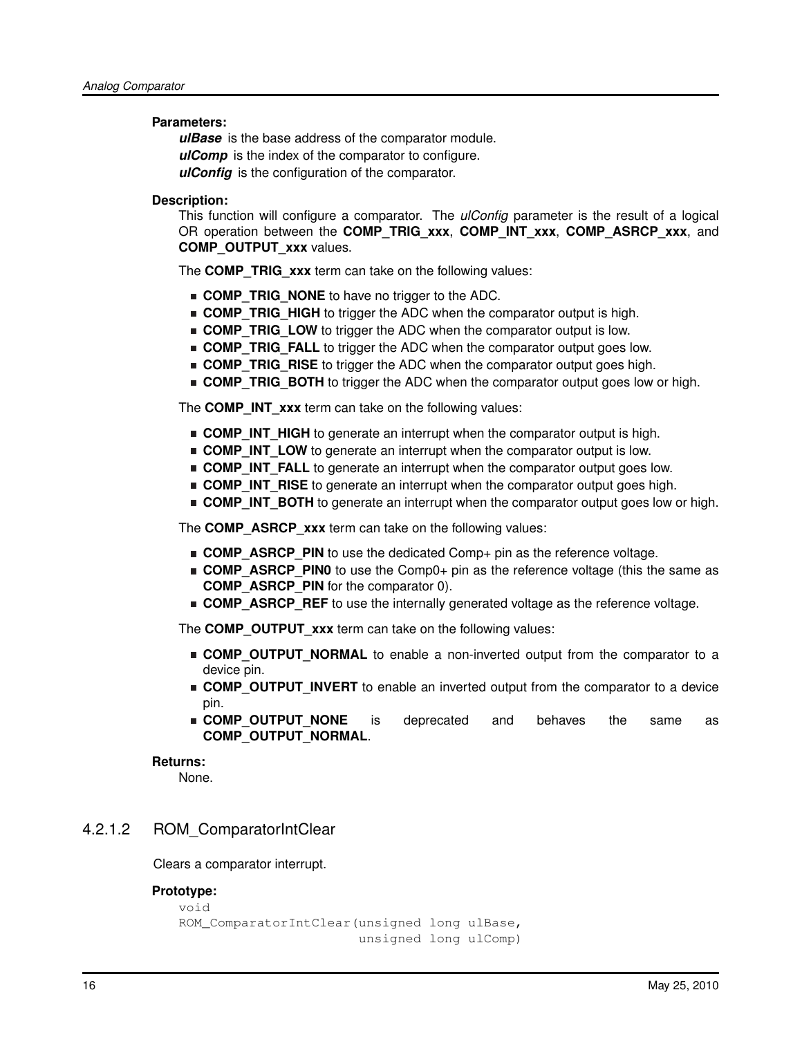**Parameters:**

***ulBase*** is the base address of the comparator module.
***ulComp*** is the index of the comparator to configure.
***ulConfig*** is the configuration of the comparator.

**Description:**

This function will configure a comparator. The *ulConfig* parameter is the result of a logical OR operation between the **COMP_TRIG_xxx**, **COMP_INT_xxx**, **COMP_ASRCP_xxx**, and **COMP_OUTPUT_xxx** values.

The **COMP_TRIG_xxx** term can take on the following values:

- **COMP_TRIG_NONE** to have no trigger to the ADC.
- **COMP_TRIG_HIGH** to trigger the ADC when the comparator output is high.
- **COMP_TRIG_LOW** to trigger the ADC when the comparator output is low.
- **COMP_TRIG_FALL** to trigger the ADC when the comparator output goes low.
- **COMP_TRIG_RISE** to trigger the ADC when the comparator output goes high.
- **COMP_TRIG_BOTH** to trigger the ADC when the comparator output goes low or high.

The **COMP_INT_xxx** term can take on the following values:

- **COMP_INT_HIGH** to generate an interrupt when the comparator output is high.
- **COMP_INT_LOW** to generate an interrupt when the comparator output is low.
- **COMP_INT_FALL** to generate an interrupt when the comparator output goes low.
- **COMP_INT_RISE** to generate an interrupt when the comparator output goes high.
- **COMP_INT_BOTH** to generate an interrupt when the comparator output goes low or high.

The **COMP_ASRCP_xxx** term can take on the following values:

- **COMP_ASRCP_PIN** to use the dedicated Comp+ pin as the reference voltage.
- **COMP_ASRCP_PIN0** to use the Comp0+ pin as the reference voltage (this the same as **COMP_ASRCP_PIN** for the comparator 0).
- **COMP_ASRCP_REF** to use the internally generated voltage as the reference voltage.

The **COMP_OUTPUT_xxx** term can take on the following values:

- **COMP_OUTPUT_NORMAL** to enable a non-inverted output from the comparator to a device pin.
- **COMP_OUTPUT_INVERT** to enable an inverted output from the comparator to a device pin.
- **COMP_OUTPUT_NONE** is deprecated and behaves the same as **COMP_OUTPUT_NORMAL**.

**Returns:**

None.

### 4.2.1.2 ROM_ComparatorIntClear

Clears a comparator interrupt.

**Prototype:**

```
void
ROM_ComparatorIntClear(unsigned long ulBase,
                       unsigned long ulComp)
```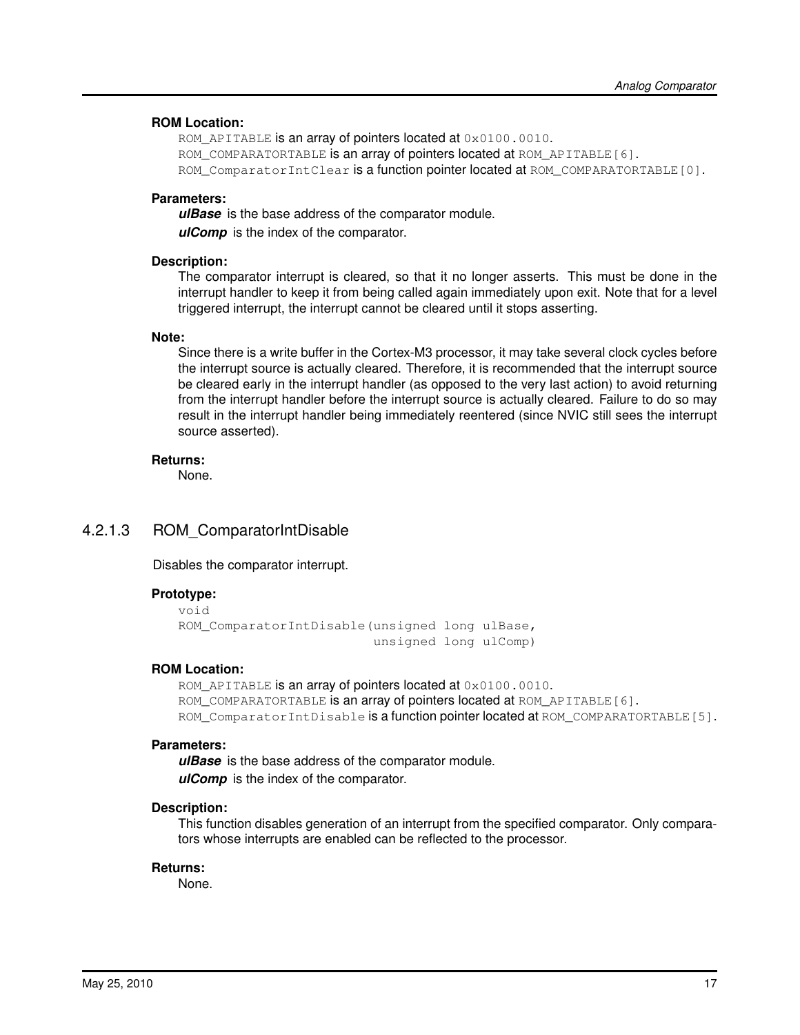**ROM Location:**

ROM_APITABLE is an array of pointers located at 0x0100.0010.
ROM_COMPARATORTABLE is an array of pointers located at ROM_APITABLE[6].
ROM_ComparatorIntClear is a function pointer located at ROM_COMPARATORTABLE[0].

**Parameters:**

***ulBase*** is the base address of the comparator module.
***ulComp*** is the index of the comparator.

**Description:**

The comparator interrupt is cleared, so that it no longer asserts. This must be done in the interrupt handler to keep it from being called again immediately upon exit. Note that for a level triggered interrupt, the interrupt cannot be cleared until it stops asserting.

**Note:**

Since there is a write buffer in the Cortex-M3 processor, it may take several clock cycles before the interrupt source is actually cleared. Therefore, it is recommended that the interrupt source be cleared early in the interrupt handler (as opposed to the very last action) to avoid returning from the interrupt handler before the interrupt source is actually cleared. Failure to do so may result in the interrupt handler being immediately reentered (since NVIC still sees the interrupt source asserted).

**Returns:**

None.

### 4.2.1.3 ROM_ComparatorIntDisable

Disables the comparator interrupt.

**Prototype:**

```
void
ROM_ComparatorIntDisable(unsigned long ulBase,
                         unsigned long ulComp)
```

**ROM Location:**

ROM_APITABLE is an array of pointers located at 0x0100.0010.
ROM_COMPARATORTABLE is an array of pointers located at ROM_APITABLE[6].
ROM_ComparatorIntDisable is a function pointer located at ROM_COMPARATORTABLE[5].

**Parameters:**

***ulBase*** is the base address of the comparator module.
***ulComp*** is the index of the comparator.

**Description:**

This function disables generation of an interrupt from the specified comparator. Only comparators whose interrupts are enabled can be reflected to the processor.

**Returns:**

None.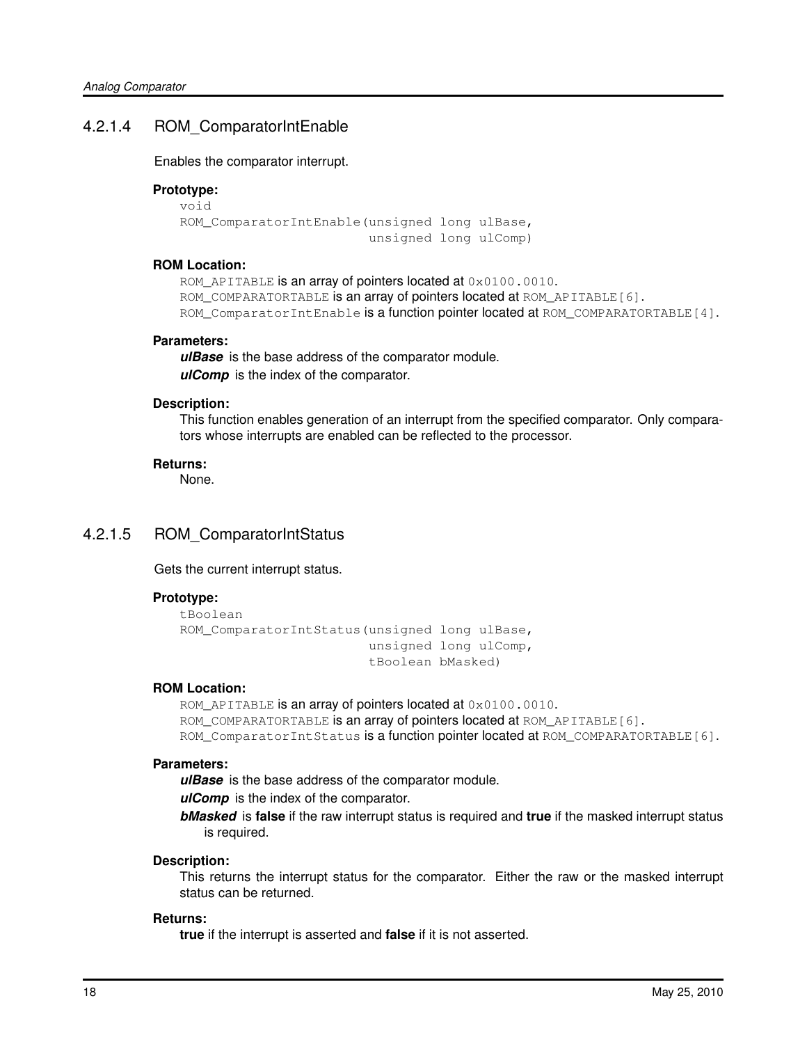### 4.2.1.4 ROM_ComparatorIntEnable

Enables the comparator interrupt.

**Prototype:**

```
void
ROM_ComparatorIntEnable(unsigned long ulBase,
                        unsigned long ulComp)
```

**ROM Location:**

`ROM_APITABLE` is an array of pointers located at `0x0100.0010`.
`ROM_COMPARATORTABLE` is an array of pointers located at `ROM_APITABLE[6]`.
`ROM_ComparatorIntEnable` is a function pointer located at `ROM_COMPARATORTABLE[4]`.

**Parameters:**

***ulBase*** is the base address of the comparator module.
***ulComp*** is the index of the comparator.

**Description:**

This function enables generation of an interrupt from the specified comparator. Only comparators whose interrupts are enabled can be reflected to the processor.

**Returns:**

None.

### 4.2.1.5 ROM_ComparatorIntStatus

Gets the current interrupt status.

**Prototype:**

```
tBoolean
ROM_ComparatorIntStatus(unsigned long ulBase,
                        unsigned long ulComp,
                        tBoolean bMasked)
```

**ROM Location:**

`ROM_APITABLE` is an array of pointers located at `0x0100.0010`.
`ROM_COMPARATORTABLE` is an array of pointers located at `ROM_APITABLE[6]`.
`ROM_ComparatorIntStatus` is a function pointer located at `ROM_COMPARATORTABLE[6]`.

**Parameters:**

***ulBase*** is the base address of the comparator module.
***ulComp*** is the index of the comparator.
***bMasked*** is **false** if the raw interrupt status is required and **true** if the masked interrupt status is required.

**Description:**

This returns the interrupt status for the comparator. Either the raw or the masked interrupt status can be returned.

**Returns:**

**true** if the interrupt is asserted and **false** if it is not asserted.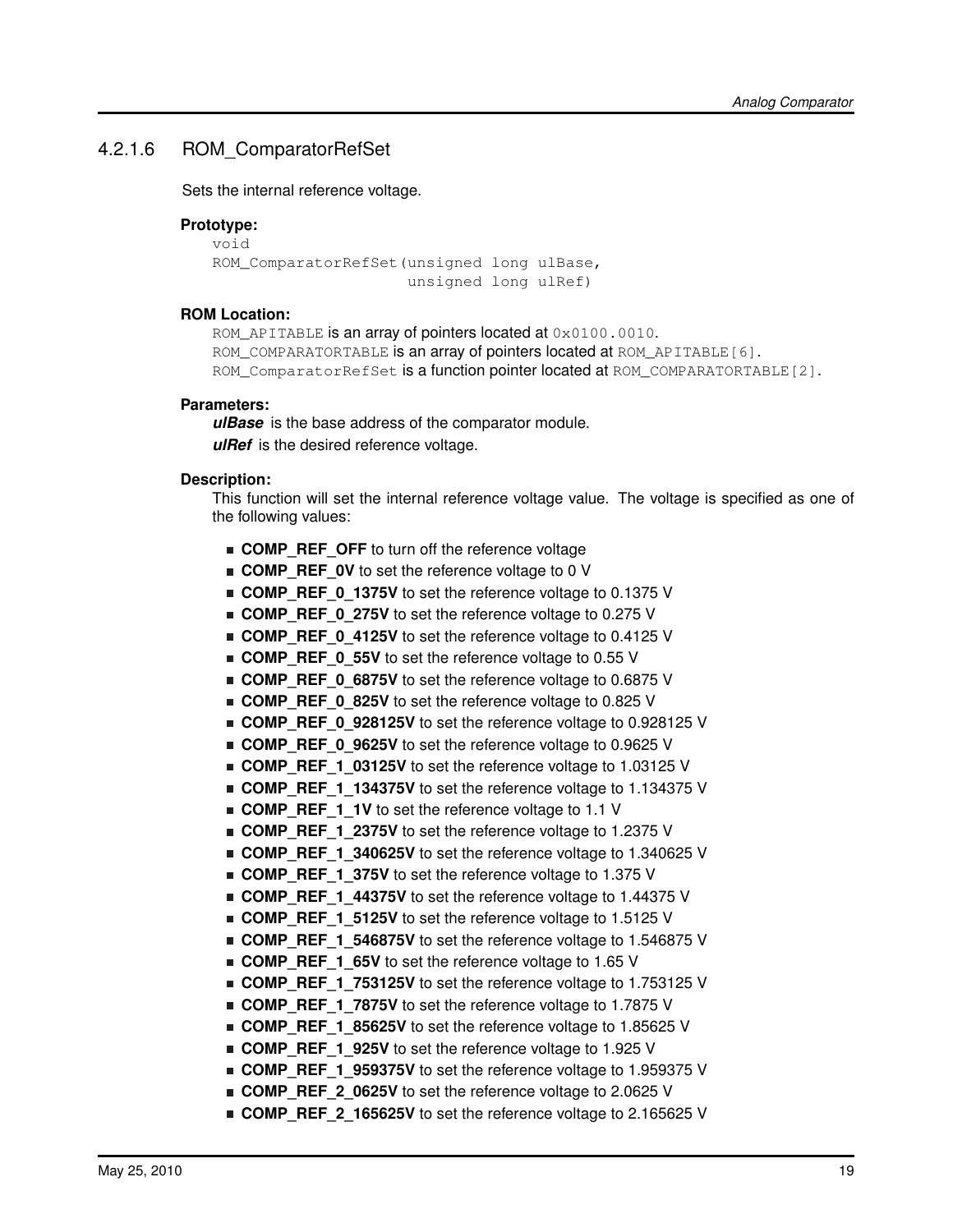#### 4.2.1.6 ROM_ComparatorRefSet

Sets the internal reference voltage.

**Prototype:**

```
void
ROM_ComparatorRefSet(unsigned long ulBase,
                     unsigned long ulRef)
```

**ROM Location:**

`ROM_APITABLE` is an array of pointers located at `0x0100.0010`.
`ROM_COMPARATORTABLE` is an array of pointers located at `ROM_APITABLE[6]`.
`ROM_ComparatorRefSet` is a function pointer located at `ROM_COMPARATORTABLE[2]`.

**Parameters:**

***ulBase*** is the base address of the comparator module.
***ulRef*** is the desired reference voltage.

**Description:**

This function will set the internal reference voltage value. The voltage is specified as one of the following values:

- **COMP_REF_OFF** to turn off the reference voltage
- **COMP_REF_0V** to set the reference voltage to 0 V
- **COMP_REF_0_1375V** to set the reference voltage to 0.1375 V
- **COMP_REF_0_275V** to set the reference voltage to 0.275 V
- **COMP_REF_0_4125V** to set the reference voltage to 0.4125 V
- **COMP_REF_0_55V** to set the reference voltage to 0.55 V
- **COMP_REF_0_6875V** to set the reference voltage to 0.6875 V
- **COMP_REF_0_825V** to set the reference voltage to 0.825 V
- **COMP_REF_0_928125V** to set the reference voltage to 0.928125 V
- **COMP_REF_0_9625V** to set the reference voltage to 0.9625 V
- **COMP_REF_1_03125V** to set the reference voltage to 1.03125 V
- **COMP_REF_1_134375V** to set the reference voltage to 1.134375 V
- **COMP_REF_1_1V** to set the reference voltage to 1.1 V
- **COMP_REF_1_2375V** to set the reference voltage to 1.2375 V
- **COMP_REF_1_340625V** to set the reference voltage to 1.340625 V
- **COMP_REF_1_375V** to set the reference voltage to 1.375 V
- **COMP_REF_1_44375V** to set the reference voltage to 1.44375 V
- **COMP_REF_1_5125V** to set the reference voltage to 1.5125 V
- **COMP_REF_1_546875V** to set the reference voltage to 1.546875 V
- **COMP_REF_1_65V** to set the reference voltage to 1.65 V
- **COMP_REF_1_753125V** to set the reference voltage to 1.753125 V
- **COMP_REF_1_7875V** to set the reference voltage to 1.7875 V
- **COMP_REF_1_85625V** to set the reference voltage to 1.85625 V
- **COMP_REF_1_925V** to set the reference voltage to 1.925 V
- **COMP_REF_1_959375V** to set the reference voltage to 1.959375 V
- **COMP_REF_2_0625V** to set the reference voltage to 2.0625 V
- **COMP_REF_2_165625V** to set the reference voltage to 2.165625 V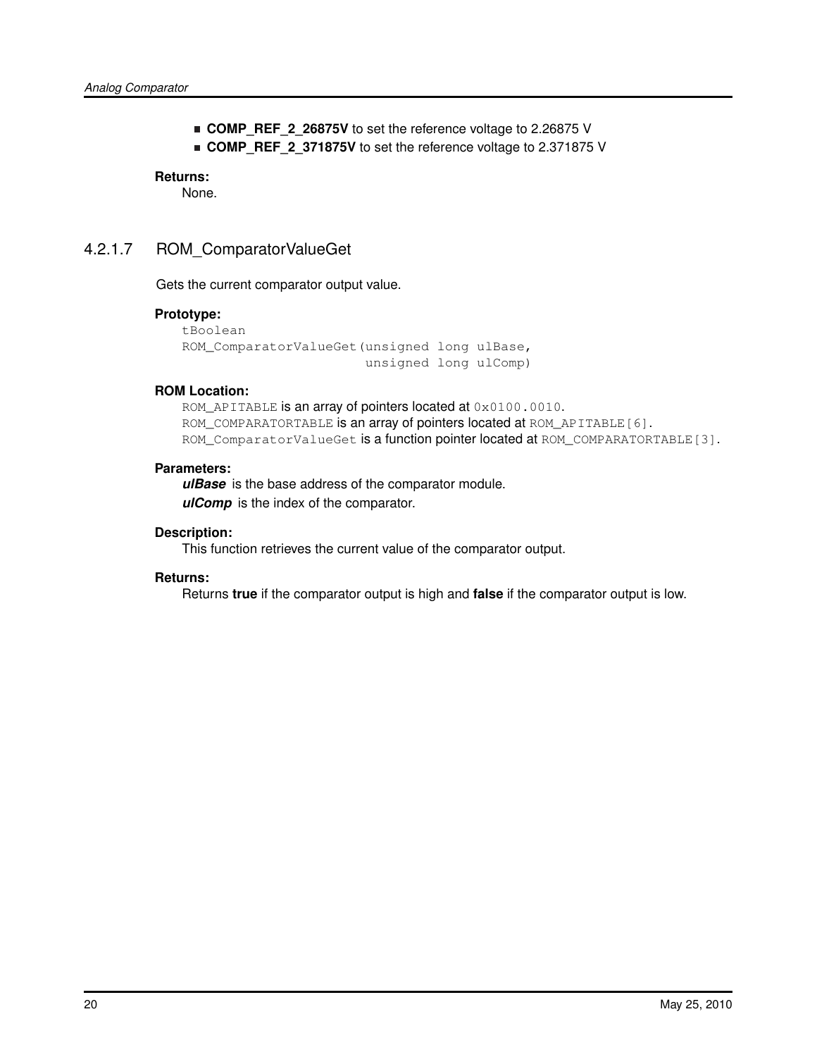- **COMP_REF_2_26875V** to set the reference voltage to 2.26875 V
- **COMP_REF_2_371875V** to set the reference voltage to 2.371875 V

**Returns:**
None.

### 4.2.1.7 ROM_ComparatorValueGet

Gets the current comparator output value.

**Prototype:**

```
tBoolean
ROM_ComparatorValueGet(unsigned long ulBase,
                       unsigned long ulComp)
```

**ROM Location:**
`ROM_APITABLE` is an array of pointers located at `0x0100.0010`.
`ROM_COMPARATORTABLE` is an array of pointers located at `ROM_APITABLE[6]`.
`ROM_ComparatorValueGet` is a function pointer located at `ROM_COMPARATORTABLE[3]`.

**Parameters:**
***ulBase*** is the base address of the comparator module.
***ulComp*** is the index of the comparator.

**Description:**
This function retrieves the current value of the comparator output.

**Returns:**
Returns **true** if the comparator output is high and **false** if the comparator output is low.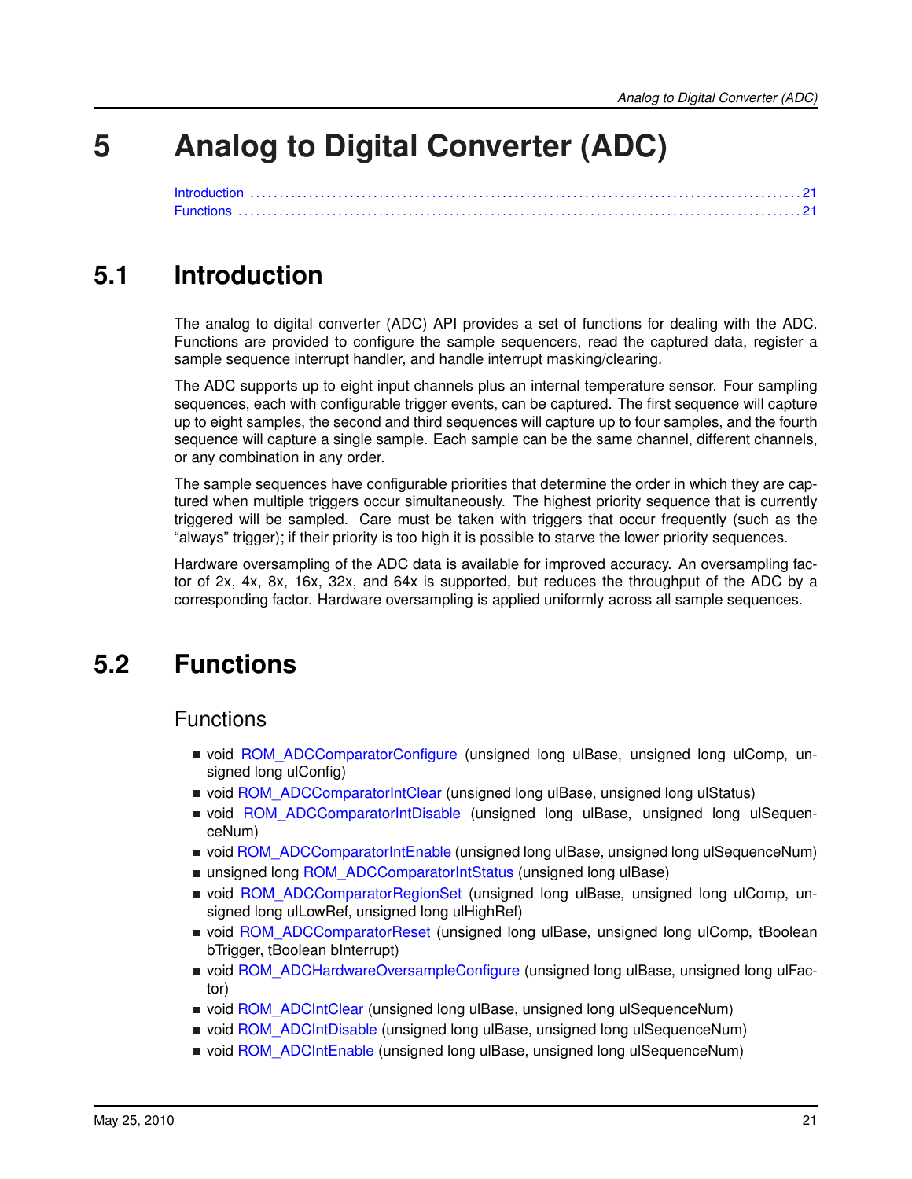# 5 Analog to Digital Converter (ADC)

Introduction . . . . . . . . . . . . . . . . . . . . . . . . . . . . . . . . . . . . . . . . . . . . . . . . . . . . . . . . . . . . . . . . . . . . . . . . . . . . . . . . . . . 21
Functions . . . . . . . . . . . . . . . . . . . . . . . . . . . . . . . . . . . . . . . . . . . . . . . . . . . . . . . . . . . . . . . . . . . . . . . . . . . . . . . . . . . . . 21

## 5.1 Introduction

The analog to digital converter (ADC) API provides a set of functions for dealing with the ADC. Functions are provided to configure the sample sequencers, read the captured data, register a sample sequence interrupt handler, and handle interrupt masking/clearing.

The ADC supports up to eight input channels plus an internal temperature sensor. Four sampling sequences, each with configurable trigger events, can be captured. The first sequence will capture up to eight samples, the second and third sequences will capture up to four samples, and the fourth sequence will capture a single sample. Each sample can be the same channel, different channels, or any combination in any order.

The sample sequences have configurable priorities that determine the order in which they are captured when multiple triggers occur simultaneously. The highest priority sequence that is currently triggered will be sampled. Care must be taken with triggers that occur frequently (such as the "always" trigger); if their priority is too high it is possible to starve the lower priority sequences.

Hardware oversampling of the ADC data is available for improved accuracy. An oversampling factor of 2x, 4x, 8x, 16x, 32x, and 64x is supported, but reduces the throughput of the ADC by a corresponding factor. Hardware oversampling is applied uniformly across all sample sequences.

## 5.2 Functions

### Functions

- void ROM_ADCComparatorConfigure (unsigned long ulBase, unsigned long ulComp, unsigned long ulConfig)
- void ROM_ADCComparatorIntClear (unsigned long ulBase, unsigned long ulStatus)
- void ROM_ADCComparatorIntDisable (unsigned long ulBase, unsigned long ulSequenceNum)
- void ROM_ADCComparatorIntEnable (unsigned long ulBase, unsigned long ulSequenceNum)
- unsigned long ROM_ADCComparatorIntStatus (unsigned long ulBase)
- void ROM_ADCComparatorRegionSet (unsigned long ulBase, unsigned long ulComp, unsigned long ulLowRef, unsigned long ulHighRef)
- void ROM_ADCComparatorReset (unsigned long ulBase, unsigned long ulComp, tBoolean bTrigger, tBoolean bInterrupt)
- void ROM_ADCHardwareOversampleConfigure (unsigned long ulBase, unsigned long ulFactor)
- void ROM_ADCIntClear (unsigned long ulBase, unsigned long ulSequenceNum)
- void ROM_ADCIntDisable (unsigned long ulBase, unsigned long ulSequenceNum)
- void ROM_ADCIntEnable (unsigned long ulBase, unsigned long ulSequenceNum)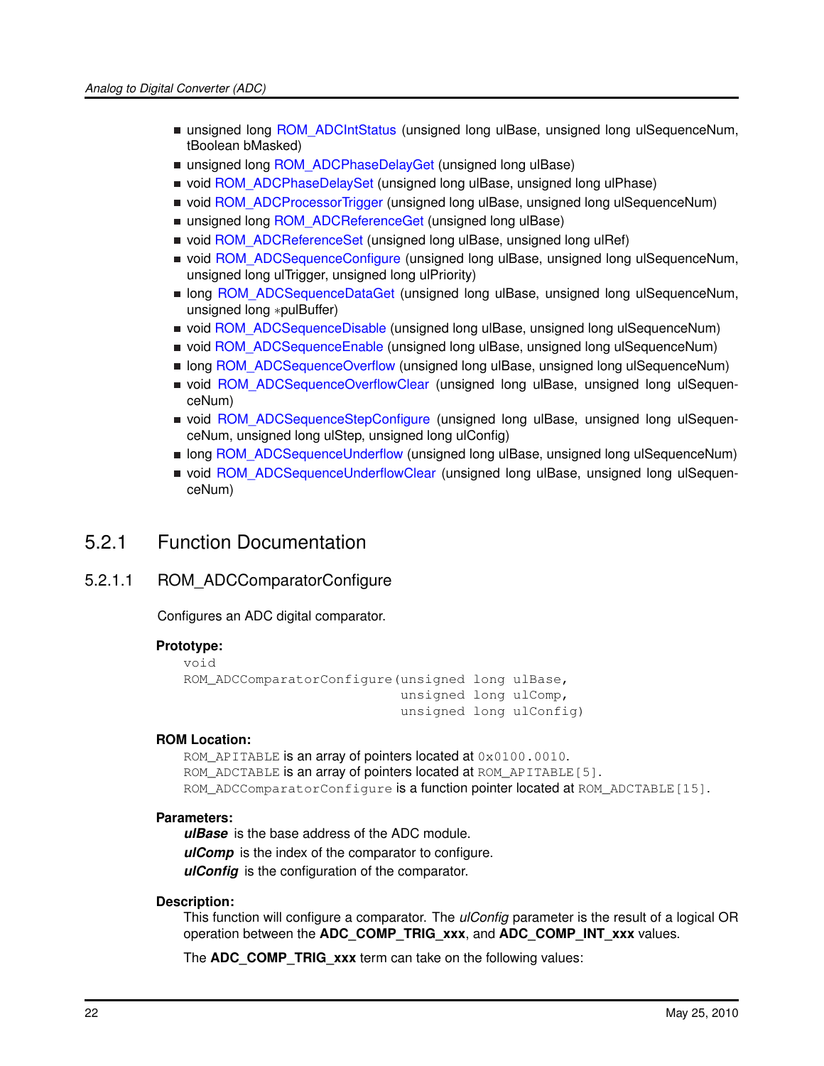- unsigned long ROM_ADCIntStatus (unsigned long ulBase, unsigned long ulSequenceNum, tBoolean bMasked)
- unsigned long ROM_ADCPhaseDelayGet (unsigned long ulBase)
- void ROM_ADCPhaseDelaySet (unsigned long ulBase, unsigned long ulPhase)
- void ROM_ADCProcessorTrigger (unsigned long ulBase, unsigned long ulSequenceNum)
- unsigned long ROM_ADCReferenceGet (unsigned long ulBase)
- void ROM_ADCReferenceSet (unsigned long ulBase, unsigned long ulRef)
- void ROM_ADCSequenceConfigure (unsigned long ulBase, unsigned long ulSequenceNum, unsigned long ulTrigger, unsigned long ulPriority)
- long ROM_ADCSequenceDataGet (unsigned long ulBase, unsigned long ulSequenceNum, unsigned long *pulBuffer)
- void ROM_ADCSequenceDisable (unsigned long ulBase, unsigned long ulSequenceNum)
- void ROM_ADCSequenceEnable (unsigned long ulBase, unsigned long ulSequenceNum)
- long ROM_ADCSequenceOverflow (unsigned long ulBase, unsigned long ulSequenceNum)
- void ROM_ADCSequenceOverflowClear (unsigned long ulBase, unsigned long ulSequenceNum)
- void ROM_ADCSequenceStepConfigure (unsigned long ulBase, unsigned long ulSequenceNum, unsigned long ulStep, unsigned long ulConfig)
- long ROM_ADCSequenceUnderflow (unsigned long ulBase, unsigned long ulSequenceNum)
- void ROM_ADCSequenceUnderflowClear (unsigned long ulBase, unsigned long ulSequenceNum)

## 5.2.1 Function Documentation

### 5.2.1.1 ROM_ADCComparatorConfigure

Configures an ADC digital comparator.

**Prototype:**

```
void
ROM_ADCComparatorConfigure(unsigned long ulBase,
                           unsigned long ulComp,
                           unsigned long ulConfig)
```

**ROM Location:**

`ROM_APITABLE` is an array of pointers located at `0x0100.0010`.
`ROM_ADCTABLE` is an array of pointers located at `ROM_APITABLE[5]`.
`ROM_ADCComparatorConfigure` is a function pointer located at `ROM_ADCTABLE[15]`.

**Parameters:**

***ulBase*** is the base address of the ADC module.
***ulComp*** is the index of the comparator to configure.
***ulConfig*** is the configuration of the comparator.

**Description:**

This function will configure a comparator. The *ulConfig* parameter is the result of a logical OR operation between the **ADC_COMP_TRIG_xxx**, and **ADC_COMP_INT_xxx** values.

The **ADC_COMP_TRIG_xxx** term can take on the following values: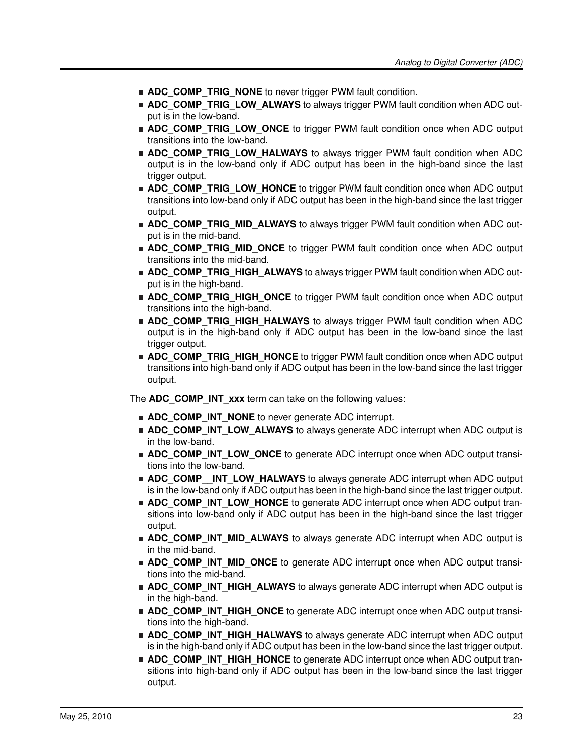- **ADC_COMP_TRIG_NONE** to never trigger PWM fault condition.
- **ADC_COMP_TRIG_LOW_ALWAYS** to always trigger PWM fault condition when ADC output is in the low-band.
- **ADC_COMP_TRIG_LOW_ONCE** to trigger PWM fault condition once when ADC output transitions into the low-band.
- **ADC_COMP_TRIG_LOW_HALWAYS** to always trigger PWM fault condition when ADC output is in the low-band only if ADC output has been in the high-band since the last trigger output.
- **ADC_COMP_TRIG_LOW_HONCE** to trigger PWM fault condition once when ADC output transitions into low-band only if ADC output has been in the high-band since the last trigger output.
- **ADC_COMP_TRIG_MID_ALWAYS** to always trigger PWM fault condition when ADC output is in the mid-band.
- **ADC_COMP_TRIG_MID_ONCE** to trigger PWM fault condition once when ADC output transitions into the mid-band.
- **ADC_COMP_TRIG_HIGH_ALWAYS** to always trigger PWM fault condition when ADC output is in the high-band.
- **ADC_COMP_TRIG_HIGH_ONCE** to trigger PWM fault condition once when ADC output transitions into the high-band.
- **ADC_COMP_TRIG_HIGH_HALWAYS** to always trigger PWM fault condition when ADC output is in the high-band only if ADC output has been in the low-band since the last trigger output.
- **ADC_COMP_TRIG_HIGH_HONCE** to trigger PWM fault condition once when ADC output transitions into high-band only if ADC output has been in the low-band since the last trigger output.

The **ADC_COMP_INT_xxx** term can take on the following values:

- **ADC_COMP_INT_NONE** to never generate ADC interrupt.
- **ADC_COMP_INT_LOW_ALWAYS** to always generate ADC interrupt when ADC output is in the low-band.
- **ADC_COMP_INT_LOW_ONCE** to generate ADC interrupt once when ADC output transitions into the low-band.
- **ADC_COMP__INT_LOW_HALWAYS** to always generate ADC interrupt when ADC output is in the low-band only if ADC output has been in the high-band since the last trigger output.
- **ADC_COMP_INT_LOW_HONCE** to generate ADC interrupt once when ADC output transitions into low-band only if ADC output has been in the high-band since the last trigger output.
- **ADC_COMP_INT_MID_ALWAYS** to always generate ADC interrupt when ADC output is in the mid-band.
- **ADC_COMP_INT_MID_ONCE** to generate ADC interrupt once when ADC output transitions into the mid-band.
- **ADC_COMP_INT_HIGH_ALWAYS** to always generate ADC interrupt when ADC output is in the high-band.
- **ADC_COMP_INT_HIGH_ONCE** to generate ADC interrupt once when ADC output transitions into the high-band.
- **ADC_COMP_INT_HIGH_HALWAYS** to always generate ADC interrupt when ADC output is in the high-band only if ADC output has been in the low-band since the last trigger output.
- **ADC_COMP_INT_HIGH_HONCE** to generate ADC interrupt once when ADC output transitions into high-band only if ADC output has been in the low-band since the last trigger output.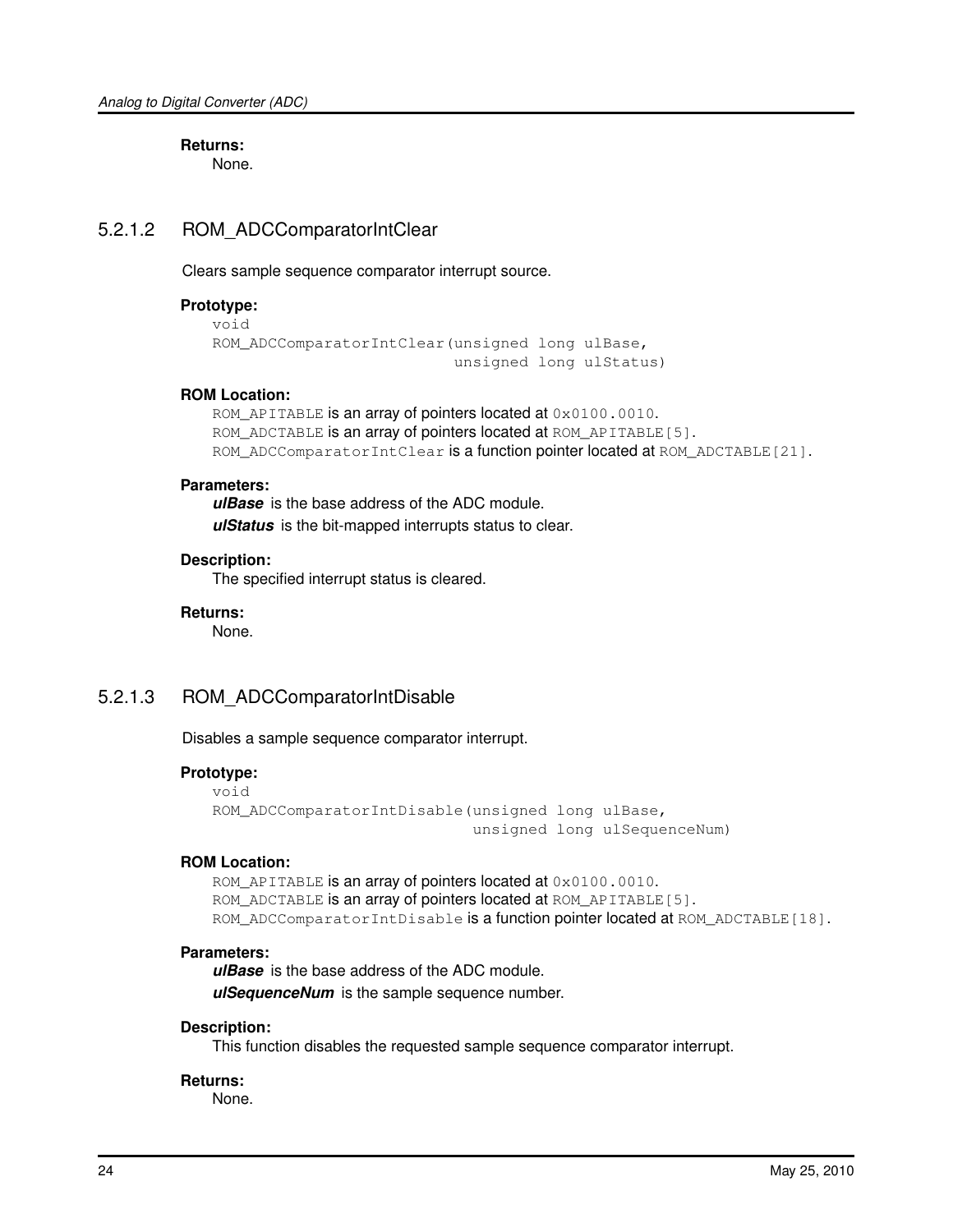**Returns:**
None.

### 5.2.1.2 ROM_ADCComparatorIntClear

Clears sample sequence comparator interrupt source.

**Prototype:**

```
void
ROM_ADCComparatorIntClear(unsigned long ulBase,
                          unsigned long ulStatus)
```

**ROM Location:**
`ROM_APITABLE` is an array of pointers located at `0x0100.0010`.
`ROM_ADCTABLE` is an array of pointers located at `ROM_APITABLE[5]`.
`ROM_ADCComparatorIntClear` is a function pointer located at `ROM_ADCTABLE[21]`.

**Parameters:**
***ulBase*** is the base address of the ADC module.
***ulStatus*** is the bit-mapped interrupts status to clear.

**Description:**
The specified interrupt status is cleared.

**Returns:**
None.

### 5.2.1.3 ROM_ADCComparatorIntDisable

Disables a sample sequence comparator interrupt.

**Prototype:**

```
void
ROM_ADCComparatorIntDisable(unsigned long ulBase,
                            unsigned long ulSequenceNum)
```

**ROM Location:**
`ROM_APITABLE` is an array of pointers located at `0x0100.0010`.
`ROM_ADCTABLE` is an array of pointers located at `ROM_APITABLE[5]`.
`ROM_ADCComparatorIntDisable` is a function pointer located at `ROM_ADCTABLE[18]`.

**Parameters:**
***ulBase*** is the base address of the ADC module.
***ulSequenceNum*** is the sample sequence number.

**Description:**
This function disables the requested sample sequence comparator interrupt.

**Returns:**
None.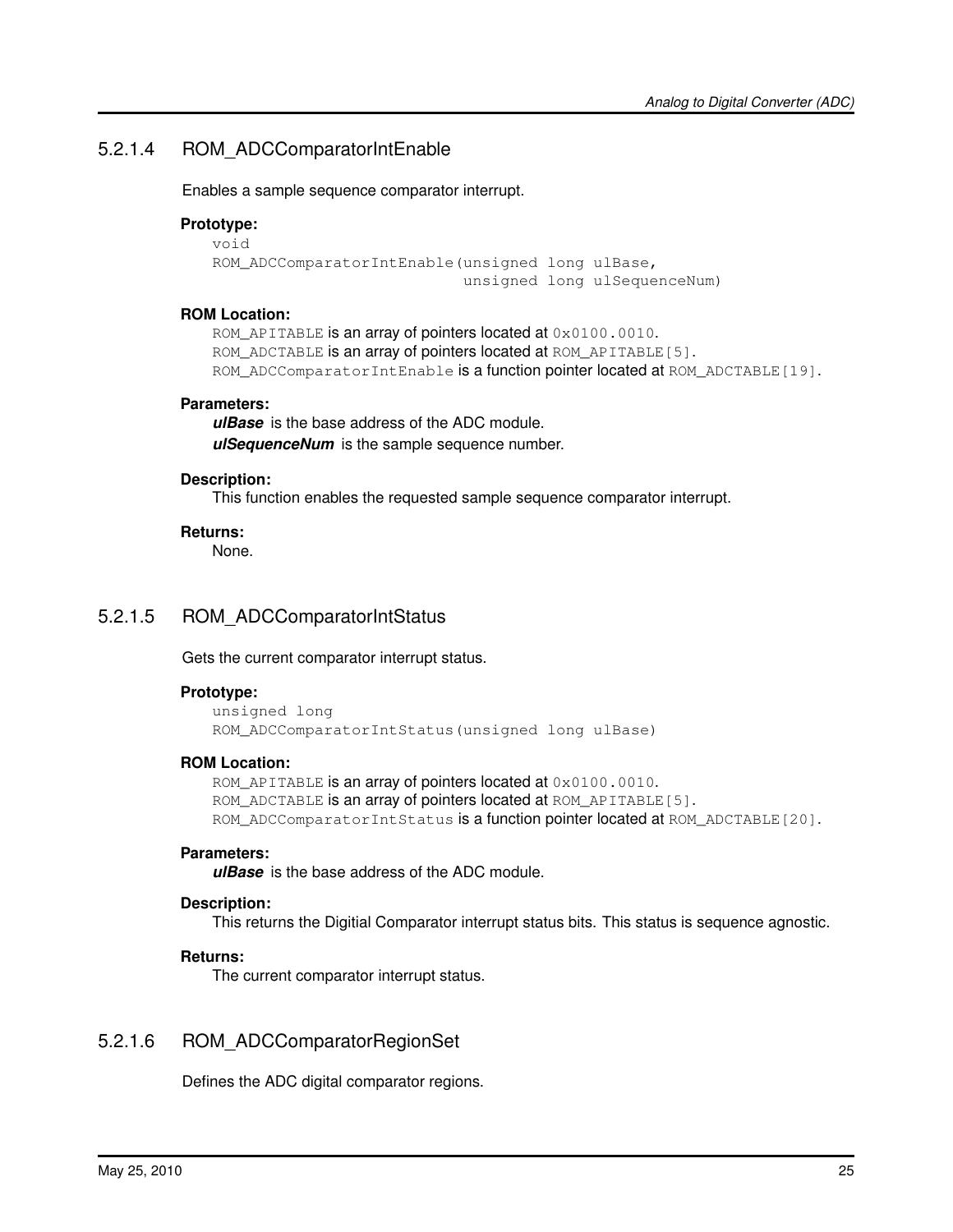### 5.2.1.4 ROM_ADCComparatorIntEnable

Enables a sample sequence comparator interrupt.

**Prototype:**

```
void
ROM_ADCComparatorIntEnable(unsigned long ulBase,
                           unsigned long ulSequenceNum)
```

**ROM Location:**

`ROM_APITABLE` is an array of pointers located at `0x0100.0010`.
`ROM_ADCTABLE` is an array of pointers located at `ROM_APITABLE[5]`.
`ROM_ADCComparatorIntEnable` is a function pointer located at `ROM_ADCTABLE[19]`.

**Parameters:**

***ulBase*** is the base address of the ADC module.
***ulSequenceNum*** is the sample sequence number.

**Description:**

This function enables the requested sample sequence comparator interrupt.

**Returns:**

None.

### 5.2.1.5 ROM_ADCComparatorIntStatus

Gets the current comparator interrupt status.

**Prototype:**

```
unsigned long
ROM_ADCComparatorIntStatus(unsigned long ulBase)
```

**ROM Location:**

`ROM_APITABLE` is an array of pointers located at `0x0100.0010`.
`ROM_ADCTABLE` is an array of pointers located at `ROM_APITABLE[5]`.
`ROM_ADCComparatorIntStatus` is a function pointer located at `ROM_ADCTABLE[20]`.

**Parameters:**

***ulBase*** is the base address of the ADC module.

**Description:**

This returns the Digitial Comparator interrupt status bits. This status is sequence agnostic.

**Returns:**

The current comparator interrupt status.

### 5.2.1.6 ROM_ADCComparatorRegionSet

Defines the ADC digital comparator regions.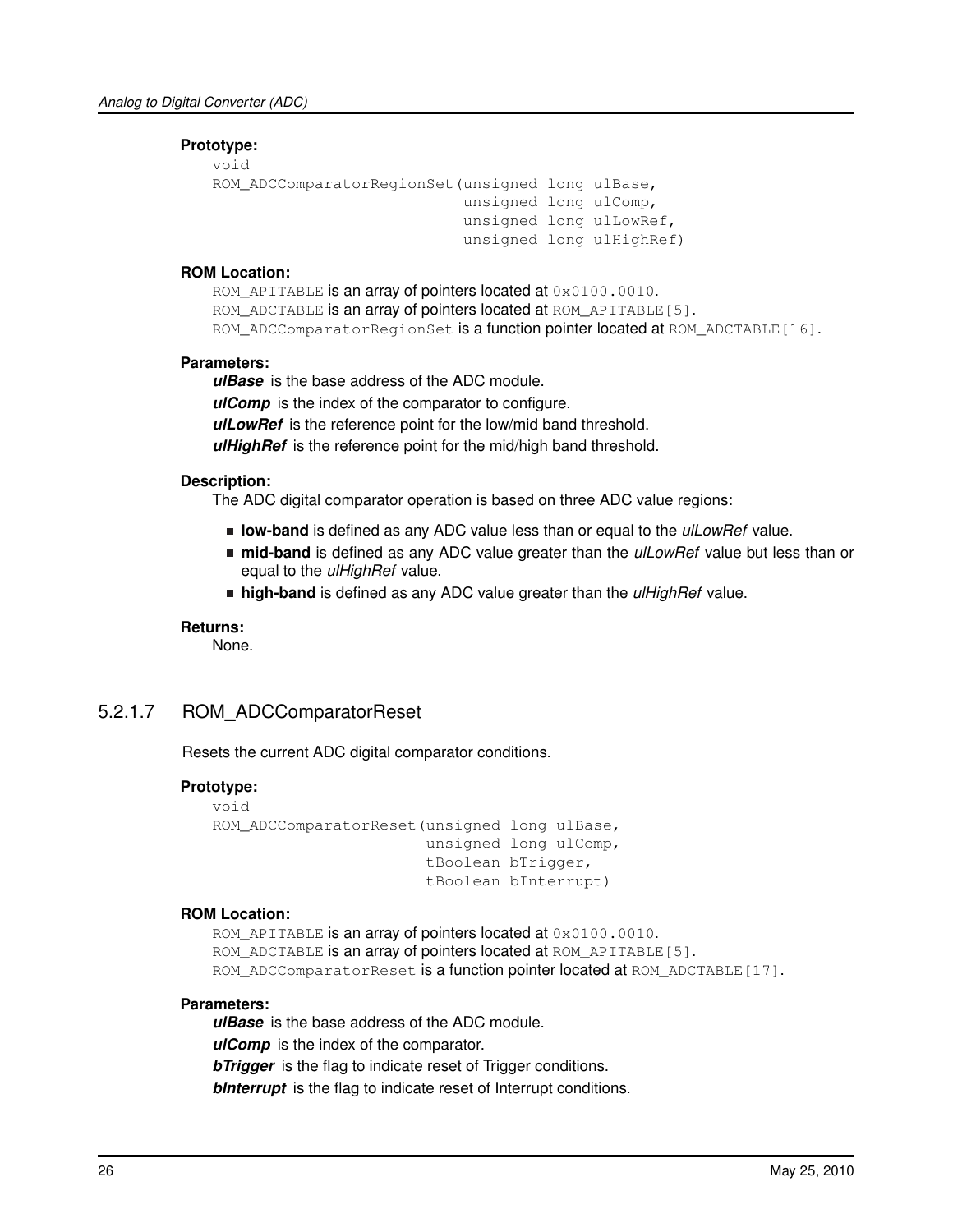**Prototype:**

```
void
ROM_ADCComparatorRegionSet(unsigned long ulBase,
                           unsigned long ulComp,
                           unsigned long ulLowRef,
                           unsigned long ulHighRef)
```

**ROM Location:**

`ROM_APITABLE` is an array of pointers located at `0x0100.0010`.
`ROM_ADCTABLE` is an array of pointers located at `ROM_APITABLE[5]`.
`ROM_ADCComparatorRegionSet` is a function pointer located at `ROM_ADCTABLE[16]`.

**Parameters:**

***ulBase*** is the base address of the ADC module.
***ulComp*** is the index of the comparator to configure.
***ulLowRef*** is the reference point for the low/mid band threshold.
***ulHighRef*** is the reference point for the mid/high band threshold.

**Description:**

The ADC digital comparator operation is based on three ADC value regions:

- **low-band** is defined as any ADC value less than or equal to the *ulLowRef* value.
- **mid-band** is defined as any ADC value greater than the *ulLowRef* value but less than or equal to the *ulHighRef* value.
- **high-band** is defined as any ADC value greater than the *ulHighRef* value.

**Returns:**

None.

### 5.2.1.7 ROM_ADCComparatorReset

Resets the current ADC digital comparator conditions.

**Prototype:**

```
void
ROM_ADCComparatorReset(unsigned long ulBase,
                       unsigned long ulComp,
                       tBoolean bTrigger,
                       tBoolean bInterrupt)
```

**ROM Location:**

`ROM_APITABLE` is an array of pointers located at `0x0100.0010`.
`ROM_ADCTABLE` is an array of pointers located at `ROM_APITABLE[5]`.
`ROM_ADCComparatorReset` is a function pointer located at `ROM_ADCTABLE[17]`.

**Parameters:**

***ulBase*** is the base address of the ADC module.
***ulComp*** is the index of the comparator.
***bTrigger*** is the flag to indicate reset of Trigger conditions.
***bInterrupt*** is the flag to indicate reset of Interrupt conditions.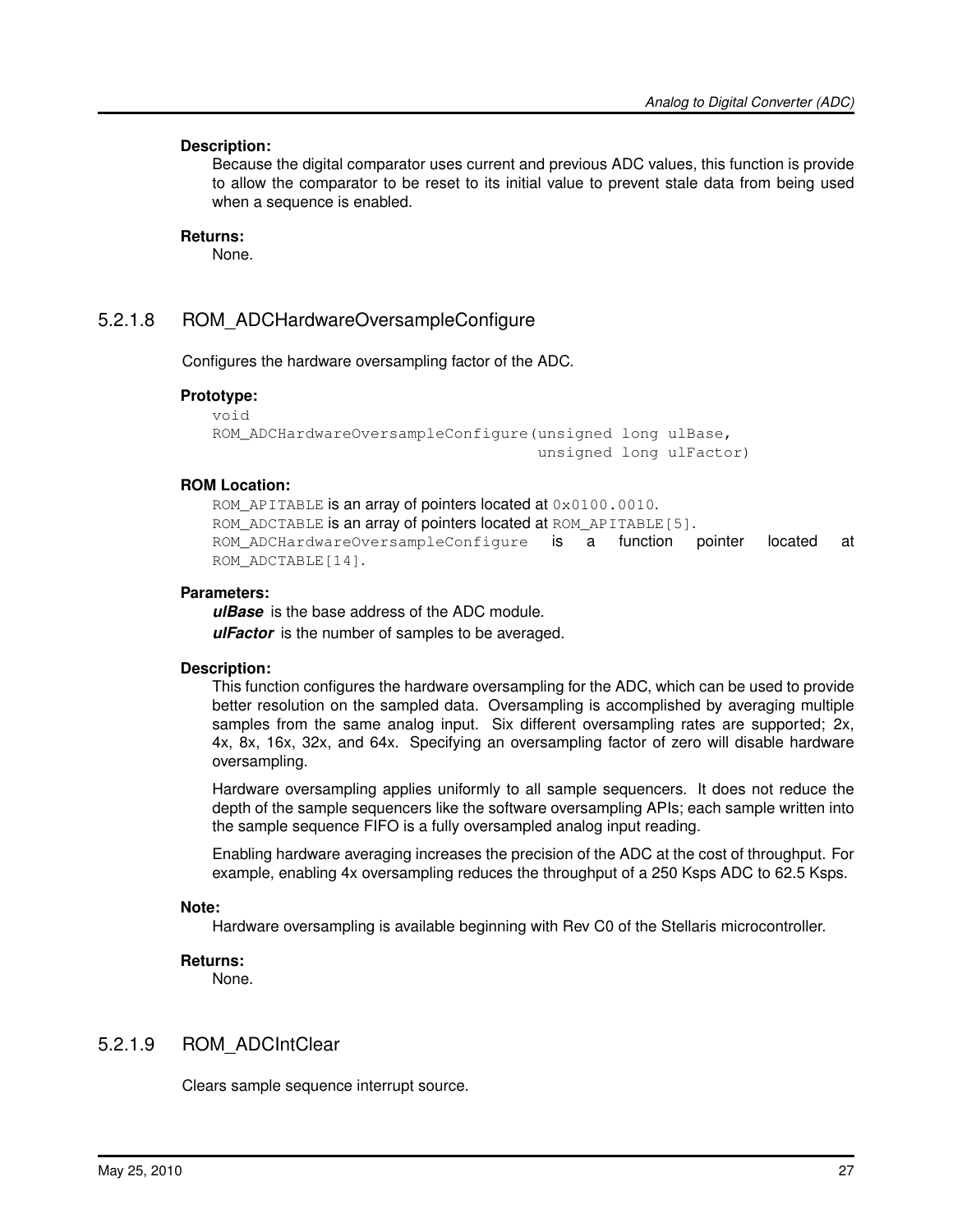**Description:**

Because the digital comparator uses current and previous ADC values, this function is provide to allow the comparator to be reset to its initial value to prevent stale data from being used when a sequence is enabled.

**Returns:**

None.

### 5.2.1.8 ROM_ADCHardwareOversampleConfigure

Configures the hardware oversampling factor of the ADC.

**Prototype:**

```
void
ROM_ADCHardwareOversampleConfigure(unsigned long ulBase,
                                   unsigned long ulFactor)
```

**ROM Location:**

`ROM_APITABLE` is an array of pointers located at `0x0100.0010`.
`ROM_ADCTABLE` is an array of pointers located at `ROM_APITABLE[5]`.
`ROM_ADCHardwareOversampleConfigure` is a function pointer located at `ROM_ADCTABLE[14]`.

**Parameters:**

***ulBase*** is the base address of the ADC module.
***ulFactor*** is the number of samples to be averaged.

**Description:**

This function configures the hardware oversampling for the ADC, which can be used to provide better resolution on the sampled data. Oversampling is accomplished by averaging multiple samples from the same analog input. Six different oversampling rates are supported; 2x, 4x, 8x, 16x, 32x, and 64x. Specifying an oversampling factor of zero will disable hardware oversampling.

Hardware oversampling applies uniformly to all sample sequencers. It does not reduce the depth of the sample sequencers like the software oversampling APIs; each sample written into the sample sequence FIFO is a fully oversampled analog input reading.

Enabling hardware averaging increases the precision of the ADC at the cost of throughput. For example, enabling 4x oversampling reduces the throughput of a 250 Ksps ADC to 62.5 Ksps.

**Note:**

Hardware oversampling is available beginning with Rev C0 of the Stellaris microcontroller.

**Returns:**

None.

### 5.2.1.9 ROM_ADCIntClear

Clears sample sequence interrupt source.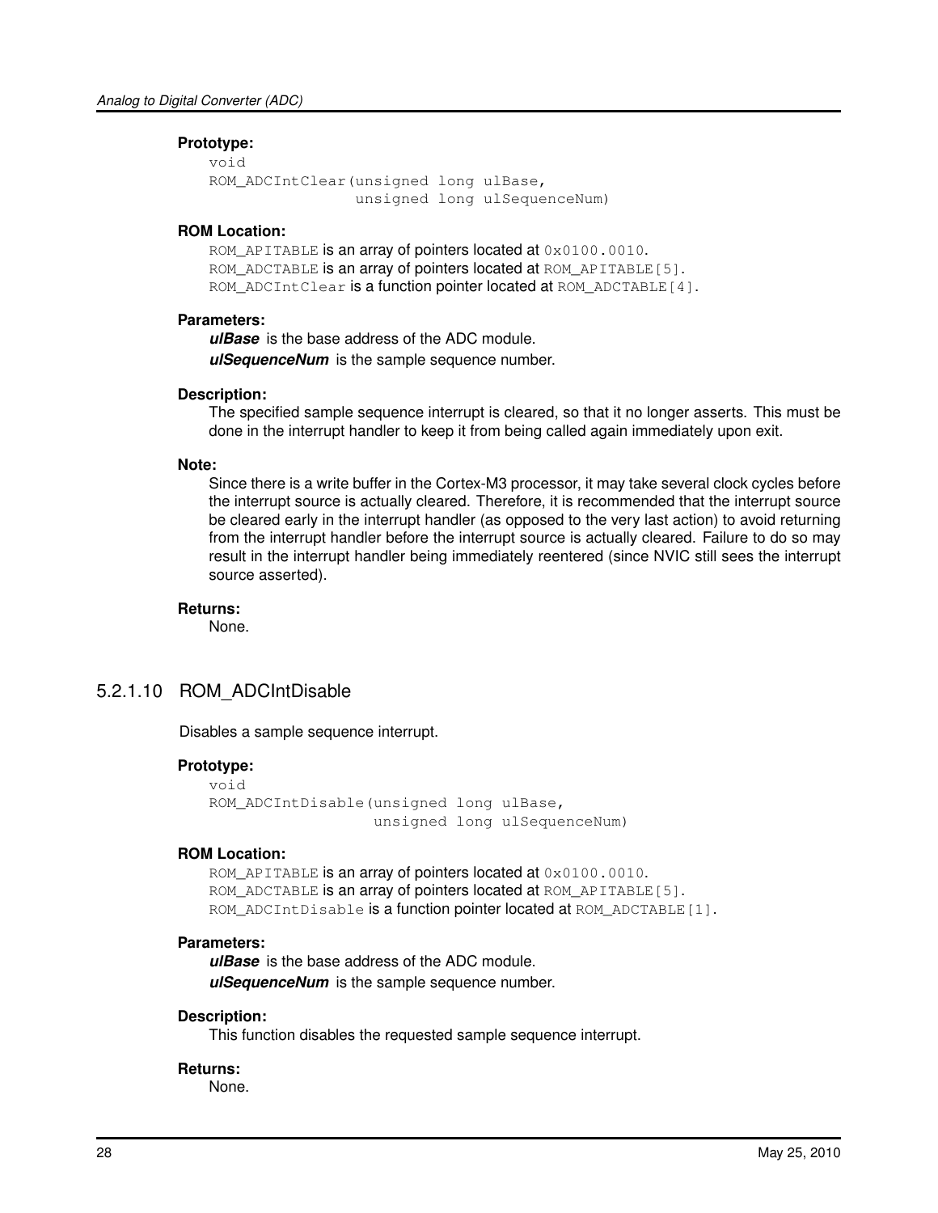**Prototype:**

```
void
ROM_ADCIntClear(unsigned long ulBase,
                unsigned long ulSequenceNum)
```

**ROM Location:**

ROM_APITABLE is an array of pointers located at 0x0100.0010.
ROM_ADCTABLE is an array of pointers located at ROM_APITABLE[5].
ROM_ADCIntClear is a function pointer located at ROM_ADCTABLE[4].

**Parameters:**

***ulBase*** is the base address of the ADC module.
***ulSequenceNum*** is the sample sequence number.

**Description:**

The specified sample sequence interrupt is cleared, so that it no longer asserts. This must be done in the interrupt handler to keep it from being called again immediately upon exit.

**Note:**

Since there is a write buffer in the Cortex-M3 processor, it may take several clock cycles before the interrupt source is actually cleared. Therefore, it is recommended that the interrupt source be cleared early in the interrupt handler (as opposed to the very last action) to avoid returning from the interrupt handler before the interrupt source is actually cleared. Failure to do so may result in the interrupt handler being immediately reentered (since NVIC still sees the interrupt source asserted).

**Returns:**

None.

### 5.2.1.10 ROM_ADCIntDisable

Disables a sample sequence interrupt.

**Prototype:**

```
void
ROM_ADCIntDisable(unsigned long ulBase,
                  unsigned long ulSequenceNum)
```

**ROM Location:**

ROM_APITABLE is an array of pointers located at 0x0100.0010.
ROM_ADCTABLE is an array of pointers located at ROM_APITABLE[5].
ROM_ADCIntDisable is a function pointer located at ROM_ADCTABLE[1].

**Parameters:**

***ulBase*** is the base address of the ADC module.
***ulSequenceNum*** is the sample sequence number.

**Description:**

This function disables the requested sample sequence interrupt.

**Returns:**

None.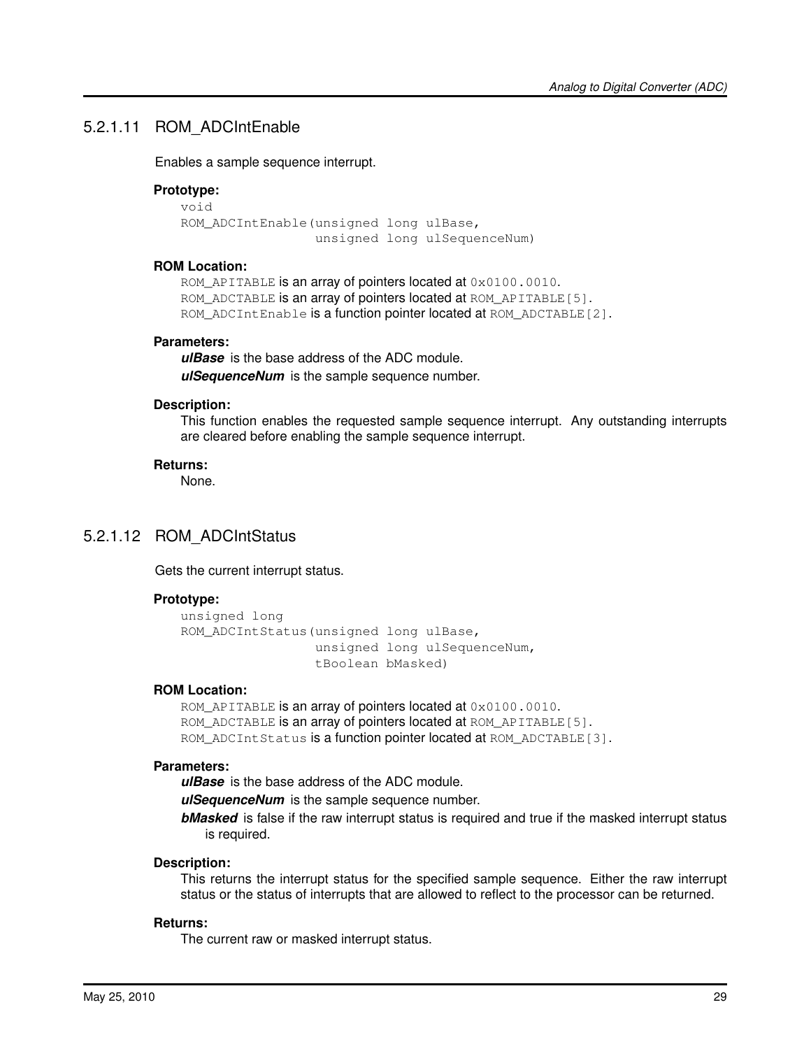#### 5.2.1.11 ROM_ADCIntEnable

Enables a sample sequence interrupt.

**Prototype:**

```
void
ROM_ADCIntEnable(unsigned long ulBase,
                 unsigned long ulSequenceNum)
```

**ROM Location:**

`ROM_APITABLE` is an array of pointers located at `0x0100.0010`.
`ROM_ADCTABLE` is an array of pointers located at `ROM_APITABLE[5]`.
`ROM_ADCIntEnable` is a function pointer located at `ROM_ADCTABLE[2]`.

**Parameters:**

***ulBase*** is the base address of the ADC module.

***ulSequenceNum*** is the sample sequence number.

**Description:**

This function enables the requested sample sequence interrupt. Any outstanding interrupts are cleared before enabling the sample sequence interrupt.

**Returns:**

None.

#### 5.2.1.12 ROM_ADCIntStatus

Gets the current interrupt status.

**Prototype:**

```
unsigned long
ROM_ADCIntStatus(unsigned long ulBase,
                 unsigned long ulSequenceNum,
                 tBoolean bMasked)
```

**ROM Location:**

`ROM_APITABLE` is an array of pointers located at `0x0100.0010`.
`ROM_ADCTABLE` is an array of pointers located at `ROM_APITABLE[5]`.
`ROM_ADCIntStatus` is a function pointer located at `ROM_ADCTABLE[3]`.

**Parameters:**

***ulBase*** is the base address of the ADC module.

***ulSequenceNum*** is the sample sequence number.

***bMasked*** is false if the raw interrupt status is required and true if the masked interrupt status is required.

**Description:**

This returns the interrupt status for the specified sample sequence. Either the raw interrupt status or the status of interrupts that are allowed to reflect to the processor can be returned.

**Returns:**

The current raw or masked interrupt status.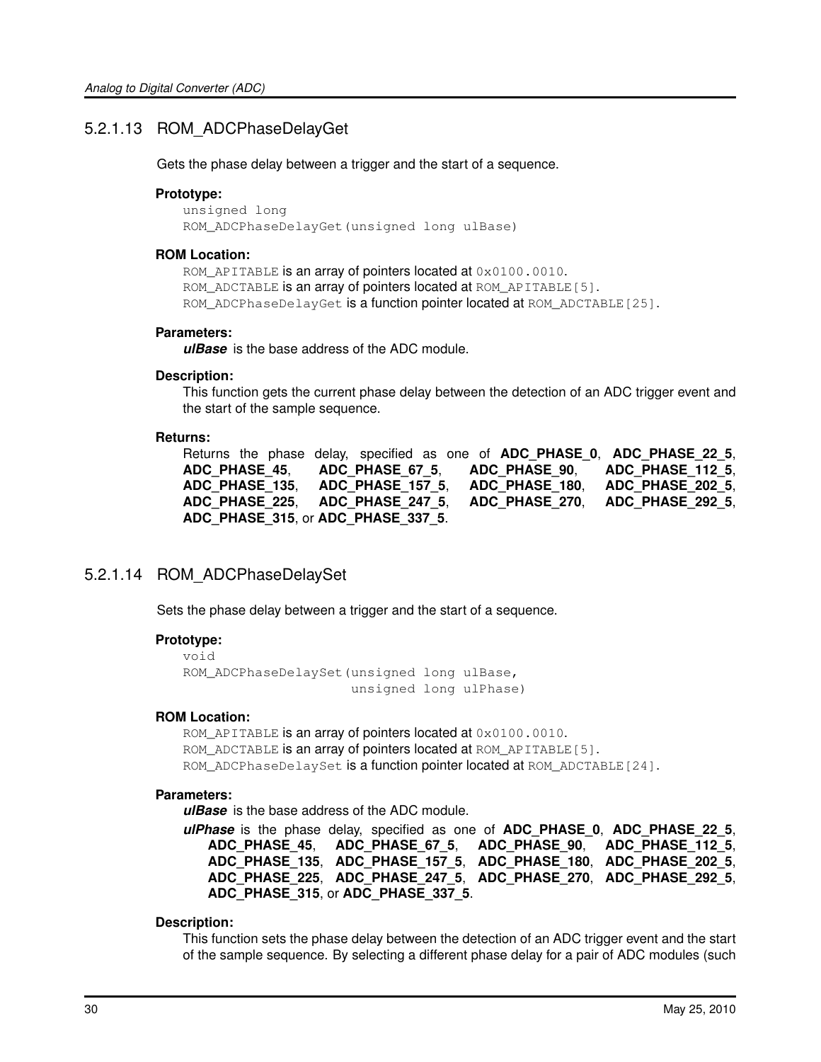### 5.2.1.13 ROM_ADCPhaseDelayGet

Gets the phase delay between a trigger and the start of a sequence.

**Prototype:**

```
unsigned long
ROM_ADCPhaseDelayGet(unsigned long ulBase)
```

**ROM Location:**

ROM_APITABLE is an array of pointers located at 0x0100.0010.
ROM_ADCTABLE is an array of pointers located at ROM_APITABLE[5].
ROM_ADCPhaseDelayGet is a function pointer located at ROM_ADCTABLE[25].

**Parameters:**

***ulBase*** is the base address of the ADC module.

**Description:**

This function gets the current phase delay between the detection of an ADC trigger event and the start of the sample sequence.

**Returns:**

Returns the phase delay, specified as one of **ADC_PHASE_0**, **ADC_PHASE_22_5**, **ADC_PHASE_45**, **ADC_PHASE_67_5**, **ADC_PHASE_90**, **ADC_PHASE_112_5**, **ADC_PHASE_135**, **ADC_PHASE_157_5**, **ADC_PHASE_180**, **ADC_PHASE_202_5**, **ADC_PHASE_225**, **ADC_PHASE_247_5**, **ADC_PHASE_270**, **ADC_PHASE_292_5**, **ADC_PHASE_315**, or **ADC_PHASE_337_5**.

### 5.2.1.14 ROM_ADCPhaseDelaySet

Sets the phase delay between a trigger and the start of a sequence.

**Prototype:**

```
void
ROM_ADCPhaseDelaySet(unsigned long ulBase,
                     unsigned long ulPhase)
```

**ROM Location:**

ROM_APITABLE is an array of pointers located at 0x0100.0010.
ROM_ADCTABLE is an array of pointers located at ROM_APITABLE[5].
ROM_ADCPhaseDelaySet is a function pointer located at ROM_ADCTABLE[24].

**Parameters:**

***ulBase*** is the base address of the ADC module.

***ulPhase*** is the phase delay, specified as one of **ADC_PHASE_0**, **ADC_PHASE_22_5**, **ADC_PHASE_45**, **ADC_PHASE_67_5**, **ADC_PHASE_90**, **ADC_PHASE_112_5**, **ADC_PHASE_135**, **ADC_PHASE_157_5**, **ADC_PHASE_180**, **ADC_PHASE_202_5**, **ADC_PHASE_225**, **ADC_PHASE_247_5**, **ADC_PHASE_270**, **ADC_PHASE_292_5**, **ADC_PHASE_315**, or **ADC_PHASE_337_5**.

**Description:**

This function sets the phase delay between the detection of an ADC trigger event and the start of the sample sequence. By selecting a different phase delay for a pair of ADC modules (such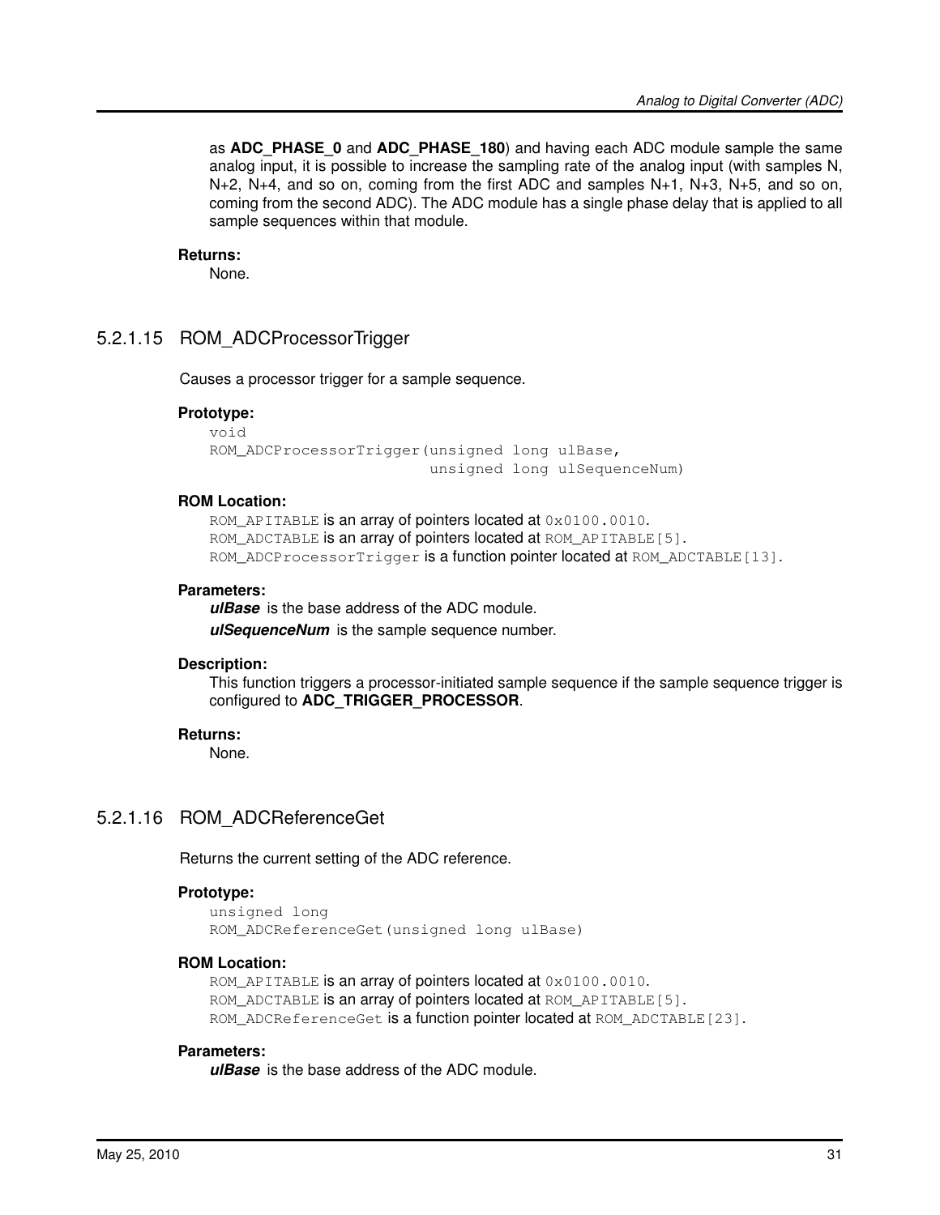as **ADC_PHASE_0** and **ADC_PHASE_180**) and having each ADC module sample the same analog input, it is possible to increase the sampling rate of the analog input (with samples N, N+2, N+4, and so on, coming from the first ADC and samples N+1, N+3, N+5, and so on, coming from the second ADC). The ADC module has a single phase delay that is applied to all sample sequences within that module.

**Returns:**
None.

### 5.2.1.15 ROM_ADCProcessorTrigger

Causes a processor trigger for a sample sequence.

**Prototype:**

```
void
ROM_ADCProcessorTrigger(unsigned long ulBase,
                        unsigned long ulSequenceNum)
```

**ROM Location:**
`ROM_APITABLE` is an array of pointers located at `0x0100.0010`.
`ROM_ADCTABLE` is an array of pointers located at `ROM_APITABLE[5]`.
`ROM_ADCProcessorTrigger` is a function pointer located at `ROM_ADCTABLE[13]`.

**Parameters:**
***ulBase*** is the base address of the ADC module.
***ulSequenceNum*** is the sample sequence number.

**Description:**
This function triggers a processor-initiated sample sequence if the sample sequence trigger is configured to **ADC_TRIGGER_PROCESSOR**.

**Returns:**
None.

### 5.2.1.16 ROM_ADCReferenceGet

Returns the current setting of the ADC reference.

**Prototype:**

```
unsigned long
ROM_ADCReferenceGet(unsigned long ulBase)
```

**ROM Location:**
`ROM_APITABLE` is an array of pointers located at `0x0100.0010`.
`ROM_ADCTABLE` is an array of pointers located at `ROM_APITABLE[5]`.
`ROM_ADCReferenceGet` is a function pointer located at `ROM_ADCTABLE[23]`.

**Parameters:**
***ulBase*** is the base address of the ADC module.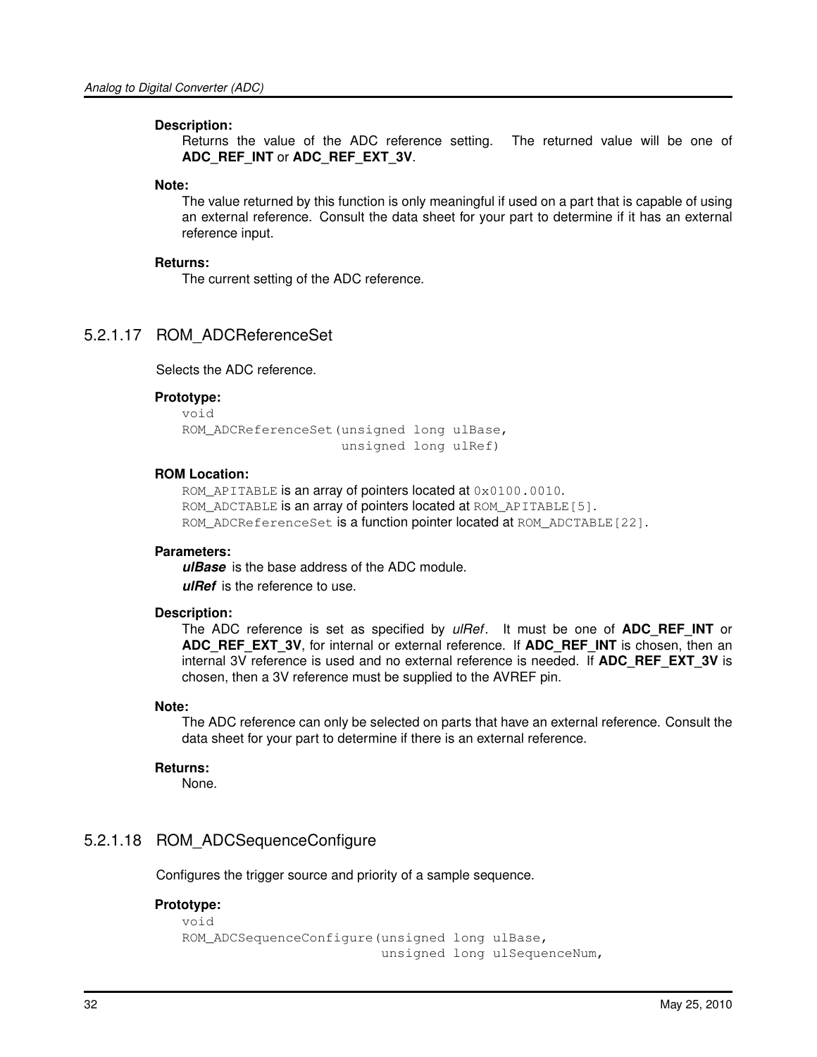**Description:**

Returns the value of the ADC reference setting. The returned value will be one of **ADC_REF_INT** or **ADC_REF_EXT_3V**.

**Note:**

The value returned by this function is only meaningful if used on a part that is capable of using an external reference. Consult the data sheet for your part to determine if it has an external reference input.

**Returns:**

The current setting of the ADC reference.

#### 5.2.1.17 ROM_ADCReferenceSet

Selects the ADC reference.

**Prototype:**

```
void
ROM_ADCReferenceSet(unsigned long ulBase,
                    unsigned long ulRef)
```

**ROM Location:**

`ROM_APITABLE` is an array of pointers located at `0x0100.0010`.
`ROM_ADCTABLE` is an array of pointers located at `ROM_APITABLE[5]`.
`ROM_ADCReferenceSet` is a function pointer located at `ROM_ADCTABLE[22]`.

**Parameters:**

***ulBase*** is the base address of the ADC module.

***ulRef*** is the reference to use.

**Description:**

The ADC reference is set as specified by *ulRef*. It must be one of **ADC_REF_INT** or **ADC_REF_EXT_3V**, for internal or external reference. If **ADC_REF_INT** is chosen, then an internal 3V reference is used and no external reference is needed. If **ADC_REF_EXT_3V** is chosen, then a 3V reference must be supplied to the AVREF pin.

**Note:**

The ADC reference can only be selected on parts that have an external reference. Consult the data sheet for your part to determine if there is an external reference.

**Returns:**

None.

#### 5.2.1.18 ROM_ADCSequenceConfigure

Configures the trigger source and priority of a sample sequence.

**Prototype:**

```
void
ROM_ADCSequenceConfigure(unsigned long ulBase,
                         unsigned long ulSequenceNum,
```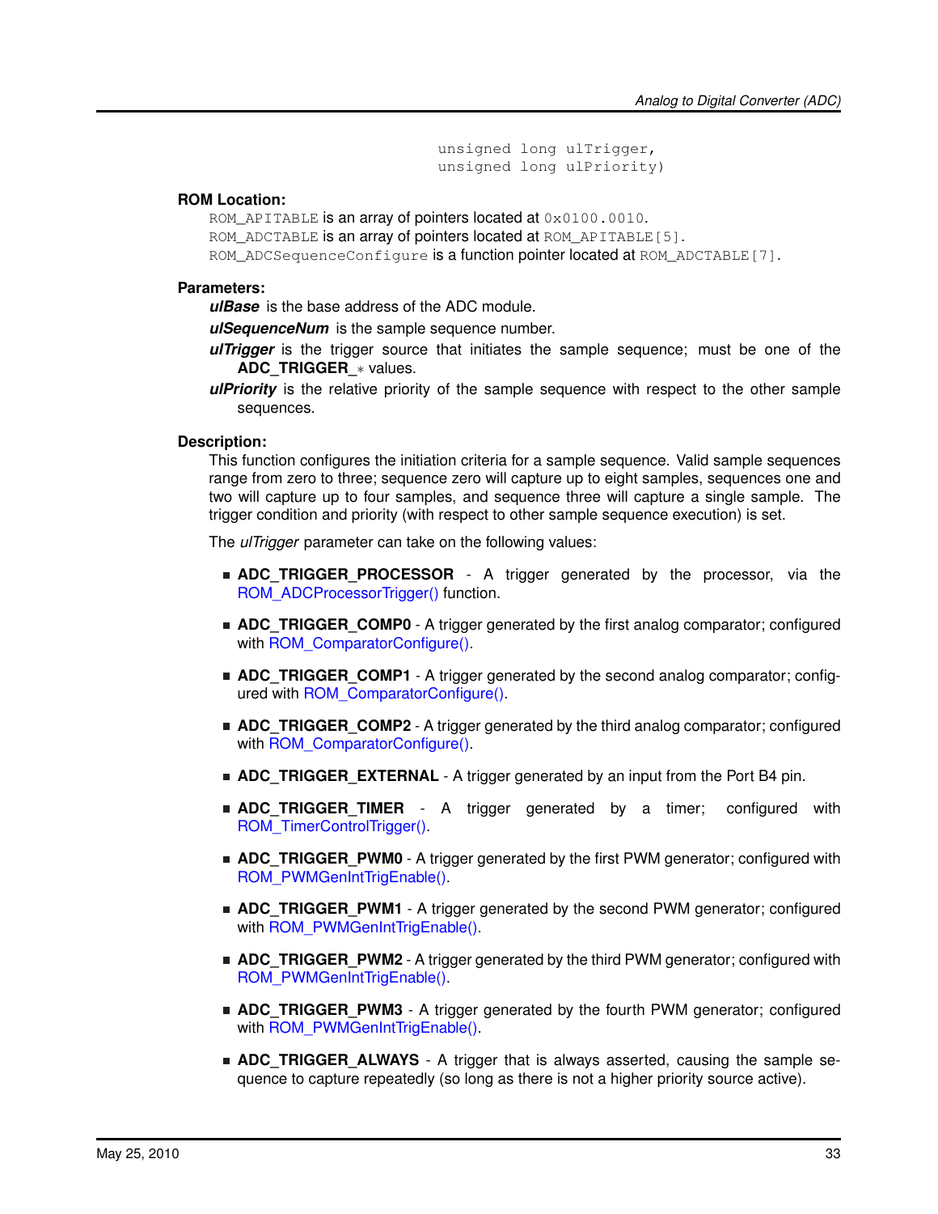```
unsigned long ulTrigger,
unsigned long ulPriority)
```

**ROM Location:**

`ROM_APITABLE` is an array of pointers located at `0x0100.0010`.
`ROM_ADCTABLE` is an array of pointers located at `ROM_APITABLE[5]`.
`ROM_ADCSequenceConfigure` is a function pointer located at `ROM_ADCTABLE[7]`.

**Parameters:**

***ulBase*** is the base address of the ADC module.

***ulSequenceNum*** is the sample sequence number.

***ulTrigger*** is the trigger source that initiates the sample sequence; must be one of the **ADC_TRIGGER_*** values.

***ulPriority*** is the relative priority of the sample sequence with respect to the other sample sequences.

**Description:**

This function configures the initiation criteria for a sample sequence. Valid sample sequences range from zero to three; sequence zero will capture up to eight samples, sequences one and two will capture up to four samples, and sequence three will capture a single sample. The trigger condition and priority (with respect to other sample sequence execution) is set.

The *ulTrigger* parameter can take on the following values:

- **ADC_TRIGGER_PROCESSOR** - A trigger generated by the processor, via the ROM_ADCProcessorTrigger() function.
- **ADC_TRIGGER_COMP0** - A trigger generated by the first analog comparator; configured with ROM_ComparatorConfigure().
- **ADC_TRIGGER_COMP1** - A trigger generated by the second analog comparator; configured with ROM_ComparatorConfigure().
- **ADC_TRIGGER_COMP2** - A trigger generated by the third analog comparator; configured with ROM_ComparatorConfigure().
- **ADC_TRIGGER_EXTERNAL** - A trigger generated by an input from the Port B4 pin.
- **ADC_TRIGGER_TIMER** - A trigger generated by a timer; configured with ROM_TimerControlTrigger().
- **ADC_TRIGGER_PWM0** - A trigger generated by the first PWM generator; configured with ROM_PWMGenIntTrigEnable().
- **ADC_TRIGGER_PWM1** - A trigger generated by the second PWM generator; configured with ROM_PWMGenIntTrigEnable().
- **ADC_TRIGGER_PWM2** - A trigger generated by the third PWM generator; configured with ROM_PWMGenIntTrigEnable().
- **ADC_TRIGGER_PWM3** - A trigger generated by the fourth PWM generator; configured with ROM_PWMGenIntTrigEnable().
- **ADC_TRIGGER_ALWAYS** - A trigger that is always asserted, causing the sample sequence to capture repeatedly (so long as there is not a higher priority source active).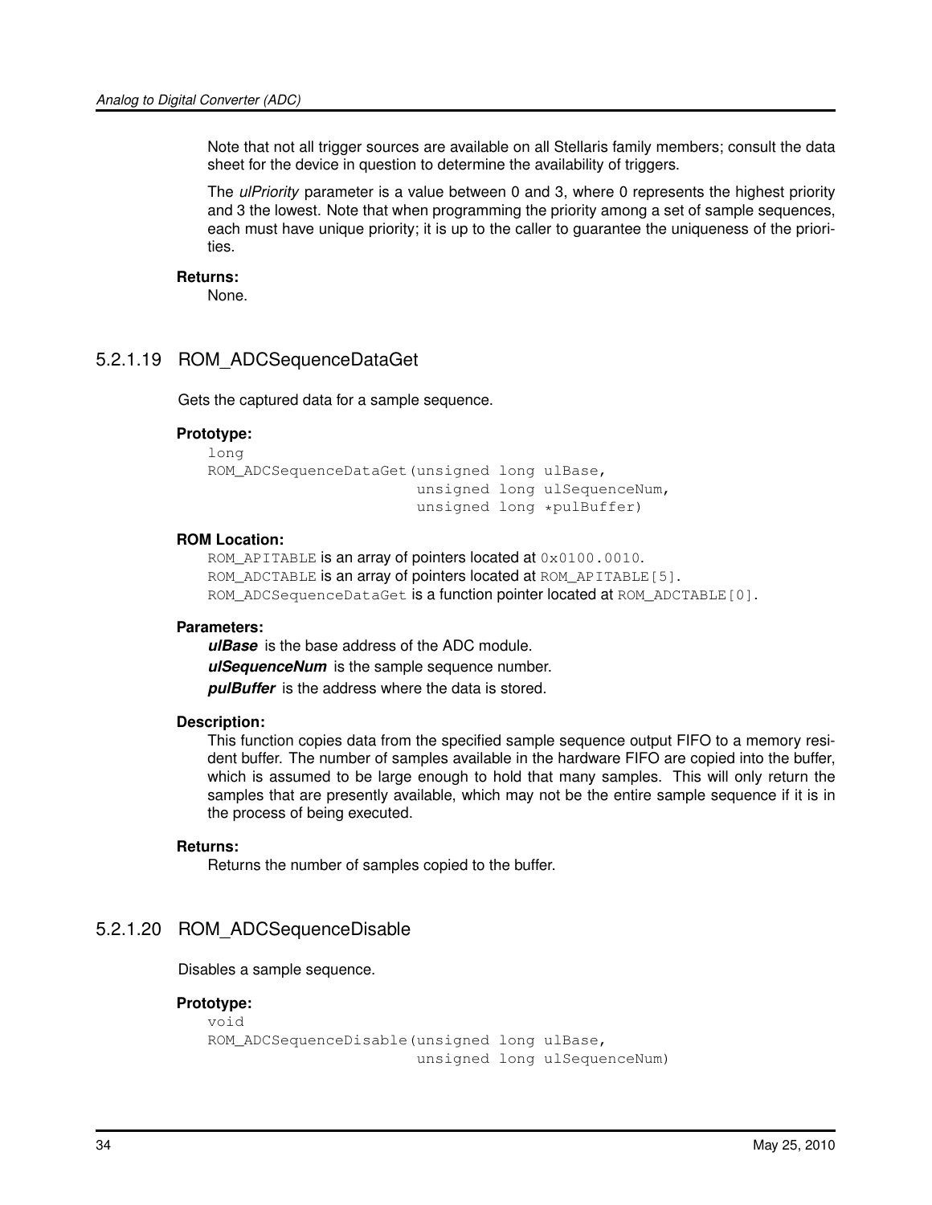Note that not all trigger sources are available on all Stellaris family members; consult the data sheet for the device in question to determine the availability of triggers.

The *ulPriority* parameter is a value between 0 and 3, where 0 represents the highest priority and 3 the lowest. Note that when programming the priority among a set of sample sequences, each must have unique priority; it is up to the caller to guarantee the uniqueness of the priorities.

**Returns:**
None.

### 5.2.1.19 ROM_ADCSequenceDataGet

Gets the captured data for a sample sequence.

**Prototype:**

```
long
ROM_ADCSequenceDataGet(unsigned long ulBase,
                       unsigned long ulSequenceNum,
                       unsigned long *pulBuffer)
```

**ROM Location:**

`ROM_APITABLE` is an array of pointers located at `0x0100.0010`.
`ROM_ADCTABLE` is an array of pointers located at `ROM_APITABLE[5]`.
`ROM_ADCSequenceDataGet` is a function pointer located at `ROM_ADCTABLE[0]`.

**Parameters:**

***ulBase*** is the base address of the ADC module.
***ulSequenceNum*** is the sample sequence number.
***pulBuffer*** is the address where the data is stored.

**Description:**

This function copies data from the specified sample sequence output FIFO to a memory resident buffer. The number of samples available in the hardware FIFO are copied into the buffer, which is assumed to be large enough to hold that many samples. This will only return the samples that are presently available, which may not be the entire sample sequence if it is in the process of being executed.

**Returns:**
Returns the number of samples copied to the buffer.

### 5.2.1.20 ROM_ADCSequenceDisable

Disables a sample sequence.

**Prototype:**

```
void
ROM_ADCSequenceDisable(unsigned long ulBase,
                       unsigned long ulSequenceNum)
```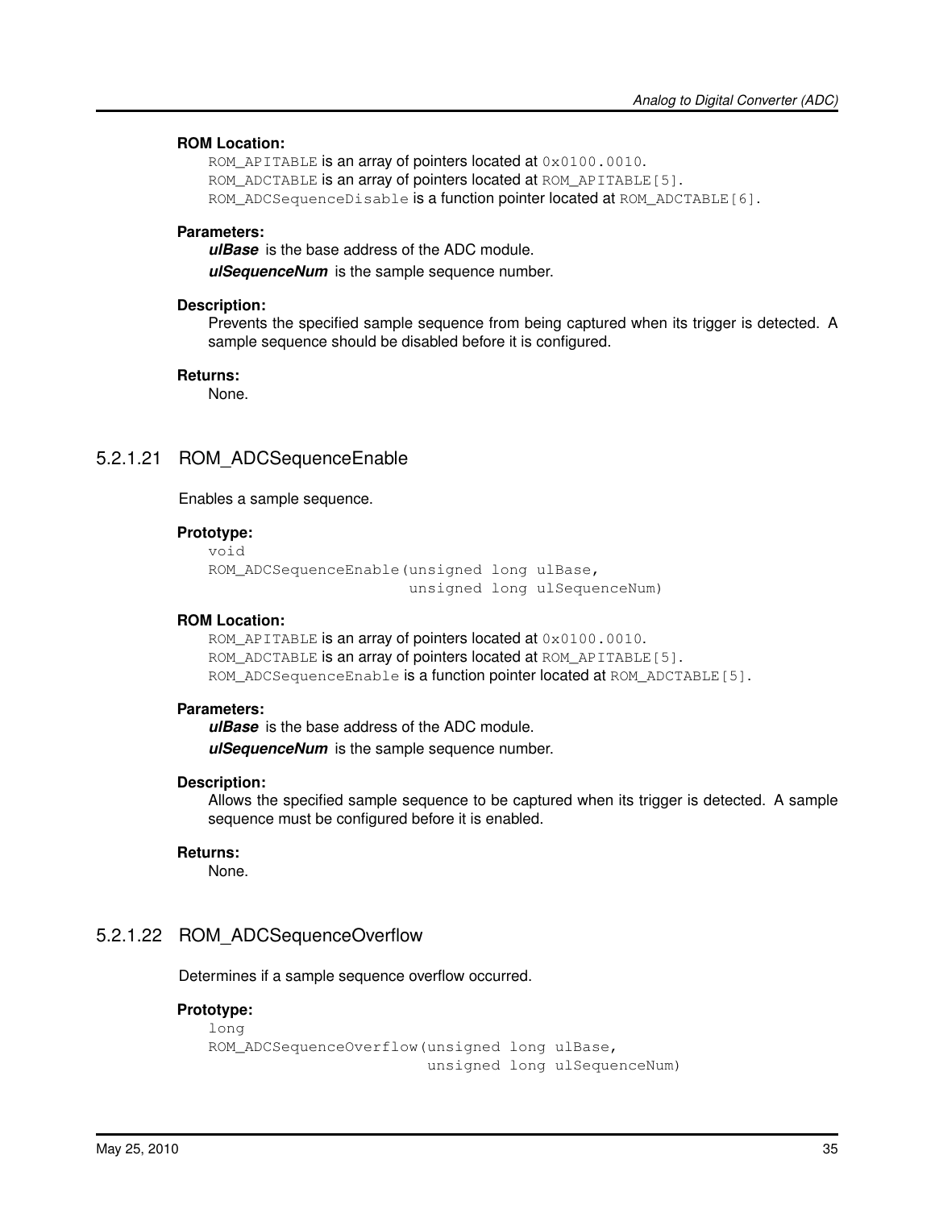**ROM Location:**

`ROM_APITABLE` is an array of pointers located at `0x0100.0010`.
`ROM_ADCTABLE` is an array of pointers located at `ROM_APITABLE[5]`.
`ROM_ADCSequenceDisable` is a function pointer located at `ROM_ADCTABLE[6]`.

**Parameters:**

***ulBase*** is the base address of the ADC module.

***ulSequenceNum*** is the sample sequence number.

**Description:**

Prevents the specified sample sequence from being captured when its trigger is detected. A sample sequence should be disabled before it is configured.

**Returns:**

None.

### 5.2.1.21 ROM_ADCSequenceEnable

Enables a sample sequence.

**Prototype:**

```
void
ROM_ADCSequenceEnable(unsigned long ulBase,
                      unsigned long ulSequenceNum)
```

**ROM Location:**

`ROM_APITABLE` is an array of pointers located at `0x0100.0010`.
`ROM_ADCTABLE` is an array of pointers located at `ROM_APITABLE[5]`.
`ROM_ADCSequenceEnable` is a function pointer located at `ROM_ADCTABLE[5]`.

**Parameters:**

***ulBase*** is the base address of the ADC module.

***ulSequenceNum*** is the sample sequence number.

**Description:**

Allows the specified sample sequence to be captured when its trigger is detected. A sample sequence must be configured before it is enabled.

**Returns:**

None.

### 5.2.1.22 ROM_ADCSequenceOverflow

Determines if a sample sequence overflow occurred.

**Prototype:**

```
long
ROM_ADCSequenceOverflow(unsigned long ulBase,
                        unsigned long ulSequenceNum)
```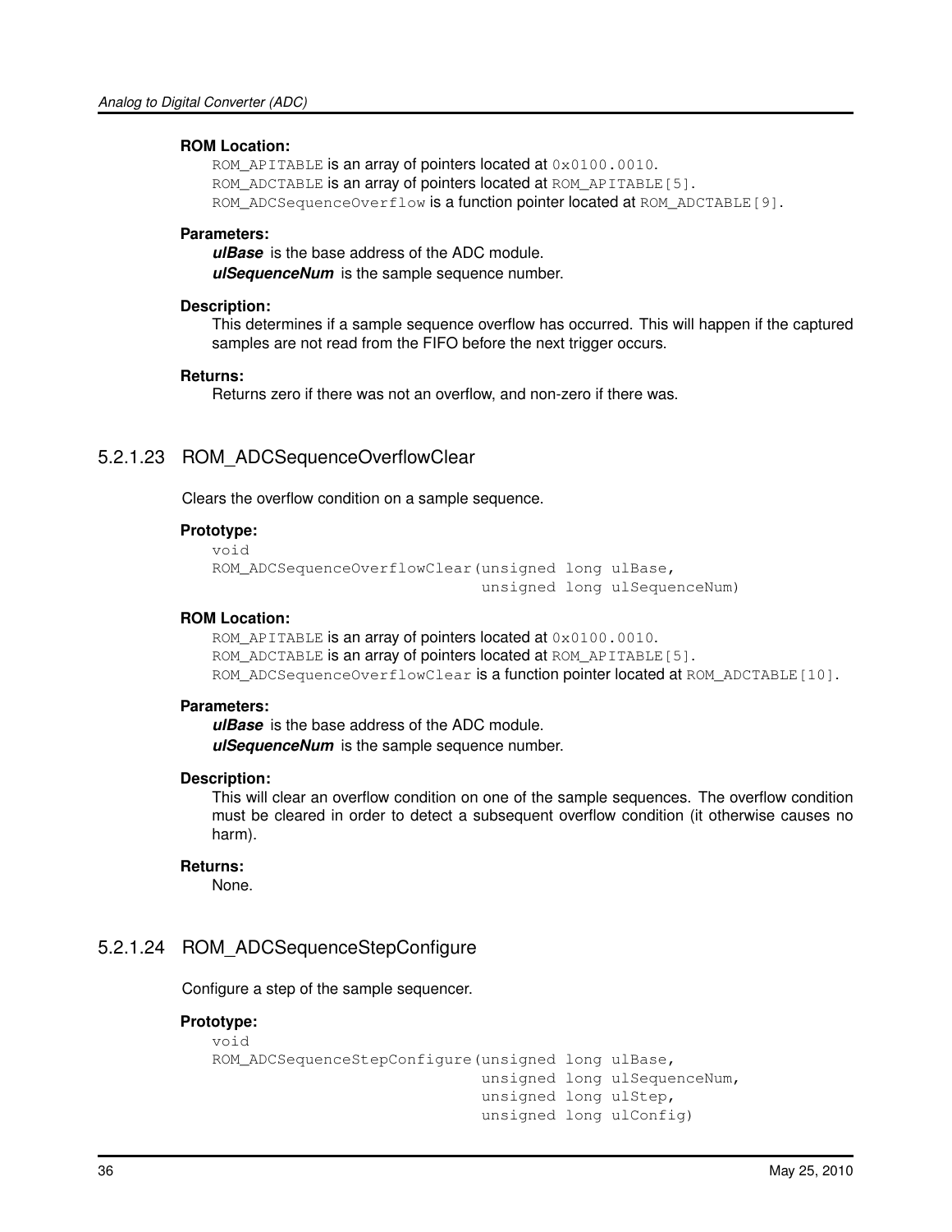**ROM Location:**

`ROM_APITABLE` is an array of pointers located at `0x0100.0010`.
`ROM_ADCTABLE` is an array of pointers located at `ROM_APITABLE[5]`.
`ROM_ADCSequenceOverflow` is a function pointer located at `ROM_ADCTABLE[9]`.

**Parameters:**

***ulBase*** is the base address of the ADC module.
***ulSequenceNum*** is the sample sequence number.

**Description:**

This determines if a sample sequence overflow has occurred. This will happen if the captured samples are not read from the FIFO before the next trigger occurs.

**Returns:**

Returns zero if there was not an overflow, and non-zero if there was.

### 5.2.1.23 ROM_ADCSequenceOverflowClear

Clears the overflow condition on a sample sequence.

**Prototype:**

```
void
ROM_ADCSequenceOverflowClear(unsigned long ulBase,
                             unsigned long ulSequenceNum)
```

**ROM Location:**

`ROM_APITABLE` is an array of pointers located at `0x0100.0010`.
`ROM_ADCTABLE` is an array of pointers located at `ROM_APITABLE[5]`.
`ROM_ADCSequenceOverflowClear` is a function pointer located at `ROM_ADCTABLE[10]`.

**Parameters:**

***ulBase*** is the base address of the ADC module.
***ulSequenceNum*** is the sample sequence number.

**Description:**

This will clear an overflow condition on one of the sample sequences. The overflow condition must be cleared in order to detect a subsequent overflow condition (it otherwise causes no harm).

**Returns:**

None.

### 5.2.1.24 ROM_ADCSequenceStepConfigure

Configure a step of the sample sequencer.

**Prototype:**

```
void
ROM_ADCSequenceStepConfigure(unsigned long ulBase,
                             unsigned long ulSequenceNum,
                             unsigned long ulStep,
                             unsigned long ulConfig)
```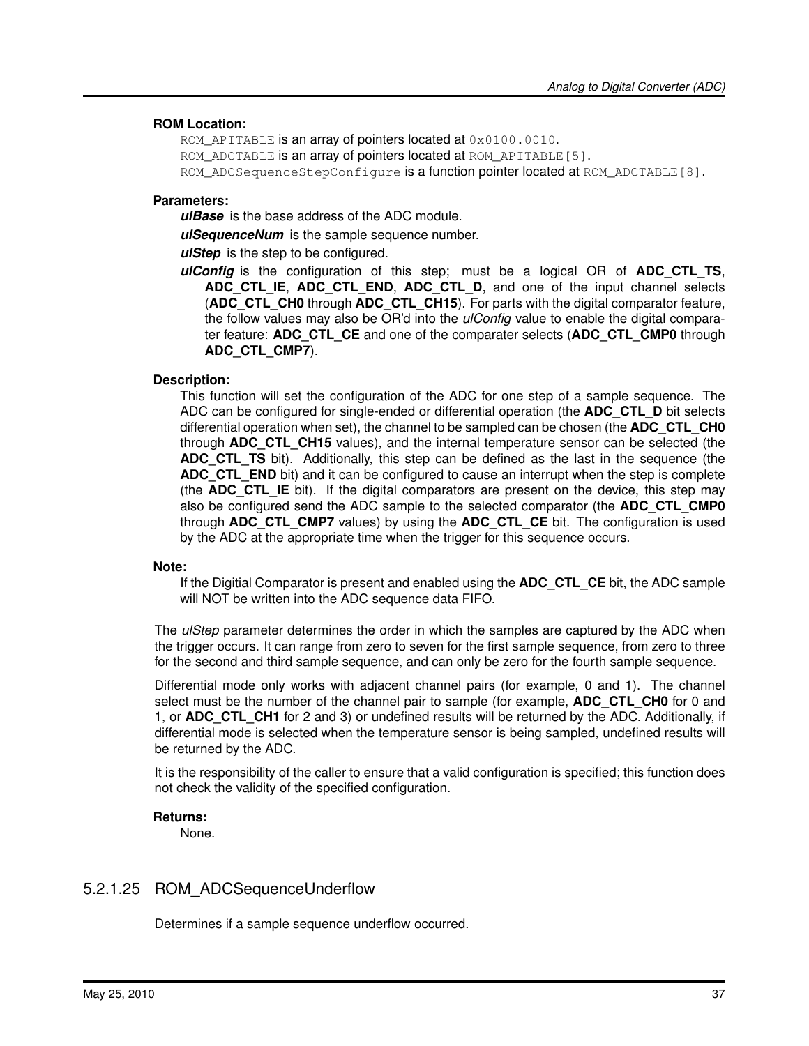**ROM Location:**

`ROM_APITABLE` is an array of pointers located at `0x0100.0010`.
`ROM_ADCTABLE` is an array of pointers located at `ROM_APITABLE[5]`.
`ROM_ADCSequenceStepConfigure` is a function pointer located at `ROM_ADCTABLE[8]`.

**Parameters:**

***ulBase*** is the base address of the ADC module.

***ulSequenceNum*** is the sample sequence number.

***ulStep*** is the step to be configured.

***ulConfig*** is the configuration of this step; must be a logical OR of **ADC_CTL_TS**, **ADC_CTL_IE**, **ADC_CTL_END**, **ADC_CTL_D**, and one of the input channel selects (**ADC_CTL_CH0** through **ADC_CTL_CH15**). For parts with the digital comparator feature, the follow values may also be OR'd into the *ulConfig* value to enable the digital comparater feature: **ADC_CTL_CE** and one of the comparater selects (**ADC_CTL_CMP0** through **ADC_CTL_CMP7**).

**Description:**

This function will set the configuration of the ADC for one step of a sample sequence. The ADC can be configured for single-ended or differential operation (the **ADC_CTL_D** bit selects differential operation when set), the channel to be sampled can be chosen (the **ADC_CTL_CH0** through **ADC_CTL_CH15** values), and the internal temperature sensor can be selected (the **ADC_CTL_TS** bit). Additionally, this step can be defined as the last in the sequence (the **ADC_CTL_END** bit) and it can be configured to cause an interrupt when the step is complete (the **ADC_CTL_IE** bit). If the digital comparators are present on the device, this step may also be configured send the ADC sample to the selected comparator (the **ADC_CTL_CMP0** through **ADC_CTL_CMP7** values) by using the **ADC_CTL_CE** bit. The configuration is used by the ADC at the appropriate time when the trigger for this sequence occurs.

**Note:**

If the Digitial Comparator is present and enabled using the **ADC_CTL_CE** bit, the ADC sample will NOT be written into the ADC sequence data FIFO.

The *ulStep* parameter determines the order in which the samples are captured by the ADC when the trigger occurs. It can range from zero to seven for the first sample sequence, from zero to three for the second and third sample sequence, and can only be zero for the fourth sample sequence.

Differential mode only works with adjacent channel pairs (for example, 0 and 1). The channel select must be the number of the channel pair to sample (for example, **ADC_CTL_CH0** for 0 and 1, or **ADC_CTL_CH1** for 2 and 3) or undefined results will be returned by the ADC. Additionally, if differential mode is selected when the temperature sensor is being sampled, undefined results will be returned by the ADC.

It is the responsibility of the caller to ensure that a valid configuration is specified; this function does not check the validity of the specified configuration.

**Returns:**

None.

### 5.2.1.25 ROM_ADCSequenceUnderflow

Determines if a sample sequence underflow occurred.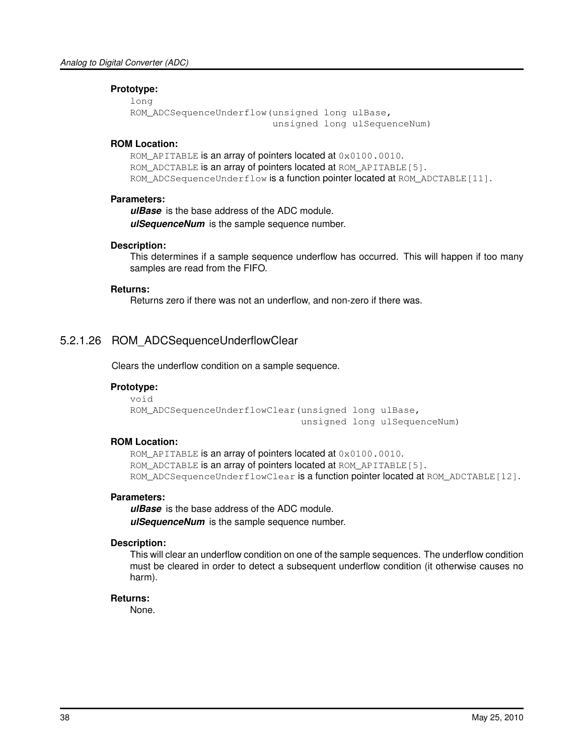**Prototype:**

```
long
ROM_ADCSequenceUnderflow(unsigned long ulBase,
                         unsigned long ulSequenceNum)
```

**ROM Location:**

`ROM_APITABLE` is an array of pointers located at `0x0100.0010`.
`ROM_ADCTABLE` is an array of pointers located at `ROM_APITABLE[5]`.
`ROM_ADCSequenceUnderflow` is a function pointer located at `ROM_ADCTABLE[11]`.

**Parameters:**

***ulBase*** is the base address of the ADC module.
***ulSequenceNum*** is the sample sequence number.

**Description:**

This determines if a sample sequence underflow has occurred. This will happen if too many samples are read from the FIFO.

**Returns:**

Returns zero if there was not an underflow, and non-zero if there was.

### 5.2.1.26 ROM_ADCSequenceUnderflowClear

Clears the underflow condition on a sample sequence.

**Prototype:**

```
void
ROM_ADCSequenceUnderflowClear(unsigned long ulBase,
                              unsigned long ulSequenceNum)
```

**ROM Location:**

`ROM_APITABLE` is an array of pointers located at `0x0100.0010`.
`ROM_ADCTABLE` is an array of pointers located at `ROM_APITABLE[5]`.
`ROM_ADCSequenceUnderflowClear` is a function pointer located at `ROM_ADCTABLE[12]`.

**Parameters:**

***ulBase*** is the base address of the ADC module.
***ulSequenceNum*** is the sample sequence number.

**Description:**

This will clear an underflow condition on one of the sample sequences. The underflow condition must be cleared in order to detect a subsequent underflow condition (it otherwise causes no harm).

**Returns:**

None.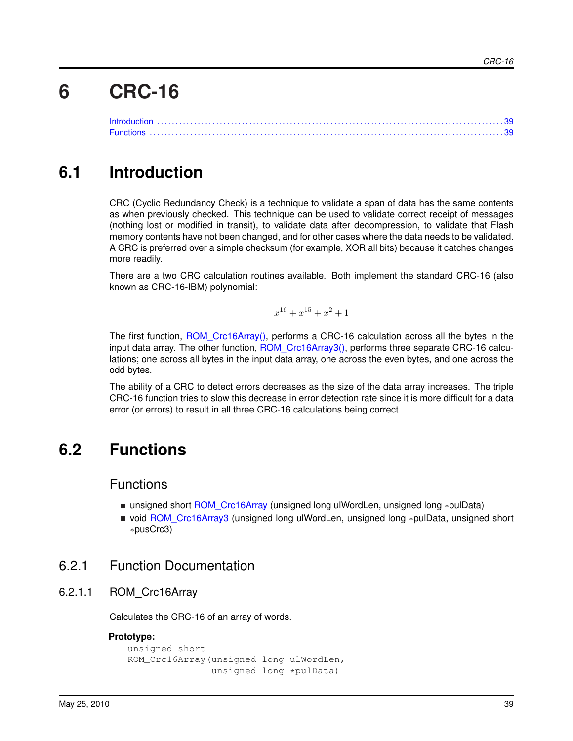# 6 CRC-16

Introduction . . . . . . . . . . . . . . . . . . . . . . . . . . . . . . . . . . . . . . . . . . . . . . . . . . . . . . . . . . . . . . . . . . . . . . . . . . . . . . . . . . 39
Functions . . . . . . . . . . . . . . . . . . . . . . . . . . . . . . . . . . . . . . . . . . . . . . . . . . . . . . . . . . . . . . . . . . . . . . . . . . . . . . . . . . . . . 39

## 6.1 Introduction

CRC (Cyclic Redundancy Check) is a technique to validate a span of data has the same contents as when previously checked. This technique can be used to validate correct receipt of messages (nothing lost or modified in transit), to validate data after decompression, to validate that Flash memory contents have not been changed, and for other cases where the data needs to be validated. A CRC is preferred over a simple checksum (for example, XOR all bits) because it catches changes more readily.

There are a two CRC calculation routines available. Both implement the standard CRC-16 (also known as CRC-16-IBM) polynomial:

$$x^{16} + x^{15} + x^{2} + 1$$

The first function, ROM_Crc16Array(), performs a CRC-16 calculation across all the bytes in the input data array. The other function, ROM_Crc16Array3(), performs three separate CRC-16 calculations; one across all bytes in the input data array, one across the even bytes, and one across the odd bytes.

The ability of a CRC to detect errors decreases as the size of the data array increases. The triple CRC-16 function tries to slow this decrease in error detection rate since it is more difficult for a data error (or errors) to result in all three CRC-16 calculations being correct.

## 6.2 Functions

### Functions

- unsigned short ROM_Crc16Array (unsigned long ulWordLen, unsigned long *pulData)
- void ROM_Crc16Array3 (unsigned long ulWordLen, unsigned long *pulData, unsigned short *pusCrc3)

### 6.2.1 Function Documentation

#### 6.2.1.1 ROM_Crc16Array

Calculates the CRC-16 of an array of words.

**Prototype:**

```
unsigned short
ROM_Crc16Array(unsigned long ulWordLen,
               unsigned long *pulData)
```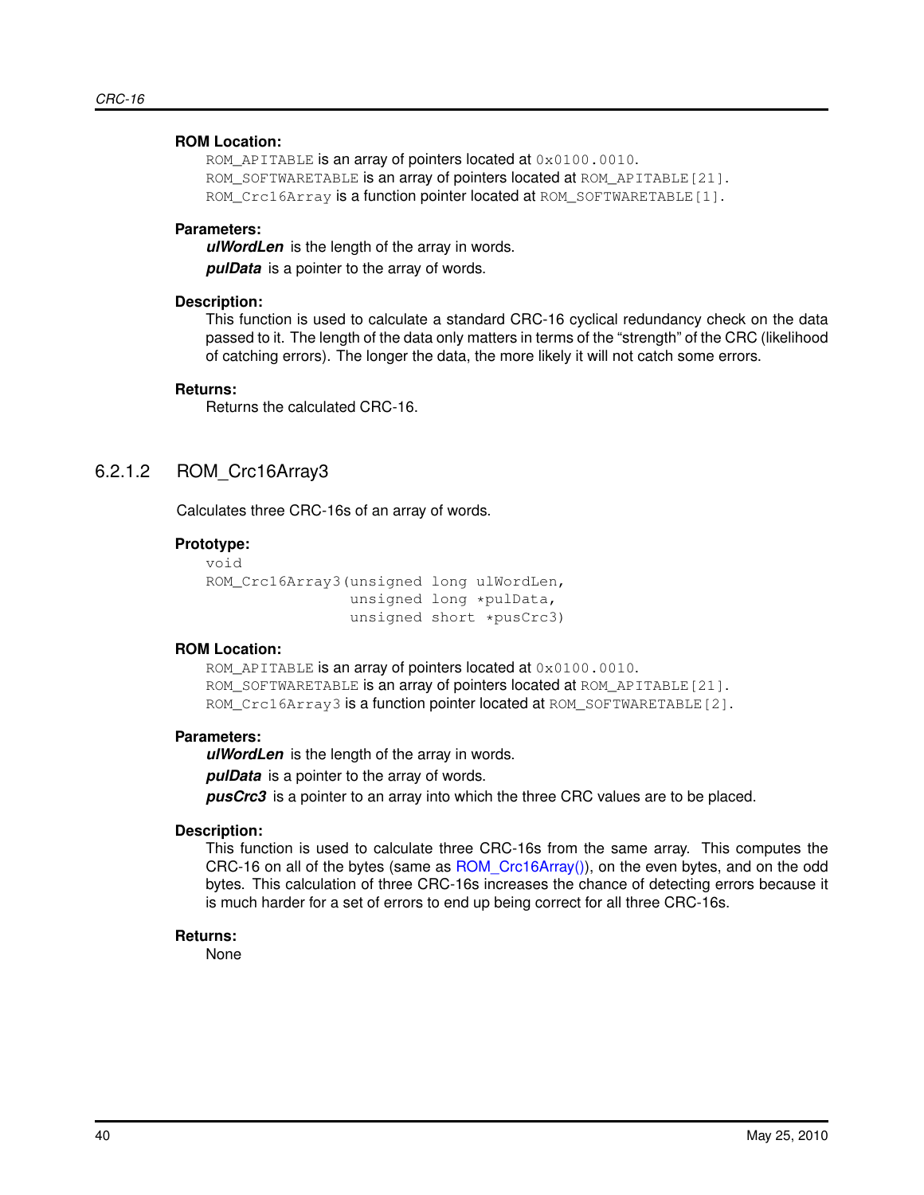**ROM Location:**

`ROM_APITABLE` is an array of pointers located at `0x0100.0010`.
`ROM_SOFTWARETABLE` is an array of pointers located at `ROM_APITABLE[21]`.
`ROM_Crc16Array` is a function pointer located at `ROM_SOFTWARETABLE[1]`.

**Parameters:**

***ulWordLen*** is the length of the array in words.

***pulData*** is a pointer to the array of words.

**Description:**

This function is used to calculate a standard CRC-16 cyclical redundancy check on the data passed to it. The length of the data only matters in terms of the "strength" of the CRC (likelihood of catching errors). The longer the data, the more likely it will not catch some errors.

**Returns:**

Returns the calculated CRC-16.

### 6.2.1.2 ROM_Crc16Array3

Calculates three CRC-16s of an array of words.

**Prototype:**

```
void
ROM_Crc16Array3(unsigned long ulWordLen,
                unsigned long *pulData,
                unsigned short *pusCrc3)
```

**ROM Location:**

`ROM_APITABLE` is an array of pointers located at `0x0100.0010`.
`ROM_SOFTWARETABLE` is an array of pointers located at `ROM_APITABLE[21]`.
`ROM_Crc16Array3` is a function pointer located at `ROM_SOFTWARETABLE[2]`.

**Parameters:**

***ulWordLen*** is the length of the array in words.

***pulData*** is a pointer to the array of words.

***pusCrc3*** is a pointer to an array into which the three CRC values are to be placed.

**Description:**

This function is used to calculate three CRC-16s from the same array. This computes the CRC-16 on all of the bytes (same as ROM_Crc16Array()), on the even bytes, and on the odd bytes. This calculation of three CRC-16s increases the chance of detecting errors because it is much harder for a set of errors to end up being correct for all three CRC-16s.

**Returns:**

None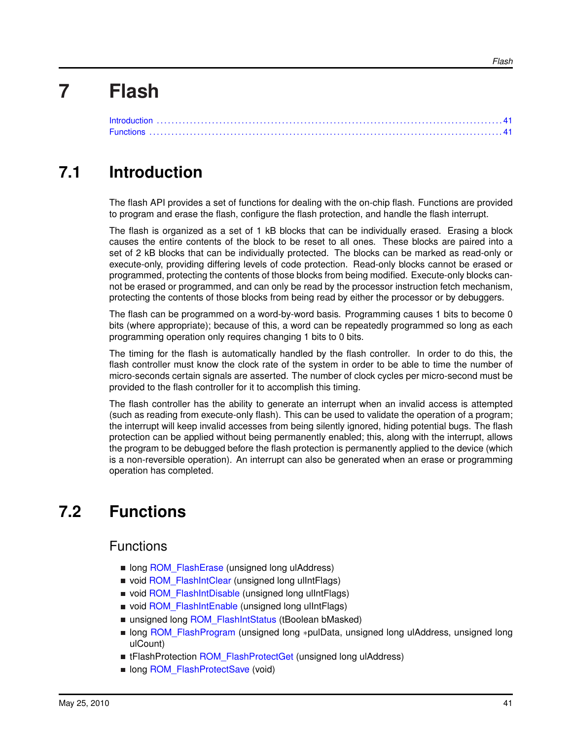# 7 Flash

Introduction . . . . . . . . . . . . . . . . . . . . . . . . . . . . . . . . . . . . . . . . . . . . . . . . . . . . . . . . . . . . . . . . . . . . . . . . . . . . . . . . . . . . . . . 41
Functions . . . . . . . . . . . . . . . . . . . . . . . . . . . . . . . . . . . . . . . . . . . . . . . . . . . . . . . . . . . . . . . . . . . . . . . . . . . . . . . . . . . . . . . . . 41

## 7.1 Introduction

The flash API provides a set of functions for dealing with the on-chip flash. Functions are provided to program and erase the flash, configure the flash protection, and handle the flash interrupt.

The flash is organized as a set of 1 kB blocks that can be individually erased. Erasing a block causes the entire contents of the block to be reset to all ones. These blocks are paired into a set of 2 kB blocks that can be individually protected. The blocks can be marked as read-only or execute-only, providing differing levels of code protection. Read-only blocks cannot be erased or programmed, protecting the contents of those blocks from being modified. Execute-only blocks cannot be erased or programmed, and can only be read by the processor instruction fetch mechanism, protecting the contents of those blocks from being read by either the processor or by debuggers.

The flash can be programmed on a word-by-word basis. Programming causes 1 bits to become 0 bits (where appropriate); because of this, a word can be repeatedly programmed so long as each programming operation only requires changing 1 bits to 0 bits.

The timing for the flash is automatically handled by the flash controller. In order to do this, the flash controller must know the clock rate of the system in order to be able to time the number of micro-seconds certain signals are asserted. The number of clock cycles per micro-second must be provided to the flash controller for it to accomplish this timing.

The flash controller has the ability to generate an interrupt when an invalid access is attempted (such as reading from execute-only flash). This can be used to validate the operation of a program; the interrupt will keep invalid accesses from being silently ignored, hiding potential bugs. The flash protection can be applied without being permanently enabled; this, along with the interrupt, allows the program to be debugged before the flash protection is permanently applied to the device (which is a non-reversible operation). An interrupt can also be generated when an erase or programming operation has completed.

## 7.2 Functions

### Functions

- long ROM_FlashErase (unsigned long ulAddress)
- void ROM_FlashIntClear (unsigned long ulIntFlags)
- void ROM_FlashIntDisable (unsigned long ulIntFlags)
- void ROM_FlashIntEnable (unsigned long ulIntFlags)
- unsigned long ROM_FlashIntStatus (tBoolean bMasked)
- long ROM_FlashProgram (unsigned long *pulData, unsigned long ulAddress, unsigned long ulCount)
- tFlashProtection ROM_FlashProtectGet (unsigned long ulAddress)
- long ROM_FlashProtectSave (void)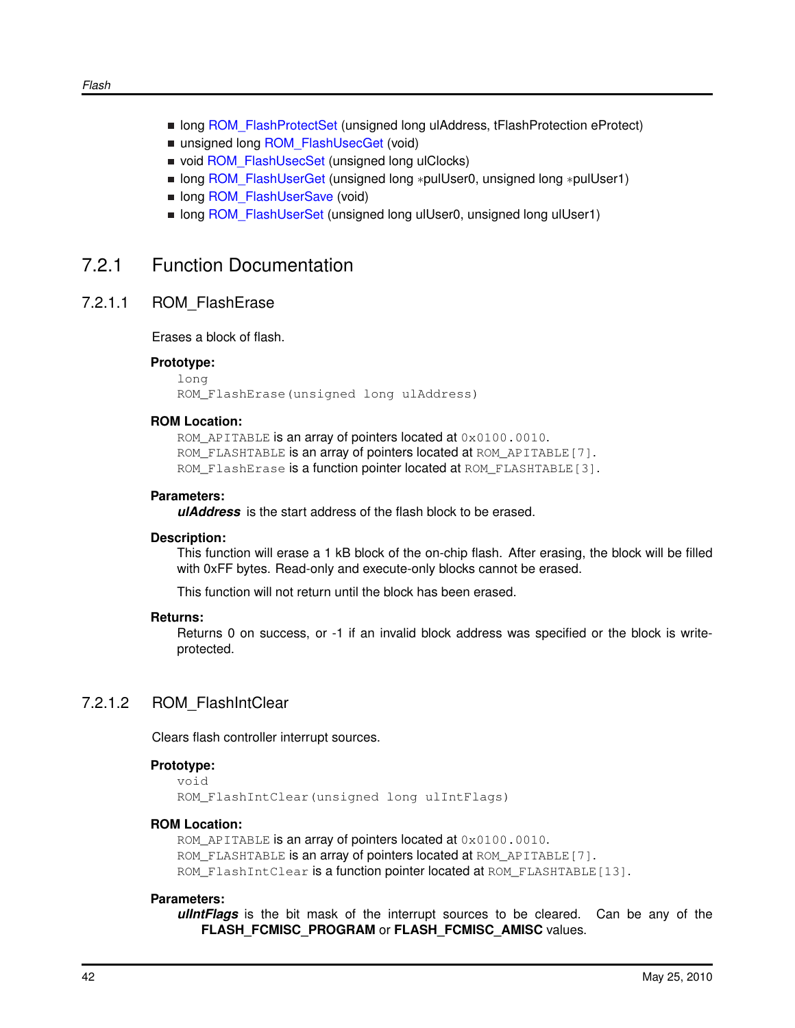- long ROM_FlashProtectSet (unsigned long ulAddress, tFlashProtection eProtect)
- unsigned long ROM_FlashUsecGet (void)
- void ROM_FlashUsecSet (unsigned long ulClocks)
- long ROM_FlashUserGet (unsigned long *pulUser0, unsigned long *pulUser1)
- long ROM_FlashUserSave (void)
- long ROM_FlashUserSet (unsigned long ulUser0, unsigned long ulUser1)

## 7.2.1 Function Documentation

### 7.2.1.1 ROM_FlashErase

Erases a block of flash.

**Prototype:**

```
long
ROM_FlashErase(unsigned long ulAddress)
```

**ROM Location:**

`ROM_APITABLE` is an array of pointers located at `0x0100.0010`.
`ROM_FLASHTABLE` is an array of pointers located at `ROM_APITABLE[7]`.
`ROM_FlashErase` is a function pointer located at `ROM_FLASHTABLE[3]`.

**Parameters:**

***ulAddress*** is the start address of the flash block to be erased.

**Description:**

This function will erase a 1 kB block of the on-chip flash. After erasing, the block will be filled with 0xFF bytes. Read-only and execute-only blocks cannot be erased.

This function will not return until the block has been erased.

**Returns:**

Returns 0 on success, or -1 if an invalid block address was specified or the block is write-protected.

### 7.2.1.2 ROM_FlashIntClear

Clears flash controller interrupt sources.

**Prototype:**

```
void
ROM_FlashIntClear(unsigned long ulIntFlags)
```

**ROM Location:**

`ROM_APITABLE` is an array of pointers located at `0x0100.0010`.
`ROM_FLASHTABLE` is an array of pointers located at `ROM_APITABLE[7]`.
`ROM_FlashIntClear` is a function pointer located at `ROM_FLASHTABLE[13]`.

**Parameters:**

***ulIntFlags*** is the bit mask of the interrupt sources to be cleared. Can be any of the **FLASH_FCMISC_PROGRAM** or **FLASH_FCMISC_AMISC** values.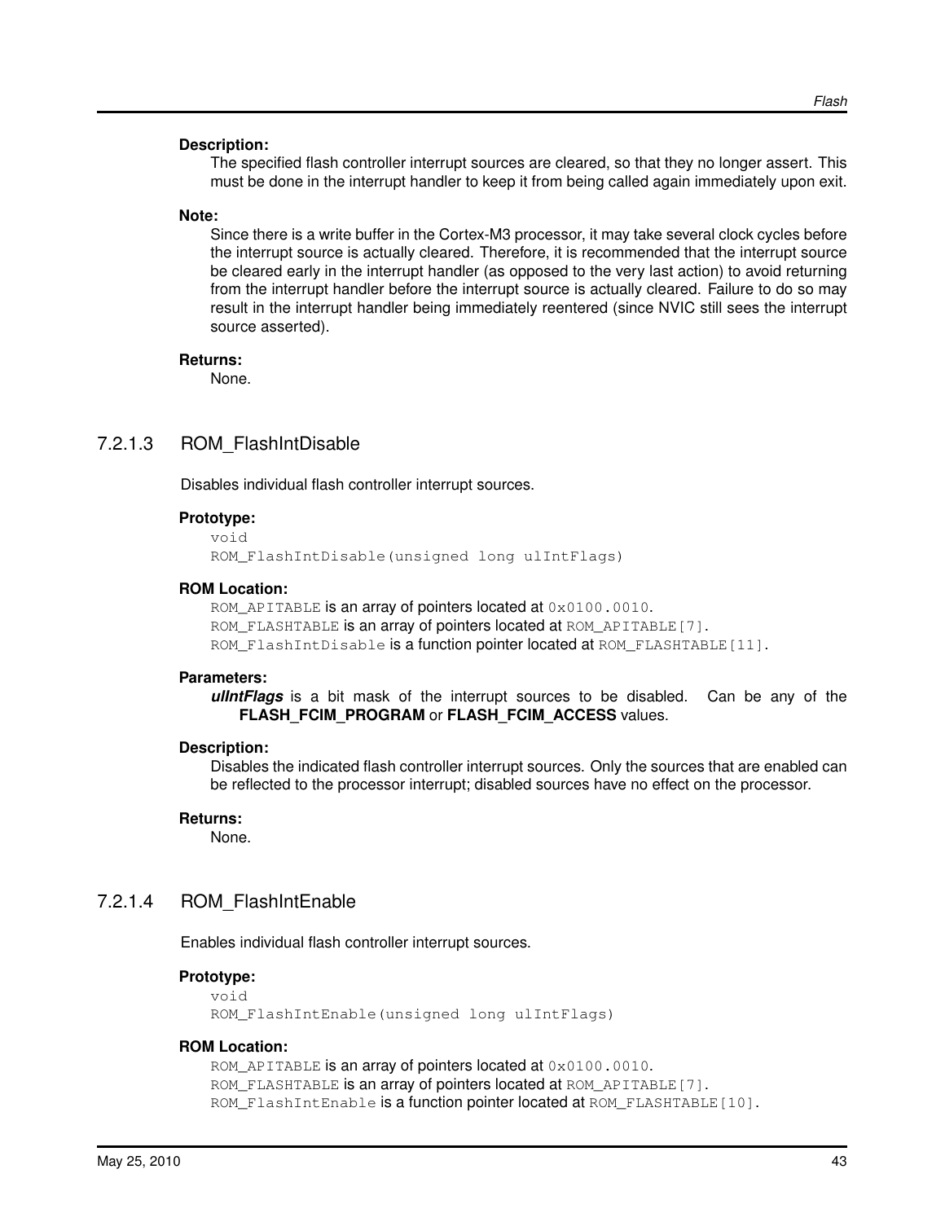**Description:**
The specified flash controller interrupt sources are cleared, so that they no longer assert. This must be done in the interrupt handler to keep it from being called again immediately upon exit.

**Note:**
Since there is a write buffer in the Cortex-M3 processor, it may take several clock cycles before the interrupt source is actually cleared. Therefore, it is recommended that the interrupt source be cleared early in the interrupt handler (as opposed to the very last action) to avoid returning from the interrupt handler before the interrupt source is actually cleared. Failure to do so may result in the interrupt handler being immediately reentered (since NVIC still sees the interrupt source asserted).

**Returns:**
None.

### 7.2.1.3 ROM_FlashIntDisable

Disables individual flash controller interrupt sources.

**Prototype:**

```
void
ROM_FlashIntDisable(unsigned long ulIntFlags)
```

**ROM Location:**
`ROM_APITABLE` is an array of pointers located at `0x0100.0010`.
`ROM_FLASHTABLE` is an array of pointers located at `ROM_APITABLE[7]`.
`ROM_FlashIntDisable` is a function pointer located at `ROM_FLASHTABLE[11]`.

**Parameters:**
***ulIntFlags*** is a bit mask of the interrupt sources to be disabled. Can be any of the **FLASH_FCIM_PROGRAM** or **FLASH_FCIM_ACCESS** values.

**Description:**
Disables the indicated flash controller interrupt sources. Only the sources that are enabled can be reflected to the processor interrupt; disabled sources have no effect on the processor.

**Returns:**
None.

### 7.2.1.4 ROM_FlashIntEnable

Enables individual flash controller interrupt sources.

**Prototype:**

```
void
ROM_FlashIntEnable(unsigned long ulIntFlags)
```

**ROM Location:**
`ROM_APITABLE` is an array of pointers located at `0x0100.0010`.
`ROM_FLASHTABLE` is an array of pointers located at `ROM_APITABLE[7]`.
`ROM_FlashIntEnable` is a function pointer located at `ROM_FLASHTABLE[10]`.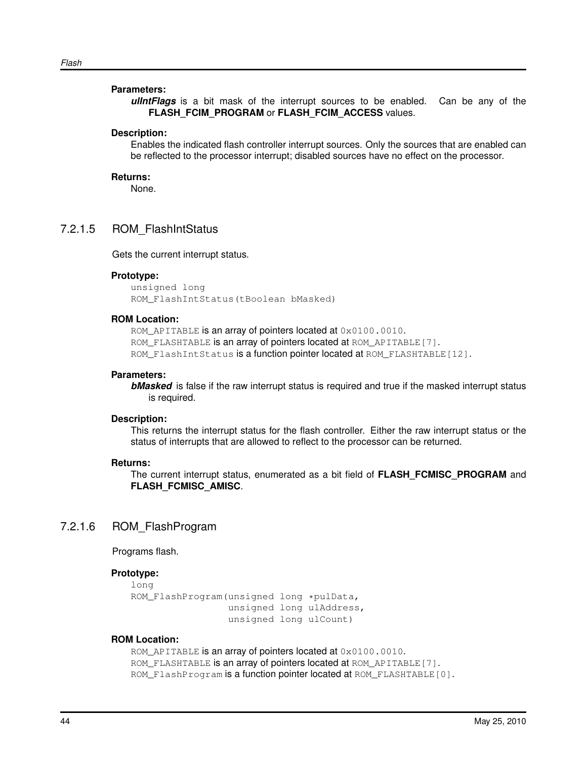**Parameters:**

***ulIntFlags*** is a bit mask of the interrupt sources to be enabled. Can be any of the **FLASH_FCIM_PROGRAM** or **FLASH_FCIM_ACCESS** values.

**Description:**

Enables the indicated flash controller interrupt sources. Only the sources that are enabled can be reflected to the processor interrupt; disabled sources have no effect on the processor.

**Returns:**

None.

### 7.2.1.5 ROM_FlashIntStatus

Gets the current interrupt status.

**Prototype:**

```
unsigned long
ROM_FlashIntStatus(tBoolean bMasked)
```

**ROM Location:**

`ROM_APITABLE` is an array of pointers located at `0x0100.0010`.
`ROM_FLASHTABLE` is an array of pointers located at `ROM_APITABLE[7]`.
`ROM_FlashIntStatus` is a function pointer located at `ROM_FLASHTABLE[12]`.

**Parameters:**

***bMasked*** is false if the raw interrupt status is required and true if the masked interrupt status is required.

**Description:**

This returns the interrupt status for the flash controller. Either the raw interrupt status or the status of interrupts that are allowed to reflect to the processor can be returned.

**Returns:**

The current interrupt status, enumerated as a bit field of **FLASH_FCMISC_PROGRAM** and **FLASH_FCMISC_AMISC**.

### 7.2.1.6 ROM_FlashProgram

Programs flash.

**Prototype:**

```
long
ROM_FlashProgram(unsigned long *pulData,
                 unsigned long ulAddress,
                 unsigned long ulCount)
```

**ROM Location:**

`ROM_APITABLE` is an array of pointers located at `0x0100.0010`.
`ROM_FLASHTABLE` is an array of pointers located at `ROM_APITABLE[7]`.
`ROM_FlashProgram` is a function pointer located at `ROM_FLASHTABLE[0]`.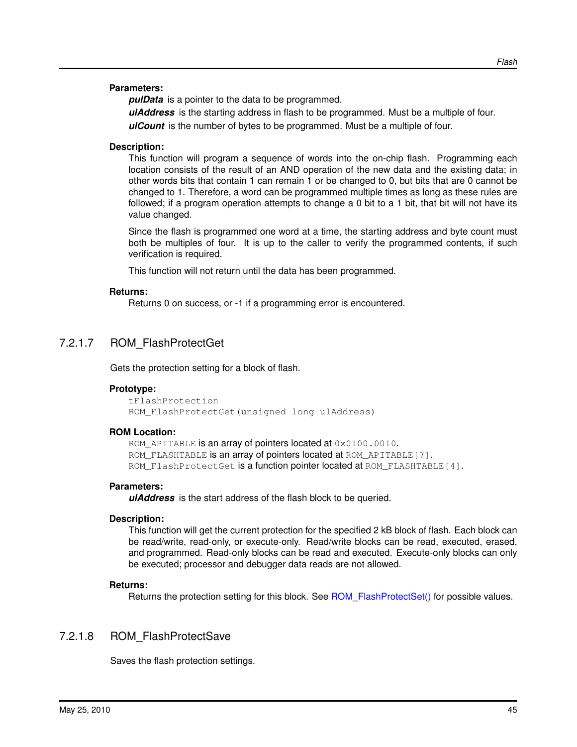**Parameters:**

***pulData*** is a pointer to the data to be programmed.

***ulAddress*** is the starting address in flash to be programmed. Must be a multiple of four.

***ulCount*** is the number of bytes to be programmed. Must be a multiple of four.

**Description:**

This function will program a sequence of words into the on-chip flash. Programming each location consists of the result of an AND operation of the new data and the existing data; in other words bits that contain 1 can remain 1 or be changed to 0, but bits that are 0 cannot be changed to 1. Therefore, a word can be programmed multiple times as long as these rules are followed; if a program operation attempts to change a 0 bit to a 1 bit, that bit will not have its value changed.

Since the flash is programmed one word at a time, the starting address and byte count must both be multiples of four. It is up to the caller to verify the programmed contents, if such verification is required.

This function will not return until the data has been programmed.

**Returns:**

Returns 0 on success, or -1 if a programming error is encountered.

### 7.2.1.7 ROM_FlashProtectGet

Gets the protection setting for a block of flash.

**Prototype:**

```
tFlashProtection
ROM_FlashProtectGet(unsigned long ulAddress)
```

**ROM Location:**

`ROM_APITABLE` is an array of pointers located at `0x0100.0010`.
`ROM_FLASHTABLE` is an array of pointers located at `ROM_APITABLE[7]`.
`ROM_FlashProtectGet` is a function pointer located at `ROM_FLASHTABLE[4]`.

**Parameters:**

***ulAddress*** is the start address of the flash block to be queried.

**Description:**

This function will get the current protection for the specified 2 kB block of flash. Each block can be read/write, read-only, or execute-only. Read/write blocks can be read, executed, erased, and programmed. Read-only blocks can be read and executed. Execute-only blocks can only be executed; processor and debugger data reads are not allowed.

**Returns:**

Returns the protection setting for this block. See ROM_FlashProtectSet() for possible values.

### 7.2.1.8 ROM_FlashProtectSave

Saves the flash protection settings.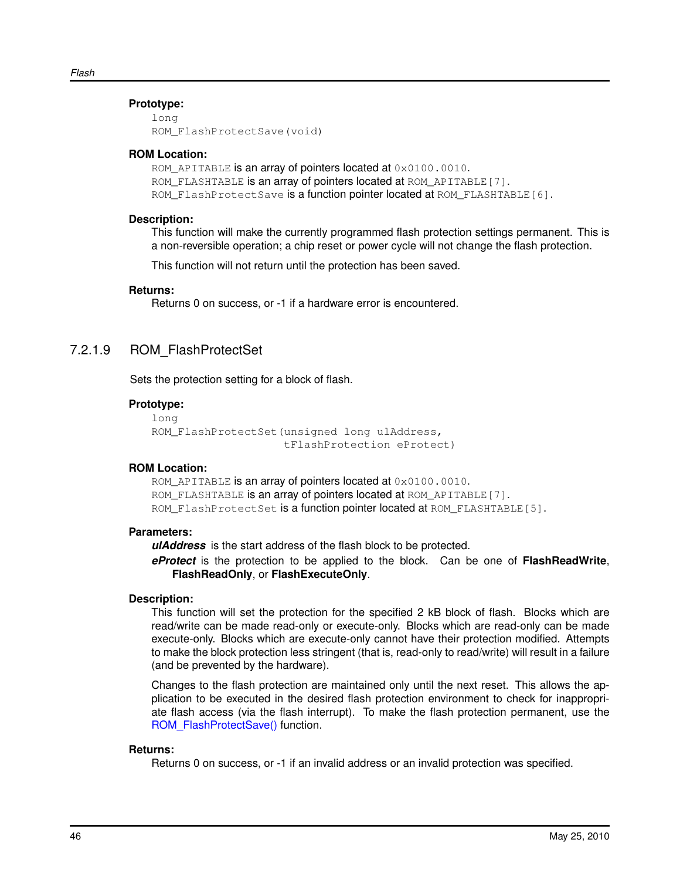**Prototype:**

```
long
ROM_FlashProtectSave(void)
```

**ROM Location:**

ROM_APITABLE is an array of pointers located at 0x0100.0010.
ROM_FLASHTABLE is an array of pointers located at ROM_APITABLE[7].
ROM_FlashProtectSave is a function pointer located at ROM_FLASHTABLE[6].

**Description:**

This function will make the currently programmed flash protection settings permanent. This is a non-reversible operation; a chip reset or power cycle will not change the flash protection.

This function will not return until the protection has been saved.

**Returns:**

Returns 0 on success, or -1 if a hardware error is encountered.

### 7.2.1.9 ROM_FlashProtectSet

Sets the protection setting for a block of flash.

**Prototype:**

```
long
ROM_FlashProtectSet(unsigned long ulAddress,
                    tFlashProtection eProtect)
```

**ROM Location:**

ROM_APITABLE is an array of pointers located at 0x0100.0010.
ROM_FLASHTABLE is an array of pointers located at ROM_APITABLE[7].
ROM_FlashProtectSet is a function pointer located at ROM_FLASHTABLE[5].

**Parameters:**

***ulAddress*** is the start address of the flash block to be protected.

***eProtect*** is the protection to be applied to the block. Can be one of **FlashReadWrite**, **FlashReadOnly**, or **FlashExecuteOnly**.

**Description:**

This function will set the protection for the specified 2 kB block of flash. Blocks which are read/write can be made read-only or execute-only. Blocks which are read-only can be made execute-only. Blocks which are execute-only cannot have their protection modified. Attempts to make the block protection less stringent (that is, read-only to read/write) will result in a failure (and be prevented by the hardware).

Changes to the flash protection are maintained only until the next reset. This allows the application to be executed in the desired flash protection environment to check for inappropriate flash access (via the flash interrupt). To make the flash protection permanent, use the ROM_FlashProtectSave() function.

**Returns:**

Returns 0 on success, or -1 if an invalid address or an invalid protection was specified.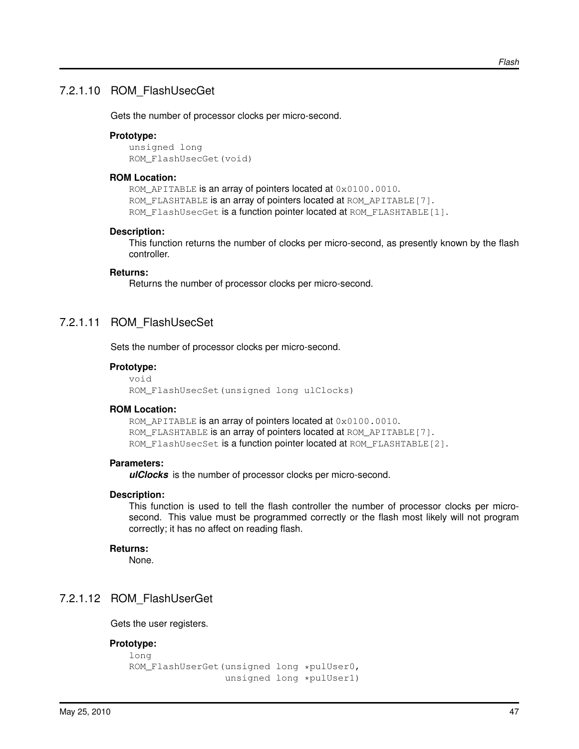### 7.2.1.10 ROM_FlashUsecGet

Gets the number of processor clocks per micro-second.

**Prototype:**

```
unsigned long
ROM_FlashUsecGet(void)
```

**ROM Location:**

`ROM_APITABLE` is an array of pointers located at `0x0100.0010`.
`ROM_FLASHTABLE` is an array of pointers located at `ROM_APITABLE[7]`.
`ROM_FlashUsecGet` is a function pointer located at `ROM_FLASHTABLE[1]`.

**Description:**

This function returns the number of clocks per micro-second, as presently known by the flash controller.

**Returns:**

Returns the number of processor clocks per micro-second.

### 7.2.1.11 ROM_FlashUsecSet

Sets the number of processor clocks per micro-second.

**Prototype:**

```
void
ROM_FlashUsecSet(unsigned long ulClocks)
```

**ROM Location:**

`ROM_APITABLE` is an array of pointers located at `0x0100.0010`.
`ROM_FLASHTABLE` is an array of pointers located at `ROM_APITABLE[7]`.
`ROM_FlashUsecSet` is a function pointer located at `ROM_FLASHTABLE[2]`.

**Parameters:**

***ulClocks*** is the number of processor clocks per micro-second.

**Description:**

This function is used to tell the flash controller the number of processor clocks per micro-second. This value must be programmed correctly or the flash most likely will not program correctly; it has no affect on reading flash.

**Returns:**

None.

### 7.2.1.12 ROM_FlashUserGet

Gets the user registers.

**Prototype:**

```
long
ROM_FlashUserGet(unsigned long *pulUser0,
                 unsigned long *pulUser1)
```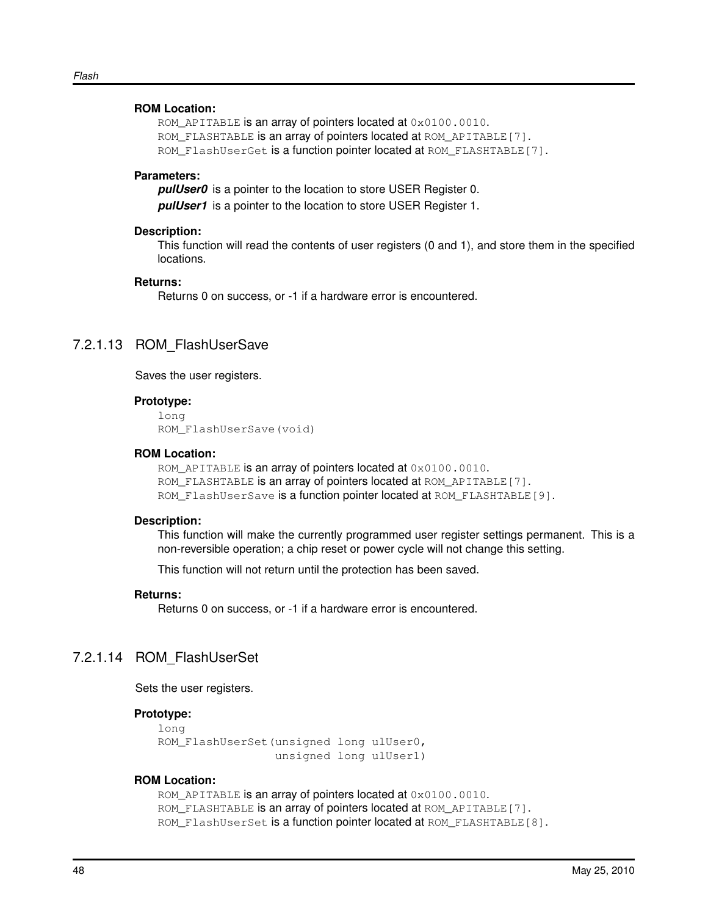**ROM Location:**

`ROM_APITABLE` is an array of pointers located at `0x0100.0010`.
`ROM_FLASHTABLE` is an array of pointers located at `ROM_APITABLE[7]`.
`ROM_FlashUserGet` is a function pointer located at `ROM_FLASHTABLE[7]`.

**Parameters:**

***pulUser0*** is a pointer to the location to store USER Register 0.

***pulUser1*** is a pointer to the location to store USER Register 1.

**Description:**

This function will read the contents of user registers (0 and 1), and store them in the specified locations.

**Returns:**

Returns 0 on success, or -1 if a hardware error is encountered.

### 7.2.1.13 ROM_FlashUserSave

Saves the user registers.

**Prototype:**

```
long
ROM_FlashUserSave(void)
```

**ROM Location:**

`ROM_APITABLE` is an array of pointers located at `0x0100.0010`.
`ROM_FLASHTABLE` is an array of pointers located at `ROM_APITABLE[7]`.
`ROM_FlashUserSave` is a function pointer located at `ROM_FLASHTABLE[9]`.

**Description:**

This function will make the currently programmed user register settings permanent. This is a non-reversible operation; a chip reset or power cycle will not change this setting.

This function will not return until the protection has been saved.

**Returns:**

Returns 0 on success, or -1 if a hardware error is encountered.

### 7.2.1.14 ROM_FlashUserSet

Sets the user registers.

**Prototype:**

```
long
ROM_FlashUserSet(unsigned long ulUser0,
                 unsigned long ulUser1)
```

**ROM Location:**

`ROM_APITABLE` is an array of pointers located at `0x0100.0010`.
`ROM_FLASHTABLE` is an array of pointers located at `ROM_APITABLE[7]`.
`ROM_FlashUserSet` is a function pointer located at `ROM_FLASHTABLE[8]`.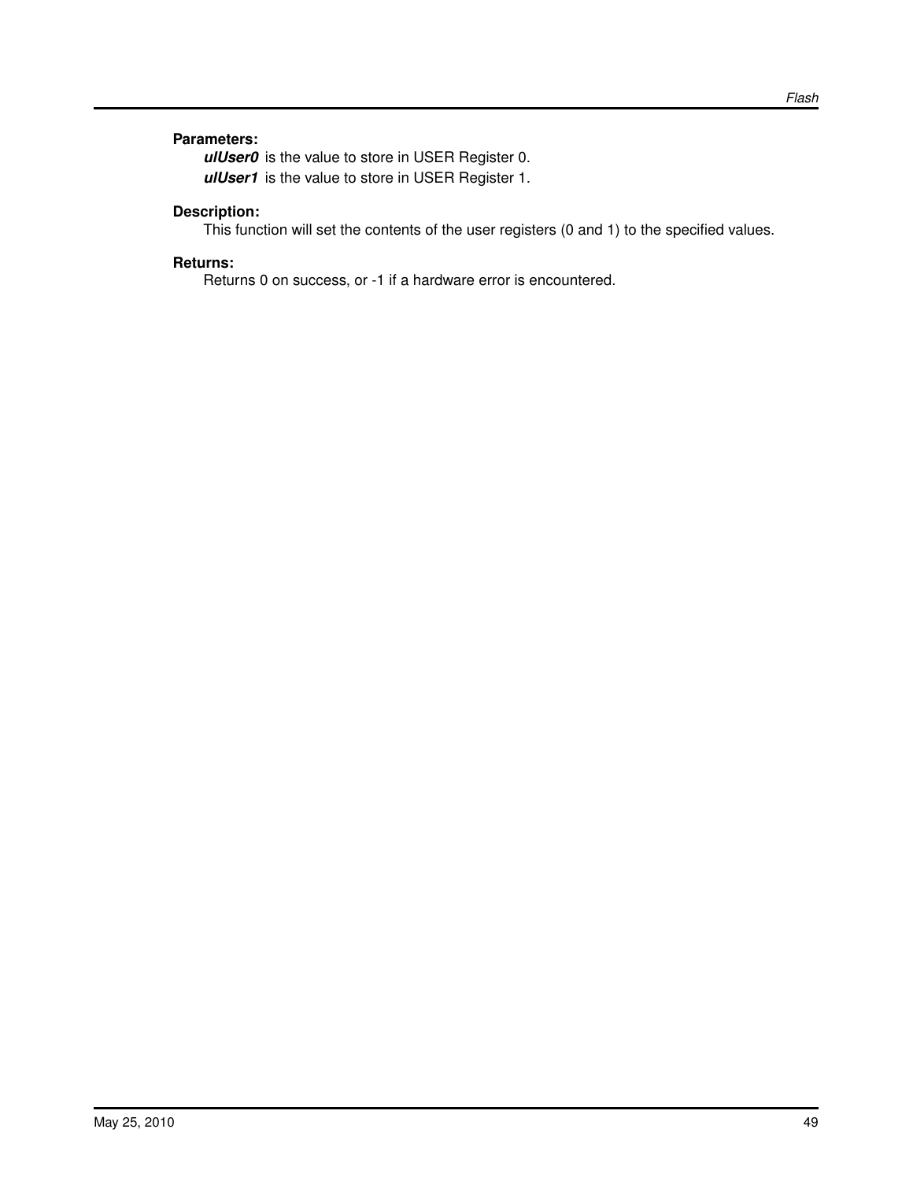**Parameters:**

***ulUser0*** is the value to store in USER Register 0.

***ulUser1*** is the value to store in USER Register 1.

**Description:**

This function will set the contents of the user registers (0 and 1) to the specified values.

**Returns:**

Returns 0 on success, or -1 if a hardware error is encountered.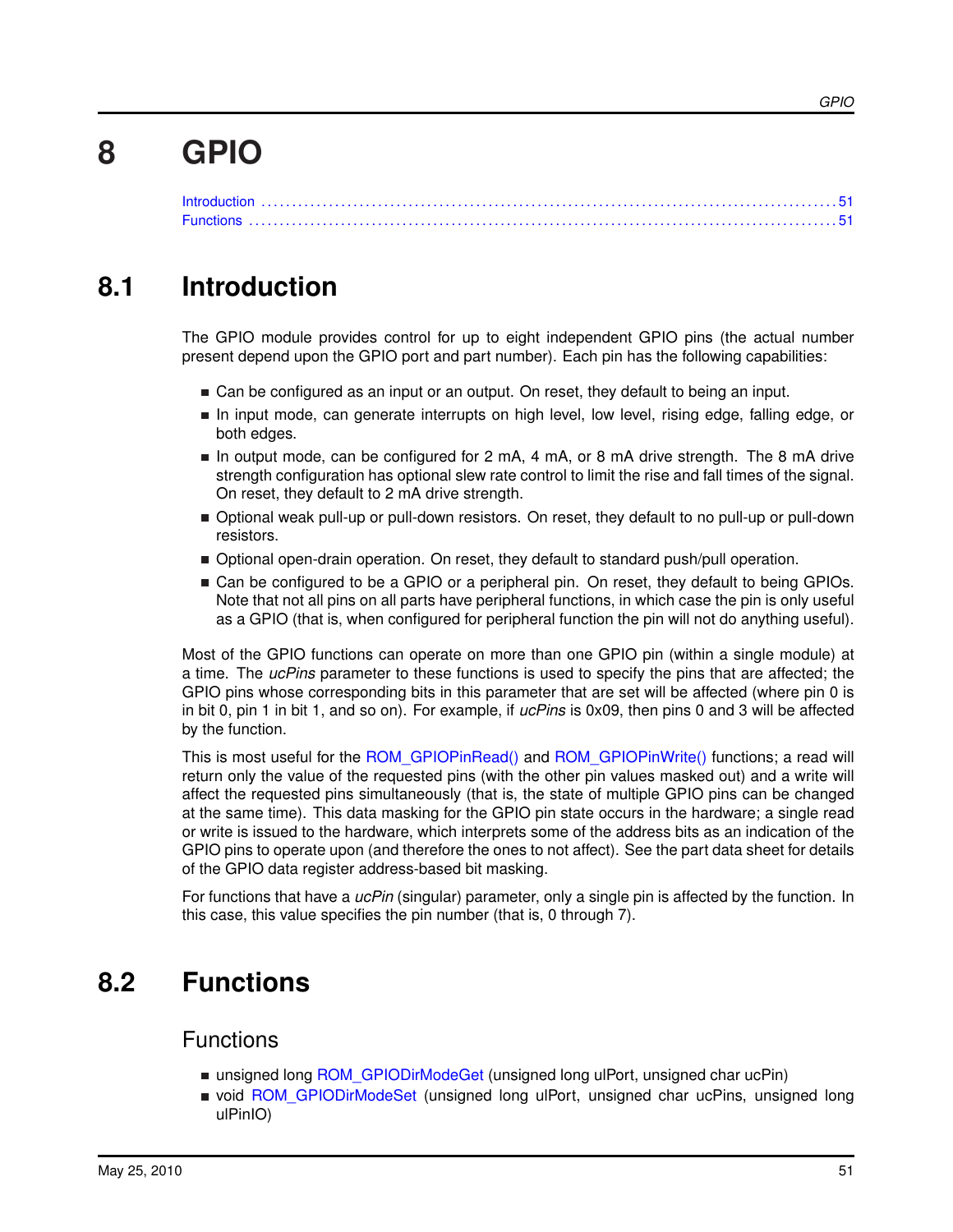# 8 GPIO

Introduction . . . . . . . . . . . . . . . . . . . . . . . . . . . . . . . . . . . . . . . . . . . . . . . . . . . . . . . . . . . . . . . . . . . . . . . . . . . . . . . . . . . . . 51
Functions . . . . . . . . . . . . . . . . . . . . . . . . . . . . . . . . . . . . . . . . . . . . . . . . . . . . . . . . . . . . . . . . . . . . . . . . . . . . . . . . . . . . . . . 51

## 8.1 Introduction

The GPIO module provides control for up to eight independent GPIO pins (the actual number present depend upon the GPIO port and part number). Each pin has the following capabilities:

- Can be configured as an input or an output. On reset, they default to being an input.
- In input mode, can generate interrupts on high level, low level, rising edge, falling edge, or both edges.
- In output mode, can be configured for 2 mA, 4 mA, or 8 mA drive strength. The 8 mA drive strength configuration has optional slew rate control to limit the rise and fall times of the signal. On reset, they default to 2 mA drive strength.
- Optional weak pull-up or pull-down resistors. On reset, they default to no pull-up or pull-down resistors.
- Optional open-drain operation. On reset, they default to standard push/pull operation.
- Can be configured to be a GPIO or a peripheral pin. On reset, they default to being GPIOs. Note that not all pins on all parts have peripheral functions, in which case the pin is only useful as a GPIO (that is, when configured for peripheral function the pin will not do anything useful).

Most of the GPIO functions can operate on more than one GPIO pin (within a single module) at a time. The *ucPins* parameter to these functions is used to specify the pins that are affected; the GPIO pins whose corresponding bits in this parameter that are set will be affected (where pin 0 is in bit 0, pin 1 in bit 1, and so on). For example, if *ucPins* is 0x09, then pins 0 and 3 will be affected by the function.

This is most useful for the ROM_GPIOPinRead() and ROM_GPIOPinWrite() functions; a read will return only the value of the requested pins (with the other pin values masked out) and a write will affect the requested pins simultaneously (that is, the state of multiple GPIO pins can be changed at the same time). This data masking for the GPIO pin state occurs in the hardware; a single read or write is issued to the hardware, which interprets some of the address bits as an indication of the GPIO pins to operate upon (and therefore the ones to not affect). See the part data sheet for details of the GPIO data register address-based bit masking.

For functions that have a *ucPin* (singular) parameter, only a single pin is affected by the function. In this case, this value specifies the pin number (that is, 0 through 7).

## 8.2 Functions

### Functions

- unsigned long ROM_GPIODirModeGet (unsigned long ulPort, unsigned char ucPin)
- void ROM_GPIODirModeSet (unsigned long ulPort, unsigned char ucPins, unsigned long ulPinIO)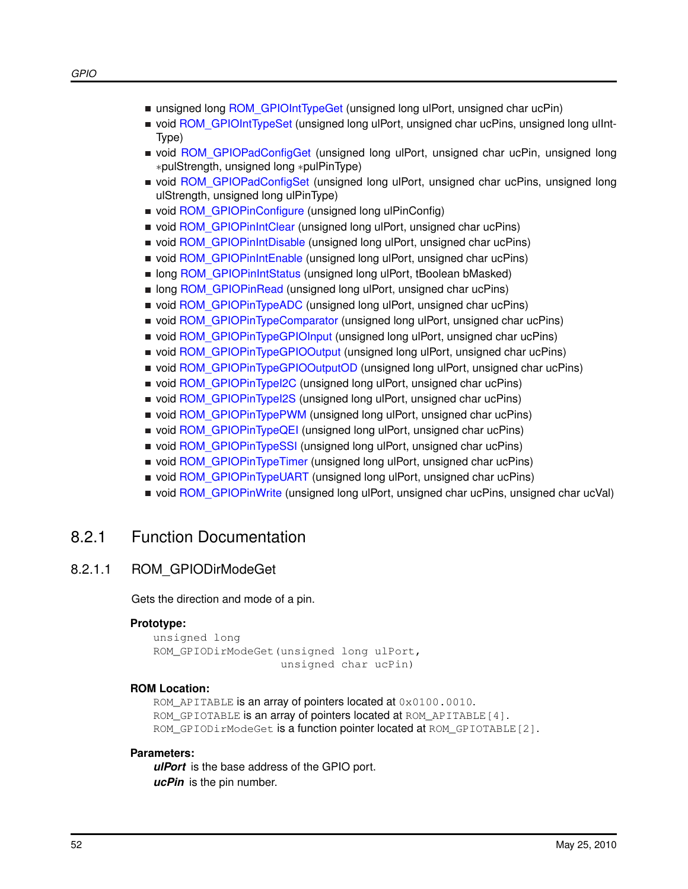- unsigned long ROM_GPIOIntTypeGet (unsigned long ulPort, unsigned char ucPin)
- void ROM_GPIOIntTypeSet (unsigned long ulPort, unsigned char ucPins, unsigned long ulIntType)
- void ROM_GPIOPadConfigGet (unsigned long ulPort, unsigned char ucPin, unsigned long *pulStrength, unsigned long *pulPinType)
- void ROM_GPIOPadConfigSet (unsigned long ulPort, unsigned char ucPins, unsigned long ulStrength, unsigned long ulPinType)
- void ROM_GPIOPinConfigure (unsigned long ulPinConfig)
- void ROM_GPIOPinIntClear (unsigned long ulPort, unsigned char ucPins)
- void ROM_GPIOPinIntDisable (unsigned long ulPort, unsigned char ucPins)
- void ROM_GPIOPinIntEnable (unsigned long ulPort, unsigned char ucPins)
- long ROM_GPIOPinIntStatus (unsigned long ulPort, tBoolean bMasked)
- long ROM_GPIOPinRead (unsigned long ulPort, unsigned char ucPins)
- void ROM_GPIOPinTypeADC (unsigned long ulPort, unsigned char ucPins)
- void ROM_GPIOPinTypeComparator (unsigned long ulPort, unsigned char ucPins)
- void ROM_GPIOPinTypeGPIOInput (unsigned long ulPort, unsigned char ucPins)
- void ROM_GPIOPinTypeGPIOOutput (unsigned long ulPort, unsigned char ucPins)
- void ROM_GPIOPinTypeGPIOOutputOD (unsigned long ulPort, unsigned char ucPins)
- void ROM_GPIOPinTypeI2C (unsigned long ulPort, unsigned char ucPins)
- void ROM_GPIOPinTypeI2S (unsigned long ulPort, unsigned char ucPins)
- void ROM_GPIOPinTypePWM (unsigned long ulPort, unsigned char ucPins)
- void ROM_GPIOPinTypeQEI (unsigned long ulPort, unsigned char ucPins)
- void ROM_GPIOPinTypeSSI (unsigned long ulPort, unsigned char ucPins)
- void ROM_GPIOPinTypeTimer (unsigned long ulPort, unsigned char ucPins)
- void ROM_GPIOPinTypeUART (unsigned long ulPort, unsigned char ucPins)
- void ROM_GPIOPinWrite (unsigned long ulPort, unsigned char ucPins, unsigned char ucVal)

## 8.2.1 Function Documentation

### 8.2.1.1 ROM_GPIODirModeGet

Gets the direction and mode of a pin.

**Prototype:**

```
unsigned long
ROM_GPIODirModeGet(unsigned long ulPort,
                   unsigned char ucPin)
```

**ROM Location:**

`ROM_APITABLE` is an array of pointers located at `0x0100.0010`.
`ROM_GPIOTABLE` is an array of pointers located at `ROM_APITABLE[4]`.
`ROM_GPIODirModeGet` is a function pointer located at `ROM_GPIOTABLE[2]`.

**Parameters:**

***ulPort*** is the base address of the GPIO port.
***ucPin*** is the pin number.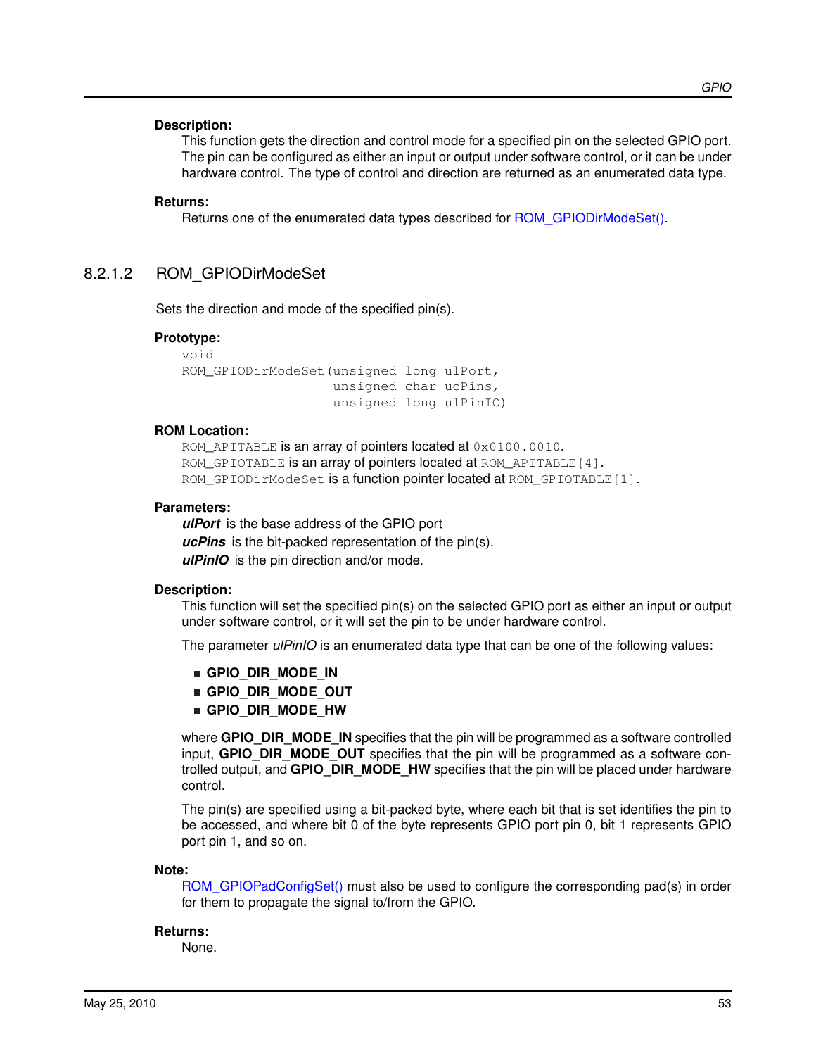**Description:**

This function gets the direction and control mode for a specified pin on the selected GPIO port. The pin can be configured as either an input or output under software control, or it can be under hardware control. The type of control and direction are returned as an enumerated data type.

**Returns:**

Returns one of the enumerated data types described for ROM_GPIODirModeSet().

### 8.2.1.2 ROM_GPIODirModeSet

Sets the direction and mode of the specified pin(s).

**Prototype:**

```
void
ROM_GPIODirModeSet(unsigned long ulPort,
                   unsigned char ucPins,
                   unsigned long ulPinIO)
```

**ROM Location:**

`ROM_APITABLE` is an array of pointers located at `0x0100.0010`.
`ROM_GPIOTABLE` is an array of pointers located at `ROM_APITABLE[4]`.
`ROM_GPIODirModeSet` is a function pointer located at `ROM_GPIOTABLE[1]`.

**Parameters:**

***ulPort*** is the base address of the GPIO port
***ucPins*** is the bit-packed representation of the pin(s).
***ulPinIO*** is the pin direction and/or mode.

**Description:**

This function will set the specified pin(s) on the selected GPIO port as either an input or output under software control, or it will set the pin to be under hardware control.

The parameter *ulPinIO* is an enumerated data type that can be one of the following values:

- **GPIO_DIR_MODE_IN**
- **GPIO_DIR_MODE_OUT**
- **GPIO_DIR_MODE_HW**

where **GPIO_DIR_MODE_IN** specifies that the pin will be programmed as a software controlled input, **GPIO_DIR_MODE_OUT** specifies that the pin will be programmed as a software controlled output, and **GPIO_DIR_MODE_HW** specifies that the pin will be placed under hardware control.

The pin(s) are specified using a bit-packed byte, where each bit that is set identifies the pin to be accessed, and where bit 0 of the byte represents GPIO port pin 0, bit 1 represents GPIO port pin 1, and so on.

**Note:**

ROM_GPIOPadConfigSet() must also be used to configure the corresponding pad(s) in order for them to propagate the signal to/from the GPIO.

**Returns:**

None.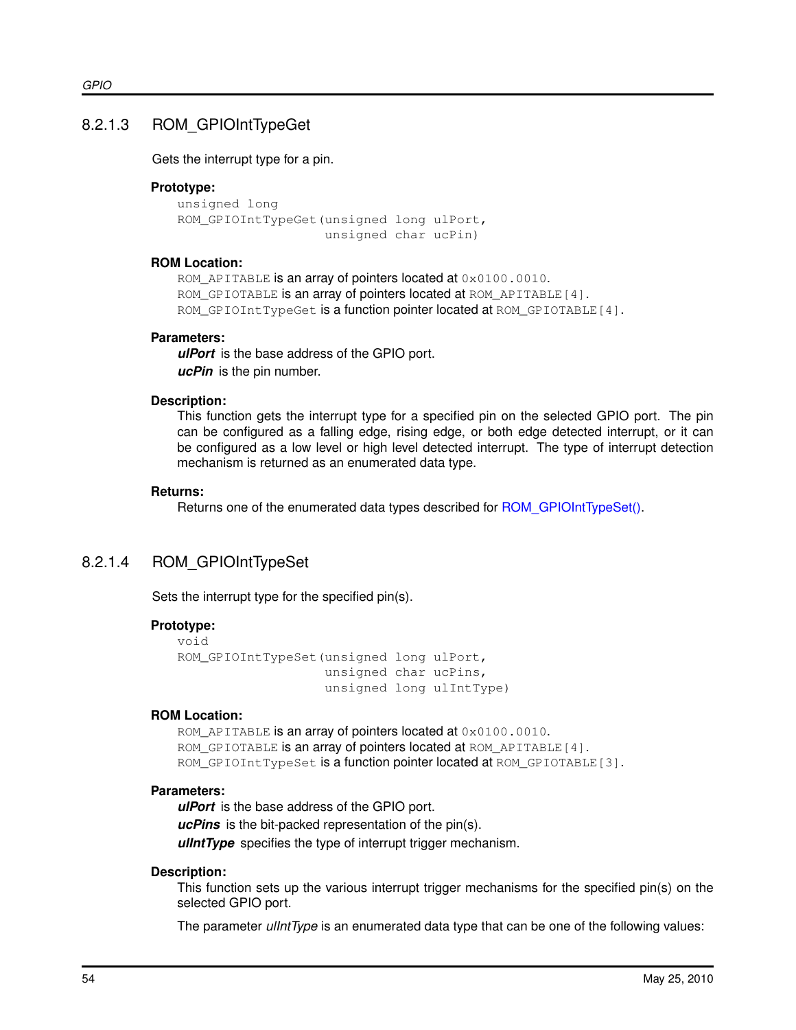### 8.2.1.3 ROM_GPIOIntTypeGet

Gets the interrupt type for a pin.

**Prototype:**

```
unsigned long
ROM_GPIOIntTypeGet(unsigned long ulPort,
                   unsigned char ucPin)
```

**ROM Location:**

`ROM_APITABLE` is an array of pointers located at `0x0100.0010`.
`ROM_GPIOTABLE` is an array of pointers located at `ROM_APITABLE[4]`.
`ROM_GPIOIntTypeGet` is a function pointer located at `ROM_GPIOTABLE[4]`.

**Parameters:**

***ulPort*** is the base address of the GPIO port.
***ucPin*** is the pin number.

**Description:**

This function gets the interrupt type for a specified pin on the selected GPIO port. The pin can be configured as a falling edge, rising edge, or both edge detected interrupt, or it can be configured as a low level or high level detected interrupt. The type of interrupt detection mechanism is returned as an enumerated data type.

**Returns:**

Returns one of the enumerated data types described for ROM_GPIOIntTypeSet().

### 8.2.1.4 ROM_GPIOIntTypeSet

Sets the interrupt type for the specified pin(s).

**Prototype:**

```
void
ROM_GPIOIntTypeSet(unsigned long ulPort,
                   unsigned char ucPins,
                   unsigned long ulIntType)
```

**ROM Location:**

`ROM_APITABLE` is an array of pointers located at `0x0100.0010`.
`ROM_GPIOTABLE` is an array of pointers located at `ROM_APITABLE[4]`.
`ROM_GPIOIntTypeSet` is a function pointer located at `ROM_GPIOTABLE[3]`.

**Parameters:**

***ulPort*** is the base address of the GPIO port.
***ucPins*** is the bit-packed representation of the pin(s).
***ulIntType*** specifies the type of interrupt trigger mechanism.

**Description:**

This function sets up the various interrupt trigger mechanisms for the specified pin(s) on the selected GPIO port.

The parameter *ulIntType* is an enumerated data type that can be one of the following values: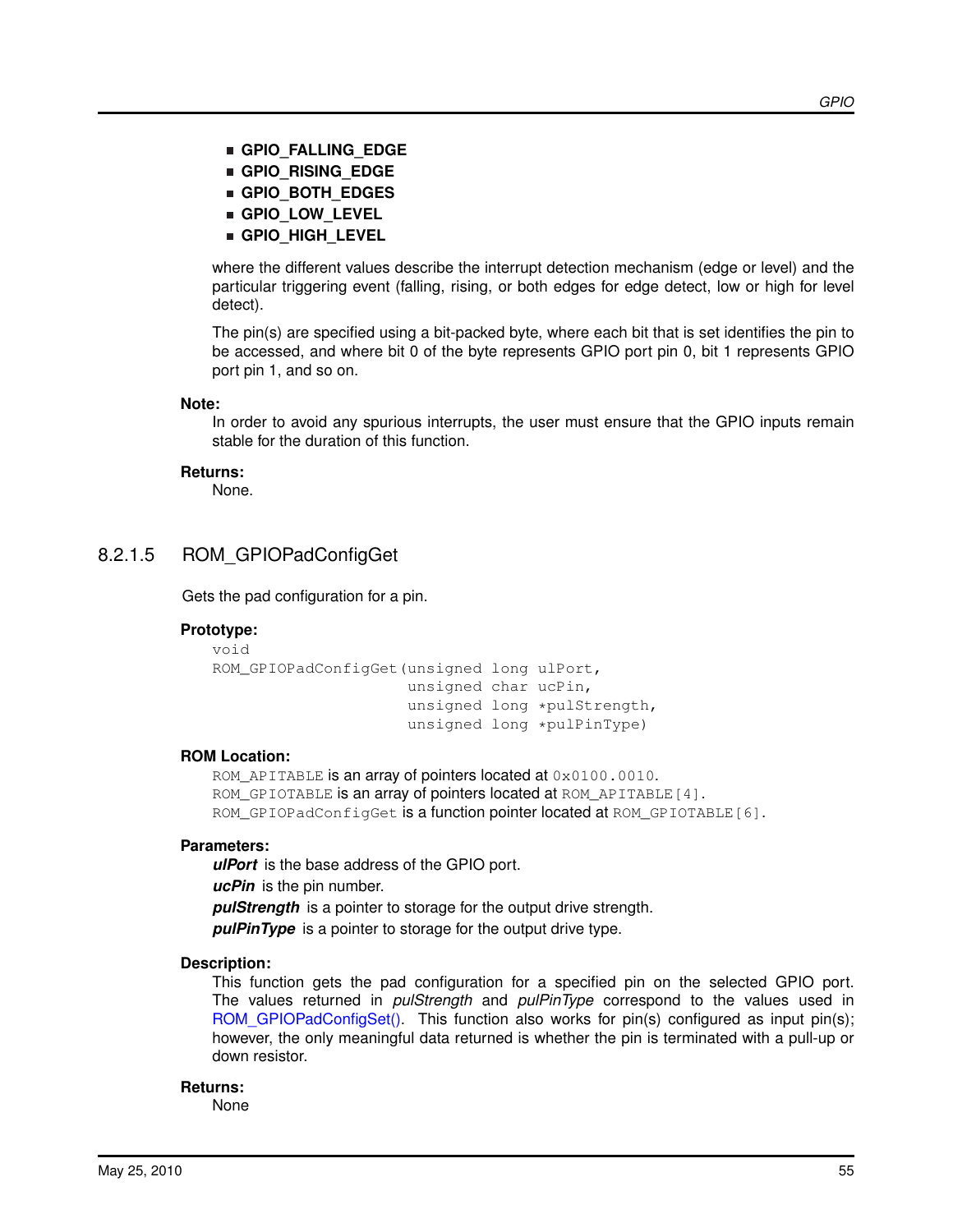- **GPIO_FALLING_EDGE**
- **GPIO_RISING_EDGE**
- **GPIO_BOTH_EDGES**
- **GPIO_LOW_LEVEL**
- **GPIO_HIGH_LEVEL**

where the different values describe the interrupt detection mechanism (edge or level) and the particular triggering event (falling, rising, or both edges for edge detect, low or high for level detect).

The pin(s) are specified using a bit-packed byte, where each bit that is set identifies the pin to be accessed, and where bit 0 of the byte represents GPIO port pin 0, bit 1 represents GPIO port pin 1, and so on.

**Note:**
In order to avoid any spurious interrupts, the user must ensure that the GPIO inputs remain stable for the duration of this function.

**Returns:**
None.

### 8.2.1.5 ROM_GPIOPadConfigGet

Gets the pad configuration for a pin.

**Prototype:**

```
void
ROM_GPIOPadConfigGet(unsigned long ulPort,
                     unsigned char ucPin,
                     unsigned long *pulStrength,
                     unsigned long *pulPinType)
```

**ROM Location:**
`ROM_APITABLE` is an array of pointers located at `0x0100.0010`.
`ROM_GPIOTABLE` is an array of pointers located at `ROM_APITABLE[4]`.
`ROM_GPIOPadConfigGet` is a function pointer located at `ROM_GPIOTABLE[6]`.

**Parameters:**
***ulPort*** is the base address of the GPIO port.
***ucPin*** is the pin number.
***pulStrength*** is a pointer to storage for the output drive strength.
***pulPinType*** is a pointer to storage for the output drive type.

**Description:**
This function gets the pad configuration for a specified pin on the selected GPIO port. The values returned in *pulStrength* and *pulPinType* correspond to the values used in ROM_GPIOPadConfigSet(). This function also works for pin(s) configured as input pin(s); however, the only meaningful data returned is whether the pin is terminated with a pull-up or down resistor.

**Returns:**
None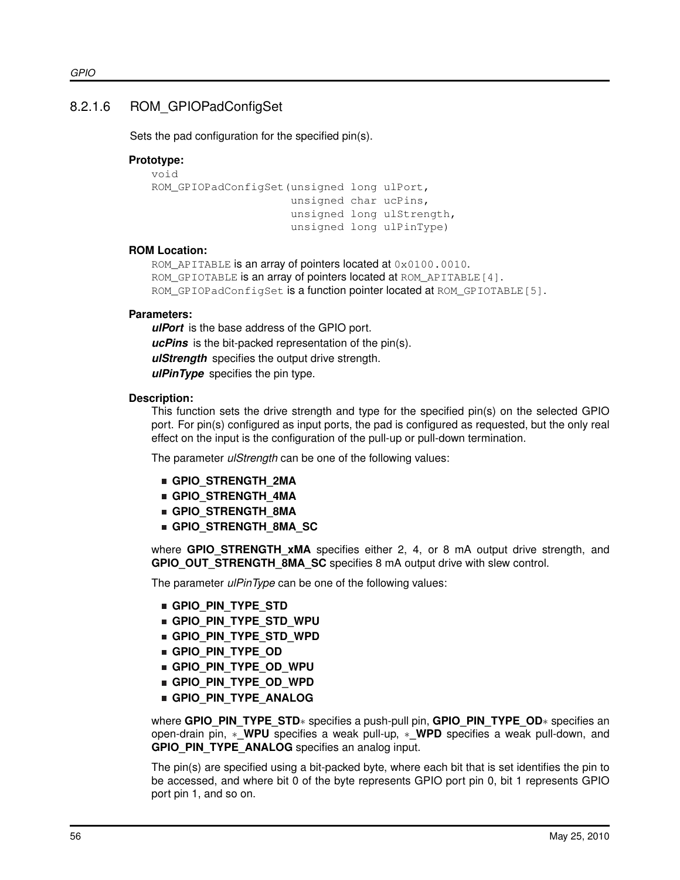### 8.2.1.6 ROM_GPIOPadConfigSet

Sets the pad configuration for the specified pin(s).

**Prototype:**

```
void
ROM_GPIOPadConfigSet(unsigned long ulPort,
                     unsigned char ucPins,
                     unsigned long ulStrength,
                     unsigned long ulPinType)
```

**ROM Location:**

`ROM_APITABLE` is an array of pointers located at `0x0100.0010`.
`ROM_GPIOTABLE` is an array of pointers located at `ROM_APITABLE[4]`.
`ROM_GPIOPadConfigSet` is a function pointer located at `ROM_GPIOTABLE[5]`.

**Parameters:**

***ulPort*** is the base address of the GPIO port.
***ucPins*** is the bit-packed representation of the pin(s).
***ulStrength*** specifies the output drive strength.
***ulPinType*** specifies the pin type.

**Description:**

This function sets the drive strength and type for the specified pin(s) on the selected GPIO port. For pin(s) configured as input ports, the pad is configured as requested, but the only real effect on the input is the configuration of the pull-up or pull-down termination.

The parameter *ulStrength* can be one of the following values:

- **GPIO_STRENGTH_2MA**
- **GPIO_STRENGTH_4MA**
- **GPIO_STRENGTH_8MA**
- **GPIO_STRENGTH_8MA_SC**

where **GPIO_STRENGTH_xMA** specifies either 2, 4, or 8 mA output drive strength, and **GPIO_OUT_STRENGTH_8MA_SC** specifies 8 mA output drive with slew control.

The parameter *ulPinType* can be one of the following values:

- **GPIO_PIN_TYPE_STD**
- **GPIO_PIN_TYPE_STD_WPU**
- **GPIO_PIN_TYPE_STD_WPD**
- **GPIO_PIN_TYPE_OD**
- **GPIO_PIN_TYPE_OD_WPU**
- **GPIO_PIN_TYPE_OD_WPD**
- **GPIO_PIN_TYPE_ANALOG**

where **GPIO_PIN_TYPE_STD**∗ specifies a push-pull pin, **GPIO_PIN_TYPE_OD**∗ specifies an open-drain pin, ∗**_WPU** specifies a weak pull-up, ∗**_WPD** specifies a weak pull-down, and **GPIO_PIN_TYPE_ANALOG** specifies an analog input.

The pin(s) are specified using a bit-packed byte, where each bit that is set identifies the pin to be accessed, and where bit 0 of the byte represents GPIO port pin 0, bit 1 represents GPIO port pin 1, and so on.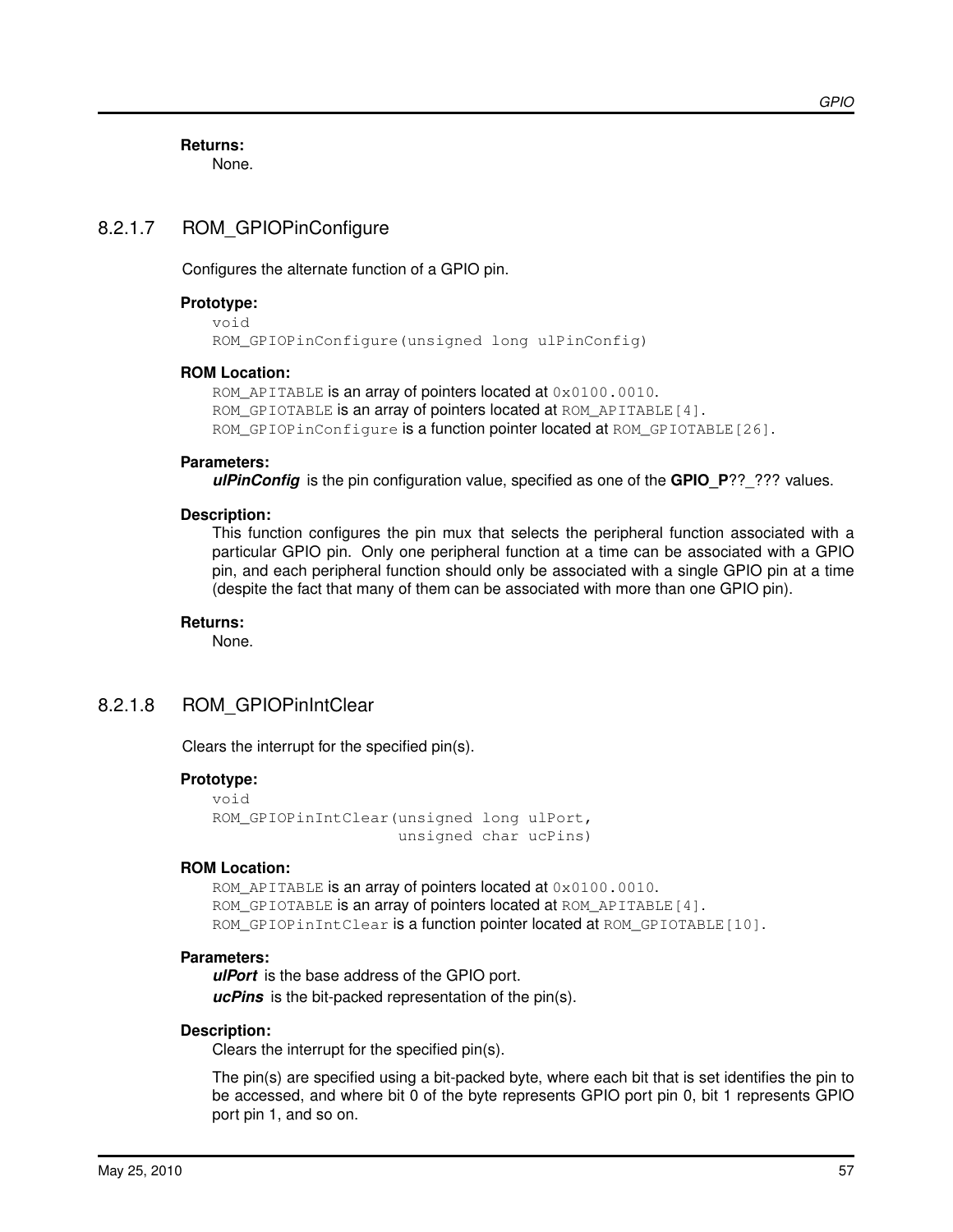**Returns:**
None.

### 8.2.1.7 ROM_GPIOPinConfigure

Configures the alternate function of a GPIO pin.

**Prototype:**

```
void
ROM_GPIOPinConfigure(unsigned long ulPinConfig)
```

**ROM Location:**

`ROM_APITABLE` is an array of pointers located at `0x0100.0010`.
`ROM_GPIOTABLE` is an array of pointers located at `ROM_APITABLE[4]`.
`ROM_GPIOPinConfigure` is a function pointer located at `ROM_GPIOTABLE[26]`.

**Parameters:**

***ulPinConfig*** is the pin configuration value, specified as one of the **GPIO_P**??_??? values.

**Description:**

This function configures the pin mux that selects the peripheral function associated with a particular GPIO pin. Only one peripheral function at a time can be associated with a GPIO pin, and each peripheral function should only be associated with a single GPIO pin at a time (despite the fact that many of them can be associated with more than one GPIO pin).

**Returns:**
None.

### 8.2.1.8 ROM_GPIOPinIntClear

Clears the interrupt for the specified pin(s).

**Prototype:**

```
void
ROM_GPIOPinIntClear(unsigned long ulPort,
                    unsigned char ucPins)
```

**ROM Location:**

`ROM_APITABLE` is an array of pointers located at `0x0100.0010`.
`ROM_GPIOTABLE` is an array of pointers located at `ROM_APITABLE[4]`.
`ROM_GPIOPinIntClear` is a function pointer located at `ROM_GPIOTABLE[10]`.

**Parameters:**

***ulPort*** is the base address of the GPIO port.
***ucPins*** is the bit-packed representation of the pin(s).

**Description:**

Clears the interrupt for the specified pin(s).

The pin(s) are specified using a bit-packed byte, where each bit that is set identifies the pin to be accessed, and where bit 0 of the byte represents GPIO port pin 0, bit 1 represents GPIO port pin 1, and so on.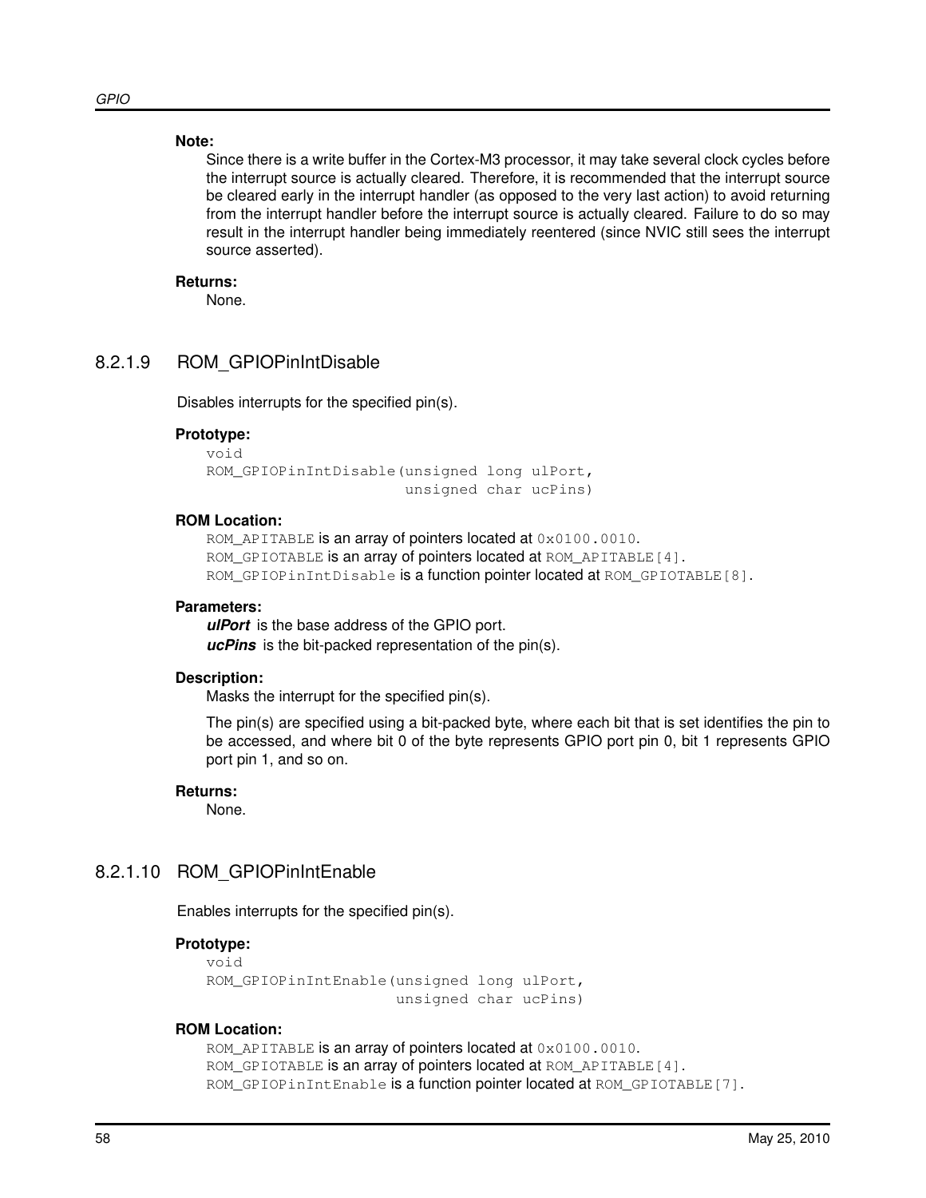**Note:**

Since there is a write buffer in the Cortex-M3 processor, it may take several clock cycles before the interrupt source is actually cleared. Therefore, it is recommended that the interrupt source be cleared early in the interrupt handler (as opposed to the very last action) to avoid returning from the interrupt handler before the interrupt source is actually cleared. Failure to do so may result in the interrupt handler being immediately reentered (since NVIC still sees the interrupt source asserted).

**Returns:**

None.

### 8.2.1.9 ROM_GPIOPinIntDisable

Disables interrupts for the specified pin(s).

**Prototype:**

```
void
ROM_GPIOPinIntDisable(unsigned long ulPort,
                      unsigned char ucPins)
```

**ROM Location:**

`ROM_APITABLE` is an array of pointers located at `0x0100.0010`.
`ROM_GPIOTABLE` is an array of pointers located at `ROM_APITABLE[4]`.
`ROM_GPIOPinIntDisable` is a function pointer located at `ROM_GPIOTABLE[8]`.

**Parameters:**

***ulPort*** is the base address of the GPIO port.
***ucPins*** is the bit-packed representation of the pin(s).

**Description:**

Masks the interrupt for the specified pin(s).

The pin(s) are specified using a bit-packed byte, where each bit that is set identifies the pin to be accessed, and where bit 0 of the byte represents GPIO port pin 0, bit 1 represents GPIO port pin 1, and so on.

**Returns:**

None.

### 8.2.1.10 ROM_GPIOPinIntEnable

Enables interrupts for the specified pin(s).

**Prototype:**

```
void
ROM_GPIOPinIntEnable(unsigned long ulPort,
                     unsigned char ucPins)
```

**ROM Location:**

`ROM_APITABLE` is an array of pointers located at `0x0100.0010`.
`ROM_GPIOTABLE` is an array of pointers located at `ROM_APITABLE[4]`.
`ROM_GPIOPinIntEnable` is a function pointer located at `ROM_GPIOTABLE[7]`.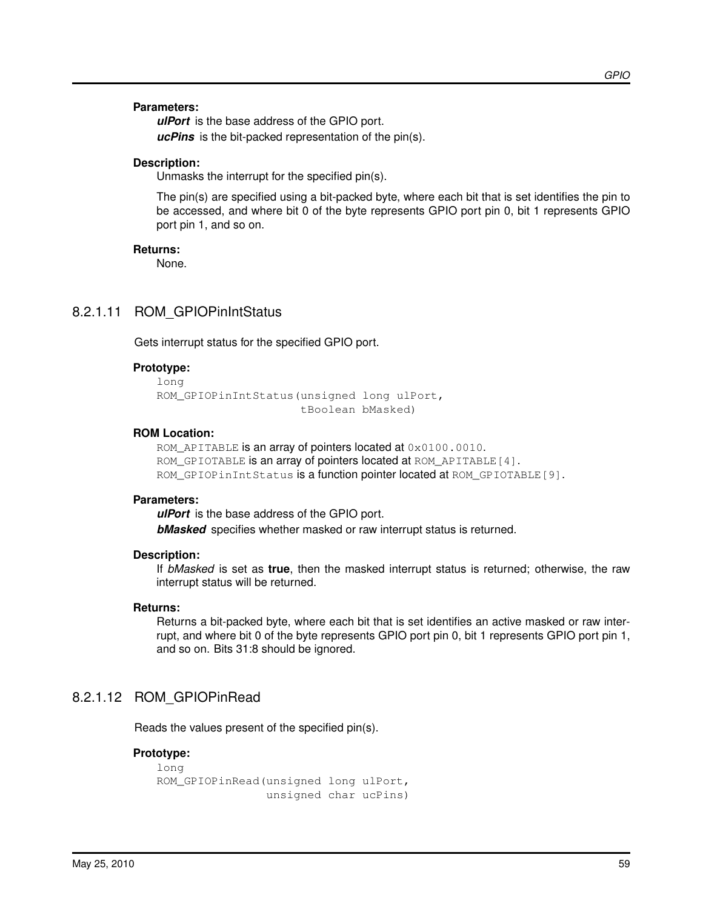**Parameters:**

*ulPort* is the base address of the GPIO port.

*ucPins* is the bit-packed representation of the pin(s).

**Description:**

Unmasks the interrupt for the specified pin(s).

The pin(s) are specified using a bit-packed byte, where each bit that is set identifies the pin to be accessed, and where bit 0 of the byte represents GPIO port pin 0, bit 1 represents GPIO port pin 1, and so on.

**Returns:**

None.

### 8.2.1.11 ROM_GPIOPinIntStatus

Gets interrupt status for the specified GPIO port.

**Prototype:**

```
long
ROM_GPIOPinIntStatus(unsigned long ulPort,
                     tBoolean bMasked)
```

**ROM Location:**

`ROM_APITABLE` is an array of pointers located at `0x0100.0010`.
`ROM_GPIOTABLE` is an array of pointers located at `ROM_APITABLE[4]`.
`ROM_GPIOPinIntStatus` is a function pointer located at `ROM_GPIOTABLE[9]`.

**Parameters:**

*ulPort* is the base address of the GPIO port.

*bMasked* specifies whether masked or raw interrupt status is returned.

**Description:**

If *bMasked* is set as **true**, then the masked interrupt status is returned; otherwise, the raw interrupt status will be returned.

**Returns:**

Returns a bit-packed byte, where each bit that is set identifies an active masked or raw interrupt, and where bit 0 of the byte represents GPIO port pin 0, bit 1 represents GPIO port pin 1, and so on. Bits 31:8 should be ignored.

### 8.2.1.12 ROM_GPIOPinRead

Reads the values present of the specified pin(s).

**Prototype:**

```
long
ROM_GPIOPinRead(unsigned long ulPort,
                unsigned char ucPins)
```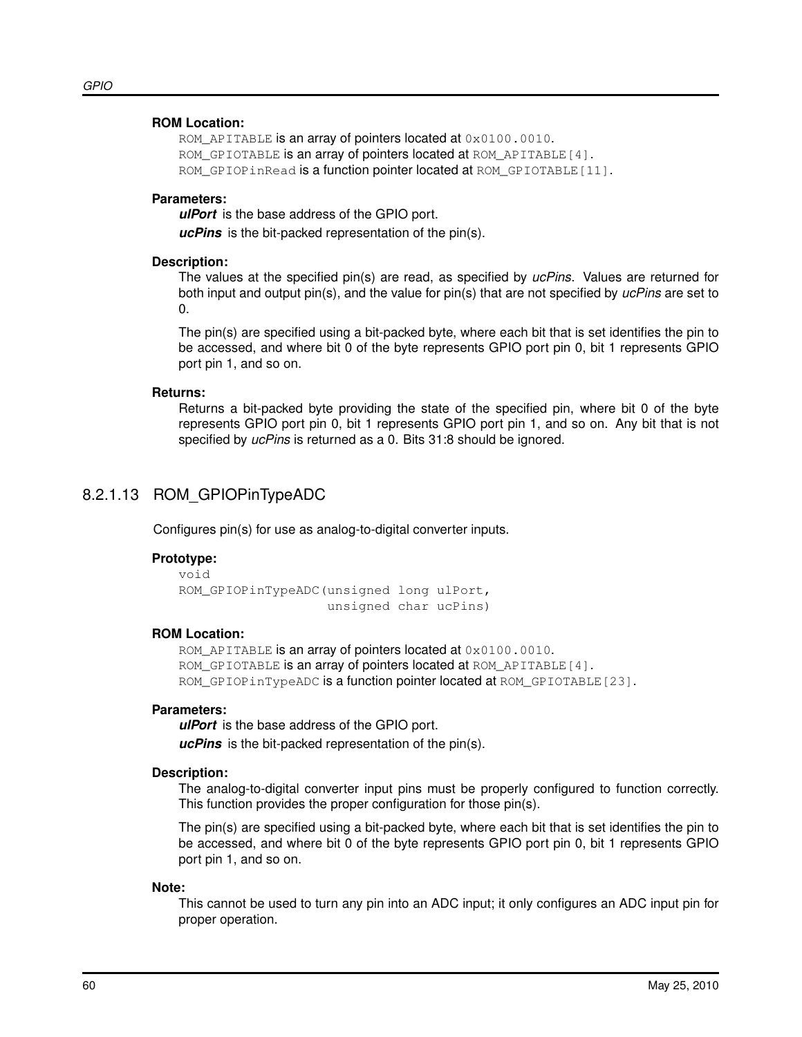**ROM Location:**

ROM_APITABLE is an array of pointers located at 0x0100.0010.
ROM_GPIOTABLE is an array of pointers located at ROM_APITABLE[4].
ROM_GPIOPinRead is a function pointer located at ROM_GPIOTABLE[11].

**Parameters:**

***ulPort*** is the base address of the GPIO port.

***ucPins*** is the bit-packed representation of the pin(s).

**Description:**

The values at the specified pin(s) are read, as specified by *ucPins*. Values are returned for both input and output pin(s), and the value for pin(s) that are not specified by *ucPins* are set to 0.

The pin(s) are specified using a bit-packed byte, where each bit that is set identifies the pin to be accessed, and where bit 0 of the byte represents GPIO port pin 0, bit 1 represents GPIO port pin 1, and so on.

**Returns:**

Returns a bit-packed byte providing the state of the specified pin, where bit 0 of the byte represents GPIO port pin 0, bit 1 represents GPIO port pin 1, and so on. Any bit that is not specified by *ucPins* is returned as a 0. Bits 31:8 should be ignored.

### 8.2.1.13 ROM_GPIOPinTypeADC

Configures pin(s) for use as analog-to-digital converter inputs.

**Prototype:**

```
void
ROM_GPIOPinTypeADC(unsigned long ulPort,
                   unsigned char ucPins)
```

**ROM Location:**

ROM_APITABLE is an array of pointers located at 0x0100.0010.
ROM_GPIOTABLE is an array of pointers located at ROM_APITABLE[4].
ROM_GPIOPinTypeADC is a function pointer located at ROM_GPIOTABLE[23].

**Parameters:**

***ulPort*** is the base address of the GPIO port.

***ucPins*** is the bit-packed representation of the pin(s).

**Description:**

The analog-to-digital converter input pins must be properly configured to function correctly. This function provides the proper configuration for those pin(s).

The pin(s) are specified using a bit-packed byte, where each bit that is set identifies the pin to be accessed, and where bit 0 of the byte represents GPIO port pin 0, bit 1 represents GPIO port pin 1, and so on.

**Note:**

This cannot be used to turn any pin into an ADC input; it only configures an ADC input pin for proper operation.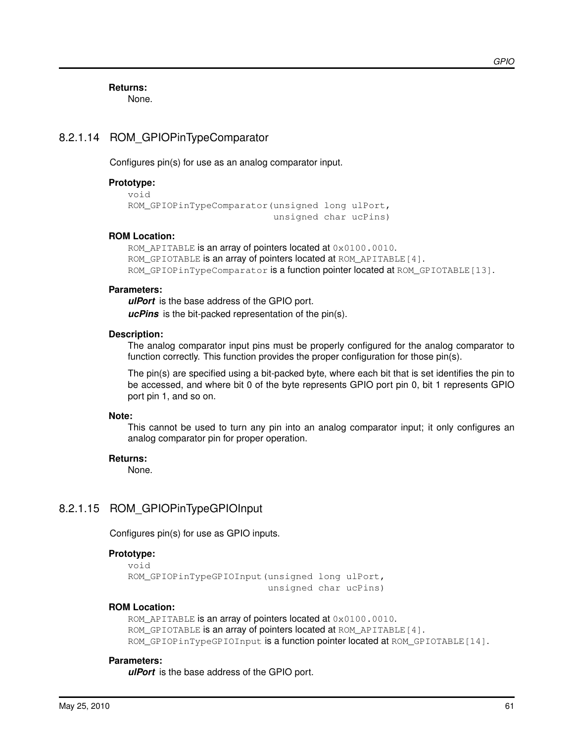**Returns:**
None.

### 8.2.1.14 ROM_GPIOPinTypeComparator

Configures pin(s) for use as an analog comparator input.

**Prototype:**

```
void
ROM_GPIOPinTypeComparator(unsigned long ulPort,
                          unsigned char ucPins)
```

**ROM Location:**
`ROM_APITABLE` is an array of pointers located at `0x0100.0010`.
`ROM_GPIOTABLE` is an array of pointers located at `ROM_APITABLE[4]`.
`ROM_GPIOPinTypeComparator` is a function pointer located at `ROM_GPIOTABLE[13]`.

**Parameters:**
***ulPort*** is the base address of the GPIO port.
***ucPins*** is the bit-packed representation of the pin(s).

**Description:**
The analog comparator input pins must be properly configured for the analog comparator to function correctly. This function provides the proper configuration for those pin(s).

The pin(s) are specified using a bit-packed byte, where each bit that is set identifies the pin to be accessed, and where bit 0 of the byte represents GPIO port pin 0, bit 1 represents GPIO port pin 1, and so on.

**Note:**
This cannot be used to turn any pin into an analog comparator input; it only configures an analog comparator pin for proper operation.

**Returns:**
None.

### 8.2.1.15 ROM_GPIOPinTypeGPIOInput

Configures pin(s) for use as GPIO inputs.

**Prototype:**

```
void
ROM_GPIOPinTypeGPIOInput(unsigned long ulPort,
                         unsigned char ucPins)
```

**ROM Location:**
`ROM_APITABLE` is an array of pointers located at `0x0100.0010`.
`ROM_GPIOTABLE` is an array of pointers located at `ROM_APITABLE[4]`.
`ROM_GPIOPinTypeGPIOInput` is a function pointer located at `ROM_GPIOTABLE[14]`.

**Parameters:**
***ulPort*** is the base address of the GPIO port.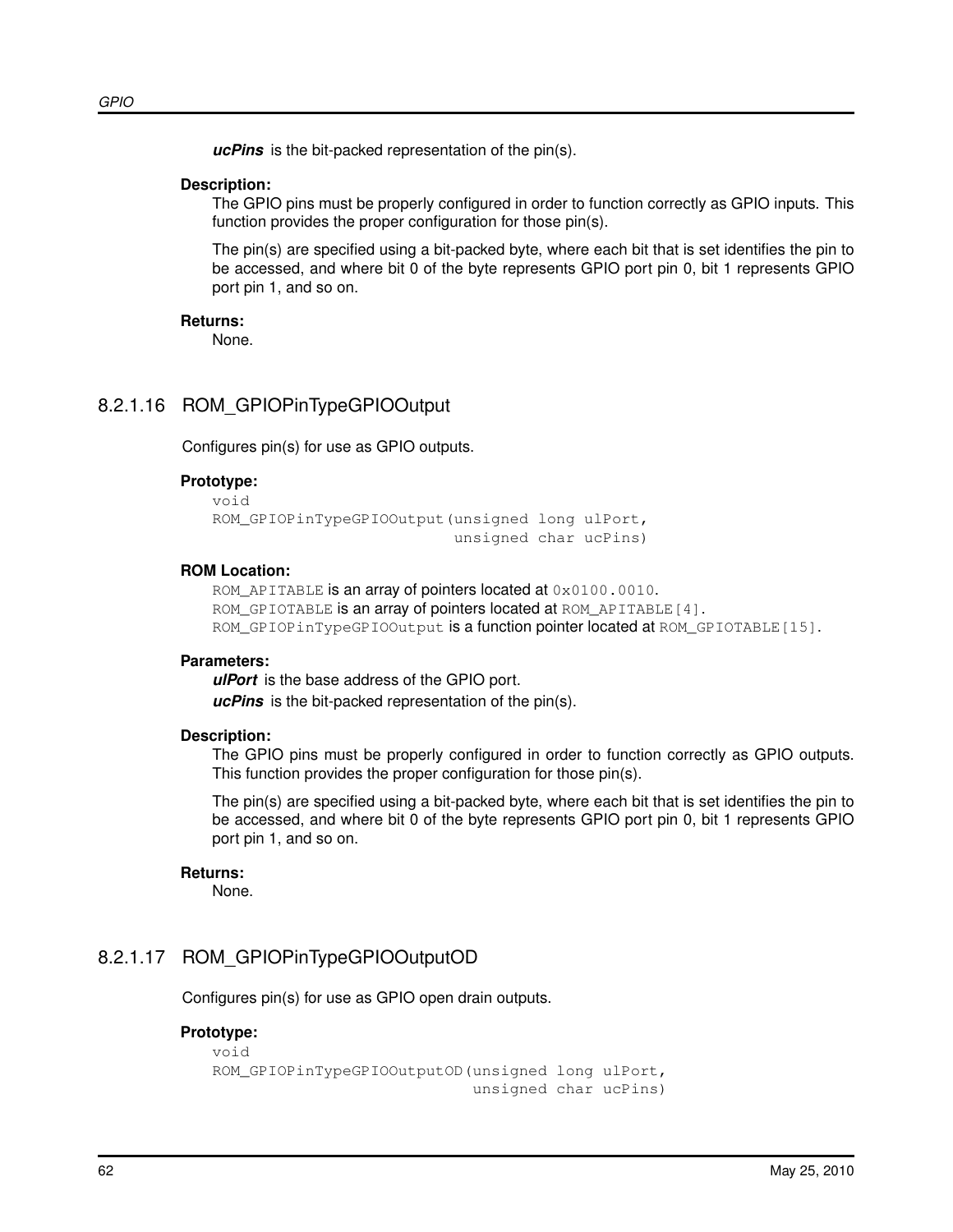***ucPins*** is the bit-packed representation of the pin(s).

**Description:**

The GPIO pins must be properly configured in order to function correctly as GPIO inputs. This function provides the proper configuration for those pin(s).

The pin(s) are specified using a bit-packed byte, where each bit that is set identifies the pin to be accessed, and where bit 0 of the byte represents GPIO port pin 0, bit 1 represents GPIO port pin 1, and so on.

**Returns:**

None.

### 8.2.1.16 ROM_GPIOPinTypeGPIOOutput

Configures pin(s) for use as GPIO outputs.

**Prototype:**

```
void
ROM_GPIOPinTypeGPIOOutput(unsigned long ulPort,
                          unsigned char ucPins)
```

**ROM Location:**

`ROM_APITABLE` is an array of pointers located at `0x0100.0010`.
`ROM_GPIOTABLE` is an array of pointers located at `ROM_APITABLE[4]`.
`ROM_GPIOPinTypeGPIOOutput` is a function pointer located at `ROM_GPIOTABLE[15]`.

**Parameters:**

***ulPort*** is the base address of the GPIO port.
***ucPins*** is the bit-packed representation of the pin(s).

**Description:**

The GPIO pins must be properly configured in order to function correctly as GPIO outputs. This function provides the proper configuration for those pin(s).

The pin(s) are specified using a bit-packed byte, where each bit that is set identifies the pin to be accessed, and where bit 0 of the byte represents GPIO port pin 0, bit 1 represents GPIO port pin 1, and so on.

**Returns:**

None.

### 8.2.1.17 ROM_GPIOPinTypeGPIOOutputOD

Configures pin(s) for use as GPIO open drain outputs.

**Prototype:**

```
void
ROM_GPIOPinTypeGPIOOutputOD(unsigned long ulPort,
                            unsigned char ucPins)
```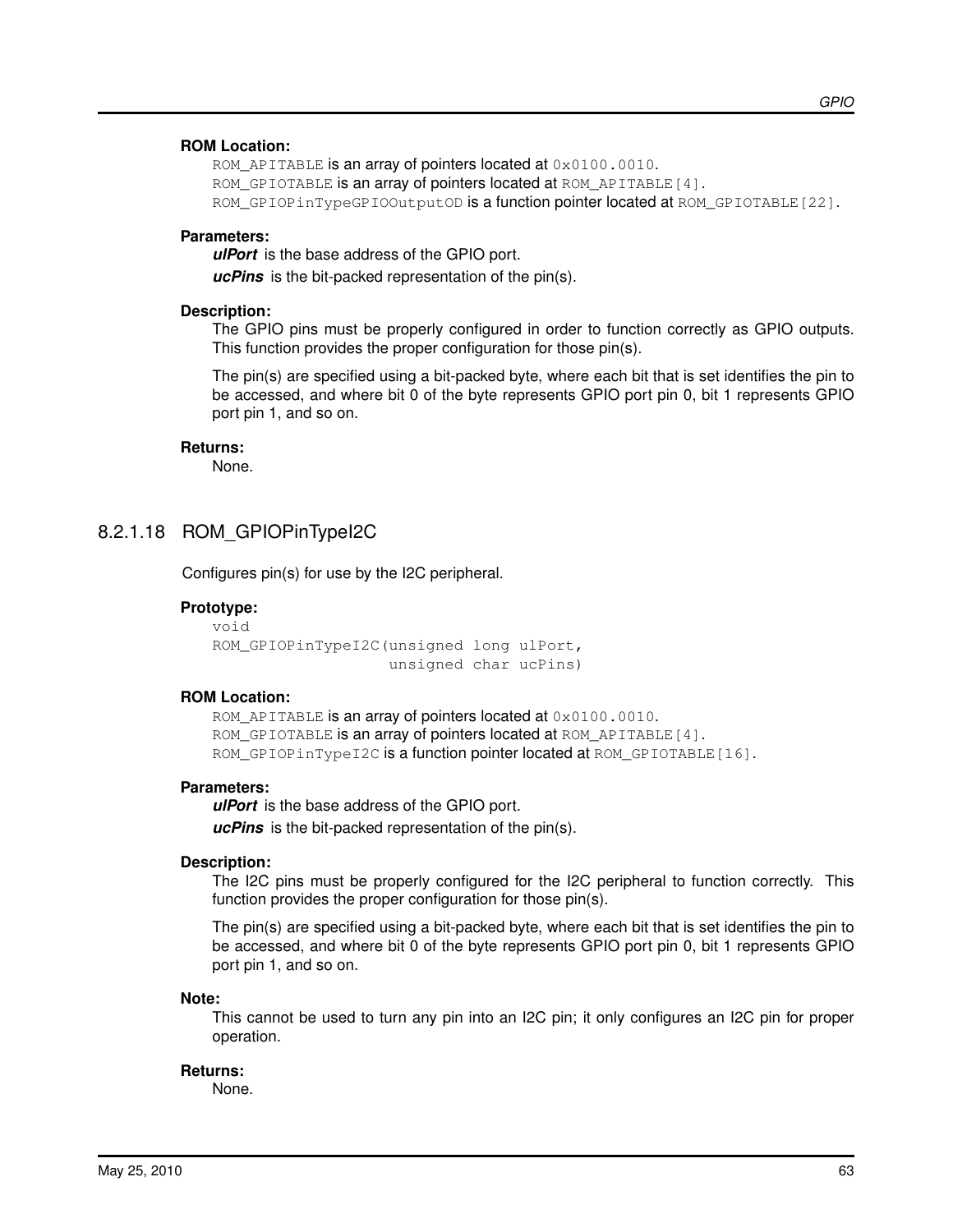**ROM Location:**

`ROM_APITABLE` is an array of pointers located at `0x0100.0010`.
`ROM_GPIOTABLE` is an array of pointers located at `ROM_APITABLE[4]`.
`ROM_GPIOPinTypeGPIOOutputOD` is a function pointer located at `ROM_GPIOTABLE[22]`.

**Parameters:**

***ulPort*** is the base address of the GPIO port.

***ucPins*** is the bit-packed representation of the pin(s).

**Description:**

The GPIO pins must be properly configured in order to function correctly as GPIO outputs. This function provides the proper configuration for those pin(s).

The pin(s) are specified using a bit-packed byte, where each bit that is set identifies the pin to be accessed, and where bit 0 of the byte represents GPIO port pin 0, bit 1 represents GPIO port pin 1, and so on.

**Returns:**

None.

### 8.2.1.18 ROM_GPIOPinTypeI2C

Configures pin(s) for use by the I2C peripheral.

**Prototype:**

```
void
ROM_GPIOPinTypeI2C(unsigned long ulPort,
                   unsigned char ucPins)
```

**ROM Location:**

`ROM_APITABLE` is an array of pointers located at `0x0100.0010`.
`ROM_GPIOTABLE` is an array of pointers located at `ROM_APITABLE[4]`.
`ROM_GPIOPinTypeI2C` is a function pointer located at `ROM_GPIOTABLE[16]`.

**Parameters:**

***ulPort*** is the base address of the GPIO port.

***ucPins*** is the bit-packed representation of the pin(s).

**Description:**

The I2C pins must be properly configured for the I2C peripheral to function correctly. This function provides the proper configuration for those pin(s).

The pin(s) are specified using a bit-packed byte, where each bit that is set identifies the pin to be accessed, and where bit 0 of the byte represents GPIO port pin 0, bit 1 represents GPIO port pin 1, and so on.

**Note:**

This cannot be used to turn any pin into an I2C pin; it only configures an I2C pin for proper operation.

**Returns:**

None.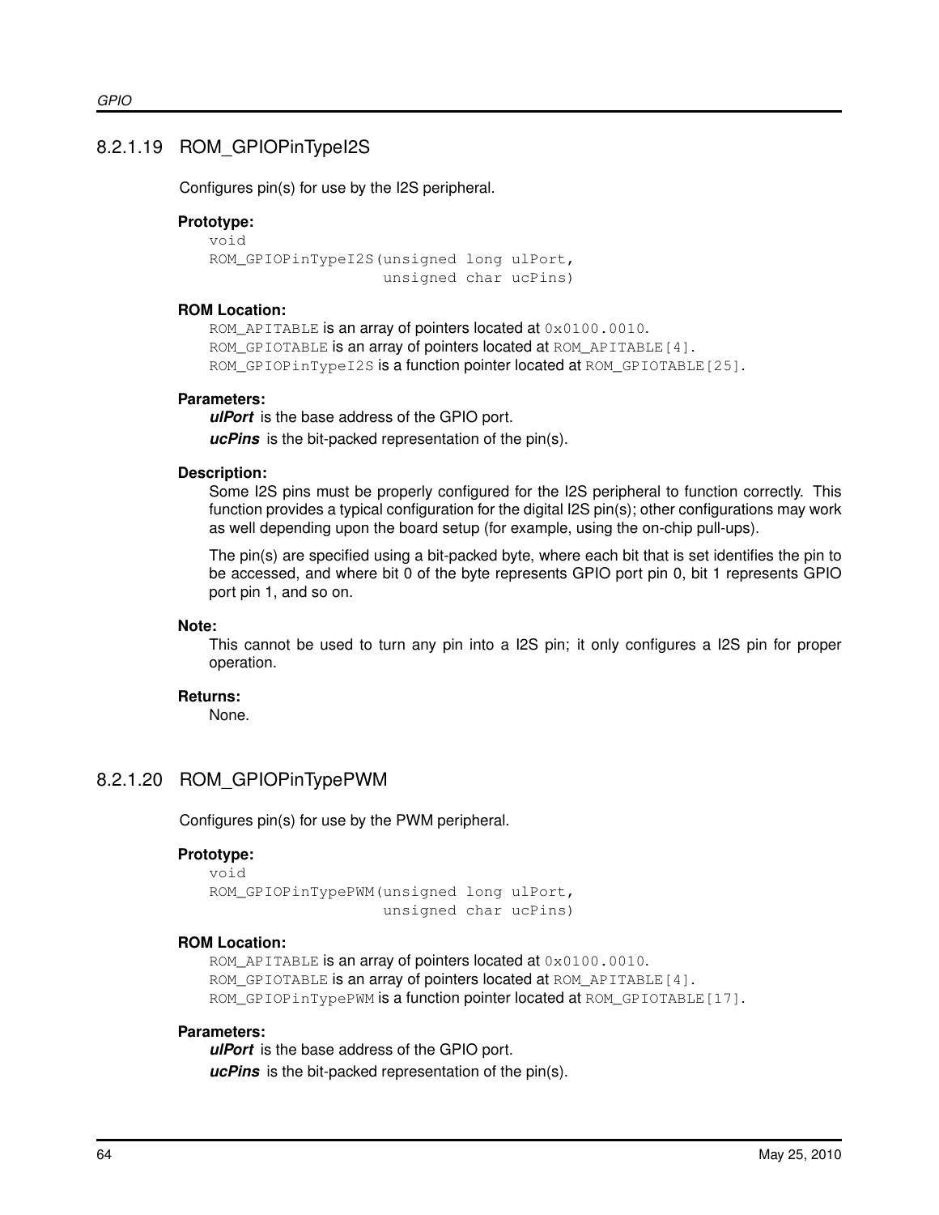### 8.2.1.19 ROM_GPIOPinTypeI2S

Configures pin(s) for use by the I2S peripheral.

**Prototype:**

```
void
ROM_GPIOPinTypeI2S(unsigned long ulPort,
                   unsigned char ucPins)
```

**ROM Location:**

`ROM_APITABLE` is an array of pointers located at `0x0100.0010`.
`ROM_GPIOTABLE` is an array of pointers located at `ROM_APITABLE[4]`.
`ROM_GPIOPinTypeI2S` is a function pointer located at `ROM_GPIOTABLE[25]`.

**Parameters:**

***ulPort*** is the base address of the GPIO port.
***ucPins*** is the bit-packed representation of the pin(s).

**Description:**

Some I2S pins must be properly configured for the I2S peripheral to function correctly. This function provides a typical configuration for the digital I2S pin(s); other configurations may work as well depending upon the board setup (for example, using the on-chip pull-ups).

The pin(s) are specified using a bit-packed byte, where each bit that is set identifies the pin to be accessed, and where bit 0 of the byte represents GPIO port pin 0, bit 1 represents GPIO port pin 1, and so on.

**Note:**

This cannot be used to turn any pin into a I2S pin; it only configures a I2S pin for proper operation.

**Returns:**

None.

### 8.2.1.20 ROM_GPIOPinTypePWM

Configures pin(s) for use by the PWM peripheral.

**Prototype:**

```
void
ROM_GPIOPinTypePWM(unsigned long ulPort,
                   unsigned char ucPins)
```

**ROM Location:**

`ROM_APITABLE` is an array of pointers located at `0x0100.0010`.
`ROM_GPIOTABLE` is an array of pointers located at `ROM_APITABLE[4]`.
`ROM_GPIOPinTypePWM` is a function pointer located at `ROM_GPIOTABLE[17]`.

**Parameters:**

***ulPort*** is the base address of the GPIO port.
***ucPins*** is the bit-packed representation of the pin(s).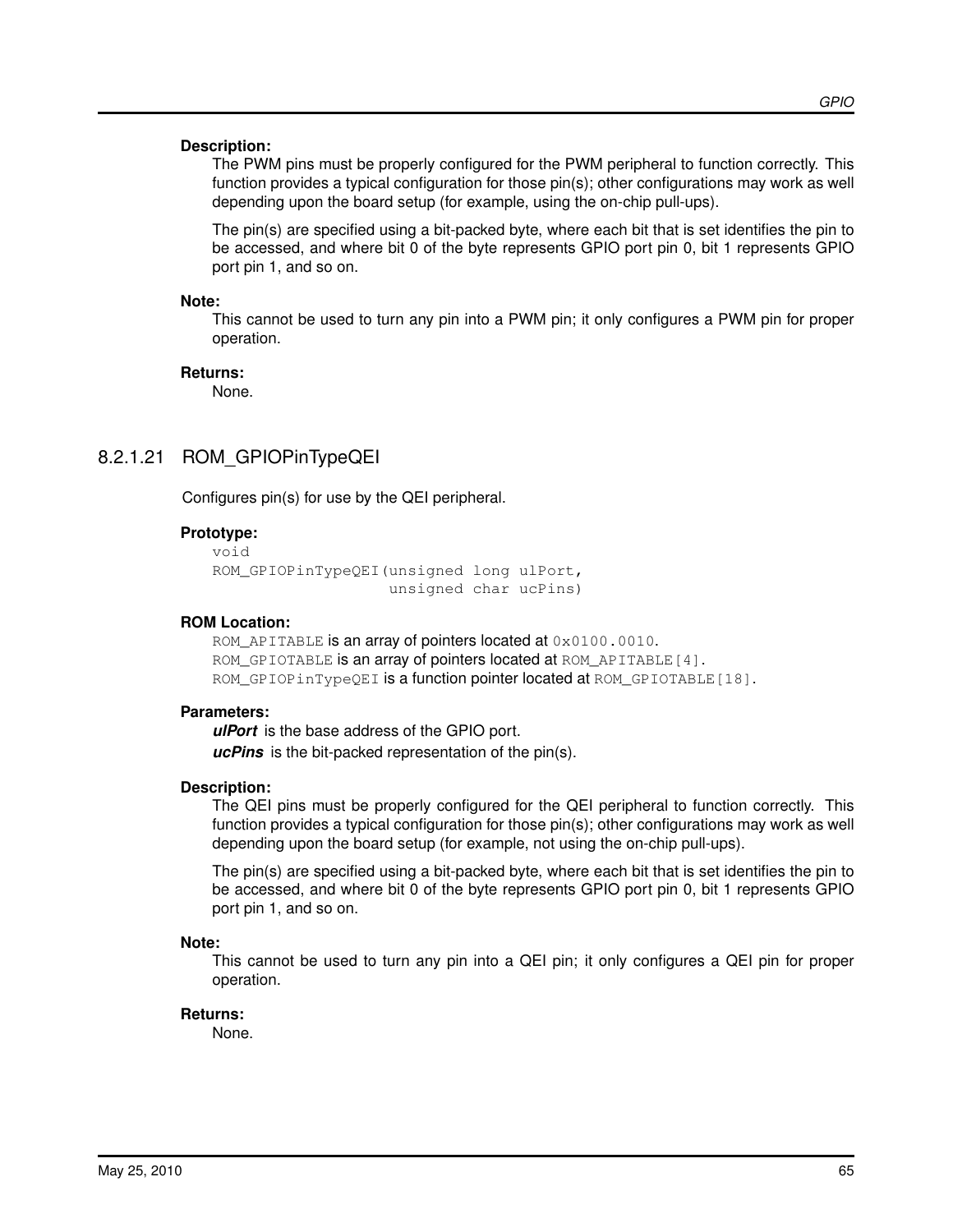**Description:**

The PWM pins must be properly configured for the PWM peripheral to function correctly. This function provides a typical configuration for those pin(s); other configurations may work as well depending upon the board setup (for example, using the on-chip pull-ups).

The pin(s) are specified using a bit-packed byte, where each bit that is set identifies the pin to be accessed, and where bit 0 of the byte represents GPIO port pin 0, bit 1 represents GPIO port pin 1, and so on.

**Note:**

This cannot be used to turn any pin into a PWM pin; it only configures a PWM pin for proper operation.

**Returns:**

None.

### 8.2.1.21 ROM_GPIOPinTypeQEI

Configures pin(s) for use by the QEI peripheral.

**Prototype:**

```
void
ROM_GPIOPinTypeQEI(unsigned long ulPort,
                   unsigned char ucPins)
```

**ROM Location:**

`ROM_APITABLE` is an array of pointers located at `0x0100.0010`.
`ROM_GPIOTABLE` is an array of pointers located at `ROM_APITABLE[4]`.
`ROM_GPIOPinTypeQEI` is a function pointer located at `ROM_GPIOTABLE[18]`.

**Parameters:**

***ulPort*** is the base address of the GPIO port.
***ucPins*** is the bit-packed representation of the pin(s).

**Description:**

The QEI pins must be properly configured for the QEI peripheral to function correctly. This function provides a typical configuration for those pin(s); other configurations may work as well depending upon the board setup (for example, not using the on-chip pull-ups).

The pin(s) are specified using a bit-packed byte, where each bit that is set identifies the pin to be accessed, and where bit 0 of the byte represents GPIO port pin 0, bit 1 represents GPIO port pin 1, and so on.

**Note:**

This cannot be used to turn any pin into a QEI pin; it only configures a QEI pin for proper operation.

**Returns:**

None.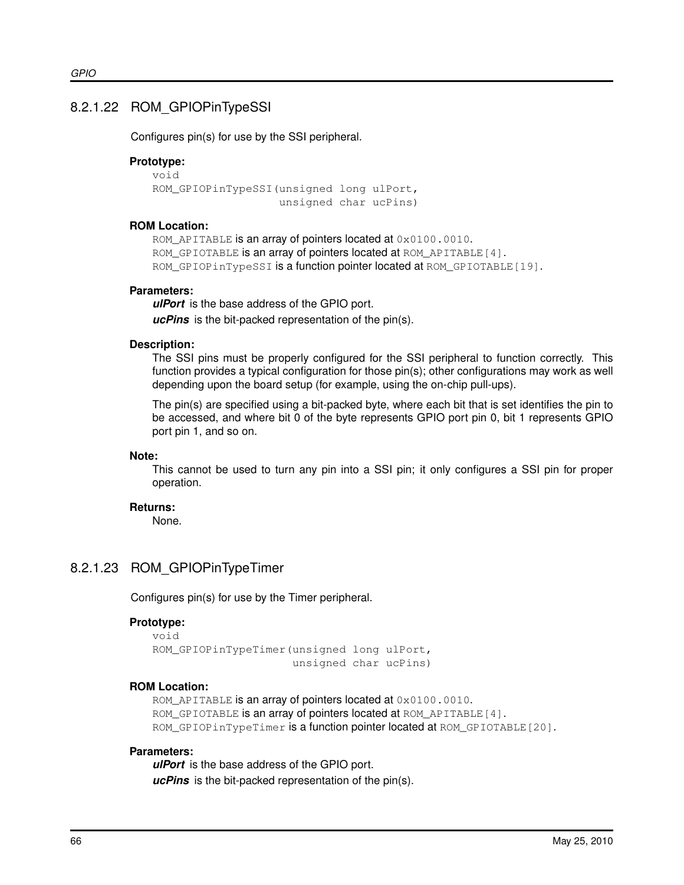### 8.2.1.22 ROM_GPIOPinTypeSSI

Configures pin(s) for use by the SSI peripheral.

**Prototype:**

```
void
ROM_GPIOPinTypeSSI(unsigned long ulPort,
                   unsigned char ucPins)
```

**ROM Location:**

`ROM_APITABLE` is an array of pointers located at `0x0100.0010`.
`ROM_GPIOTABLE` is an array of pointers located at `ROM_APITABLE[4]`.
`ROM_GPIOPinTypeSSI` is a function pointer located at `ROM_GPIOTABLE[19]`.

**Parameters:**

***ulPort*** is the base address of the GPIO port.
***ucPins*** is the bit-packed representation of the pin(s).

**Description:**

The SSI pins must be properly configured for the SSI peripheral to function correctly. This function provides a typical configuration for those pin(s); other configurations may work as well depending upon the board setup (for example, using the on-chip pull-ups).

The pin(s) are specified using a bit-packed byte, where each bit that is set identifies the pin to be accessed, and where bit 0 of the byte represents GPIO port pin 0, bit 1 represents GPIO port pin 1, and so on.

**Note:**

This cannot be used to turn any pin into a SSI pin; it only configures a SSI pin for proper operation.

**Returns:**

None.

### 8.2.1.23 ROM_GPIOPinTypeTimer

Configures pin(s) for use by the Timer peripheral.

**Prototype:**

```
void
ROM_GPIOPinTypeTimer(unsigned long ulPort,
                     unsigned char ucPins)
```

**ROM Location:**

`ROM_APITABLE` is an array of pointers located at `0x0100.0010`.
`ROM_GPIOTABLE` is an array of pointers located at `ROM_APITABLE[4]`.
`ROM_GPIOPinTypeTimer` is a function pointer located at `ROM_GPIOTABLE[20]`.

**Parameters:**

***ulPort*** is the base address of the GPIO port.
***ucPins*** is the bit-packed representation of the pin(s).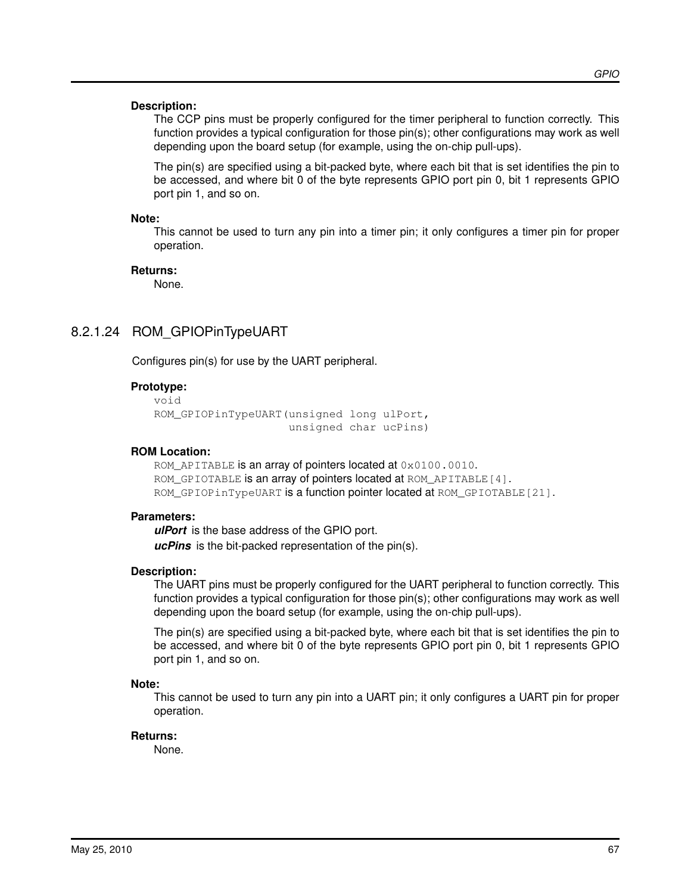**Description:**

The CCP pins must be properly configured for the timer peripheral to function correctly. This function provides a typical configuration for those pin(s); other configurations may work as well depending upon the board setup (for example, using the on-chip pull-ups).

The pin(s) are specified using a bit-packed byte, where each bit that is set identifies the pin to be accessed, and where bit 0 of the byte represents GPIO port pin 0, bit 1 represents GPIO port pin 1, and so on.

**Note:**

This cannot be used to turn any pin into a timer pin; it only configures a timer pin for proper operation.

**Returns:**

None.

### 8.2.1.24 ROM_GPIOPinTypeUART

Configures pin(s) for use by the UART peripheral.

**Prototype:**

```
void
ROM_GPIOPinTypeUART(unsigned long ulPort,
                    unsigned char ucPins)
```

**ROM Location:**

`ROM_APITABLE` is an array of pointers located at `0x0100.0010`.
`ROM_GPIOTABLE` is an array of pointers located at `ROM_APITABLE[4]`.
`ROM_GPIOPinTypeUART` is a function pointer located at `ROM_GPIOTABLE[21]`.

**Parameters:**

***ulPort*** is the base address of the GPIO port.
***ucPins*** is the bit-packed representation of the pin(s).

**Description:**

The UART pins must be properly configured for the UART peripheral to function correctly. This function provides a typical configuration for those pin(s); other configurations may work as well depending upon the board setup (for example, using the on-chip pull-ups).

The pin(s) are specified using a bit-packed byte, where each bit that is set identifies the pin to be accessed, and where bit 0 of the byte represents GPIO port pin 0, bit 1 represents GPIO port pin 1, and so on.

**Note:**

This cannot be used to turn any pin into a UART pin; it only configures a UART pin for proper operation.

**Returns:**

None.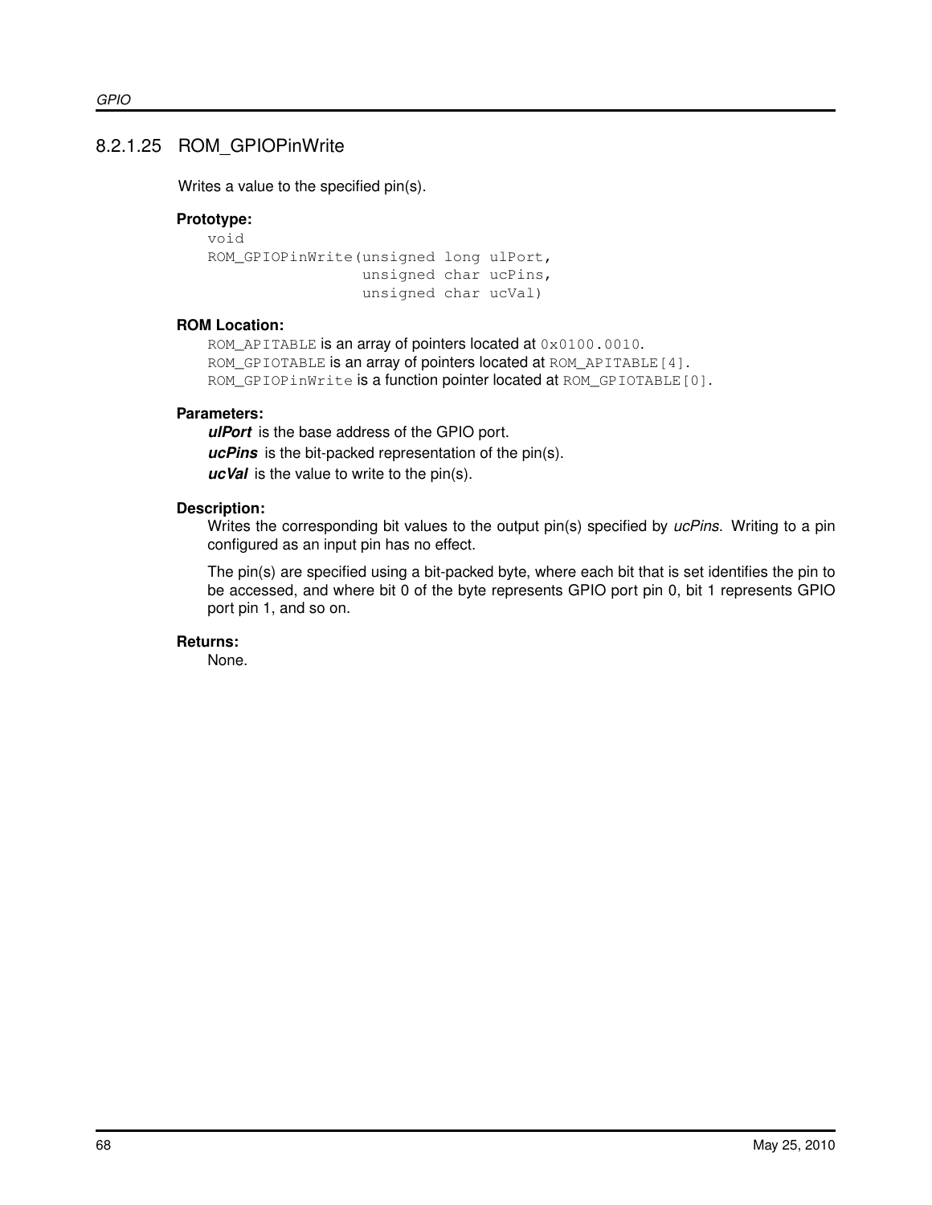### 8.2.1.25 ROM_GPIOPinWrite

Writes a value to the specified pin(s).

**Prototype:**

```
void
ROM_GPIOPinWrite(unsigned long ulPort,
                 unsigned char ucPins,
                 unsigned char ucVal)
```

**ROM Location:**

`ROM_APITABLE` is an array of pointers located at `0x0100.0010`.
`ROM_GPIOTABLE` is an array of pointers located at `ROM_APITABLE[4]`.
`ROM_GPIOPinWrite` is a function pointer located at `ROM_GPIOTABLE[0]`.

**Parameters:**

***ulPort*** is the base address of the GPIO port.
***ucPins*** is the bit-packed representation of the pin(s).
***ucVal*** is the value to write to the pin(s).

**Description:**

Writes the corresponding bit values to the output pin(s) specified by *ucPins*. Writing to a pin configured as an input pin has no effect.

The pin(s) are specified using a bit-packed byte, where each bit that is set identifies the pin to be accessed, and where bit 0 of the byte represents GPIO port pin 0, bit 1 represents GPIO port pin 1, and so on.

**Returns:**

None.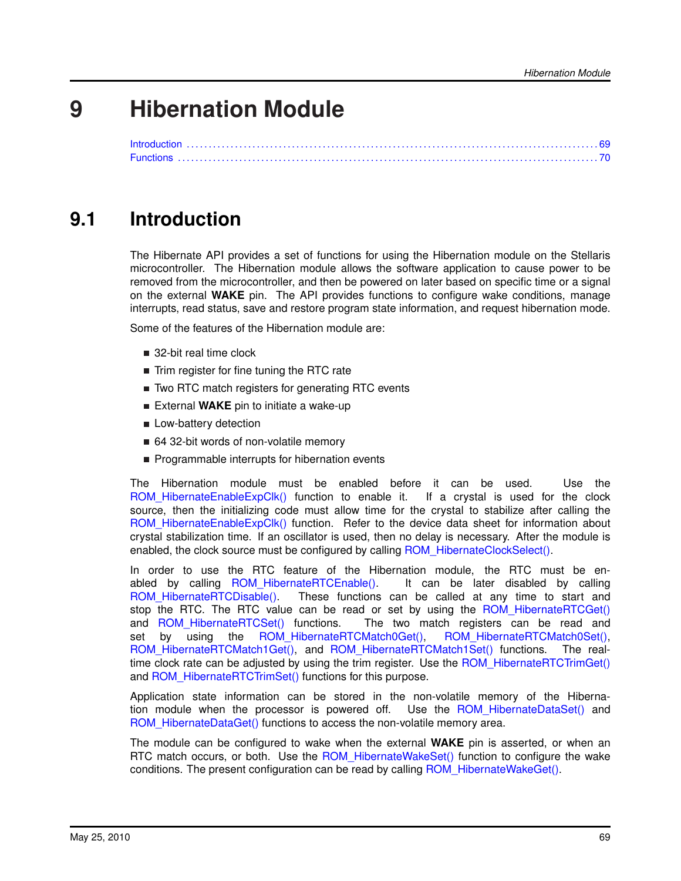# 9 Hibernation Module

Introduction . . . . . . . . . . . . . . . . . . . . . . . . . . . . . . . . . . . . . . . . . . . . . . . . . . . . . . . . . . . . . . . . . . . . . . . . . . . . . . . . . . . . . . . 69
Functions . . . . . . . . . . . . . . . . . . . . . . . . . . . . . . . . . . . . . . . . . . . . . . . . . . . . . . . . . . . . . . . . . . . . . . . . . . . . . . . . . . . . . . . 70

## 9.1 Introduction

The Hibernate API provides a set of functions for using the Hibernation module on the Stellaris microcontroller. The Hibernation module allows the software application to cause power to be removed from the microcontroller, and then be powered on later based on specific time or a signal on the external **WAKE** pin. The API provides functions to configure wake conditions, manage interrupts, read status, save and restore program state information, and request hibernation mode.

Some of the features of the Hibernation module are:

- 32-bit real time clock
- Trim register for fine tuning the RTC rate
- Two RTC match registers for generating RTC events
- External **WAKE** pin to initiate a wake-up
- Low-battery detection
- 64 32-bit words of non-volatile memory
- Programmable interrupts for hibernation events

The Hibernation module must be enabled before it can be used. Use the ROM_HibernateEnableExpClk() function to enable it. If a crystal is used for the clock source, then the initializing code must allow time for the crystal to stabilize after calling the ROM_HibernateEnableExpClk() function. Refer to the device data sheet for information about crystal stabilization time. If an oscillator is used, then no delay is necessary. After the module is enabled, the clock source must be configured by calling ROM_HibernateClockSelect().

In order to use the RTC feature of the Hibernation module, the RTC must be enabled by calling ROM_HibernateRTCEnable(). It can be later disabled by calling ROM_HibernateRTCDisable(). These functions can be called at any time to start and stop the RTC. The RTC value can be read or set by using the ROM_HibernateRTCGet() and ROM_HibernateRTCSet() functions. The two match registers can be read and set by using the ROM_HibernateRTCMatch0Get(), ROM_HibernateRTCMatch0Set(), ROM_HibernateRTCMatch1Get(), and ROM_HibernateRTCMatch1Set() functions. The real-time clock rate can be adjusted by using the trim register. Use the ROM_HibernateRTCTrimGet() and ROM_HibernateRTCTrimSet() functions for this purpose.

Application state information can be stored in the non-volatile memory of the Hibernation module when the processor is powered off. Use the ROM_HibernateDataSet() and ROM_HibernateDataGet() functions to access the non-volatile memory area.

The module can be configured to wake when the external **WAKE** pin is asserted, or when an RTC match occurs, or both. Use the ROM_HibernateWakeSet() function to configure the wake conditions. The present configuration can be read by calling ROM_HibernateWakeGet().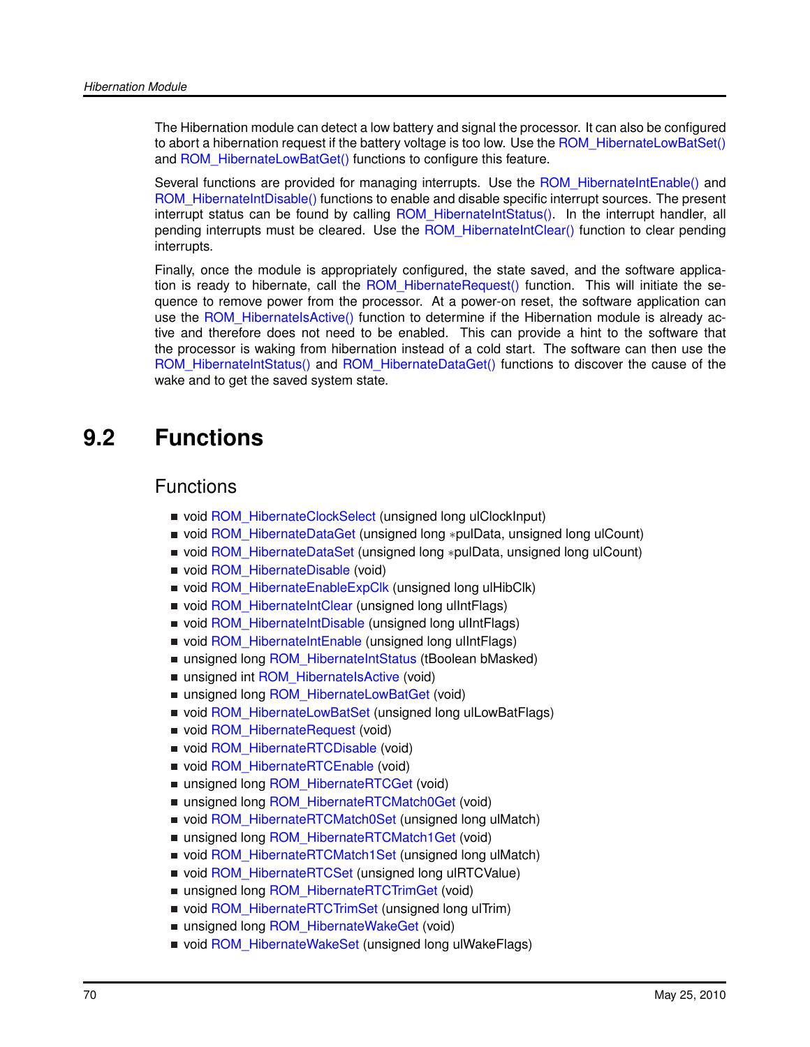The Hibernation module can detect a low battery and signal the processor. It can also be configured to abort a hibernation request if the battery voltage is too low. Use the ROM_HibernateLowBatSet() and ROM_HibernateLowBatGet() functions to configure this feature.

Several functions are provided for managing interrupts. Use the ROM_HibernateIntEnable() and ROM_HibernateIntDisable() functions to enable and disable specific interrupt sources. The present interrupt status can be found by calling ROM_HibernateIntStatus(). In the interrupt handler, all pending interrupts must be cleared. Use the ROM_HibernateIntClear() function to clear pending interrupts.

Finally, once the module is appropriately configured, the state saved, and the software application is ready to hibernate, call the ROM_HibernateRequest() function. This will initiate the sequence to remove power from the processor. At a power-on reset, the software application can use the ROM_HibernateIsActive() function to determine if the Hibernation module is already active and therefore does not need to be enabled. This can provide a hint to the software that the processor is waking from hibernation instead of a cold start. The software can then use the ROM_HibernateIntStatus() and ROM_HibernateDataGet() functions to discover the cause of the wake and to get the saved system state.

# 9.2 Functions

## Functions

- void ROM_HibernateClockSelect (unsigned long ulClockInput)
- void ROM_HibernateDataGet (unsigned long *pulData, unsigned long ulCount)
- void ROM_HibernateDataSet (unsigned long *pulData, unsigned long ulCount)
- void ROM_HibernateDisable (void)
- void ROM_HibernateEnableExpClk (unsigned long ulHibClk)
- void ROM_HibernateIntClear (unsigned long ulIntFlags)
- void ROM_HibernateIntDisable (unsigned long ulIntFlags)
- void ROM_HibernateIntEnable (unsigned long ulIntFlags)
- unsigned long ROM_HibernateIntStatus (tBoolean bMasked)
- unsigned int ROM_HibernateIsActive (void)
- unsigned long ROM_HibernateLowBatGet (void)
- void ROM_HibernateLowBatSet (unsigned long ulLowBatFlags)
- void ROM_HibernateRequest (void)
- void ROM_HibernateRTCDisable (void)
- void ROM_HibernateRTCEnable (void)
- unsigned long ROM_HibernateRTCGet (void)
- unsigned long ROM_HibernateRTCMatch0Get (void)
- void ROM_HibernateRTCMatch0Set (unsigned long ulMatch)
- unsigned long ROM_HibernateRTCMatch1Get (void)
- void ROM_HibernateRTCMatch1Set (unsigned long ulMatch)
- void ROM_HibernateRTCSet (unsigned long ulRTCValue)
- unsigned long ROM_HibernateRTCTrimGet (void)
- void ROM_HibernateRTCTrimSet (unsigned long ulTrim)
- unsigned long ROM_HibernateWakeGet (void)
- void ROM_HibernateWakeSet (unsigned long ulWakeFlags)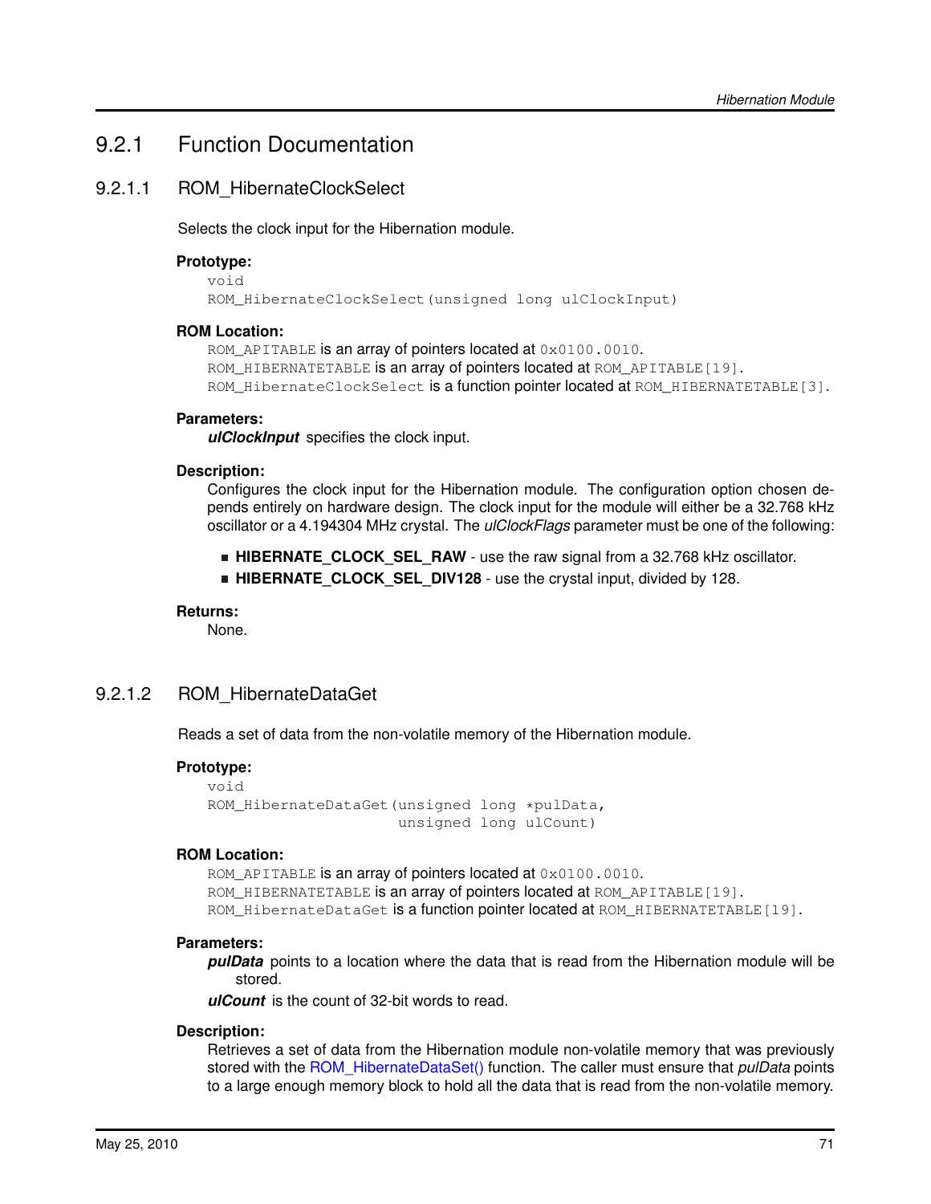## 9.2.1 Function Documentation

### 9.2.1.1 ROM_HibernateClockSelect

Selects the clock input for the Hibernation module.

**Prototype:**

```
void
ROM_HibernateClockSelect(unsigned long ulClockInput)
```

**ROM Location:**

`ROM_APITABLE` is an array of pointers located at `0x0100.0010`.
`ROM_HIBERNATETABLE` is an array of pointers located at `ROM_APITABLE[19]`.
`ROM_HibernateClockSelect` is a function pointer located at `ROM_HIBERNATETABLE[3]`.

**Parameters:**

***ulClockInput*** specifies the clock input.

**Description:**

Configures the clock input for the Hibernation module. The configuration option chosen depends entirely on hardware design. The clock input for the module will either be a 32.768 kHz oscillator or a 4.194304 MHz crystal. The *ulClockFlags* parameter must be one of the following:

- **HIBERNATE_CLOCK_SEL_RAW** - use the raw signal from a 32.768 kHz oscillator.
- **HIBERNATE_CLOCK_SEL_DIV128** - use the crystal input, divided by 128.

**Returns:**

None.

### 9.2.1.2 ROM_HibernateDataGet

Reads a set of data from the non-volatile memory of the Hibernation module.

**Prototype:**

```
void
ROM_HibernateDataGet(unsigned long *pulData,
                     unsigned long ulCount)
```

**ROM Location:**

`ROM_APITABLE` is an array of pointers located at `0x0100.0010`.
`ROM_HIBERNATETABLE` is an array of pointers located at `ROM_APITABLE[19]`.
`ROM_HibernateDataGet` is a function pointer located at `ROM_HIBERNATETABLE[19]`.

**Parameters:**

***pulData*** points to a location where the data that is read from the Hibernation module will be stored.

***ulCount*** is the count of 32-bit words to read.

**Description:**

Retrieves a set of data from the Hibernation module non-volatile memory that was previously stored with the ROM_HibernateDataSet() function. The caller must ensure that *pulData* points to a large enough memory block to hold all the data that is read from the non-volatile memory.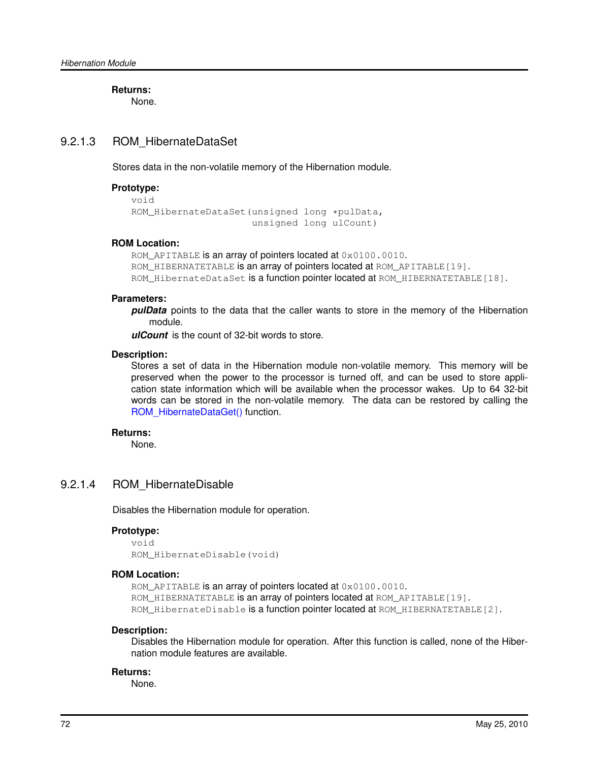**Returns:**
None.

### 9.2.1.3 ROM_HibernateDataSet

Stores data in the non-volatile memory of the Hibernation module.

**Prototype:**

```
void
ROM_HibernateDataSet(unsigned long *pulData,
                     unsigned long ulCount)
```

**ROM Location:**
`ROM_APITABLE` is an array of pointers located at `0x0100.0010`.
`ROM_HIBERNATETABLE` is an array of pointers located at `ROM_APITABLE[19]`.
`ROM_HibernateDataSet` is a function pointer located at `ROM_HIBERNATETABLE[18]`.

**Parameters:**
***pulData*** points to the data that the caller wants to store in the memory of the Hibernation module.
***ulCount*** is the count of 32-bit words to store.

**Description:**
Stores a set of data in the Hibernation module non-volatile memory. This memory will be preserved when the power to the processor is turned off, and can be used to store application state information which will be available when the processor wakes. Up to 64 32-bit words can be stored in the non-volatile memory. The data can be restored by calling the ROM_HibernateDataGet() function.

**Returns:**
None.

### 9.2.1.4 ROM_HibernateDisable

Disables the Hibernation module for operation.

**Prototype:**

```
void
ROM_HibernateDisable(void)
```

**ROM Location:**
`ROM_APITABLE` is an array of pointers located at `0x0100.0010`.
`ROM_HIBERNATETABLE` is an array of pointers located at `ROM_APITABLE[19]`.
`ROM_HibernateDisable` is a function pointer located at `ROM_HIBERNATETABLE[2]`.

**Description:**
Disables the Hibernation module for operation. After this function is called, none of the Hibernation module features are available.

**Returns:**
None.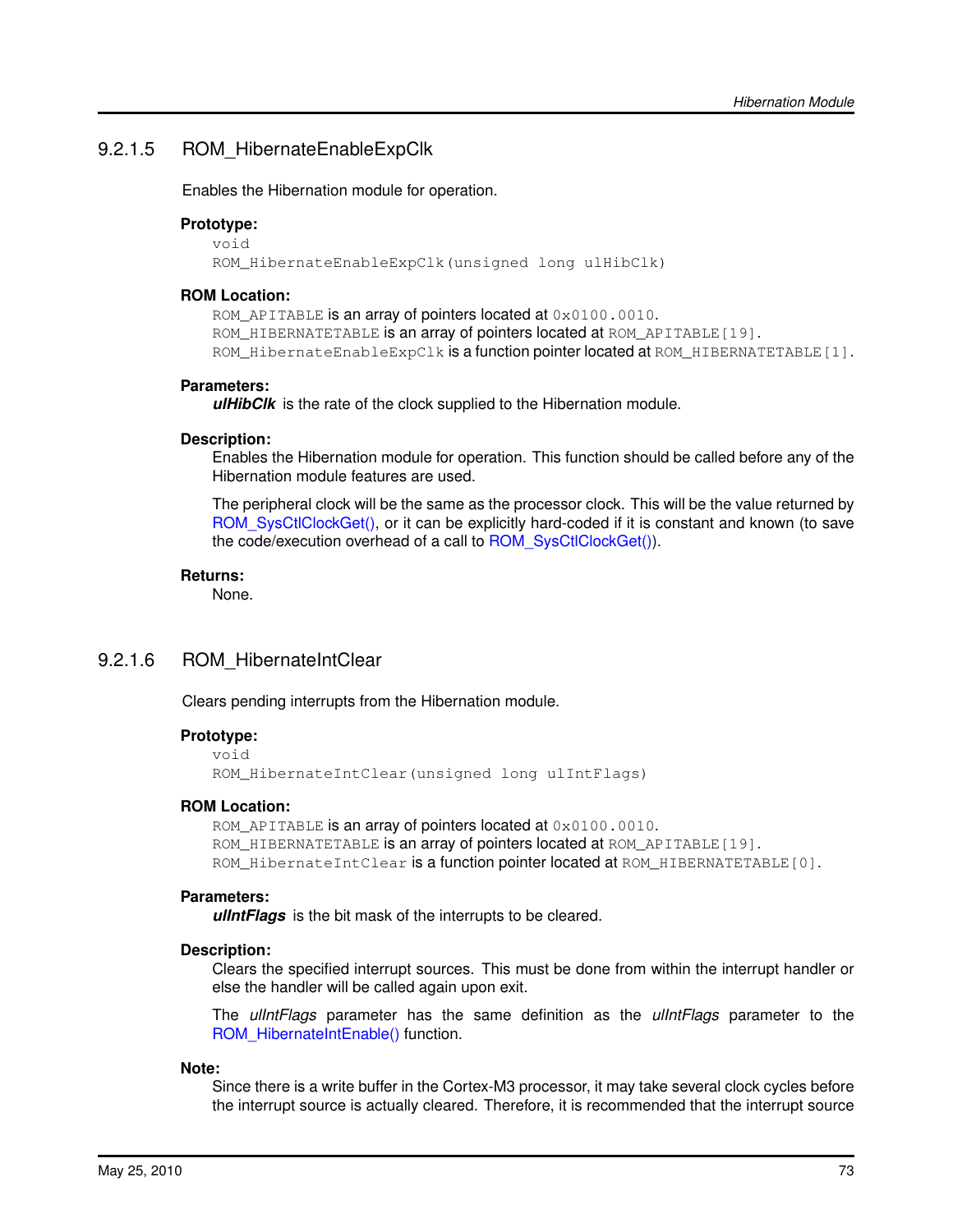### 9.2.1.5 ROM_HibernateEnableExpClk

Enables the Hibernation module for operation.

**Prototype:**

```
void
ROM_HibernateEnableExpClk(unsigned long ulHibClk)
```

**ROM Location:**

`ROM_APITABLE` is an array of pointers located at `0x0100.0010`.
`ROM_HIBERNATETABLE` is an array of pointers located at `ROM_APITABLE[19]`.
`ROM_HibernateEnableExpClk` is a function pointer located at `ROM_HIBERNATETABLE[1]`.

**Parameters:**

***ulHibClk*** is the rate of the clock supplied to the Hibernation module.

**Description:**

Enables the Hibernation module for operation. This function should be called before any of the Hibernation module features are used.

The peripheral clock will be the same as the processor clock. This will be the value returned by ROM_SysCtlClockGet(), or it can be explicitly hard-coded if it is constant and known (to save the code/execution overhead of a call to ROM_SysCtlClockGet()).

**Returns:**

None.

### 9.2.1.6 ROM_HibernateIntClear

Clears pending interrupts from the Hibernation module.

**Prototype:**

```
void
ROM_HibernateIntClear(unsigned long ulIntFlags)
```

**ROM Location:**

`ROM_APITABLE` is an array of pointers located at `0x0100.0010`.
`ROM_HIBERNATETABLE` is an array of pointers located at `ROM_APITABLE[19]`.
`ROM_HibernateIntClear` is a function pointer located at `ROM_HIBERNATETABLE[0]`.

**Parameters:**

***ulIntFlags*** is the bit mask of the interrupts to be cleared.

**Description:**

Clears the specified interrupt sources. This must be done from within the interrupt handler or else the handler will be called again upon exit.

The *ulIntFlags* parameter has the same definition as the *ulIntFlags* parameter to the ROM_HibernateIntEnable() function.

**Note:**

Since there is a write buffer in the Cortex-M3 processor, it may take several clock cycles before the interrupt source is actually cleared. Therefore, it is recommended that the interrupt source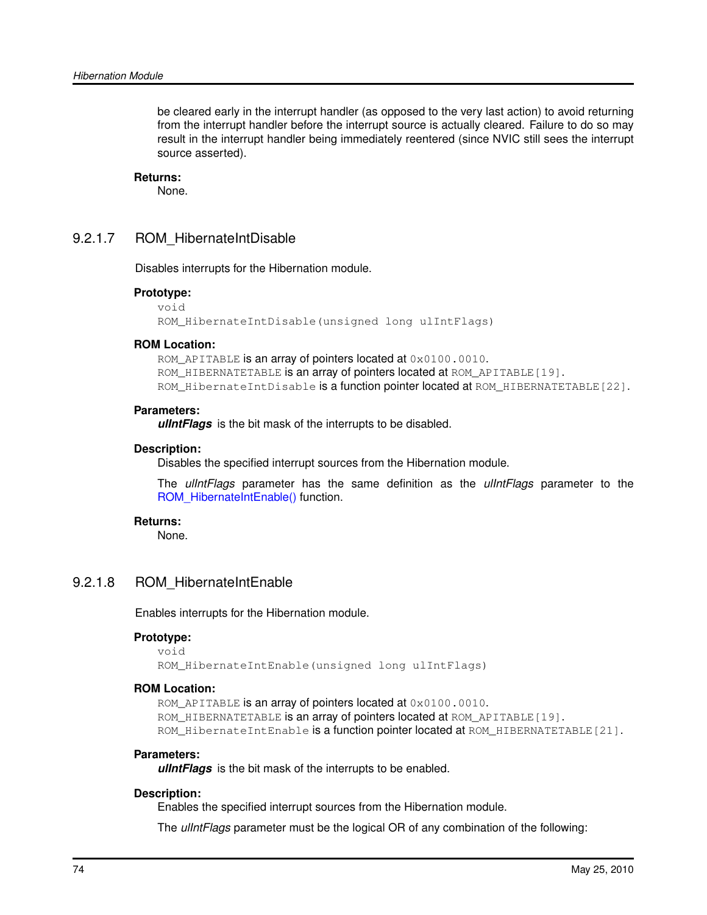be cleared early in the interrupt handler (as opposed to the very last action) to avoid returning from the interrupt handler before the interrupt source is actually cleared. Failure to do so may result in the interrupt handler being immediately reentered (since NVIC still sees the interrupt source asserted).

**Returns:**
None.

### 9.2.1.7 ROM_HibernateIntDisable

Disables interrupts for the Hibernation module.

**Prototype:**
```
void
ROM_HibernateIntDisable(unsigned long ulIntFlags)
```

**ROM Location:**
`ROM_APITABLE` is an array of pointers located at `0x0100.0010`.
`ROM_HIBERNATETABLE` is an array of pointers located at `ROM_APITABLE[19]`.
`ROM_HibernateIntDisable` is a function pointer located at `ROM_HIBERNATETABLE[22]`.

**Parameters:**
***ulIntFlags*** is the bit mask of the interrupts to be disabled.

**Description:**
Disables the specified interrupt sources from the Hibernation module.

The *ulIntFlags* parameter has the same definition as the *ulIntFlags* parameter to the ROM_HibernateIntEnable() function.

**Returns:**
None.

### 9.2.1.8 ROM_HibernateIntEnable

Enables interrupts for the Hibernation module.

**Prototype:**
```
void
ROM_HibernateIntEnable(unsigned long ulIntFlags)
```

**ROM Location:**
`ROM_APITABLE` is an array of pointers located at `0x0100.0010`.
`ROM_HIBERNATETABLE` is an array of pointers located at `ROM_APITABLE[19]`.
`ROM_HibernateIntEnable` is a function pointer located at `ROM_HIBERNATETABLE[21]`.

**Parameters:**
***ulIntFlags*** is the bit mask of the interrupts to be enabled.

**Description:**
Enables the specified interrupt sources from the Hibernation module.

The *ulIntFlags* parameter must be the logical OR of any combination of the following: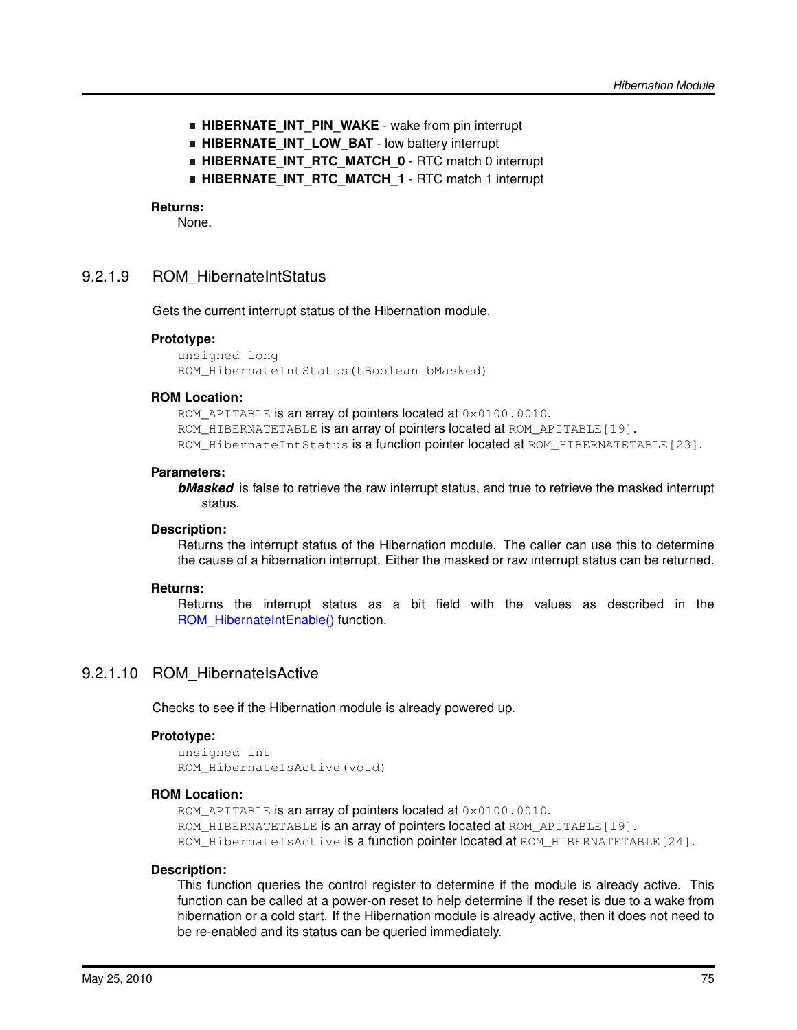- **HIBERNATE_INT_PIN_WAKE** - wake from pin interrupt
- **HIBERNATE_INT_LOW_BAT** - low battery interrupt
- **HIBERNATE_INT_RTC_MATCH_0** - RTC match 0 interrupt
- **HIBERNATE_INT_RTC_MATCH_1** - RTC match 1 interrupt

**Returns:**
None.

### 9.2.1.9 ROM_HibernateIntStatus

Gets the current interrupt status of the Hibernation module.

**Prototype:**

```
unsigned long
ROM_HibernateIntStatus(tBoolean bMasked)
```

**ROM Location:**
`ROM_APITABLE` is an array of pointers located at `0x0100.0010`.
`ROM_HIBERNATETABLE` is an array of pointers located at `ROM_APITABLE[19]`.
`ROM_HibernateIntStatus` is a function pointer located at `ROM_HIBERNATETABLE[23]`.

**Parameters:**
***bMasked*** is false to retrieve the raw interrupt status, and true to retrieve the masked interrupt status.

**Description:**
Returns the interrupt status of the Hibernation module. The caller can use this to determine the cause of a hibernation interrupt. Either the masked or raw interrupt status can be returned.

**Returns:**
Returns the interrupt status as a bit field with the values as described in the ROM_HibernateIntEnable() function.

### 9.2.1.10 ROM_HibernateIsActive

Checks to see if the Hibernation module is already powered up.

**Prototype:**

```
unsigned int
ROM_HibernateIsActive(void)
```

**ROM Location:**
`ROM_APITABLE` is an array of pointers located at `0x0100.0010`.
`ROM_HIBERNATETABLE` is an array of pointers located at `ROM_APITABLE[19]`.
`ROM_HibernateIsActive` is a function pointer located at `ROM_HIBERNATETABLE[24]`.

**Description:**
This function queries the control register to determine if the module is already active. This function can be called at a power-on reset to help determine if the reset is due to a wake from hibernation or a cold start. If the Hibernation module is already active, then it does not need to be re-enabled and its status can be queried immediately.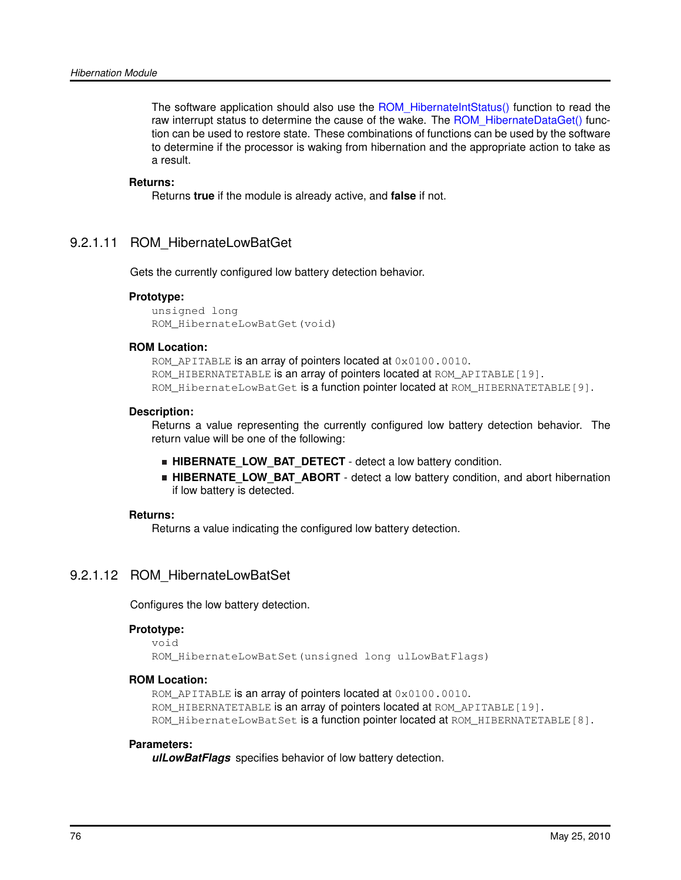The software application should also use the ROM_HibernateIntStatus() function to read the raw interrupt status to determine the cause of the wake. The ROM_HibernateDataGet() function can be used to restore state. These combinations of functions can be used by the software to determine if the processor is waking from hibernation and the appropriate action to take as a result.

**Returns:**

Returns **true** if the module is already active, and **false** if not.

### 9.2.1.11 ROM_HibernateLowBatGet

Gets the currently configured low battery detection behavior.

**Prototype:**

```
unsigned long
ROM_HibernateLowBatGet(void)
```

**ROM Location:**

`ROM_APITABLE` is an array of pointers located at `0x0100.0010`.
`ROM_HIBERNATETABLE` is an array of pointers located at `ROM_APITABLE[19]`.
`ROM_HibernateLowBatGet` is a function pointer located at `ROM_HIBERNATETABLE[9]`.

**Description:**

Returns a value representing the currently configured low battery detection behavior. The return value will be one of the following:

- **HIBERNATE_LOW_BAT_DETECT** - detect a low battery condition.
- **HIBERNATE_LOW_BAT_ABORT** - detect a low battery condition, and abort hibernation if low battery is detected.

**Returns:**

Returns a value indicating the configured low battery detection.

### 9.2.1.12 ROM_HibernateLowBatSet

Configures the low battery detection.

**Prototype:**

```
void
ROM_HibernateLowBatSet(unsigned long ulLowBatFlags)
```

**ROM Location:**

`ROM_APITABLE` is an array of pointers located at `0x0100.0010`.
`ROM_HIBERNATETABLE` is an array of pointers located at `ROM_APITABLE[19]`.
`ROM_HibernateLowBatSet` is a function pointer located at `ROM_HIBERNATETABLE[8]`.

**Parameters:**

***ulLowBatFlags*** specifies behavior of low battery detection.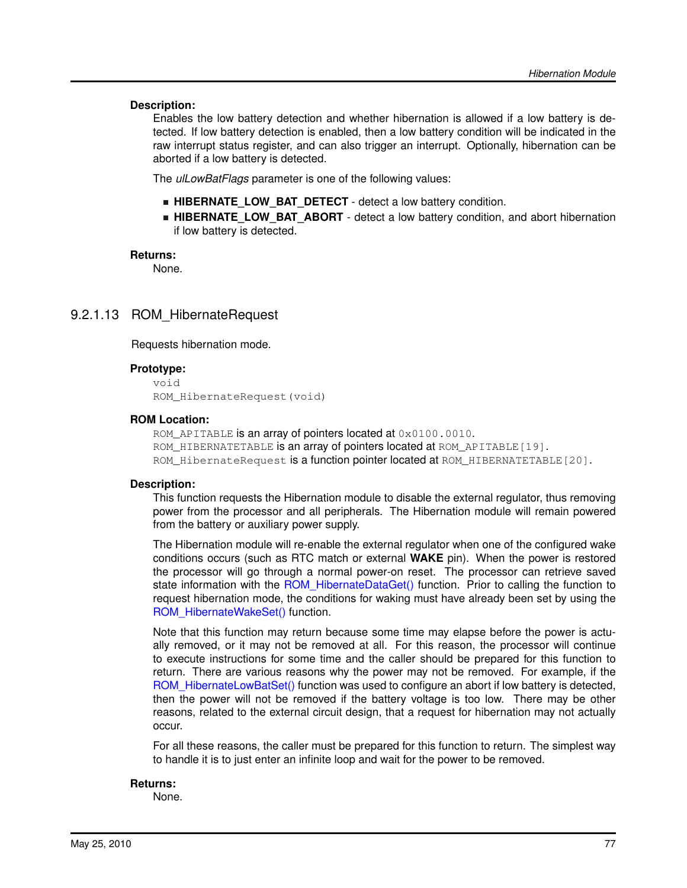**Description:**

Enables the low battery detection and whether hibernation is allowed if a low battery is detected. If low battery detection is enabled, then a low battery condition will be indicated in the raw interrupt status register, and can also trigger an interrupt. Optionally, hibernation can be aborted if a low battery is detected.

The *ulLowBatFlags* parameter is one of the following values:

- **HIBERNATE_LOW_BAT_DETECT** - detect a low battery condition.
- **HIBERNATE_LOW_BAT_ABORT** - detect a low battery condition, and abort hibernation if low battery is detected.

**Returns:**

None.

### 9.2.1.13 ROM_HibernateRequest

Requests hibernation mode.

**Prototype:**

```
void
ROM_HibernateRequest(void)
```

**ROM Location:**

`ROM_APITABLE` is an array of pointers located at `0x0100.0010`.
`ROM_HIBERNATETABLE` is an array of pointers located at `ROM_APITABLE[19]`.
`ROM_HibernateRequest` is a function pointer located at `ROM_HIBERNATETABLE[20]`.

**Description:**

This function requests the Hibernation module to disable the external regulator, thus removing power from the processor and all peripherals. The Hibernation module will remain powered from the battery or auxiliary power supply.

The Hibernation module will re-enable the external regulator when one of the configured wake conditions occurs (such as RTC match or external **WAKE** pin). When the power is restored the processor will go through a normal power-on reset. The processor can retrieve saved state information with the ROM_HibernateDataGet() function. Prior to calling the function to request hibernation mode, the conditions for waking must have already been set by using the ROM_HibernateWakeSet() function.

Note that this function may return because some time may elapse before the power is actually removed, or it may not be removed at all. For this reason, the processor will continue to execute instructions for some time and the caller should be prepared for this function to return. There are various reasons why the power may not be removed. For example, if the ROM_HibernateLowBatSet() function was used to configure an abort if low battery is detected, then the power will not be removed if the battery voltage is too low. There may be other reasons, related to the external circuit design, that a request for hibernation may not actually occur.

For all these reasons, the caller must be prepared for this function to return. The simplest way to handle it is to just enter an infinite loop and wait for the power to be removed.

**Returns:**

None.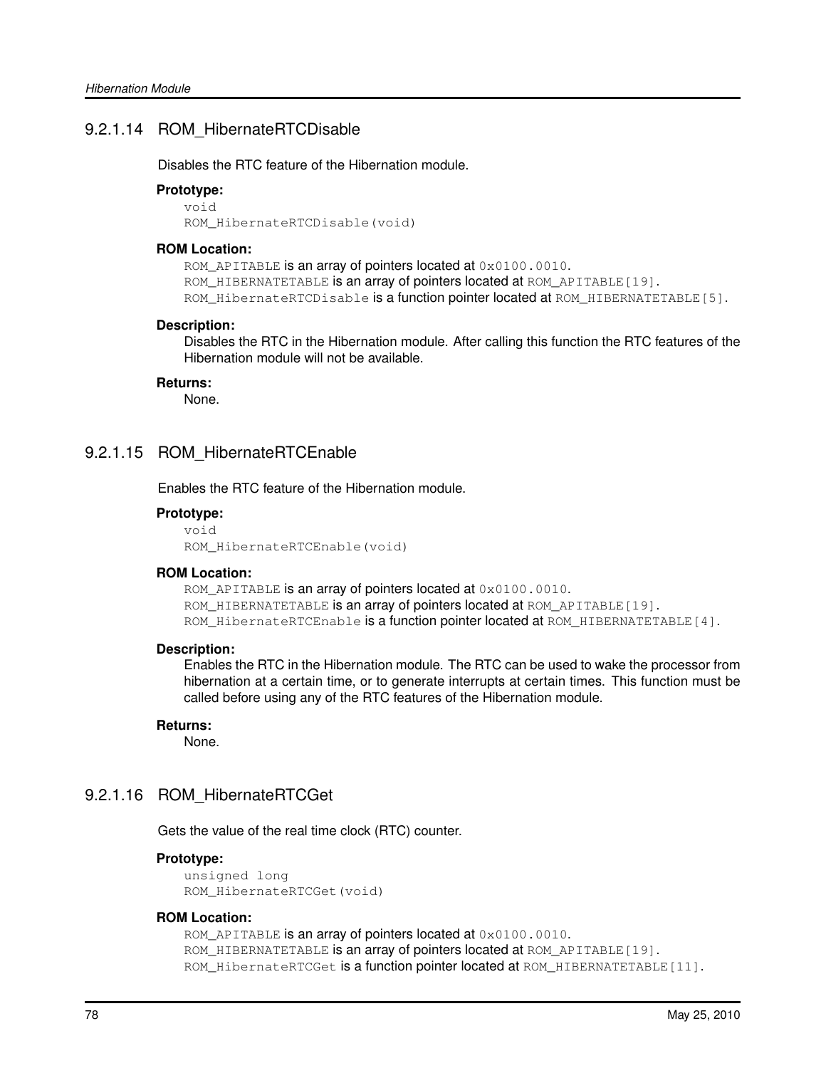### 9.2.1.14 ROM_HibernateRTCDisable

Disables the RTC feature of the Hibernation module.

**Prototype:**

```
void
ROM_HibernateRTCDisable(void)
```

**ROM Location:**

ROM_APITABLE is an array of pointers located at 0x0100.0010.
ROM_HIBERNATETABLE is an array of pointers located at ROM_APITABLE[19].
ROM_HibernateRTCDisable is a function pointer located at ROM_HIBERNATETABLE[5].

**Description:**

Disables the RTC in the Hibernation module. After calling this function the RTC features of the Hibernation module will not be available.

**Returns:**

None.

### 9.2.1.15 ROM_HibernateRTCEnable

Enables the RTC feature of the Hibernation module.

**Prototype:**

```
void
ROM_HibernateRTCEnable(void)
```

**ROM Location:**

ROM_APITABLE is an array of pointers located at 0x0100.0010.
ROM_HIBERNATETABLE is an array of pointers located at ROM_APITABLE[19].
ROM_HibernateRTCEnable is a function pointer located at ROM_HIBERNATETABLE[4].

**Description:**

Enables the RTC in the Hibernation module. The RTC can be used to wake the processor from hibernation at a certain time, or to generate interrupts at certain times. This function must be called before using any of the RTC features of the Hibernation module.

**Returns:**

None.

### 9.2.1.16 ROM_HibernateRTCGet

Gets the value of the real time clock (RTC) counter.

**Prototype:**

```
unsigned long
ROM_HibernateRTCGet(void)
```

**ROM Location:**

ROM_APITABLE is an array of pointers located at 0x0100.0010.
ROM_HIBERNATETABLE is an array of pointers located at ROM_APITABLE[19].
ROM_HibernateRTCGet is a function pointer located at ROM_HIBERNATETABLE[11].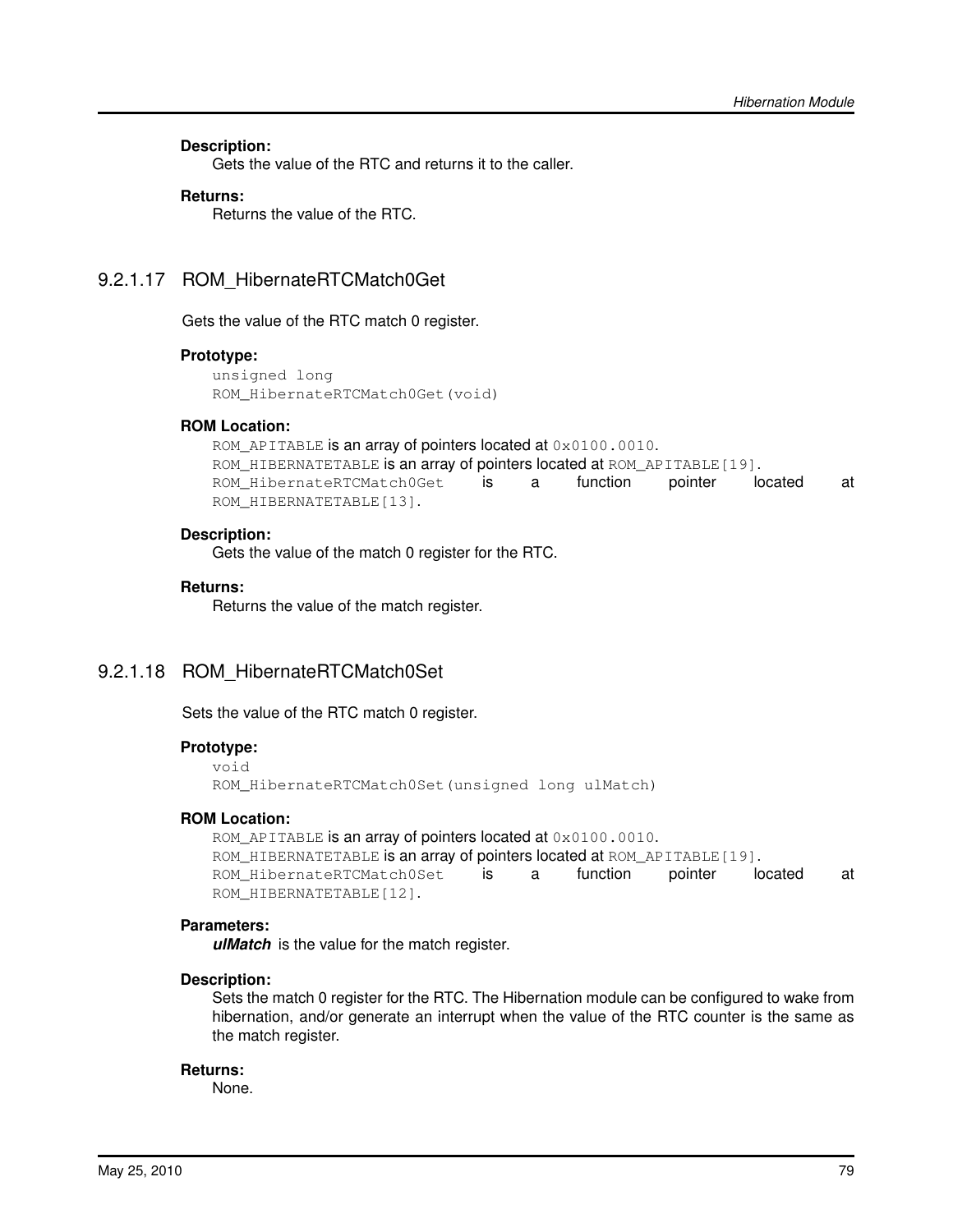**Description:**
Gets the value of the RTC and returns it to the caller.

**Returns:**
Returns the value of the RTC.

#### 9.2.1.17 ROM_HibernateRTCMatch0Get

Gets the value of the RTC match 0 register.

**Prototype:**
```
unsigned long
ROM_HibernateRTCMatch0Get(void)
```

**ROM Location:**
`ROM_APITABLE` is an array of pointers located at `0x0100.0010`.
`ROM_HIBERNATETABLE` is an array of pointers located at `ROM_APITABLE[19]`.
`ROM_HibernateRTCMatch0Get` is a function pointer located at `ROM_HIBERNATETABLE[13]`.

**Description:**
Gets the value of the match 0 register for the RTC.

**Returns:**
Returns the value of the match register.

#### 9.2.1.18 ROM_HibernateRTCMatch0Set

Sets the value of the RTC match 0 register.

**Prototype:**
```
void
ROM_HibernateRTCMatch0Set(unsigned long ulMatch)
```

**ROM Location:**
`ROM_APITABLE` is an array of pointers located at `0x0100.0010`.
`ROM_HIBERNATETABLE` is an array of pointers located at `ROM_APITABLE[19]`.
`ROM_HibernateRTCMatch0Set` is a function pointer located at `ROM_HIBERNATETABLE[12]`.

**Parameters:**
***ulMatch*** is the value for the match register.

**Description:**
Sets the match 0 register for the RTC. The Hibernation module can be configured to wake from hibernation, and/or generate an interrupt when the value of the RTC counter is the same as the match register.

**Returns:**
None.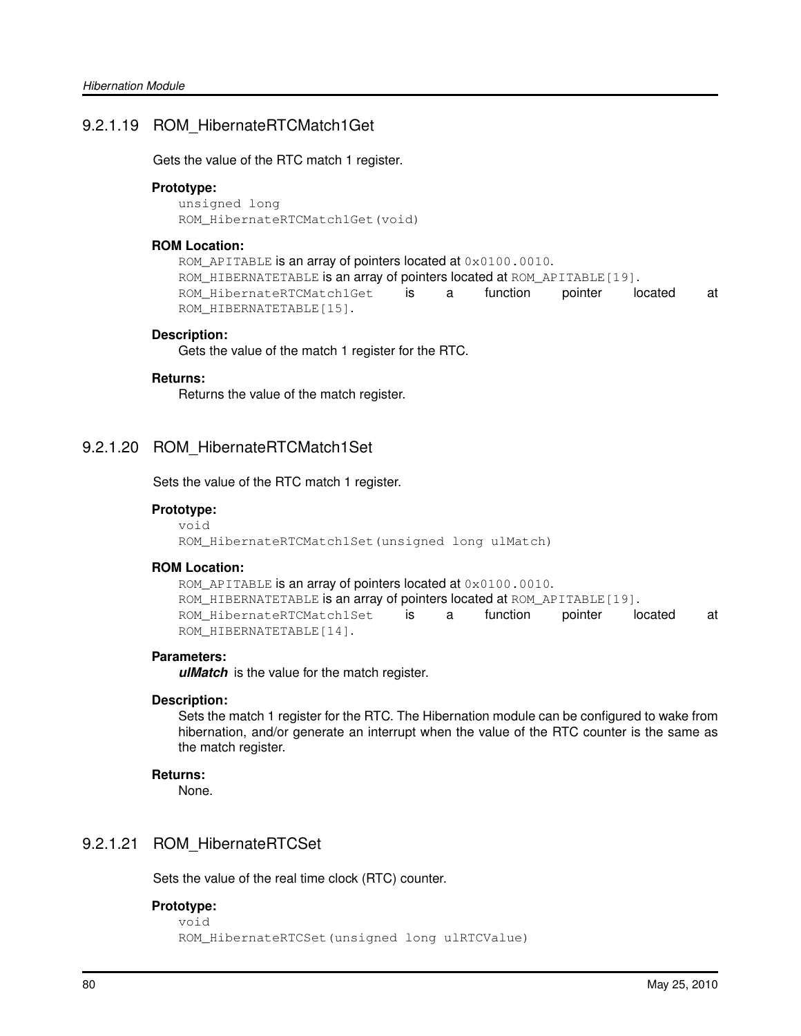### 9.2.1.19 ROM_HibernateRTCMatch1Get

Gets the value of the RTC match 1 register.

**Prototype:**

```
unsigned long
ROM_HibernateRTCMatch1Get(void)
```

**ROM Location:**

`ROM_APITABLE` is an array of pointers located at `0x0100.0010`.
`ROM_HIBERNATETABLE` is an array of pointers located at `ROM_APITABLE[19]`.
`ROM_HibernateRTCMatch1Get` is a function pointer located at `ROM_HIBERNATETABLE[15]`.

**Description:**

Gets the value of the match 1 register for the RTC.

**Returns:**

Returns the value of the match register.

### 9.2.1.20 ROM_HibernateRTCMatch1Set

Sets the value of the RTC match 1 register.

**Prototype:**

```
void
ROM_HibernateRTCMatch1Set(unsigned long ulMatch)
```

**ROM Location:**

`ROM_APITABLE` is an array of pointers located at `0x0100.0010`.
`ROM_HIBERNATETABLE` is an array of pointers located at `ROM_APITABLE[19]`.
`ROM_HibernateRTCMatch1Set` is a function pointer located at `ROM_HIBERNATETABLE[14]`.

**Parameters:**

***ulMatch*** is the value for the match register.

**Description:**

Sets the match 1 register for the RTC. The Hibernation module can be configured to wake from hibernation, and/or generate an interrupt when the value of the RTC counter is the same as the match register.

**Returns:**

None.

### 9.2.1.21 ROM_HibernateRTCSet

Sets the value of the real time clock (RTC) counter.

**Prototype:**

```
void
ROM_HibernateRTCSet(unsigned long ulRTCValue)
```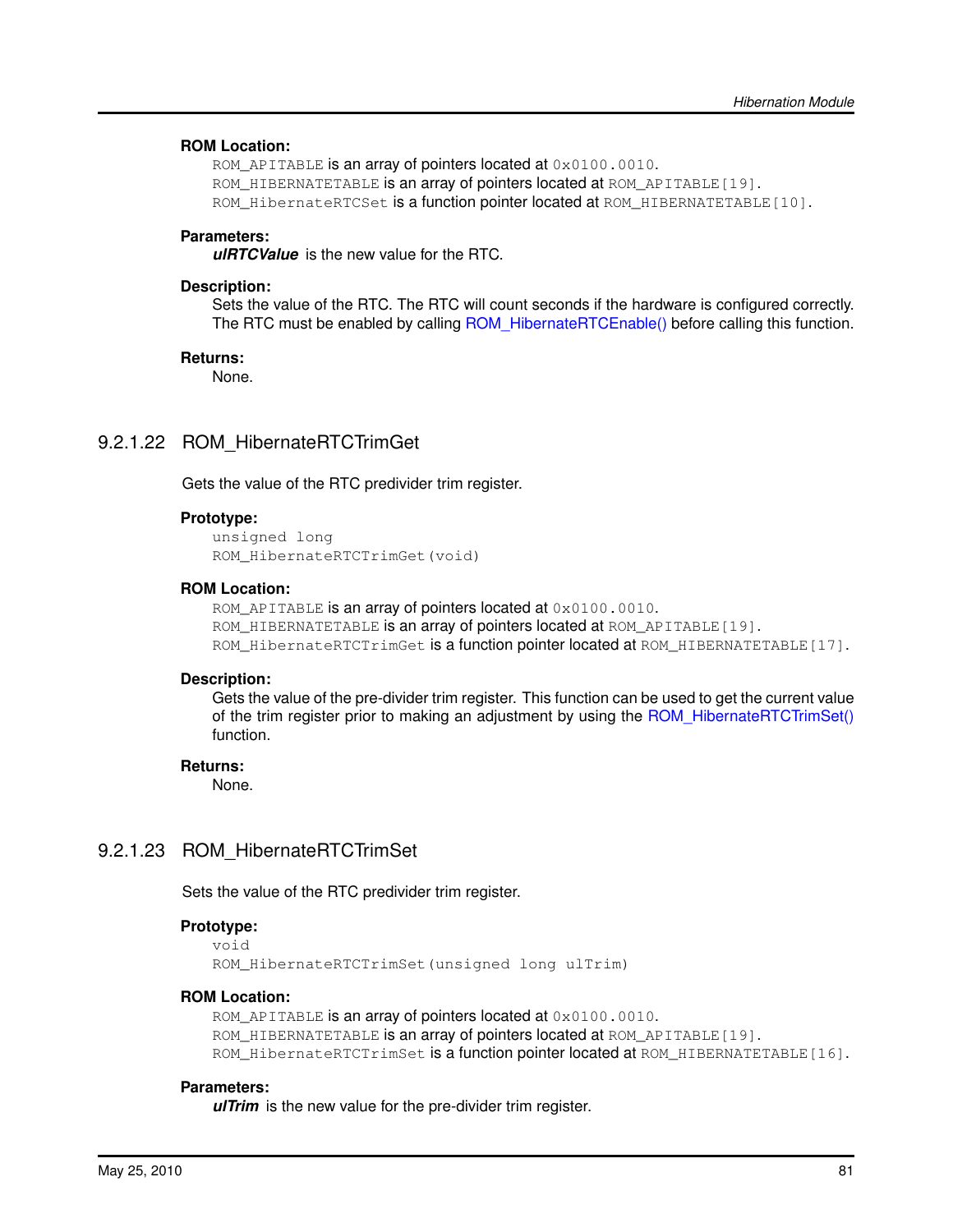**ROM Location:**

ROM_APITABLE is an array of pointers located at 0x0100.0010.
ROM_HIBERNATETABLE is an array of pointers located at ROM_APITABLE[19].
ROM_HibernateRTCSet is a function pointer located at ROM_HIBERNATETABLE[10].

**Parameters:**

***ulRTCValue*** is the new value for the RTC.

**Description:**

Sets the value of the RTC. The RTC will count seconds if the hardware is configured correctly. The RTC must be enabled by calling ROM_HibernateRTCEnable() before calling this function.

**Returns:**

None.

### 9.2.1.22 ROM_HibernateRTCTrimGet

Gets the value of the RTC predivider trim register.

**Prototype:**

```
unsigned long
ROM_HibernateRTCTrimGet(void)
```

**ROM Location:**

ROM_APITABLE is an array of pointers located at 0x0100.0010.
ROM_HIBERNATETABLE is an array of pointers located at ROM_APITABLE[19].
ROM_HibernateRTCTrimGet is a function pointer located at ROM_HIBERNATETABLE[17].

**Description:**

Gets the value of the pre-divider trim register. This function can be used to get the current value of the trim register prior to making an adjustment by using the ROM_HibernateRTCTrimSet() function.

**Returns:**

None.

### 9.2.1.23 ROM_HibernateRTCTrimSet

Sets the value of the RTC predivider trim register.

**Prototype:**

```
void
ROM_HibernateRTCTrimSet(unsigned long ulTrim)
```

**ROM Location:**

ROM_APITABLE is an array of pointers located at 0x0100.0010.
ROM_HIBERNATETABLE is an array of pointers located at ROM_APITABLE[19].
ROM_HibernateRTCTrimSet is a function pointer located at ROM_HIBERNATETABLE[16].

**Parameters:**

***ulTrim*** is the new value for the pre-divider trim register.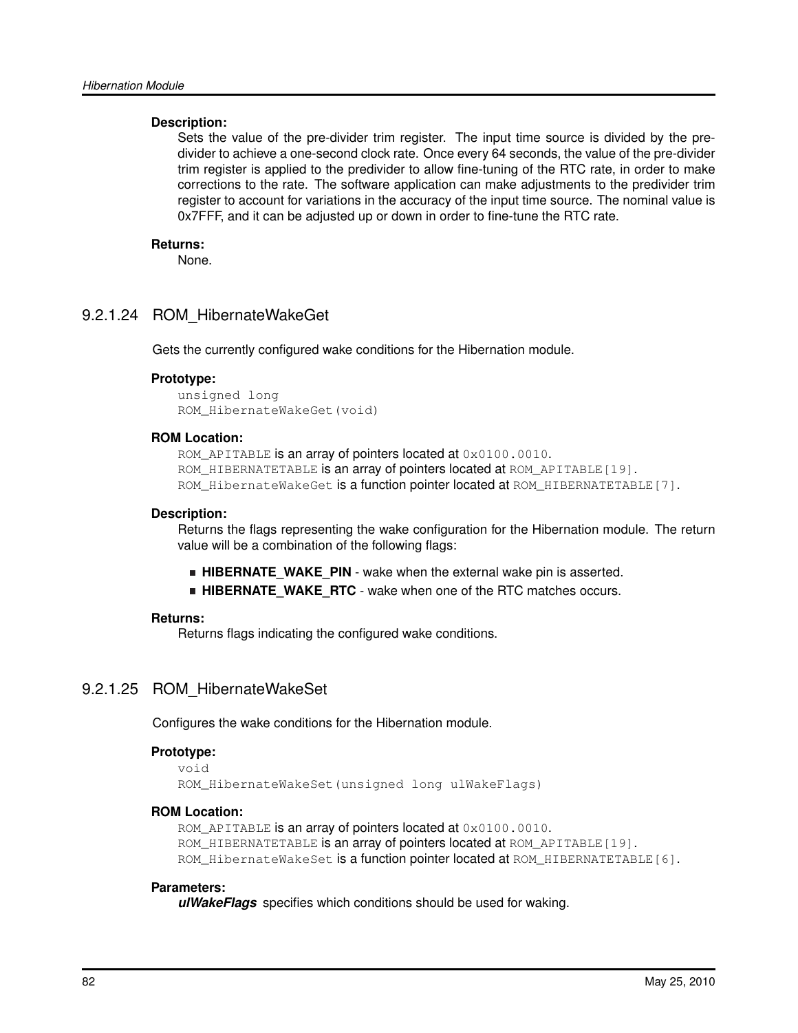**Description:**

Sets the value of the pre-divider trim register. The input time source is divided by the pre-divider to achieve a one-second clock rate. Once every 64 seconds, the value of the pre-divider trim register is applied to the predivider to allow fine-tuning of the RTC rate, in order to make corrections to the rate. The software application can make adjustments to the predivider trim register to account for variations in the accuracy of the input time source. The nominal value is 0x7FFF, and it can be adjusted up or down in order to fine-tune the RTC rate.

**Returns:**

None.

### 9.2.1.24 ROM_HibernateWakeGet

Gets the currently configured wake conditions for the Hibernation module.

**Prototype:**

```
unsigned long
ROM_HibernateWakeGet(void)
```

**ROM Location:**

`ROM_APITABLE` is an array of pointers located at `0x0100.0010`.
`ROM_HIBERNATETABLE` is an array of pointers located at `ROM_APITABLE[19]`.
`ROM_HibernateWakeGet` is a function pointer located at `ROM_HIBERNATETABLE[7]`.

**Description:**

Returns the flags representing the wake configuration for the Hibernation module. The return value will be a combination of the following flags:

- **HIBERNATE_WAKE_PIN** - wake when the external wake pin is asserted.
- **HIBERNATE_WAKE_RTC** - wake when one of the RTC matches occurs.

**Returns:**

Returns flags indicating the configured wake conditions.

### 9.2.1.25 ROM_HibernateWakeSet

Configures the wake conditions for the Hibernation module.

**Prototype:**

```
void
ROM_HibernateWakeSet(unsigned long ulWakeFlags)
```

**ROM Location:**

`ROM_APITABLE` is an array of pointers located at `0x0100.0010`.
`ROM_HIBERNATETABLE` is an array of pointers located at `ROM_APITABLE[19]`.
`ROM_HibernateWakeSet` is a function pointer located at `ROM_HIBERNATETABLE[6]`.

**Parameters:**

***ulWakeFlags*** specifies which conditions should be used for waking.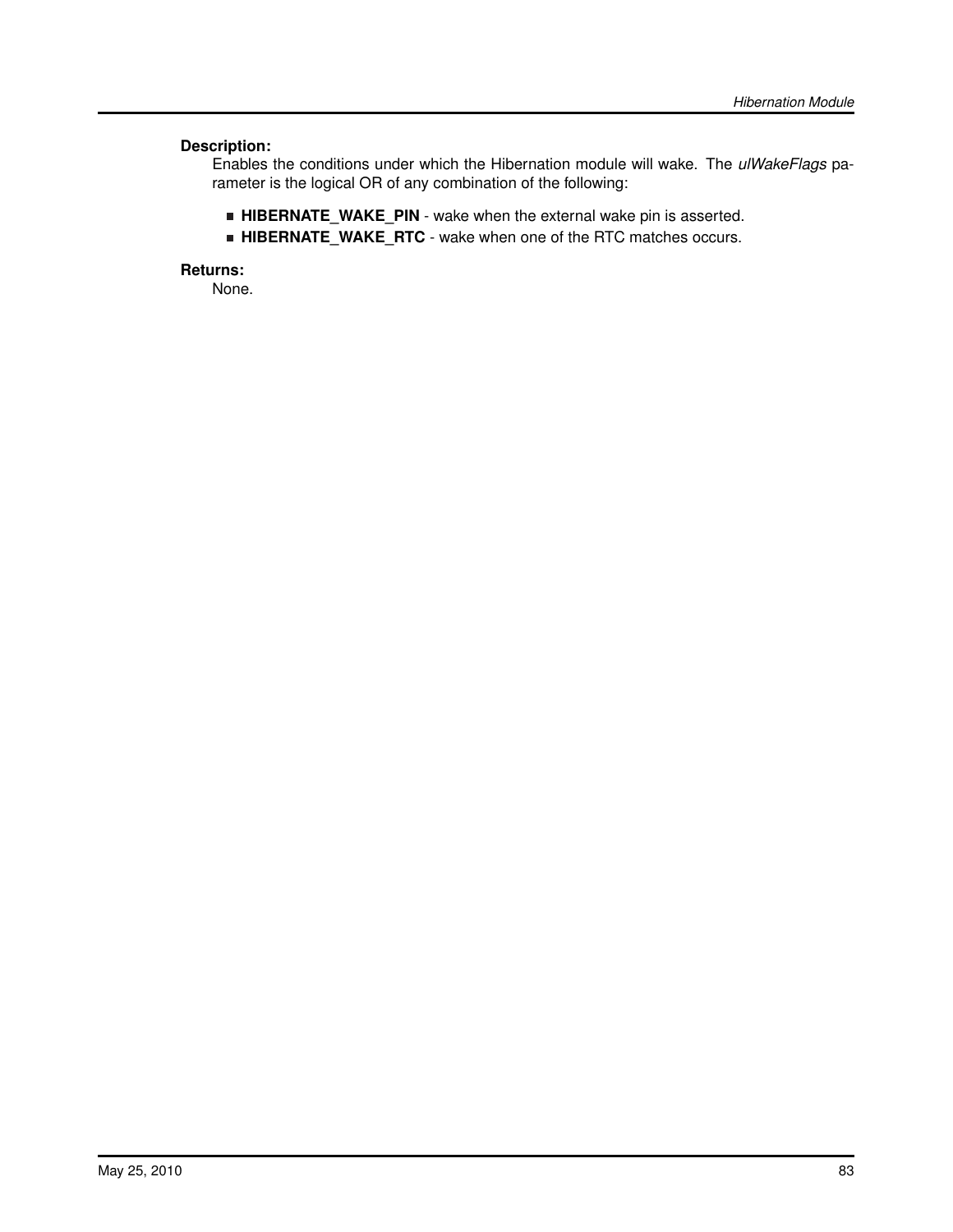**Description:**

Enables the conditions under which the Hibernation module will wake. The *ulWakeFlags* parameter is the logical OR of any combination of the following:

- **HIBERNATE_WAKE_PIN** - wake when the external wake pin is asserted.
- **HIBERNATE_WAKE_RTC** - wake when one of the RTC matches occurs.

**Returns:**

None.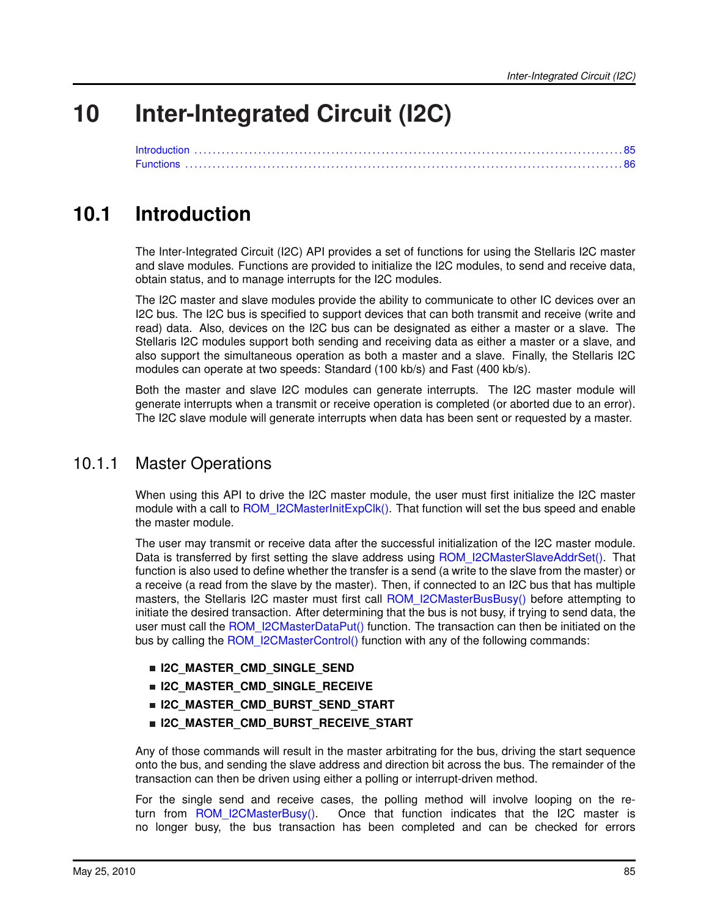# 10 Inter-Integrated Circuit (I2C)

Introduction . . . . . 85
Functions . . . . . 86

## 10.1 Introduction

The Inter-Integrated Circuit (I2C) API provides a set of functions for using the Stellaris I2C master and slave modules. Functions are provided to initialize the I2C modules, to send and receive data, obtain status, and to manage interrupts for the I2C modules.

The I2C master and slave modules provide the ability to communicate to other IC devices over an I2C bus. The I2C bus is specified to support devices that can both transmit and receive (write and read) data. Also, devices on the I2C bus can be designated as either a master or a slave. The Stellaris I2C modules support both sending and receiving data as either a master or a slave, and also support the simultaneous operation as both a master and a slave. Finally, the Stellaris I2C modules can operate at two speeds: Standard (100 kb/s) and Fast (400 kb/s).

Both the master and slave I2C modules can generate interrupts. The I2C master module will generate interrupts when a transmit or receive operation is completed (or aborted due to an error). The I2C slave module will generate interrupts when data has been sent or requested by a master.

### 10.1.1 Master Operations

When using this API to drive the I2C master module, the user must first initialize the I2C master module with a call to ROM_I2CMasterInitExpClk(). That function will set the bus speed and enable the master module.

The user may transmit or receive data after the successful initialization of the I2C master module. Data is transferred by first setting the slave address using ROM_I2CMasterSlaveAddrSet(). That function is also used to define whether the transfer is a send (a write to the slave from the master) or a receive (a read from the slave by the master). Then, if connected to an I2C bus that has multiple masters, the Stellaris I2C master must first call ROM_I2CMasterBusBusy() before attempting to initiate the desired transaction. After determining that the bus is not busy, if trying to send data, the user must call the ROM_I2CMasterDataPut() function. The transaction can then be initiated on the bus by calling the ROM_I2CMasterControl() function with any of the following commands:

- **I2C_MASTER_CMD_SINGLE_SEND**
- **I2C_MASTER_CMD_SINGLE_RECEIVE**
- **I2C_MASTER_CMD_BURST_SEND_START**
- **I2C_MASTER_CMD_BURST_RECEIVE_START**

Any of those commands will result in the master arbitrating for the bus, driving the start sequence onto the bus, and sending the slave address and direction bit across the bus. The remainder of the transaction can then be driven using either a polling or interrupt-driven method.

For the single send and receive cases, the polling method will involve looping on the return from ROM_I2CMasterBusy(). Once that function indicates that the I2C master is no longer busy, the bus transaction has been completed and can be checked for errors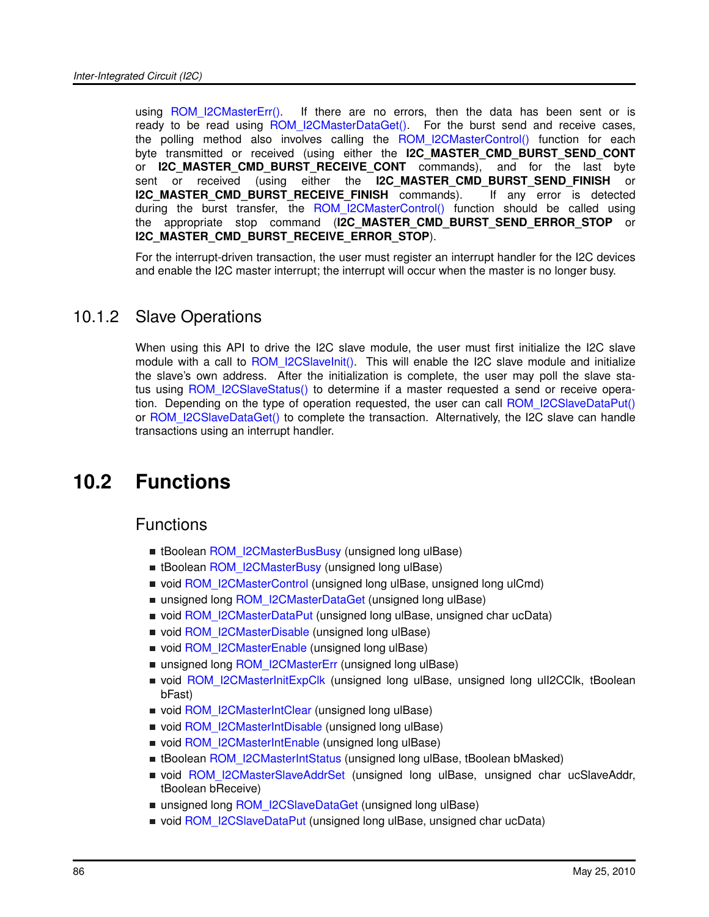using ROM_I2CMasterErr(). If there are no errors, then the data has been sent or is ready to be read using ROM_I2CMasterDataGet(). For the burst send and receive cases, the polling method also involves calling the ROM_I2CMasterControl() function for each byte transmitted or received (using either the **I2C_MASTER_CMD_BURST_SEND_CONT** or **I2C_MASTER_CMD_BURST_RECEIVE_CONT** commands), and for the last byte sent or received (using either the **I2C_MASTER_CMD_BURST_SEND_FINISH** or **I2C_MASTER_CMD_BURST_RECEIVE_FINISH** commands). If any error is detected during the burst transfer, the ROM_I2CMasterControl() function should be called using the appropriate stop command (**I2C_MASTER_CMD_BURST_SEND_ERROR_STOP** or **I2C_MASTER_CMD_BURST_RECEIVE_ERROR_STOP**).

For the interrupt-driven transaction, the user must register an interrupt handler for the I2C devices and enable the I2C master interrupt; the interrupt will occur when the master is no longer busy.

### 10.1.2 Slave Operations

When using this API to drive the I2C slave module, the user must first initialize the I2C slave module with a call to ROM_I2CSlaveInit(). This will enable the I2C slave module and initialize the slave's own address. After the initialization is complete, the user may poll the slave status using ROM_I2CSlaveStatus() to determine if a master requested a send or receive operation. Depending on the type of operation requested, the user can call ROM_I2CSlaveDataPut() or ROM_I2CSlaveDataGet() to complete the transaction. Alternatively, the I2C slave can handle transactions using an interrupt handler.

## 10.2 Functions

### Functions

- tBoolean ROM_I2CMasterBusBusy (unsigned long ulBase)
- tBoolean ROM_I2CMasterBusy (unsigned long ulBase)
- void ROM_I2CMasterControl (unsigned long ulBase, unsigned long ulCmd)
- unsigned long ROM_I2CMasterDataGet (unsigned long ulBase)
- void ROM_I2CMasterDataPut (unsigned long ulBase, unsigned char ucData)
- void ROM_I2CMasterDisable (unsigned long ulBase)
- void ROM_I2CMasterEnable (unsigned long ulBase)
- unsigned long ROM_I2CMasterErr (unsigned long ulBase)
- void ROM_I2CMasterInitExpClk (unsigned long ulBase, unsigned long ulI2CClk, tBoolean bFast)
- void ROM_I2CMasterIntClear (unsigned long ulBase)
- void ROM_I2CMasterIntDisable (unsigned long ulBase)
- void ROM_I2CMasterIntEnable (unsigned long ulBase)
- tBoolean ROM_I2CMasterIntStatus (unsigned long ulBase, tBoolean bMasked)
- void ROM_I2CMasterSlaveAddrSet (unsigned long ulBase, unsigned char ucSlaveAddr, tBoolean bReceive)
- unsigned long ROM_I2CSlaveDataGet (unsigned long ulBase)
- void ROM_I2CSlaveDataPut (unsigned long ulBase, unsigned char ucData)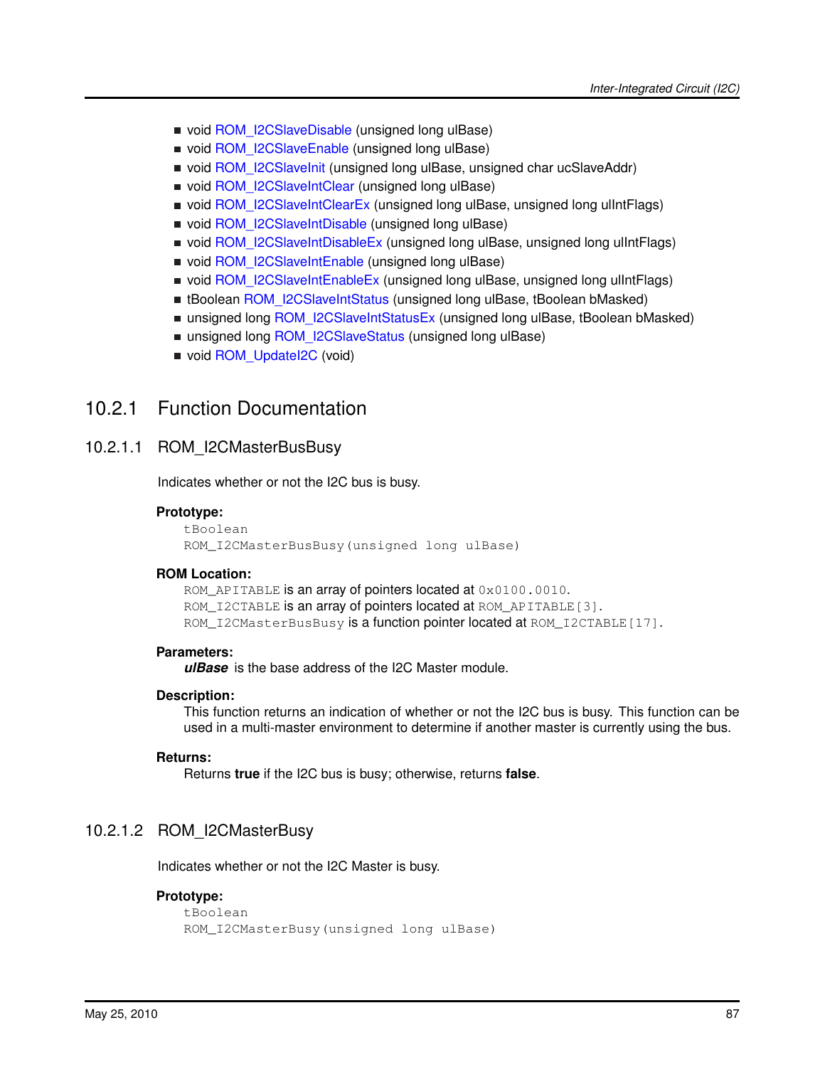- void ROM_I2CSlaveDisable (unsigned long ulBase)
- void ROM_I2CSlaveEnable (unsigned long ulBase)
- void ROM_I2CSlaveInit (unsigned long ulBase, unsigned char ucSlaveAddr)
- void ROM_I2CSlaveIntClear (unsigned long ulBase)
- void ROM_I2CSlaveIntClearEx (unsigned long ulBase, unsigned long ulIntFlags)
- void ROM_I2CSlaveIntDisable (unsigned long ulBase)
- void ROM_I2CSlaveIntDisableEx (unsigned long ulBase, unsigned long ulIntFlags)
- void ROM_I2CSlaveIntEnable (unsigned long ulBase)
- void ROM_I2CSlaveIntEnableEx (unsigned long ulBase, unsigned long ulIntFlags)
- tBoolean ROM_I2CSlaveIntStatus (unsigned long ulBase, tBoolean bMasked)
- unsigned long ROM_I2CSlaveIntStatusEx (unsigned long ulBase, tBoolean bMasked)
- unsigned long ROM_I2CSlaveStatus (unsigned long ulBase)
- void ROM_UpdateI2C (void)

## 10.2.1 Function Documentation

### 10.2.1.1 ROM_I2CMasterBusBusy

Indicates whether or not the I2C bus is busy.

**Prototype:**

```
tBoolean
ROM_I2CMasterBusBusy(unsigned long ulBase)
```

**ROM Location:**

`ROM_APITABLE` is an array of pointers located at `0x0100.0010`.
`ROM_I2CTABLE` is an array of pointers located at `ROM_APITABLE[3]`.
`ROM_I2CMasterBusBusy` is a function pointer located at `ROM_I2CTABLE[17]`.

**Parameters:**

***ulBase*** is the base address of the I2C Master module.

**Description:**

This function returns an indication of whether or not the I2C bus is busy. This function can be used in a multi-master environment to determine if another master is currently using the bus.

**Returns:**

Returns **true** if the I2C bus is busy; otherwise, returns **false**.

### 10.2.1.2 ROM_I2CMasterBusy

Indicates whether or not the I2C Master is busy.

**Prototype:**

```
tBoolean
ROM_I2CMasterBusy(unsigned long ulBase)
```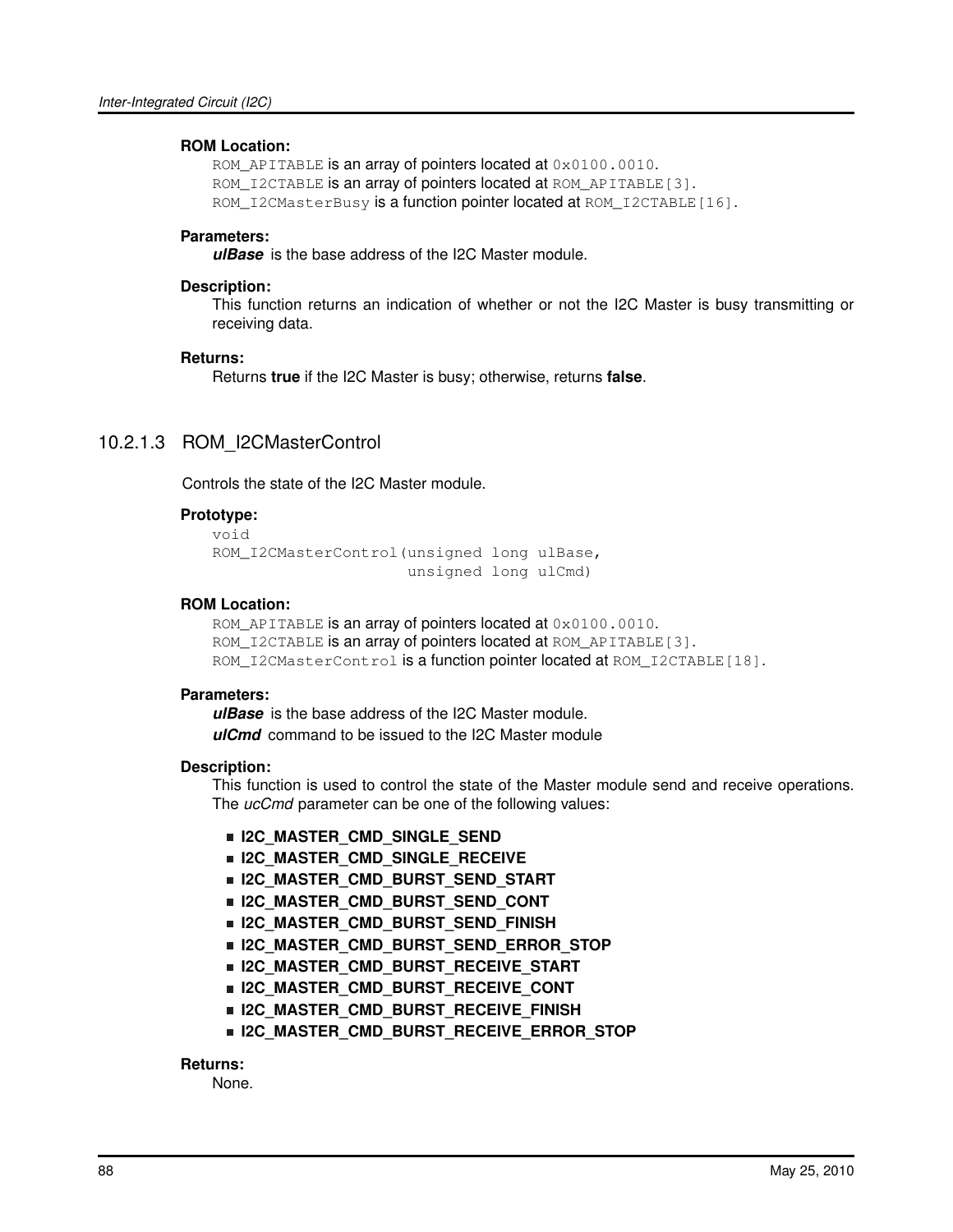**ROM Location:**

ROM_APITABLE is an array of pointers located at 0x0100.0010.
ROM_I2CTABLE is an array of pointers located at ROM_APITABLE[3].
ROM_I2CMasterBusy is a function pointer located at ROM_I2CTABLE[16].

**Parameters:**

***ulBase*** is the base address of the I2C Master module.

**Description:**

This function returns an indication of whether or not the I2C Master is busy transmitting or receiving data.

**Returns:**

Returns **true** if the I2C Master is busy; otherwise, returns **false**.

### 10.2.1.3 ROM_I2CMasterControl

Controls the state of the I2C Master module.

**Prototype:**

```
void
ROM_I2CMasterControl(unsigned long ulBase,
                     unsigned long ulCmd)
```

**ROM Location:**

ROM_APITABLE is an array of pointers located at 0x0100.0010.
ROM_I2CTABLE is an array of pointers located at ROM_APITABLE[3].
ROM_I2CMasterControl is a function pointer located at ROM_I2CTABLE[18].

**Parameters:**

***ulBase*** is the base address of the I2C Master module.
***ulCmd*** command to be issued to the I2C Master module

**Description:**

This function is used to control the state of the Master module send and receive operations. The *ucCmd* parameter can be one of the following values:

- **I2C_MASTER_CMD_SINGLE_SEND**
- **I2C_MASTER_CMD_SINGLE_RECEIVE**
- **I2C_MASTER_CMD_BURST_SEND_START**
- **I2C_MASTER_CMD_BURST_SEND_CONT**
- **I2C_MASTER_CMD_BURST_SEND_FINISH**
- **I2C_MASTER_CMD_BURST_SEND_ERROR_STOP**
- **I2C_MASTER_CMD_BURST_RECEIVE_START**
- **I2C_MASTER_CMD_BURST_RECEIVE_CONT**
- **I2C_MASTER_CMD_BURST_RECEIVE_FINISH**
- **I2C_MASTER_CMD_BURST_RECEIVE_ERROR_STOP**

**Returns:**

None.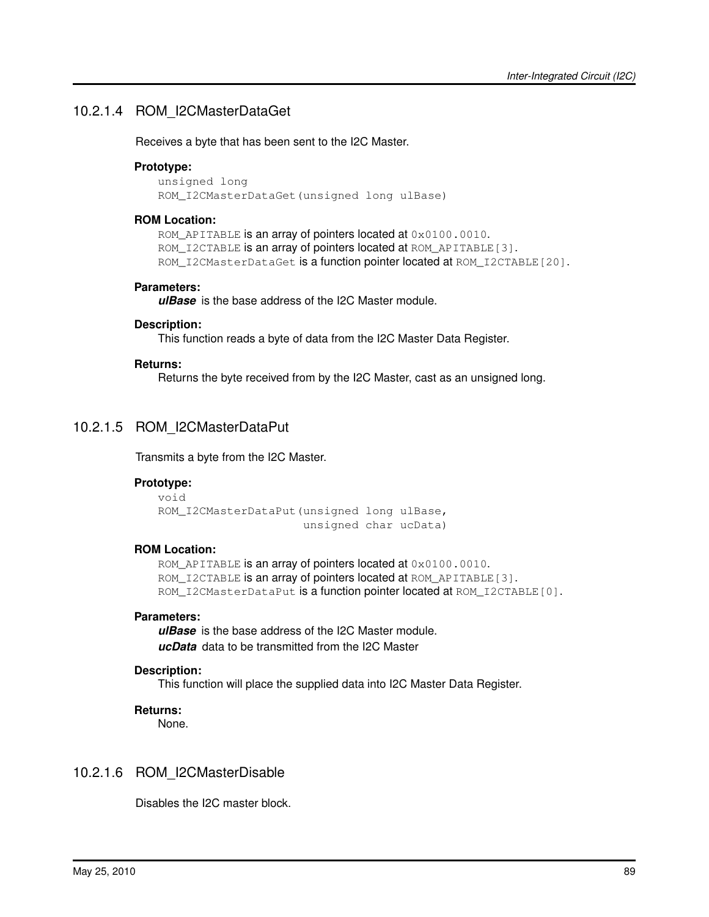### 10.2.1.4 ROM_I2CMasterDataGet

Receives a byte that has been sent to the I2C Master.

**Prototype:**

```
unsigned long
ROM_I2CMasterDataGet(unsigned long ulBase)
```

**ROM Location:**

`ROM_APITABLE` is an array of pointers located at `0x0100.0010`.
`ROM_I2CTABLE` is an array of pointers located at `ROM_APITABLE[3]`.
`ROM_I2CMasterDataGet` is a function pointer located at `ROM_I2CTABLE[20]`.

**Parameters:**

***ulBase*** is the base address of the I2C Master module.

**Description:**

This function reads a byte of data from the I2C Master Data Register.

**Returns:**

Returns the byte received from by the I2C Master, cast as an unsigned long.

### 10.2.1.5 ROM_I2CMasterDataPut

Transmits a byte from the I2C Master.

**Prototype:**

```
void
ROM_I2CMasterDataPut(unsigned long ulBase,
                     unsigned char ucData)
```

**ROM Location:**

`ROM_APITABLE` is an array of pointers located at `0x0100.0010`.
`ROM_I2CTABLE` is an array of pointers located at `ROM_APITABLE[3]`.
`ROM_I2CMasterDataPut` is a function pointer located at `ROM_I2CTABLE[0]`.

**Parameters:**

***ulBase*** is the base address of the I2C Master module.
***ucData*** data to be transmitted from the I2C Master

**Description:**

This function will place the supplied data into I2C Master Data Register.

**Returns:**

None.

### 10.2.1.6 ROM_I2CMasterDisable

Disables the I2C master block.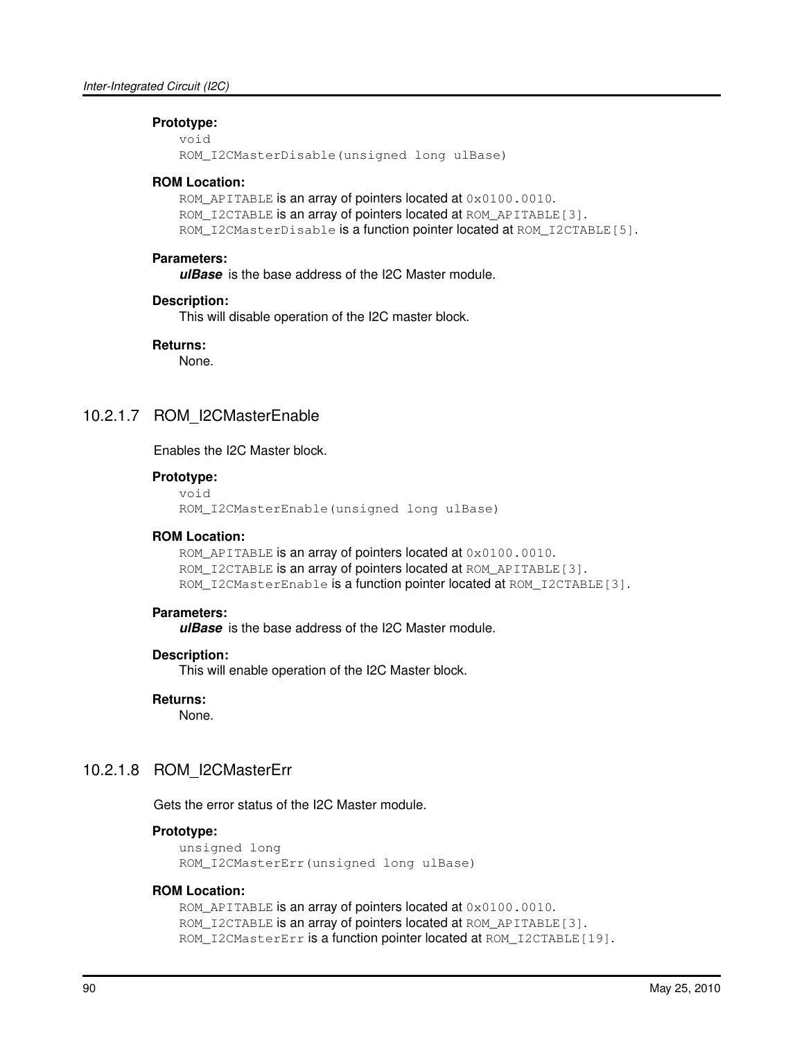**Prototype:**

```
void
ROM_I2CMasterDisable(unsigned long ulBase)
```

**ROM Location:**

ROM_APITABLE is an array of pointers located at 0x0100.0010.
ROM_I2CTABLE is an array of pointers located at ROM_APITABLE[3].
ROM_I2CMasterDisable is a function pointer located at ROM_I2CTABLE[5].

**Parameters:**

***ulBase*** is the base address of the I2C Master module.

**Description:**

This will disable operation of the I2C master block.

**Returns:**

None.

### 10.2.1.7 ROM_I2CMasterEnable

Enables the I2C Master block.

**Prototype:**

```
void
ROM_I2CMasterEnable(unsigned long ulBase)
```

**ROM Location:**

ROM_APITABLE is an array of pointers located at 0x0100.0010.
ROM_I2CTABLE is an array of pointers located at ROM_APITABLE[3].
ROM_I2CMasterEnable is a function pointer located at ROM_I2CTABLE[3].

**Parameters:**

***ulBase*** is the base address of the I2C Master module.

**Description:**

This will enable operation of the I2C Master block.

**Returns:**

None.

### 10.2.1.8 ROM_I2CMasterErr

Gets the error status of the I2C Master module.

**Prototype:**

```
unsigned long
ROM_I2CMasterErr(unsigned long ulBase)
```

**ROM Location:**

ROM_APITABLE is an array of pointers located at 0x0100.0010.
ROM_I2CTABLE is an array of pointers located at ROM_APITABLE[3].
ROM_I2CMasterErr is a function pointer located at ROM_I2CTABLE[19].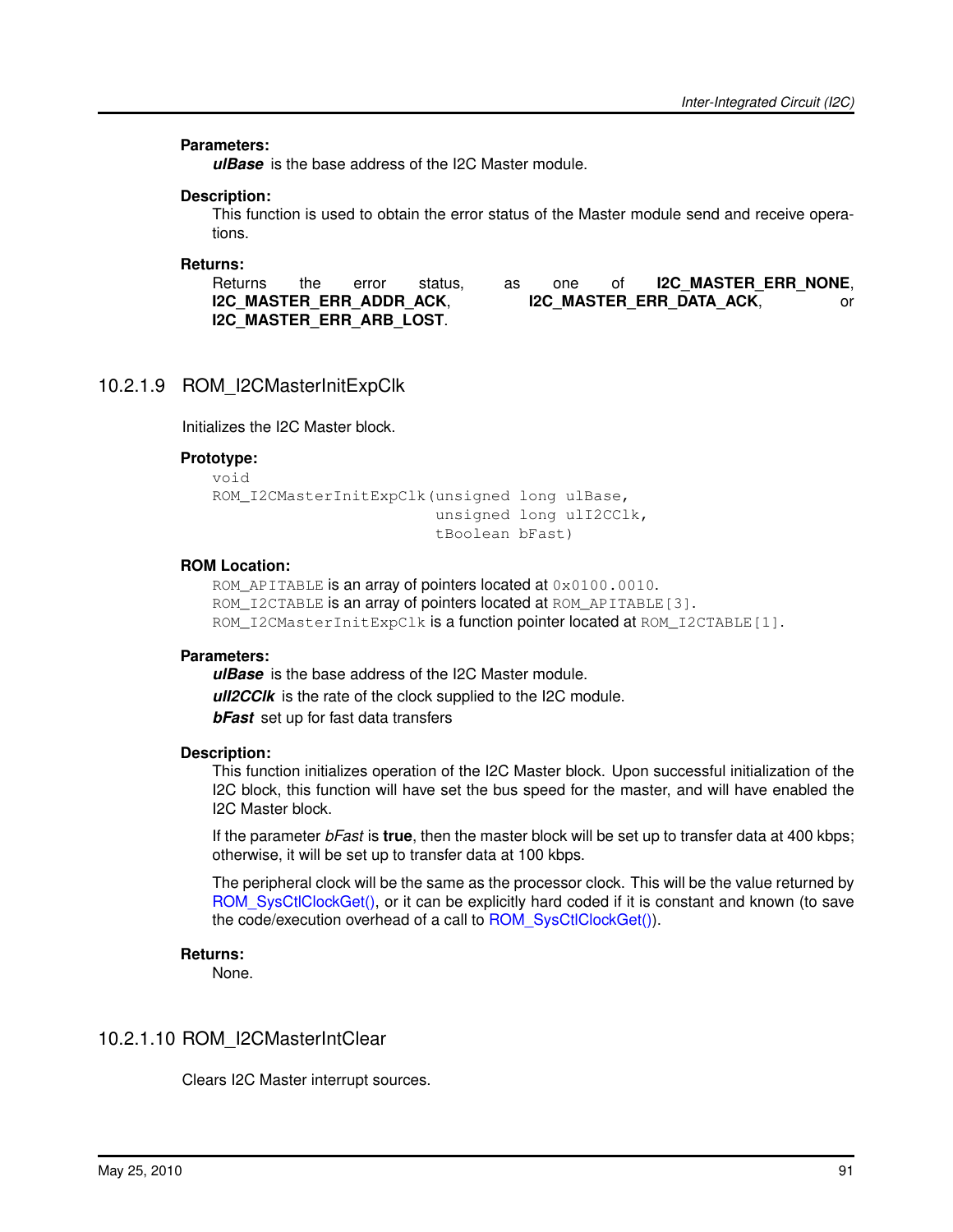**Parameters:**

***ulBase*** is the base address of the I2C Master module.

**Description:**

This function is used to obtain the error status of the Master module send and receive operations.

**Returns:**

Returns the error status, as one of **I2C_MASTER_ERR_NONE**, **I2C_MASTER_ERR_ADDR_ACK**, **I2C_MASTER_ERR_DATA_ACK**, or **I2C_MASTER_ERR_ARB_LOST**.

### 10.2.1.9 ROM_I2CMasterInitExpClk

Initializes the I2C Master block.

**Prototype:**

```
void
ROM_I2CMasterInitExpClk(unsigned long ulBase,
                        unsigned long ulI2CClk,
                        tBoolean bFast)
```

**ROM Location:**

`ROM_APITABLE` is an array of pointers located at `0x0100.0010`.
`ROM_I2CTABLE` is an array of pointers located at `ROM_APITABLE[3]`.
`ROM_I2CMasterInitExpClk` is a function pointer located at `ROM_I2CTABLE[1]`.

**Parameters:**

***ulBase*** is the base address of the I2C Master module.

***ulI2CClk*** is the rate of the clock supplied to the I2C module.

***bFast*** set up for fast data transfers

**Description:**

This function initializes operation of the I2C Master block. Upon successful initialization of the I2C block, this function will have set the bus speed for the master, and will have enabled the I2C Master block.

If the parameter *bFast* is **true**, then the master block will be set up to transfer data at 400 kbps; otherwise, it will be set up to transfer data at 100 kbps.

The peripheral clock will be the same as the processor clock. This will be the value returned by ROM_SysCtlClockGet(), or it can be explicitly hard coded if it is constant and known (to save the code/execution overhead of a call to ROM_SysCtlClockGet()).

**Returns:**

None.

### 10.2.1.10 ROM_I2CMasterIntClear

Clears I2C Master interrupt sources.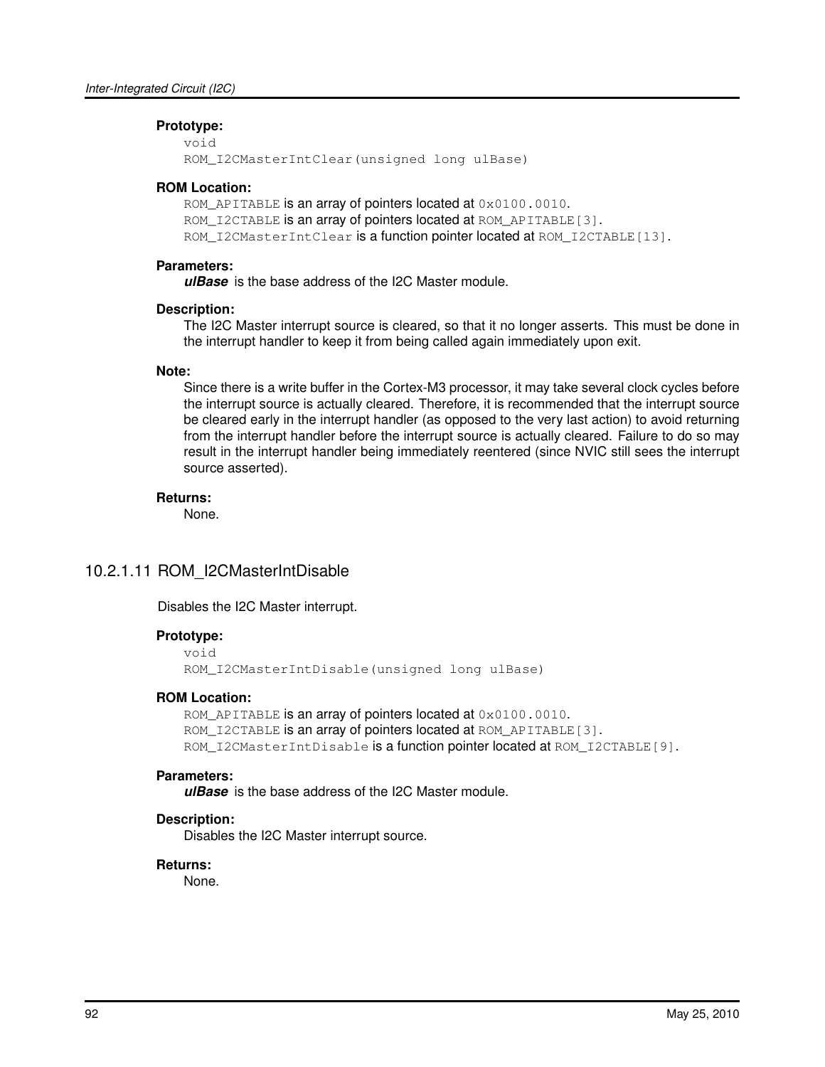**Prototype:**

```
void
ROM_I2CMasterIntClear(unsigned long ulBase)
```

**ROM Location:**

ROM_APITABLE is an array of pointers located at 0x0100.0010.
ROM_I2CTABLE is an array of pointers located at ROM_APITABLE[3].
ROM_I2CMasterIntClear is a function pointer located at ROM_I2CTABLE[13].

**Parameters:**

***ulBase*** is the base address of the I2C Master module.

**Description:**

The I2C Master interrupt source is cleared, so that it no longer asserts. This must be done in the interrupt handler to keep it from being called again immediately upon exit.

**Note:**

Since there is a write buffer in the Cortex-M3 processor, it may take several clock cycles before the interrupt source is actually cleared. Therefore, it is recommended that the interrupt source be cleared early in the interrupt handler (as opposed to the very last action) to avoid returning from the interrupt handler before the interrupt source is actually cleared. Failure to do so may result in the interrupt handler being immediately reentered (since NVIC still sees the interrupt source asserted).

**Returns:**

None.

#### 10.2.1.11 ROM_I2CMasterIntDisable

Disables the I2C Master interrupt.

**Prototype:**

```
void
ROM_I2CMasterIntDisable(unsigned long ulBase)
```

**ROM Location:**

ROM_APITABLE is an array of pointers located at 0x0100.0010.
ROM_I2CTABLE is an array of pointers located at ROM_APITABLE[3].
ROM_I2CMasterIntDisable is a function pointer located at ROM_I2CTABLE[9].

**Parameters:**

***ulBase*** is the base address of the I2C Master module.

**Description:**

Disables the I2C Master interrupt source.

**Returns:**

None.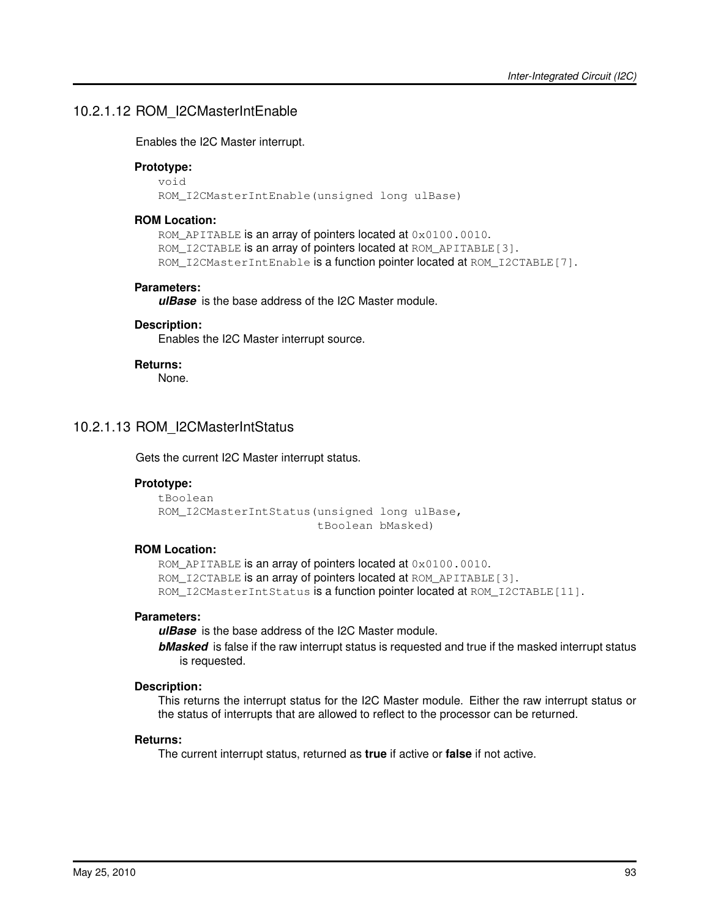### 10.2.1.12 ROM_I2CMasterIntEnable

Enables the I2C Master interrupt.

**Prototype:**

```
void
ROM_I2CMasterIntEnable(unsigned long ulBase)
```

**ROM Location:**

`ROM_APITABLE` is an array of pointers located at `0x0100.0010`.
`ROM_I2CTABLE` is an array of pointers located at `ROM_APITABLE[3]`.
`ROM_I2CMasterIntEnable` is a function pointer located at `ROM_I2CTABLE[7]`.

**Parameters:**

***ulBase*** is the base address of the I2C Master module.

**Description:**

Enables the I2C Master interrupt source.

**Returns:**

None.

### 10.2.1.13 ROM_I2CMasterIntStatus

Gets the current I2C Master interrupt status.

**Prototype:**

```
tBoolean
ROM_I2CMasterIntStatus(unsigned long ulBase,
                       tBoolean bMasked)
```

**ROM Location:**

`ROM_APITABLE` is an array of pointers located at `0x0100.0010`.
`ROM_I2CTABLE` is an array of pointers located at `ROM_APITABLE[3]`.
`ROM_I2CMasterIntStatus` is a function pointer located at `ROM_I2CTABLE[11]`.

**Parameters:**

***ulBase*** is the base address of the I2C Master module.

***bMasked*** is false if the raw interrupt status is requested and true if the masked interrupt status is requested.

**Description:**

This returns the interrupt status for the I2C Master module. Either the raw interrupt status or the status of interrupts that are allowed to reflect to the processor can be returned.

**Returns:**

The current interrupt status, returned as **true** if active or **false** if not active.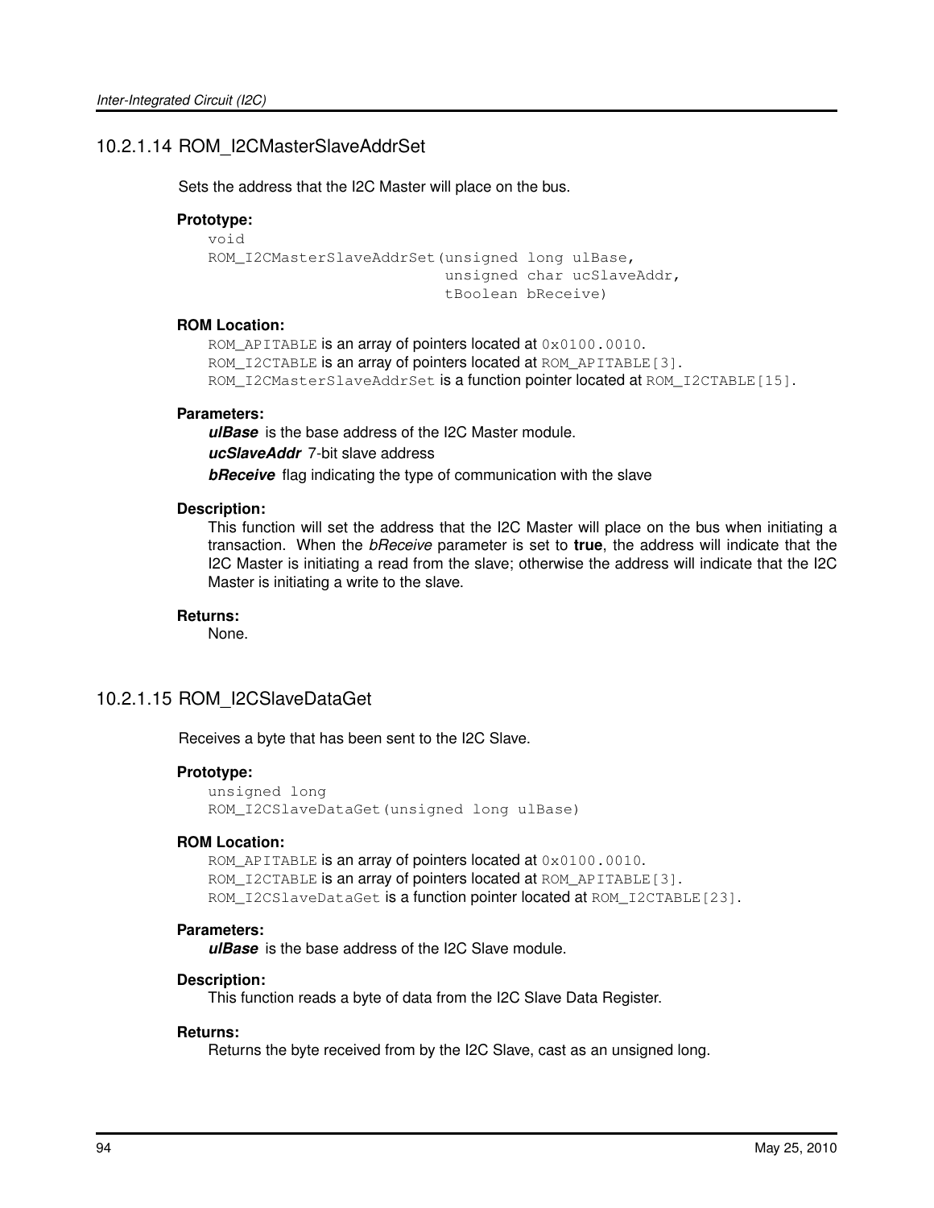### 10.2.1.14 ROM_I2CMasterSlaveAddrSet

Sets the address that the I2C Master will place on the bus.

**Prototype:**

```
void
ROM_I2CMasterSlaveAddrSet(unsigned long ulBase,
                          unsigned char ucSlaveAddr,
                          tBoolean bReceive)
```

**ROM Location:**

`ROM_APITABLE` is an array of pointers located at `0x0100.0010`.
`ROM_I2CTABLE` is an array of pointers located at `ROM_APITABLE[3]`.
`ROM_I2CMasterSlaveAddrSet` is a function pointer located at `ROM_I2CTABLE[15]`.

**Parameters:**

***ulBase*** is the base address of the I2C Master module.

***ucSlaveAddr*** 7-bit slave address

***bReceive*** flag indicating the type of communication with the slave

**Description:**

This function will set the address that the I2C Master will place on the bus when initiating a transaction. When the *bReceive* parameter is set to **true**, the address will indicate that the I2C Master is initiating a read from the slave; otherwise the address will indicate that the I2C Master is initiating a write to the slave.

**Returns:**

None.

### 10.2.1.15 ROM_I2CSlaveDataGet

Receives a byte that has been sent to the I2C Slave.

**Prototype:**

```
unsigned long
ROM_I2CSlaveDataGet(unsigned long ulBase)
```

**ROM Location:**

`ROM_APITABLE` is an array of pointers located at `0x0100.0010`.
`ROM_I2CTABLE` is an array of pointers located at `ROM_APITABLE[3]`.
`ROM_I2CSlaveDataGet` is a function pointer located at `ROM_I2CTABLE[23]`.

**Parameters:**

***ulBase*** is the base address of the I2C Slave module.

**Description:**

This function reads a byte of data from the I2C Slave Data Register.

**Returns:**

Returns the byte received from by the I2C Slave, cast as an unsigned long.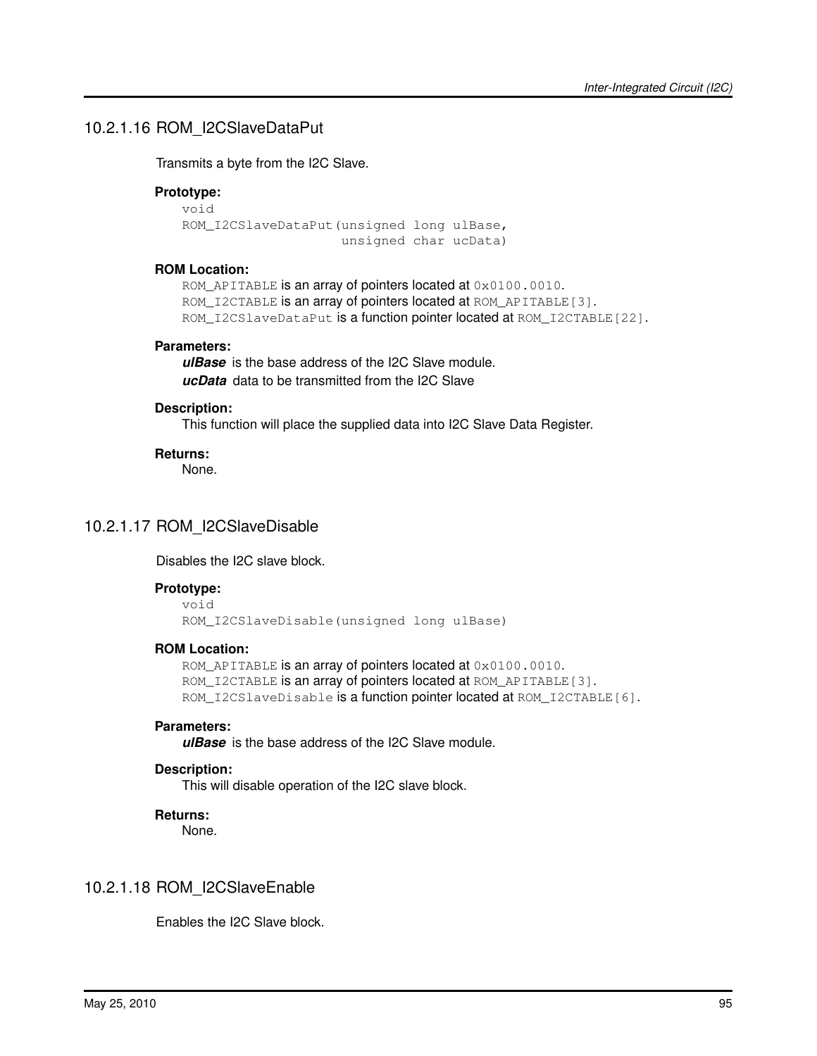### 10.2.1.16 ROM_I2CSlaveDataPut

Transmits a byte from the I2C Slave.

**Prototype:**

```
void
ROM_I2CSlaveDataPut(unsigned long ulBase,
                    unsigned char ucData)
```

**ROM Location:**

ROM_APITABLE is an array of pointers located at 0x0100.0010.
ROM_I2CTABLE is an array of pointers located at ROM_APITABLE[3].
ROM_I2CSlaveDataPut is a function pointer located at ROM_I2CTABLE[22].

**Parameters:**

***ulBase*** is the base address of the I2C Slave module.
***ucData*** data to be transmitted from the I2C Slave

**Description:**

This function will place the supplied data into I2C Slave Data Register.

**Returns:**

None.

### 10.2.1.17 ROM_I2CSlaveDisable

Disables the I2C slave block.

**Prototype:**

```
void
ROM_I2CSlaveDisable(unsigned long ulBase)
```

**ROM Location:**

ROM_APITABLE is an array of pointers located at 0x0100.0010.
ROM_I2CTABLE is an array of pointers located at ROM_APITABLE[3].
ROM_I2CSlaveDisable is a function pointer located at ROM_I2CTABLE[6].

**Parameters:**

***ulBase*** is the base address of the I2C Slave module.

**Description:**

This will disable operation of the I2C slave block.

**Returns:**

None.

### 10.2.1.18 ROM_I2CSlaveEnable

Enables the I2C Slave block.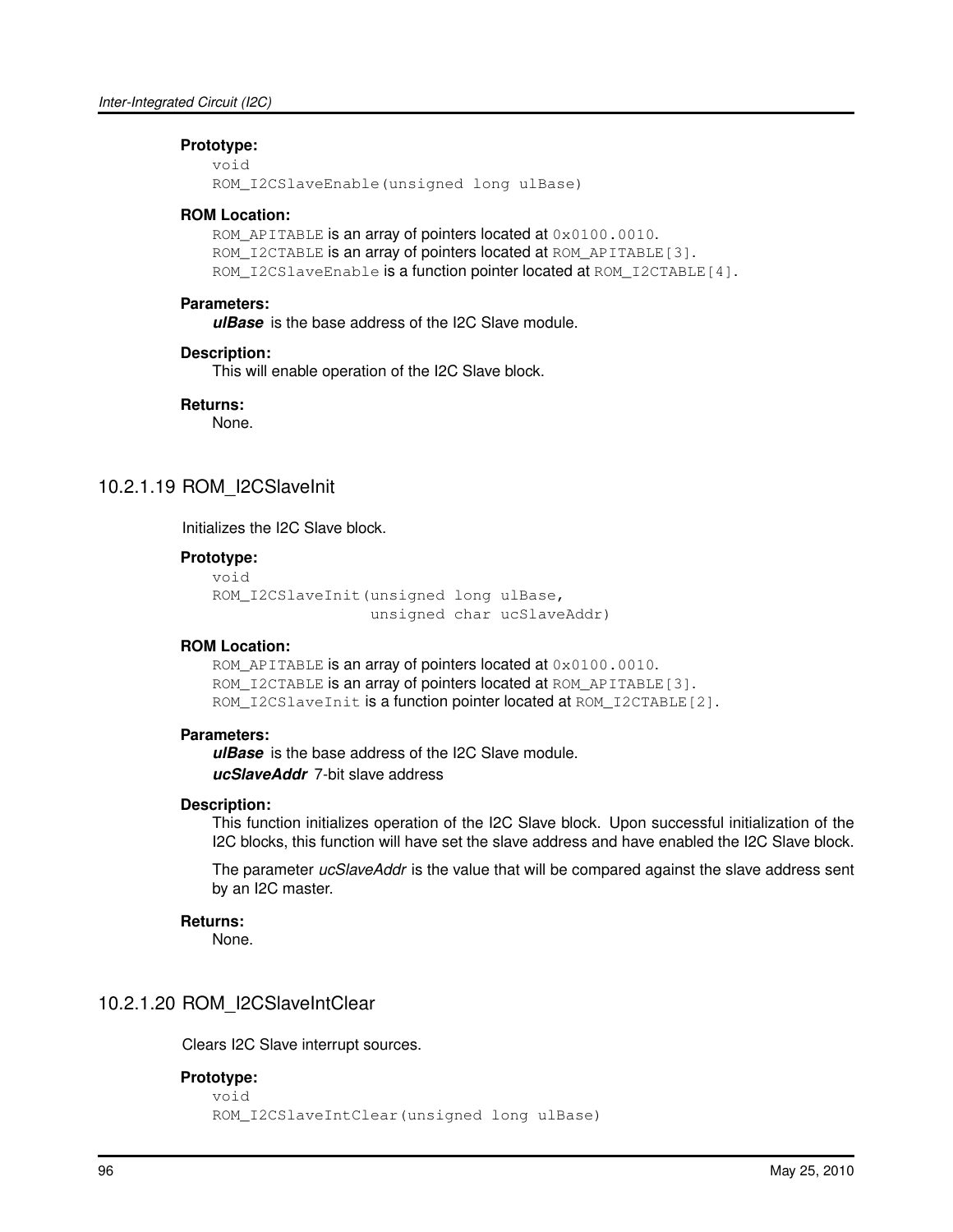**Prototype:**

```
void
ROM_I2CSlaveEnable(unsigned long ulBase)
```

**ROM Location:**

`ROM_APITABLE` is an array of pointers located at `0x0100.0010`.
`ROM_I2CTABLE` is an array of pointers located at `ROM_APITABLE[3]`.
`ROM_I2CSlaveEnable` is a function pointer located at `ROM_I2CTABLE[4]`.

**Parameters:**

***ulBase*** is the base address of the I2C Slave module.

**Description:**

This will enable operation of the I2C Slave block.

**Returns:**

None.

### 10.2.1.19 ROM_I2CSlaveInit

Initializes the I2C Slave block.

**Prototype:**

```
void
ROM_I2CSlaveInit(unsigned long ulBase,
                 unsigned char ucSlaveAddr)
```

**ROM Location:**

`ROM_APITABLE` is an array of pointers located at `0x0100.0010`.
`ROM_I2CTABLE` is an array of pointers located at `ROM_APITABLE[3]`.
`ROM_I2CSlaveInit` is a function pointer located at `ROM_I2CTABLE[2]`.

**Parameters:**

***ulBase*** is the base address of the I2C Slave module.
***ucSlaveAddr*** 7-bit slave address

**Description:**

This function initializes operation of the I2C Slave block. Upon successful initialization of the I2C blocks, this function will have set the slave address and have enabled the I2C Slave block.

The parameter *ucSlaveAddr* is the value that will be compared against the slave address sent by an I2C master.

**Returns:**

None.

### 10.2.1.20 ROM_I2CSlaveIntClear

Clears I2C Slave interrupt sources.

**Prototype:**

```
void
ROM_I2CSlaveIntClear(unsigned long ulBase)
```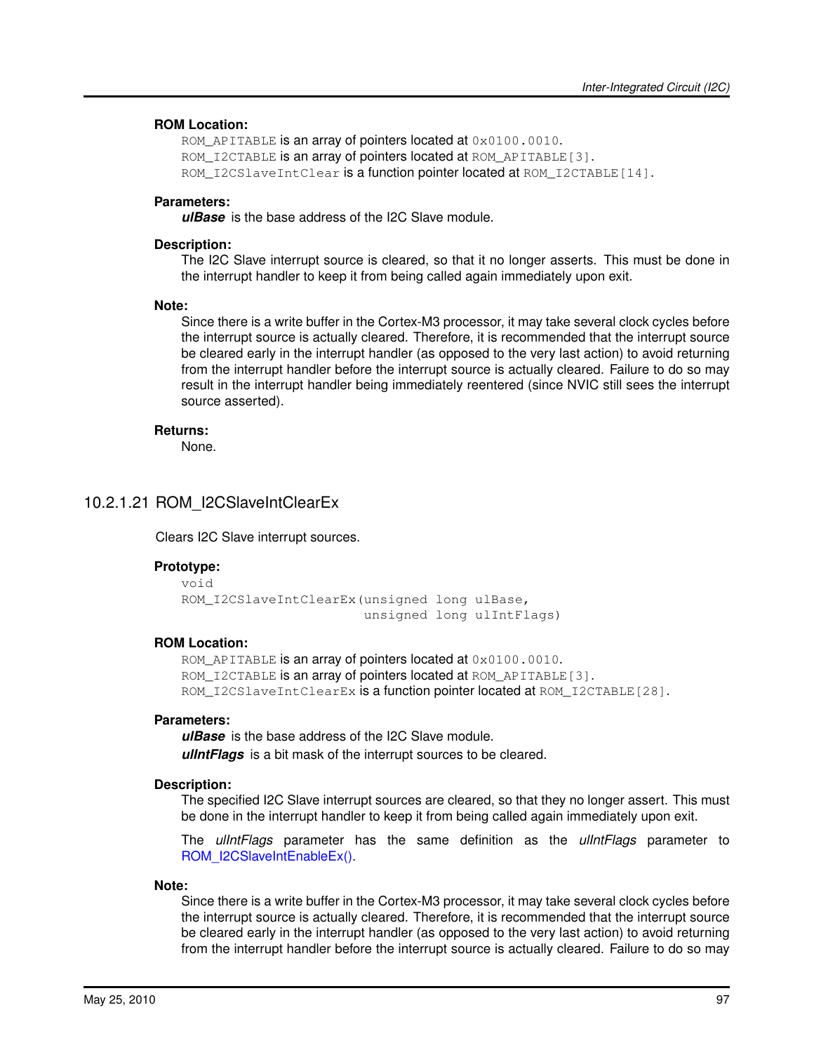**ROM Location:**

`ROM_APITABLE` is an array of pointers located at `0x0100.0010`.
`ROM_I2CTABLE` is an array of pointers located at `ROM_APITABLE[3]`.
`ROM_I2CSlaveIntClear` is a function pointer located at `ROM_I2CTABLE[14]`.

**Parameters:**

***ulBase*** is the base address of the I2C Slave module.

**Description:**

The I2C Slave interrupt source is cleared, so that it no longer asserts. This must be done in the interrupt handler to keep it from being called again immediately upon exit.

**Note:**

Since there is a write buffer in the Cortex-M3 processor, it may take several clock cycles before the interrupt source is actually cleared. Therefore, it is recommended that the interrupt source be cleared early in the interrupt handler (as opposed to the very last action) to avoid returning from the interrupt handler before the interrupt source is actually cleared. Failure to do so may result in the interrupt handler being immediately reentered (since NVIC still sees the interrupt source asserted).

**Returns:**

None.

### 10.2.1.21 ROM_I2CSlaveIntClearEx

Clears I2C Slave interrupt sources.

**Prototype:**

```
void
ROM_I2CSlaveIntClearEx(unsigned long ulBase,
                       unsigned long ulIntFlags)
```

**ROM Location:**

`ROM_APITABLE` is an array of pointers located at `0x0100.0010`.
`ROM_I2CTABLE` is an array of pointers located at `ROM_APITABLE[3]`.
`ROM_I2CSlaveIntClearEx` is a function pointer located at `ROM_I2CTABLE[28]`.

**Parameters:**

***ulBase*** is the base address of the I2C Slave module.
***ulIntFlags*** is a bit mask of the interrupt sources to be cleared.

**Description:**

The specified I2C Slave interrupt sources are cleared, so that they no longer assert. This must be done in the interrupt handler to keep it from being called again immediately upon exit.

The *ulIntFlags* parameter has the same definition as the *ulIntFlags* parameter to ROM_I2CSlaveIntEnableEx().

**Note:**

Since there is a write buffer in the Cortex-M3 processor, it may take several clock cycles before the interrupt source is actually cleared. Therefore, it is recommended that the interrupt source be cleared early in the interrupt handler (as opposed to the very last action) to avoid returning from the interrupt handler before the interrupt source is actually cleared. Failure to do so may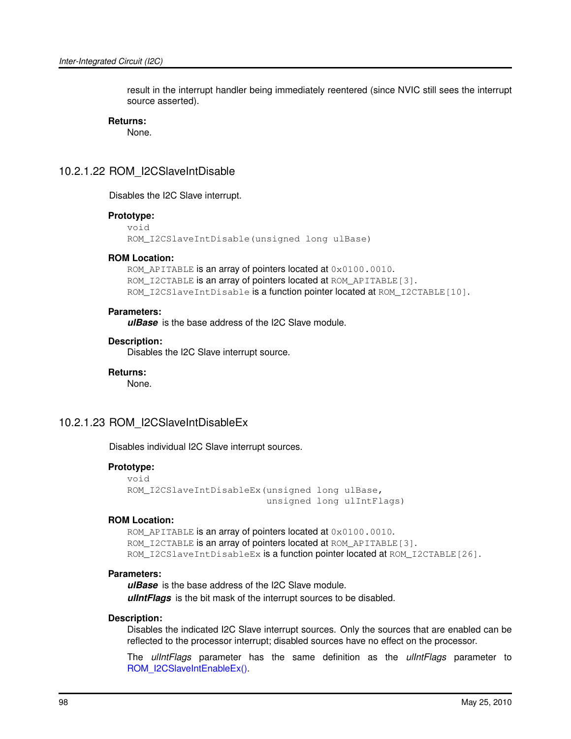result in the interrupt handler being immediately reentered (since NVIC still sees the interrupt source asserted).

**Returns:**
None.

### 10.2.1.22 ROM_I2CSlaveIntDisable

Disables the I2C Slave interrupt.

**Prototype:**

```
void
ROM_I2CSlaveIntDisable(unsigned long ulBase)
```

**ROM Location:**
`ROM_APITABLE` is an array of pointers located at `0x0100.0010`.
`ROM_I2CTABLE` is an array of pointers located at `ROM_APITABLE[3]`.
`ROM_I2CSlaveIntDisable` is a function pointer located at `ROM_I2CTABLE[10]`.

**Parameters:**
***ulBase*** is the base address of the I2C Slave module.

**Description:**
Disables the I2C Slave interrupt source.

**Returns:**
None.

### 10.2.1.23 ROM_I2CSlaveIntDisableEx

Disables individual I2C Slave interrupt sources.

**Prototype:**

```
void
ROM_I2CSlaveIntDisableEx(unsigned long ulBase,
                         unsigned long ulIntFlags)
```

**ROM Location:**
`ROM_APITABLE` is an array of pointers located at `0x0100.0010`.
`ROM_I2CTABLE` is an array of pointers located at `ROM_APITABLE[3]`.
`ROM_I2CSlaveIntDisableEx` is a function pointer located at `ROM_I2CTABLE[26]`.

**Parameters:**
***ulBase*** is the base address of the I2C Slave module.
***ulIntFlags*** is the bit mask of the interrupt sources to be disabled.

**Description:**
Disables the indicated I2C Slave interrupt sources. Only the sources that are enabled can be reflected to the processor interrupt; disabled sources have no effect on the processor.

The *ulIntFlags* parameter has the same definition as the *ulIntFlags* parameter to ROM_I2CSlaveIntEnableEx().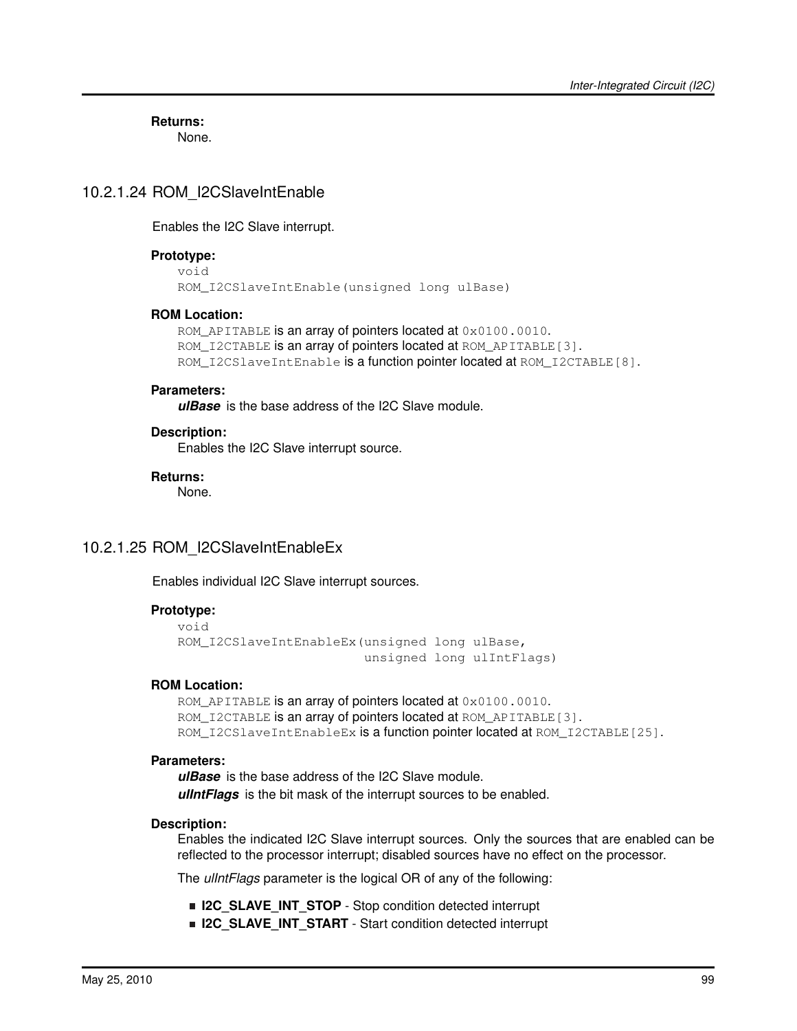**Returns:**
None.

### 10.2.1.24 ROM_I2CSlaveIntEnable

Enables the I2C Slave interrupt.

**Prototype:**

```
void
ROM_I2CSlaveIntEnable(unsigned long ulBase)
```

**ROM Location:**
`ROM_APITABLE` is an array of pointers located at `0x0100.0010`.
`ROM_I2CTABLE` is an array of pointers located at `ROM_APITABLE[3]`.
`ROM_I2CSlaveIntEnable` is a function pointer located at `ROM_I2CTABLE[8]`.

**Parameters:**
***ulBase*** is the base address of the I2C Slave module.

**Description:**
Enables the I2C Slave interrupt source.

**Returns:**
None.

### 10.2.1.25 ROM_I2CSlaveIntEnableEx

Enables individual I2C Slave interrupt sources.

**Prototype:**

```
void
ROM_I2CSlaveIntEnableEx(unsigned long ulBase,
                        unsigned long ulIntFlags)
```

**ROM Location:**
`ROM_APITABLE` is an array of pointers located at `0x0100.0010`.
`ROM_I2CTABLE` is an array of pointers located at `ROM_APITABLE[3]`.
`ROM_I2CSlaveIntEnableEx` is a function pointer located at `ROM_I2CTABLE[25]`.

**Parameters:**
***ulBase*** is the base address of the I2C Slave module.
***ulIntFlags*** is the bit mask of the interrupt sources to be enabled.

**Description:**
Enables the indicated I2C Slave interrupt sources. Only the sources that are enabled can be reflected to the processor interrupt; disabled sources have no effect on the processor.

The *ulIntFlags* parameter is the logical OR of any of the following:

- **I2C_SLAVE_INT_STOP** - Stop condition detected interrupt
- **I2C_SLAVE_INT_START** - Start condition detected interrupt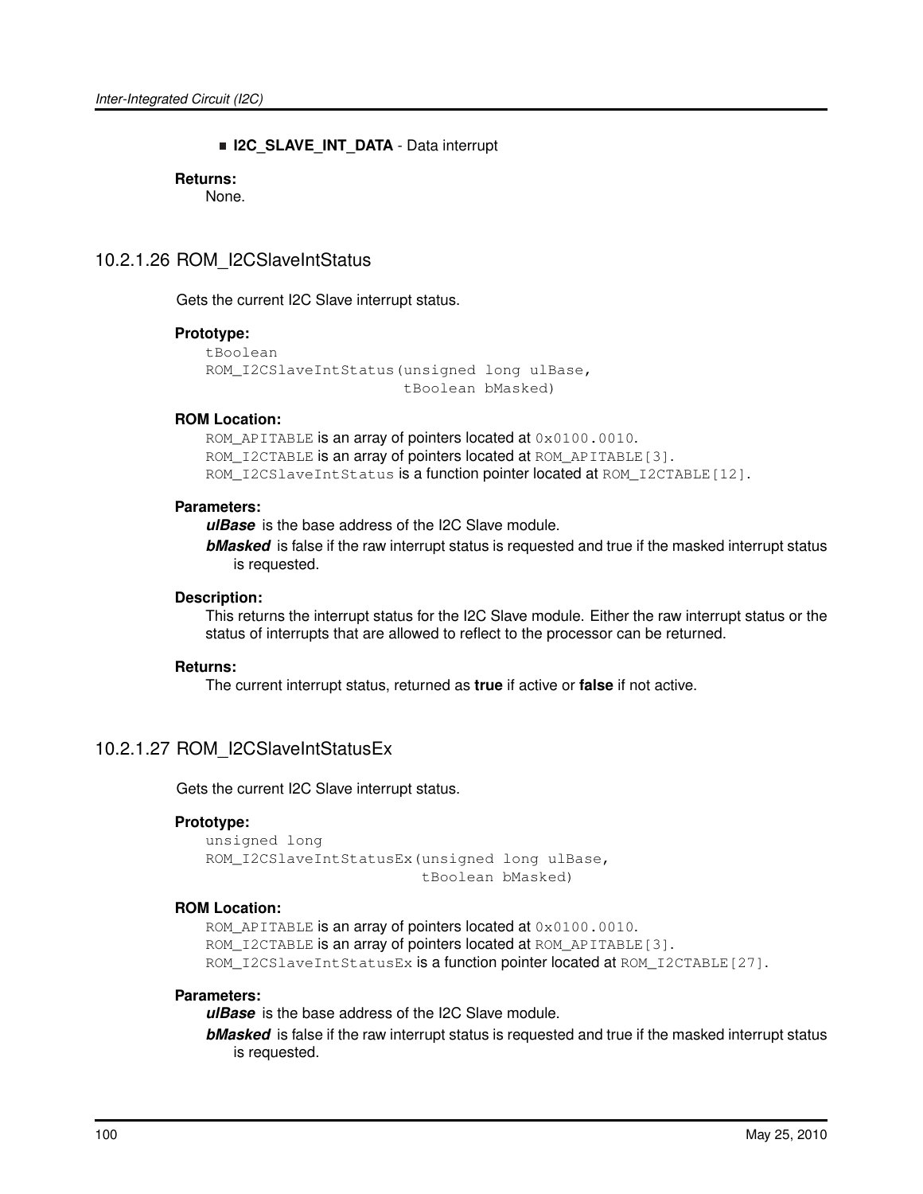- **I2C_SLAVE_INT_DATA** - Data interrupt

**Returns:**
None.

### 10.2.1.26 ROM_I2CSlaveIntStatus

Gets the current I2C Slave interrupt status.

**Prototype:**

```
tBoolean
ROM_I2CSlaveIntStatus(unsigned long ulBase,
                      tBoolean bMasked)
```

**ROM Location:**
`ROM_APITABLE` is an array of pointers located at `0x0100.0010`.
`ROM_I2CTABLE` is an array of pointers located at `ROM_APITABLE[3]`.
`ROM_I2CSlaveIntStatus` is a function pointer located at `ROM_I2CTABLE[12]`.

**Parameters:**
***ulBase*** is the base address of the I2C Slave module.
***bMasked*** is false if the raw interrupt status is requested and true if the masked interrupt status is requested.

**Description:**
This returns the interrupt status for the I2C Slave module. Either the raw interrupt status or the status of interrupts that are allowed to reflect to the processor can be returned.

**Returns:**
The current interrupt status, returned as **true** if active or **false** if not active.

### 10.2.1.27 ROM_I2CSlaveIntStatusEx

Gets the current I2C Slave interrupt status.

**Prototype:**

```
unsigned long
ROM_I2CSlaveIntStatusEx(unsigned long ulBase,
                        tBoolean bMasked)
```

**ROM Location:**
`ROM_APITABLE` is an array of pointers located at `0x0100.0010`.
`ROM_I2CTABLE` is an array of pointers located at `ROM_APITABLE[3]`.
`ROM_I2CSlaveIntStatusEx` is a function pointer located at `ROM_I2CTABLE[27]`.

**Parameters:**
***ulBase*** is the base address of the I2C Slave module.
***bMasked*** is false if the raw interrupt status is requested and true if the masked interrupt status is requested.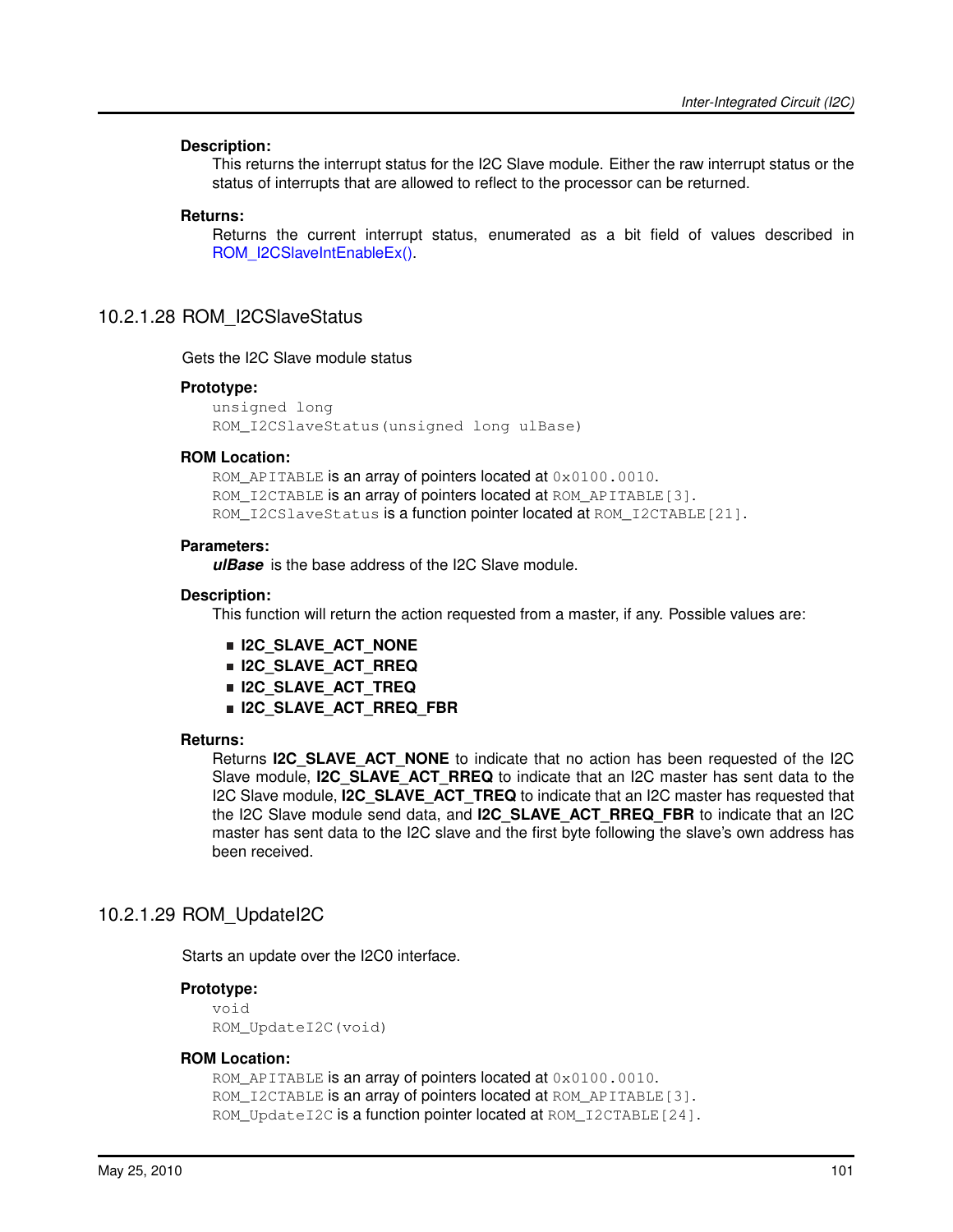**Description:**

This returns the interrupt status for the I2C Slave module. Either the raw interrupt status or the status of interrupts that are allowed to reflect to the processor can be returned.

**Returns:**

Returns the current interrupt status, enumerated as a bit field of values described in ROM_I2CSlaveIntEnableEx().

### 10.2.1.28 ROM_I2CSlaveStatus

Gets the I2C Slave module status

**Prototype:**

```
unsigned long
ROM_I2CSlaveStatus(unsigned long ulBase)
```

**ROM Location:**

`ROM_APITABLE` is an array of pointers located at `0x0100.0010`.
`ROM_I2CTABLE` is an array of pointers located at `ROM_APITABLE[3]`.
`ROM_I2CSlaveStatus` is a function pointer located at `ROM_I2CTABLE[21]`.

**Parameters:**

***ulBase*** is the base address of the I2C Slave module.

**Description:**

This function will return the action requested from a master, if any. Possible values are:

- **I2C_SLAVE_ACT_NONE**
- **I2C_SLAVE_ACT_RREQ**
- **I2C_SLAVE_ACT_TREQ**
- **I2C_SLAVE_ACT_RREQ_FBR**

**Returns:**

Returns **I2C_SLAVE_ACT_NONE** to indicate that no action has been requested of the I2C Slave module, **I2C_SLAVE_ACT_RREQ** to indicate that an I2C master has sent data to the I2C Slave module, **I2C_SLAVE_ACT_TREQ** to indicate that an I2C master has requested that the I2C Slave module send data, and **I2C_SLAVE_ACT_RREQ_FBR** to indicate that an I2C master has sent data to the I2C slave and the first byte following the slave's own address has been received.

### 10.2.1.29 ROM_UpdateI2C

Starts an update over the I2C0 interface.

**Prototype:**

```
void
ROM_UpdateI2C(void)
```

**ROM Location:**

`ROM_APITABLE` is an array of pointers located at `0x0100.0010`.
`ROM_I2CTABLE` is an array of pointers located at `ROM_APITABLE[3]`.
`ROM_UpdateI2C` is a function pointer located at `ROM_I2CTABLE[24]`.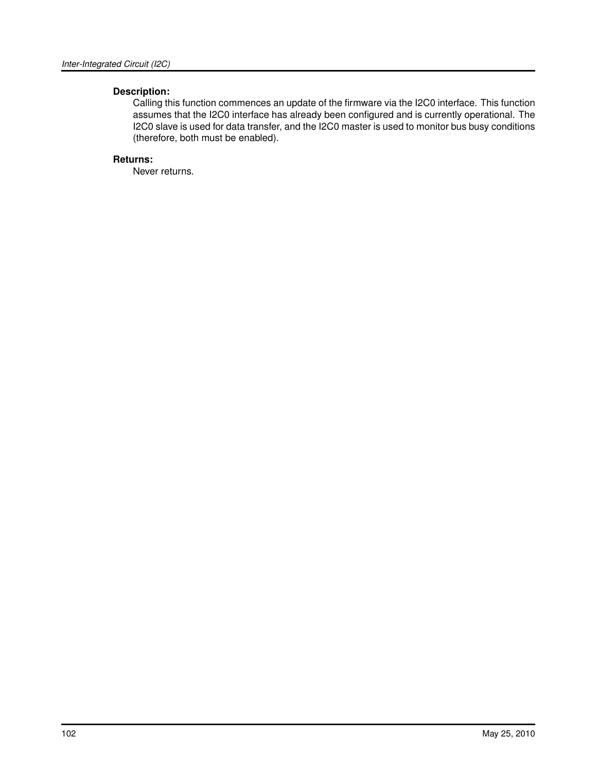**Description:**

Calling this function commences an update of the firmware via the I2C0 interface. This function assumes that the I2C0 interface has already been configured and is currently operational. The I2C0 slave is used for data transfer, and the I2C0 master is used to monitor bus busy conditions (therefore, both must be enabled).

**Returns:**

Never returns.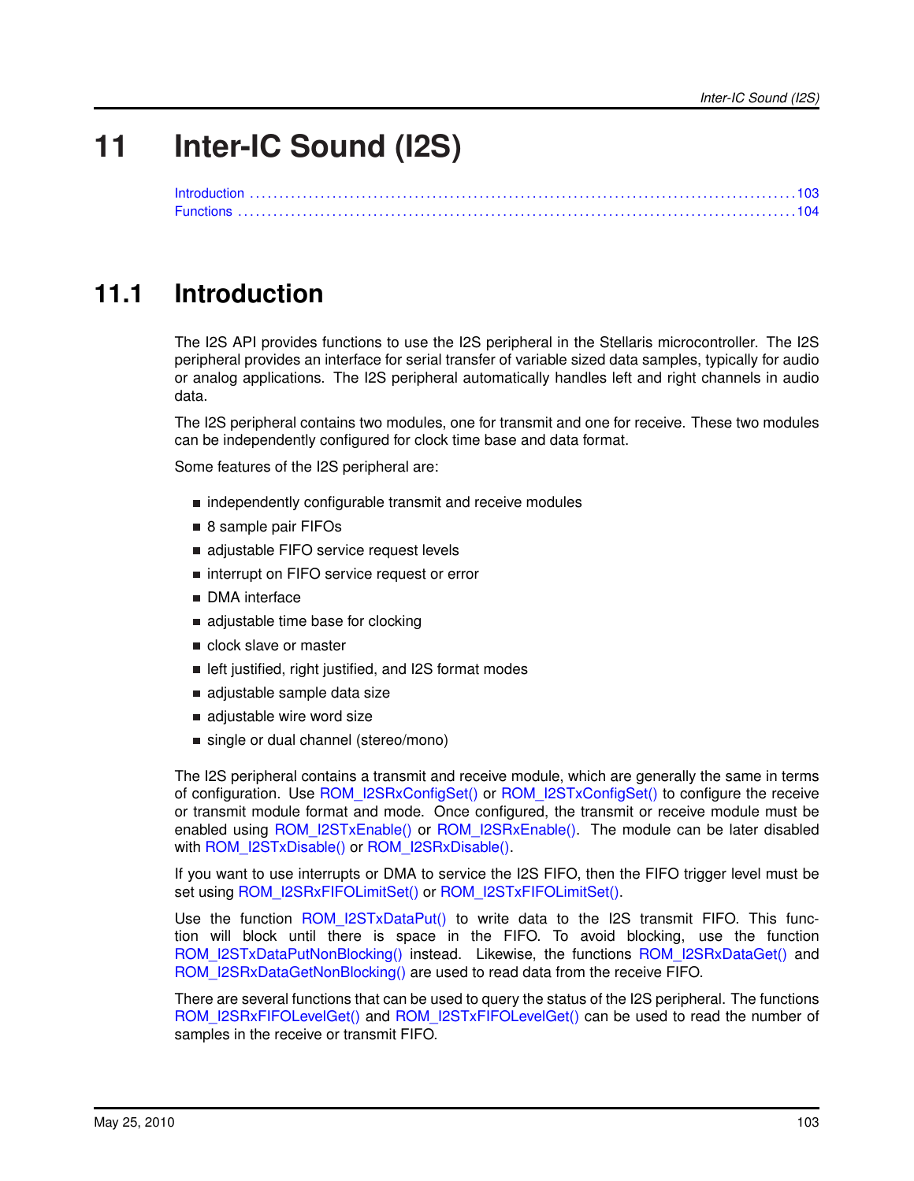# 11 Inter-IC Sound (I2S)

Introduction ..........103
Functions ..........104

## 11.1 Introduction

The I2S API provides functions to use the I2S peripheral in the Stellaris microcontroller. The I2S peripheral provides an interface for serial transfer of variable sized data samples, typically for audio or analog applications. The I2S peripheral automatically handles left and right channels in audio data.

The I2S peripheral contains two modules, one for transmit and one for receive. These two modules can be independently configured for clock time base and data format.

Some features of the I2S peripheral are:

- independently configurable transmit and receive modules
- 8 sample pair FIFOs
- adjustable FIFO service request levels
- interrupt on FIFO service request or error
- DMA interface
- adjustable time base for clocking
- clock slave or master
- left justified, right justified, and I2S format modes
- adjustable sample data size
- adjustable wire word size
- single or dual channel (stereo/mono)

The I2S peripheral contains a transmit and receive module, which are generally the same in terms of configuration. Use ROM_I2SRxConfigSet() or ROM_I2STxConfigSet() to configure the receive or transmit module format and mode. Once configured, the transmit or receive module must be enabled using ROM_I2STxEnable() or ROM_I2SRxEnable(). The module can be later disabled with ROM_I2STxDisable() or ROM_I2SRxDisable().

If you want to use interrupts or DMA to service the I2S FIFO, then the FIFO trigger level must be set using ROM_I2SRxFIFOLimitSet() or ROM_I2STxFIFOLimitSet().

Use the function ROM_I2STxDataPut() to write data to the I2S transmit FIFO. This function will block until there is space in the FIFO. To avoid blocking, use the function ROM_I2STxDataPutNonBlocking() instead. Likewise, the functions ROM_I2SRxDataGet() and ROM_I2SRxDataGetNonBlocking() are used to read data from the receive FIFO.

There are several functions that can be used to query the status of the I2S peripheral. The functions ROM_I2SRxFIFOLevelGet() and ROM_I2STxFIFOLevelGet() can be used to read the number of samples in the receive or transmit FIFO.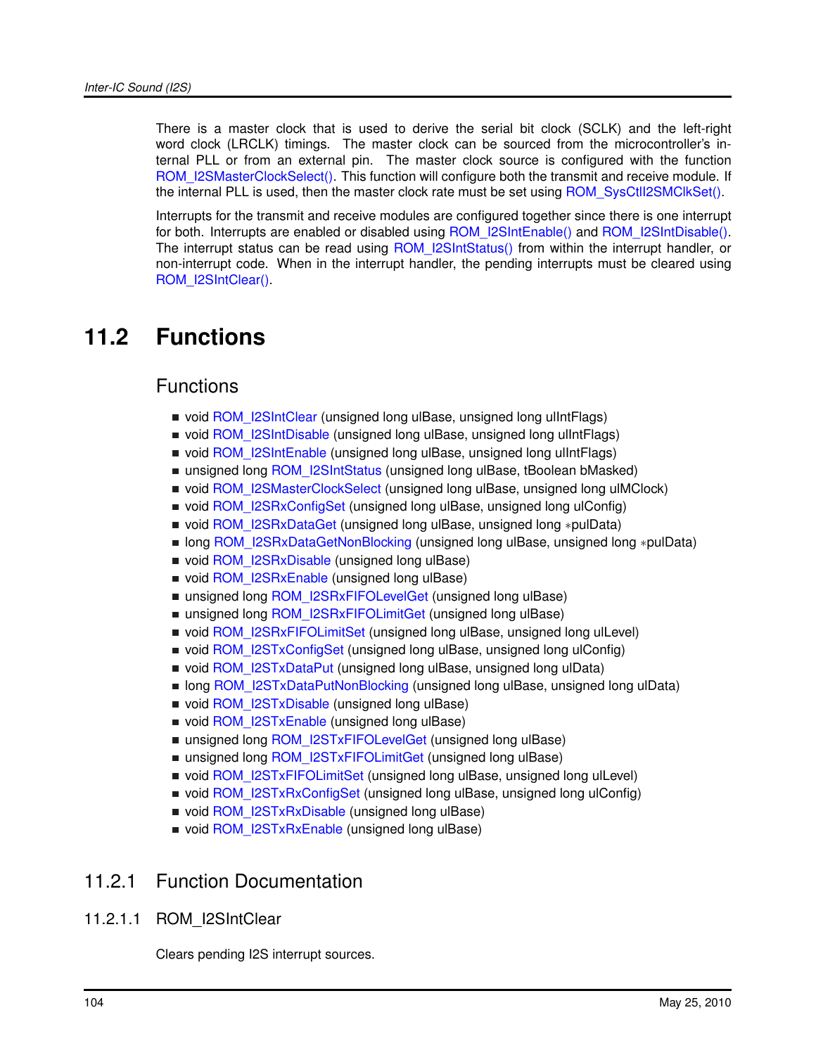There is a master clock that is used to derive the serial bit clock (SCLK) and the left-right word clock (LRCLK) timings. The master clock can be sourced from the microcontroller's internal PLL or from an external pin. The master clock source is configured with the function ROM_I2SMasterClockSelect(). This function will configure both the transmit and receive module. If the internal PLL is used, then the master clock rate must be set using ROM_SysCtlI2SMClkSet().

Interrupts for the transmit and receive modules are configured together since there is one interrupt for both. Interrupts are enabled or disabled using ROM_I2SIntEnable() and ROM_I2SIntDisable(). The interrupt status can be read using ROM_I2SIntStatus() from within the interrupt handler, or non-interrupt code. When in the interrupt handler, the pending interrupts must be cleared using ROM_I2SIntClear().

# 11.2 Functions

## Functions

- void ROM_I2SIntClear (unsigned long ulBase, unsigned long ulIntFlags)
- void ROM_I2SIntDisable (unsigned long ulBase, unsigned long ulIntFlags)
- void ROM_I2SIntEnable (unsigned long ulBase, unsigned long ulIntFlags)
- unsigned long ROM_I2SIntStatus (unsigned long ulBase, tBoolean bMasked)
- void ROM_I2SMasterClockSelect (unsigned long ulBase, unsigned long ulMClock)
- void ROM_I2SRxConfigSet (unsigned long ulBase, unsigned long ulConfig)
- void ROM_I2SRxDataGet (unsigned long ulBase, unsigned long *pulData)
- long ROM_I2SRxDataGetNonBlocking (unsigned long ulBase, unsigned long *pulData)
- void ROM_I2SRxDisable (unsigned long ulBase)
- void ROM_I2SRxEnable (unsigned long ulBase)
- unsigned long ROM_I2SRxFIFOLevelGet (unsigned long ulBase)
- unsigned long ROM_I2SRxFIFOLimitGet (unsigned long ulBase)
- void ROM_I2SRxFIFOLimitSet (unsigned long ulBase, unsigned long ulLevel)
- void ROM_I2STxConfigSet (unsigned long ulBase, unsigned long ulConfig)
- void ROM_I2STxDataPut (unsigned long ulBase, unsigned long ulData)
- long ROM_I2STxDataPutNonBlocking (unsigned long ulBase, unsigned long ulData)
- void ROM_I2STxDisable (unsigned long ulBase)
- void ROM_I2STxEnable (unsigned long ulBase)
- unsigned long ROM_I2STxFIFOLevelGet (unsigned long ulBase)
- unsigned long ROM_I2STxFIFOLimitGet (unsigned long ulBase)
- void ROM_I2STxFIFOLimitSet (unsigned long ulBase, unsigned long ulLevel)
- void ROM_I2STxRxConfigSet (unsigned long ulBase, unsigned long ulConfig)
- void ROM_I2STxRxDisable (unsigned long ulBase)
- void ROM_I2STxRxEnable (unsigned long ulBase)

## 11.2.1 Function Documentation

### 11.2.1.1 ROM_I2SIntClear

Clears pending I2S interrupt sources.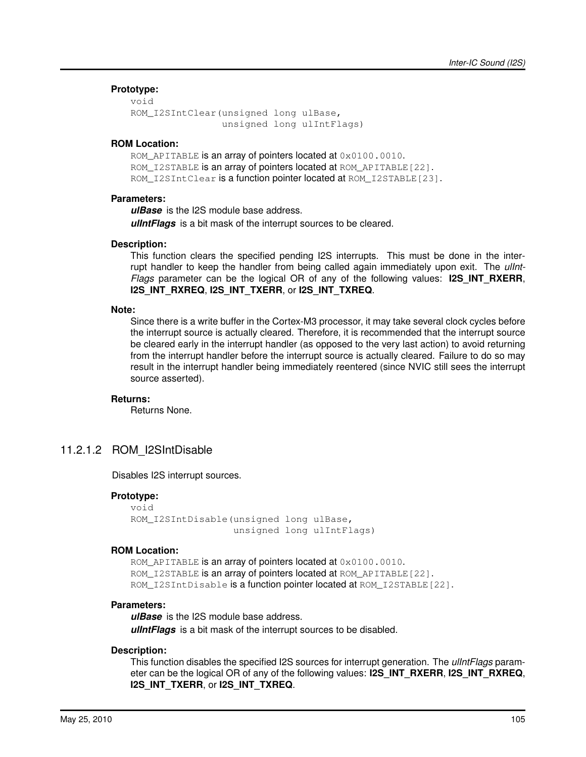**Prototype:**

```
void
ROM_I2SIntClear(unsigned long ulBase,
                unsigned long ulIntFlags)
```

**ROM Location:**

`ROM_APITABLE` is an array of pointers located at `0x0100.0010`.
`ROM_I2STABLE` is an array of pointers located at `ROM_APITABLE[22]`.
`ROM_I2SIntClear` is a function pointer located at `ROM_I2STABLE[23]`.

**Parameters:**

***ulBase*** is the I2S module base address.
***ulIntFlags*** is a bit mask of the interrupt sources to be cleared.

**Description:**

This function clears the specified pending I2S interrupts. This must be done in the interrupt handler to keep the handler from being called again immediately upon exit. The *ulIntFlags* parameter can be the logical OR of any of the following values: **I2S_INT_RXERR**, **I2S_INT_RXREQ**, **I2S_INT_TXERR**, or **I2S_INT_TXREQ**.

**Note:**

Since there is a write buffer in the Cortex-M3 processor, it may take several clock cycles before the interrupt source is actually cleared. Therefore, it is recommended that the interrupt source be cleared early in the interrupt handler (as opposed to the very last action) to avoid returning from the interrupt handler before the interrupt source is actually cleared. Failure to do so may result in the interrupt handler being immediately reentered (since NVIC still sees the interrupt source asserted).

**Returns:**

Returns None.

### 11.2.1.2 ROM_I2SIntDisable

Disables I2S interrupt sources.

**Prototype:**

```
void
ROM_I2SIntDisable(unsigned long ulBase,
                  unsigned long ulIntFlags)
```

**ROM Location:**

`ROM_APITABLE` is an array of pointers located at `0x0100.0010`.
`ROM_I2STABLE` is an array of pointers located at `ROM_APITABLE[22]`.
`ROM_I2SIntDisable` is a function pointer located at `ROM_I2STABLE[22]`.

**Parameters:**

***ulBase*** is the I2S module base address.
***ulIntFlags*** is a bit mask of the interrupt sources to be disabled.

**Description:**

This function disables the specified I2S sources for interrupt generation. The *ulIntFlags* parameter can be the logical OR of any of the following values: **I2S_INT_RXERR**, **I2S_INT_RXREQ**, **I2S_INT_TXERR**, or **I2S_INT_TXREQ**.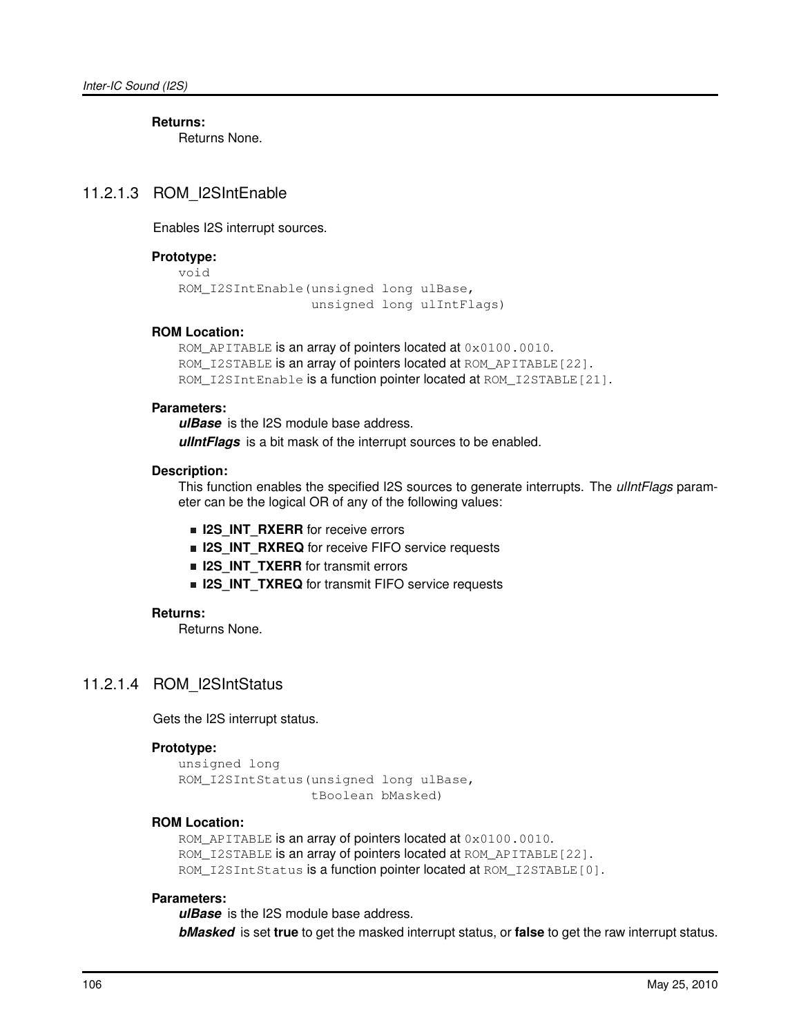**Returns:**
Returns None.

### 11.2.1.3 ROM_I2SIntEnable

Enables I2S interrupt sources.

**Prototype:**

```
void
ROM_I2SIntEnable(unsigned long ulBase,
                 unsigned long ulIntFlags)
```

**ROM Location:**

`ROM_APITABLE` is an array of pointers located at `0x0100.0010`.
`ROM_I2STABLE` is an array of pointers located at `ROM_APITABLE[22]`.
`ROM_I2SIntEnable` is a function pointer located at `ROM_I2STABLE[21]`.

**Parameters:**

***ulBase*** is the I2S module base address.
***ulIntFlags*** is a bit mask of the interrupt sources to be enabled.

**Description:**

This function enables the specified I2S sources to generate interrupts. The *ulIntFlags* parameter can be the logical OR of any of the following values:

- **I2S_INT_RXERR** for receive errors
- **I2S_INT_RXREQ** for receive FIFO service requests
- **I2S_INT_TXERR** for transmit errors
- **I2S_INT_TXREQ** for transmit FIFO service requests

**Returns:**
Returns None.

### 11.2.1.4 ROM_I2SIntStatus

Gets the I2S interrupt status.

**Prototype:**

```
unsigned long
ROM_I2SIntStatus(unsigned long ulBase,
                 tBoolean bMasked)
```

**ROM Location:**

`ROM_APITABLE` is an array of pointers located at `0x0100.0010`.
`ROM_I2STABLE` is an array of pointers located at `ROM_APITABLE[22]`.
`ROM_I2SIntStatus` is a function pointer located at `ROM_I2STABLE[0]`.

**Parameters:**

***ulBase*** is the I2S module base address.
***bMasked*** is set **true** to get the masked interrupt status, or **false** to get the raw interrupt status.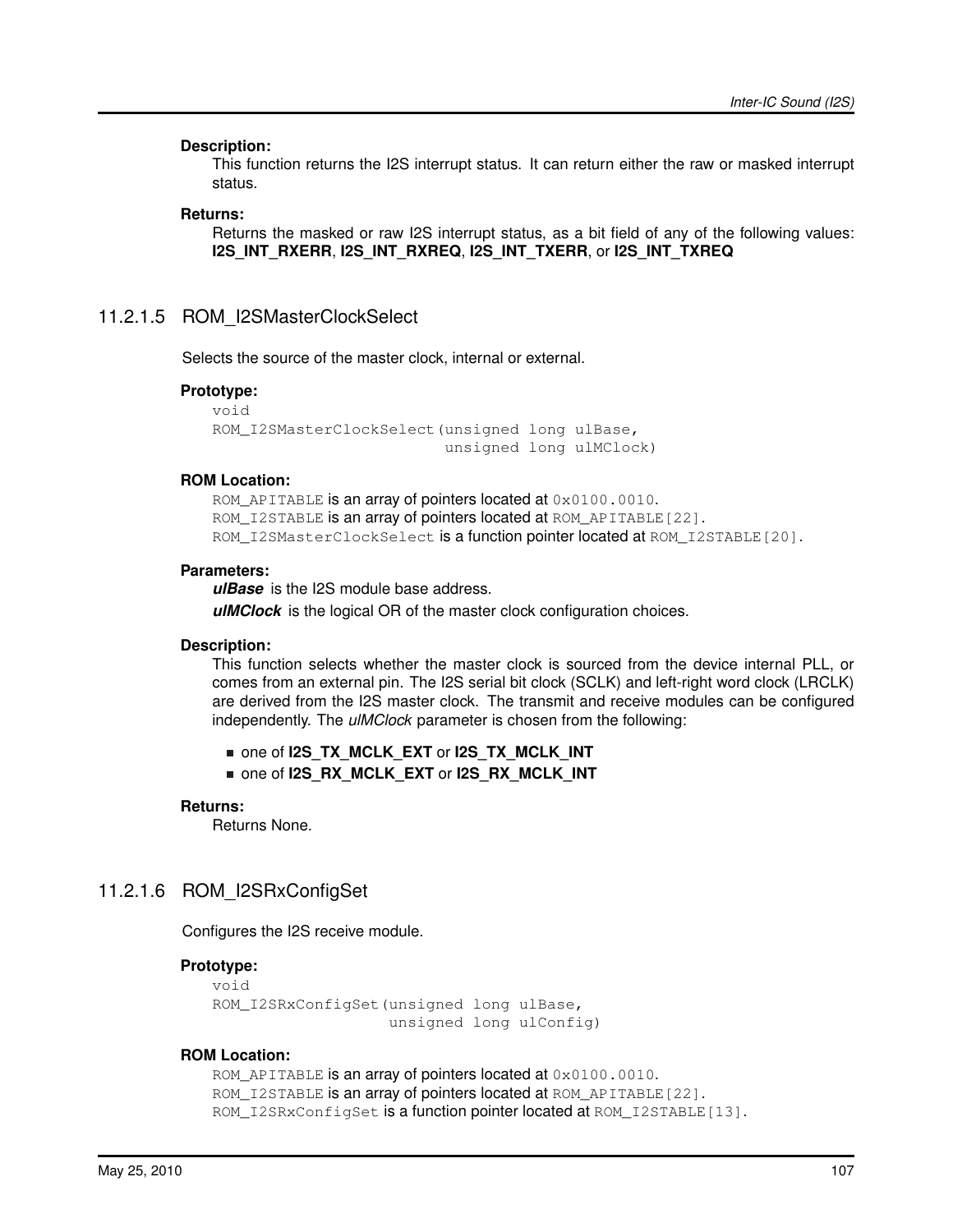**Description:**

This function returns the I2S interrupt status. It can return either the raw or masked interrupt status.

**Returns:**

Returns the masked or raw I2S interrupt status, as a bit field of any of the following values: **I2S_INT_RXERR**, **I2S_INT_RXREQ**, **I2S_INT_TXERR**, or **I2S_INT_TXREQ**

### 11.2.1.5 ROM_I2SMasterClockSelect

Selects the source of the master clock, internal or external.

**Prototype:**

```
void
ROM_I2SMasterClockSelect(unsigned long ulBase,
                         unsigned long ulMClock)
```

**ROM Location:**

`ROM_APITABLE` is an array of pointers located at `0x0100.0010`.
`ROM_I2STABLE` is an array of pointers located at `ROM_APITABLE[22]`.
`ROM_I2SMasterClockSelect` is a function pointer located at `ROM_I2STABLE[20]`.

**Parameters:**

***ulBase*** is the I2S module base address.
***ulMClock*** is the logical OR of the master clock configuration choices.

**Description:**

This function selects whether the master clock is sourced from the device internal PLL, or comes from an external pin. The I2S serial bit clock (SCLK) and left-right word clock (LRCLK) are derived from the I2S master clock. The transmit and receive modules can be configured independently. The *ulMClock* parameter is chosen from the following:

- one of **I2S_TX_MCLK_EXT** or **I2S_TX_MCLK_INT**
- one of **I2S_RX_MCLK_EXT** or **I2S_RX_MCLK_INT**

**Returns:**

Returns None.

### 11.2.1.6 ROM_I2SRxConfigSet

Configures the I2S receive module.

**Prototype:**

```
void
ROM_I2SRxConfigSet(unsigned long ulBase,
                   unsigned long ulConfig)
```

**ROM Location:**

`ROM_APITABLE` is an array of pointers located at `0x0100.0010`.
`ROM_I2STABLE` is an array of pointers located at `ROM_APITABLE[22]`.
`ROM_I2SRxConfigSet` is a function pointer located at `ROM_I2STABLE[13]`.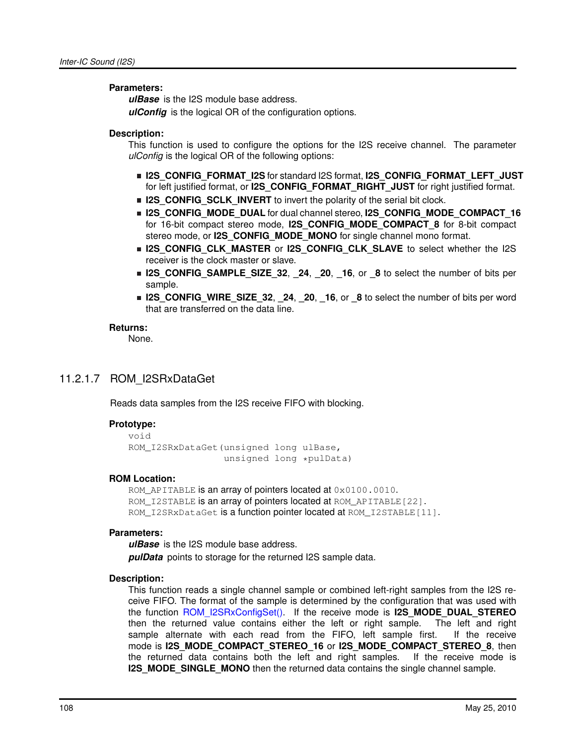**Parameters:**

***ulBase*** is the I2S module base address.

***ulConfig*** is the logical OR of the configuration options.

**Description:**

This function is used to configure the options for the I2S receive channel. The parameter *ulConfig* is the logical OR of the following options:

- **I2S_CONFIG_FORMAT_I2S** for standard I2S format, **I2S_CONFIG_FORMAT_LEFT_JUST** for left justified format, or **I2S_CONFIG_FORMAT_RIGHT_JUST** for right justified format.
- **I2S_CONFIG_SCLK_INVERT** to invert the polarity of the serial bit clock.
- **I2S_CONFIG_MODE_DUAL** for dual channel stereo, **I2S_CONFIG_MODE_COMPACT_16** for 16-bit compact stereo mode, **I2S_CONFIG_MODE_COMPACT_8** for 8-bit compact stereo mode, or **I2S_CONFIG_MODE_MONO** for single channel mono format.
- **I2S_CONFIG_CLK_MASTER** or **I2S_CONFIG_CLK_SLAVE** to select whether the I2S receiver is the clock master or slave.
- **I2S_CONFIG_SAMPLE_SIZE_32**, **_24**, **_20**, **_16**, or **_8** to select the number of bits per sample.
- **I2S_CONFIG_WIRE_SIZE_32**, **_24**, **_20**, **_16**, or **_8** to select the number of bits per word that are transferred on the data line.

**Returns:**

None.

#### 11.2.1.7 ROM_I2SRxDataGet

Reads data samples from the I2S receive FIFO with blocking.

**Prototype:**

```
void
ROM_I2SRxDataGet(unsigned long ulBase,
                 unsigned long *pulData)
```

**ROM Location:**

`ROM_APITABLE` is an array of pointers located at `0x0100.0010`.
`ROM_I2STABLE` is an array of pointers located at `ROM_APITABLE[22]`.
`ROM_I2SRxDataGet` is a function pointer located at `ROM_I2STABLE[11]`.

**Parameters:**

***ulBase*** is the I2S module base address.

***pulData*** points to storage for the returned I2S sample data.

**Description:**

This function reads a single channel sample or combined left-right samples from the I2S receive FIFO. The format of the sample is determined by the configuration that was used with the function ROM_I2SRxConfigSet(). If the receive mode is **I2S_MODE_DUAL_STEREO** then the returned value contains either the left or right sample. The left and right sample alternate with each read from the FIFO, left sample first. If the receive mode is **I2S_MODE_COMPACT_STEREO_16** or **I2S_MODE_COMPACT_STEREO_8**, then the returned data contains both the left and right samples. If the receive mode is **I2S_MODE_SINGLE_MONO** then the returned data contains the single channel sample.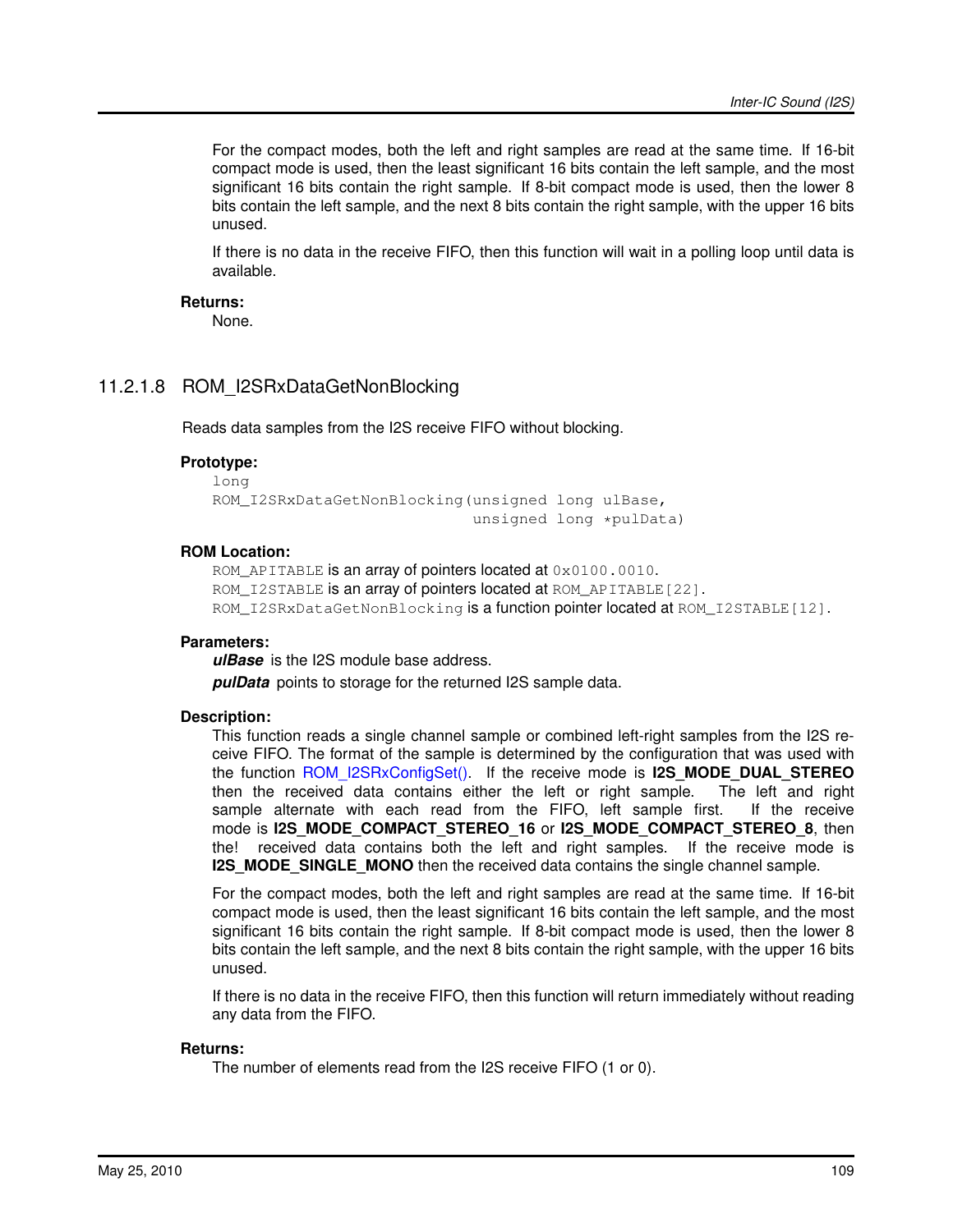For the compact modes, both the left and right samples are read at the same time. If 16-bit compact mode is used, then the least significant 16 bits contain the left sample, and the most significant 16 bits contain the right sample. If 8-bit compact mode is used, then the lower 8 bits contain the left sample, and the next 8 bits contain the right sample, with the upper 16 bits unused.

If there is no data in the receive FIFO, then this function will wait in a polling loop until data is available.

**Returns:**

None.

### 11.2.1.8 ROM_I2SRxDataGetNonBlocking

Reads data samples from the I2S receive FIFO without blocking.

**Prototype:**

```
long
ROM_I2SRxDataGetNonBlocking(unsigned long ulBase,
                            unsigned long *pulData)
```

**ROM Location:**

`ROM_APITABLE` is an array of pointers located at `0x0100.0010`.
`ROM_I2STABLE` is an array of pointers located at `ROM_APITABLE[22]`.
`ROM_I2SRxDataGetNonBlocking` is a function pointer located at `ROM_I2STABLE[12]`.

**Parameters:**

***ulBase*** is the I2S module base address.

***pulData*** points to storage for the returned I2S sample data.

**Description:**

This function reads a single channel sample or combined left-right samples from the I2S receive FIFO. The format of the sample is determined by the configuration that was used with the function ROM_I2SRxConfigSet(). If the receive mode is **I2S_MODE_DUAL_STEREO** then the received data contains either the left or right sample. The left and right sample alternate with each read from the FIFO, left sample first. If the receive mode is **I2S_MODE_COMPACT_STEREO_16** or **I2S_MODE_COMPACT_STEREO_8**, then the! received data contains both the left and right samples. If the receive mode is **I2S_MODE_SINGLE_MONO** then the received data contains the single channel sample.

For the compact modes, both the left and right samples are read at the same time. If 16-bit compact mode is used, then the least significant 16 bits contain the left sample, and the most significant 16 bits contain the right sample. If 8-bit compact mode is used, then the lower 8 bits contain the left sample, and the next 8 bits contain the right sample, with the upper 16 bits unused.

If there is no data in the receive FIFO, then this function will return immediately without reading any data from the FIFO.

**Returns:**

The number of elements read from the I2S receive FIFO (1 or 0).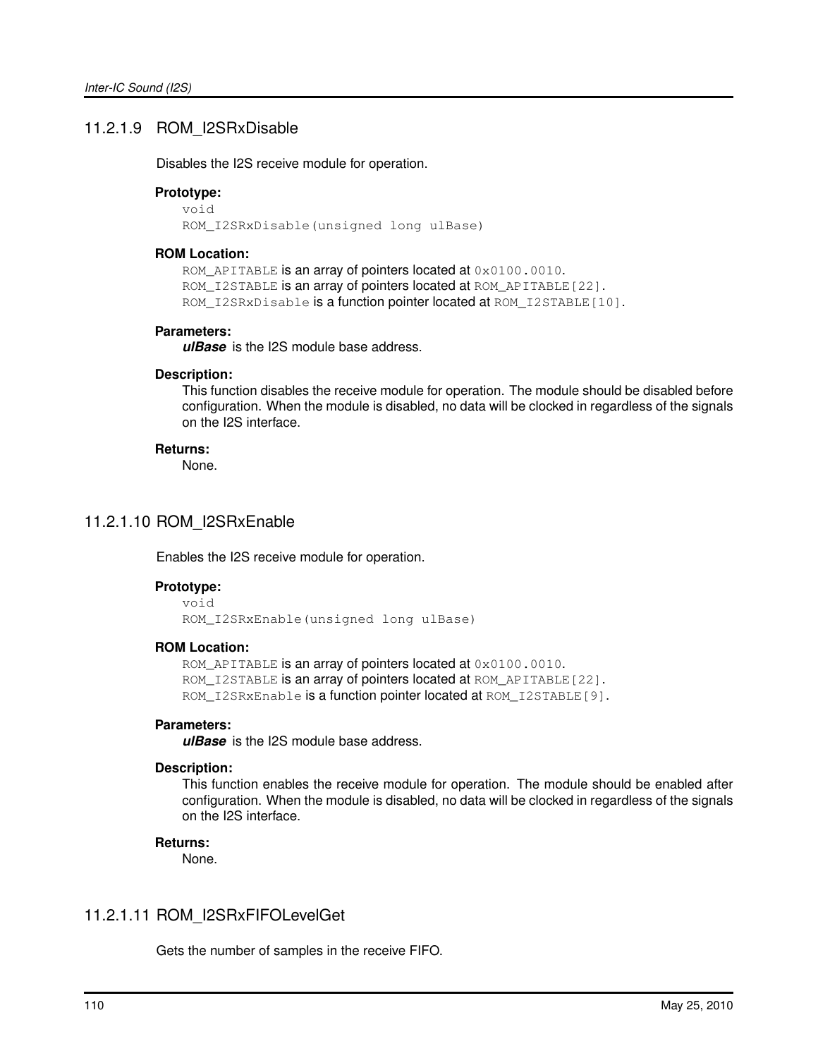#### 11.2.1.9 ROM_I2SRxDisable

Disables the I2S receive module for operation.

**Prototype:**

```
void
ROM_I2SRxDisable(unsigned long ulBase)
```

**ROM Location:**

`ROM_APITABLE` is an array of pointers located at `0x0100.0010`.
`ROM_I2STABLE` is an array of pointers located at `ROM_APITABLE[22]`.
`ROM_I2SRxDisable` is a function pointer located at `ROM_I2STABLE[10]`.

**Parameters:**

***ulBase*** is the I2S module base address.

**Description:**

This function disables the receive module for operation. The module should be disabled before configuration. When the module is disabled, no data will be clocked in regardless of the signals on the I2S interface.

**Returns:**

None.

#### 11.2.1.10 ROM_I2SRxEnable

Enables the I2S receive module for operation.

**Prototype:**

```
void
ROM_I2SRxEnable(unsigned long ulBase)
```

**ROM Location:**

`ROM_APITABLE` is an array of pointers located at `0x0100.0010`.
`ROM_I2STABLE` is an array of pointers located at `ROM_APITABLE[22]`.
`ROM_I2SRxEnable` is a function pointer located at `ROM_I2STABLE[9]`.

**Parameters:**

***ulBase*** is the I2S module base address.

**Description:**

This function enables the receive module for operation. The module should be enabled after configuration. When the module is disabled, no data will be clocked in regardless of the signals on the I2S interface.

**Returns:**

None.

#### 11.2.1.11 ROM_I2SRxFIFOLevelGet

Gets the number of samples in the receive FIFO.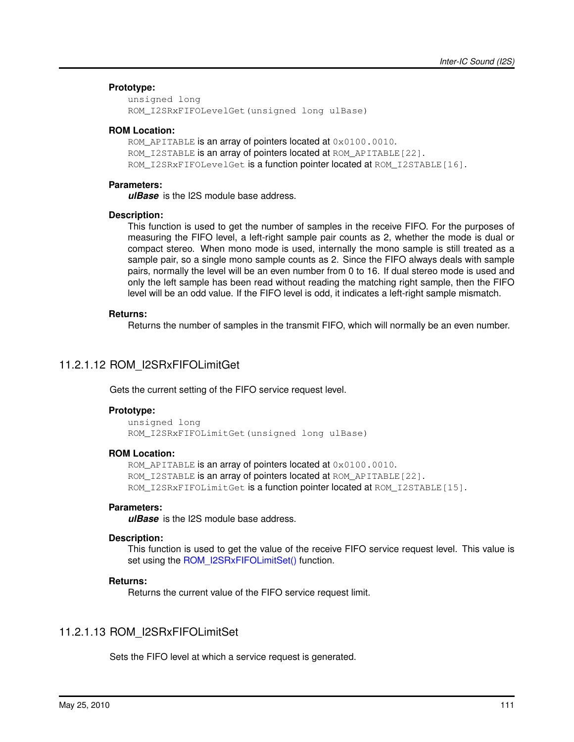**Prototype:**

```
unsigned long
ROM_I2SRxFIFOLevelGet(unsigned long ulBase)
```

**ROM Location:**

`ROM_APITABLE` is an array of pointers located at `0x0100.0010`.
`ROM_I2STABLE` is an array of pointers located at `ROM_APITABLE[22]`.
`ROM_I2SRxFIFOLevelGet` is a function pointer located at `ROM_I2STABLE[16]`.

**Parameters:**

***ulBase*** is the I2S module base address.

**Description:**

This function is used to get the number of samples in the receive FIFO. For the purposes of measuring the FIFO level, a left-right sample pair counts as 2, whether the mode is dual or compact stereo. When mono mode is used, internally the mono sample is still treated as a sample pair, so a single mono sample counts as 2. Since the FIFO always deals with sample pairs, normally the level will be an even number from 0 to 16. If dual stereo mode is used and only the left sample has been read without reading the matching right sample, then the FIFO level will be an odd value. If the FIFO level is odd, it indicates a left-right sample mismatch.

**Returns:**

Returns the number of samples in the transmit FIFO, which will normally be an even number.

## 11.2.1.12 ROM_I2SRxFIFOLimitGet

Gets the current setting of the FIFO service request level.

**Prototype:**

```
unsigned long
ROM_I2SRxFIFOLimitGet(unsigned long ulBase)
```

**ROM Location:**

`ROM_APITABLE` is an array of pointers located at `0x0100.0010`.
`ROM_I2STABLE` is an array of pointers located at `ROM_APITABLE[22]`.
`ROM_I2SRxFIFOLimitGet` is a function pointer located at `ROM_I2STABLE[15]`.

**Parameters:**

***ulBase*** is the I2S module base address.

**Description:**

This function is used to get the value of the receive FIFO service request level. This value is set using the ROM_I2SRxFIFOLimitSet() function.

**Returns:**

Returns the current value of the FIFO service request limit.

## 11.2.1.13 ROM_I2SRxFIFOLimitSet

Sets the FIFO level at which a service request is generated.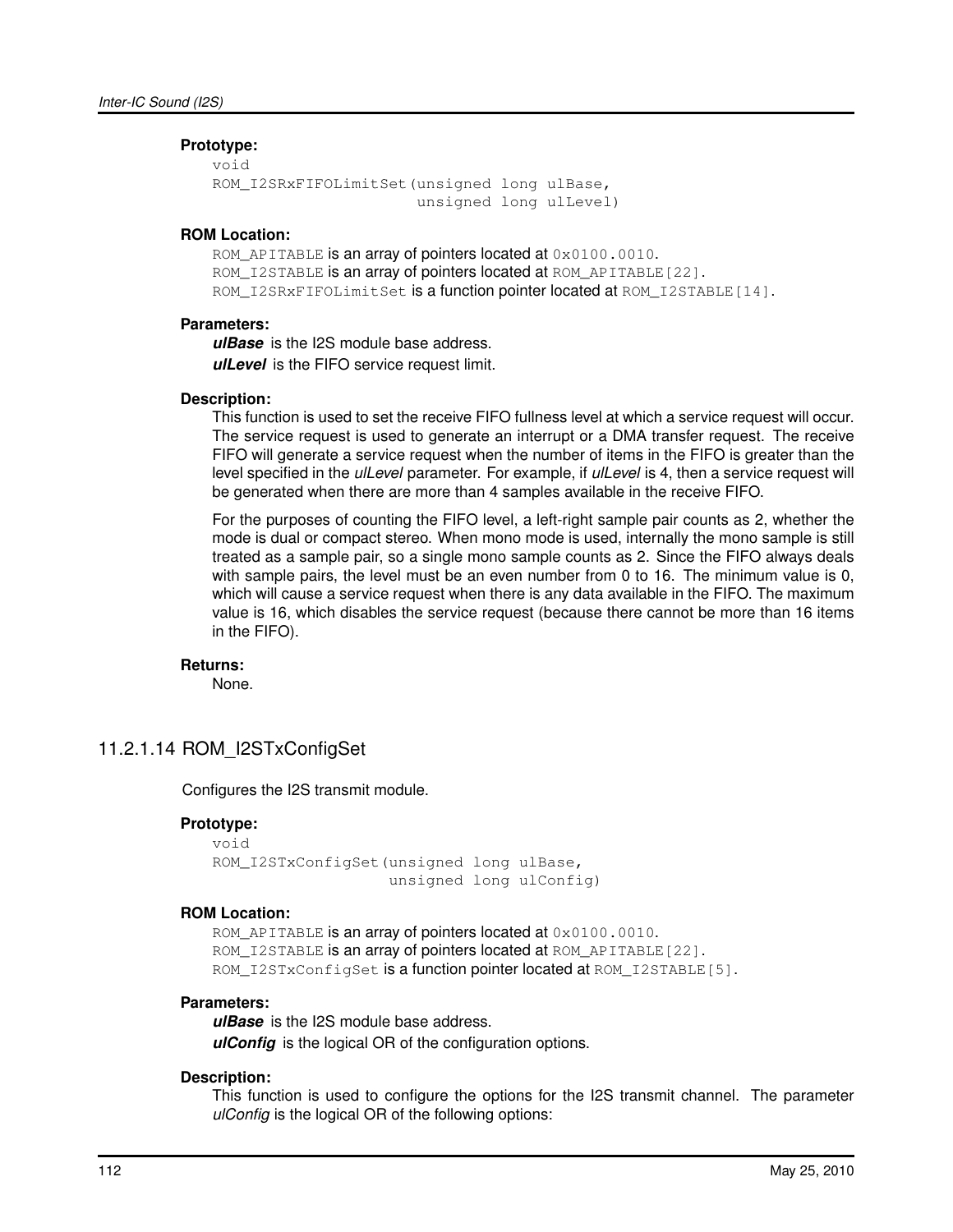**Prototype:**

```
void
ROM_I2SRxFIFOLimitSet(unsigned long ulBase,
                      unsigned long ulLevel)
```

**ROM Location:**

`ROM_APITABLE` is an array of pointers located at `0x0100.0010`.
`ROM_I2STABLE` is an array of pointers located at `ROM_APITABLE[22]`.
`ROM_I2SRxFIFOLimitSet` is a function pointer located at `ROM_I2STABLE[14]`.

**Parameters:**

***ulBase*** is the I2S module base address.

***ulLevel*** is the FIFO service request limit.

**Description:**

This function is used to set the receive FIFO fullness level at which a service request will occur. The service request is used to generate an interrupt or a DMA transfer request. The receive FIFO will generate a service request when the number of items in the FIFO is greater than the level specified in the *ulLevel* parameter. For example, if *ulLevel* is 4, then a service request will be generated when there are more than 4 samples available in the receive FIFO.

For the purposes of counting the FIFO level, a left-right sample pair counts as 2, whether the mode is dual or compact stereo. When mono mode is used, internally the mono sample is still treated as a sample pair, so a single mono sample counts as 2. Since the FIFO always deals with sample pairs, the level must be an even number from 0 to 16. The minimum value is 0, which will cause a service request when there is any data available in the FIFO. The maximum value is 16, which disables the service request (because there cannot be more than 16 items in the FIFO).

**Returns:**

None.

### 11.2.1.14 ROM_I2STxConfigSet

Configures the I2S transmit module.

**Prototype:**

```
void
ROM_I2STxConfigSet(unsigned long ulBase,
                   unsigned long ulConfig)
```

**ROM Location:**

`ROM_APITABLE` is an array of pointers located at `0x0100.0010`.
`ROM_I2STABLE` is an array of pointers located at `ROM_APITABLE[22]`.
`ROM_I2STxConfigSet` is a function pointer located at `ROM_I2STABLE[5]`.

**Parameters:**

***ulBase*** is the I2S module base address.

***ulConfig*** is the logical OR of the configuration options.

**Description:**

This function is used to configure the options for the I2S transmit channel. The parameter *ulConfig* is the logical OR of the following options: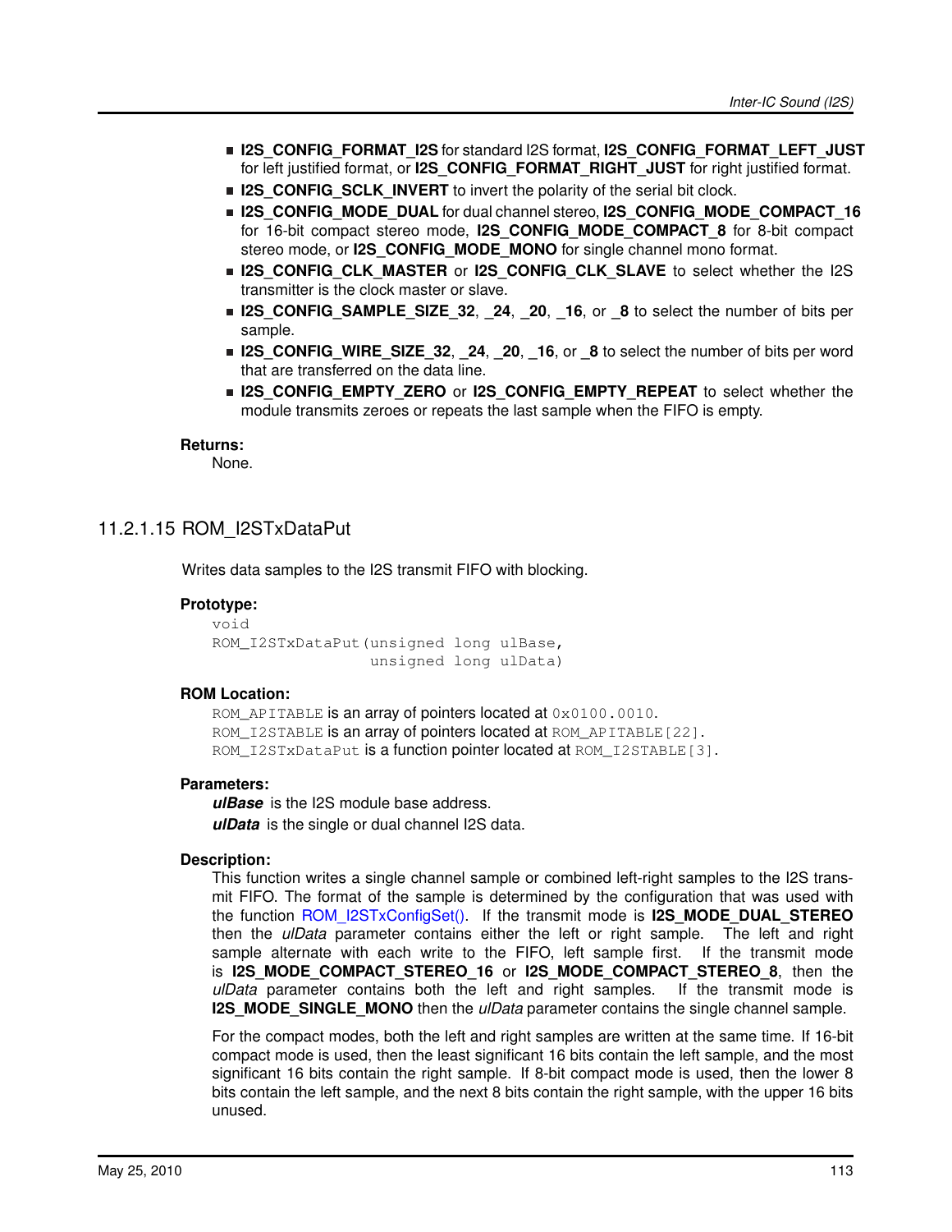- **I2S_CONFIG_FORMAT_I2S** for standard I2S format, **I2S_CONFIG_FORMAT_LEFT_JUST** for left justified format, or **I2S_CONFIG_FORMAT_RIGHT_JUST** for right justified format.
- **I2S_CONFIG_SCLK_INVERT** to invert the polarity of the serial bit clock.
- **I2S_CONFIG_MODE_DUAL** for dual channel stereo, **I2S_CONFIG_MODE_COMPACT_16** for 16-bit compact stereo mode, **I2S_CONFIG_MODE_COMPACT_8** for 8-bit compact stereo mode, or **I2S_CONFIG_MODE_MONO** for single channel mono format.
- **I2S_CONFIG_CLK_MASTER** or **I2S_CONFIG_CLK_SLAVE** to select whether the I2S transmitter is the clock master or slave.
- **I2S_CONFIG_SAMPLE_SIZE_32**, **_24**, **_20**, **_16**, or **_8** to select the number of bits per sample.
- **I2S_CONFIG_WIRE_SIZE_32**, **_24**, **_20**, **_16**, or **_8** to select the number of bits per word that are transferred on the data line.
- **I2S_CONFIG_EMPTY_ZERO** or **I2S_CONFIG_EMPTY_REPEAT** to select whether the module transmits zeroes or repeats the last sample when the FIFO is empty.

**Returns:**
None.

### 11.2.1.15 ROM_I2STxDataPut

Writes data samples to the I2S transmit FIFO with blocking.

**Prototype:**

```
void
ROM_I2STxDataPut(unsigned long ulBase,
                 unsigned long ulData)
```

**ROM Location:**
`ROM_APITABLE` is an array of pointers located at `0x0100.0010`.
`ROM_I2STABLE` is an array of pointers located at `ROM_APITABLE[22]`.
`ROM_I2STxDataPut` is a function pointer located at `ROM_I2STABLE[3]`.

**Parameters:**
***ulBase*** is the I2S module base address.
***ulData*** is the single or dual channel I2S data.

**Description:**
This function writes a single channel sample or combined left-right samples to the I2S transmit FIFO. The format of the sample is determined by the configuration that was used with the function ROM_I2STxConfigSet(). If the transmit mode is **I2S_MODE_DUAL_STEREO** then the *ulData* parameter contains either the left or right sample. The left and right sample alternate with each write to the FIFO, left sample first. If the transmit mode is **I2S_MODE_COMPACT_STEREO_16** or **I2S_MODE_COMPACT_STEREO_8**, then the *ulData* parameter contains both the left and right samples. If the transmit mode is **I2S_MODE_SINGLE_MONO** then the *ulData* parameter contains the single channel sample.

For the compact modes, both the left and right samples are written at the same time. If 16-bit compact mode is used, then the least significant 16 bits contain the left sample, and the most significant 16 bits contain the right sample. If 8-bit compact mode is used, then the lower 8 bits contain the left sample, and the next 8 bits contain the right sample, with the upper 16 bits unused.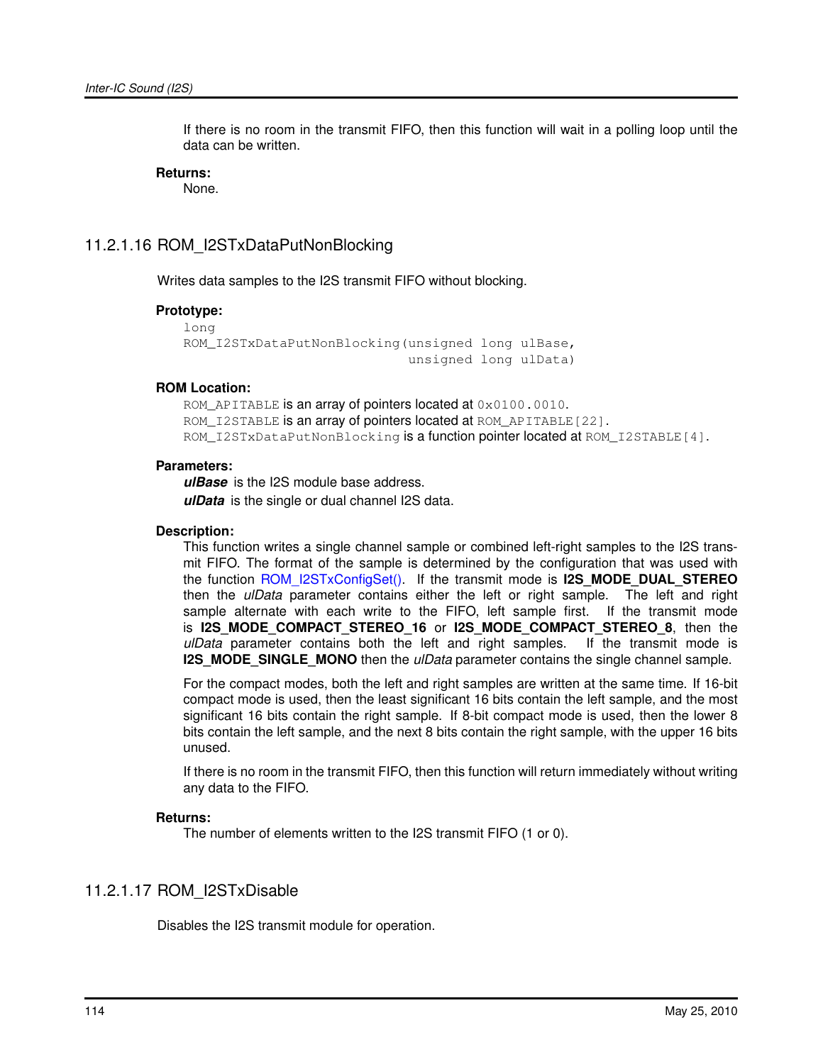If there is no room in the transmit FIFO, then this function will wait in a polling loop until the data can be written.

**Returns:**
None.

### 11.2.1.16 ROM_I2STxDataPutNonBlocking

Writes data samples to the I2S transmit FIFO without blocking.

**Prototype:**

```
long
ROM_I2STxDataPutNonBlocking(unsigned long ulBase,
                            unsigned long ulData)
```

**ROM Location:**
`ROM_APITABLE` is an array of pointers located at `0x0100.0010`.
`ROM_I2STABLE` is an array of pointers located at `ROM_APITABLE[22]`.
`ROM_I2STxDataPutNonBlocking` is a function pointer located at `ROM_I2STABLE[4]`.

**Parameters:**
***ulBase*** is the I2S module base address.
***ulData*** is the single or dual channel I2S data.

**Description:**
This function writes a single channel sample or combined left-right samples to the I2S transmit FIFO. The format of the sample is determined by the configuration that was used with the function ROM_I2STxConfigSet(). If the transmit mode is **I2S_MODE_DUAL_STEREO** then the *ulData* parameter contains either the left or right sample. The left and right sample alternate with each write to the FIFO, left sample first. If the transmit mode is **I2S_MODE_COMPACT_STEREO_16** or **I2S_MODE_COMPACT_STEREO_8**, then the *ulData* parameter contains both the left and right samples. If the transmit mode is **I2S_MODE_SINGLE_MONO** then the *ulData* parameter contains the single channel sample.

For the compact modes, both the left and right samples are written at the same time. If 16-bit compact mode is used, then the least significant 16 bits contain the left sample, and the most significant 16 bits contain the right sample. If 8-bit compact mode is used, then the lower 8 bits contain the left sample, and the next 8 bits contain the right sample, with the upper 16 bits unused.

If there is no room in the transmit FIFO, then this function will return immediately without writing any data to the FIFO.

**Returns:**
The number of elements written to the I2S transmit FIFO (1 or 0).

### 11.2.1.17 ROM_I2STxDisable

Disables the I2S transmit module for operation.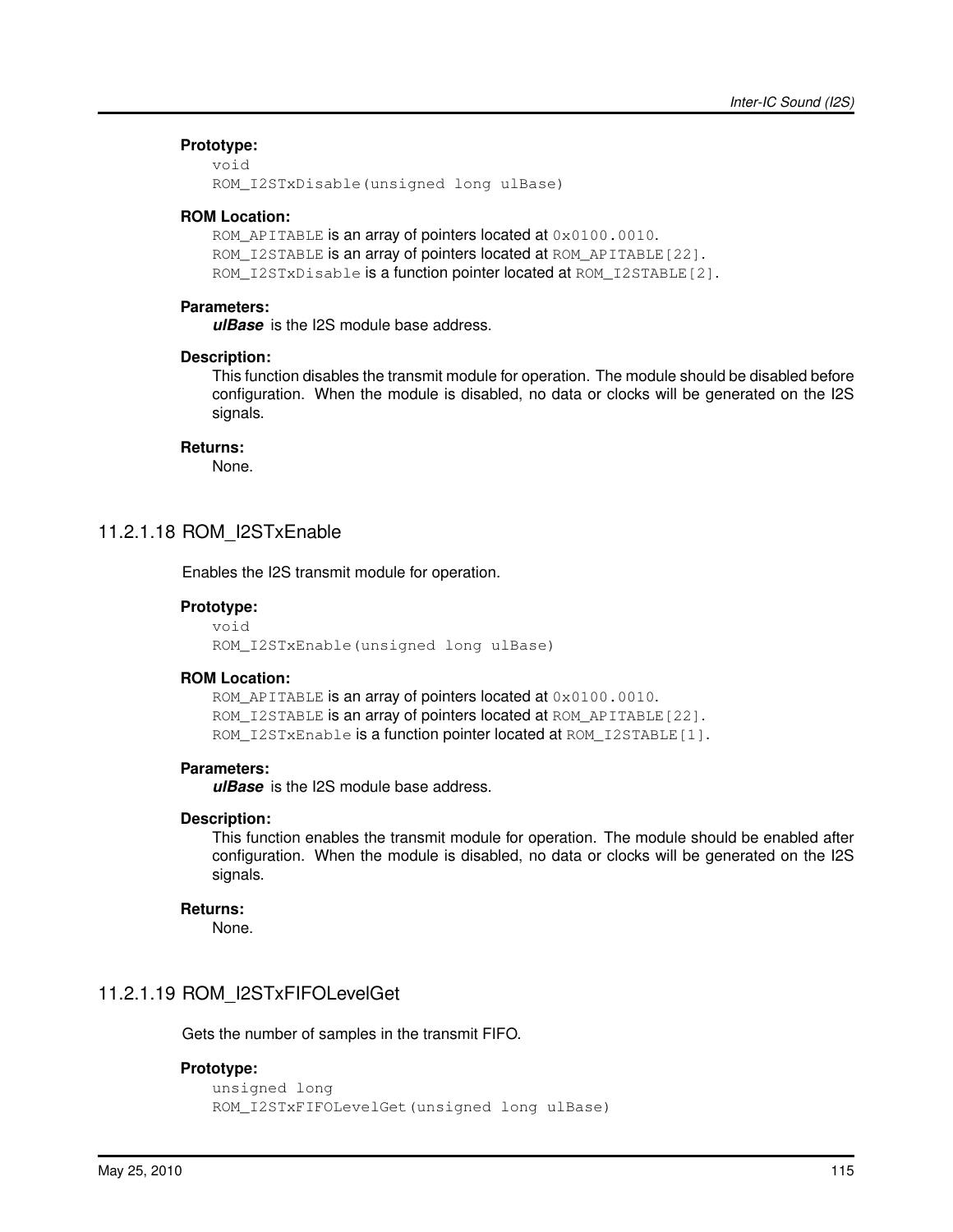**Prototype:**

```
void
ROM_I2STxDisable(unsigned long ulBase)
```

**ROM Location:**

`ROM_APITABLE` is an array of pointers located at `0x0100.0010`.
`ROM_I2STABLE` is an array of pointers located at `ROM_APITABLE[22]`.
`ROM_I2STxDisable` is a function pointer located at `ROM_I2STABLE[2]`.

**Parameters:**

***ulBase*** is the I2S module base address.

**Description:**

This function disables the transmit module for operation. The module should be disabled before configuration. When the module is disabled, no data or clocks will be generated on the I2S signals.

**Returns:**

None.

### 11.2.1.18 ROM_I2STxEnable

Enables the I2S transmit module for operation.

**Prototype:**

```
void
ROM_I2STxEnable(unsigned long ulBase)
```

**ROM Location:**

`ROM_APITABLE` is an array of pointers located at `0x0100.0010`.
`ROM_I2STABLE` is an array of pointers located at `ROM_APITABLE[22]`.
`ROM_I2STxEnable` is a function pointer located at `ROM_I2STABLE[1]`.

**Parameters:**

***ulBase*** is the I2S module base address.

**Description:**

This function enables the transmit module for operation. The module should be enabled after configuration. When the module is disabled, no data or clocks will be generated on the I2S signals.

**Returns:**

None.

### 11.2.1.19 ROM_I2STxFIFOLevelGet

Gets the number of samples in the transmit FIFO.

**Prototype:**

```
unsigned long
ROM_I2STxFIFOLevelGet(unsigned long ulBase)
```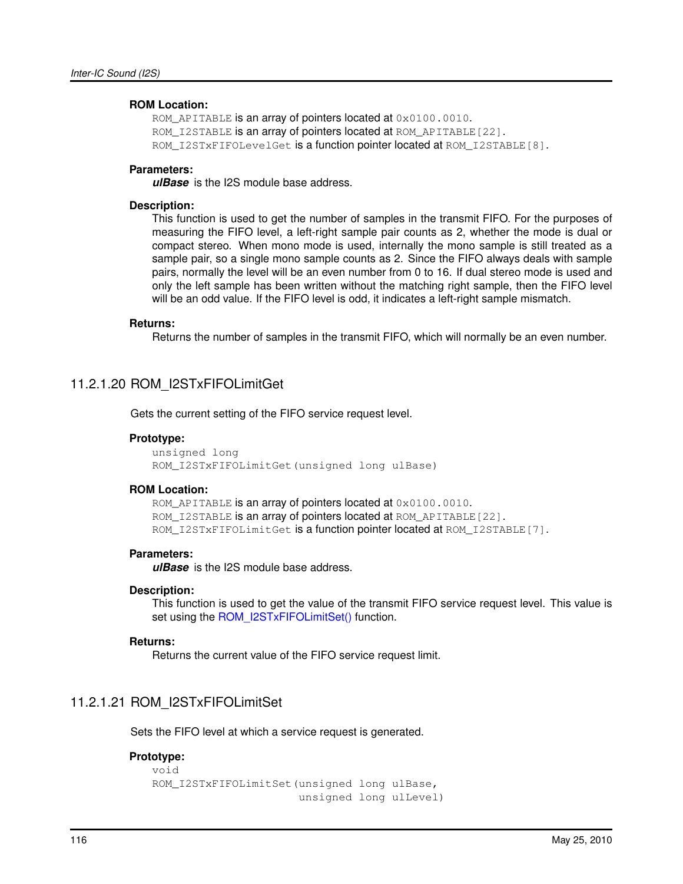**ROM Location:**

`ROM_APITABLE` is an array of pointers located at `0x0100.0010`.
`ROM_I2STABLE` is an array of pointers located at `ROM_APITABLE[22]`.
`ROM_I2STxFIFOLevelGet` is a function pointer located at `ROM_I2STABLE[8]`.

**Parameters:**

***ulBase*** is the I2S module base address.

**Description:**

This function is used to get the number of samples in the transmit FIFO. For the purposes of measuring the FIFO level, a left-right sample pair counts as 2, whether the mode is dual or compact stereo. When mono mode is used, internally the mono sample is still treated as a sample pair, so a single mono sample counts as 2. Since the FIFO always deals with sample pairs, normally the level will be an even number from 0 to 16. If dual stereo mode is used and only the left sample has been written without the matching right sample, then the FIFO level will be an odd value. If the FIFO level is odd, it indicates a left-right sample mismatch.

**Returns:**

Returns the number of samples in the transmit FIFO, which will normally be an even number.

### 11.2.1.20 ROM_I2STxFIFOLimitGet

Gets the current setting of the FIFO service request level.

**Prototype:**

```
unsigned long
ROM_I2STxFIFOLimitGet(unsigned long ulBase)
```

**ROM Location:**

`ROM_APITABLE` is an array of pointers located at `0x0100.0010`.
`ROM_I2STABLE` is an array of pointers located at `ROM_APITABLE[22]`.
`ROM_I2STxFIFOLimitGet` is a function pointer located at `ROM_I2STABLE[7]`.

**Parameters:**

***ulBase*** is the I2S module base address.

**Description:**

This function is used to get the value of the transmit FIFO service request level. This value is set using the ROM_I2STxFIFOLimitSet() function.

**Returns:**

Returns the current value of the FIFO service request limit.

### 11.2.1.21 ROM_I2STxFIFOLimitSet

Sets the FIFO level at which a service request is generated.

**Prototype:**

```
void
ROM_I2STxFIFOLimitSet(unsigned long ulBase,
                      unsigned long ulLevel)
```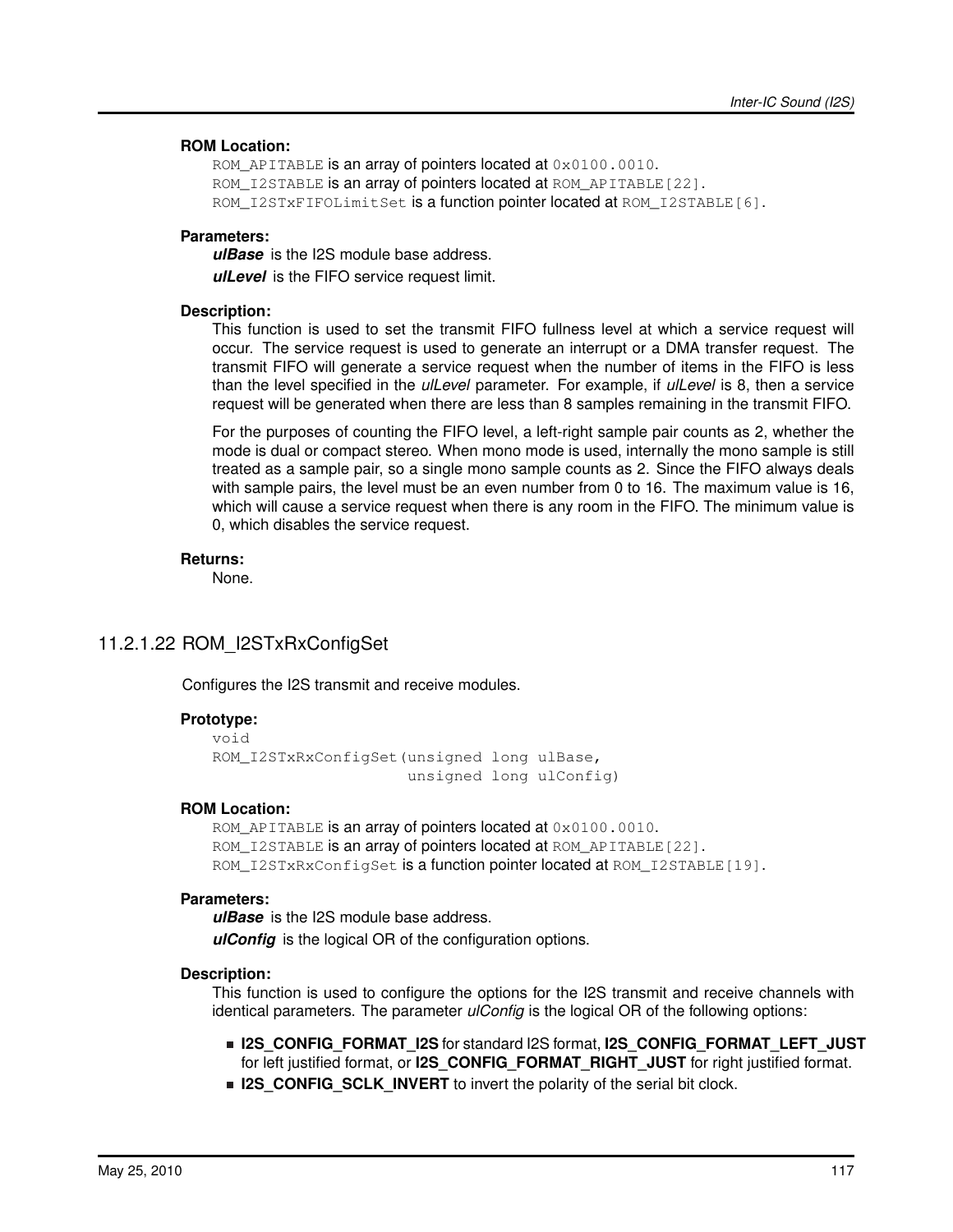**ROM Location:**

`ROM_APITABLE` is an array of pointers located at `0x0100.0010`.
`ROM_I2STABLE` is an array of pointers located at `ROM_APITABLE[22]`.
`ROM_I2STxFIFOLimitSet` is a function pointer located at `ROM_I2STABLE[6]`.

**Parameters:**

***ulBase*** is the I2S module base address.
***ulLevel*** is the FIFO service request limit.

**Description:**

This function is used to set the transmit FIFO fullness level at which a service request will occur. The service request is used to generate an interrupt or a DMA transfer request. The transmit FIFO will generate a service request when the number of items in the FIFO is less than the level specified in the *ulLevel* parameter. For example, if *ulLevel* is 8, then a service request will be generated when there are less than 8 samples remaining in the transmit FIFO.

For the purposes of counting the FIFO level, a left-right sample pair counts as 2, whether the mode is dual or compact stereo. When mono mode is used, internally the mono sample is still treated as a sample pair, so a single mono sample counts as 2. Since the FIFO always deals with sample pairs, the level must be an even number from 0 to 16. The maximum value is 16, which will cause a service request when there is any room in the FIFO. The minimum value is 0, which disables the service request.

**Returns:**

None.

### 11.2.1.22 ROM_I2STxRxConfigSet

Configures the I2S transmit and receive modules.

**Prototype:**

```
void
ROM_I2STxRxConfigSet(unsigned long ulBase,
                     unsigned long ulConfig)
```

**ROM Location:**

`ROM_APITABLE` is an array of pointers located at `0x0100.0010`.
`ROM_I2STABLE` is an array of pointers located at `ROM_APITABLE[22]`.
`ROM_I2STxRxConfigSet` is a function pointer located at `ROM_I2STABLE[19]`.

**Parameters:**

***ulBase*** is the I2S module base address.
***ulConfig*** is the logical OR of the configuration options.

**Description:**

This function is used to configure the options for the I2S transmit and receive channels with identical parameters. The parameter *ulConfig* is the logical OR of the following options:

- **I2S_CONFIG_FORMAT_I2S** for standard I2S format, **I2S_CONFIG_FORMAT_LEFT_JUST** for left justified format, or **I2S_CONFIG_FORMAT_RIGHT_JUST** for right justified format.
- **I2S_CONFIG_SCLK_INVERT** to invert the polarity of the serial bit clock.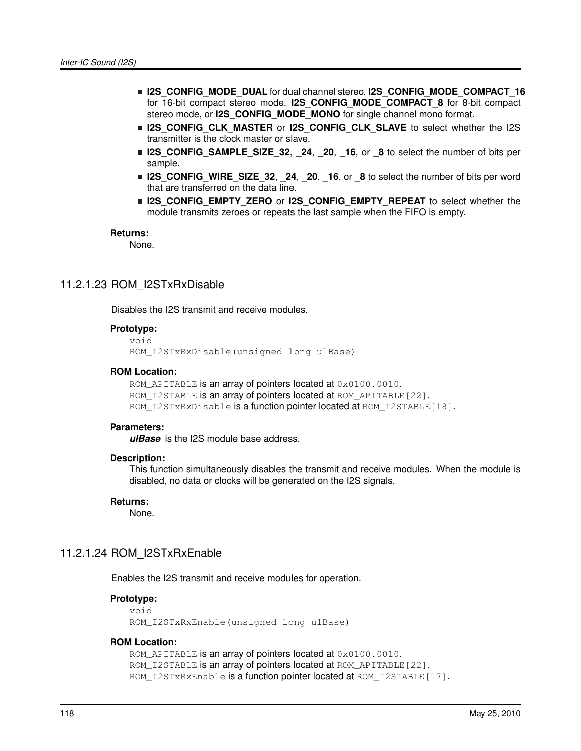- **I2S_CONFIG_MODE_DUAL** for dual channel stereo, **I2S_CONFIG_MODE_COMPACT_16** for 16-bit compact stereo mode, **I2S_CONFIG_MODE_COMPACT_8** for 8-bit compact stereo mode, or **I2S_CONFIG_MODE_MONO** for single channel mono format.
- **I2S_CONFIG_CLK_MASTER** or **I2S_CONFIG_CLK_SLAVE** to select whether the I2S transmitter is the clock master or slave.
- **I2S_CONFIG_SAMPLE_SIZE_32**, **_24**, **_20**, **_16**, or **_8** to select the number of bits per sample.
- **I2S_CONFIG_WIRE_SIZE_32**, **_24**, **_20**, **_16**, or **_8** to select the number of bits per word that are transferred on the data line.
- **I2S_CONFIG_EMPTY_ZERO** or **I2S_CONFIG_EMPTY_REPEAT** to select whether the module transmits zeroes or repeats the last sample when the FIFO is empty.

**Returns:**
None.

### 11.2.1.23 ROM_I2STxRxDisable

Disables the I2S transmit and receive modules.

**Prototype:**
```
void
ROM_I2STxRxDisable(unsigned long ulBase)
```

**ROM Location:**
`ROM_APITABLE` is an array of pointers located at `0x0100.0010`.
`ROM_I2STABLE` is an array of pointers located at `ROM_APITABLE[22]`.
`ROM_I2STxRxDisable` is a function pointer located at `ROM_I2STABLE[18]`.

**Parameters:**
***ulBase*** is the I2S module base address.

**Description:**
This function simultaneously disables the transmit and receive modules. When the module is disabled, no data or clocks will be generated on the I2S signals.

**Returns:**
None.

### 11.2.1.24 ROM_I2STxRxEnable

Enables the I2S transmit and receive modules for operation.

**Prototype:**
```
void
ROM_I2STxRxEnable(unsigned long ulBase)
```

**ROM Location:**
`ROM_APITABLE` is an array of pointers located at `0x0100.0010`.
`ROM_I2STABLE` is an array of pointers located at `ROM_APITABLE[22]`.
`ROM_I2STxRxEnable` is a function pointer located at `ROM_I2STABLE[17]`.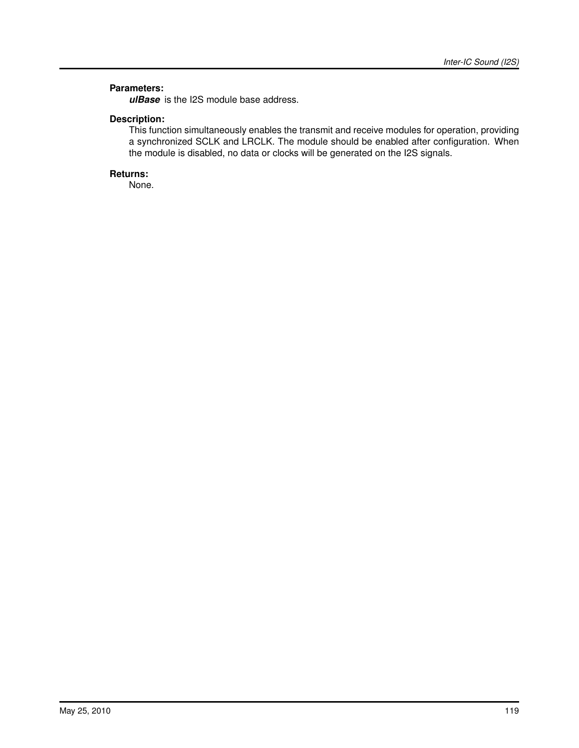**Parameters:**

***ulBase*** is the I2S module base address.

**Description:**

This function simultaneously enables the transmit and receive modules for operation, providing a synchronized SCLK and LRCLK. The module should be enabled after configuration. When the module is disabled, no data or clocks will be generated on the I2S signals.

**Returns:**

None.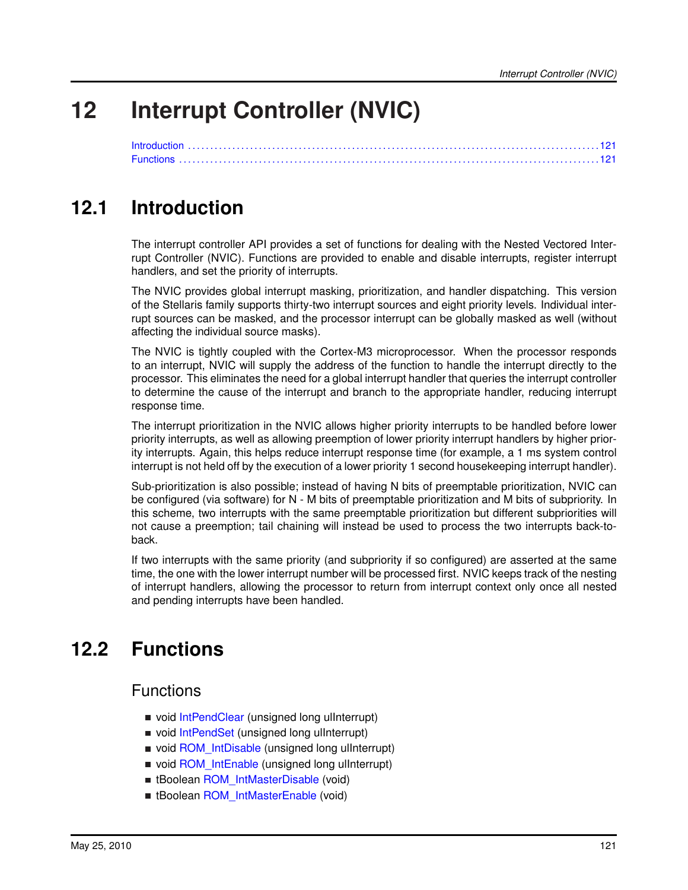# 12 Interrupt Controller (NVIC)

Introduction . . . . . . . . . . . . . . . . . . . . . . . . . . . . . . . . . . . . . . . . . . . . . . . . . . . . . . . . . . . . . . . . . . . . . . . . . . . . . . . . . . . . . 121
Functions . . . . . . . . . . . . . . . . . . . . . . . . . . . . . . . . . . . . . . . . . . . . . . . . . . . . . . . . . . . . . . . . . . . . . . . . . . . . . . . . . . . . . . 121

## 12.1 Introduction

The interrupt controller API provides a set of functions for dealing with the Nested Vectored Interrupt Controller (NVIC). Functions are provided to enable and disable interrupts, register interrupt handlers, and set the priority of interrupts.

The NVIC provides global interrupt masking, prioritization, and handler dispatching. This version of the Stellaris family supports thirty-two interrupt sources and eight priority levels. Individual interrupt sources can be masked, and the processor interrupt can be globally masked as well (without affecting the individual source masks).

The NVIC is tightly coupled with the Cortex-M3 microprocessor. When the processor responds to an interrupt, NVIC will supply the address of the function to handle the interrupt directly to the processor. This eliminates the need for a global interrupt handler that queries the interrupt controller to determine the cause of the interrupt and branch to the appropriate handler, reducing interrupt response time.

The interrupt prioritization in the NVIC allows higher priority interrupts to be handled before lower priority interrupts, as well as allowing preemption of lower priority interrupt handlers by higher priority interrupts. Again, this helps reduce interrupt response time (for example, a 1 ms system control interrupt is not held off by the execution of a lower priority 1 second housekeeping interrupt handler).

Sub-prioritization is also possible; instead of having N bits of preemptable prioritization, NVIC can be configured (via software) for N - M bits of preemptable prioritization and M bits of subpriority. In this scheme, two interrupts with the same preemptable prioritization but different subpriorities will not cause a preemption; tail chaining will instead be used to process the two interrupts back-to-back.

If two interrupts with the same priority (and subpriority if so configured) are asserted at the same time, the one with the lower interrupt number will be processed first. NVIC keeps track of the nesting of interrupt handlers, allowing the processor to return from interrupt context only once all nested and pending interrupts have been handled.

## 12.2 Functions

### Functions

- void IntPendClear (unsigned long ulInterrupt)
- void IntPendSet (unsigned long ulInterrupt)
- void ROM_IntDisable (unsigned long ulInterrupt)
- void ROM_IntEnable (unsigned long ulInterrupt)
- tBoolean ROM_IntMasterDisable (void)
- tBoolean ROM_IntMasterEnable (void)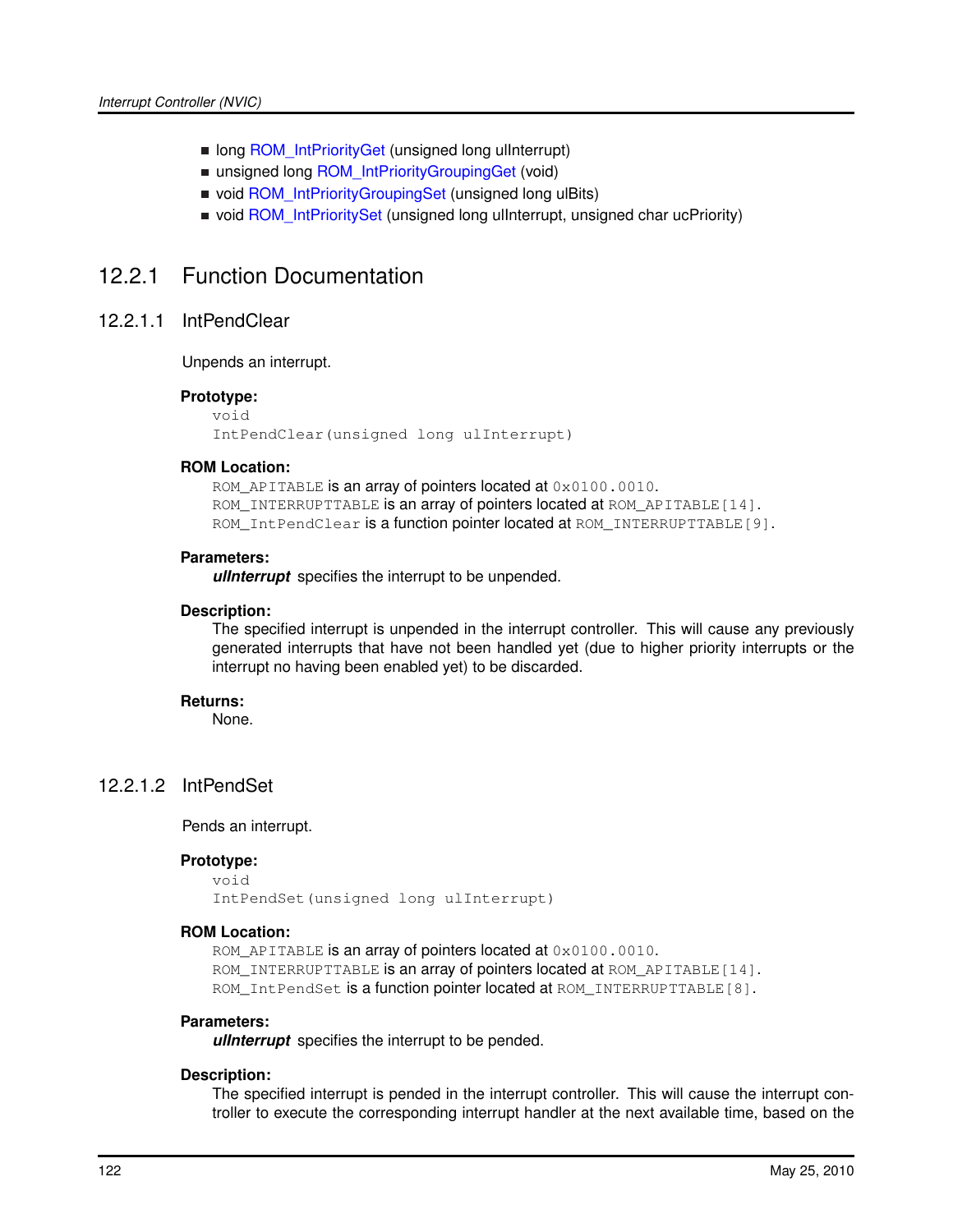- long ROM_IntPriorityGet (unsigned long ulInterrupt)
- unsigned long ROM_IntPriorityGroupingGet (void)
- void ROM_IntPriorityGroupingSet (unsigned long ulBits)
- void ROM_IntPrioritySet (unsigned long ulInterrupt, unsigned char ucPriority)

## 12.2.1 Function Documentation

### 12.2.1.1 IntPendClear

Unpends an interrupt.

**Prototype:**

```
void
IntPendClear(unsigned long ulInterrupt)
```

**ROM Location:**

`ROM_APITABLE` is an array of pointers located at `0x0100.0010`.
`ROM_INTERRUPTTABLE` is an array of pointers located at `ROM_APITABLE[14]`.
`ROM_IntPendClear` is a function pointer located at `ROM_INTERRUPTTABLE[9]`.

**Parameters:**

***ulInterrupt*** specifies the interrupt to be unpended.

**Description:**

The specified interrupt is unpended in the interrupt controller. This will cause any previously generated interrupts that have not been handled yet (due to higher priority interrupts or the interrupt no having been enabled yet) to be discarded.

**Returns:**

None.

### 12.2.1.2 IntPendSet

Pends an interrupt.

**Prototype:**

```
void
IntPendSet(unsigned long ulInterrupt)
```

**ROM Location:**

`ROM_APITABLE` is an array of pointers located at `0x0100.0010`.
`ROM_INTERRUPTTABLE` is an array of pointers located at `ROM_APITABLE[14]`.
`ROM_IntPendSet` is a function pointer located at `ROM_INTERRUPTTABLE[8]`.

**Parameters:**

***ulInterrupt*** specifies the interrupt to be pended.

**Description:**

The specified interrupt is pended in the interrupt controller. This will cause the interrupt controller to execute the corresponding interrupt handler at the next available time, based on the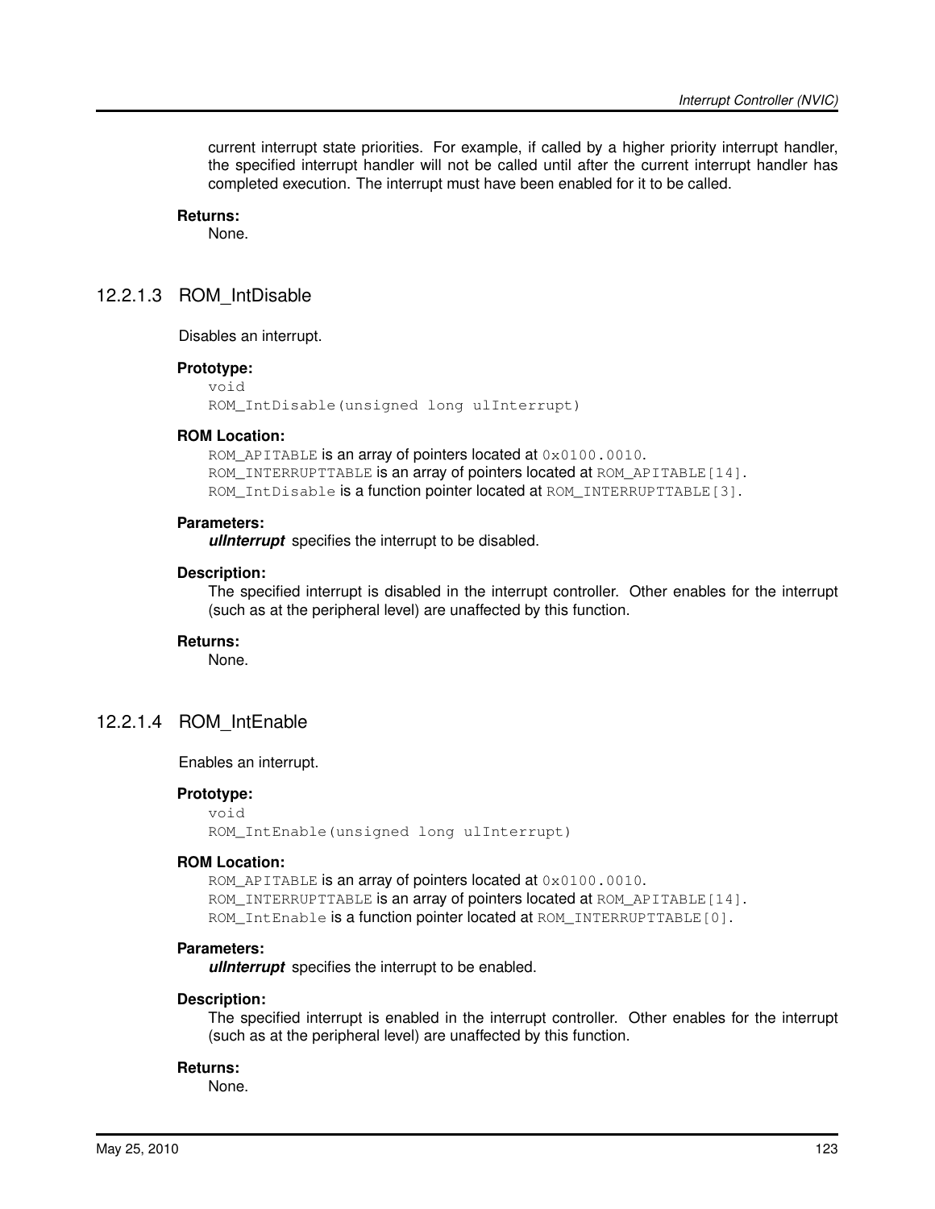current interrupt state priorities. For example, if called by a higher priority interrupt handler, the specified interrupt handler will not be called until after the current interrupt handler has completed execution. The interrupt must have been enabled for it to be called.

**Returns:**
None.

### 12.2.1.3 ROM_IntDisable

Disables an interrupt.

**Prototype:**

```
void
ROM_IntDisable(unsigned long ulInterrupt)
```

**ROM Location:**
`ROM_APITABLE` is an array of pointers located at `0x0100.0010`.
`ROM_INTERRUPTTABLE` is an array of pointers located at `ROM_APITABLE[14]`.
`ROM_IntDisable` is a function pointer located at `ROM_INTERRUPTTABLE[3]`.

**Parameters:**
***ulInterrupt*** specifies the interrupt to be disabled.

**Description:**
The specified interrupt is disabled in the interrupt controller. Other enables for the interrupt (such as at the peripheral level) are unaffected by this function.

**Returns:**
None.

### 12.2.1.4 ROM_IntEnable

Enables an interrupt.

**Prototype:**

```
void
ROM_IntEnable(unsigned long ulInterrupt)
```

**ROM Location:**
`ROM_APITABLE` is an array of pointers located at `0x0100.0010`.
`ROM_INTERRUPTTABLE` is an array of pointers located at `ROM_APITABLE[14]`.
`ROM_IntEnable` is a function pointer located at `ROM_INTERRUPTTABLE[0]`.

**Parameters:**
***ulInterrupt*** specifies the interrupt to be enabled.

**Description:**
The specified interrupt is enabled in the interrupt controller. Other enables for the interrupt (such as at the peripheral level) are unaffected by this function.

**Returns:**
None.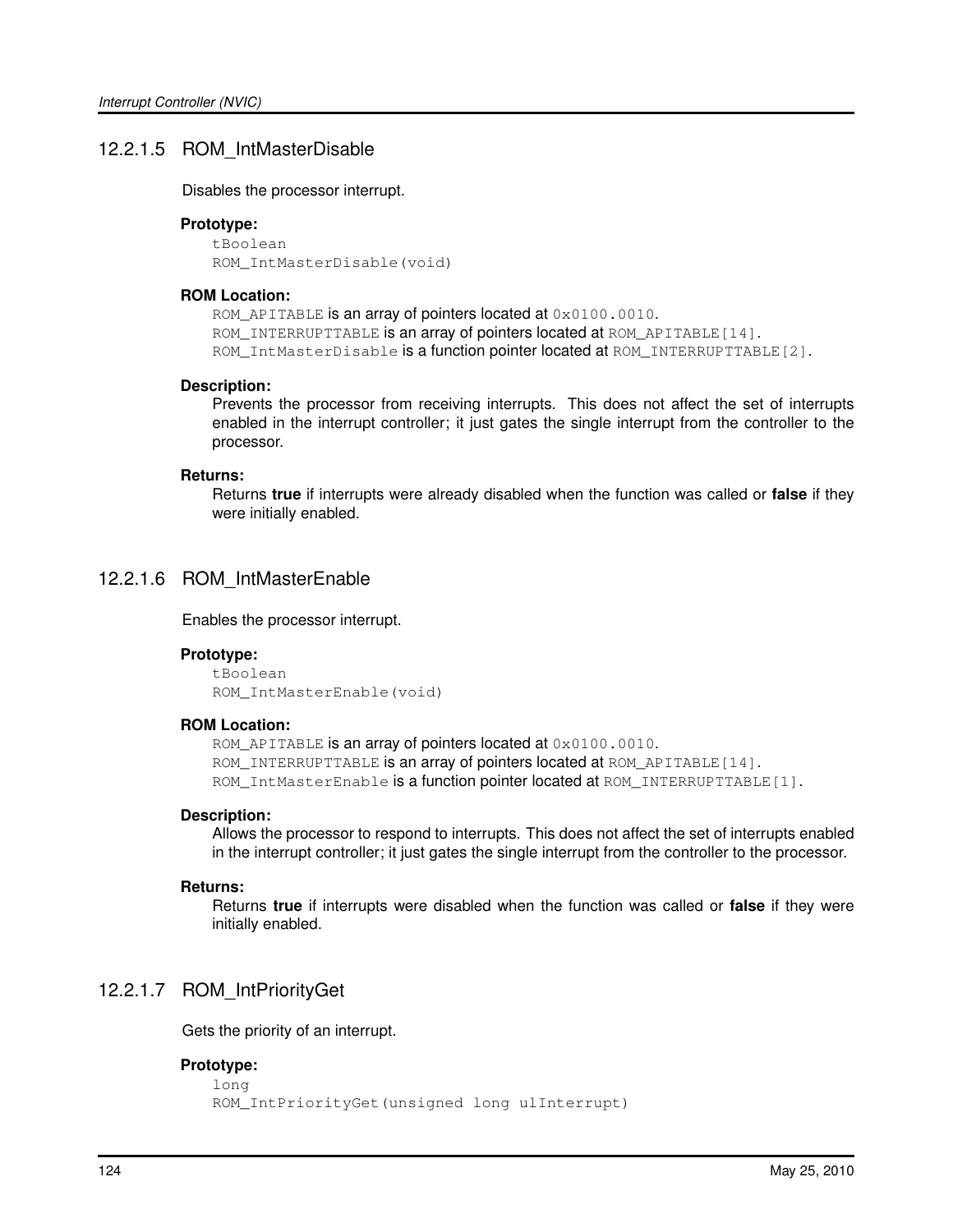### 12.2.1.5 ROM_IntMasterDisable

Disables the processor interrupt.

**Prototype:**

```
tBoolean
ROM_IntMasterDisable(void)
```

**ROM Location:**

`ROM_APITABLE` is an array of pointers located at `0x0100.0010`.
`ROM_INTERRUPTTABLE` is an array of pointers located at `ROM_APITABLE[14]`.
`ROM_IntMasterDisable` is a function pointer located at `ROM_INTERRUPTTABLE[2]`.

**Description:**

Prevents the processor from receiving interrupts. This does not affect the set of interrupts enabled in the interrupt controller; it just gates the single interrupt from the controller to the processor.

**Returns:**

Returns **true** if interrupts were already disabled when the function was called or **false** if they were initially enabled.

### 12.2.1.6 ROM_IntMasterEnable

Enables the processor interrupt.

**Prototype:**

```
tBoolean
ROM_IntMasterEnable(void)
```

**ROM Location:**

`ROM_APITABLE` is an array of pointers located at `0x0100.0010`.
`ROM_INTERRUPTTABLE` is an array of pointers located at `ROM_APITABLE[14]`.
`ROM_IntMasterEnable` is a function pointer located at `ROM_INTERRUPTTABLE[1]`.

**Description:**

Allows the processor to respond to interrupts. This does not affect the set of interrupts enabled in the interrupt controller; it just gates the single interrupt from the controller to the processor.

**Returns:**

Returns **true** if interrupts were disabled when the function was called or **false** if they were initially enabled.

### 12.2.1.7 ROM_IntPriorityGet

Gets the priority of an interrupt.

**Prototype:**

```
long
ROM_IntPriorityGet(unsigned long ulInterrupt)
```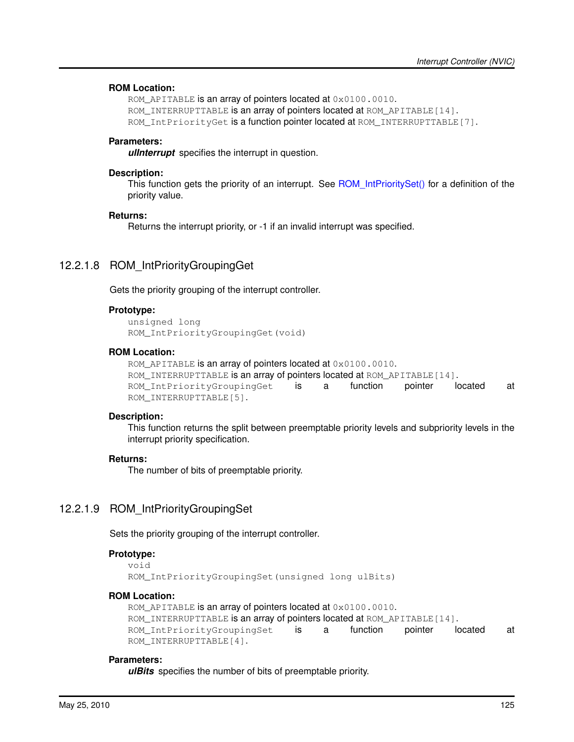**ROM Location:**

`ROM_APITABLE` is an array of pointers located at `0x0100.0010`.
`ROM_INTERRUPTTABLE` is an array of pointers located at `ROM_APITABLE[14]`.
`ROM_IntPriorityGet` is a function pointer located at `ROM_INTERRUPTTABLE[7]`.

**Parameters:**

***ulInterrupt*** specifies the interrupt in question.

**Description:**

This function gets the priority of an interrupt. See ROM_IntPrioritySet() for a definition of the priority value.

**Returns:**

Returns the interrupt priority, or -1 if an invalid interrupt was specified.

### 12.2.1.8 ROM_IntPriorityGroupingGet

Gets the priority grouping of the interrupt controller.

**Prototype:**

```
unsigned long
ROM_IntPriorityGroupingGet(void)
```

**ROM Location:**

`ROM_APITABLE` is an array of pointers located at `0x0100.0010`.
`ROM_INTERRUPTTABLE` is an array of pointers located at `ROM_APITABLE[14]`.
`ROM_IntPriorityGroupingGet` is a function pointer located at `ROM_INTERRUPTTABLE[5]`.

**Description:**

This function returns the split between preemptable priority levels and subpriority levels in the interrupt priority specification.

**Returns:**

The number of bits of preemptable priority.

### 12.2.1.9 ROM_IntPriorityGroupingSet

Sets the priority grouping of the interrupt controller.

**Prototype:**

```
void
ROM_IntPriorityGroupingSet(unsigned long ulBits)
```

**ROM Location:**

`ROM_APITABLE` is an array of pointers located at `0x0100.0010`.
`ROM_INTERRUPTTABLE` is an array of pointers located at `ROM_APITABLE[14]`.
`ROM_IntPriorityGroupingSet` is a function pointer located at `ROM_INTERRUPTTABLE[4]`.

**Parameters:**

***ulBits*** specifies the number of bits of preemptable priority.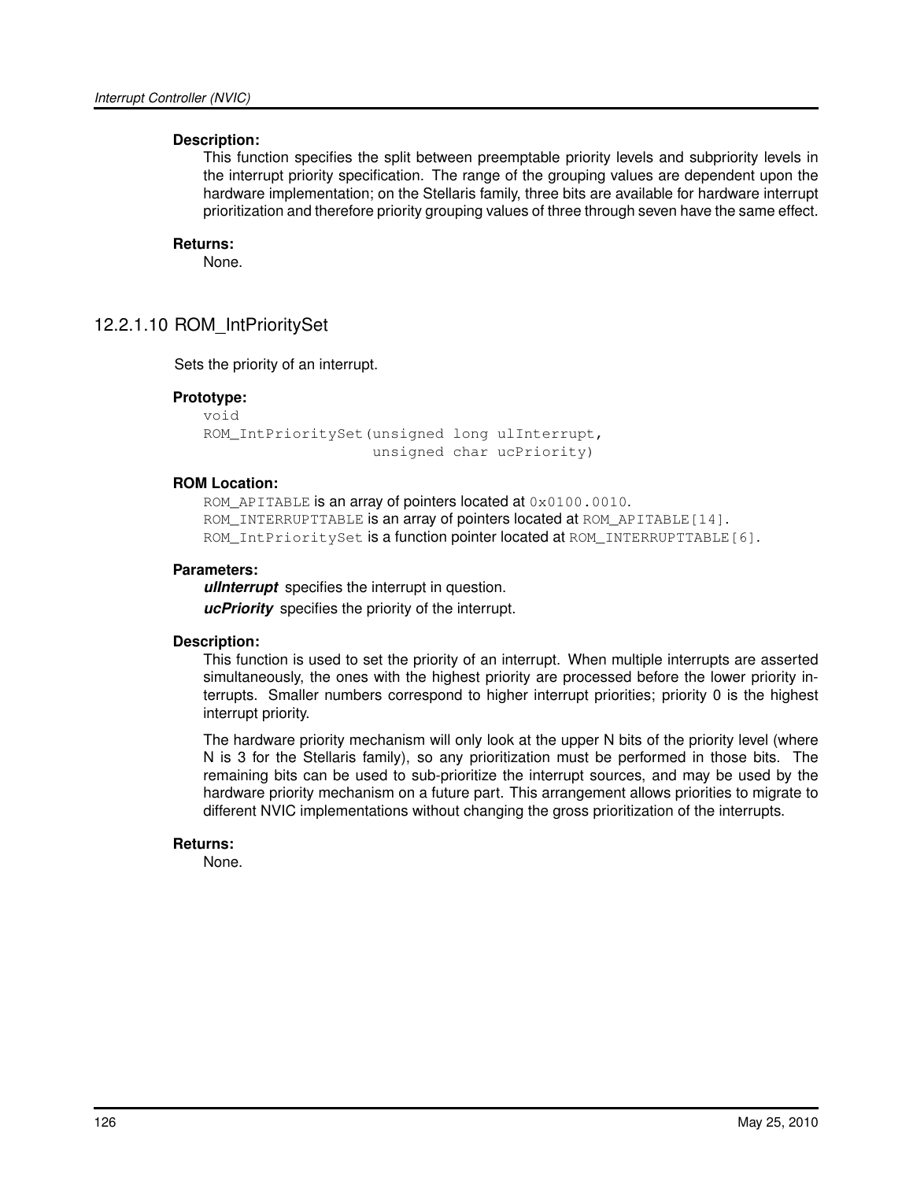**Description:**

This function specifies the split between preemptable priority levels and subpriority levels in the interrupt priority specification. The range of the grouping values are dependent upon the hardware implementation; on the Stellaris family, three bits are available for hardware interrupt prioritization and therefore priority grouping values of three through seven have the same effect.

**Returns:**

None.

### 12.2.1.10 ROM_IntPrioritySet

Sets the priority of an interrupt.

**Prototype:**

```
void
ROM_IntPrioritySet(unsigned long ulInterrupt,
                   unsigned char ucPriority)
```

**ROM Location:**

`ROM_APITABLE` is an array of pointers located at `0x0100.0010`.
`ROM_INTERRUPTTABLE` is an array of pointers located at `ROM_APITABLE[14]`.
`ROM_IntPrioritySet` is a function pointer located at `ROM_INTERRUPTTABLE[6]`.

**Parameters:**

***ulInterrupt*** specifies the interrupt in question.

***ucPriority*** specifies the priority of the interrupt.

**Description:**

This function is used to set the priority of an interrupt. When multiple interrupts are asserted simultaneously, the ones with the highest priority are processed before the lower priority interrupts. Smaller numbers correspond to higher interrupt priorities; priority 0 is the highest interrupt priority.

The hardware priority mechanism will only look at the upper N bits of the priority level (where N is 3 for the Stellaris family), so any prioritization must be performed in those bits. The remaining bits can be used to sub-prioritize the interrupt sources, and may be used by the hardware priority mechanism on a future part. This arrangement allows priorities to migrate to different NVIC implementations without changing the gross prioritization of the interrupts.

**Returns:**

None.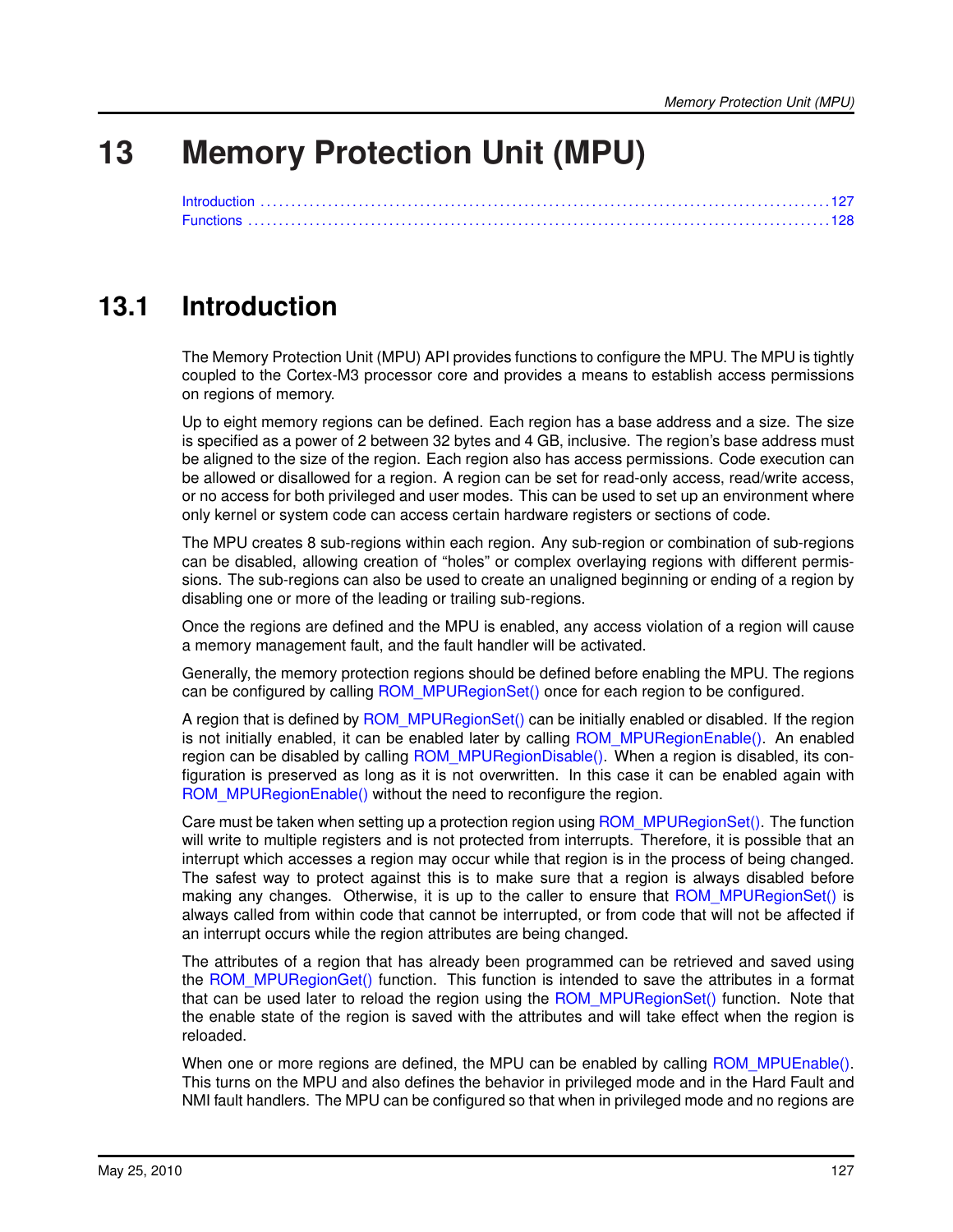# 13 Memory Protection Unit (MPU)

Introduction . . . . . . . . . . . . . . . . . . . . . . . . . . . . . . . . . . . . . . . . . . . . . . . . . . . . . . . . . . . . . . . . . . . . . . . . . . . . . . . . . . . . . 127
Functions . . . . . . . . . . . . . . . . . . . . . . . . . . . . . . . . . . . . . . . . . . . . . . . . . . . . . . . . . . . . . . . . . . . . . . . . . . . . . . . . . . . . . . . 128

## 13.1 Introduction

The Memory Protection Unit (MPU) API provides functions to configure the MPU. The MPU is tightly coupled to the Cortex-M3 processor core and provides a means to establish access permissions on regions of memory.

Up to eight memory regions can be defined. Each region has a base address and a size. The size is specified as a power of 2 between 32 bytes and 4 GB, inclusive. The region's base address must be aligned to the size of the region. Each region also has access permissions. Code execution can be allowed or disallowed for a region. A region can be set for read-only access, read/write access, or no access for both privileged and user modes. This can be used to set up an environment where only kernel or system code can access certain hardware registers or sections of code.

The MPU creates 8 sub-regions within each region. Any sub-region or combination of sub-regions can be disabled, allowing creation of "holes" or complex overlaying regions with different permissions. The sub-regions can also be used to create an unaligned beginning or ending of a region by disabling one or more of the leading or trailing sub-regions.

Once the regions are defined and the MPU is enabled, any access violation of a region will cause a memory management fault, and the fault handler will be activated.

Generally, the memory protection regions should be defined before enabling the MPU. The regions can be configured by calling ROM_MPURegionSet() once for each region to be configured.

A region that is defined by ROM_MPURegionSet() can be initially enabled or disabled. If the region is not initially enabled, it can be enabled later by calling ROM_MPURegionEnable(). An enabled region can be disabled by calling ROM_MPURegionDisable(). When a region is disabled, its configuration is preserved as long as it is not overwritten. In this case it can be enabled again with ROM_MPURegionEnable() without the need to reconfigure the region.

Care must be taken when setting up a protection region using ROM_MPURegionSet(). The function will write to multiple registers and is not protected from interrupts. Therefore, it is possible that an interrupt which accesses a region may occur while that region is in the process of being changed. The safest way to protect against this is to make sure that a region is always disabled before making any changes. Otherwise, it is up to the caller to ensure that ROM_MPURegionSet() is always called from within code that cannot be interrupted, or from code that will not be affected if an interrupt occurs while the region attributes are being changed.

The attributes of a region that has already been programmed can be retrieved and saved using the ROM_MPURegionGet() function. This function is intended to save the attributes in a format that can be used later to reload the region using the ROM_MPURegionSet() function. Note that the enable state of the region is saved with the attributes and will take effect when the region is reloaded.

When one or more regions are defined, the MPU can be enabled by calling ROM_MPUEnable(). This turns on the MPU and also defines the behavior in privileged mode and in the Hard Fault and NMI fault handlers. The MPU can be configured so that when in privileged mode and no regions are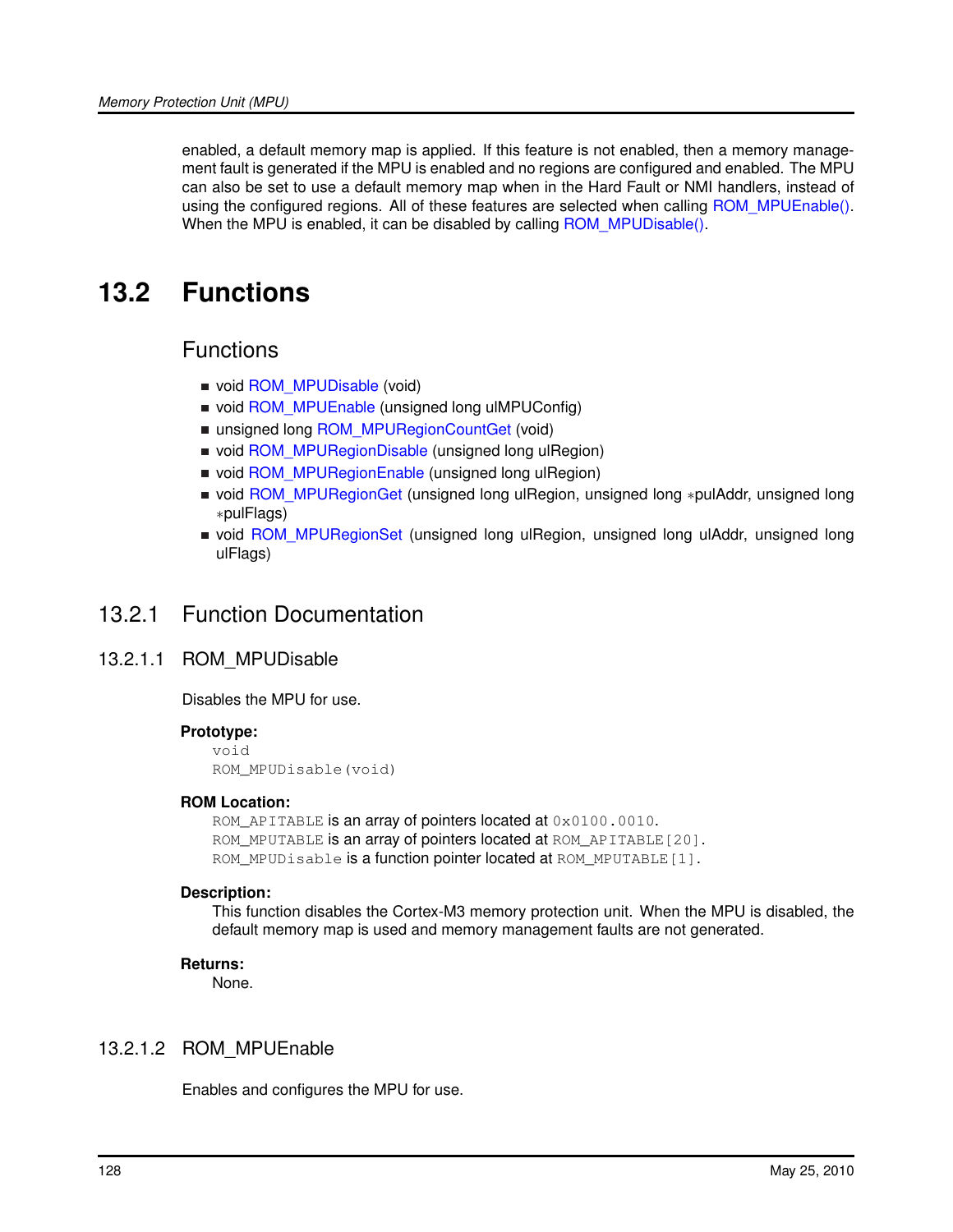enabled, a default memory map is applied. If this feature is not enabled, then a memory management fault is generated if the MPU is enabled and no regions are configured and enabled. The MPU can also be set to use a default memory map when in the Hard Fault or NMI handlers, instead of using the configured regions. All of these features are selected when calling ROM_MPUEnable(). When the MPU is enabled, it can be disabled by calling ROM_MPUDisable().

## 13.2 Functions

### Functions

- void ROM_MPUDisable (void)
- void ROM_MPUEnable (unsigned long ulMPUConfig)
- unsigned long ROM_MPURegionCountGet (void)
- void ROM_MPURegionDisable (unsigned long ulRegion)
- void ROM_MPURegionEnable (unsigned long ulRegion)
- void ROM_MPURegionGet (unsigned long ulRegion, unsigned long *pulAddr, unsigned long *pulFlags)
- void ROM_MPURegionSet (unsigned long ulRegion, unsigned long ulAddr, unsigned long ulFlags)

### 13.2.1 Function Documentation

#### 13.2.1.1 ROM_MPUDisable

Disables the MPU for use.

**Prototype:**

```
void
ROM_MPUDisable(void)
```

**ROM Location:**

`ROM_APITABLE` is an array of pointers located at `0x0100.0010`.
`ROM_MPUTABLE` is an array of pointers located at `ROM_APITABLE[20]`.
`ROM_MPUDisable` is a function pointer located at `ROM_MPUTABLE[1]`.

**Description:**

This function disables the Cortex-M3 memory protection unit. When the MPU is disabled, the default memory map is used and memory management faults are not generated.

**Returns:**

None.

#### 13.2.1.2 ROM_MPUEnable

Enables and configures the MPU for use.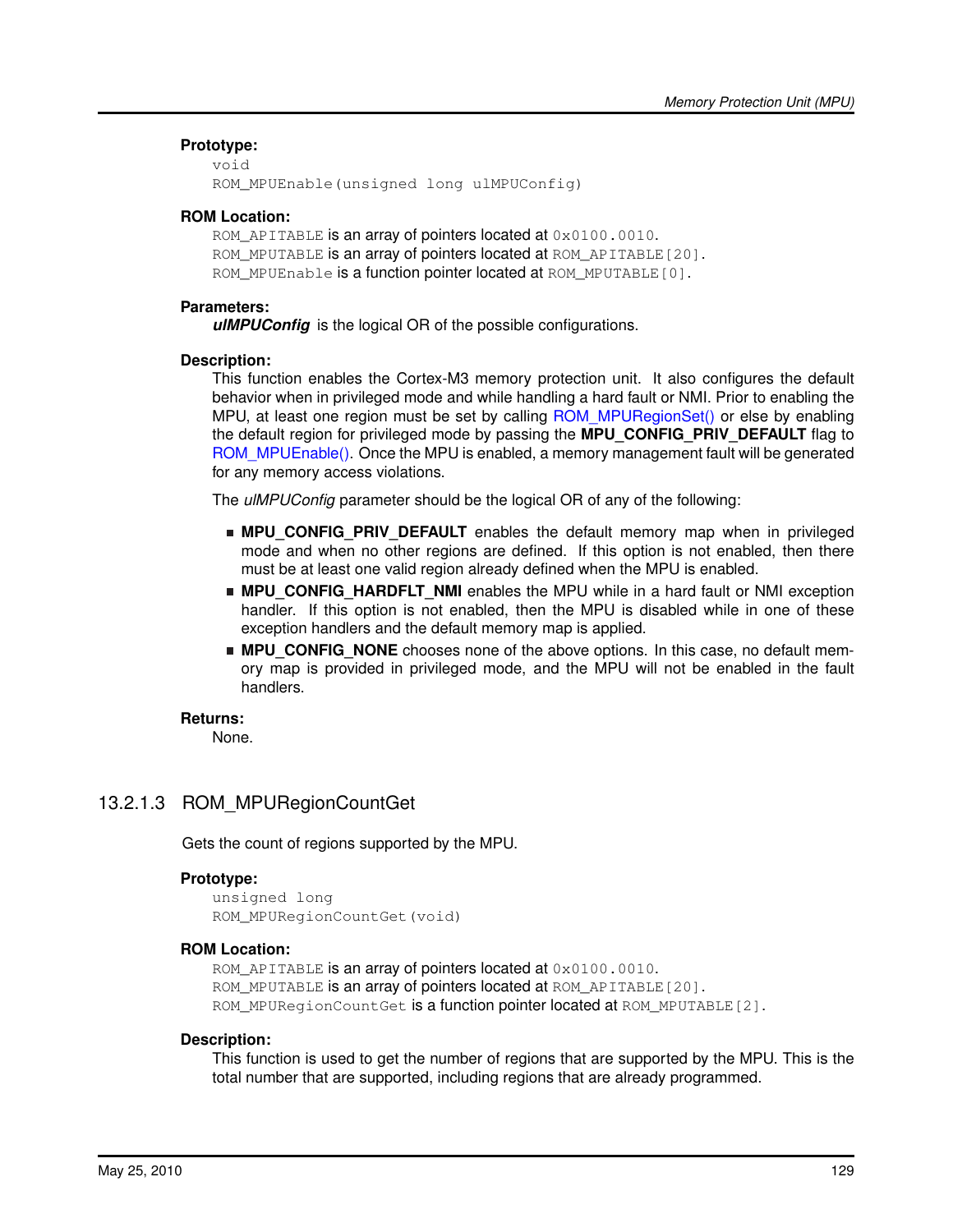**Prototype:**

```
void
ROM_MPUEnable(unsigned long ulMPUConfig)
```

**ROM Location:**

`ROM_APITABLE` is an array of pointers located at `0x0100.0010`.
`ROM_MPUTABLE` is an array of pointers located at `ROM_APITABLE[20]`.
`ROM_MPUEnable` is a function pointer located at `ROM_MPUTABLE[0]`.

**Parameters:**

***ulMPUConfig*** is the logical OR of the possible configurations.

**Description:**

This function enables the Cortex-M3 memory protection unit. It also configures the default behavior when in privileged mode and while handling a hard fault or NMI. Prior to enabling the MPU, at least one region must be set by calling ROM_MPURegionSet() or else by enabling the default region for privileged mode by passing the **MPU_CONFIG_PRIV_DEFAULT** flag to ROM_MPUEnable(). Once the MPU is enabled, a memory management fault will be generated for any memory access violations.

The *ulMPUConfig* parameter should be the logical OR of any of the following:

- **MPU_CONFIG_PRIV_DEFAULT** enables the default memory map when in privileged mode and when no other regions are defined. If this option is not enabled, then there must be at least one valid region already defined when the MPU is enabled.
- **MPU_CONFIG_HARDFLT_NMI** enables the MPU while in a hard fault or NMI exception handler. If this option is not enabled, then the MPU is disabled while in one of these exception handlers and the default memory map is applied.
- **MPU_CONFIG_NONE** chooses none of the above options. In this case, no default memory map is provided in privileged mode, and the MPU will not be enabled in the fault handlers.

**Returns:**

None.

### 13.2.1.3 ROM_MPURegionCountGet

Gets the count of regions supported by the MPU.

**Prototype:**

```
unsigned long
ROM_MPURegionCountGet(void)
```

**ROM Location:**

`ROM_APITABLE` is an array of pointers located at `0x0100.0010`.
`ROM_MPUTABLE` is an array of pointers located at `ROM_APITABLE[20]`.
`ROM_MPURegionCountGet` is a function pointer located at `ROM_MPUTABLE[2]`.

**Description:**

This function is used to get the number of regions that are supported by the MPU. This is the total number that are supported, including regions that are already programmed.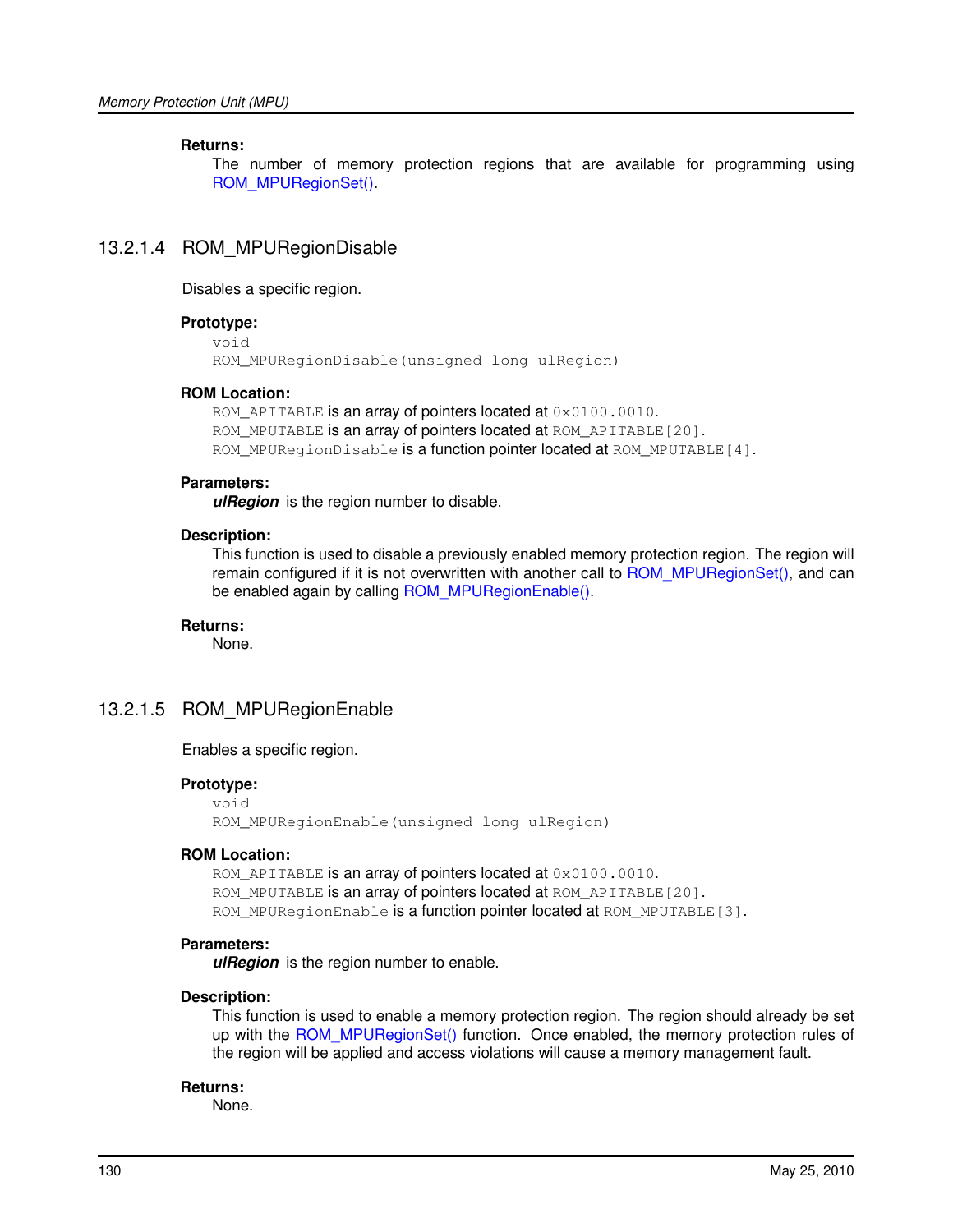**Returns:**

The number of memory protection regions that are available for programming using ROM_MPURegionSet().

### 13.2.1.4 ROM_MPURegionDisable

Disables a specific region.

**Prototype:**

```
void
ROM_MPURegionDisable(unsigned long ulRegion)
```

**ROM Location:**

`ROM_APITABLE` is an array of pointers located at `0x0100.0010`.
`ROM_MPUTABLE` is an array of pointers located at `ROM_APITABLE[20]`.
`ROM_MPURegionDisable` is a function pointer located at `ROM_MPUTABLE[4]`.

**Parameters:**

***ulRegion*** is the region number to disable.

**Description:**

This function is used to disable a previously enabled memory protection region. The region will remain configured if it is not overwritten with another call to ROM_MPURegionSet(), and can be enabled again by calling ROM_MPURegionEnable().

**Returns:**

None.

### 13.2.1.5 ROM_MPURegionEnable

Enables a specific region.

**Prototype:**

```
void
ROM_MPURegionEnable(unsigned long ulRegion)
```

**ROM Location:**

`ROM_APITABLE` is an array of pointers located at `0x0100.0010`.
`ROM_MPUTABLE` is an array of pointers located at `ROM_APITABLE[20]`.
`ROM_MPURegionEnable` is a function pointer located at `ROM_MPUTABLE[3]`.

**Parameters:**

***ulRegion*** is the region number to enable.

**Description:**

This function is used to enable a memory protection region. The region should already be set up with the ROM_MPURegionSet() function. Once enabled, the memory protection rules of the region will be applied and access violations will cause a memory management fault.

**Returns:**

None.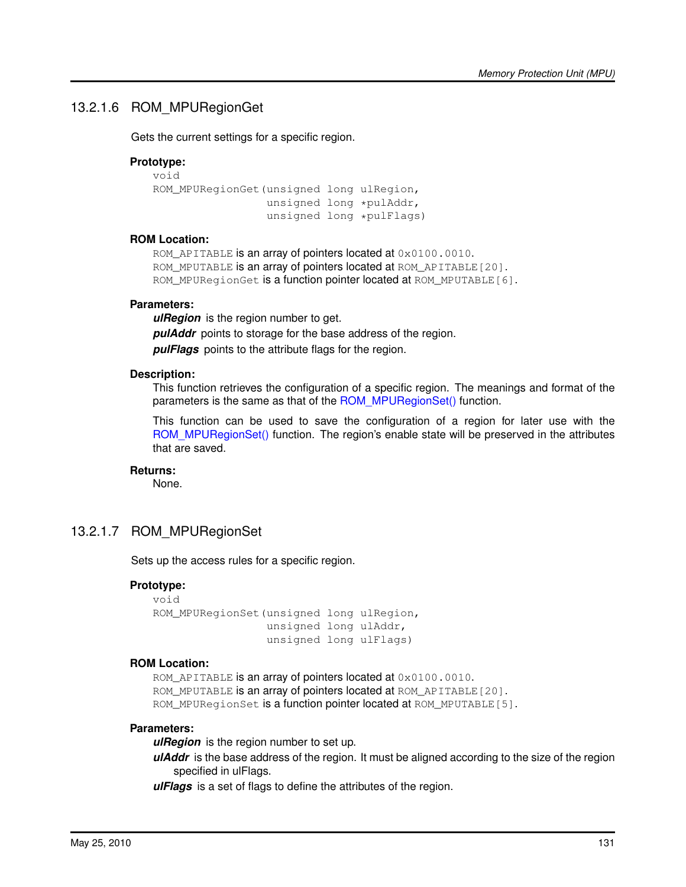### 13.2.1.6 ROM_MPURegionGet

Gets the current settings for a specific region.

**Prototype:**

```
void
ROM_MPURegionGet(unsigned long ulRegion,
                 unsigned long *pulAddr,
                 unsigned long *pulFlags)
```

**ROM Location:**

`ROM_APITABLE` is an array of pointers located at `0x0100.0010`.
`ROM_MPUTABLE` is an array of pointers located at `ROM_APITABLE[20]`.
`ROM_MPURegionGet` is a function pointer located at `ROM_MPUTABLE[6]`.

**Parameters:**

***ulRegion*** is the region number to get.
***pulAddr*** points to storage for the base address of the region.
***pulFlags*** points to the attribute flags for the region.

**Description:**

This function retrieves the configuration of a specific region. The meanings and format of the parameters is the same as that of the ROM_MPURegionSet() function.

This function can be used to save the configuration of a region for later use with the ROM_MPURegionSet() function. The region's enable state will be preserved in the attributes that are saved.

**Returns:**

None.

### 13.2.1.7 ROM_MPURegionSet

Sets up the access rules for a specific region.

**Prototype:**

```
void
ROM_MPURegionSet(unsigned long ulRegion,
                 unsigned long ulAddr,
                 unsigned long ulFlags)
```

**ROM Location:**

`ROM_APITABLE` is an array of pointers located at `0x0100.0010`.
`ROM_MPUTABLE` is an array of pointers located at `ROM_APITABLE[20]`.
`ROM_MPURegionSet` is a function pointer located at `ROM_MPUTABLE[5]`.

**Parameters:**

***ulRegion*** is the region number to set up.
***ulAddr*** is the base address of the region. It must be aligned according to the size of the region specified in ulFlags.
***ulFlags*** is a set of flags to define the attributes of the region.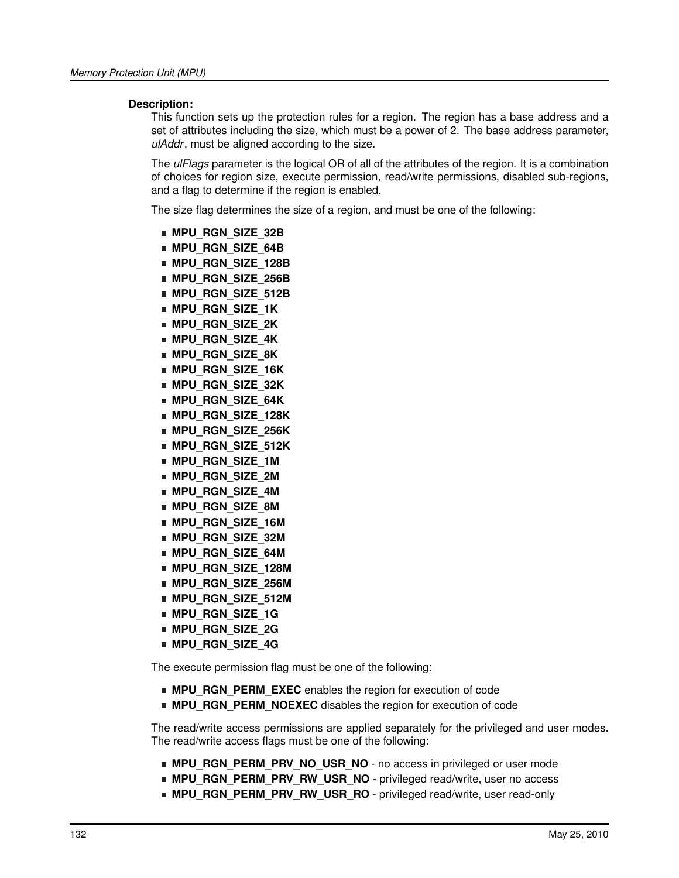**Description:**

This function sets up the protection rules for a region. The region has a base address and a set of attributes including the size, which must be a power of 2. The base address parameter, *ulAddr*, must be aligned according to the size.

The *ulFlags* parameter is the logical OR of all of the attributes of the region. It is a combination of choices for region size, execute permission, read/write permissions, disabled sub-regions, and a flag to determine if the region is enabled.

The size flag determines the size of a region, and must be one of the following:

- **MPU_RGN_SIZE_32B**
- **MPU_RGN_SIZE_64B**
- **MPU_RGN_SIZE_128B**
- **MPU_RGN_SIZE_256B**
- **MPU_RGN_SIZE_512B**
- **MPU_RGN_SIZE_1K**
- **MPU_RGN_SIZE_2K**
- **MPU_RGN_SIZE_4K**
- **MPU_RGN_SIZE_8K**
- **MPU_RGN_SIZE_16K**
- **MPU_RGN_SIZE_32K**
- **MPU_RGN_SIZE_64K**
- **MPU_RGN_SIZE_128K**
- **MPU_RGN_SIZE_256K**
- **MPU_RGN_SIZE_512K**
- **MPU_RGN_SIZE_1M**
- **MPU_RGN_SIZE_2M**
- **MPU_RGN_SIZE_4M**
- **MPU_RGN_SIZE_8M**
- **MPU_RGN_SIZE_16M**
- **MPU_RGN_SIZE_32M**
- **MPU_RGN_SIZE_64M**
- **MPU_RGN_SIZE_128M**
- **MPU_RGN_SIZE_256M**
- **MPU_RGN_SIZE_512M**
- **MPU_RGN_SIZE_1G**
- **MPU_RGN_SIZE_2G**
- **MPU_RGN_SIZE_4G**

The execute permission flag must be one of the following:

- **MPU_RGN_PERM_EXEC** enables the region for execution of code
- **MPU_RGN_PERM_NOEXEC** disables the region for execution of code

The read/write access permissions are applied separately for the privileged and user modes. The read/write access flags must be one of the following:

- **MPU_RGN_PERM_PRV_NO_USR_NO** - no access in privileged or user mode
- **MPU_RGN_PERM_PRV_RW_USR_NO** - privileged read/write, user no access
- **MPU_RGN_PERM_PRV_RW_USR_RO** - privileged read/write, user read-only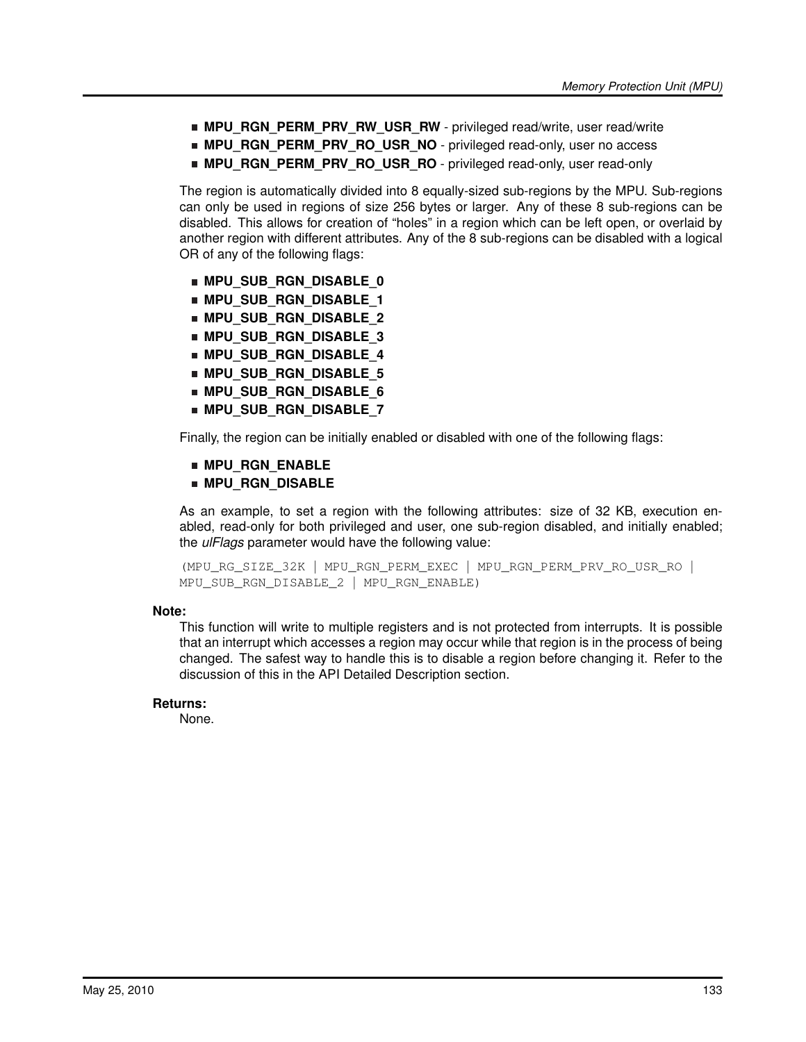- **MPU_RGN_PERM_PRV_RW_USR_RW** - privileged read/write, user read/write
- **MPU_RGN_PERM_PRV_RO_USR_NO** - privileged read-only, user no access
- **MPU_RGN_PERM_PRV_RO_USR_RO** - privileged read-only, user read-only

The region is automatically divided into 8 equally-sized sub-regions by the MPU. Sub-regions can only be used in regions of size 256 bytes or larger. Any of these 8 sub-regions can be disabled. This allows for creation of "holes" in a region which can be left open, or overlaid by another region with different attributes. Any of the 8 sub-regions can be disabled with a logical OR of any of the following flags:

- **MPU_SUB_RGN_DISABLE_0**
- **MPU_SUB_RGN_DISABLE_1**
- **MPU_SUB_RGN_DISABLE_2**
- **MPU_SUB_RGN_DISABLE_3**
- **MPU_SUB_RGN_DISABLE_4**
- **MPU_SUB_RGN_DISABLE_5**
- **MPU_SUB_RGN_DISABLE_6**
- **MPU_SUB_RGN_DISABLE_7**

Finally, the region can be initially enabled or disabled with one of the following flags:

- **MPU_RGN_ENABLE**
- **MPU_RGN_DISABLE**

As an example, to set a region with the following attributes: size of 32 KB, execution enabled, read-only for both privileged and user, one sub-region disabled, and initially enabled; the *ulFlags* parameter would have the following value:

```
(MPU_RG_SIZE_32K | MPU_RGN_PERM_EXEC | MPU_RGN_PERM_PRV_RO_USR_RO |
MPU_SUB_RGN_DISABLE_2 | MPU_RGN_ENABLE)
```

**Note:**

This function will write to multiple registers and is not protected from interrupts. It is possible that an interrupt which accesses a region may occur while that region is in the process of being changed. The safest way to handle this is to disable a region before changing it. Refer to the discussion of this in the API Detailed Description section.

**Returns:**

None.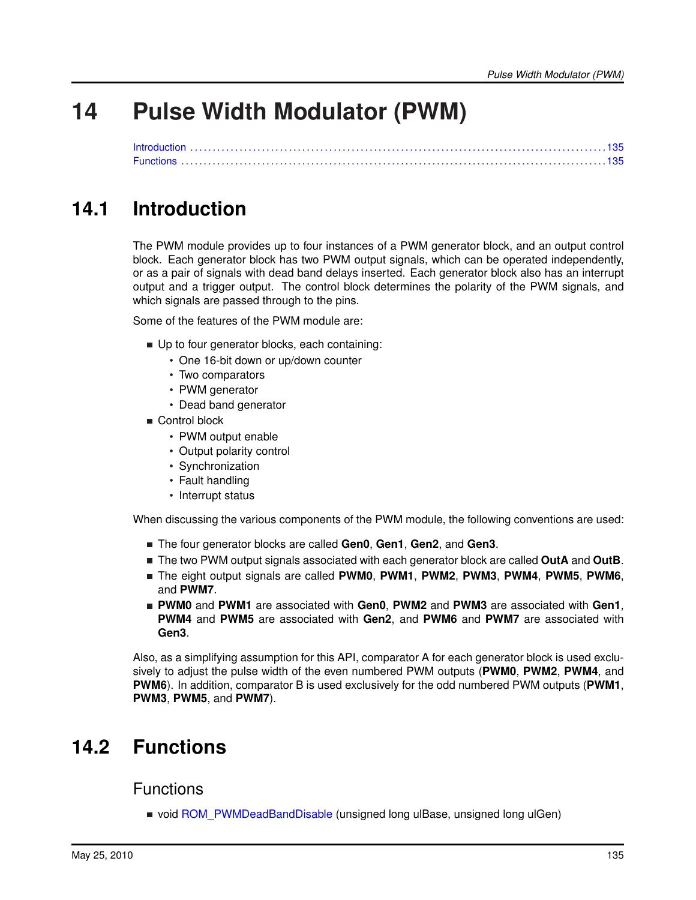# 14 Pulse Width Modulator (PWM)

Introduction ........................................................................................... 135
Functions ............................................................................................... 135

## 14.1 Introduction

The PWM module provides up to four instances of a PWM generator block, and an output control block. Each generator block has two PWM output signals, which can be operated independently, or as a pair of signals with dead band delays inserted. Each generator block also has an interrupt output and a trigger output. The control block determines the polarity of the PWM signals, and which signals are passed through to the pins.

Some of the features of the PWM module are:

- Up to four generator blocks, each containing:
  - One 16-bit down or up/down counter
  - Two comparators
  - PWM generator
  - Dead band generator
- Control block
  - PWM output enable
  - Output polarity control
  - Synchronization
  - Fault handling
  - Interrupt status

When discussing the various components of the PWM module, the following conventions are used:

- The four generator blocks are called **Gen0**, **Gen1**, **Gen2**, and **Gen3**.
- The two PWM output signals associated with each generator block are called **OutA** and **OutB**.
- The eight output signals are called **PWM0**, **PWM1**, **PWM2**, **PWM3**, **PWM4**, **PWM5**, **PWM6**, and **PWM7**.
- **PWM0** and **PWM1** are associated with **Gen0**, **PWM2** and **PWM3** are associated with **Gen1**, **PWM4** and **PWM5** are associated with **Gen2**, and **PWM6** and **PWM7** are associated with **Gen3**.

Also, as a simplifying assumption for this API, comparator A for each generator block is used exclusively to adjust the pulse width of the even numbered PWM outputs (**PWM0**, **PWM2**, **PWM4**, and **PWM6**). In addition, comparator B is used exclusively for the odd numbered PWM outputs (**PWM1**, **PWM3**, **PWM5**, and **PWM7**).

## 14.2 Functions

### Functions

- void ROM_PWMDeadBandDisable (unsigned long ulBase, unsigned long ulGen)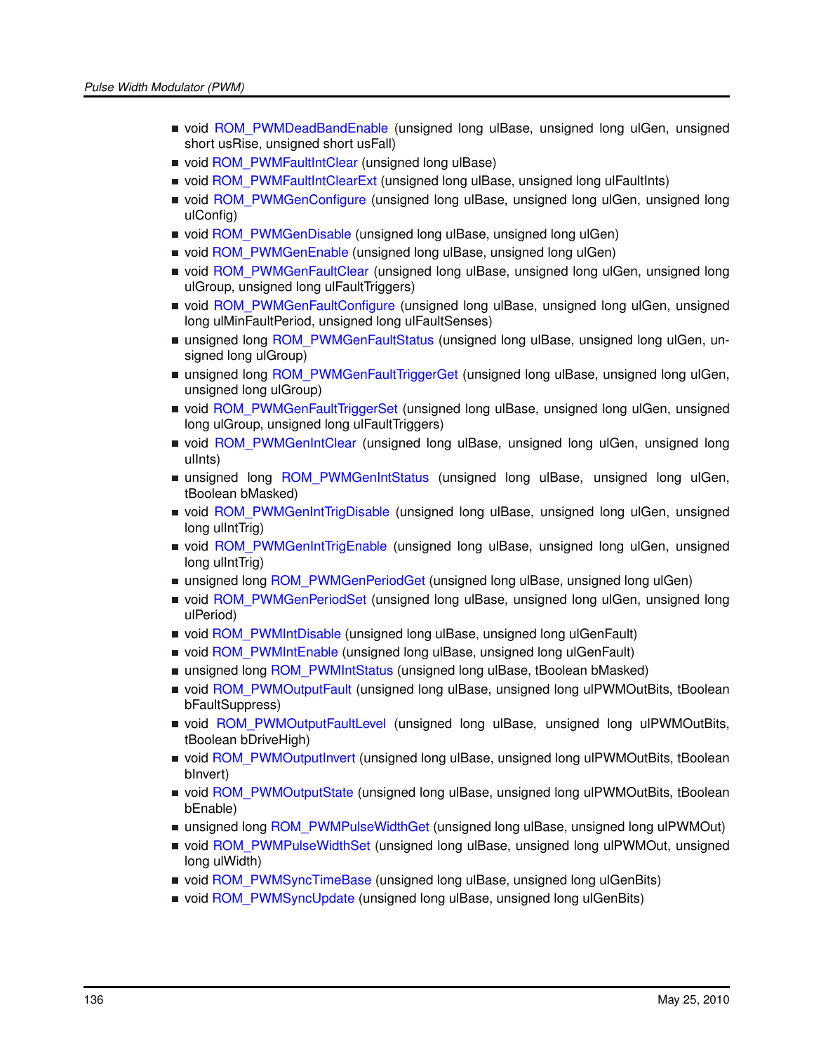- void ROM_PWMDeadBandEnable (unsigned long ulBase, unsigned long ulGen, unsigned short usRise, unsigned short usFall)
- void ROM_PWMFaultIntClear (unsigned long ulBase)
- void ROM_PWMFaultIntClearExt (unsigned long ulBase, unsigned long ulFaultInts)
- void ROM_PWMGenConfigure (unsigned long ulBase, unsigned long ulGen, unsigned long ulConfig)
- void ROM_PWMGenDisable (unsigned long ulBase, unsigned long ulGen)
- void ROM_PWMGenEnable (unsigned long ulBase, unsigned long ulGen)
- void ROM_PWMGenFaultClear (unsigned long ulBase, unsigned long ulGen, unsigned long ulGroup, unsigned long ulFaultTriggers)
- void ROM_PWMGenFaultConfigure (unsigned long ulBase, unsigned long ulGen, unsigned long ulMinFaultPeriod, unsigned long ulFaultSenses)
- unsigned long ROM_PWMGenFaultStatus (unsigned long ulBase, unsigned long ulGen, unsigned long ulGroup)
- unsigned long ROM_PWMGenFaultTriggerGet (unsigned long ulBase, unsigned long ulGen, unsigned long ulGroup)
- void ROM_PWMGenFaultTriggerSet (unsigned long ulBase, unsigned long ulGen, unsigned long ulGroup, unsigned long ulFaultTriggers)
- void ROM_PWMGenIntClear (unsigned long ulBase, unsigned long ulGen, unsigned long ulInts)
- unsigned long ROM_PWMGenIntStatus (unsigned long ulBase, unsigned long ulGen, tBoolean bMasked)
- void ROM_PWMGenIntTrigDisable (unsigned long ulBase, unsigned long ulGen, unsigned long ulIntTrig)
- void ROM_PWMGenIntTrigEnable (unsigned long ulBase, unsigned long ulGen, unsigned long ulIntTrig)
- unsigned long ROM_PWMGenPeriodGet (unsigned long ulBase, unsigned long ulGen)
- void ROM_PWMGenPeriodSet (unsigned long ulBase, unsigned long ulGen, unsigned long ulPeriod)
- void ROM_PWMIntDisable (unsigned long ulBase, unsigned long ulGenFault)
- void ROM_PWMIntEnable (unsigned long ulBase, unsigned long ulGenFault)
- unsigned long ROM_PWMIntStatus (unsigned long ulBase, tBoolean bMasked)
- void ROM_PWMOutputFault (unsigned long ulBase, unsigned long ulPWMOutBits, tBoolean bFaultSuppress)
- void ROM_PWMOutputFaultLevel (unsigned long ulBase, unsigned long ulPWMOutBits, tBoolean bDriveHigh)
- void ROM_PWMOutputInvert (unsigned long ulBase, unsigned long ulPWMOutBits, tBoolean bInvert)
- void ROM_PWMOutputState (unsigned long ulBase, unsigned long ulPWMOutBits, tBoolean bEnable)
- unsigned long ROM_PWMPulseWidthGet (unsigned long ulBase, unsigned long ulPWMOut)
- void ROM_PWMPulseWidthSet (unsigned long ulBase, unsigned long ulPWMOut, unsigned long ulWidth)
- void ROM_PWMSyncTimeBase (unsigned long ulBase, unsigned long ulGenBits)
- void ROM_PWMSyncUpdate (unsigned long ulBase, unsigned long ulGenBits)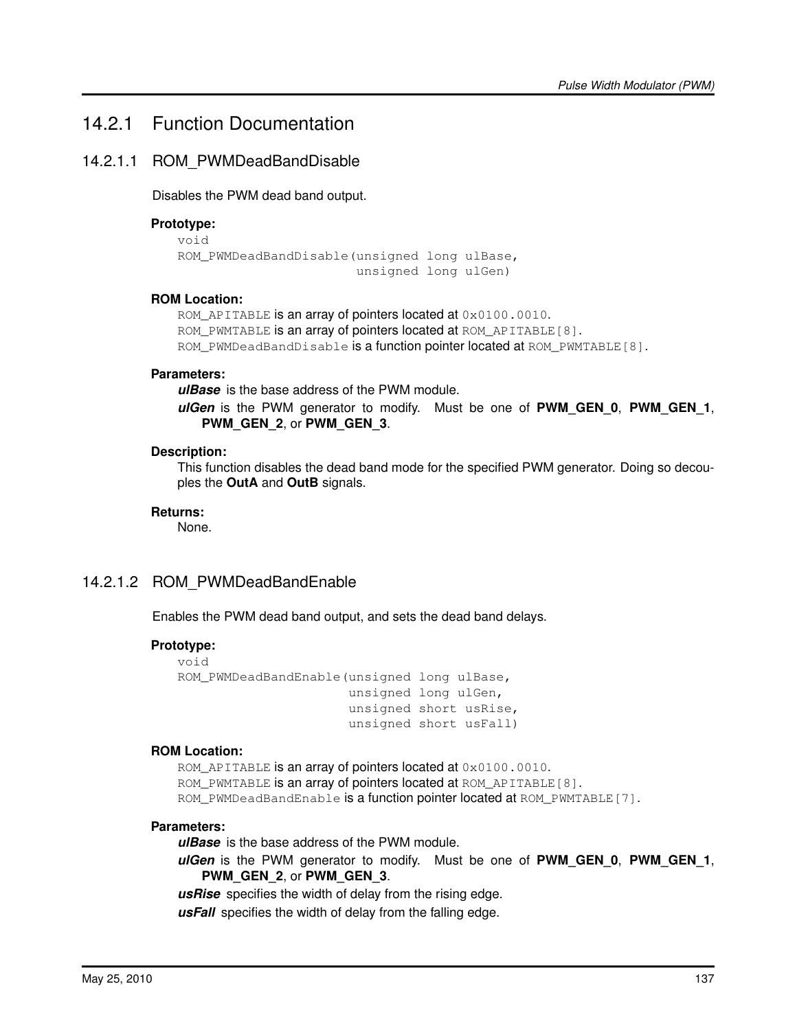## 14.2.1 Function Documentation

### 14.2.1.1 ROM_PWMDeadBandDisable

Disables the PWM dead band output.

**Prototype:**

```
void
ROM_PWMDeadBandDisable(unsigned long ulBase,
                       unsigned long ulGen)
```

**ROM Location:**

`ROM_APITABLE` is an array of pointers located at `0x0100.0010`.
`ROM_PWMTABLE` is an array of pointers located at `ROM_APITABLE[8]`.
`ROM_PWMDeadBandDisable` is a function pointer located at `ROM_PWMTABLE[8]`.

**Parameters:**

***ulBase*** is the base address of the PWM module.

***ulGen*** is the PWM generator to modify. Must be one of **PWM_GEN_0**, **PWM_GEN_1**, **PWM_GEN_2**, or **PWM_GEN_3**.

**Description:**

This function disables the dead band mode for the specified PWM generator. Doing so decouples the **OutA** and **OutB** signals.

**Returns:**

None.

### 14.2.1.2 ROM_PWMDeadBandEnable

Enables the PWM dead band output, and sets the dead band delays.

**Prototype:**

```
void
ROM_PWMDeadBandEnable(unsigned long ulBase,
                      unsigned long ulGen,
                      unsigned short usRise,
                      unsigned short usFall)
```

**ROM Location:**

`ROM_APITABLE` is an array of pointers located at `0x0100.0010`.
`ROM_PWMTABLE` is an array of pointers located at `ROM_APITABLE[8]`.
`ROM_PWMDeadBandEnable` is a function pointer located at `ROM_PWMTABLE[7]`.

**Parameters:**

***ulBase*** is the base address of the PWM module.

***ulGen*** is the PWM generator to modify. Must be one of **PWM_GEN_0**, **PWM_GEN_1**, **PWM_GEN_2**, or **PWM_GEN_3**.

***usRise*** specifies the width of delay from the rising edge.

***usFall*** specifies the width of delay from the falling edge.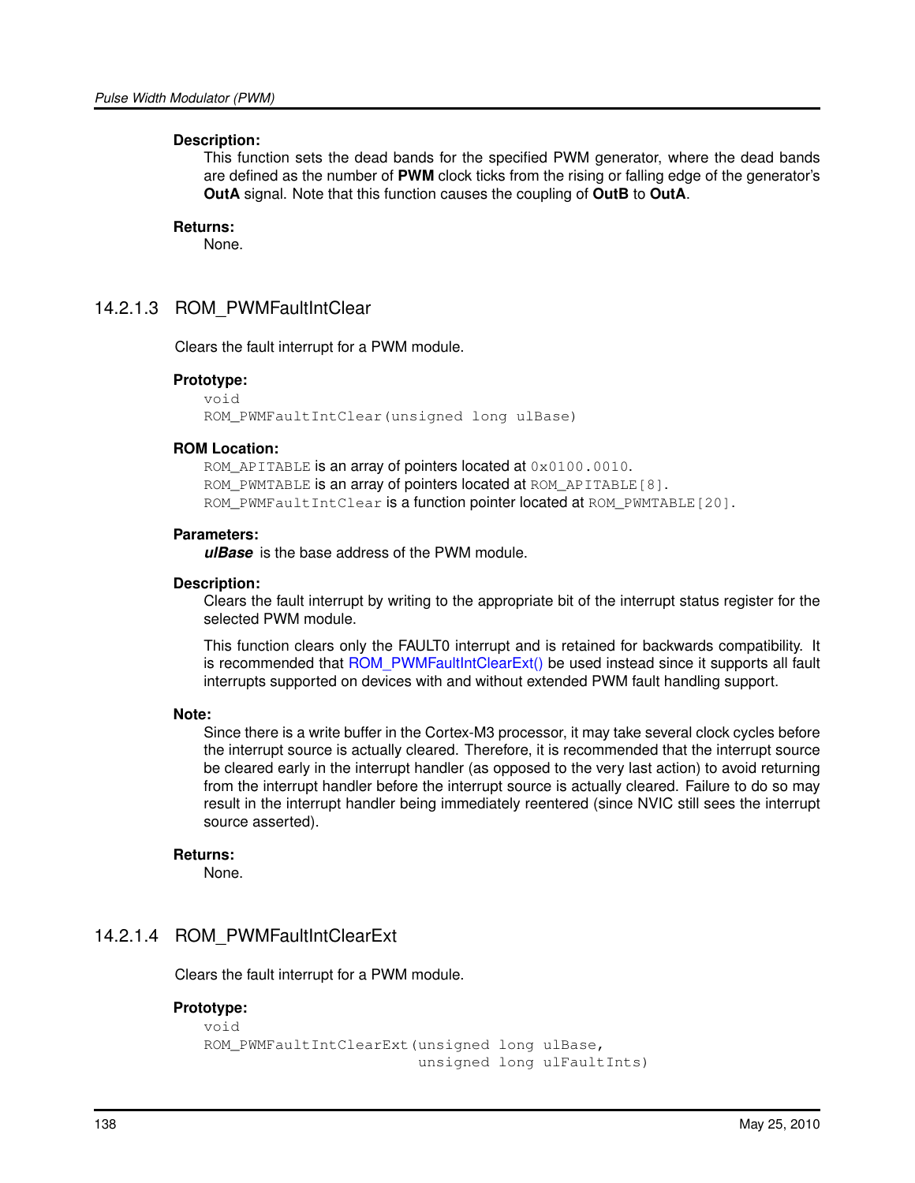**Description:**

This function sets the dead bands for the specified PWM generator, where the dead bands are defined as the number of **PWM** clock ticks from the rising or falling edge of the generator's **OutA** signal. Note that this function causes the coupling of **OutB** to **OutA**.

**Returns:**

None.

### 14.2.1.3 ROM_PWMFaultIntClear

Clears the fault interrupt for a PWM module.

**Prototype:**

```
void
ROM_PWMFaultIntClear(unsigned long ulBase)
```

**ROM Location:**

`ROM_APITABLE` is an array of pointers located at `0x0100.0010`.
`ROM_PWMTABLE` is an array of pointers located at `ROM_APITABLE[8]`.
`ROM_PWMFaultIntClear` is a function pointer located at `ROM_PWMTABLE[20]`.

**Parameters:**

***ulBase*** is the base address of the PWM module.

**Description:**

Clears the fault interrupt by writing to the appropriate bit of the interrupt status register for the selected PWM module.

This function clears only the FAULT0 interrupt and is retained for backwards compatibility. It is recommended that ROM_PWMFaultIntClearExt() be used instead since it supports all fault interrupts supported on devices with and without extended PWM fault handling support.

**Note:**

Since there is a write buffer in the Cortex-M3 processor, it may take several clock cycles before the interrupt source is actually cleared. Therefore, it is recommended that the interrupt source be cleared early in the interrupt handler (as opposed to the very last action) to avoid returning from the interrupt handler before the interrupt source is actually cleared. Failure to do so may result in the interrupt handler being immediately reentered (since NVIC still sees the interrupt source asserted).

**Returns:**

None.

### 14.2.1.4 ROM_PWMFaultIntClearExt

Clears the fault interrupt for a PWM module.

**Prototype:**

```
void
ROM_PWMFaultIntClearExt(unsigned long ulBase,
                        unsigned long ulFaultInts)
```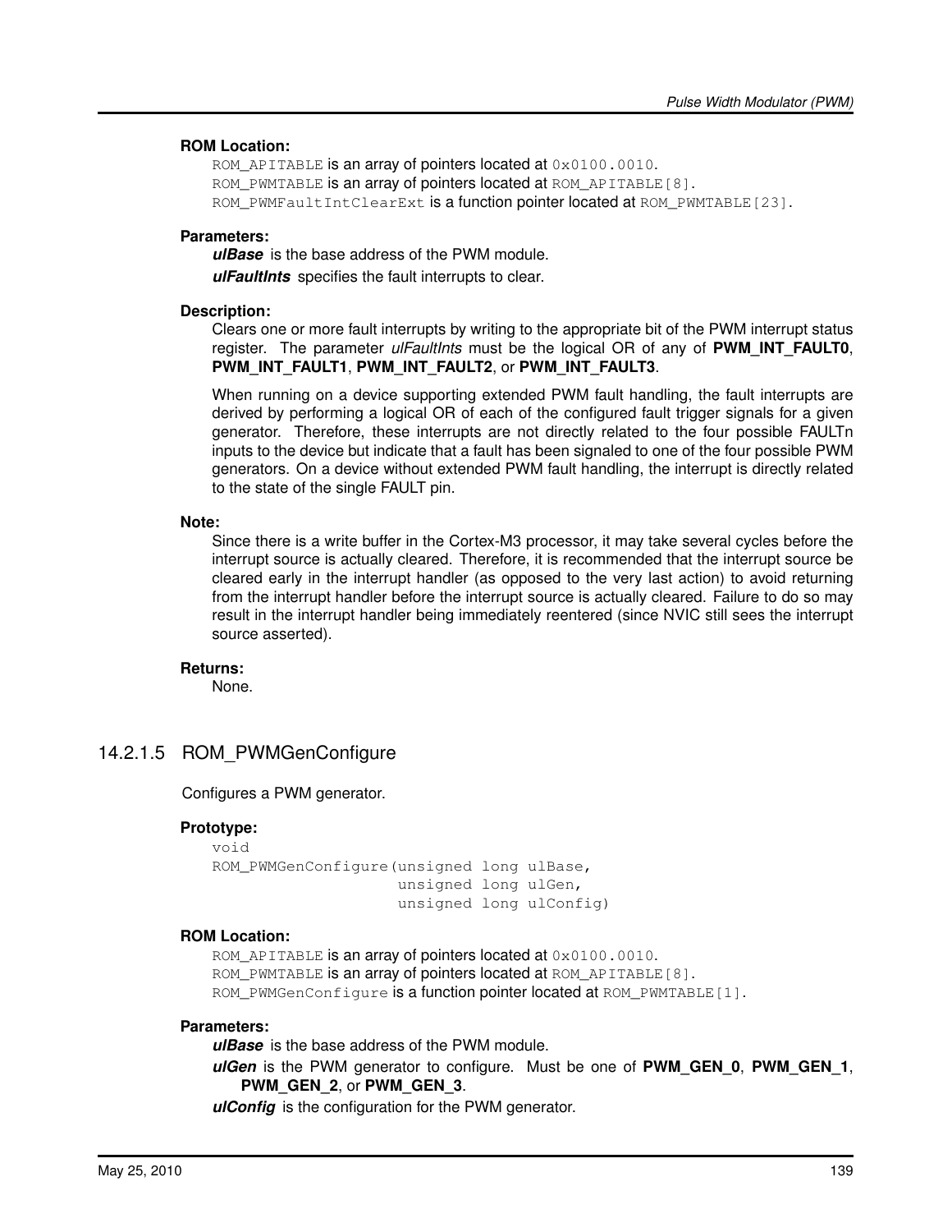**ROM Location:**

`ROM_APITABLE` is an array of pointers located at `0x0100.0010`.
`ROM_PWMTABLE` is an array of pointers located at `ROM_APITABLE[8]`.
`ROM_PWMFaultIntClearExt` is a function pointer located at `ROM_PWMTABLE[23]`.

**Parameters:**

***ulBase*** is the base address of the PWM module.

***ulFaultInts*** specifies the fault interrupts to clear.

**Description:**

Clears one or more fault interrupts by writing to the appropriate bit of the PWM interrupt status register. The parameter *ulFaultInts* must be the logical OR of any of **PWM_INT_FAULT0**, **PWM_INT_FAULT1**, **PWM_INT_FAULT2**, or **PWM_INT_FAULT3**.

When running on a device supporting extended PWM fault handling, the fault interrupts are derived by performing a logical OR of each of the configured fault trigger signals for a given generator. Therefore, these interrupts are not directly related to the four possible FAULTn inputs to the device but indicate that a fault has been signaled to one of the four possible PWM generators. On a device without extended PWM fault handling, the interrupt is directly related to the state of the single FAULT pin.

**Note:**

Since there is a write buffer in the Cortex-M3 processor, it may take several cycles before the interrupt source is actually cleared. Therefore, it is recommended that the interrupt source be cleared early in the interrupt handler (as opposed to the very last action) to avoid returning from the interrupt handler before the interrupt source is actually cleared. Failure to do so may result in the interrupt handler being immediately reentered (since NVIC still sees the interrupt source asserted).

**Returns:**

None.

### 14.2.1.5 ROM_PWMGenConfigure

Configures a PWM generator.

**Prototype:**

```
void
ROM_PWMGenConfigure(unsigned long ulBase,
                    unsigned long ulGen,
                    unsigned long ulConfig)
```

**ROM Location:**

`ROM_APITABLE` is an array of pointers located at `0x0100.0010`.
`ROM_PWMTABLE` is an array of pointers located at `ROM_APITABLE[8]`.
`ROM_PWMGenConfigure` is a function pointer located at `ROM_PWMTABLE[1]`.

**Parameters:**

***ulBase*** is the base address of the PWM module.

***ulGen*** is the PWM generator to configure. Must be one of **PWM_GEN_0**, **PWM_GEN_1**, **PWM_GEN_2**, or **PWM_GEN_3**.

***ulConfig*** is the configuration for the PWM generator.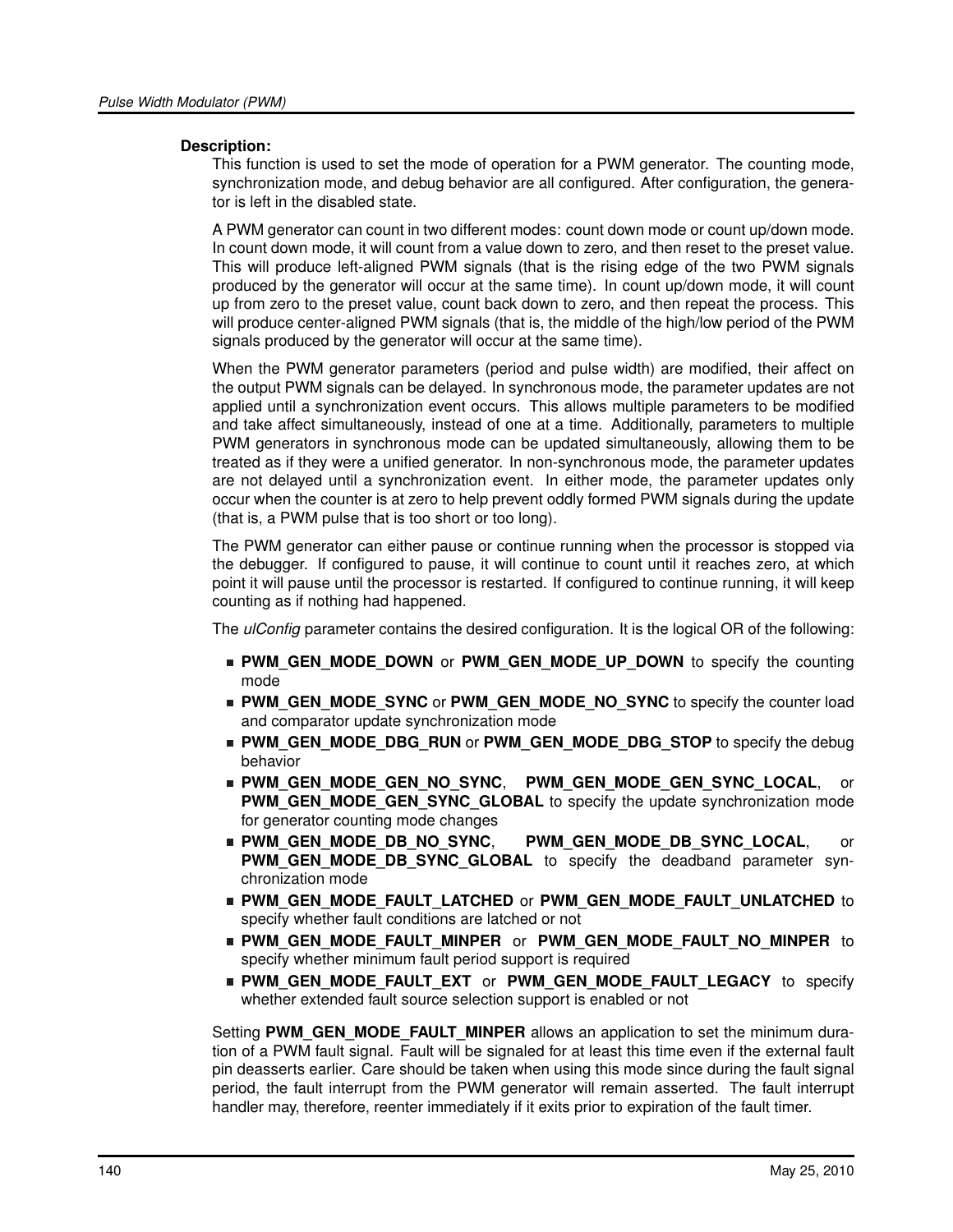**Description:**

This function is used to set the mode of operation for a PWM generator. The counting mode, synchronization mode, and debug behavior are all configured. After configuration, the generator is left in the disabled state.

A PWM generator can count in two different modes: count down mode or count up/down mode. In count down mode, it will count from a value down to zero, and then reset to the preset value. This will produce left-aligned PWM signals (that is the rising edge of the two PWM signals produced by the generator will occur at the same time). In count up/down mode, it will count up from zero to the preset value, count back down to zero, and then repeat the process. This will produce center-aligned PWM signals (that is, the middle of the high/low period of the PWM signals produced by the generator will occur at the same time).

When the PWM generator parameters (period and pulse width) are modified, their affect on the output PWM signals can be delayed. In synchronous mode, the parameter updates are not applied until a synchronization event occurs. This allows multiple parameters to be modified and take affect simultaneously, instead of one at a time. Additionally, parameters to multiple PWM generators in synchronous mode can be updated simultaneously, allowing them to be treated as if they were a unified generator. In non-synchronous mode, the parameter updates are not delayed until a synchronization event. In either mode, the parameter updates only occur when the counter is at zero to help prevent oddly formed PWM signals during the update (that is, a PWM pulse that is too short or too long).

The PWM generator can either pause or continue running when the processor is stopped via the debugger. If configured to pause, it will continue to count until it reaches zero, at which point it will pause until the processor is restarted. If configured to continue running, it will keep counting as if nothing had happened.

The *ulConfig* parameter contains the desired configuration. It is the logical OR of the following:

- **PWM_GEN_MODE_DOWN** or **PWM_GEN_MODE_UP_DOWN** to specify the counting mode
- **PWM_GEN_MODE_SYNC** or **PWM_GEN_MODE_NO_SYNC** to specify the counter load and comparator update synchronization mode
- **PWM_GEN_MODE_DBG_RUN** or **PWM_GEN_MODE_DBG_STOP** to specify the debug behavior
- **PWM_GEN_MODE_GEN_NO_SYNC**, **PWM_GEN_MODE_GEN_SYNC_LOCAL**, or **PWM_GEN_MODE_GEN_SYNC_GLOBAL** to specify the update synchronization mode for generator counting mode changes
- **PWM_GEN_MODE_DB_NO_SYNC**, **PWM_GEN_MODE_DB_SYNC_LOCAL**, or **PWM_GEN_MODE_DB_SYNC_GLOBAL** to specify the deadband parameter synchronization mode
- **PWM_GEN_MODE_FAULT_LATCHED** or **PWM_GEN_MODE_FAULT_UNLATCHED** to specify whether fault conditions are latched or not
- **PWM_GEN_MODE_FAULT_MINPER** or **PWM_GEN_MODE_FAULT_NO_MINPER** to specify whether minimum fault period support is required
- **PWM_GEN_MODE_FAULT_EXT** or **PWM_GEN_MODE_FAULT_LEGACY** to specify whether extended fault source selection support is enabled or not

Setting **PWM_GEN_MODE_FAULT_MINPER** allows an application to set the minimum duration of a PWM fault signal. Fault will be signaled for at least this time even if the external fault pin deasserts earlier. Care should be taken when using this mode since during the fault signal period, the fault interrupt from the PWM generator will remain asserted. The fault interrupt handler may, therefore, reenter immediately if it exits prior to expiration of the fault timer.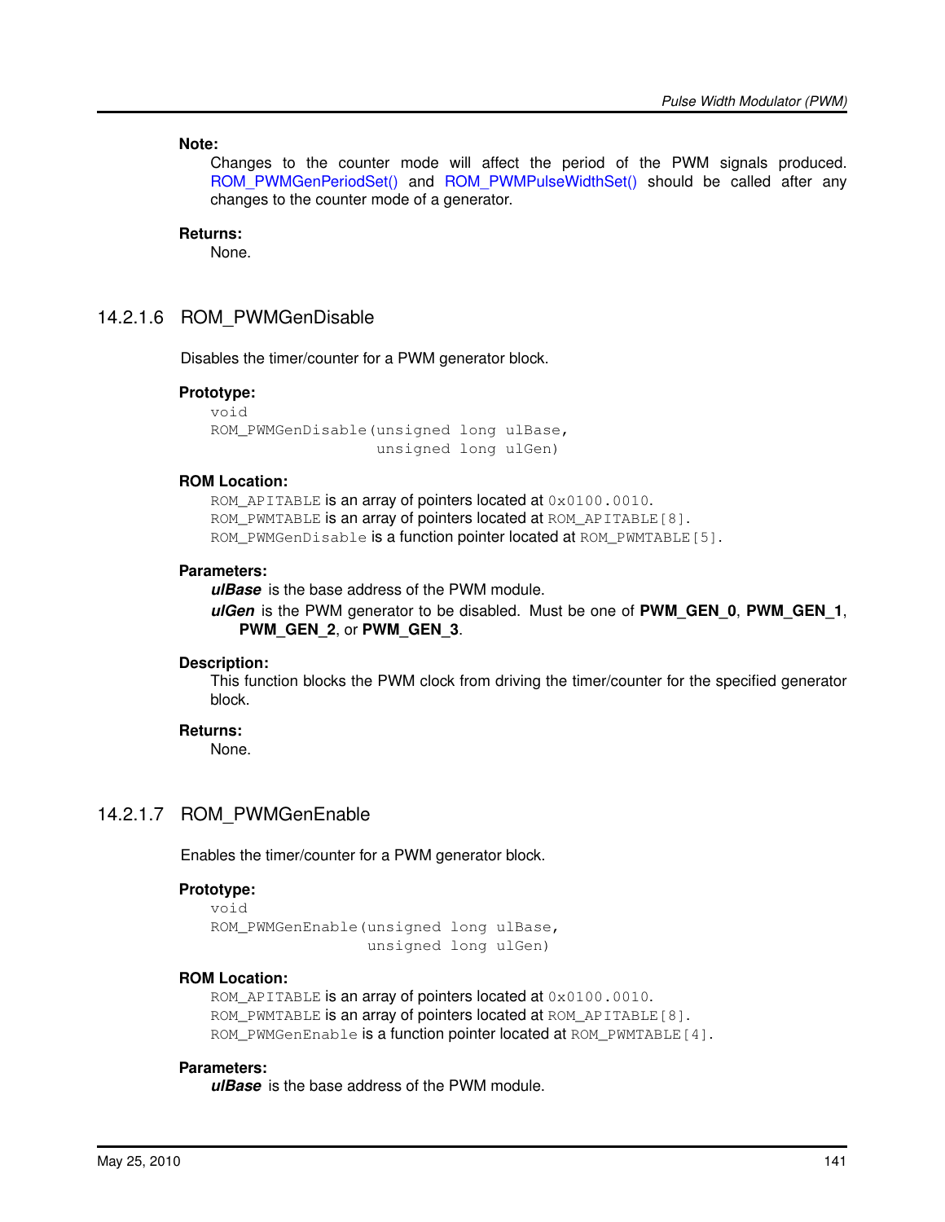**Note:**

Changes to the counter mode will affect the period of the PWM signals produced. ROM_PWMGenPeriodSet() and ROM_PWMPulseWidthSet() should be called after any changes to the counter mode of a generator.

**Returns:**

None.

### 14.2.1.6 ROM_PWMGenDisable

Disables the timer/counter for a PWM generator block.

**Prototype:**

```
void
ROM_PWMGenDisable(unsigned long ulBase,
                  unsigned long ulGen)
```

**ROM Location:**

`ROM_APITABLE` is an array of pointers located at `0x0100.0010`.
`ROM_PWMTABLE` is an array of pointers located at `ROM_APITABLE[8]`.
`ROM_PWMGenDisable` is a function pointer located at `ROM_PWMTABLE[5]`.

**Parameters:**

***ulBase*** is the base address of the PWM module.

***ulGen*** is the PWM generator to be disabled. Must be one of **PWM_GEN_0**, **PWM_GEN_1**, **PWM_GEN_2**, or **PWM_GEN_3**.

**Description:**

This function blocks the PWM clock from driving the timer/counter for the specified generator block.

**Returns:**

None.

### 14.2.1.7 ROM_PWMGenEnable

Enables the timer/counter for a PWM generator block.

**Prototype:**

```
void
ROM_PWMGenEnable(unsigned long ulBase,
                 unsigned long ulGen)
```

**ROM Location:**

`ROM_APITABLE` is an array of pointers located at `0x0100.0010`.
`ROM_PWMTABLE` is an array of pointers located at `ROM_APITABLE[8]`.
`ROM_PWMGenEnable` is a function pointer located at `ROM_PWMTABLE[4]`.

**Parameters:**

***ulBase*** is the base address of the PWM module.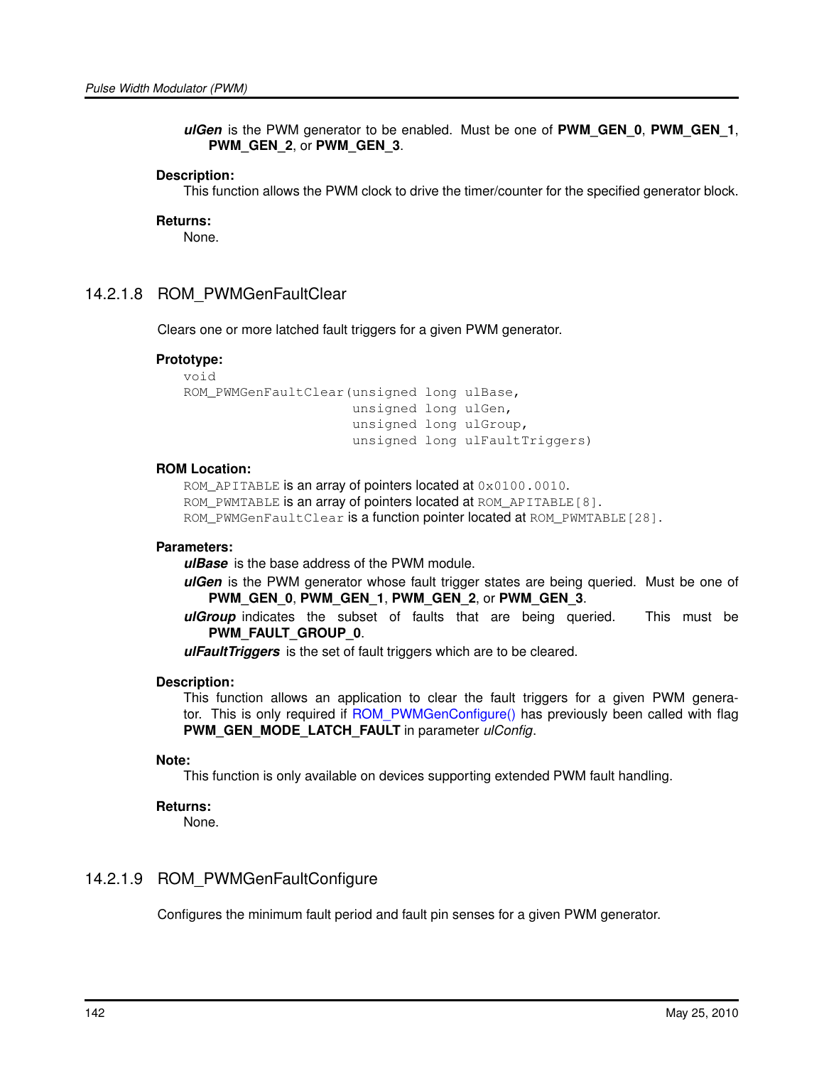***ulGen*** is the PWM generator to be enabled. Must be one of **PWM_GEN_0**, **PWM_GEN_1**, **PWM_GEN_2**, or **PWM_GEN_3**.

**Description:**
This function allows the PWM clock to drive the timer/counter for the specified generator block.

**Returns:**
None.

### 14.2.1.8 ROM_PWMGenFaultClear

Clears one or more latched fault triggers for a given PWM generator.

**Prototype:**
```
void
ROM_PWMGenFaultClear(unsigned long ulBase,
                     unsigned long ulGen,
                     unsigned long ulGroup,
                     unsigned long ulFaultTriggers)
```

**ROM Location:**
`ROM_APITABLE` is an array of pointers located at `0x0100.0010`.
`ROM_PWMTABLE` is an array of pointers located at `ROM_APITABLE[8]`.
`ROM_PWMGenFaultClear` is a function pointer located at `ROM_PWMTABLE[28]`.

**Parameters:**
***ulBase*** is the base address of the PWM module.
***ulGen*** is the PWM generator whose fault trigger states are being queried. Must be one of **PWM_GEN_0**, **PWM_GEN_1**, **PWM_GEN_2**, or **PWM_GEN_3**.
***ulGroup*** indicates the subset of faults that are being queried. This must be **PWM_FAULT_GROUP_0**.
***ulFaultTriggers*** is the set of fault triggers which are to be cleared.

**Description:**
This function allows an application to clear the fault triggers for a given PWM generator. This is only required if ROM_PWMGenConfigure() has previously been called with flag **PWM_GEN_MODE_LATCH_FAULT** in parameter *ulConfig*.

**Note:**
This function is only available on devices supporting extended PWM fault handling.

**Returns:**
None.

### 14.2.1.9 ROM_PWMGenFaultConfigure

Configures the minimum fault period and fault pin senses for a given PWM generator.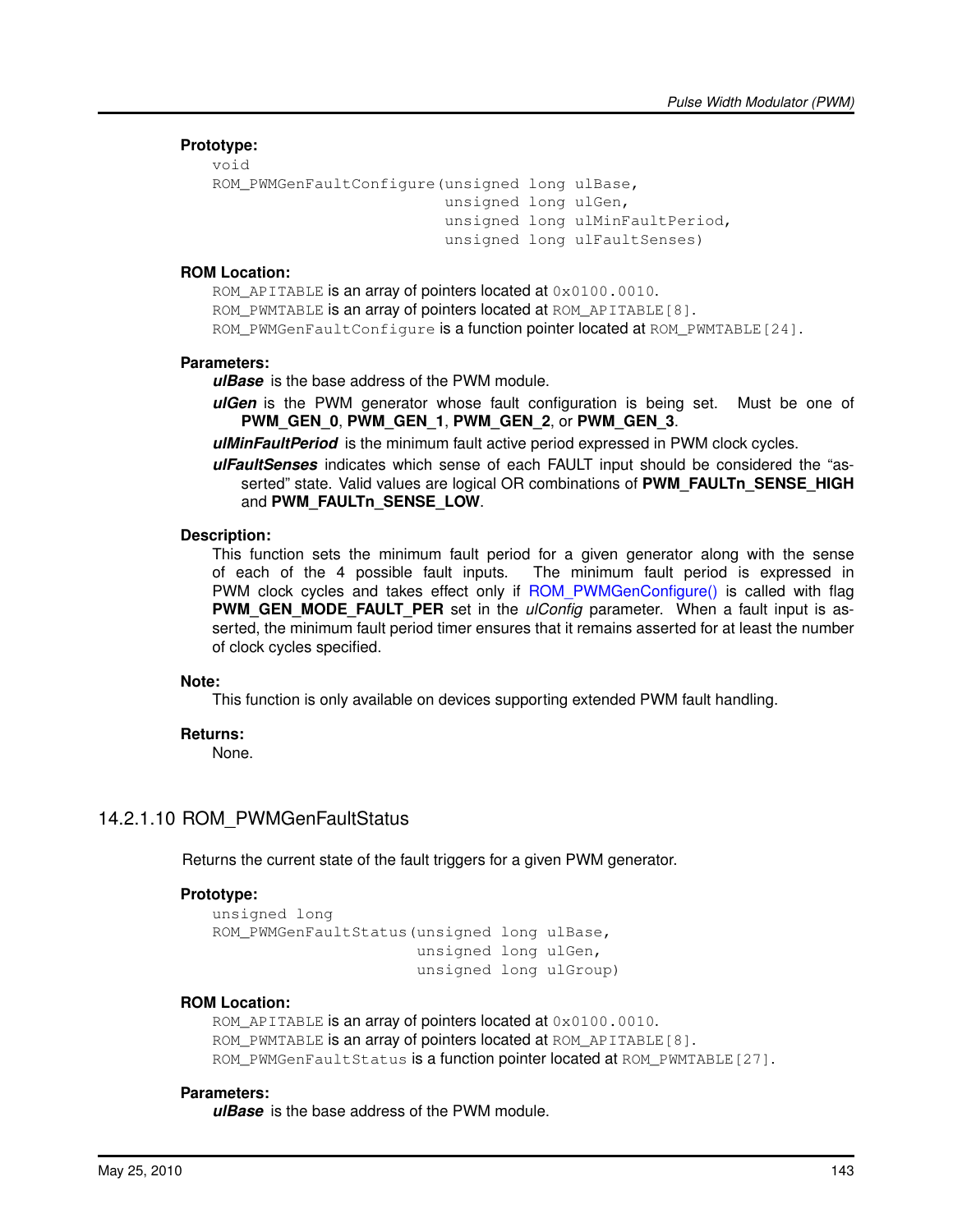**Prototype:**

```
void
ROM_PWMGenFaultConfigure(unsigned long ulBase,
                         unsigned long ulGen,
                         unsigned long ulMinFaultPeriod,
                         unsigned long ulFaultSenses)
```

**ROM Location:**

ROM_APITABLE is an array of pointers located at 0x0100.0010.
ROM_PWMTABLE is an array of pointers located at ROM_APITABLE[8].
ROM_PWMGenFaultConfigure is a function pointer located at ROM_PWMTABLE[24].

**Parameters:**

***ulBase*** is the base address of the PWM module.

***ulGen*** is the PWM generator whose fault configuration is being set. Must be one of **PWM_GEN_0**, **PWM_GEN_1**, **PWM_GEN_2**, or **PWM_GEN_3**.

***ulMinFaultPeriod*** is the minimum fault active period expressed in PWM clock cycles.

***ulFaultSenses*** indicates which sense of each FAULT input should be considered the "asserted" state. Valid values are logical OR combinations of **PWM_FAULTn_SENSE_HIGH** and **PWM_FAULTn_SENSE_LOW**.

**Description:**

This function sets the minimum fault period for a given generator along with the sense of each of the 4 possible fault inputs. The minimum fault period is expressed in PWM clock cycles and takes effect only if ROM_PWMGenConfigure() is called with flag **PWM_GEN_MODE_FAULT_PER** set in the *ulConfig* parameter. When a fault input is asserted, the minimum fault period timer ensures that it remains asserted for at least the number of clock cycles specified.

**Note:**

This function is only available on devices supporting extended PWM fault handling.

**Returns:**

None.

### 14.2.1.10 ROM_PWMGenFaultStatus

Returns the current state of the fault triggers for a given PWM generator.

**Prototype:**

```
unsigned long
ROM_PWMGenFaultStatus(unsigned long ulBase,
                      unsigned long ulGen,
                      unsigned long ulGroup)
```

**ROM Location:**

ROM_APITABLE is an array of pointers located at 0x0100.0010.
ROM_PWMTABLE is an array of pointers located at ROM_APITABLE[8].
ROM_PWMGenFaultStatus is a function pointer located at ROM_PWMTABLE[27].

**Parameters:**

***ulBase*** is the base address of the PWM module.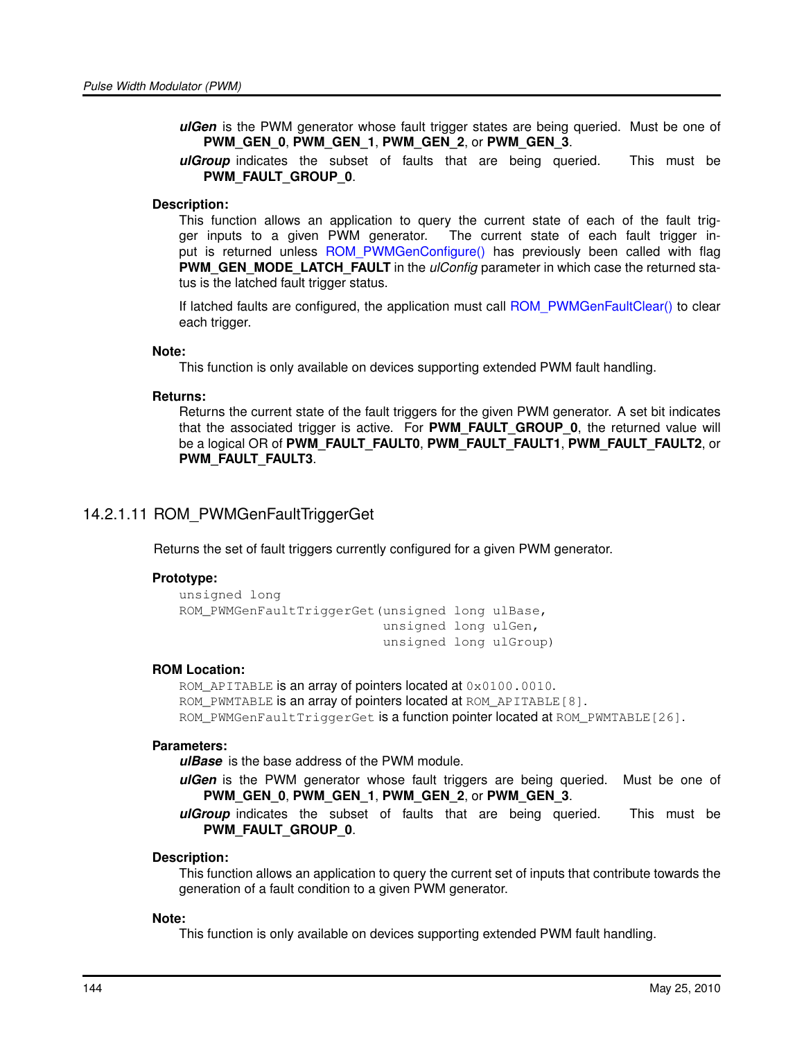***ulGen*** is the PWM generator whose fault trigger states are being queried. Must be one of **PWM_GEN_0**, **PWM_GEN_1**, **PWM_GEN_2**, or **PWM_GEN_3**.

***ulGroup*** indicates the subset of faults that are being queried. This must be **PWM_FAULT_GROUP_0**.

**Description:**

This function allows an application to query the current state of each of the fault trigger inputs to a given PWM generator. The current state of each fault trigger input is returned unless ROM_PWMGenConfigure() has previously been called with flag **PWM_GEN_MODE_LATCH_FAULT** in the *ulConfig* parameter in which case the returned status is the latched fault trigger status.

If latched faults are configured, the application must call ROM_PWMGenFaultClear() to clear each trigger.

**Note:**

This function is only available on devices supporting extended PWM fault handling.

**Returns:**

Returns the current state of the fault triggers for the given PWM generator. A set bit indicates that the associated trigger is active. For **PWM_FAULT_GROUP_0**, the returned value will be a logical OR of **PWM_FAULT_FAULT0**, **PWM_FAULT_FAULT1**, **PWM_FAULT_FAULT2**, or **PWM_FAULT_FAULT3**.

### 14.2.1.11 ROM_PWMGenFaultTriggerGet

Returns the set of fault triggers currently configured for a given PWM generator.

**Prototype:**

```
unsigned long
ROM_PWMGenFaultTriggerGet(unsigned long ulBase,
                          unsigned long ulGen,
                          unsigned long ulGroup)
```

**ROM Location:**

`ROM_APITABLE` is an array of pointers located at `0x0100.0010`.
`ROM_PWMTABLE` is an array of pointers located at `ROM_APITABLE[8]`.
`ROM_PWMGenFaultTriggerGet` is a function pointer located at `ROM_PWMTABLE[26]`.

**Parameters:**

***ulBase*** is the base address of the PWM module.

***ulGen*** is the PWM generator whose fault triggers are being queried. Must be one of **PWM_GEN_0**, **PWM_GEN_1**, **PWM_GEN_2**, or **PWM_GEN_3**.

***ulGroup*** indicates the subset of faults that are being queried. This must be **PWM_FAULT_GROUP_0**.

**Description:**

This function allows an application to query the current set of inputs that contribute towards the generation of a fault condition to a given PWM generator.

**Note:**

This function is only available on devices supporting extended PWM fault handling.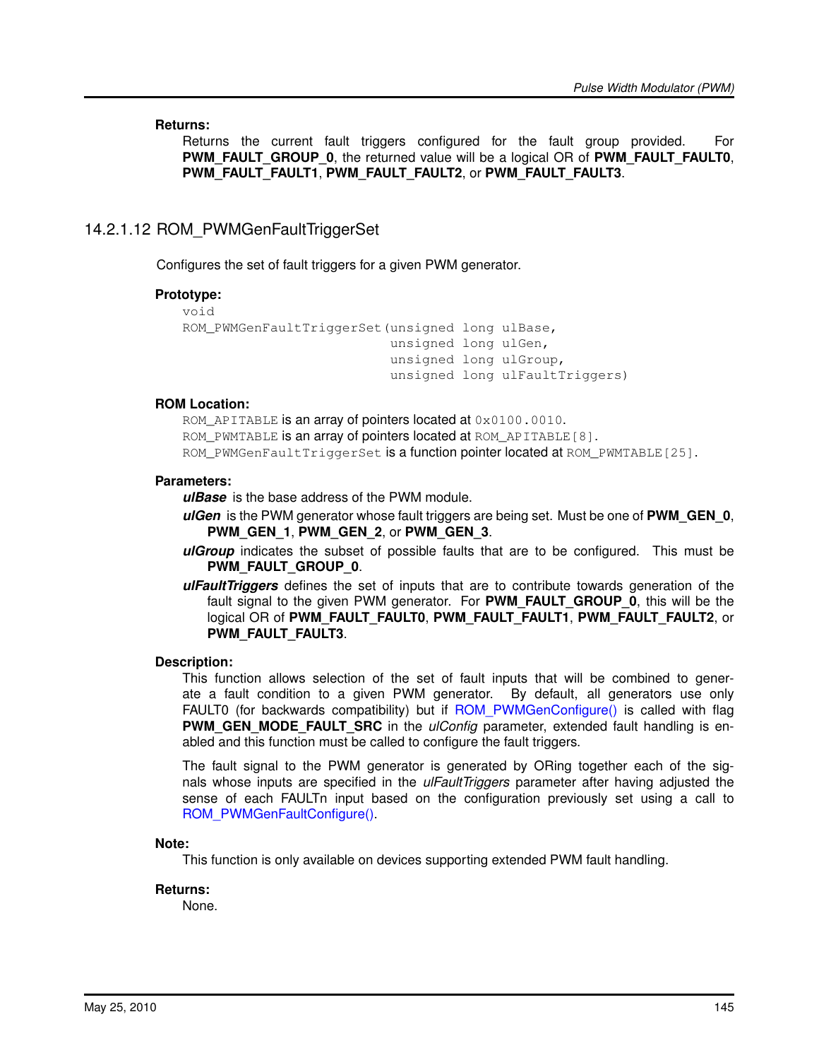**Returns:**

Returns the current fault triggers configured for the fault group provided. For **PWM_FAULT_GROUP_0**, the returned value will be a logical OR of **PWM_FAULT_FAULT0**, **PWM_FAULT_FAULT1**, **PWM_FAULT_FAULT2**, or **PWM_FAULT_FAULT3**.

### 14.2.1.12 ROM_PWMGenFaultTriggerSet

Configures the set of fault triggers for a given PWM generator.

**Prototype:**

```
void
ROM_PWMGenFaultTriggerSet(unsigned long ulBase,
                          unsigned long ulGen,
                          unsigned long ulGroup,
                          unsigned long ulFaultTriggers)
```

**ROM Location:**

`ROM_APITABLE` is an array of pointers located at `0x0100.0010`.
`ROM_PWMTABLE` is an array of pointers located at `ROM_APITABLE[8]`.
`ROM_PWMGenFaultTriggerSet` is a function pointer located at `ROM_PWMTABLE[25]`.

**Parameters:**

***ulBase*** is the base address of the PWM module.

***ulGen*** is the PWM generator whose fault triggers are being set. Must be one of **PWM_GEN_0**, **PWM_GEN_1**, **PWM_GEN_2**, or **PWM_GEN_3**.

***ulGroup*** indicates the subset of possible faults that are to be configured. This must be **PWM_FAULT_GROUP_0**.

***ulFaultTriggers*** defines the set of inputs that are to contribute towards generation of the fault signal to the given PWM generator. For **PWM_FAULT_GROUP_0**, this will be the logical OR of **PWM_FAULT_FAULT0**, **PWM_FAULT_FAULT1**, **PWM_FAULT_FAULT2**, or **PWM_FAULT_FAULT3**.

**Description:**

This function allows selection of the set of fault inputs that will be combined to generate a fault condition to a given PWM generator. By default, all generators use only FAULT0 (for backwards compatibility) but if ROM_PWMGenConfigure() is called with flag **PWM_GEN_MODE_FAULT_SRC** in the *ulConfig* parameter, extended fault handling is enabled and this function must be called to configure the fault triggers.

The fault signal to the PWM generator is generated by ORing together each of the signals whose inputs are specified in the *ulFaultTriggers* parameter after having adjusted the sense of each FAULTn input based on the configuration previously set using a call to ROM_PWMGenFaultConfigure().

**Note:**

This function is only available on devices supporting extended PWM fault handling.

**Returns:**

None.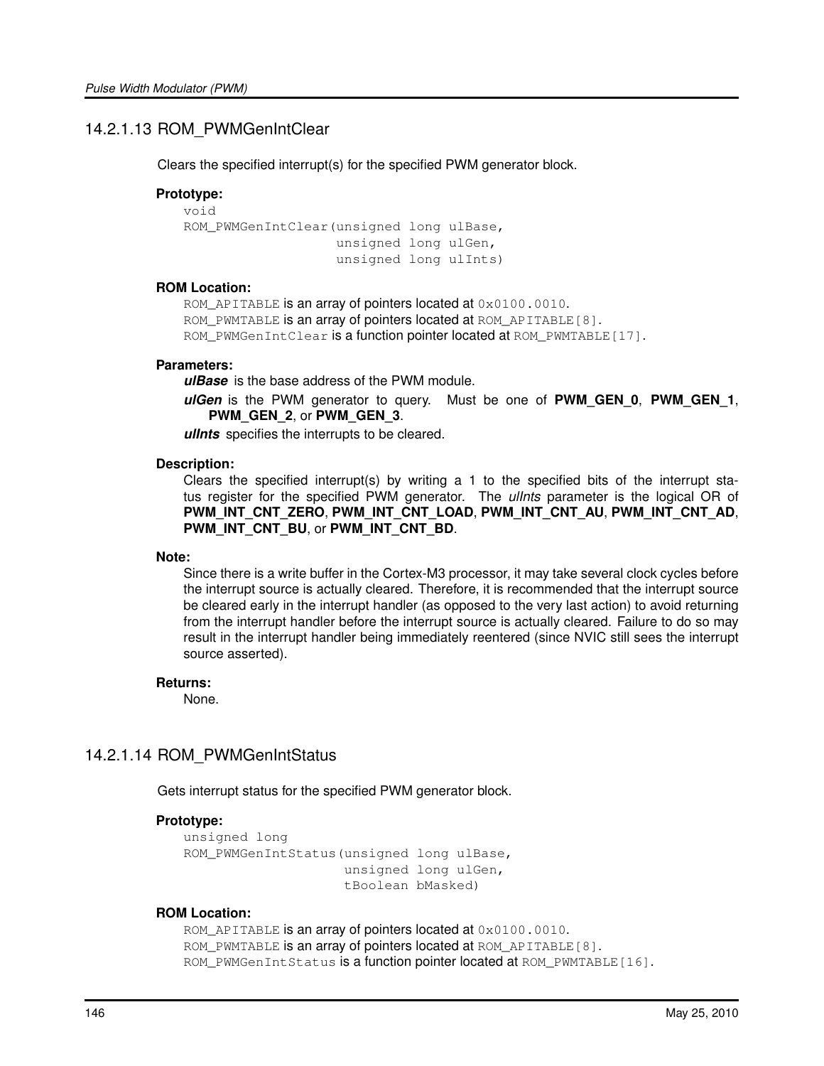### 14.2.1.13 ROM_PWMGenIntClear

Clears the specified interrupt(s) for the specified PWM generator block.

**Prototype:**

```
void
ROM_PWMGenIntClear(unsigned long ulBase,
                   unsigned long ulGen,
                   unsigned long ulInts)
```

**ROM Location:**

`ROM_APITABLE` is an array of pointers located at `0x0100.0010`.
`ROM_PWMTABLE` is an array of pointers located at `ROM_APITABLE[8]`.
`ROM_PWMGenIntClear` is a function pointer located at `ROM_PWMTABLE[17]`.

**Parameters:**

***ulBase*** is the base address of the PWM module.

***ulGen*** is the PWM generator to query. Must be one of **PWM_GEN_0**, **PWM_GEN_1**, **PWM_GEN_2**, or **PWM_GEN_3**.

***ulInts*** specifies the interrupts to be cleared.

**Description:**

Clears the specified interrupt(s) by writing a 1 to the specified bits of the interrupt status register for the specified PWM generator. The *ulInts* parameter is the logical OR of **PWM_INT_CNT_ZERO**, **PWM_INT_CNT_LOAD**, **PWM_INT_CNT_AU**, **PWM_INT_CNT_AD**, **PWM_INT_CNT_BU**, or **PWM_INT_CNT_BD**.

**Note:**

Since there is a write buffer in the Cortex-M3 processor, it may take several clock cycles before the interrupt source is actually cleared. Therefore, it is recommended that the interrupt source be cleared early in the interrupt handler (as opposed to the very last action) to avoid returning from the interrupt handler before the interrupt source is actually cleared. Failure to do so may result in the interrupt handler being immediately reentered (since NVIC still sees the interrupt source asserted).

**Returns:**

None.

### 14.2.1.14 ROM_PWMGenIntStatus

Gets interrupt status for the specified PWM generator block.

**Prototype:**

```
unsigned long
ROM_PWMGenIntStatus(unsigned long ulBase,
                    unsigned long ulGen,
                    tBoolean bMasked)
```

**ROM Location:**

`ROM_APITABLE` is an array of pointers located at `0x0100.0010`.
`ROM_PWMTABLE` is an array of pointers located at `ROM_APITABLE[8]`.
`ROM_PWMGenIntStatus` is a function pointer located at `ROM_PWMTABLE[16]`.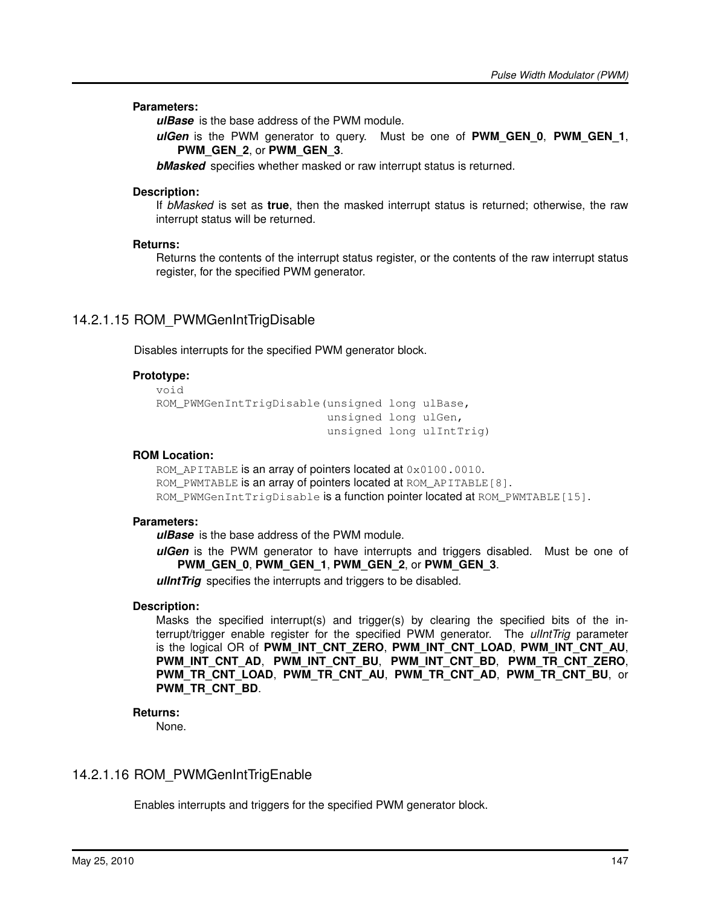**Parameters:**

***ulBase*** is the base address of the PWM module.

***ulGen*** is the PWM generator to query. Must be one of **PWM_GEN_0**, **PWM_GEN_1**, **PWM_GEN_2**, or **PWM_GEN_3**.

***bMasked*** specifies whether masked or raw interrupt status is returned.

**Description:**

If *bMasked* is set as **true**, then the masked interrupt status is returned; otherwise, the raw interrupt status will be returned.

**Returns:**

Returns the contents of the interrupt status register, or the contents of the raw interrupt status register, for the specified PWM generator.

### 14.2.1.15 ROM_PWMGenIntTrigDisable

Disables interrupts for the specified PWM generator block.

**Prototype:**

```
void
ROM_PWMGenIntTrigDisable(unsigned long ulBase,
                         unsigned long ulGen,
                         unsigned long ulIntTrig)
```

**ROM Location:**

`ROM_APITABLE` is an array of pointers located at `0x0100.0010`.
`ROM_PWMTABLE` is an array of pointers located at `ROM_APITABLE[8]`.
`ROM_PWMGenIntTrigDisable` is a function pointer located at `ROM_PWMTABLE[15]`.

**Parameters:**

***ulBase*** is the base address of the PWM module.

***ulGen*** is the PWM generator to have interrupts and triggers disabled. Must be one of **PWM_GEN_0**, **PWM_GEN_1**, **PWM_GEN_2**, or **PWM_GEN_3**.

***ulIntTrig*** specifies the interrupts and triggers to be disabled.

**Description:**

Masks the specified interrupt(s) and trigger(s) by clearing the specified bits of the interrupt/trigger enable register for the specified PWM generator. The *ulIntTrig* parameter is the logical OR of **PWM_INT_CNT_ZERO**, **PWM_INT_CNT_LOAD**, **PWM_INT_CNT_AU**, **PWM_INT_CNT_AD**, **PWM_INT_CNT_BU**, **PWM_INT_CNT_BD**, **PWM_TR_CNT_ZERO**, **PWM_TR_CNT_LOAD**, **PWM_TR_CNT_AU**, **PWM_TR_CNT_AD**, **PWM_TR_CNT_BU**, or **PWM_TR_CNT_BD**.

**Returns:**

None.

### 14.2.1.16 ROM_PWMGenIntTrigEnable

Enables interrupts and triggers for the specified PWM generator block.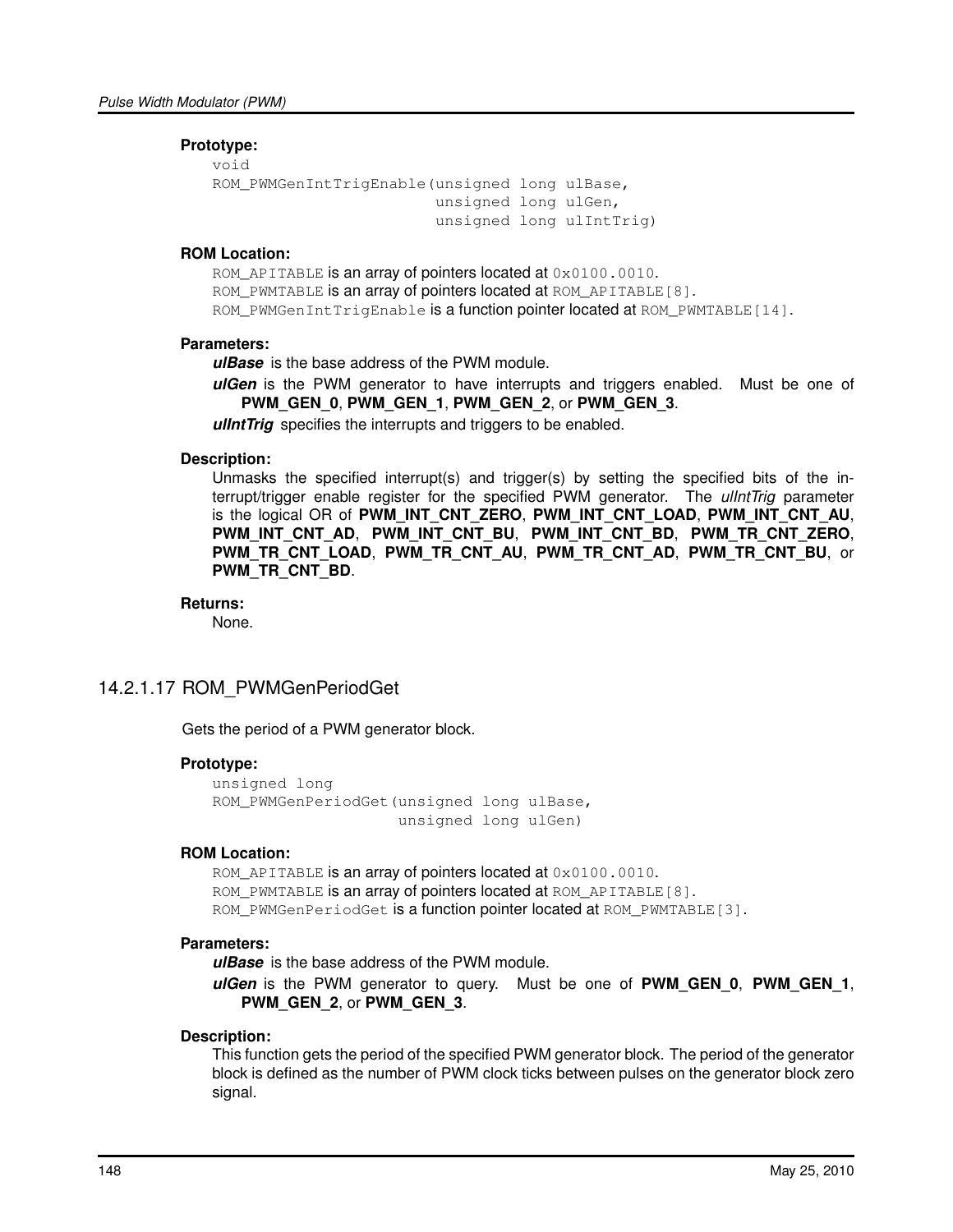**Prototype:**

```
void
ROM_PWMGenIntTrigEnable(unsigned long ulBase,
                        unsigned long ulGen,
                        unsigned long ulIntTrig)
```

**ROM Location:**

`ROM_APITABLE` is an array of pointers located at `0x0100.0010`.
`ROM_PWMTABLE` is an array of pointers located at `ROM_APITABLE[8]`.
`ROM_PWMGenIntTrigEnable` is a function pointer located at `ROM_PWMTABLE[14]`.

**Parameters:**

***ulBase*** is the base address of the PWM module.

***ulGen*** is the PWM generator to have interrupts and triggers enabled. Must be one of **PWM_GEN_0**, **PWM_GEN_1**, **PWM_GEN_2**, or **PWM_GEN_3**.

***ulIntTrig*** specifies the interrupts and triggers to be enabled.

**Description:**

Unmasks the specified interrupt(s) and trigger(s) by setting the specified bits of the interrupt/trigger enable register for the specified PWM generator. The *ulIntTrig* parameter is the logical OR of **PWM_INT_CNT_ZERO**, **PWM_INT_CNT_LOAD**, **PWM_INT_CNT_AU**, **PWM_INT_CNT_AD**, **PWM_INT_CNT_BU**, **PWM_INT_CNT_BD**, **PWM_TR_CNT_ZERO**, **PWM_TR_CNT_LOAD**, **PWM_TR_CNT_AU**, **PWM_TR_CNT_AD**, **PWM_TR_CNT_BU**, or **PWM_TR_CNT_BD**.

**Returns:**

None.

### 14.2.1.17 ROM_PWMGenPeriodGet

Gets the period of a PWM generator block.

**Prototype:**

```
unsigned long
ROM_PWMGenPeriodGet(unsigned long ulBase,
                    unsigned long ulGen)
```

**ROM Location:**

`ROM_APITABLE` is an array of pointers located at `0x0100.0010`.
`ROM_PWMTABLE` is an array of pointers located at `ROM_APITABLE[8]`.
`ROM_PWMGenPeriodGet` is a function pointer located at `ROM_PWMTABLE[3]`.

**Parameters:**

***ulBase*** is the base address of the PWM module.

***ulGen*** is the PWM generator to query. Must be one of **PWM_GEN_0**, **PWM_GEN_1**, **PWM_GEN_2**, or **PWM_GEN_3**.

**Description:**

This function gets the period of the specified PWM generator block. The period of the generator block is defined as the number of PWM clock ticks between pulses on the generator block zero signal.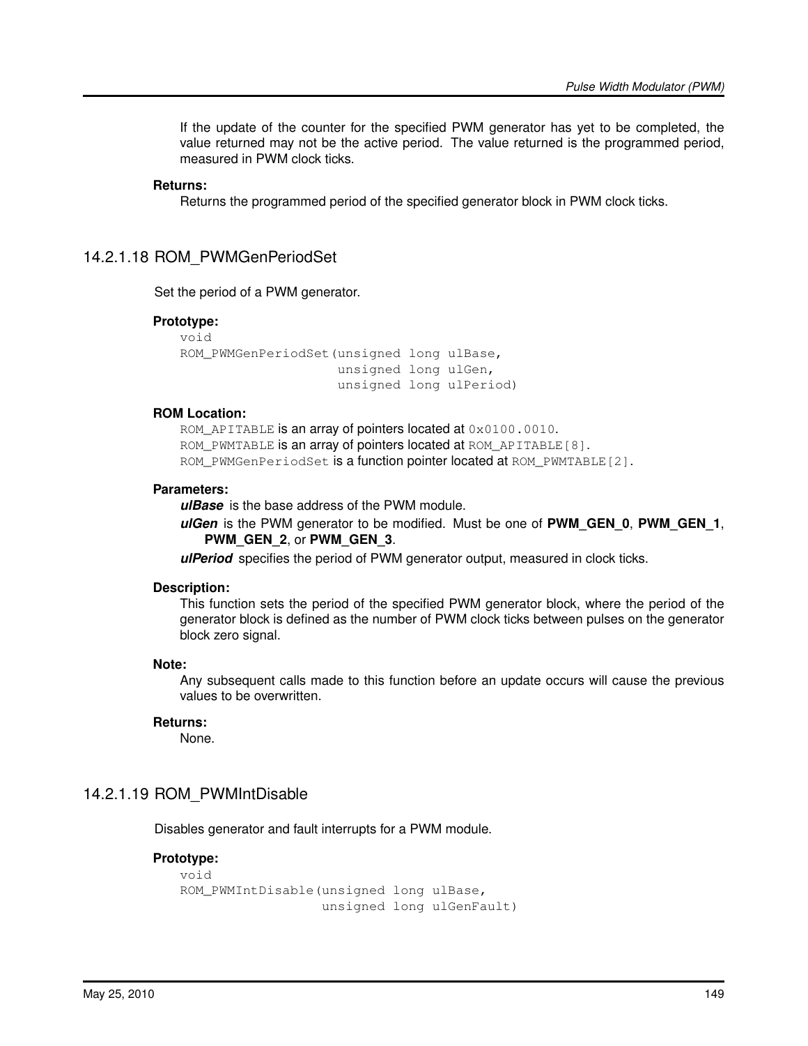If the update of the counter for the specified PWM generator has yet to be completed, the value returned may not be the active period. The value returned is the programmed period, measured in PWM clock ticks.

**Returns:**

Returns the programmed period of the specified generator block in PWM clock ticks.

### 14.2.1.18 ROM_PWMGenPeriodSet

Set the period of a PWM generator.

**Prototype:**

```
void
ROM_PWMGenPeriodSet(unsigned long ulBase,
                    unsigned long ulGen,
                    unsigned long ulPeriod)
```

**ROM Location:**

`ROM_APITABLE` is an array of pointers located at `0x0100.0010`.
`ROM_PWMTABLE` is an array of pointers located at `ROM_APITABLE[8]`.
`ROM_PWMGenPeriodSet` is a function pointer located at `ROM_PWMTABLE[2]`.

**Parameters:**

***ulBase*** is the base address of the PWM module.
***ulGen*** is the PWM generator to be modified. Must be one of **PWM_GEN_0**, **PWM_GEN_1**, **PWM_GEN_2**, or **PWM_GEN_3**.
***ulPeriod*** specifies the period of PWM generator output, measured in clock ticks.

**Description:**

This function sets the period of the specified PWM generator block, where the period of the generator block is defined as the number of PWM clock ticks between pulses on the generator block zero signal.

**Note:**

Any subsequent calls made to this function before an update occurs will cause the previous values to be overwritten.

**Returns:**

None.

### 14.2.1.19 ROM_PWMIntDisable

Disables generator and fault interrupts for a PWM module.

**Prototype:**

```
void
ROM_PWMIntDisable(unsigned long ulBase,
                  unsigned long ulGenFault)
```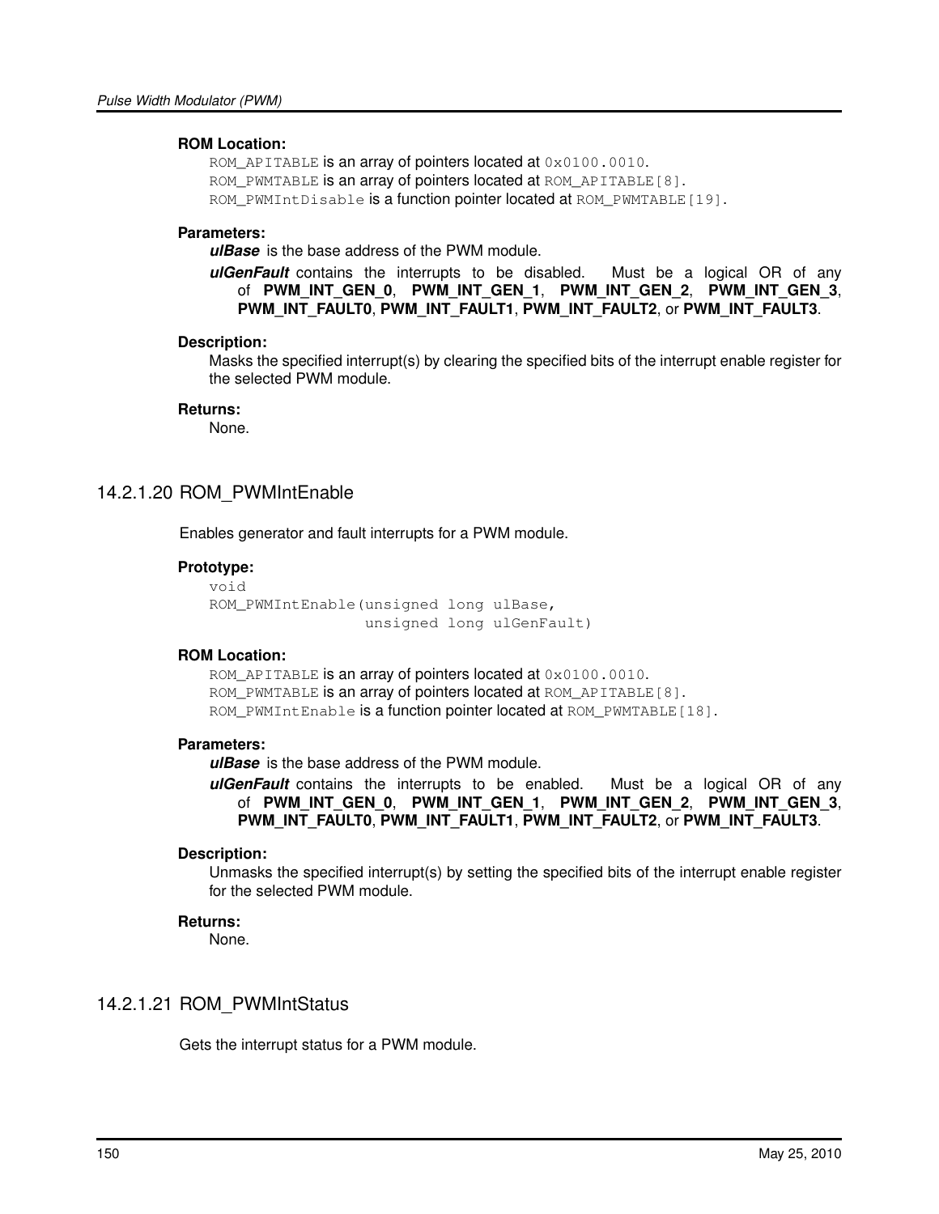**ROM Location:**

`ROM_APITABLE` is an array of pointers located at `0x0100.0010`.
`ROM_PWMTABLE` is an array of pointers located at `ROM_APITABLE[8]`.
`ROM_PWMIntDisable` is a function pointer located at `ROM_PWMTABLE[19]`.

**Parameters:**

***ulBase*** is the base address of the PWM module.

***ulGenFault*** contains the interrupts to be disabled. Must be a logical OR of any of **PWM_INT_GEN_0**, **PWM_INT_GEN_1**, **PWM_INT_GEN_2**, **PWM_INT_GEN_3**, **PWM_INT_FAULT0**, **PWM_INT_FAULT1**, **PWM_INT_FAULT2**, or **PWM_INT_FAULT3**.

**Description:**

Masks the specified interrupt(s) by clearing the specified bits of the interrupt enable register for the selected PWM module.

**Returns:**

None.

### 14.2.1.20 ROM_PWMIntEnable

Enables generator and fault interrupts for a PWM module.

**Prototype:**

```
void
ROM_PWMIntEnable(unsigned long ulBase,
                 unsigned long ulGenFault)
```

**ROM Location:**

`ROM_APITABLE` is an array of pointers located at `0x0100.0010`.
`ROM_PWMTABLE` is an array of pointers located at `ROM_APITABLE[8]`.
`ROM_PWMIntEnable` is a function pointer located at `ROM_PWMTABLE[18]`.

**Parameters:**

***ulBase*** is the base address of the PWM module.

***ulGenFault*** contains the interrupts to be enabled. Must be a logical OR of any of **PWM_INT_GEN_0**, **PWM_INT_GEN_1**, **PWM_INT_GEN_2**, **PWM_INT_GEN_3**, **PWM_INT_FAULT0**, **PWM_INT_FAULT1**, **PWM_INT_FAULT2**, or **PWM_INT_FAULT3**.

**Description:**

Unmasks the specified interrupt(s) by setting the specified bits of the interrupt enable register for the selected PWM module.

**Returns:**

None.

### 14.2.1.21 ROM_PWMIntStatus

Gets the interrupt status for a PWM module.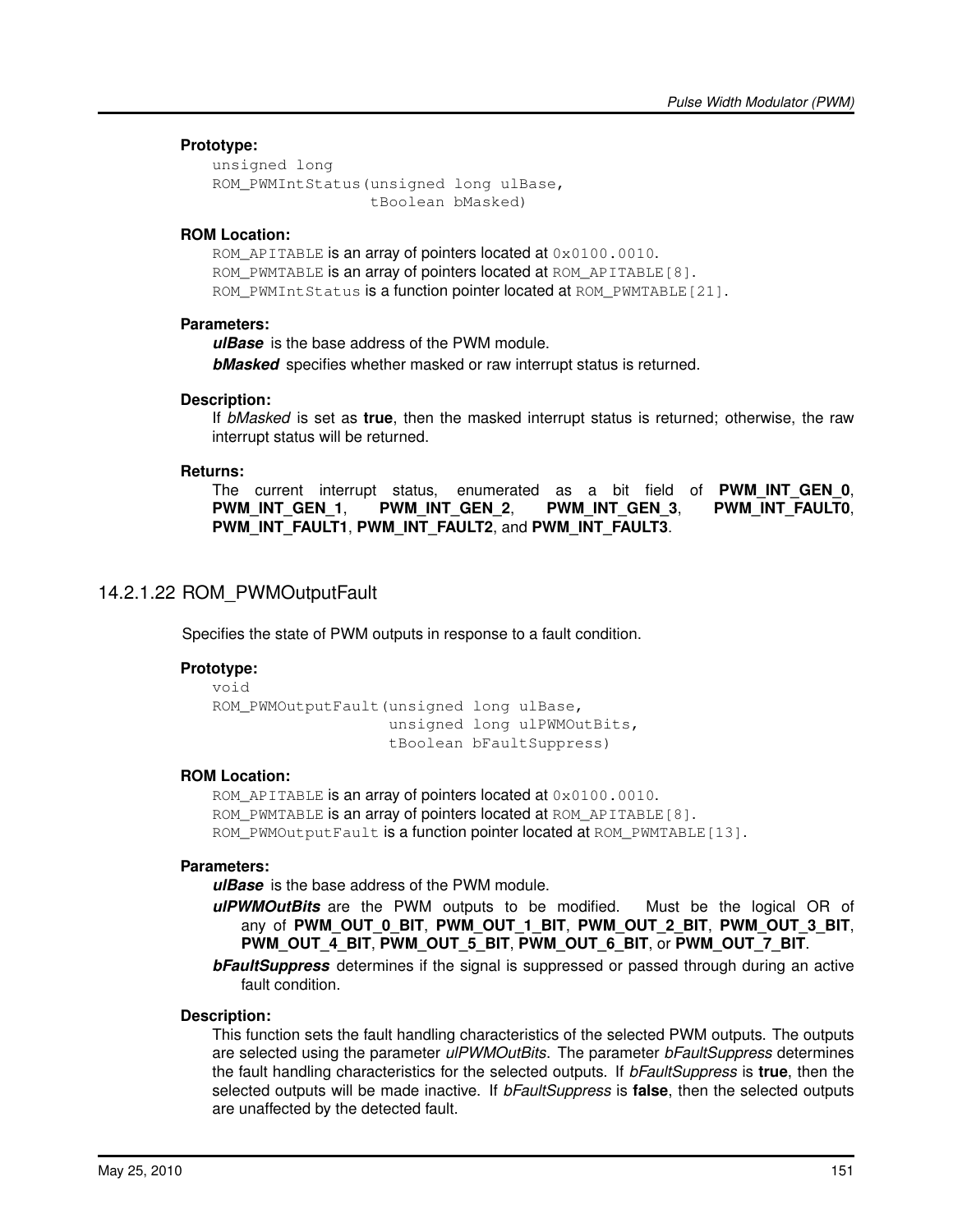**Prototype:**

```
unsigned long
ROM_PWMIntStatus(unsigned long ulBase,
                 tBoolean bMasked)
```

**ROM Location:**

ROM_APITABLE is an array of pointers located at 0x0100.0010.
ROM_PWMTABLE is an array of pointers located at ROM_APITABLE[8].
ROM_PWMIntStatus is a function pointer located at ROM_PWMTABLE[21].

**Parameters:**

***ulBase*** is the base address of the PWM module.

***bMasked*** specifies whether masked or raw interrupt status is returned.

**Description:**

If *bMasked* is set as **true**, then the masked interrupt status is returned; otherwise, the raw interrupt status will be returned.

**Returns:**

The current interrupt status, enumerated as a bit field of **PWM_INT_GEN_0**, **PWM_INT_GEN_1**, **PWM_INT_GEN_2**, **PWM_INT_GEN_3**, **PWM_INT_FAULT0**, **PWM_INT_FAULT1**, **PWM_INT_FAULT2**, and **PWM_INT_FAULT3**.

### 14.2.1.22 ROM_PWMOutputFault

Specifies the state of PWM outputs in response to a fault condition.

**Prototype:**

```
void
ROM_PWMOutputFault(unsigned long ulBase,
                   unsigned long ulPWMOutBits,
                   tBoolean bFaultSuppress)
```

**ROM Location:**

ROM_APITABLE is an array of pointers located at 0x0100.0010.
ROM_PWMTABLE is an array of pointers located at ROM_APITABLE[8].
ROM_PWMOutputFault is a function pointer located at ROM_PWMTABLE[13].

**Parameters:**

***ulBase*** is the base address of the PWM module.

***ulPWMOutBits*** are the PWM outputs to be modified. Must be the logical OR of any of **PWM_OUT_0_BIT**, **PWM_OUT_1_BIT**, **PWM_OUT_2_BIT**, **PWM_OUT_3_BIT**, **PWM_OUT_4_BIT**, **PWM_OUT_5_BIT**, **PWM_OUT_6_BIT**, or **PWM_OUT_7_BIT**.

***bFaultSuppress*** determines if the signal is suppressed or passed through during an active fault condition.

**Description:**

This function sets the fault handling characteristics of the selected PWM outputs. The outputs are selected using the parameter *ulPWMOutBits*. The parameter *bFaultSuppress* determines the fault handling characteristics for the selected outputs. If *bFaultSuppress* is **true**, then the selected outputs will be made inactive. If *bFaultSuppress* is **false**, then the selected outputs are unaffected by the detected fault.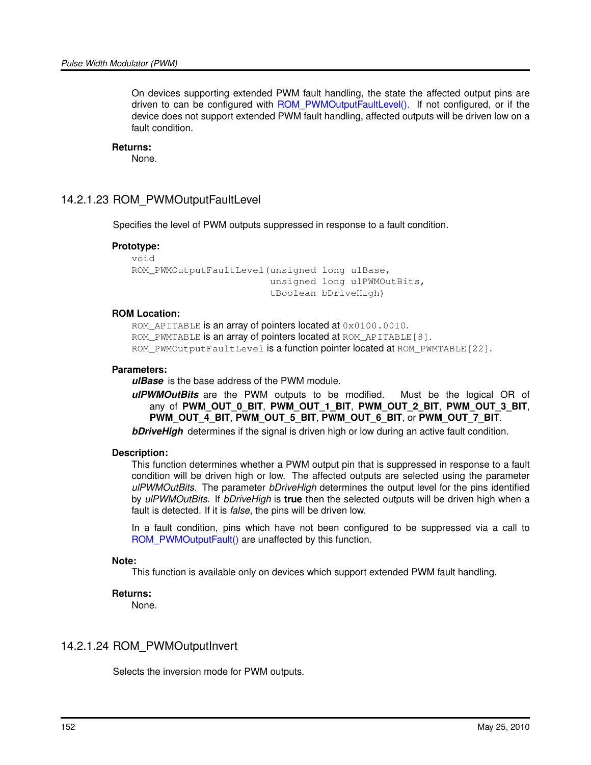On devices supporting extended PWM fault handling, the state the affected output pins are driven to can be configured with ROM_PWMOutputFaultLevel(). If not configured, or if the device does not support extended PWM fault handling, affected outputs will be driven low on a fault condition.

**Returns:**

None.

### 14.2.1.23 ROM_PWMOutputFaultLevel

Specifies the level of PWM outputs suppressed in response to a fault condition.

**Prototype:**

```
void
ROM_PWMOutputFaultLevel(unsigned long ulBase,
                        unsigned long ulPWMOutBits,
                        tBoolean bDriveHigh)
```

**ROM Location:**

`ROM_APITABLE` is an array of pointers located at `0x0100.0010`.
`ROM_PWMTABLE` is an array of pointers located at `ROM_APITABLE[8]`.
`ROM_PWMOutputFaultLevel` is a function pointer located at `ROM_PWMTABLE[22]`.

**Parameters:**

***ulBase*** is the base address of the PWM module.

***ulPWMOutBits*** are the PWM outputs to be modified. Must be the logical OR of any of **PWM_OUT_0_BIT**, **PWM_OUT_1_BIT**, **PWM_OUT_2_BIT**, **PWM_OUT_3_BIT**, **PWM_OUT_4_BIT**, **PWM_OUT_5_BIT**, **PWM_OUT_6_BIT**, or **PWM_OUT_7_BIT**.

***bDriveHigh*** determines if the signal is driven high or low during an active fault condition.

**Description:**

This function determines whether a PWM output pin that is suppressed in response to a fault condition will be driven high or low. The affected outputs are selected using the parameter *ulPWMOutBits*. The parameter *bDriveHigh* determines the output level for the pins identified by *ulPWMOutBits*. If *bDriveHigh* is **true** then the selected outputs will be driven high when a fault is detected. If it is *false*, the pins will be driven low.

In a fault condition, pins which have not been configured to be suppressed via a call to ROM_PWMOutputFault() are unaffected by this function.

**Note:**

This function is available only on devices which support extended PWM fault handling.

**Returns:**

None.

### 14.2.1.24 ROM_PWMOutputInvert

Selects the inversion mode for PWM outputs.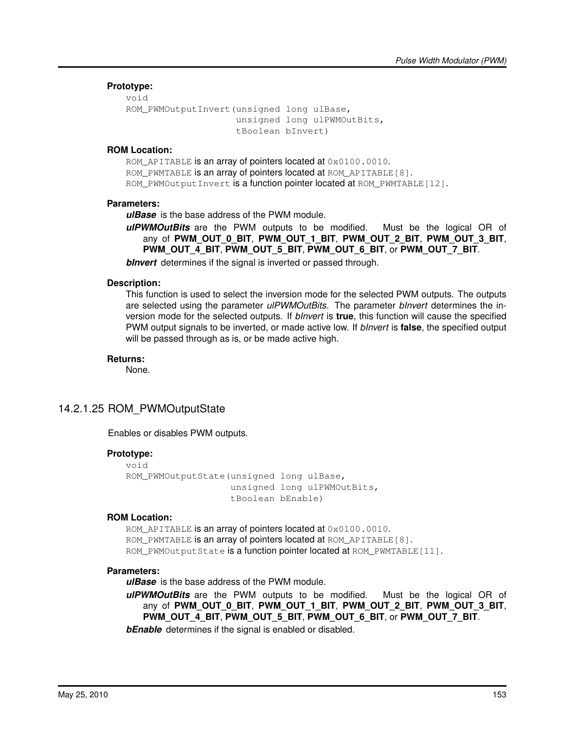**Prototype:**

```
void
ROM_PWMOutputInvert(unsigned long ulBase,
                    unsigned long ulPWMOutBits,
                    tBoolean bInvert)
```

**ROM Location:**

`ROM_APITABLE` is an array of pointers located at `0x0100.0010`.
`ROM_PWMTABLE` is an array of pointers located at `ROM_APITABLE[8]`.
`ROM_PWMOutputInvert` is a function pointer located at `ROM_PWMTABLE[12]`.

**Parameters:**

***ulBase*** is the base address of the PWM module.

***ulPWMOutBits*** are the PWM outputs to be modified. Must be the logical OR of any of **PWM_OUT_0_BIT**, **PWM_OUT_1_BIT**, **PWM_OUT_2_BIT**, **PWM_OUT_3_BIT**, **PWM_OUT_4_BIT**, **PWM_OUT_5_BIT**, **PWM_OUT_6_BIT**, or **PWM_OUT_7_BIT**.

***bInvert*** determines if the signal is inverted or passed through.

**Description:**

This function is used to select the inversion mode for the selected PWM outputs. The outputs are selected using the parameter *ulPWMOutBits*. The parameter *bInvert* determines the inversion mode for the selected outputs. If *bInvert* is **true**, this function will cause the specified PWM output signals to be inverted, or made active low. If *bInvert* is **false**, the specified output will be passed through as is, or be made active high.

**Returns:**

None.

### 14.2.1.25 ROM_PWMOutputState

Enables or disables PWM outputs.

**Prototype:**

```
void
ROM_PWMOutputState(unsigned long ulBase,
                   unsigned long ulPWMOutBits,
                   tBoolean bEnable)
```

**ROM Location:**

`ROM_APITABLE` is an array of pointers located at `0x0100.0010`.
`ROM_PWMTABLE` is an array of pointers located at `ROM_APITABLE[8]`.
`ROM_PWMOutputState` is a function pointer located at `ROM_PWMTABLE[11]`.

**Parameters:**

***ulBase*** is the base address of the PWM module.

***ulPWMOutBits*** are the PWM outputs to be modified. Must be the logical OR of any of **PWM_OUT_0_BIT**, **PWM_OUT_1_BIT**, **PWM_OUT_2_BIT**, **PWM_OUT_3_BIT**, **PWM_OUT_4_BIT**, **PWM_OUT_5_BIT**, **PWM_OUT_6_BIT**, or **PWM_OUT_7_BIT**.

***bEnable*** determines if the signal is enabled or disabled.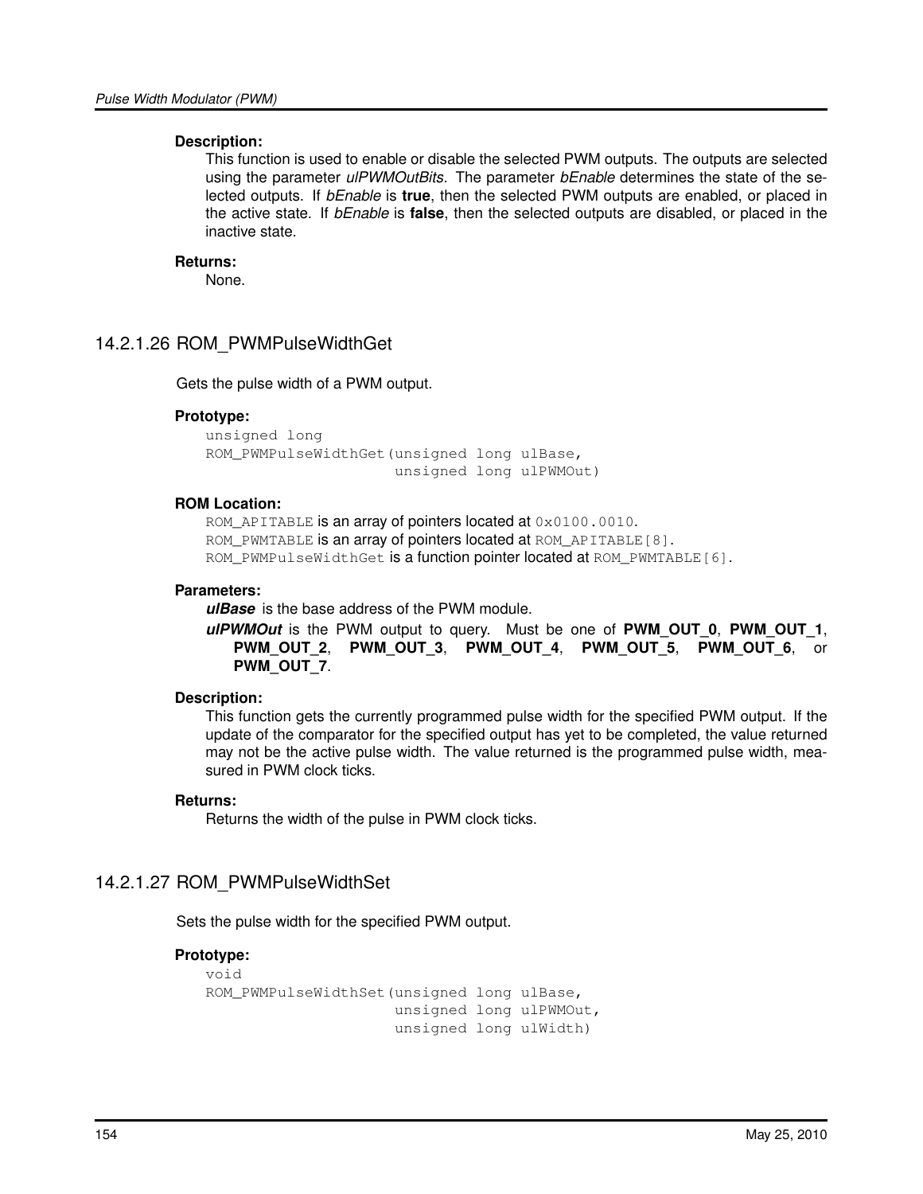**Description:**

This function is used to enable or disable the selected PWM outputs. The outputs are selected using the parameter *ulPWMOutBits*. The parameter *bEnable* determines the state of the selected outputs. If *bEnable* is **true**, then the selected PWM outputs are enabled, or placed in the active state. If *bEnable* is **false**, then the selected outputs are disabled, or placed in the inactive state.

**Returns:**

None.

### 14.2.1.26 ROM_PWMPulseWidthGet

Gets the pulse width of a PWM output.

**Prototype:**

```
unsigned long
ROM_PWMPulseWidthGet(unsigned long ulBase,
                     unsigned long ulPWMOut)
```

**ROM Location:**

`ROM_APITABLE` is an array of pointers located at `0x0100.0010`.
`ROM_PWMTABLE` is an array of pointers located at `ROM_APITABLE[8]`.
`ROM_PWMPulseWidthGet` is a function pointer located at `ROM_PWMTABLE[6]`.

**Parameters:**

***ulBase*** is the base address of the PWM module.

***ulPWMOut*** is the PWM output to query. Must be one of **PWM_OUT_0**, **PWM_OUT_1**, **PWM_OUT_2**, **PWM_OUT_3**, **PWM_OUT_4**, **PWM_OUT_5**, **PWM_OUT_6**, or **PWM_OUT_7**.

**Description:**

This function gets the currently programmed pulse width for the specified PWM output. If the update of the comparator for the specified output has yet to be completed, the value returned may not be the active pulse width. The value returned is the programmed pulse width, measured in PWM clock ticks.

**Returns:**

Returns the width of the pulse in PWM clock ticks.

### 14.2.1.27 ROM_PWMPulseWidthSet

Sets the pulse width for the specified PWM output.

**Prototype:**

```
void
ROM_PWMPulseWidthSet(unsigned long ulBase,
                     unsigned long ulPWMOut,
                     unsigned long ulWidth)
```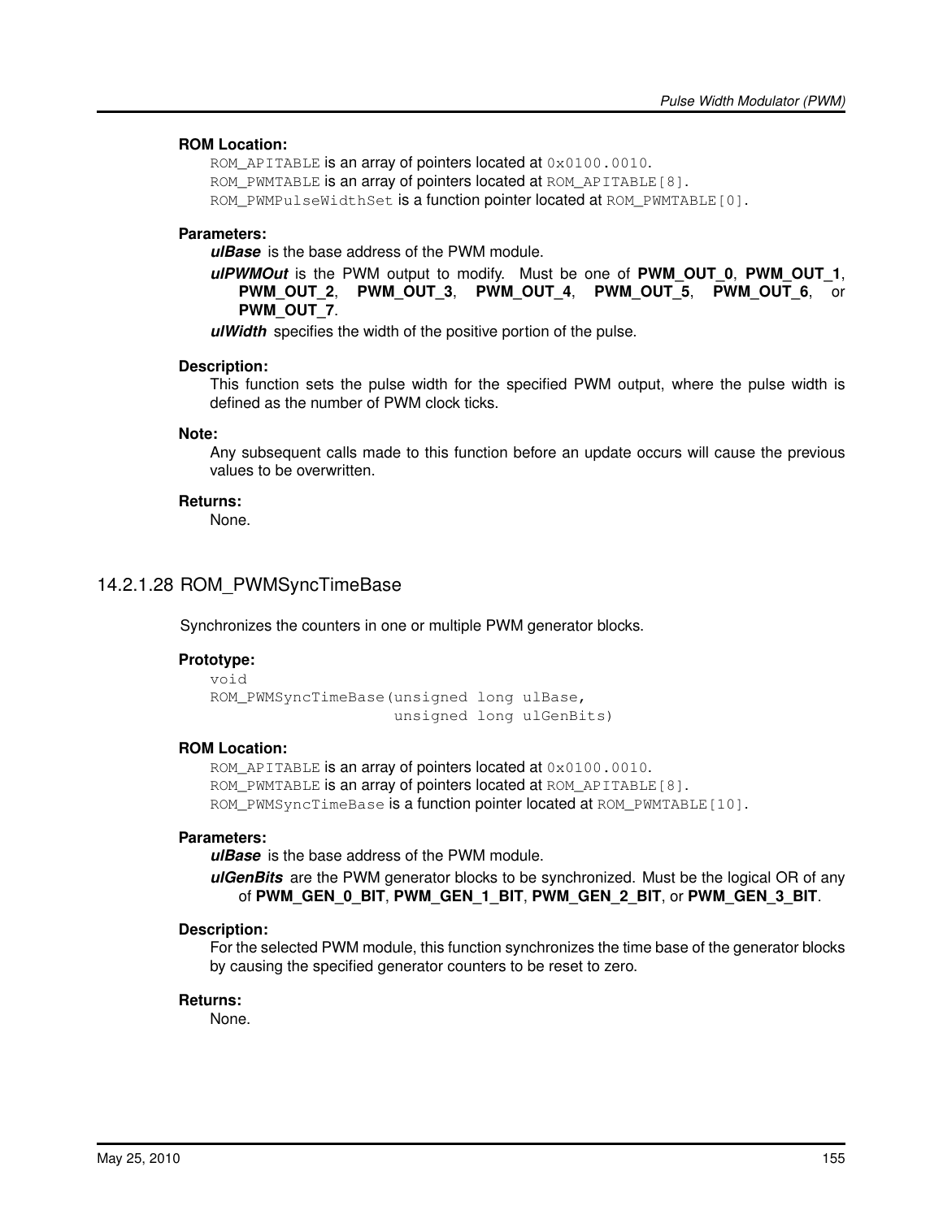**ROM Location:**

`ROM_APITABLE` is an array of pointers located at `0x0100.0010`.
`ROM_PWMTABLE` is an array of pointers located at `ROM_APITABLE[8]`.
`ROM_PWMPulseWidthSet` is a function pointer located at `ROM_PWMTABLE[0]`.

**Parameters:**

***ulBase*** is the base address of the PWM module.

***ulPWMOut*** is the PWM output to modify. Must be one of **PWM_OUT_0**, **PWM_OUT_1**, **PWM_OUT_2**, **PWM_OUT_3**, **PWM_OUT_4**, **PWM_OUT_5**, **PWM_OUT_6**, or **PWM_OUT_7**.

***ulWidth*** specifies the width of the positive portion of the pulse.

**Description:**

This function sets the pulse width for the specified PWM output, where the pulse width is defined as the number of PWM clock ticks.

**Note:**

Any subsequent calls made to this function before an update occurs will cause the previous values to be overwritten.

**Returns:**

None.

### 14.2.1.28 ROM_PWMSyncTimeBase

Synchronizes the counters in one or multiple PWM generator blocks.

**Prototype:**

```
void
ROM_PWMSyncTimeBase(unsigned long ulBase,
                    unsigned long ulGenBits)
```

**ROM Location:**

`ROM_APITABLE` is an array of pointers located at `0x0100.0010`.
`ROM_PWMTABLE` is an array of pointers located at `ROM_APITABLE[8]`.
`ROM_PWMSyncTimeBase` is a function pointer located at `ROM_PWMTABLE[10]`.

**Parameters:**

***ulBase*** is the base address of the PWM module.

***ulGenBits*** are the PWM generator blocks to be synchronized. Must be the logical OR of any of **PWM_GEN_0_BIT**, **PWM_GEN_1_BIT**, **PWM_GEN_2_BIT**, or **PWM_GEN_3_BIT**.

**Description:**

For the selected PWM module, this function synchronizes the time base of the generator blocks by causing the specified generator counters to be reset to zero.

**Returns:**

None.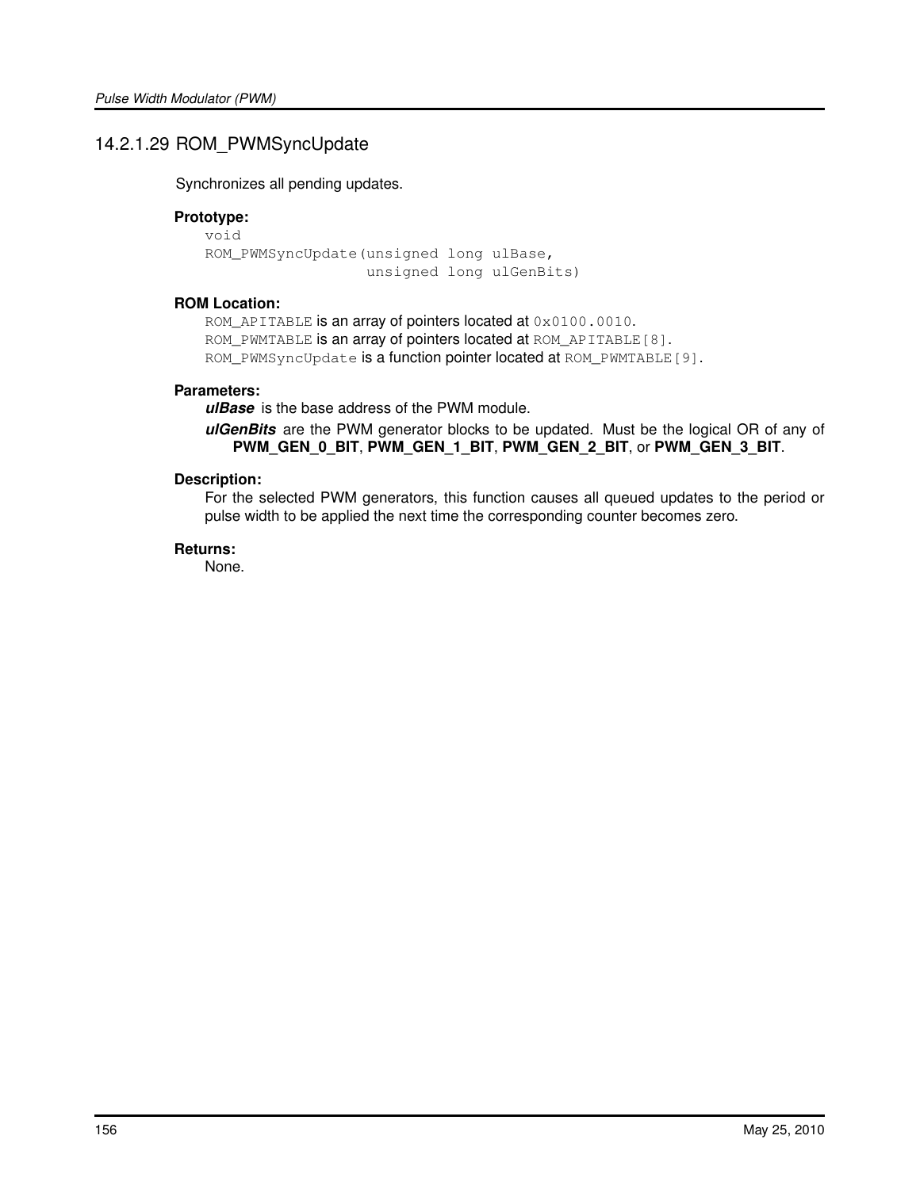### 14.2.1.29 ROM_PWMSyncUpdate

Synchronizes all pending updates.

**Prototype:**

```
void
ROM_PWMSyncUpdate(unsigned long ulBase,
                  unsigned long ulGenBits)
```

**ROM Location:**

`ROM_APITABLE` is an array of pointers located at `0x0100.0010`.
`ROM_PWMTABLE` is an array of pointers located at `ROM_APITABLE[8]`.
`ROM_PWMSyncUpdate` is a function pointer located at `ROM_PWMTABLE[9]`.

**Parameters:**

***ulBase*** is the base address of the PWM module.

***ulGenBits*** are the PWM generator blocks to be updated. Must be the logical OR of any of **PWM_GEN_0_BIT**, **PWM_GEN_1_BIT**, **PWM_GEN_2_BIT**, or **PWM_GEN_3_BIT**.

**Description:**

For the selected PWM generators, this function causes all queued updates to the period or pulse width to be applied the next time the corresponding counter becomes zero.

**Returns:**

None.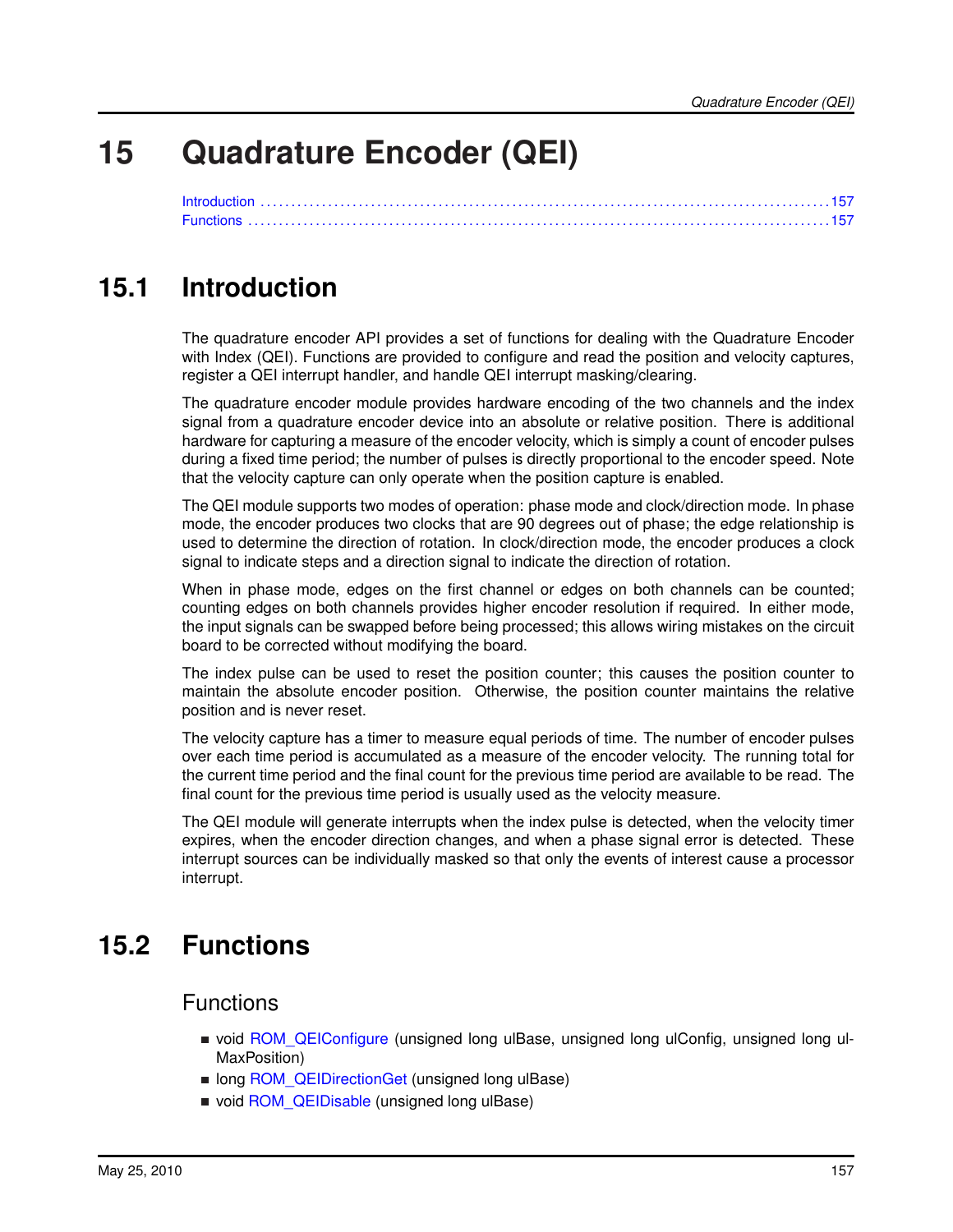# 15 Quadrature Encoder (QEI)

Introduction . . . . . . . . . . . . . . . . . . . . . . . . . . . . . . . . . . . . . . . . . . . . . . . . . . . . . . . . . . . . . . . . . . . . . . . . . . . . . . . . . . . . . . . 157
Functions . . . . . . . . . . . . . . . . . . . . . . . . . . . . . . . . . . . . . . . . . . . . . . . . . . . . . . . . . . . . . . . . . . . . . . . . . . . . . . . . . . . . . . . . . 157

## 15.1 Introduction

The quadrature encoder API provides a set of functions for dealing with the Quadrature Encoder with Index (QEI). Functions are provided to configure and read the position and velocity captures, register a QEI interrupt handler, and handle QEI interrupt masking/clearing.

The quadrature encoder module provides hardware encoding of the two channels and the index signal from a quadrature encoder device into an absolute or relative position. There is additional hardware for capturing a measure of the encoder velocity, which is simply a count of encoder pulses during a fixed time period; the number of pulses is directly proportional to the encoder speed. Note that the velocity capture can only operate when the position capture is enabled.

The QEI module supports two modes of operation: phase mode and clock/direction mode. In phase mode, the encoder produces two clocks that are 90 degrees out of phase; the edge relationship is used to determine the direction of rotation. In clock/direction mode, the encoder produces a clock signal to indicate steps and a direction signal to indicate the direction of rotation.

When in phase mode, edges on the first channel or edges on both channels can be counted; counting edges on both channels provides higher encoder resolution if required. In either mode, the input signals can be swapped before being processed; this allows wiring mistakes on the circuit board to be corrected without modifying the board.

The index pulse can be used to reset the position counter; this causes the position counter to maintain the absolute encoder position. Otherwise, the position counter maintains the relative position and is never reset.

The velocity capture has a timer to measure equal periods of time. The number of encoder pulses over each time period is accumulated as a measure of the encoder velocity. The running total for the current time period and the final count for the previous time period are available to be read. The final count for the previous time period is usually used as the velocity measure.

The QEI module will generate interrupts when the index pulse is detected, when the velocity timer expires, when the encoder direction changes, and when a phase signal error is detected. These interrupt sources can be individually masked so that only the events of interest cause a processor interrupt.

## 15.2 Functions

### Functions

- void ROM_QEIConfigure (unsigned long ulBase, unsigned long ulConfig, unsigned long ulMaxPosition)
- long ROM_QEIDirectionGet (unsigned long ulBase)
- void ROM_QEIDisable (unsigned long ulBase)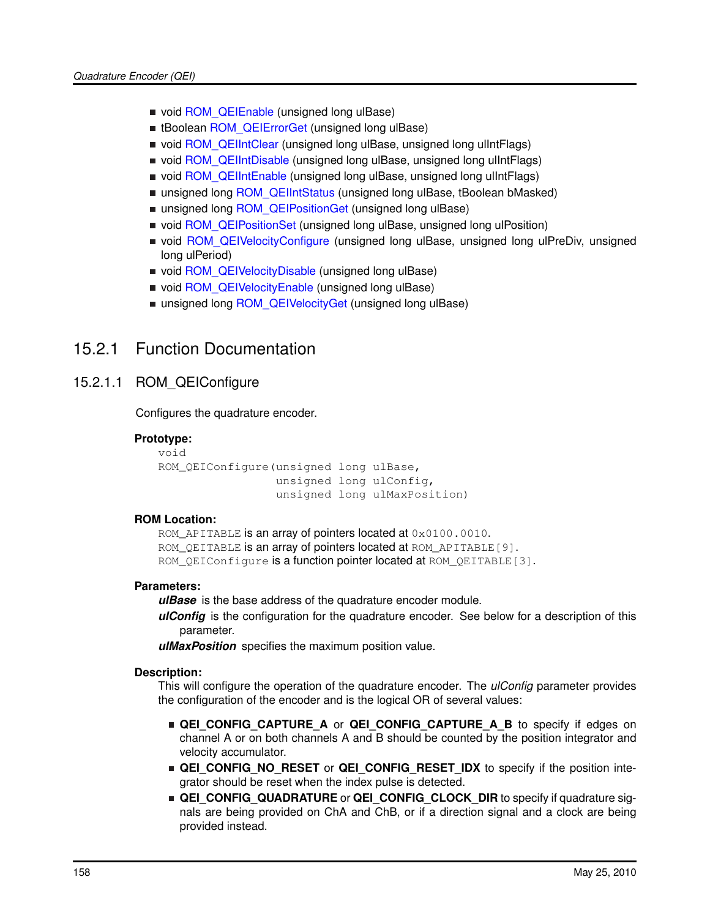- void ROM_QEIEnable (unsigned long ulBase)
- tBoolean ROM_QEIErrorGet (unsigned long ulBase)
- void ROM_QEIIntClear (unsigned long ulBase, unsigned long ulIntFlags)
- void ROM_QEIIntDisable (unsigned long ulBase, unsigned long ulIntFlags)
- void ROM_QEIIntEnable (unsigned long ulBase, unsigned long ulIntFlags)
- unsigned long ROM_QEIIntStatus (unsigned long ulBase, tBoolean bMasked)
- unsigned long ROM_QEIPositionGet (unsigned long ulBase)
- void ROM_QEIPositionSet (unsigned long ulBase, unsigned long ulPosition)
- void ROM_QEIVelocityConfigure (unsigned long ulBase, unsigned long ulPreDiv, unsigned long ulPeriod)
- void ROM_QEIVelocityDisable (unsigned long ulBase)
- void ROM_QEIVelocityEnable (unsigned long ulBase)
- unsigned long ROM_QEIVelocityGet (unsigned long ulBase)

## 15.2.1 Function Documentation

### 15.2.1.1 ROM_QEIConfigure

Configures the quadrature encoder.

**Prototype:**

```
void
ROM_QEIConfigure(unsigned long ulBase,
                 unsigned long ulConfig,
                 unsigned long ulMaxPosition)
```

**ROM Location:**

`ROM_APITABLE` is an array of pointers located at `0x0100.0010`.
`ROM_QEITABLE` is an array of pointers located at `ROM_APITABLE[9]`.
`ROM_QEIConfigure` is a function pointer located at `ROM_QEITABLE[3]`.

**Parameters:**

***ulBase*** is the base address of the quadrature encoder module.

***ulConfig*** is the configuration for the quadrature encoder. See below for a description of this parameter.

***ulMaxPosition*** specifies the maximum position value.

**Description:**

This will configure the operation of the quadrature encoder. The *ulConfig* parameter provides the configuration of the encoder and is the logical OR of several values:

- **QEI_CONFIG_CAPTURE_A** or **QEI_CONFIG_CAPTURE_A_B** to specify if edges on channel A or on both channels A and B should be counted by the position integrator and velocity accumulator.
- **QEI_CONFIG_NO_RESET** or **QEI_CONFIG_RESET_IDX** to specify if the position integrator should be reset when the index pulse is detected.
- **QEI_CONFIG_QUADRATURE** or **QEI_CONFIG_CLOCK_DIR** to specify if quadrature signals are being provided on ChA and ChB, or if a direction signal and a clock are being provided instead.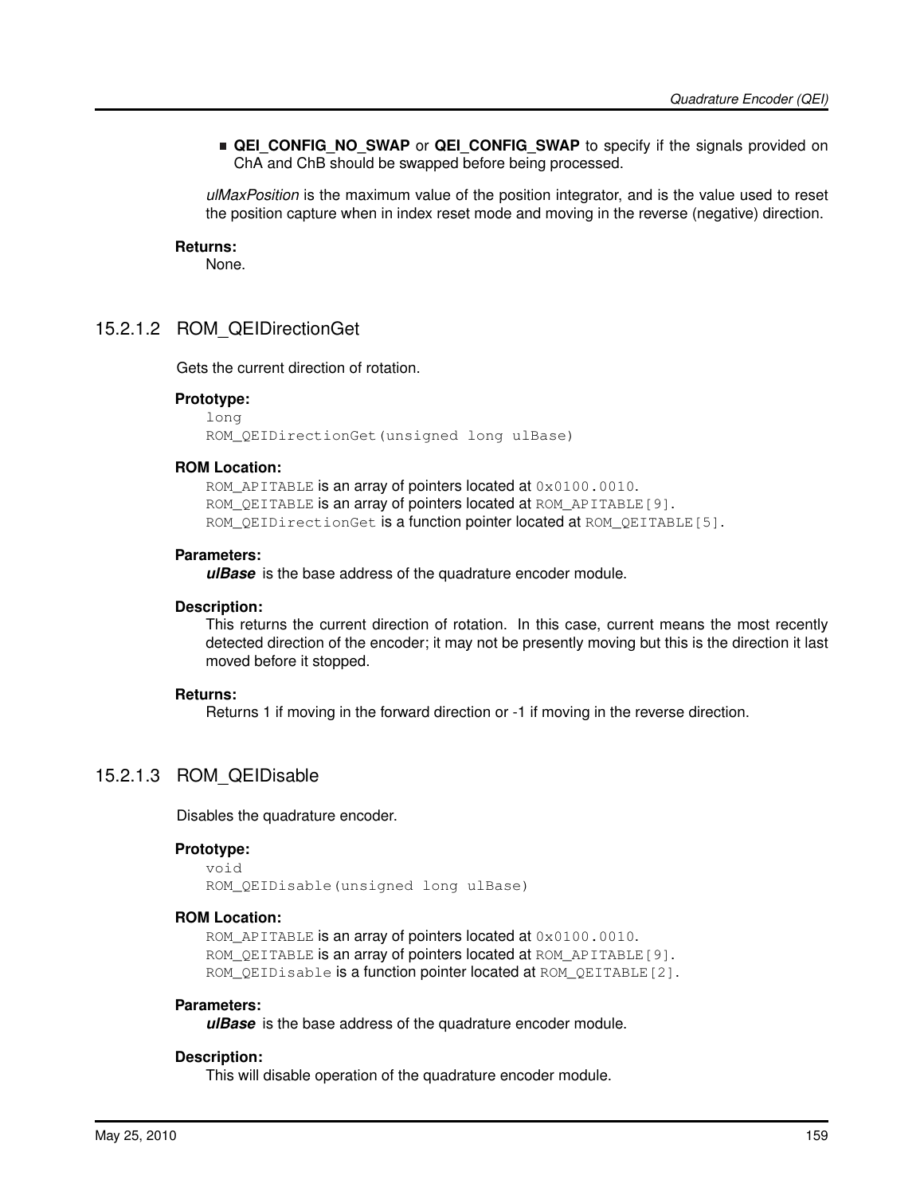- **QEI_CONFIG_NO_SWAP** or **QEI_CONFIG_SWAP** to specify if the signals provided on ChA and ChB should be swapped before being processed.

*ulMaxPosition* is the maximum value of the position integrator, and is the value used to reset the position capture when in index reset mode and moving in the reverse (negative) direction.

**Returns:**
None.

### 15.2.1.2 ROM_QEIDirectionGet

Gets the current direction of rotation.

**Prototype:**
```
long
ROM_QEIDirectionGet(unsigned long ulBase)
```

**ROM Location:**
`ROM_APITABLE` is an array of pointers located at `0x0100.0010`.
`ROM_QEITABLE` is an array of pointers located at `ROM_APITABLE[9]`.
`ROM_QEIDirectionGet` is a function pointer located at `ROM_QEITABLE[5]`.

**Parameters:**
***ulBase*** is the base address of the quadrature encoder module.

**Description:**
This returns the current direction of rotation. In this case, current means the most recently detected direction of the encoder; it may not be presently moving but this is the direction it last moved before it stopped.

**Returns:**
Returns 1 if moving in the forward direction or -1 if moving in the reverse direction.

### 15.2.1.3 ROM_QEIDisable

Disables the quadrature encoder.

**Prototype:**
```
void
ROM_QEIDisable(unsigned long ulBase)
```

**ROM Location:**
`ROM_APITABLE` is an array of pointers located at `0x0100.0010`.
`ROM_QEITABLE` is an array of pointers located at `ROM_APITABLE[9]`.
`ROM_QEIDisable` is a function pointer located at `ROM_QEITABLE[2]`.

**Parameters:**
***ulBase*** is the base address of the quadrature encoder module.

**Description:**
This will disable operation of the quadrature encoder module.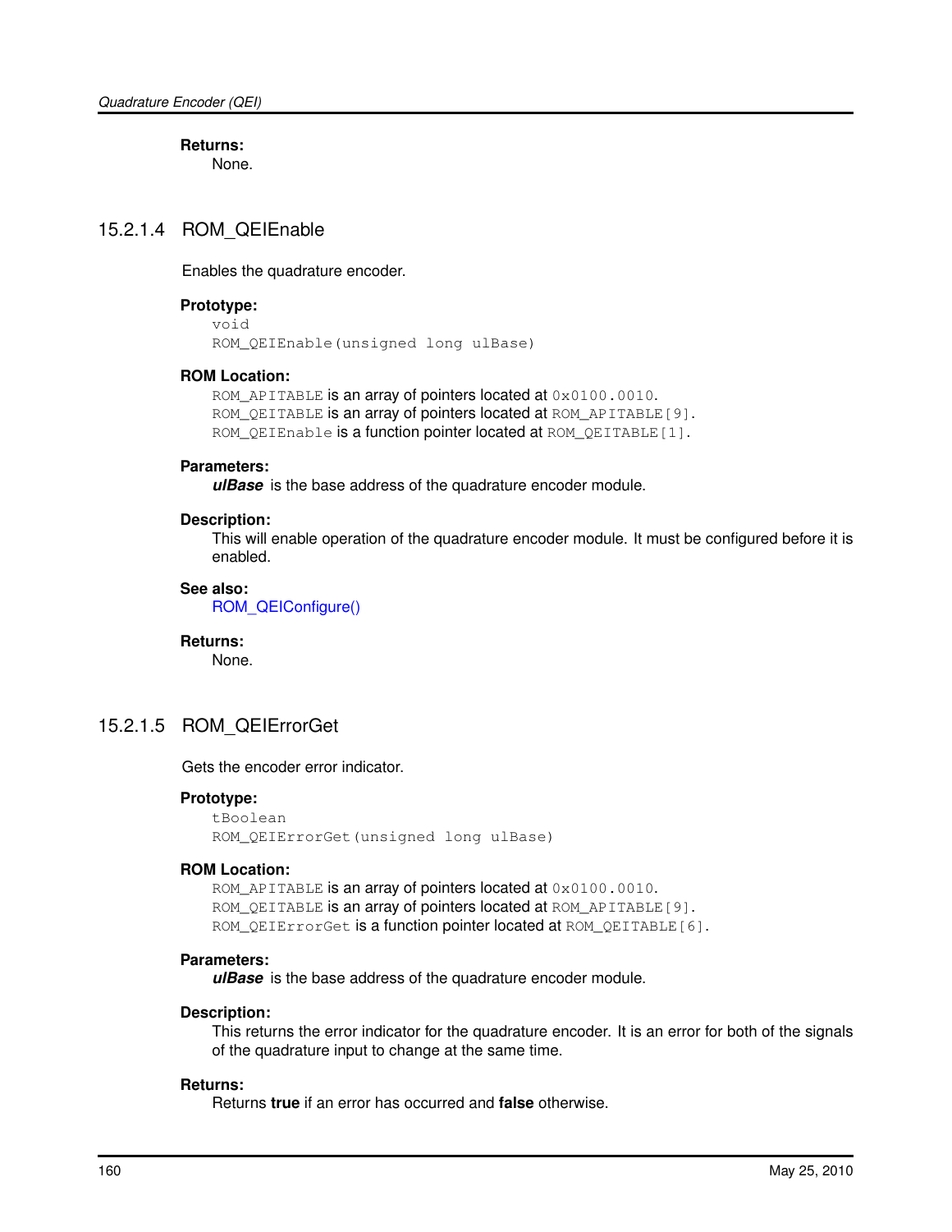**Returns:**
None.

### 15.2.1.4 ROM_QEIEnable

Enables the quadrature encoder.

**Prototype:**

```
void
ROM_QEIEnable(unsigned long ulBase)
```

**ROM Location:**
ROM_APITABLE is an array of pointers located at 0x0100.0010.
ROM_QEITABLE is an array of pointers located at ROM_APITABLE[9].
ROM_QEIEnable is a function pointer located at ROM_QEITABLE[1].

**Parameters:**
***ulBase*** is the base address of the quadrature encoder module.

**Description:**
This will enable operation of the quadrature encoder module. It must be configured before it is enabled.

**See also:**
ROM_QEIConfigure()

**Returns:**
None.

### 15.2.1.5 ROM_QEIErrorGet

Gets the encoder error indicator.

**Prototype:**

```
tBoolean
ROM_QEIErrorGet(unsigned long ulBase)
```

**ROM Location:**
ROM_APITABLE is an array of pointers located at 0x0100.0010.
ROM_QEITABLE is an array of pointers located at ROM_APITABLE[9].
ROM_QEIErrorGet is a function pointer located at ROM_QEITABLE[6].

**Parameters:**
***ulBase*** is the base address of the quadrature encoder module.

**Description:**
This returns the error indicator for the quadrature encoder. It is an error for both of the signals of the quadrature input to change at the same time.

**Returns:**
Returns **true** if an error has occurred and **false** otherwise.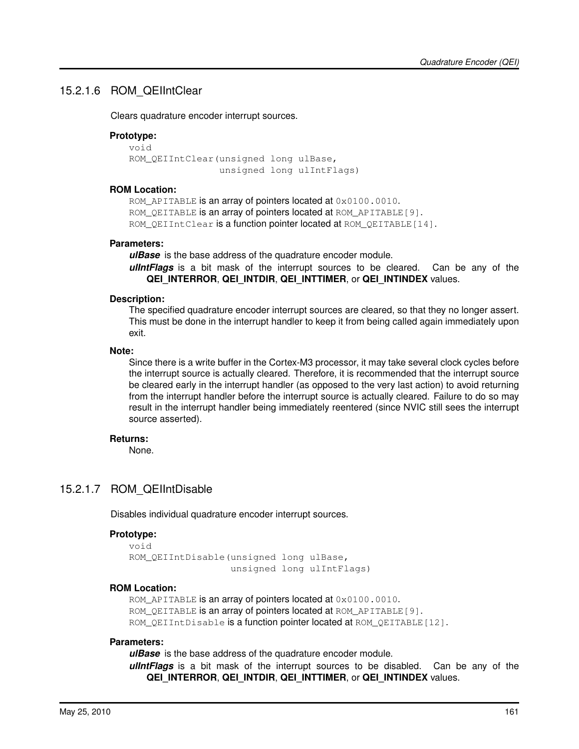### 15.2.1.6 ROM_QEIIntClear

Clears quadrature encoder interrupt sources.

**Prototype:**

```
void
ROM_QEIIntClear(unsigned long ulBase,
                unsigned long ulIntFlags)
```

**ROM Location:**

`ROM_APITABLE` is an array of pointers located at `0x0100.0010`.
`ROM_QEITABLE` is an array of pointers located at `ROM_APITABLE[9]`.
`ROM_QEIIntClear` is a function pointer located at `ROM_QEITABLE[14]`.

**Parameters:**

***ulBase*** is the base address of the quadrature encoder module.

***ulIntFlags*** is a bit mask of the interrupt sources to be cleared. Can be any of the **QEI_INTERROR**, **QEI_INTDIR**, **QEI_INTTIMER**, or **QEI_INTINDEX** values.

**Description:**

The specified quadrature encoder interrupt sources are cleared, so that they no longer assert. This must be done in the interrupt handler to keep it from being called again immediately upon exit.

**Note:**

Since there is a write buffer in the Cortex-M3 processor, it may take several clock cycles before the interrupt source is actually cleared. Therefore, it is recommended that the interrupt source be cleared early in the interrupt handler (as opposed to the very last action) to avoid returning from the interrupt handler before the interrupt source is actually cleared. Failure to do so may result in the interrupt handler being immediately reentered (since NVIC still sees the interrupt source asserted).

**Returns:**

None.

### 15.2.1.7 ROM_QEIIntDisable

Disables individual quadrature encoder interrupt sources.

**Prototype:**

```
void
ROM_QEIIntDisable(unsigned long ulBase,
                  unsigned long ulIntFlags)
```

**ROM Location:**

`ROM_APITABLE` is an array of pointers located at `0x0100.0010`.
`ROM_QEITABLE` is an array of pointers located at `ROM_APITABLE[9]`.
`ROM_QEIIntDisable` is a function pointer located at `ROM_QEITABLE[12]`.

**Parameters:**

***ulBase*** is the base address of the quadrature encoder module.

***ulIntFlags*** is a bit mask of the interrupt sources to be disabled. Can be any of the **QEI_INTERROR**, **QEI_INTDIR**, **QEI_INTTIMER**, or **QEI_INTINDEX** values.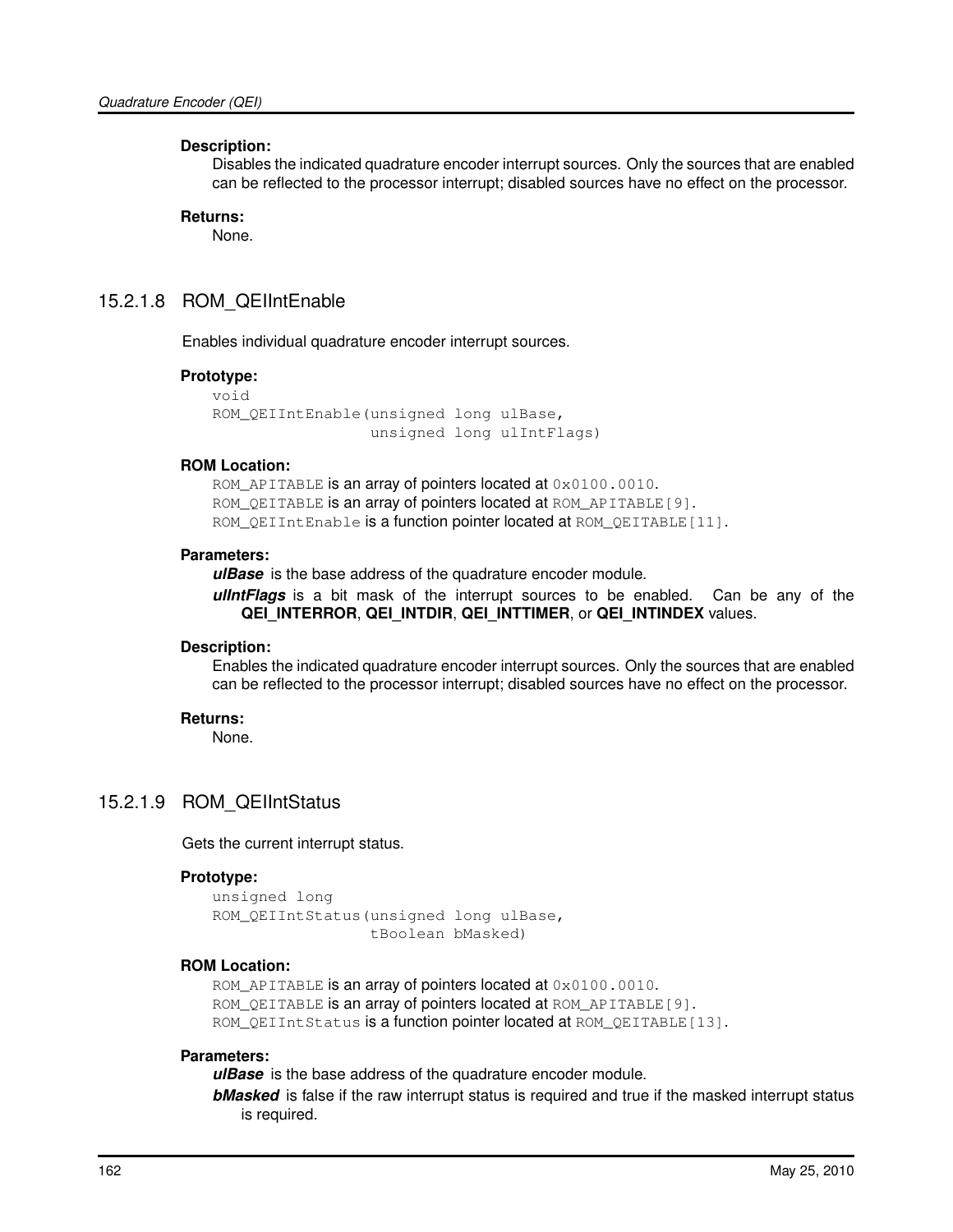**Description:**

Disables the indicated quadrature encoder interrupt sources. Only the sources that are enabled can be reflected to the processor interrupt; disabled sources have no effect on the processor.

**Returns:**

None.

### 15.2.1.8 ROM_QEIIntEnable

Enables individual quadrature encoder interrupt sources.

**Prototype:**

```
void
ROM_QEIIntEnable(unsigned long ulBase,
                 unsigned long ulIntFlags)
```

**ROM Location:**

`ROM_APITABLE` is an array of pointers located at `0x0100.0010`.
`ROM_QEITABLE` is an array of pointers located at `ROM_APITABLE[9]`.
`ROM_QEIIntEnable` is a function pointer located at `ROM_QEITABLE[11]`.

**Parameters:**

***ulBase*** is the base address of the quadrature encoder module.

***ulIntFlags*** is a bit mask of the interrupt sources to be enabled. Can be any of the **QEI_INTERROR**, **QEI_INTDIR**, **QEI_INTTIMER**, or **QEI_INTINDEX** values.

**Description:**

Enables the indicated quadrature encoder interrupt sources. Only the sources that are enabled can be reflected to the processor interrupt; disabled sources have no effect on the processor.

**Returns:**

None.

### 15.2.1.9 ROM_QEIIntStatus

Gets the current interrupt status.

**Prototype:**

```
unsigned long
ROM_QEIIntStatus(unsigned long ulBase,
                 tBoolean bMasked)
```

**ROM Location:**

`ROM_APITABLE` is an array of pointers located at `0x0100.0010`.
`ROM_QEITABLE` is an array of pointers located at `ROM_APITABLE[9]`.
`ROM_QEIIntStatus` is a function pointer located at `ROM_QEITABLE[13]`.

**Parameters:**

***ulBase*** is the base address of the quadrature encoder module.

***bMasked*** is false if the raw interrupt status is required and true if the masked interrupt status is required.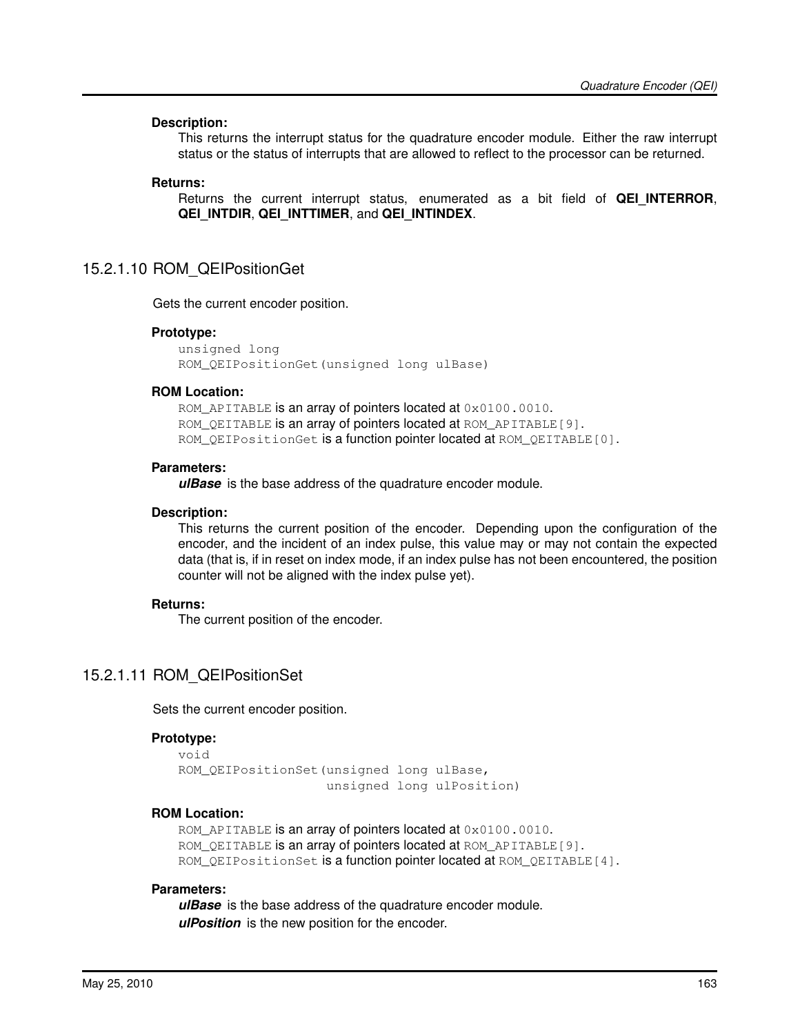**Description:**

This returns the interrupt status for the quadrature encoder module. Either the raw interrupt status or the status of interrupts that are allowed to reflect to the processor can be returned.

**Returns:**

Returns the current interrupt status, enumerated as a bit field of **QEI_INTERROR**, **QEI_INTDIR**, **QEI_INTTIMER**, and **QEI_INTINDEX**.

### 15.2.1.10 ROM_QEIPositionGet

Gets the current encoder position.

**Prototype:**

```
unsigned long
ROM_QEIPositionGet(unsigned long ulBase)
```

**ROM Location:**

`ROM_APITABLE` is an array of pointers located at `0x0100.0010`.
`ROM_QEITABLE` is an array of pointers located at `ROM_APITABLE[9]`.
`ROM_QEIPositionGet` is a function pointer located at `ROM_QEITABLE[0]`.

**Parameters:**

***ulBase*** is the base address of the quadrature encoder module.

**Description:**

This returns the current position of the encoder. Depending upon the configuration of the encoder, and the incident of an index pulse, this value may or may not contain the expected data (that is, if in reset on index mode, if an index pulse has not been encountered, the position counter will not be aligned with the index pulse yet).

**Returns:**

The current position of the encoder.

### 15.2.1.11 ROM_QEIPositionSet

Sets the current encoder position.

**Prototype:**

```
void
ROM_QEIPositionSet(unsigned long ulBase,
                   unsigned long ulPosition)
```

**ROM Location:**

`ROM_APITABLE` is an array of pointers located at `0x0100.0010`.
`ROM_QEITABLE` is an array of pointers located at `ROM_APITABLE[9]`.
`ROM_QEIPositionSet` is a function pointer located at `ROM_QEITABLE[4]`.

**Parameters:**

***ulBase*** is the base address of the quadrature encoder module.
***ulPosition*** is the new position for the encoder.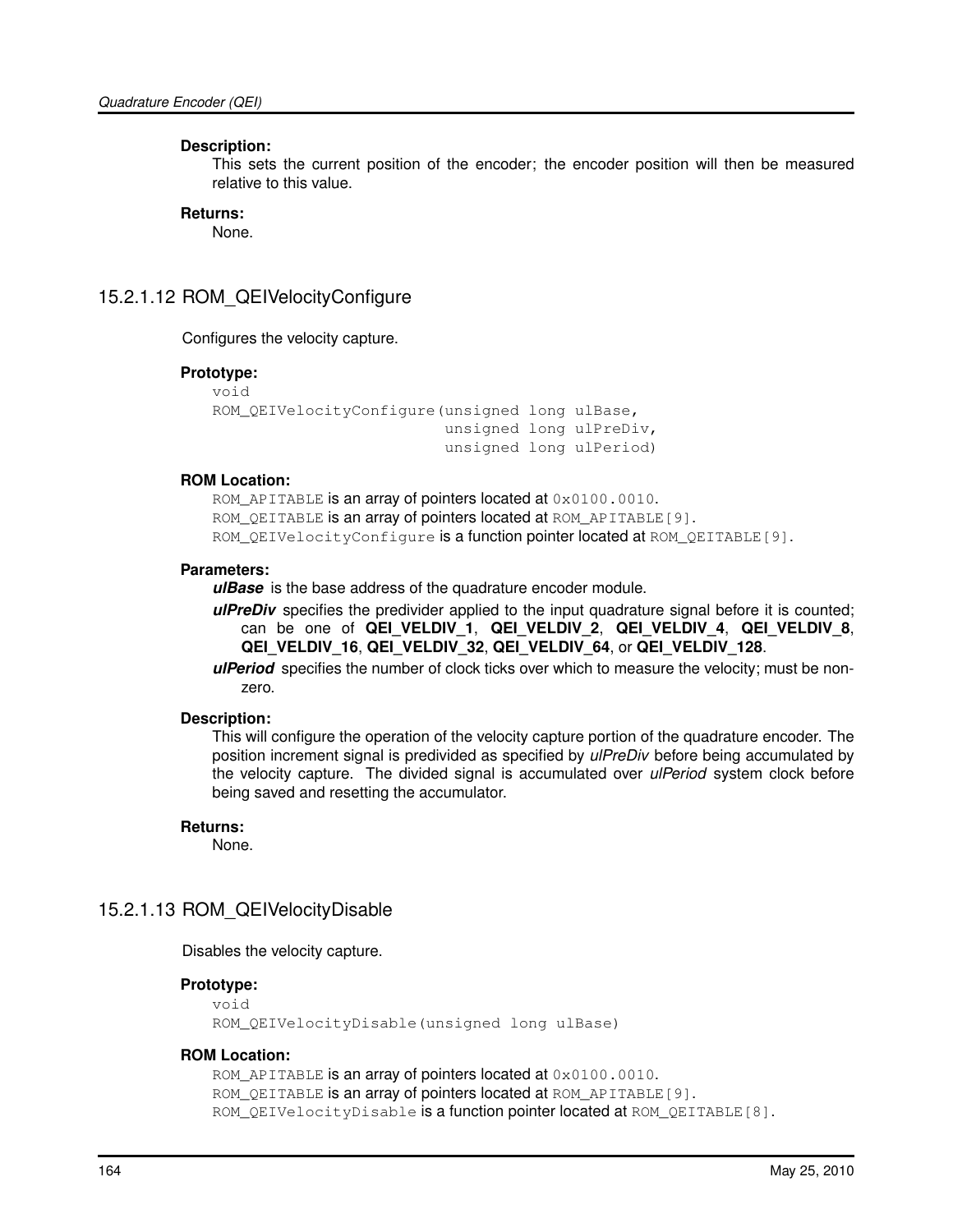**Description:**

This sets the current position of the encoder; the encoder position will then be measured relative to this value.

**Returns:**

None.

### 15.2.1.12 ROM_QEIVelocityConfigure

Configures the velocity capture.

**Prototype:**

```
void
ROM_QEIVelocityConfigure(unsigned long ulBase,
                         unsigned long ulPreDiv,
                         unsigned long ulPeriod)
```

**ROM Location:**

`ROM_APITABLE` is an array of pointers located at `0x0100.0010`.
`ROM_QEITABLE` is an array of pointers located at `ROM_APITABLE[9]`.
`ROM_QEIVelocityConfigure` is a function pointer located at `ROM_QEITABLE[9]`.

**Parameters:**

***ulBase*** is the base address of the quadrature encoder module.

***ulPreDiv*** specifies the predivider applied to the input quadrature signal before it is counted; can be one of **QEI_VELDIV_1**, **QEI_VELDIV_2**, **QEI_VELDIV_4**, **QEI_VELDIV_8**, **QEI_VELDIV_16**, **QEI_VELDIV_32**, **QEI_VELDIV_64**, or **QEI_VELDIV_128**.

***ulPeriod*** specifies the number of clock ticks over which to measure the velocity; must be non-zero.

**Description:**

This will configure the operation of the velocity capture portion of the quadrature encoder. The position increment signal is predivided as specified by *ulPreDiv* before being accumulated by the velocity capture. The divided signal is accumulated over *ulPeriod* system clock before being saved and resetting the accumulator.

**Returns:**

None.

### 15.2.1.13 ROM_QEIVelocityDisable

Disables the velocity capture.

**Prototype:**

```
void
ROM_QEIVelocityDisable(unsigned long ulBase)
```

**ROM Location:**

`ROM_APITABLE` is an array of pointers located at `0x0100.0010`.
`ROM_QEITABLE` is an array of pointers located at `ROM_APITABLE[9]`.
`ROM_QEIVelocityDisable` is a function pointer located at `ROM_QEITABLE[8]`.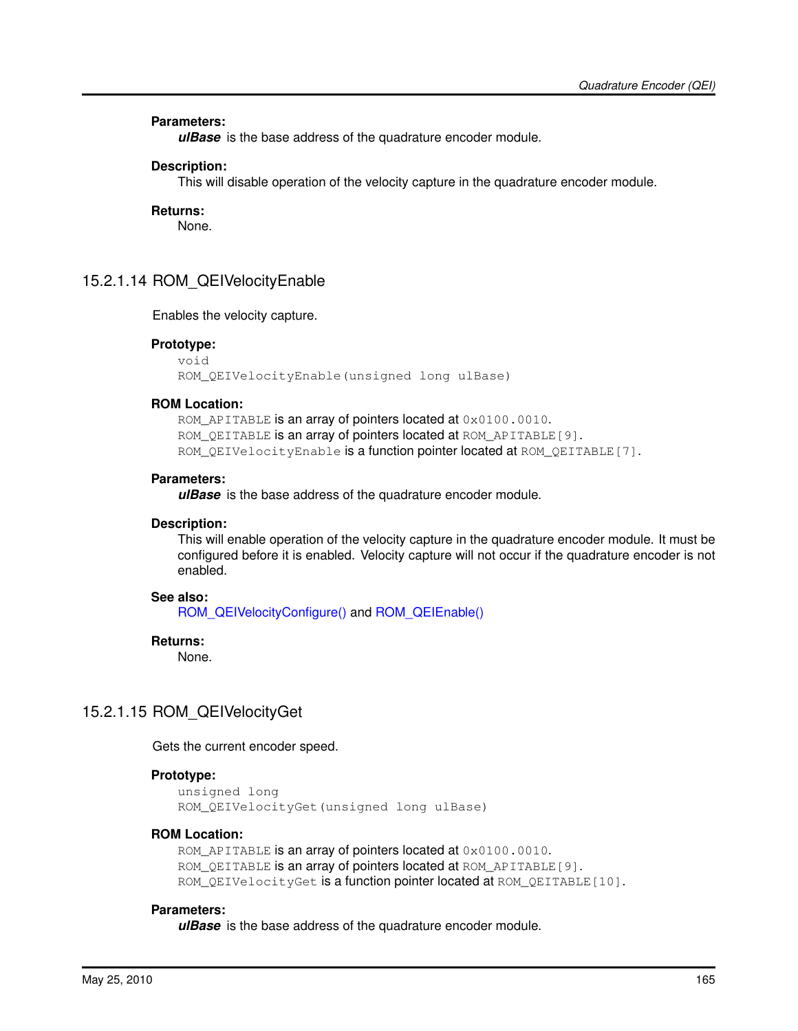**Parameters:**

***ulBase*** is the base address of the quadrature encoder module.

**Description:**

This will disable operation of the velocity capture in the quadrature encoder module.

**Returns:**

None.

### 15.2.1.14 ROM_QEIVelocityEnable

Enables the velocity capture.

**Prototype:**

```
void
ROM_QEIVelocityEnable(unsigned long ulBase)
```

**ROM Location:**

`ROM_APITABLE` is an array of pointers located at `0x0100.0010`.
`ROM_QEITABLE` is an array of pointers located at `ROM_APITABLE[9]`.
`ROM_QEIVelocityEnable` is a function pointer located at `ROM_QEITABLE[7]`.

**Parameters:**

***ulBase*** is the base address of the quadrature encoder module.

**Description:**

This will enable operation of the velocity capture in the quadrature encoder module. It must be configured before it is enabled. Velocity capture will not occur if the quadrature encoder is not enabled.

**See also:**

ROM_QEIVelocityConfigure() and ROM_QEIEnable()

**Returns:**

None.

### 15.2.1.15 ROM_QEIVelocityGet

Gets the current encoder speed.

**Prototype:**

```
unsigned long
ROM_QEIVelocityGet(unsigned long ulBase)
```

**ROM Location:**

`ROM_APITABLE` is an array of pointers located at `0x0100.0010`.
`ROM_QEITABLE` is an array of pointers located at `ROM_APITABLE[9]`.
`ROM_QEIVelocityGet` is a function pointer located at `ROM_QEITABLE[10]`.

**Parameters:**

***ulBase*** is the base address of the quadrature encoder module.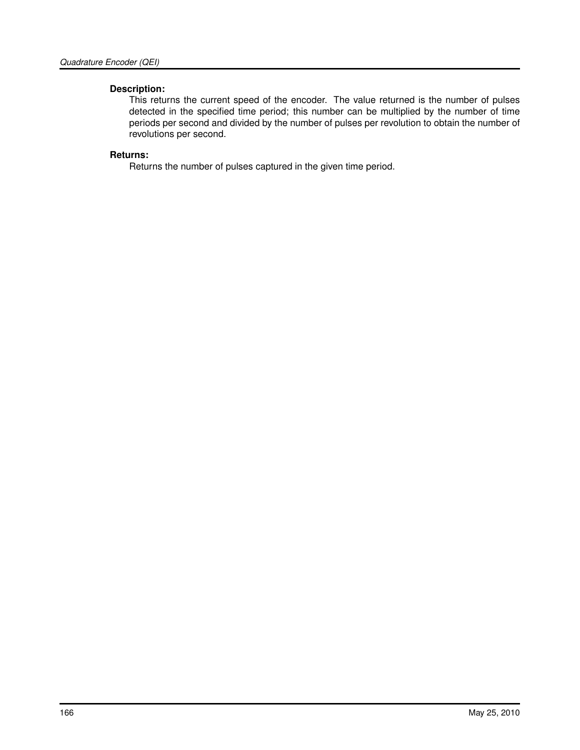**Description:**

This returns the current speed of the encoder. The value returned is the number of pulses detected in the specified time period; this number can be multiplied by the number of time periods per second and divided by the number of pulses per revolution to obtain the number of revolutions per second.

**Returns:**

Returns the number of pulses captured in the given time period.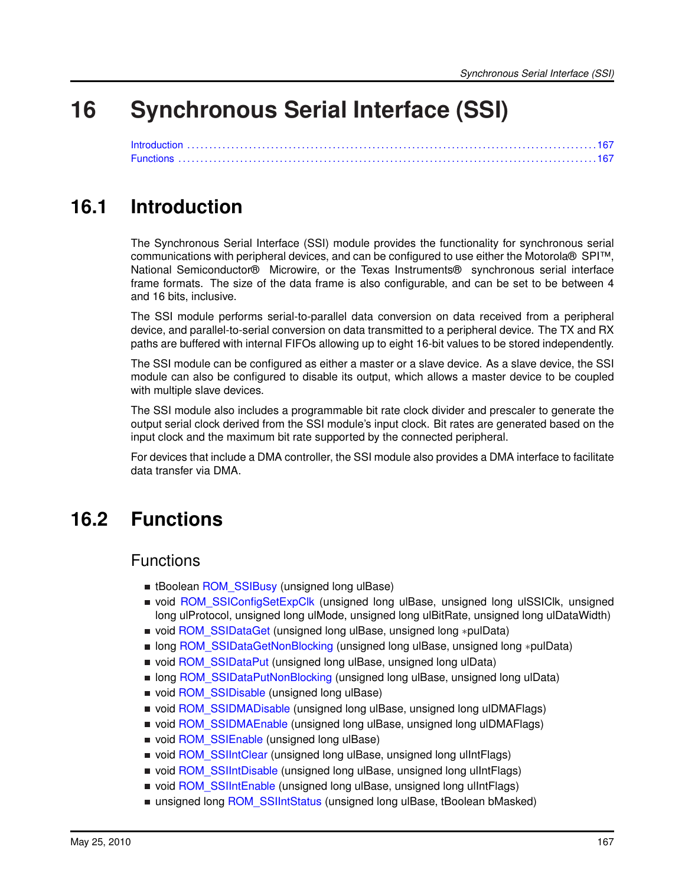# 16 Synchronous Serial Interface (SSI)

Introduction ... 167
Functions ... 167

## 16.1 Introduction

The Synchronous Serial Interface (SSI) module provides the functionality for synchronous serial communications with peripheral devices, and can be configured to use either the Motorola® SPI™, National Semiconductor® Microwire, or the Texas Instruments® synchronous serial interface frame formats. The size of the data frame is also configurable, and can be set to be between 4 and 16 bits, inclusive.

The SSI module performs serial-to-parallel data conversion on data received from a peripheral device, and parallel-to-serial conversion on data transmitted to a peripheral device. The TX and RX paths are buffered with internal FIFOs allowing up to eight 16-bit values to be stored independently.

The SSI module can be configured as either a master or a slave device. As a slave device, the SSI module can also be configured to disable its output, which allows a master device to be coupled with multiple slave devices.

The SSI module also includes a programmable bit rate clock divider and prescaler to generate the output serial clock derived from the SSI module's input clock. Bit rates are generated based on the input clock and the maximum bit rate supported by the connected peripheral.

For devices that include a DMA controller, the SSI module also provides a DMA interface to facilitate data transfer via DMA.

## 16.2 Functions

### Functions

- tBoolean ROM_SSIBusy (unsigned long ulBase)
- void ROM_SSIConfigSetExpClk (unsigned long ulBase, unsigned long ulSSIClk, unsigned long ulProtocol, unsigned long ulMode, unsigned long ulBitRate, unsigned long ulDataWidth)
- void ROM_SSIDataGet (unsigned long ulBase, unsigned long *pulData)
- long ROM_SSIDataGetNonBlocking (unsigned long ulBase, unsigned long *pulData)
- void ROM_SSIDataPut (unsigned long ulBase, unsigned long ulData)
- long ROM_SSIDataPutNonBlocking (unsigned long ulBase, unsigned long ulData)
- void ROM_SSIDisable (unsigned long ulBase)
- void ROM_SSIDMADisable (unsigned long ulBase, unsigned long ulDMAFlags)
- void ROM_SSIDMAEnable (unsigned long ulBase, unsigned long ulDMAFlags)
- void ROM_SSIEnable (unsigned long ulBase)
- void ROM_SSIIntClear (unsigned long ulBase, unsigned long ulIntFlags)
- void ROM_SSIIntDisable (unsigned long ulBase, unsigned long ulIntFlags)
- void ROM_SSIIntEnable (unsigned long ulBase, unsigned long ulIntFlags)
- unsigned long ROM_SSIIntStatus (unsigned long ulBase, tBoolean bMasked)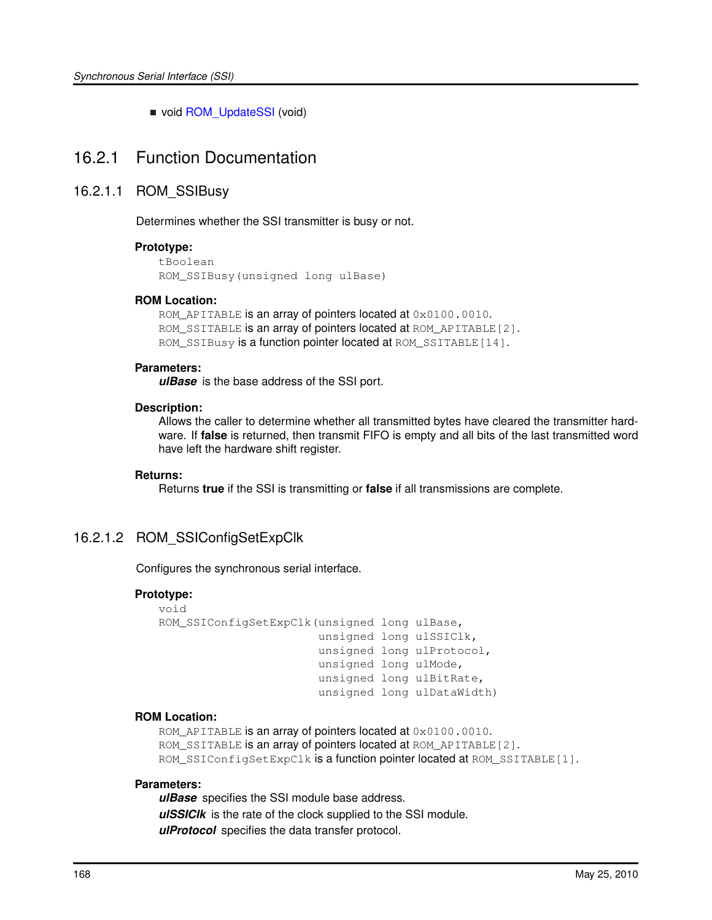- void ROM_UpdateSSI (void)

## 16.2.1 Function Documentation

### 16.2.1.1 ROM_SSIBusy

Determines whether the SSI transmitter is busy or not.

**Prototype:**

```
tBoolean
ROM_SSIBusy(unsigned long ulBase)
```

**ROM Location:**

`ROM_APITABLE` is an array of pointers located at `0x0100.0010`.
`ROM_SSITABLE` is an array of pointers located at `ROM_APITABLE[2]`.
`ROM_SSIBusy` is a function pointer located at `ROM_SSITABLE[14]`.

**Parameters:**

***ulBase*** is the base address of the SSI port.

**Description:**

Allows the caller to determine whether all transmitted bytes have cleared the transmitter hardware. If **false** is returned, then transmit FIFO is empty and all bits of the last transmitted word have left the hardware shift register.

**Returns:**

Returns **true** if the SSI is transmitting or **false** if all transmissions are complete.

### 16.2.1.2 ROM_SSIConfigSetExpClk

Configures the synchronous serial interface.

**Prototype:**

```
void
ROM_SSIConfigSetExpClk(unsigned long ulBase,
                       unsigned long ulSSIClk,
                       unsigned long ulProtocol,
                       unsigned long ulMode,
                       unsigned long ulBitRate,
                       unsigned long ulDataWidth)
```

**ROM Location:**

`ROM_APITABLE` is an array of pointers located at `0x0100.0010`.
`ROM_SSITABLE` is an array of pointers located at `ROM_APITABLE[2]`.
`ROM_SSIConfigSetExpClk` is a function pointer located at `ROM_SSITABLE[1]`.

**Parameters:**

***ulBase*** specifies the SSI module base address.
***ulSSIClk*** is the rate of the clock supplied to the SSI module.
***ulProtocol*** specifies the data transfer protocol.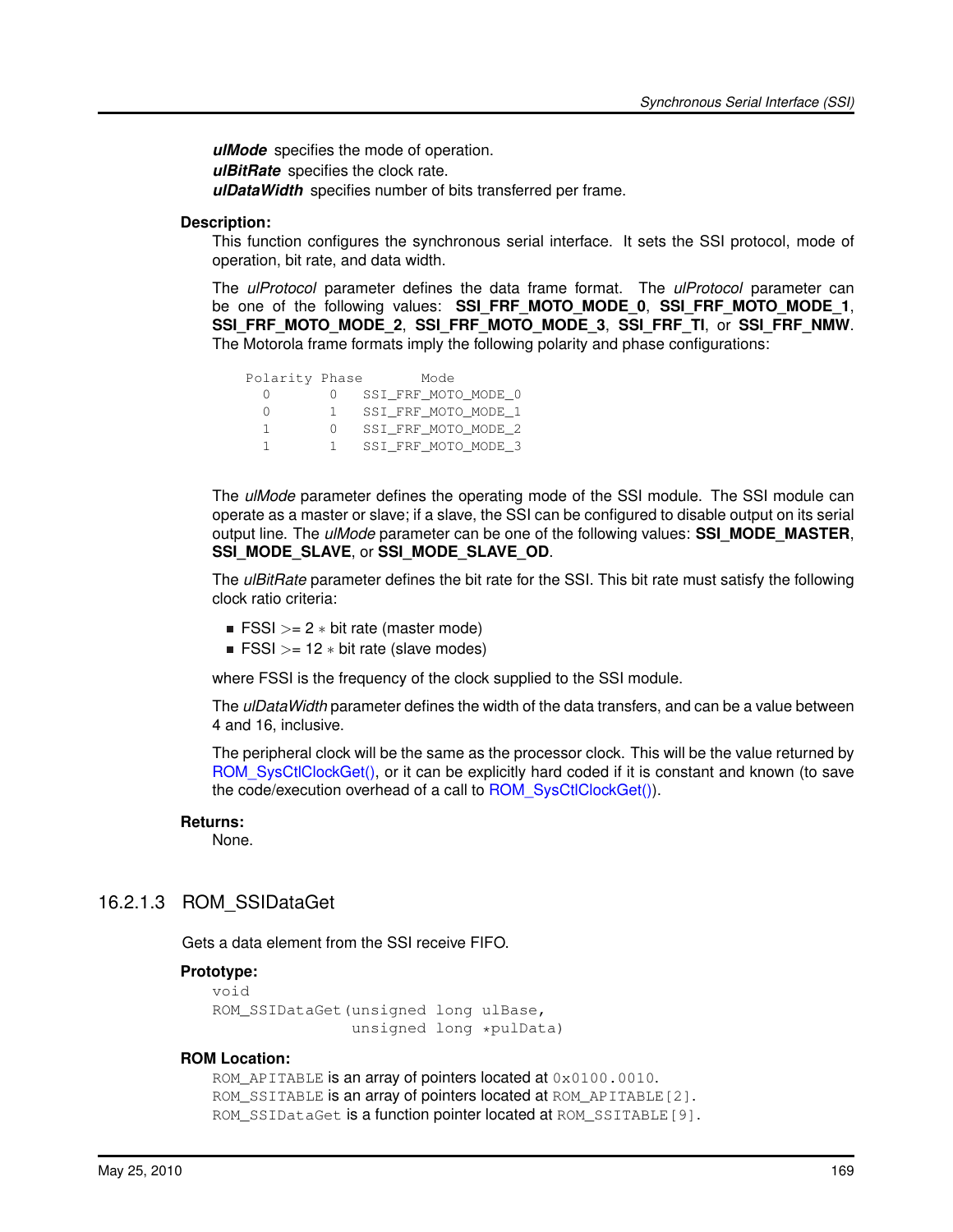***ulMode*** specifies the mode of operation.
***ulBitRate*** specifies the clock rate.
***ulDataWidth*** specifies number of bits transferred per frame.

**Description:**

This function configures the synchronous serial interface. It sets the SSI protocol, mode of operation, bit rate, and data width.

The *ulProtocol* parameter defines the data frame format. The *ulProtocol* parameter can be one of the following values: **SSI_FRF_MOTO_MODE_0**, **SSI_FRF_MOTO_MODE_1**, **SSI_FRF_MOTO_MODE_2**, **SSI_FRF_MOTO_MODE_3**, **SSI_FRF_TI**, or **SSI_FRF_NMW**. The Motorola frame formats imply the following polarity and phase configurations:

```
Polarity Phase       Mode
  0       0    SSI_FRF_MOTO_MODE_0
  0       1    SSI_FRF_MOTO_MODE_1
  1       0    SSI_FRF_MOTO_MODE_2
  1       1    SSI_FRF_MOTO_MODE_3
```

The *ulMode* parameter defines the operating mode of the SSI module. The SSI module can operate as a master or slave; if a slave, the SSI can be configured to disable output on its serial output line. The *ulMode* parameter can be one of the following values: **SSI_MODE_MASTER**, **SSI_MODE_SLAVE**, or **SSI_MODE_SLAVE_OD**.

The *ulBitRate* parameter defines the bit rate for the SSI. This bit rate must satisfy the following clock ratio criteria:

- FSSI >= 2 * bit rate (master mode)
- FSSI >= 12 * bit rate (slave modes)

where FSSI is the frequency of the clock supplied to the SSI module.

The *ulDataWidth* parameter defines the width of the data transfers, and can be a value between 4 and 16, inclusive.

The peripheral clock will be the same as the processor clock. This will be the value returned by ROM_SysCtlClockGet(), or it can be explicitly hard coded if it is constant and known (to save the code/execution overhead of a call to ROM_SysCtlClockGet()).

**Returns:**

None.

### 16.2.1.3 ROM_SSIDataGet

Gets a data element from the SSI receive FIFO.

**Prototype:**

```
void
ROM_SSIDataGet(unsigned long ulBase,
               unsigned long *pulData)
```

**ROM Location:**

`ROM_APITABLE` is an array of pointers located at `0x0100.0010`.
`ROM_SSITABLE` is an array of pointers located at `ROM_APITABLE[2]`.
`ROM_SSIDataGet` is a function pointer located at `ROM_SSITABLE[9]`.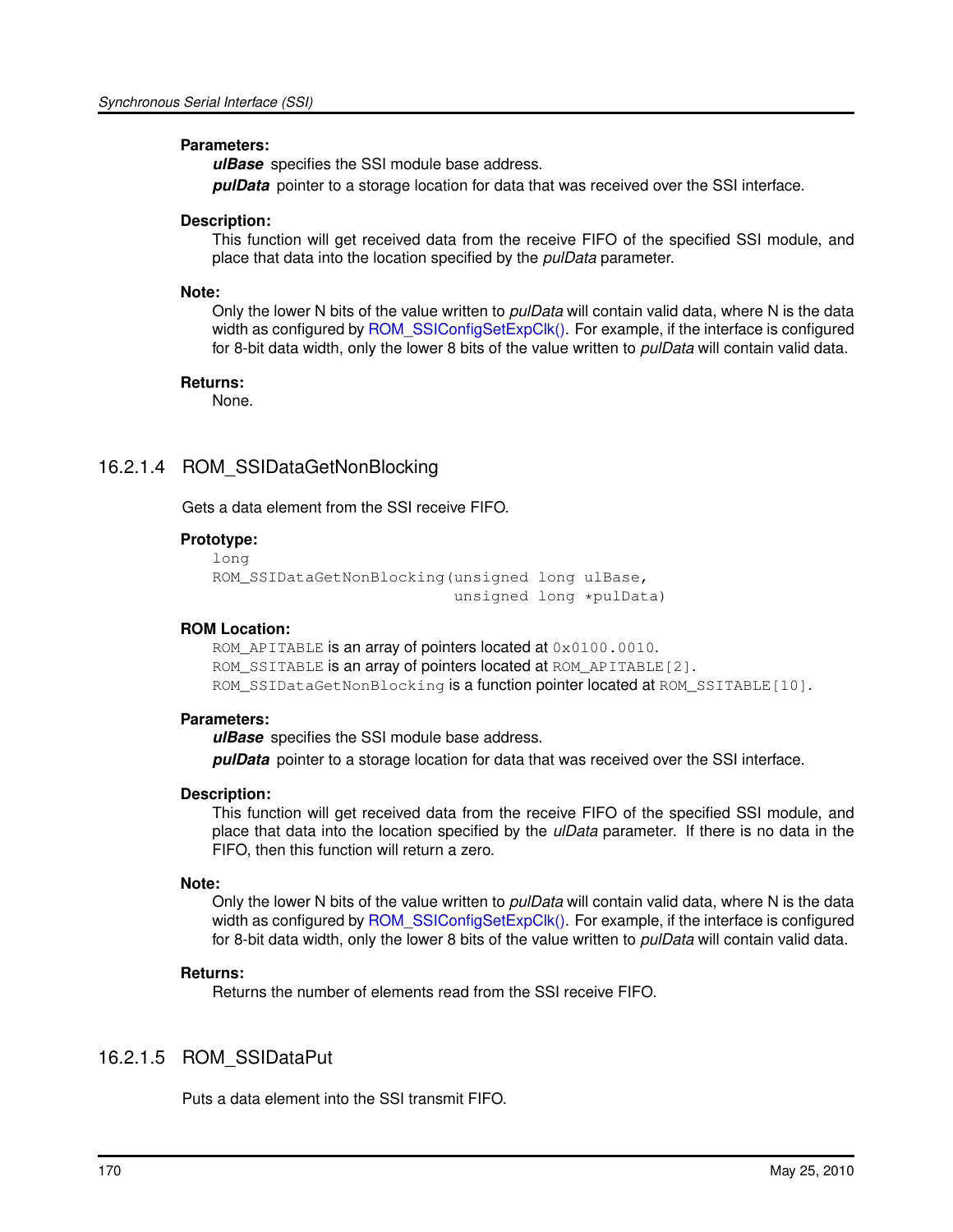**Parameters:**

***ulBase*** specifies the SSI module base address.

***pulData*** pointer to a storage location for data that was received over the SSI interface.

**Description:**

This function will get received data from the receive FIFO of the specified SSI module, and place that data into the location specified by the *pulData* parameter.

**Note:**

Only the lower N bits of the value written to *pulData* will contain valid data, where N is the data width as configured by ROM_SSIConfigSetExpClk(). For example, if the interface is configured for 8-bit data width, only the lower 8 bits of the value written to *pulData* will contain valid data.

**Returns:**

None.

### 16.2.1.4 ROM_SSIDataGetNonBlocking

Gets a data element from the SSI receive FIFO.

**Prototype:**

```
long
ROM_SSIDataGetNonBlocking(unsigned long ulBase,
                          unsigned long *pulData)
```

**ROM Location:**

`ROM_APITABLE` is an array of pointers located at `0x0100.0010`.
`ROM_SSITABLE` is an array of pointers located at `ROM_APITABLE[2]`.
`ROM_SSIDataGetNonBlocking` is a function pointer located at `ROM_SSITABLE[10]`.

**Parameters:**

***ulBase*** specifies the SSI module base address.

***pulData*** pointer to a storage location for data that was received over the SSI interface.

**Description:**

This function will get received data from the receive FIFO of the specified SSI module, and place that data into the location specified by the *ulData* parameter. If there is no data in the FIFO, then this function will return a zero.

**Note:**

Only the lower N bits of the value written to *pulData* will contain valid data, where N is the data width as configured by ROM_SSIConfigSetExpClk(). For example, if the interface is configured for 8-bit data width, only the lower 8 bits of the value written to *pulData* will contain valid data.

**Returns:**

Returns the number of elements read from the SSI receive FIFO.

### 16.2.1.5 ROM_SSIDataPut

Puts a data element into the SSI transmit FIFO.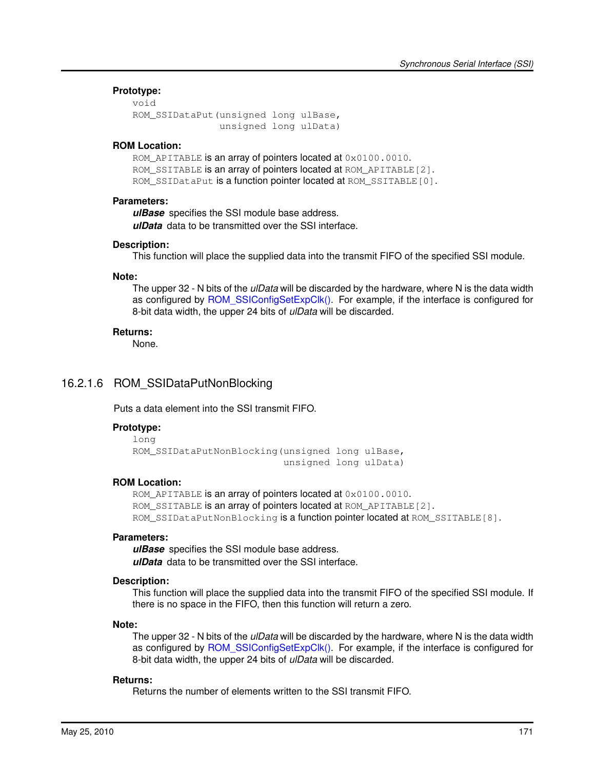**Prototype:**

```
void
ROM_SSIDataPut(unsigned long ulBase,
               unsigned long ulData)
```

**ROM Location:**

ROM_APITABLE is an array of pointers located at 0x0100.0010.
ROM_SSITABLE is an array of pointers located at ROM_APITABLE[2].
ROM_SSIDataPut is a function pointer located at ROM_SSITABLE[0].

**Parameters:**

***ulBase*** specifies the SSI module base address.
***ulData*** data to be transmitted over the SSI interface.

**Description:**

This function will place the supplied data into the transmit FIFO of the specified SSI module.

**Note:**

The upper 32 - N bits of the *ulData* will be discarded by the hardware, where N is the data width as configured by ROM_SSIConfigSetExpClk(). For example, if the interface is configured for 8-bit data width, the upper 24 bits of *ulData* will be discarded.

**Returns:**

None.

### 16.2.1.6 ROM_SSIDataPutNonBlocking

Puts a data element into the SSI transmit FIFO.

**Prototype:**

```
long
ROM_SSIDataPutNonBlocking(unsigned long ulBase,
                          unsigned long ulData)
```

**ROM Location:**

ROM_APITABLE is an array of pointers located at 0x0100.0010.
ROM_SSITABLE is an array of pointers located at ROM_APITABLE[2].
ROM_SSIDataPutNonBlocking is a function pointer located at ROM_SSITABLE[8].

**Parameters:**

***ulBase*** specifies the SSI module base address.
***ulData*** data to be transmitted over the SSI interface.

**Description:**

This function will place the supplied data into the transmit FIFO of the specified SSI module. If there is no space in the FIFO, then this function will return a zero.

**Note:**

The upper 32 - N bits of the *ulData* will be discarded by the hardware, where N is the data width as configured by ROM_SSIConfigSetExpClk(). For example, if the interface is configured for 8-bit data width, the upper 24 bits of *ulData* will be discarded.

**Returns:**

Returns the number of elements written to the SSI transmit FIFO.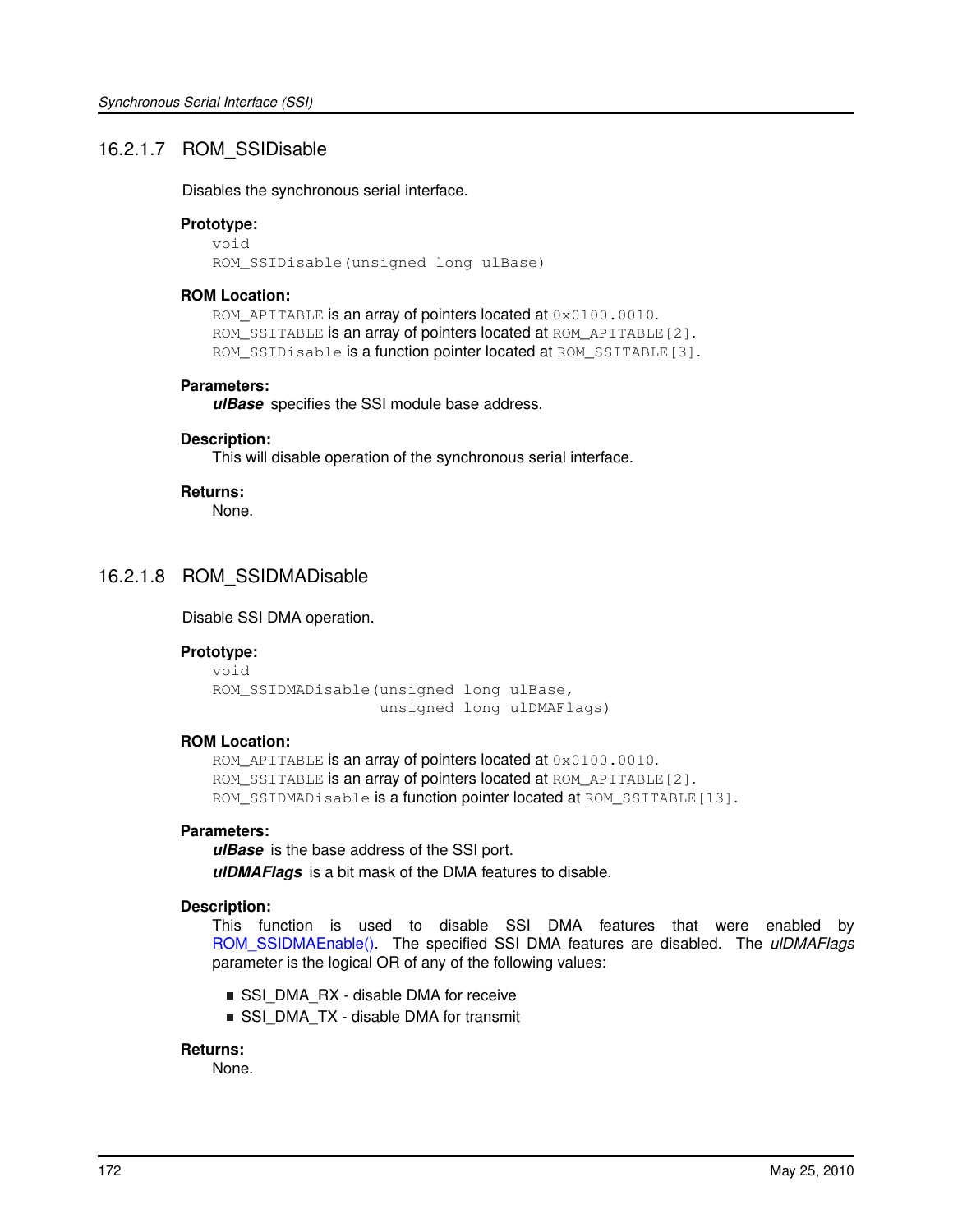#### 16.2.1.7 ROM_SSIDisable

Disables the synchronous serial interface.

**Prototype:**

```
void
ROM_SSIDisable(unsigned long ulBase)
```

**ROM Location:**

`ROM_APITABLE` is an array of pointers located at `0x0100.0010`.
`ROM_SSITABLE` is an array of pointers located at `ROM_APITABLE[2]`.
`ROM_SSIDisable` is a function pointer located at `ROM_SSITABLE[3]`.

**Parameters:**

***ulBase*** specifies the SSI module base address.

**Description:**

This will disable operation of the synchronous serial interface.

**Returns:**

None.

#### 16.2.1.8 ROM_SSIDMADisable

Disable SSI DMA operation.

**Prototype:**

```
void
ROM_SSIDMADisable(unsigned long ulBase,
                  unsigned long ulDMAFlags)
```

**ROM Location:**

`ROM_APITABLE` is an array of pointers located at `0x0100.0010`.
`ROM_SSITABLE` is an array of pointers located at `ROM_APITABLE[2]`.
`ROM_SSIDMADisable` is a function pointer located at `ROM_SSITABLE[13]`.

**Parameters:**

***ulBase*** is the base address of the SSI port.

***ulDMAFlags*** is a bit mask of the DMA features to disable.

**Description:**

This function is used to disable SSI DMA features that were enabled by ROM_SSIDMAEnable(). The specified SSI DMA features are disabled. The *ulDMAFlags* parameter is the logical OR of any of the following values:

- SSI_DMA_RX - disable DMA for receive
- SSI_DMA_TX - disable DMA for transmit

**Returns:**

None.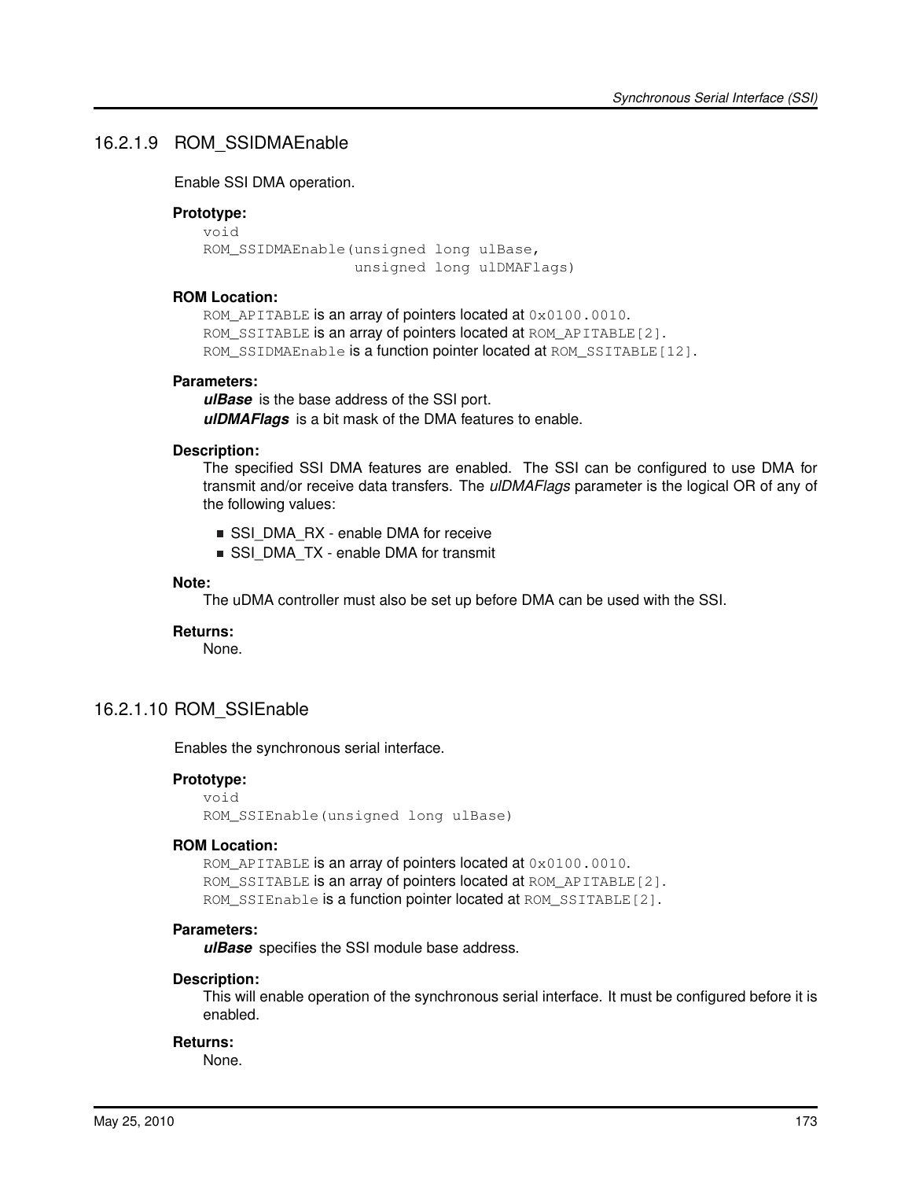### 16.2.1.9 ROM_SSIDMAEnable

Enable SSI DMA operation.

**Prototype:**

```
void
ROM_SSIDMAEnable(unsigned long ulBase,
                 unsigned long ulDMAFlags)
```

**ROM Location:**

`ROM_APITABLE` is an array of pointers located at `0x0100.0010`.
`ROM_SSITABLE` is an array of pointers located at `ROM_APITABLE[2]`.
`ROM_SSIDMAEnable` is a function pointer located at `ROM_SSITABLE[12]`.

**Parameters:**

***ulBase*** is the base address of the SSI port.
***ulDMAFlags*** is a bit mask of the DMA features to enable.

**Description:**

The specified SSI DMA features are enabled. The SSI can be configured to use DMA for transmit and/or receive data transfers. The *ulDMAFlags* parameter is the logical OR of any of the following values:

- SSI_DMA_RX - enable DMA for receive
- SSI_DMA_TX - enable DMA for transmit

**Note:**

The uDMA controller must also be set up before DMA can be used with the SSI.

**Returns:**

None.

### 16.2.1.10 ROM_SSIEnable

Enables the synchronous serial interface.

**Prototype:**

```
void
ROM_SSIEnable(unsigned long ulBase)
```

**ROM Location:**

`ROM_APITABLE` is an array of pointers located at `0x0100.0010`.
`ROM_SSITABLE` is an array of pointers located at `ROM_APITABLE[2]`.
`ROM_SSIEnable` is a function pointer located at `ROM_SSITABLE[2]`.

**Parameters:**

***ulBase*** specifies the SSI module base address.

**Description:**

This will enable operation of the synchronous serial interface. It must be configured before it is enabled.

**Returns:**

None.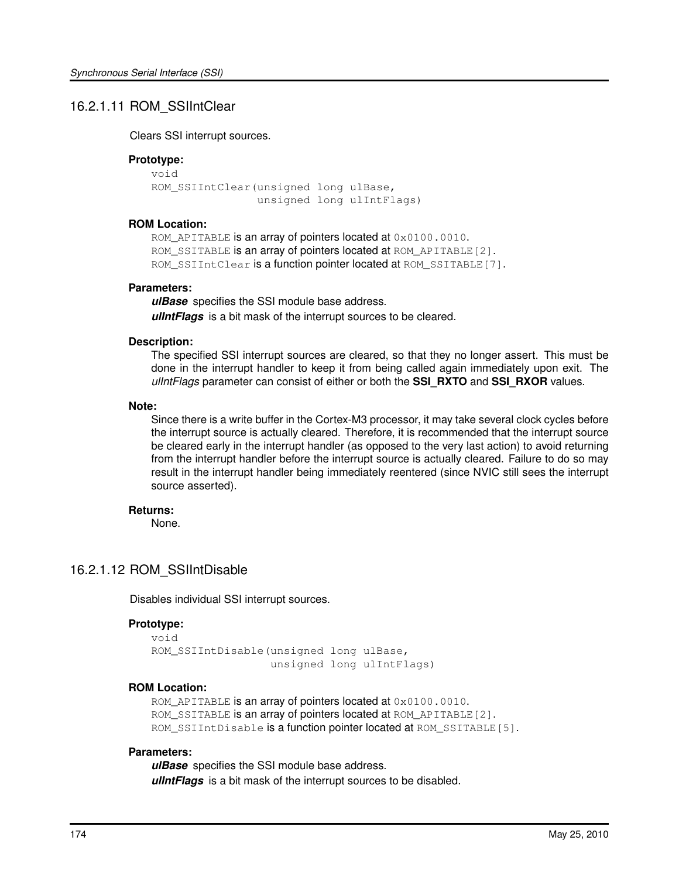### 16.2.1.11 ROM_SSIIntClear

Clears SSI interrupt sources.

**Prototype:**

```
void
ROM_SSIIntClear(unsigned long ulBase,
                unsigned long ulIntFlags)
```

**ROM Location:**

`ROM_APITABLE` is an array of pointers located at `0x0100.0010`.
`ROM_SSITABLE` is an array of pointers located at `ROM_APITABLE[2]`.
`ROM_SSIIntClear` is a function pointer located at `ROM_SSITABLE[7]`.

**Parameters:**

***ulBase*** specifies the SSI module base address.
***ulIntFlags*** is a bit mask of the interrupt sources to be cleared.

**Description:**

The specified SSI interrupt sources are cleared, so that they no longer assert. This must be done in the interrupt handler to keep it from being called again immediately upon exit. The *ulIntFlags* parameter can consist of either or both the **SSI_RXTO** and **SSI_RXOR** values.

**Note:**

Since there is a write buffer in the Cortex-M3 processor, it may take several clock cycles before the interrupt source is actually cleared. Therefore, it is recommended that the interrupt source be cleared early in the interrupt handler (as opposed to the very last action) to avoid returning from the interrupt handler before the interrupt source is actually cleared. Failure to do so may result in the interrupt handler being immediately reentered (since NVIC still sees the interrupt source asserted).

**Returns:**

None.

### 16.2.1.12 ROM_SSIIntDisable

Disables individual SSI interrupt sources.

**Prototype:**

```
void
ROM_SSIIntDisable(unsigned long ulBase,
                  unsigned long ulIntFlags)
```

**ROM Location:**

`ROM_APITABLE` is an array of pointers located at `0x0100.0010`.
`ROM_SSITABLE` is an array of pointers located at `ROM_APITABLE[2]`.
`ROM_SSIIntDisable` is a function pointer located at `ROM_SSITABLE[5]`.

**Parameters:**

***ulBase*** specifies the SSI module base address.
***ulIntFlags*** is a bit mask of the interrupt sources to be disabled.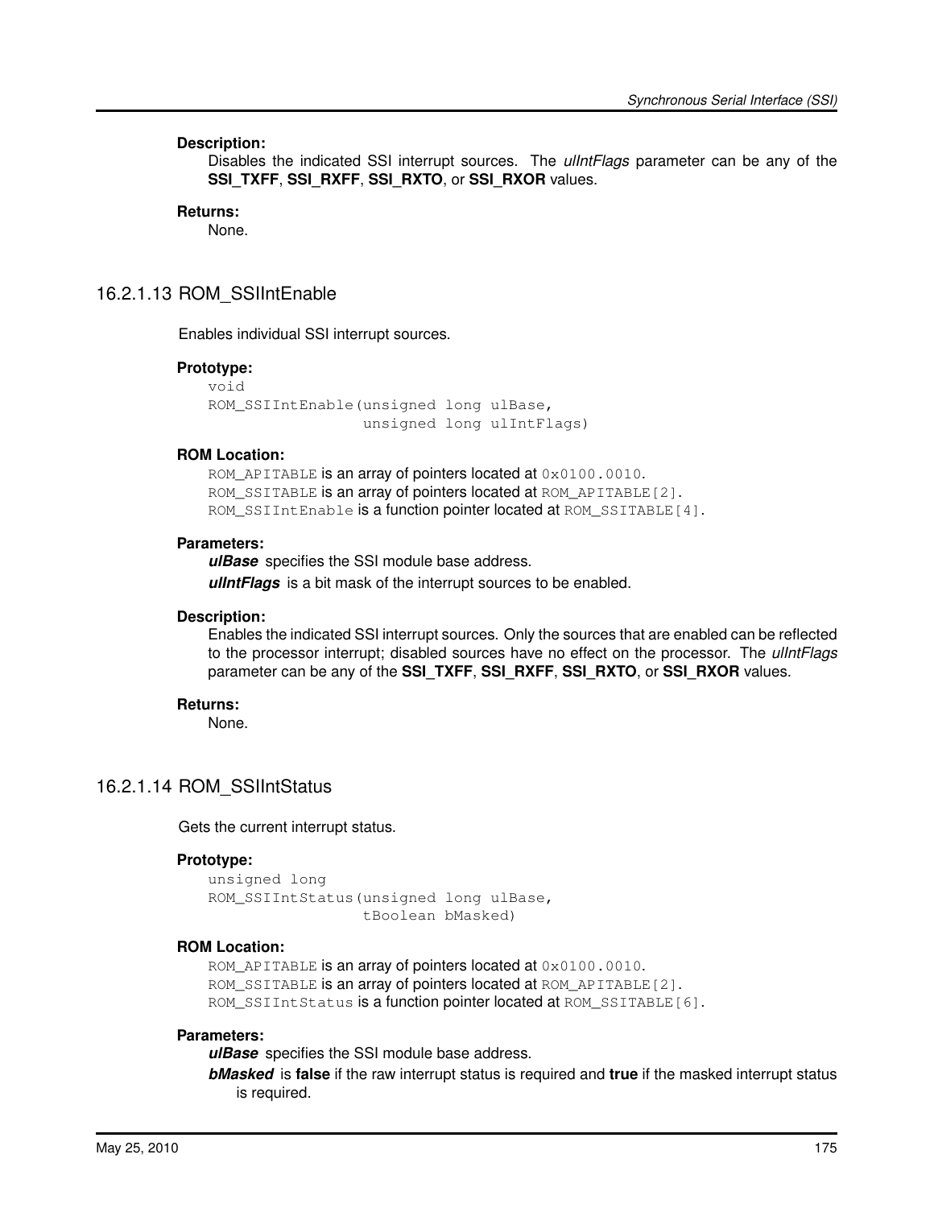**Description:**

Disables the indicated SSI interrupt sources. The *ulIntFlags* parameter can be any of the **SSI_TXFF**, **SSI_RXFF**, **SSI_RXTO**, or **SSI_RXOR** values.

**Returns:**

None.

### 16.2.1.13 ROM_SSIIntEnable

Enables individual SSI interrupt sources.

**Prototype:**

```
void
ROM_SSIIntEnable(unsigned long ulBase,
                 unsigned long ulIntFlags)
```

**ROM Location:**

`ROM_APITABLE` is an array of pointers located at `0x0100.0010`.
`ROM_SSITABLE` is an array of pointers located at `ROM_APITABLE[2]`.
`ROM_SSIIntEnable` is a function pointer located at `ROM_SSITABLE[4]`.

**Parameters:**

***ulBase*** specifies the SSI module base address.

***ulIntFlags*** is a bit mask of the interrupt sources to be enabled.

**Description:**

Enables the indicated SSI interrupt sources. Only the sources that are enabled can be reflected to the processor interrupt; disabled sources have no effect on the processor. The *ulIntFlags* parameter can be any of the **SSI_TXFF**, **SSI_RXFF**, **SSI_RXTO**, or **SSI_RXOR** values.

**Returns:**

None.

### 16.2.1.14 ROM_SSIIntStatus

Gets the current interrupt status.

**Prototype:**

```
unsigned long
ROM_SSIIntStatus(unsigned long ulBase,
                 tBoolean bMasked)
```

**ROM Location:**

`ROM_APITABLE` is an array of pointers located at `0x0100.0010`.
`ROM_SSITABLE` is an array of pointers located at `ROM_APITABLE[2]`.
`ROM_SSIIntStatus` is a function pointer located at `ROM_SSITABLE[6]`.

**Parameters:**

***ulBase*** specifies the SSI module base address.

***bMasked*** is **false** if the raw interrupt status is required and **true** if the masked interrupt status is required.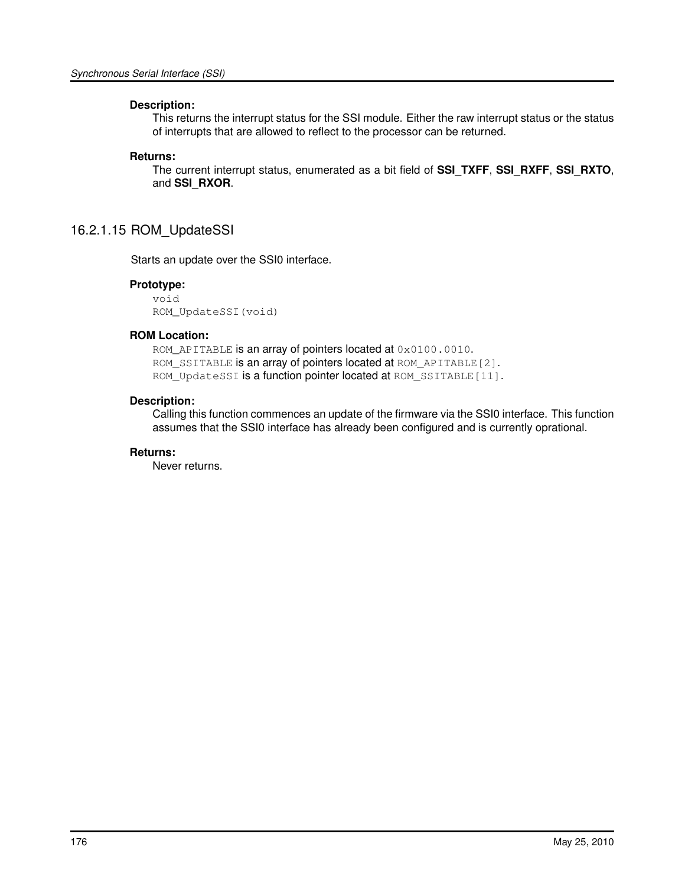**Description:**

This returns the interrupt status for the SSI module. Either the raw interrupt status or the status of interrupts that are allowed to reflect to the processor can be returned.

**Returns:**

The current interrupt status, enumerated as a bit field of **SSI_TXFF**, **SSI_RXFF**, **SSI_RXTO**, and **SSI_RXOR**.

### 16.2.1.15 ROM_UpdateSSI

Starts an update over the SSI0 interface.

**Prototype:**

```
void
ROM_UpdateSSI(void)
```

**ROM Location:**

`ROM_APITABLE` is an array of pointers located at `0x0100.0010`.
`ROM_SSITABLE` is an array of pointers located at `ROM_APITABLE[2]`.
`ROM_UpdateSSI` is a function pointer located at `ROM_SSITABLE[11]`.

**Description:**

Calling this function commences an update of the firmware via the SSI0 interface. This function assumes that the SSI0 interface has already been configured and is currently oprational.

**Returns:**

Never returns.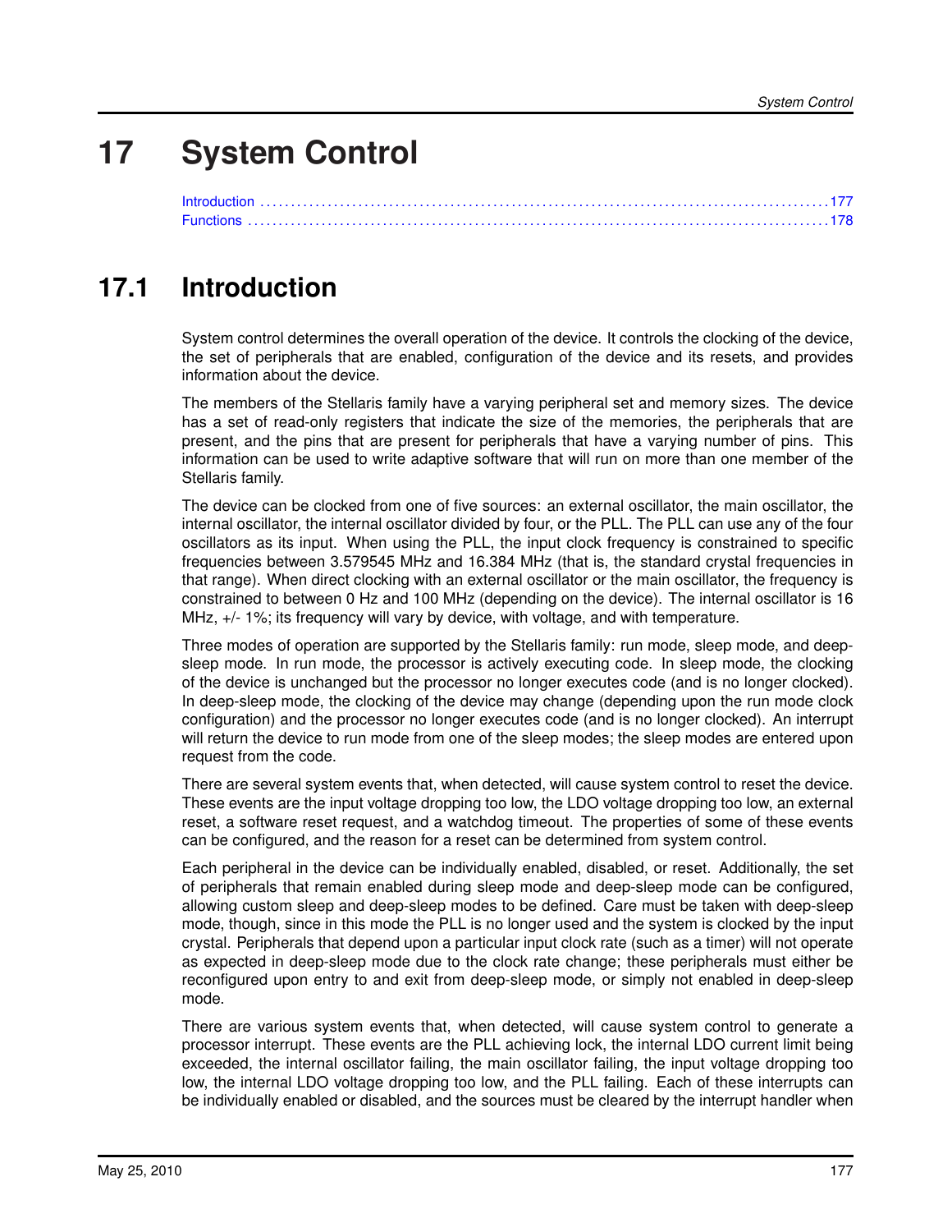# 17 System Control

Introduction . . . . . . . . . . . . . . . . . . . . . . . . . . . . . . . . . . . . . . . . . . . . . . . . . . . . . . . . . . . . . . . . . . . . . . . . . . . . . . . . . . . . . . . . . . . . 177
Functions . . . . . . . . . . . . . . . . . . . . . . . . . . . . . . . . . . . . . . . . . . . . . . . . . . . . . . . . . . . . . . . . . . . . . . . . . . . . . . . . . . . . . . . . . . . . . . 178

## 17.1 Introduction

System control determines the overall operation of the device. It controls the clocking of the device, the set of peripherals that are enabled, configuration of the device and its resets, and provides information about the device.

The members of the Stellaris family have a varying peripheral set and memory sizes. The device has a set of read-only registers that indicate the size of the memories, the peripherals that are present, and the pins that are present for peripherals that have a varying number of pins. This information can be used to write adaptive software that will run on more than one member of the Stellaris family.

The device can be clocked from one of five sources: an external oscillator, the main oscillator, the internal oscillator, the internal oscillator divided by four, or the PLL. The PLL can use any of the four oscillators as its input. When using the PLL, the input clock frequency is constrained to specific frequencies between 3.579545 MHz and 16.384 MHz (that is, the standard crystal frequencies in that range). When direct clocking with an external oscillator or the main oscillator, the frequency is constrained to between 0 Hz and 100 MHz (depending on the device). The internal oscillator is 16 MHz, +/- 1%; its frequency will vary by device, with voltage, and with temperature.

Three modes of operation are supported by the Stellaris family: run mode, sleep mode, and deep-sleep mode. In run mode, the processor is actively executing code. In sleep mode, the clocking of the device is unchanged but the processor no longer executes code (and is no longer clocked). In deep-sleep mode, the clocking of the device may change (depending upon the run mode clock configuration) and the processor no longer executes code (and is no longer clocked). An interrupt will return the device to run mode from one of the sleep modes; the sleep modes are entered upon request from the code.

There are several system events that, when detected, will cause system control to reset the device. These events are the input voltage dropping too low, the LDO voltage dropping too low, an external reset, a software reset request, and a watchdog timeout. The properties of some of these events can be configured, and the reason for a reset can be determined from system control.

Each peripheral in the device can be individually enabled, disabled, or reset. Additionally, the set of peripherals that remain enabled during sleep mode and deep-sleep mode can be configured, allowing custom sleep and deep-sleep modes to be defined. Care must be taken with deep-sleep mode, though, since in this mode the PLL is no longer used and the system is clocked by the input crystal. Peripherals that depend upon a particular input clock rate (such as a timer) will not operate as expected in deep-sleep mode due to the clock rate change; these peripherals must either be reconfigured upon entry to and exit from deep-sleep mode, or simply not enabled in deep-sleep mode.

There are various system events that, when detected, will cause system control to generate a processor interrupt. These events are the PLL achieving lock, the internal LDO current limit being exceeded, the internal oscillator failing, the main oscillator failing, the input voltage dropping too low, the internal LDO voltage dropping too low, and the PLL failing. Each of these interrupts can be individually enabled or disabled, and the sources must be cleared by the interrupt handler when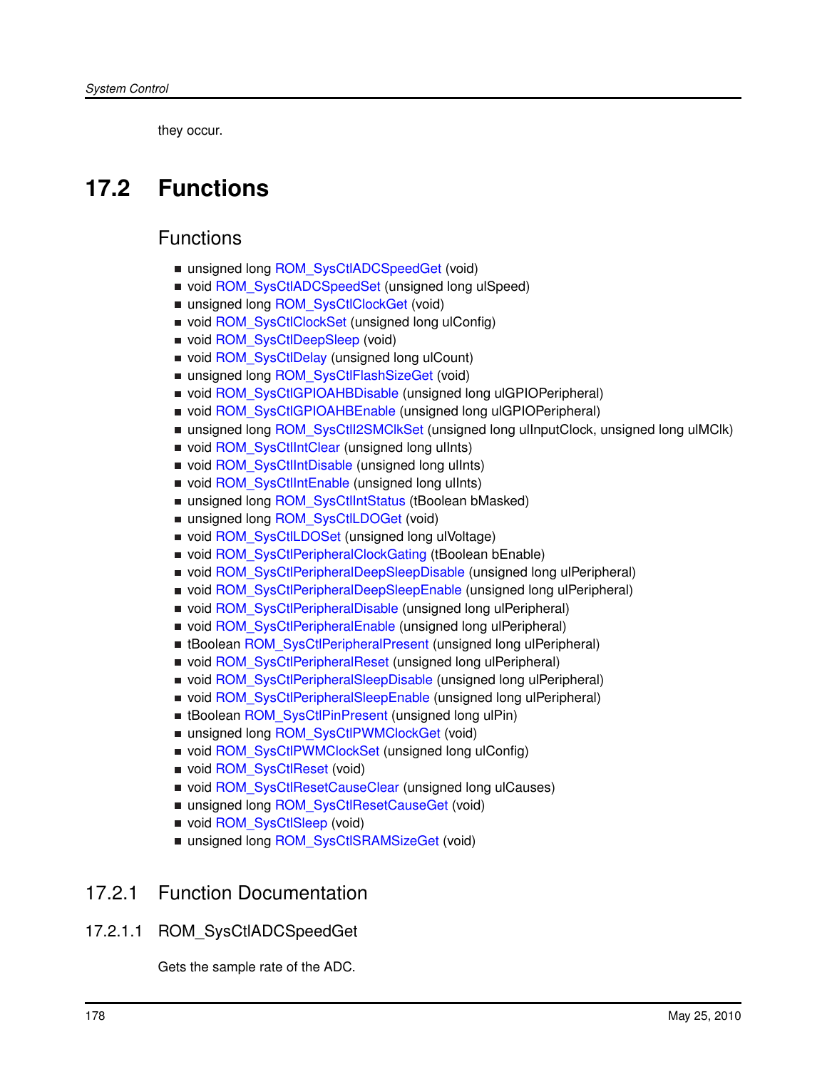they occur.

# 17.2 Functions

## Functions

- unsigned long ROM_SysCtlADCSpeedGet (void)
- void ROM_SysCtlADCSpeedSet (unsigned long ulSpeed)
- unsigned long ROM_SysCtlClockGet (void)
- void ROM_SysCtlClockSet (unsigned long ulConfig)
- void ROM_SysCtlDeepSleep (void)
- void ROM_SysCtlDelay (unsigned long ulCount)
- unsigned long ROM_SysCtlFlashSizeGet (void)
- void ROM_SysCtlGPIOAHBDisable (unsigned long ulGPIOPeripheral)
- void ROM_SysCtlGPIOAHBEnable (unsigned long ulGPIOPeripheral)
- unsigned long ROM_SysCtlI2SMClkSet (unsigned long ulInputClock, unsigned long ulMClk)
- void ROM_SysCtlIntClear (unsigned long ulInts)
- void ROM_SysCtlIntDisable (unsigned long ulInts)
- void ROM_SysCtlIntEnable (unsigned long ulInts)
- unsigned long ROM_SysCtlIntStatus (tBoolean bMasked)
- unsigned long ROM_SysCtlLDOGet (void)
- void ROM_SysCtlLDOSet (unsigned long ulVoltage)
- void ROM_SysCtlPeripheralClockGating (tBoolean bEnable)
- void ROM_SysCtlPeripheralDeepSleepDisable (unsigned long ulPeripheral)
- void ROM_SysCtlPeripheralDeepSleepEnable (unsigned long ulPeripheral)
- void ROM_SysCtlPeripheralDisable (unsigned long ulPeripheral)
- void ROM_SysCtlPeripheralEnable (unsigned long ulPeripheral)
- tBoolean ROM_SysCtlPeripheralPresent (unsigned long ulPeripheral)
- void ROM_SysCtlPeripheralReset (unsigned long ulPeripheral)
- void ROM_SysCtlPeripheralSleepDisable (unsigned long ulPeripheral)
- void ROM_SysCtlPeripheralSleepEnable (unsigned long ulPeripheral)
- tBoolean ROM_SysCtlPinPresent (unsigned long ulPin)
- unsigned long ROM_SysCtlPWMClockGet (void)
- void ROM_SysCtlPWMClockSet (unsigned long ulConfig)
- void ROM_SysCtlReset (void)
- void ROM_SysCtlResetCauseClear (unsigned long ulCauses)
- unsigned long ROM_SysCtlResetCauseGet (void)
- void ROM_SysCtlSleep (void)
- unsigned long ROM_SysCtlSRAMSizeGet (void)

## 17.2.1 Function Documentation

### 17.2.1.1 ROM_SysCtlADCSpeedGet

Gets the sample rate of the ADC.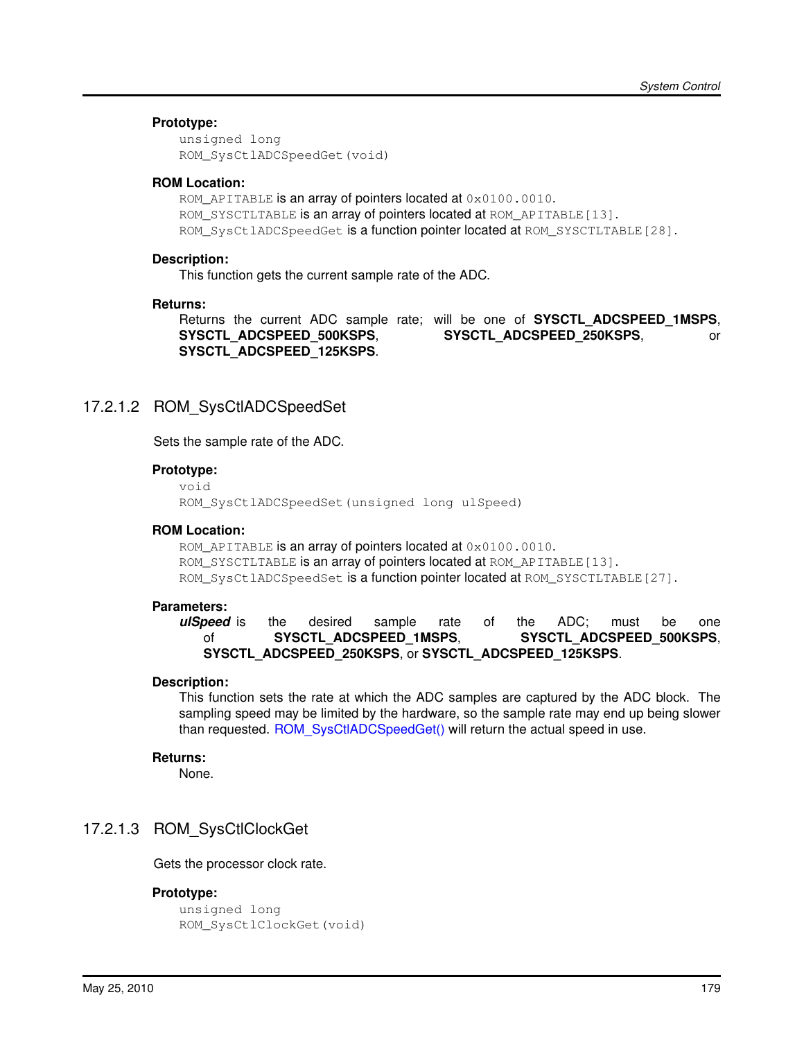**Prototype:**

```
unsigned long
ROM_SysCtlADCSpeedGet(void)
```

**ROM Location:**

ROM_APITABLE is an array of pointers located at 0x0100.0010.
ROM_SYSCTLTABLE is an array of pointers located at ROM_APITABLE[13].
ROM_SysCtlADCSpeedGet is a function pointer located at ROM_SYSCTLTABLE[28].

**Description:**

This function gets the current sample rate of the ADC.

**Returns:**

Returns the current ADC sample rate; will be one of **SYSCTL_ADCSPEED_1MSPS**, **SYSCTL_ADCSPEED_500KSPS**, **SYSCTL_ADCSPEED_250KSPS**, or **SYSCTL_ADCSPEED_125KSPS**.

### 17.2.1.2 ROM_SysCtlADCSpeedSet

Sets the sample rate of the ADC.

**Prototype:**

```
void
ROM_SysCtlADCSpeedSet(unsigned long ulSpeed)
```

**ROM Location:**

ROM_APITABLE is an array of pointers located at 0x0100.0010.
ROM_SYSCTLTABLE is an array of pointers located at ROM_APITABLE[13].
ROM_SysCtlADCSpeedSet is a function pointer located at ROM_SYSCTLTABLE[27].

**Parameters:**

***ulSpeed*** is the desired sample rate of the ADC; must be one of **SYSCTL_ADCSPEED_1MSPS**, **SYSCTL_ADCSPEED_500KSPS**, **SYSCTL_ADCSPEED_250KSPS**, or **SYSCTL_ADCSPEED_125KSPS**.

**Description:**

This function sets the rate at which the ADC samples are captured by the ADC block. The sampling speed may be limited by the hardware, so the sample rate may end up being slower than requested. ROM_SysCtlADCSpeedGet() will return the actual speed in use.

**Returns:**

None.

### 17.2.1.3 ROM_SysCtlClockGet

Gets the processor clock rate.

**Prototype:**

```
unsigned long
ROM_SysCtlClockGet(void)
```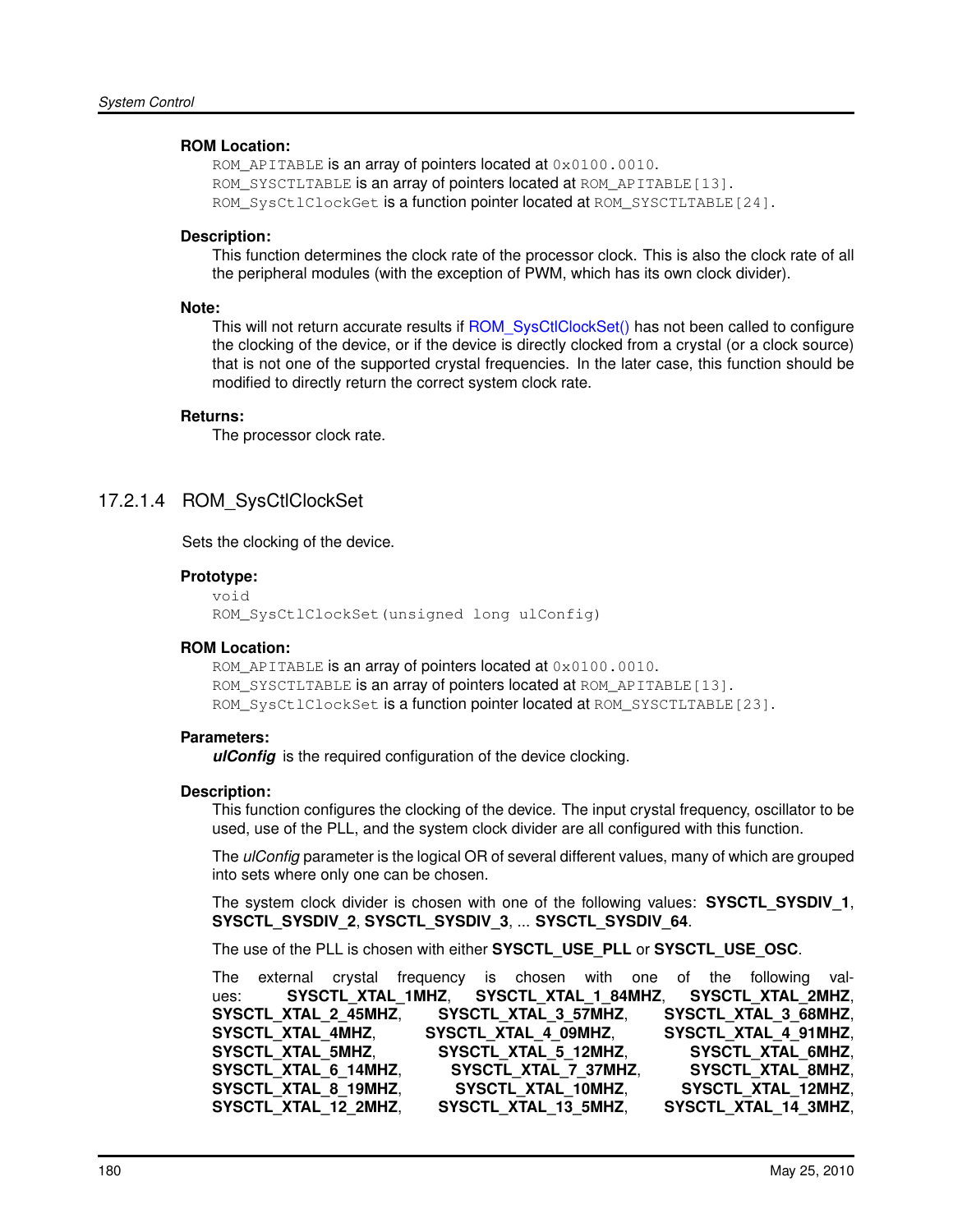**ROM Location:**

`ROM_APITABLE` is an array of pointers located at `0x0100.0010`.
`ROM_SYSCTLTABLE` is an array of pointers located at `ROM_APITABLE[13]`.
`ROM_SysCtlClockGet` is a function pointer located at `ROM_SYSCTLTABLE[24]`.

**Description:**

This function determines the clock rate of the processor clock. This is also the clock rate of all the peripheral modules (with the exception of PWM, which has its own clock divider).

**Note:**

This will not return accurate results if ROM_SysCtlClockSet() has not been called to configure the clocking of the device, or if the device is directly clocked from a crystal (or a clock source) that is not one of the supported crystal frequencies. In the later case, this function should be modified to directly return the correct system clock rate.

**Returns:**

The processor clock rate.

### 17.2.1.4 ROM_SysCtlClockSet

Sets the clocking of the device.

**Prototype:**

```
void
ROM_SysCtlClockSet(unsigned long ulConfig)
```

**ROM Location:**

`ROM_APITABLE` is an array of pointers located at `0x0100.0010`.
`ROM_SYSCTLTABLE` is an array of pointers located at `ROM_APITABLE[13]`.
`ROM_SysCtlClockSet` is a function pointer located at `ROM_SYSCTLTABLE[23]`.

**Parameters:**

***ulConfig*** is the required configuration of the device clocking.

**Description:**

This function configures the clocking of the device. The input crystal frequency, oscillator to be used, use of the PLL, and the system clock divider are all configured with this function.

The *ulConfig* parameter is the logical OR of several different values, many of which are grouped into sets where only one can be chosen.

The system clock divider is chosen with one of the following values: **SYSCTL_SYSDIV_1**, **SYSCTL_SYSDIV_2**, **SYSCTL_SYSDIV_3**, ... **SYSCTL_SYSDIV_64**.

The use of the PLL is chosen with either **SYSCTL_USE_PLL** or **SYSCTL_USE_OSC**.

The external crystal frequency is chosen with one of the following values: **SYSCTL_XTAL_1MHZ**, **SYSCTL_XTAL_1_84MHZ**, **SYSCTL_XTAL_2MHZ**, **SYSCTL_XTAL_2_45MHZ**, **SYSCTL_XTAL_3_57MHZ**, **SYSCTL_XTAL_3_68MHZ**, **SYSCTL_XTAL_4MHZ**, **SYSCTL_XTAL_4_09MHZ**, **SYSCTL_XTAL_4_91MHZ**, **SYSCTL_XTAL_5MHZ**, **SYSCTL_XTAL_5_12MHZ**, **SYSCTL_XTAL_6MHZ**, **SYSCTL_XTAL_6_14MHZ**, **SYSCTL_XTAL_7_37MHZ**, **SYSCTL_XTAL_8MHZ**, **SYSCTL_XTAL_8_19MHZ**, **SYSCTL_XTAL_10MHZ**, **SYSCTL_XTAL_12MHZ**, **SYSCTL_XTAL_12_2MHZ**, **SYSCTL_XTAL_13_5MHZ**, **SYSCTL_XTAL_14_3MHZ**,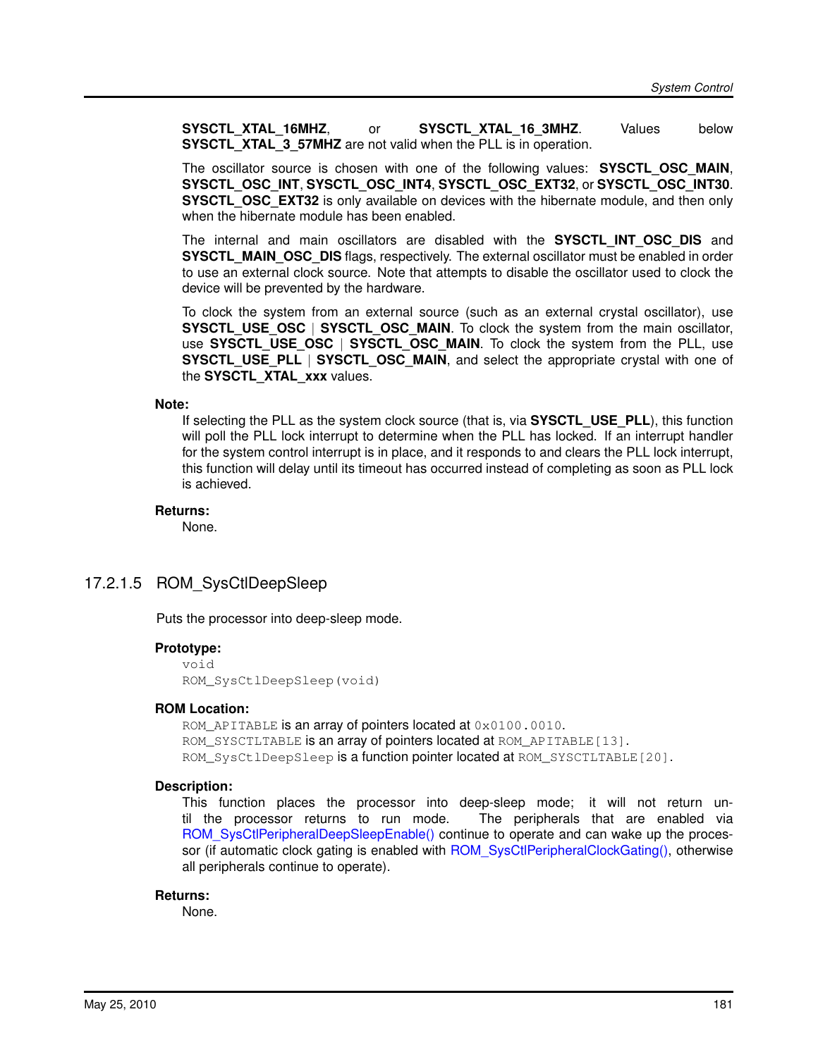**SYSCTL_XTAL_16MHZ**, or **SYSCTL_XTAL_16_3MHZ**. Values below **SYSCTL_XTAL_3_57MHZ** are not valid when the PLL is in operation.

The oscillator source is chosen with one of the following values: **SYSCTL_OSC_MAIN**, **SYSCTL_OSC_INT**, **SYSCTL_OSC_INT4**, **SYSCTL_OSC_EXT32**, or **SYSCTL_OSC_INT30**. **SYSCTL_OSC_EXT32** is only available on devices with the hibernate module, and then only when the hibernate module has been enabled.

The internal and main oscillators are disabled with the **SYSCTL_INT_OSC_DIS** and **SYSCTL_MAIN_OSC_DIS** flags, respectively. The external oscillator must be enabled in order to use an external clock source. Note that attempts to disable the oscillator used to clock the device will be prevented by the hardware.

To clock the system from an external source (such as an external crystal oscillator), use **SYSCTL_USE_OSC** | **SYSCTL_OSC_MAIN**. To clock the system from the main oscillator, use **SYSCTL_USE_OSC** | **SYSCTL_OSC_MAIN**. To clock the system from the PLL, use **SYSCTL_USE_PLL** | **SYSCTL_OSC_MAIN**, and select the appropriate crystal with one of the **SYSCTL_XTAL_xxx** values.

**Note:**

If selecting the PLL as the system clock source (that is, via **SYSCTL_USE_PLL**), this function will poll the PLL lock interrupt to determine when the PLL has locked. If an interrupt handler for the system control interrupt is in place, and it responds to and clears the PLL lock interrupt, this function will delay until its timeout has occurred instead of completing as soon as PLL lock is achieved.

**Returns:**

None.

### 17.2.1.5 ROM_SysCtlDeepSleep

Puts the processor into deep-sleep mode.

**Prototype:**

```
void
ROM_SysCtlDeepSleep(void)
```

**ROM Location:**

`ROM_APITABLE` is an array of pointers located at `0x0100.0010`.
`ROM_SYSCTLTABLE` is an array of pointers located at `ROM_APITABLE[13]`.
`ROM_SysCtlDeepSleep` is a function pointer located at `ROM_SYSCTLTABLE[20]`.

**Description:**

This function places the processor into deep-sleep mode; it will not return until the processor returns to run mode. The peripherals that are enabled via ROM_SysCtlPeripheralDeepSleepEnable() continue to operate and can wake up the processor (if automatic clock gating is enabled with ROM_SysCtlPeripheralClockGating(), otherwise all peripherals continue to operate).

**Returns:**

None.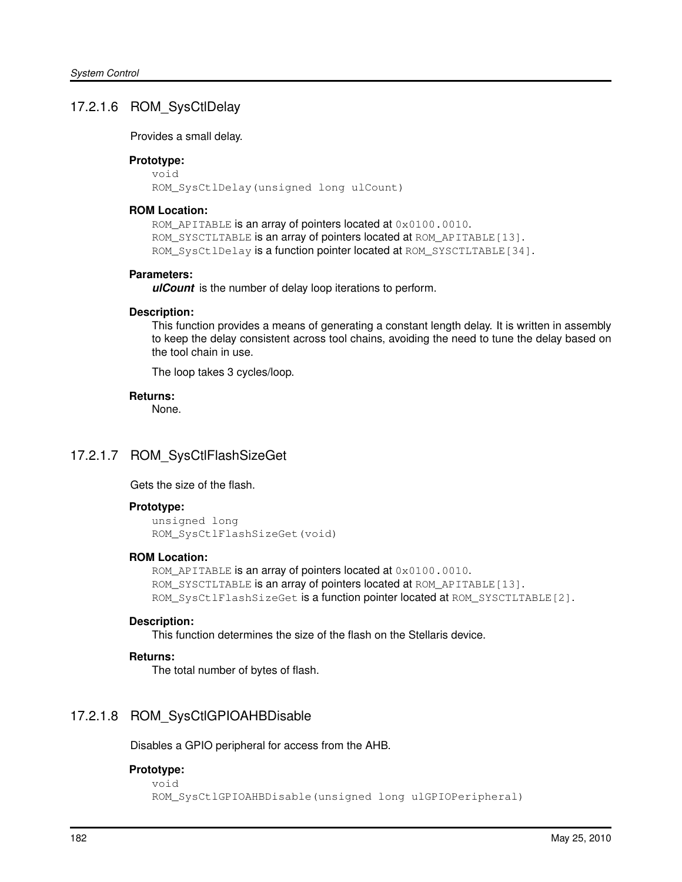### 17.2.1.6 ROM_SysCtlDelay

Provides a small delay.

**Prototype:**

```
void
ROM_SysCtlDelay(unsigned long ulCount)
```

**ROM Location:**

`ROM_APITABLE` is an array of pointers located at `0x0100.0010`.
`ROM_SYSCTLTABLE` is an array of pointers located at `ROM_APITABLE[13]`.
`ROM_SysCtlDelay` is a function pointer located at `ROM_SYSCTLTABLE[34]`.

**Parameters:**

***ulCount*** is the number of delay loop iterations to perform.

**Description:**

This function provides a means of generating a constant length delay. It is written in assembly to keep the delay consistent across tool chains, avoiding the need to tune the delay based on the tool chain in use.

The loop takes 3 cycles/loop.

**Returns:**

None.

### 17.2.1.7 ROM_SysCtlFlashSizeGet

Gets the size of the flash.

**Prototype:**

```
unsigned long
ROM_SysCtlFlashSizeGet(void)
```

**ROM Location:**

`ROM_APITABLE` is an array of pointers located at `0x0100.0010`.
`ROM_SYSCTLTABLE` is an array of pointers located at `ROM_APITABLE[13]`.
`ROM_SysCtlFlashSizeGet` is a function pointer located at `ROM_SYSCTLTABLE[2]`.

**Description:**

This function determines the size of the flash on the Stellaris device.

**Returns:**

The total number of bytes of flash.

### 17.2.1.8 ROM_SysCtlGPIOAHBDisable

Disables a GPIO peripheral for access from the AHB.

**Prototype:**

```
void
ROM_SysCtlGPIOAHBDisable(unsigned long ulGPIOPeripheral)
```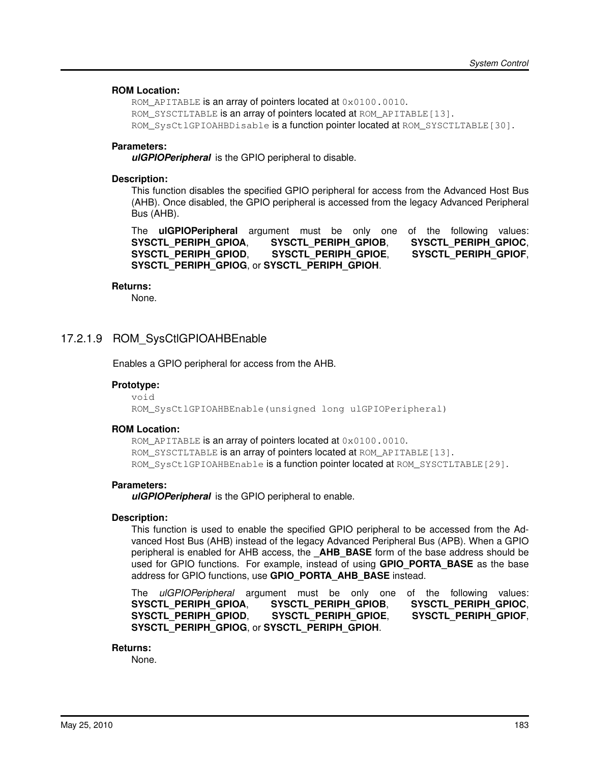**ROM Location:**

`ROM_APITABLE` is an array of pointers located at `0x0100.0010`.
`ROM_SYSCTLTABLE` is an array of pointers located at `ROM_APITABLE[13]`.
`ROM_SysCtlGPIOAHBDisable` is a function pointer located at `ROM_SYSCTLTABLE[30]`.

**Parameters:**

***ulGPIOPeripheral*** is the GPIO peripheral to disable.

**Description:**

This function disables the specified GPIO peripheral for access from the Advanced Host Bus (AHB). Once disabled, the GPIO peripheral is accessed from the legacy Advanced Peripheral Bus (AHB).

The **ulGPIOPeripheral** argument must be only one of the following values: **SYSCTL_PERIPH_GPIOA**, **SYSCTL_PERIPH_GPIOB**, **SYSCTL_PERIPH_GPIOC**, **SYSCTL_PERIPH_GPIOD**, **SYSCTL_PERIPH_GPIOE**, **SYSCTL_PERIPH_GPIOF**, **SYSCTL_PERIPH_GPIOG**, or **SYSCTL_PERIPH_GPIOH**.

**Returns:**

None.

#### 17.2.1.9 ROM_SysCtlGPIOAHBEnable

Enables a GPIO peripheral for access from the AHB.

**Prototype:**

```
void
ROM_SysCtlGPIOAHBEnable(unsigned long ulGPIOPeripheral)
```

**ROM Location:**

`ROM_APITABLE` is an array of pointers located at `0x0100.0010`.
`ROM_SYSCTLTABLE` is an array of pointers located at `ROM_APITABLE[13]`.
`ROM_SysCtlGPIOAHBEnable` is a function pointer located at `ROM_SYSCTLTABLE[29]`.

**Parameters:**

***ulGPIOPeripheral*** is the GPIO peripheral to enable.

**Description:**

This function is used to enable the specified GPIO peripheral to be accessed from the Advanced Host Bus (AHB) instead of the legacy Advanced Peripheral Bus (APB). When a GPIO peripheral is enabled for AHB access, the **_AHB_BASE** form of the base address should be used for GPIO functions. For example, instead of using **GPIO_PORTA_BASE** as the base address for GPIO functions, use **GPIO_PORTA_AHB_BASE** instead.

The *ulGPIOPeripheral* argument must be only one of the following values: **SYSCTL_PERIPH_GPIOA**, **SYSCTL_PERIPH_GPIOB**, **SYSCTL_PERIPH_GPIOC**, **SYSCTL_PERIPH_GPIOD**, **SYSCTL_PERIPH_GPIOE**, **SYSCTL_PERIPH_GPIOF**, **SYSCTL_PERIPH_GPIOG**, or **SYSCTL_PERIPH_GPIOH**.

**Returns:**

None.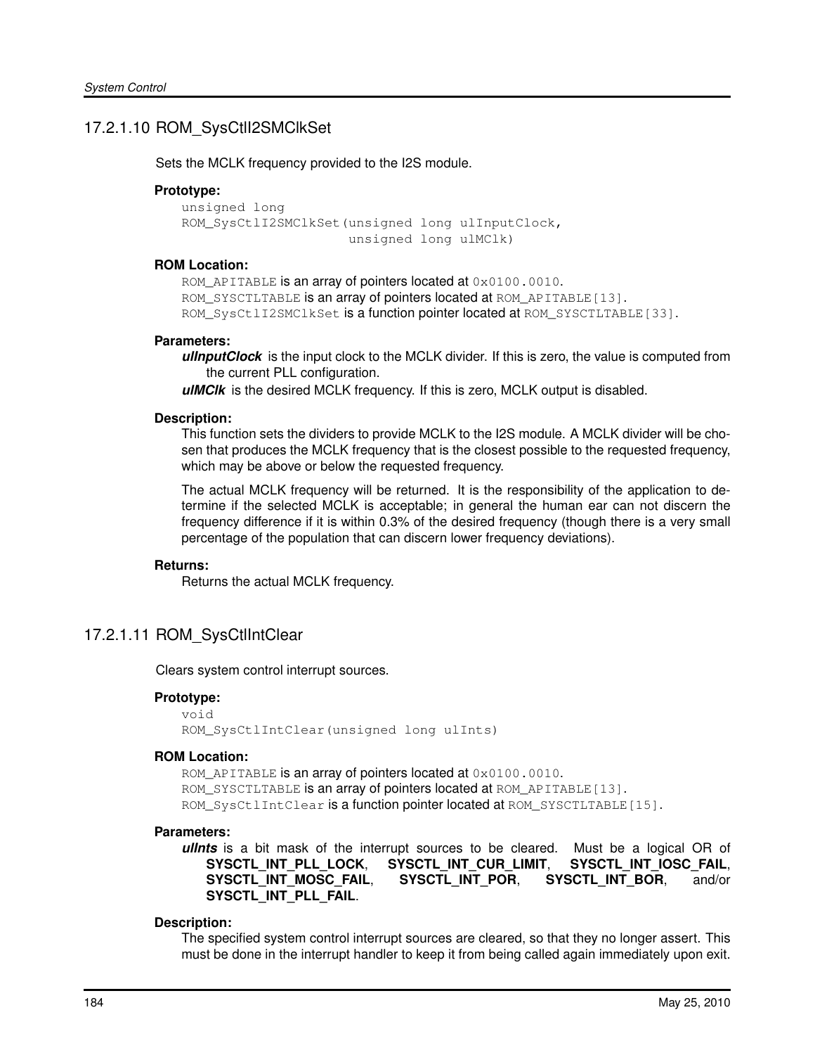### 17.2.1.10 ROM_SysCtlI2SMClkSet

Sets the MCLK frequency provided to the I2S module.

**Prototype:**

```
unsigned long
ROM_SysCtlI2SMClkSet(unsigned long ulInputClock,
                     unsigned long ulMClk)
```

**ROM Location:**

`ROM_APITABLE` is an array of pointers located at `0x0100.0010`.
`ROM_SYSCTLTABLE` is an array of pointers located at `ROM_APITABLE[13]`.
`ROM_SysCtlI2SMClkSet` is a function pointer located at `ROM_SYSCTLTABLE[33]`.

**Parameters:**

***ulInputClock*** is the input clock to the MCLK divider. If this is zero, the value is computed from the current PLL configuration.

***ulMClk*** is the desired MCLK frequency. If this is zero, MCLK output is disabled.

**Description:**

This function sets the dividers to provide MCLK to the I2S module. A MCLK divider will be chosen that produces the MCLK frequency that is the closest possible to the requested frequency, which may be above or below the requested frequency.

The actual MCLK frequency will be returned. It is the responsibility of the application to determine if the selected MCLK is acceptable; in general the human ear can not discern the frequency difference if it is within 0.3% of the desired frequency (though there is a very small percentage of the population that can discern lower frequency deviations).

**Returns:**

Returns the actual MCLK frequency.

### 17.2.1.11 ROM_SysCtlIntClear

Clears system control interrupt sources.

**Prototype:**

```
void
ROM_SysCtlIntClear(unsigned long ulInts)
```

**ROM Location:**

`ROM_APITABLE` is an array of pointers located at `0x0100.0010`.
`ROM_SYSCTLTABLE` is an array of pointers located at `ROM_APITABLE[13]`.
`ROM_SysCtlIntClear` is a function pointer located at `ROM_SYSCTLTABLE[15]`.

**Parameters:**

***ulInts*** is a bit mask of the interrupt sources to be cleared. Must be a logical OR of **SYSCTL_INT_PLL_LOCK**, **SYSCTL_INT_CUR_LIMIT**, **SYSCTL_INT_IOSC_FAIL**, **SYSCTL_INT_MOSC_FAIL**, **SYSCTL_INT_POR**, **SYSCTL_INT_BOR**, and/or **SYSCTL_INT_PLL_FAIL**.

**Description:**

The specified system control interrupt sources are cleared, so that they no longer assert. This must be done in the interrupt handler to keep it from being called again immediately upon exit.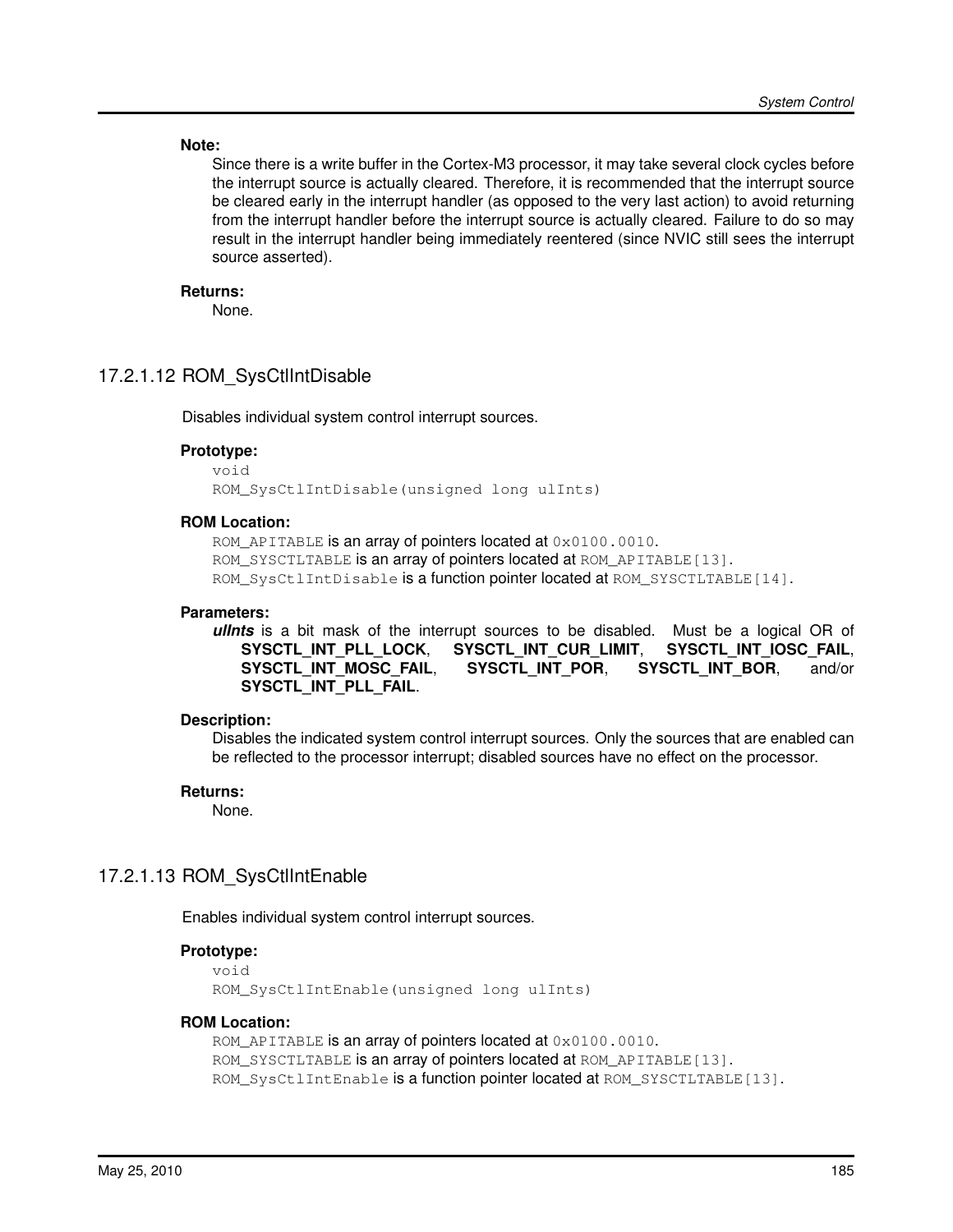**Note:**

Since there is a write buffer in the Cortex-M3 processor, it may take several clock cycles before the interrupt source is actually cleared. Therefore, it is recommended that the interrupt source be cleared early in the interrupt handler (as opposed to the very last action) to avoid returning from the interrupt handler before the interrupt source is actually cleared. Failure to do so may result in the interrupt handler being immediately reentered (since NVIC still sees the interrupt source asserted).

**Returns:**

None.

### 17.2.1.12 ROM_SysCtlIntDisable

Disables individual system control interrupt sources.

**Prototype:**

```
void
ROM_SysCtlIntDisable(unsigned long ulInts)
```

**ROM Location:**

`ROM_APITABLE` is an array of pointers located at `0x0100.0010`.
`ROM_SYSCTLTABLE` is an array of pointers located at `ROM_APITABLE[13]`.
`ROM_SysCtlIntDisable` is a function pointer located at `ROM_SYSCTLTABLE[14]`.

**Parameters:**

***ulInts*** is a bit mask of the interrupt sources to be disabled. Must be a logical OR of **SYSCTL_INT_PLL_LOCK**, **SYSCTL_INT_CUR_LIMIT**, **SYSCTL_INT_IOSC_FAIL**, **SYSCTL_INT_MOSC_FAIL**, **SYSCTL_INT_POR**, **SYSCTL_INT_BOR**, and/or **SYSCTL_INT_PLL_FAIL**.

**Description:**

Disables the indicated system control interrupt sources. Only the sources that are enabled can be reflected to the processor interrupt; disabled sources have no effect on the processor.

**Returns:**

None.

### 17.2.1.13 ROM_SysCtlIntEnable

Enables individual system control interrupt sources.

**Prototype:**

```
void
ROM_SysCtlIntEnable(unsigned long ulInts)
```

**ROM Location:**

`ROM_APITABLE` is an array of pointers located at `0x0100.0010`.
`ROM_SYSCTLTABLE` is an array of pointers located at `ROM_APITABLE[13]`.
`ROM_SysCtlIntEnable` is a function pointer located at `ROM_SYSCTLTABLE[13]`.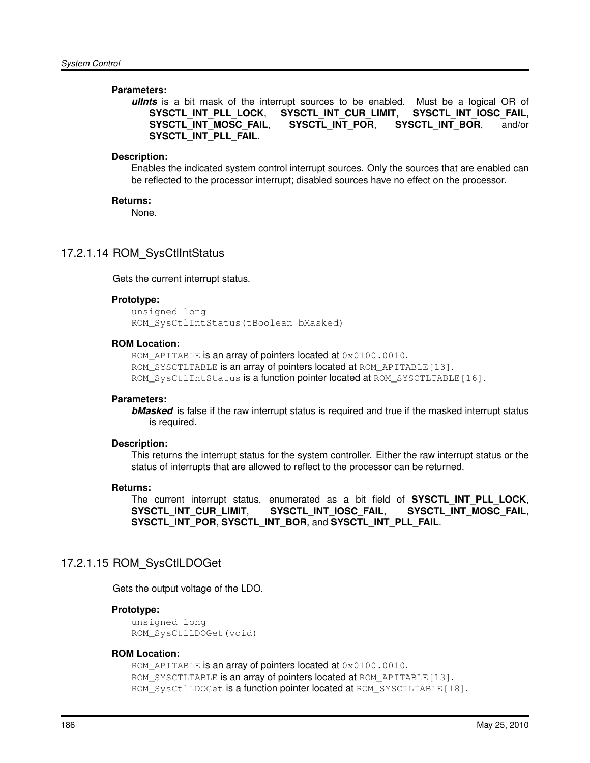**Parameters:**

***ulInts*** is a bit mask of the interrupt sources to be enabled. Must be a logical OR of **SYSCTL_INT_PLL_LOCK**, **SYSCTL_INT_CUR_LIMIT**, **SYSCTL_INT_IOSC_FAIL**, **SYSCTL_INT_MOSC_FAIL**, **SYSCTL_INT_POR**, **SYSCTL_INT_BOR**, and/or **SYSCTL_INT_PLL_FAIL**.

**Description:**

Enables the indicated system control interrupt sources. Only the sources that are enabled can be reflected to the processor interrupt; disabled sources have no effect on the processor.

**Returns:**

None.

### 17.2.1.14 ROM_SysCtlIntStatus

Gets the current interrupt status.

**Prototype:**

```
unsigned long
ROM_SysCtlIntStatus(tBoolean bMasked)
```

**ROM Location:**

`ROM_APITABLE` is an array of pointers located at `0x0100.0010`.
`ROM_SYSCTLTABLE` is an array of pointers located at `ROM_APITABLE[13]`.
`ROM_SysCtlIntStatus` is a function pointer located at `ROM_SYSCTLTABLE[16]`.

**Parameters:**

***bMasked*** is false if the raw interrupt status is required and true if the masked interrupt status is required.

**Description:**

This returns the interrupt status for the system controller. Either the raw interrupt status or the status of interrupts that are allowed to reflect to the processor can be returned.

**Returns:**

The current interrupt status, enumerated as a bit field of **SYSCTL_INT_PLL_LOCK**, **SYSCTL_INT_CUR_LIMIT**, **SYSCTL_INT_IOSC_FAIL**, **SYSCTL_INT_MOSC_FAIL**, **SYSCTL_INT_POR**, **SYSCTL_INT_BOR**, and **SYSCTL_INT_PLL_FAIL**.

### 17.2.1.15 ROM_SysCtlLDOGet

Gets the output voltage of the LDO.

**Prototype:**

```
unsigned long
ROM_SysCtlLDOGet(void)
```

**ROM Location:**

`ROM_APITABLE` is an array of pointers located at `0x0100.0010`.
`ROM_SYSCTLTABLE` is an array of pointers located at `ROM_APITABLE[13]`.
`ROM_SysCtlLDOGet` is a function pointer located at `ROM_SYSCTLTABLE[18]`.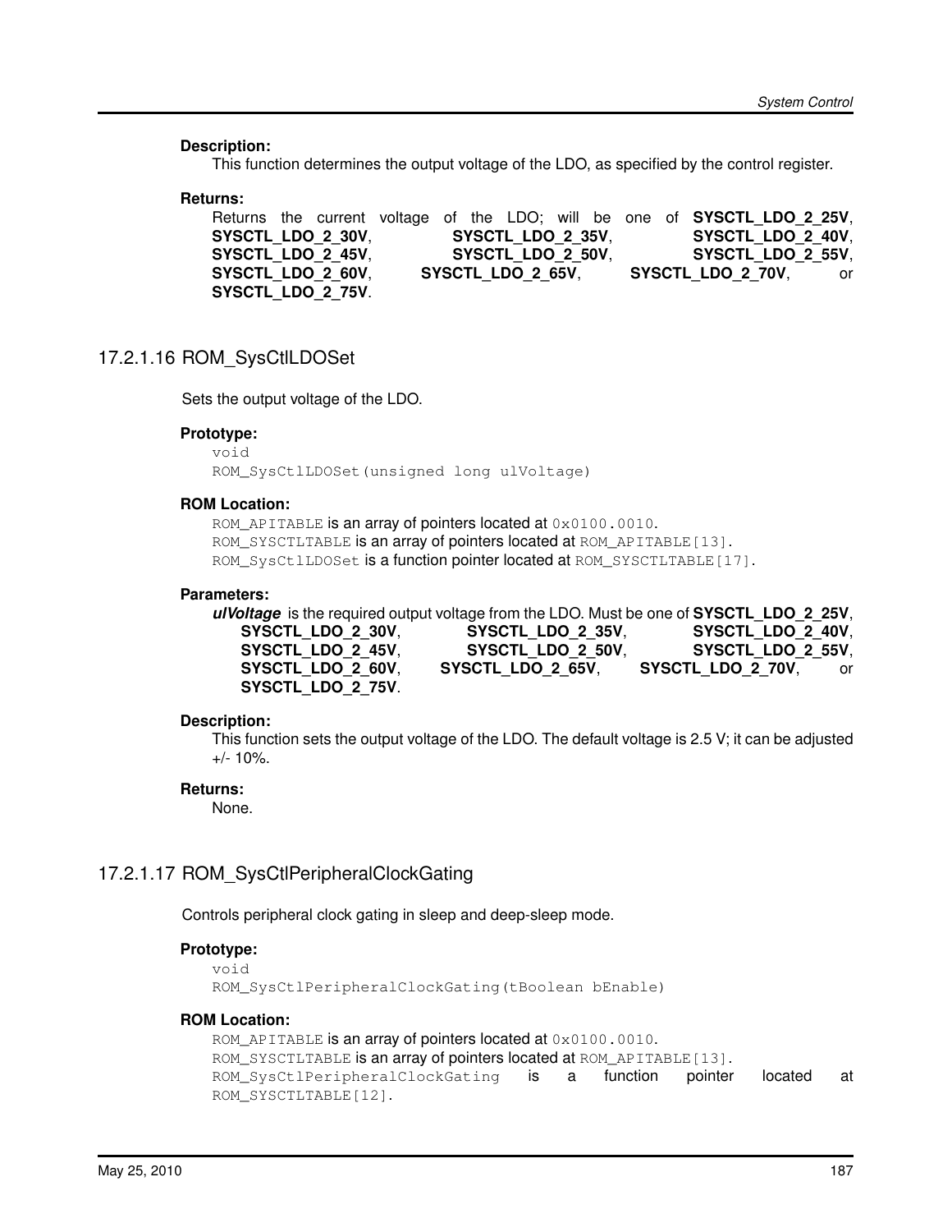**Description:**
This function determines the output voltage of the LDO, as specified by the control register.

**Returns:**
Returns the current voltage of the LDO; will be one of **SYSCTL_LDO_2_25V**, **SYSCTL_LDO_2_30V**, **SYSCTL_LDO_2_35V**, **SYSCTL_LDO_2_40V**, **SYSCTL_LDO_2_45V**, **SYSCTL_LDO_2_50V**, **SYSCTL_LDO_2_55V**, **SYSCTL_LDO_2_60V**, **SYSCTL_LDO_2_65V**, **SYSCTL_LDO_2_70V**, or **SYSCTL_LDO_2_75V**.

### 17.2.1.16 ROM_SysCtlLDOSet

Sets the output voltage of the LDO.

**Prototype:**
```
void
ROM_SysCtlLDOSet(unsigned long ulVoltage)
```

**ROM Location:**
`ROM_APITABLE` is an array of pointers located at `0x0100.0010`.
`ROM_SYSCTLTABLE` is an array of pointers located at `ROM_APITABLE[13]`.
`ROM_SysCtlLDOSet` is a function pointer located at `ROM_SYSCTLTABLE[17]`.

**Parameters:**
***ulVoltage*** is the required output voltage from the LDO. Must be one of **SYSCTL_LDO_2_25V**, **SYSCTL_LDO_2_30V**, **SYSCTL_LDO_2_35V**, **SYSCTL_LDO_2_40V**, **SYSCTL_LDO_2_45V**, **SYSCTL_LDO_2_50V**, **SYSCTL_LDO_2_55V**, **SYSCTL_LDO_2_60V**, **SYSCTL_LDO_2_65V**, **SYSCTL_LDO_2_70V**, or **SYSCTL_LDO_2_75V**.

**Description:**
This function sets the output voltage of the LDO. The default voltage is 2.5 V; it can be adjusted +/- 10%.

**Returns:**
None.

### 17.2.1.17 ROM_SysCtlPeripheralClockGating

Controls peripheral clock gating in sleep and deep-sleep mode.

**Prototype:**
```
void
ROM_SysCtlPeripheralClockGating(tBoolean bEnable)
```

**ROM Location:**
`ROM_APITABLE` is an array of pointers located at `0x0100.0010`.
`ROM_SYSCTLTABLE` is an array of pointers located at `ROM_APITABLE[13]`.
`ROM_SysCtlPeripheralClockGating` is a function pointer located at `ROM_SYSCTLTABLE[12]`.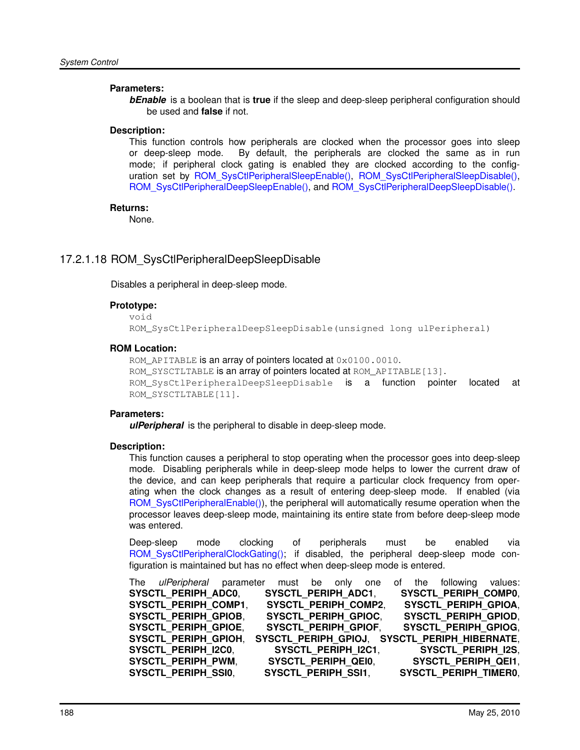**Parameters:**

***bEnable*** is a boolean that is **true** if the sleep and deep-sleep peripheral configuration should be used and **false** if not.

**Description:**

This function controls how peripherals are clocked when the processor goes into sleep or deep-sleep mode. By default, the peripherals are clocked the same as in run mode; if peripheral clock gating is enabled they are clocked according to the configuration set by ROM_SysCtlPeripheralSleepEnable(), ROM_SysCtlPeripheralSleepDisable(), ROM_SysCtlPeripheralDeepSleepEnable(), and ROM_SysCtlPeripheralDeepSleepDisable().

**Returns:**

None.

### 17.2.1.18 ROM_SysCtlPeripheralDeepSleepDisable

Disables a peripheral in deep-sleep mode.

**Prototype:**

```
void
ROM_SysCtlPeripheralDeepSleepDisable(unsigned long ulPeripheral)
```

**ROM Location:**

`ROM_APITABLE` is an array of pointers located at `0x0100.0010`.
`ROM_SYSCTLTABLE` is an array of pointers located at `ROM_APITABLE[13]`.
`ROM_SysCtlPeripheralDeepSleepDisable` is a function pointer located at `ROM_SYSCTLTABLE[11]`.

**Parameters:**

***ulPeripheral*** is the peripheral to disable in deep-sleep mode.

**Description:**

This function causes a peripheral to stop operating when the processor goes into deep-sleep mode. Disabling peripherals while in deep-sleep mode helps to lower the current draw of the device, and can keep peripherals that require a particular clock frequency from operating when the clock changes as a result of entering deep-sleep mode. If enabled (via ROM_SysCtlPeripheralEnable()), the peripheral will automatically resume operation when the processor leaves deep-sleep mode, maintaining its entire state from before deep-sleep mode was entered.

Deep-sleep mode clocking of peripherals must be enabled via ROM_SysCtlPeripheralClockGating(); if disabled, the peripheral deep-sleep mode configuration is maintained but has no effect when deep-sleep mode is entered.

The *ulPeripheral* parameter must be only one of the following values: **SYSCTL_PERIPH_ADC0**, **SYSCTL_PERIPH_ADC1**, **SYSCTL_PERIPH_COMP0**, **SYSCTL_PERIPH_COMP1**, **SYSCTL_PERIPH_COMP2**, **SYSCTL_PERIPH_GPIOA**, **SYSCTL_PERIPH_GPIOB**, **SYSCTL_PERIPH_GPIOC**, **SYSCTL_PERIPH_GPIOD**, **SYSCTL_PERIPH_GPIOE**, **SYSCTL_PERIPH_GPIOF**, **SYSCTL_PERIPH_GPIOG**, **SYSCTL_PERIPH_GPIOH**, **SYSCTL_PERIPH_GPIOJ**, **SYSCTL_PERIPH_HIBERNATE**, **SYSCTL_PERIPH_I2C0**, **SYSCTL_PERIPH_I2C1**, **SYSCTL_PERIPH_I2S**, **SYSCTL_PERIPH_PWM**, **SYSCTL_PERIPH_QEI0**, **SYSCTL_PERIPH_QEI1**, **SYSCTL_PERIPH_SSI0**, **SYSCTL_PERIPH_SSI1**, **SYSCTL_PERIPH_TIMER0**,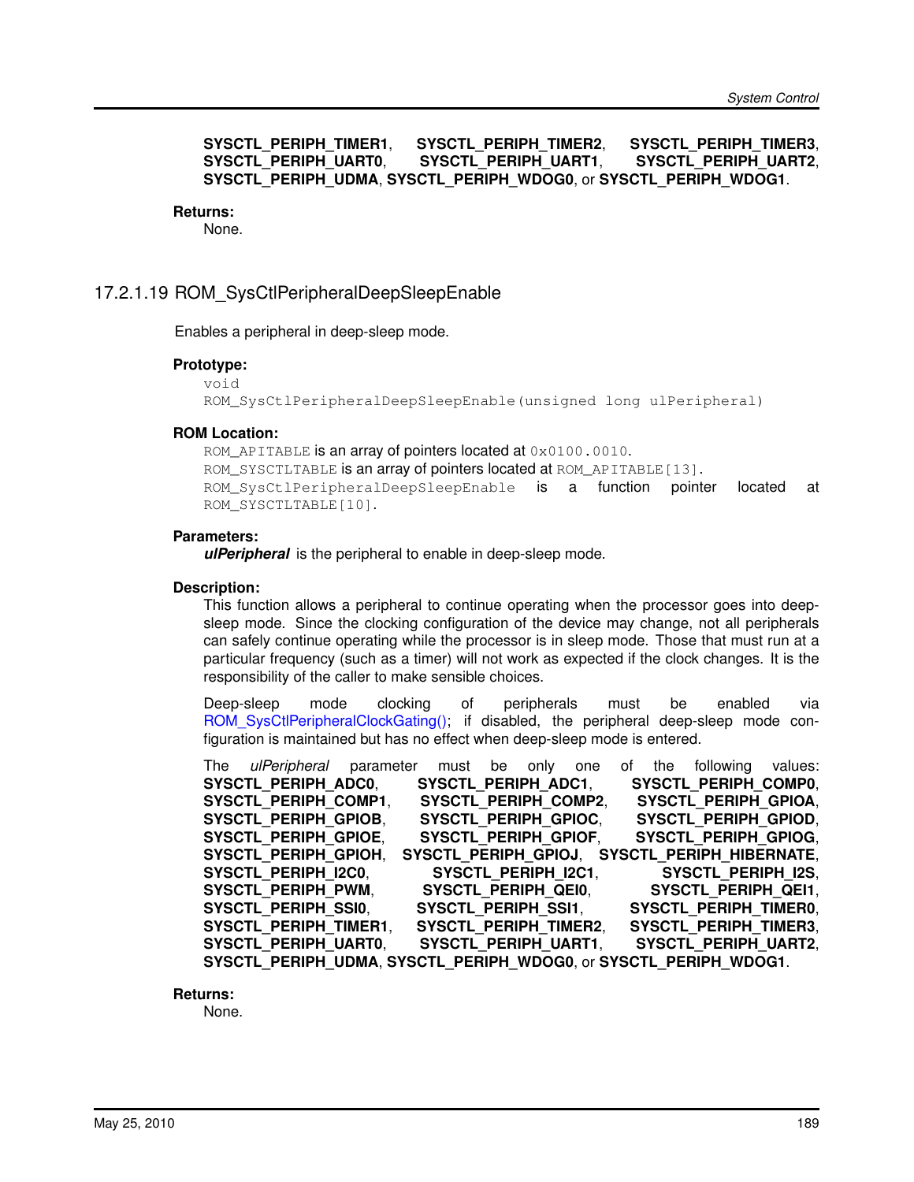**SYSCTL_PERIPH_TIMER1**, **SYSCTL_PERIPH_TIMER2**, **SYSCTL_PERIPH_TIMER3**, **SYSCTL_PERIPH_UART0**, **SYSCTL_PERIPH_UART1**, **SYSCTL_PERIPH_UART2**, **SYSCTL_PERIPH_UDMA**, **SYSCTL_PERIPH_WDOG0**, or **SYSCTL_PERIPH_WDOG1**.

**Returns:**
None.

### 17.2.1.19 ROM_SysCtlPeripheralDeepSleepEnable

Enables a peripheral in deep-sleep mode.

**Prototype:**

```
void
ROM_SysCtlPeripheralDeepSleepEnable(unsigned long ulPeripheral)
```

**ROM Location:**

`ROM_APITABLE` is an array of pointers located at `0x0100.0010`.
`ROM_SYSCTLTABLE` is an array of pointers located at `ROM_APITABLE[13]`.
`ROM_SysCtlPeripheralDeepSleepEnable` is a function pointer located at `ROM_SYSCTLTABLE[10]`.

**Parameters:**

***ulPeripheral*** is the peripheral to enable in deep-sleep mode.

**Description:**

This function allows a peripheral to continue operating when the processor goes into deep-sleep mode. Since the clocking configuration of the device may change, not all peripherals can safely continue operating while the processor is in sleep mode. Those that must run at a particular frequency (such as a timer) will not work as expected if the clock changes. It is the responsibility of the caller to make sensible choices.

Deep-sleep mode clocking of peripherals must be enabled via ROM_SysCtlPeripheralClockGating(); if disabled, the peripheral deep-sleep mode configuration is maintained but has no effect when deep-sleep mode is entered.

The *ulPeripheral* parameter must be only one of the following values: **SYSCTL_PERIPH_ADC0**, **SYSCTL_PERIPH_ADC1**, **SYSCTL_PERIPH_COMP0**, **SYSCTL_PERIPH_COMP1**, **SYSCTL_PERIPH_COMP2**, **SYSCTL_PERIPH_GPIOA**, **SYSCTL_PERIPH_GPIOB**, **SYSCTL_PERIPH_GPIOC**, **SYSCTL_PERIPH_GPIOD**, **SYSCTL_PERIPH_GPIOE**, **SYSCTL_PERIPH_GPIOF**, **SYSCTL_PERIPH_GPIOG**, **SYSCTL_PERIPH_GPIOH**, **SYSCTL_PERIPH_GPIOJ**, **SYSCTL_PERIPH_HIBERNATE**, **SYSCTL_PERIPH_I2C0**, **SYSCTL_PERIPH_I2C1**, **SYSCTL_PERIPH_I2S**, **SYSCTL_PERIPH_PWM**, **SYSCTL_PERIPH_QEI0**, **SYSCTL_PERIPH_QEI1**, **SYSCTL_PERIPH_SSI0**, **SYSCTL_PERIPH_SSI1**, **SYSCTL_PERIPH_TIMER0**, **SYSCTL_PERIPH_TIMER1**, **SYSCTL_PERIPH_TIMER2**, **SYSCTL_PERIPH_TIMER3**, **SYSCTL_PERIPH_UART0**, **SYSCTL_PERIPH_UART1**, **SYSCTL_PERIPH_UART2**, **SYSCTL_PERIPH_UDMA**, **SYSCTL_PERIPH_WDOG0**, or **SYSCTL_PERIPH_WDOG1**.

**Returns:**
None.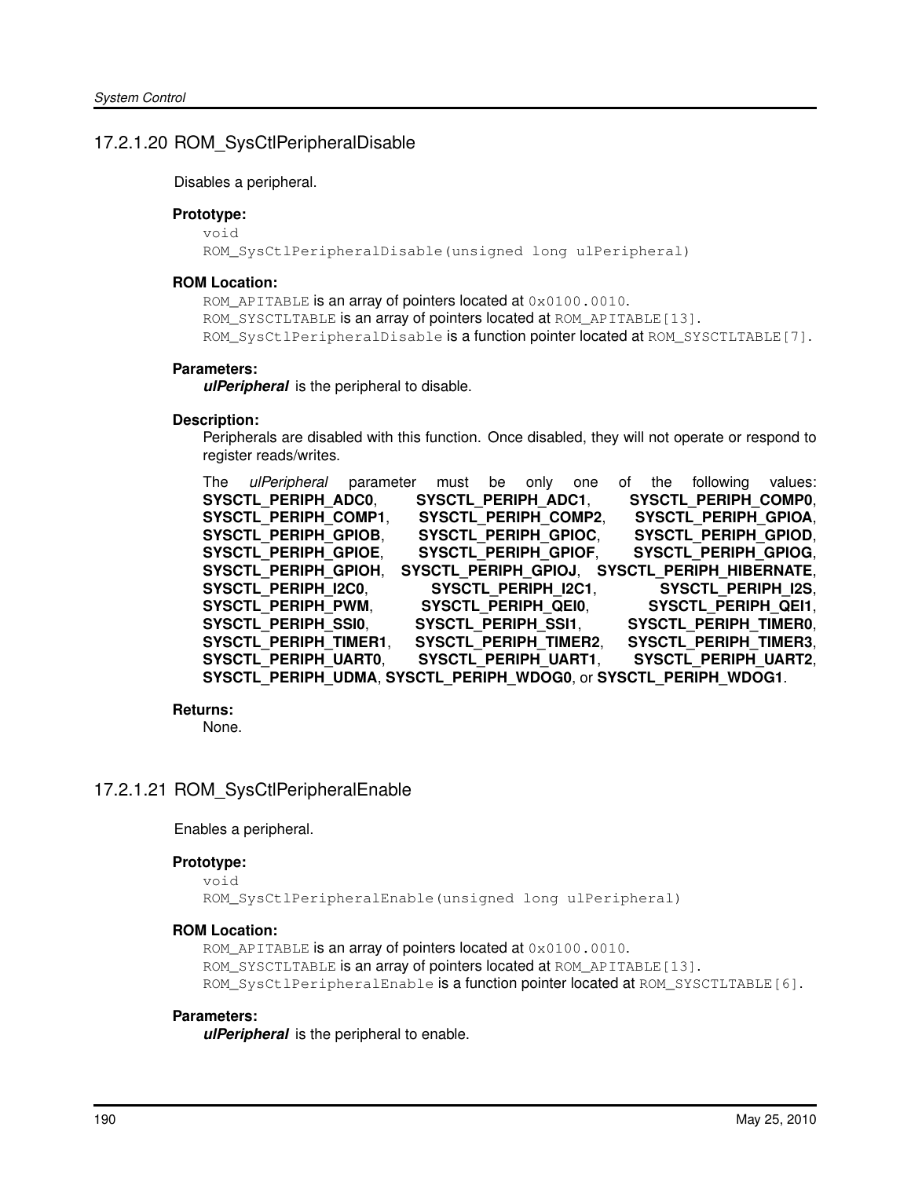### 17.2.1.20 ROM_SysCtlPeripheralDisable

Disables a peripheral.

**Prototype:**

```
void
ROM_SysCtlPeripheralDisable(unsigned long ulPeripheral)
```

**ROM Location:**

`ROM_APITABLE` is an array of pointers located at `0x0100.0010`.
`ROM_SYSCTLTABLE` is an array of pointers located at `ROM_APITABLE[13]`.
`ROM_SysCtlPeripheralDisable` is a function pointer located at `ROM_SYSCTLTABLE[7]`.

**Parameters:**

***ulPeripheral*** is the peripheral to disable.

**Description:**

Peripherals are disabled with this function. Once disabled, they will not operate or respond to register reads/writes.

The *ulPeripheral* parameter must be only one of the following values: **SYSCTL_PERIPH_ADC0**, **SYSCTL_PERIPH_ADC1**, **SYSCTL_PERIPH_COMP0**, **SYSCTL_PERIPH_COMP1**, **SYSCTL_PERIPH_COMP2**, **SYSCTL_PERIPH_GPIOA**, **SYSCTL_PERIPH_GPIOB**, **SYSCTL_PERIPH_GPIOC**, **SYSCTL_PERIPH_GPIOD**, **SYSCTL_PERIPH_GPIOE**, **SYSCTL_PERIPH_GPIOF**, **SYSCTL_PERIPH_GPIOG**, **SYSCTL_PERIPH_GPIOH**, **SYSCTL_PERIPH_GPIOJ**, **SYSCTL_PERIPH_HIBERNATE**, **SYSCTL_PERIPH_I2C0**, **SYSCTL_PERIPH_I2C1**, **SYSCTL_PERIPH_I2S**, **SYSCTL_PERIPH_PWM**, **SYSCTL_PERIPH_QEI0**, **SYSCTL_PERIPH_QEI1**, **SYSCTL_PERIPH_SSI0**, **SYSCTL_PERIPH_SSI1**, **SYSCTL_PERIPH_TIMER0**, **SYSCTL_PERIPH_TIMER1**, **SYSCTL_PERIPH_TIMER2**, **SYSCTL_PERIPH_TIMER3**, **SYSCTL_PERIPH_UART0**, **SYSCTL_PERIPH_UART1**, **SYSCTL_PERIPH_UART2**, **SYSCTL_PERIPH_UDMA**, **SYSCTL_PERIPH_WDOG0**, or **SYSCTL_PERIPH_WDOG1**.

**Returns:**

None.

### 17.2.1.21 ROM_SysCtlPeripheralEnable

Enables a peripheral.

**Prototype:**

```
void
ROM_SysCtlPeripheralEnable(unsigned long ulPeripheral)
```

**ROM Location:**

`ROM_APITABLE` is an array of pointers located at `0x0100.0010`.
`ROM_SYSCTLTABLE` is an array of pointers located at `ROM_APITABLE[13]`.
`ROM_SysCtlPeripheralEnable` is a function pointer located at `ROM_SYSCTLTABLE[6]`.

**Parameters:**

***ulPeripheral*** is the peripheral to enable.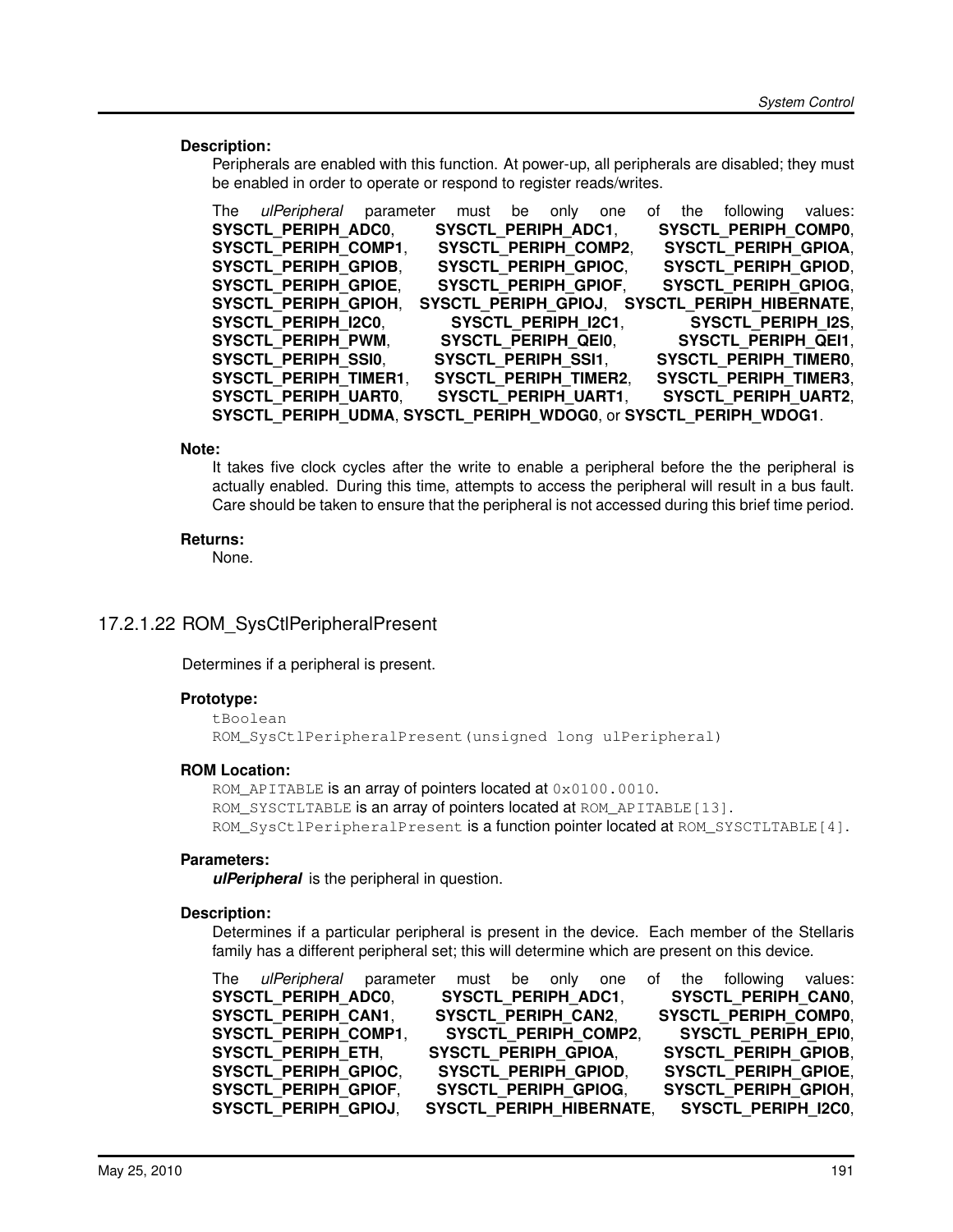**Description:**

Peripherals are enabled with this function. At power-up, all peripherals are disabled; they must be enabled in order to operate or respond to register reads/writes.

The *ulPeripheral* parameter must be only one of the following values: **SYSCTL_PERIPH_ADC0**, **SYSCTL_PERIPH_ADC1**, **SYSCTL_PERIPH_COMP0**, **SYSCTL_PERIPH_COMP1**, **SYSCTL_PERIPH_COMP2**, **SYSCTL_PERIPH_GPIOA**, **SYSCTL_PERIPH_GPIOB**, **SYSCTL_PERIPH_GPIOC**, **SYSCTL_PERIPH_GPIOD**, **SYSCTL_PERIPH_GPIOE**, **SYSCTL_PERIPH_GPIOF**, **SYSCTL_PERIPH_GPIOG**, **SYSCTL_PERIPH_GPIOH**, **SYSCTL_PERIPH_GPIOJ**, **SYSCTL_PERIPH_HIBERNATE**, **SYSCTL_PERIPH_I2C0**, **SYSCTL_PERIPH_I2C1**, **SYSCTL_PERIPH_I2S**, **SYSCTL_PERIPH_PWM**, **SYSCTL_PERIPH_QEI0**, **SYSCTL_PERIPH_QEI1**, **SYSCTL_PERIPH_SSI0**, **SYSCTL_PERIPH_SSI1**, **SYSCTL_PERIPH_TIMER0**, **SYSCTL_PERIPH_TIMER1**, **SYSCTL_PERIPH_TIMER2**, **SYSCTL_PERIPH_TIMER3**, **SYSCTL_PERIPH_UART0**, **SYSCTL_PERIPH_UART1**, **SYSCTL_PERIPH_UART2**, **SYSCTL_PERIPH_UDMA**, **SYSCTL_PERIPH_WDOG0**, or **SYSCTL_PERIPH_WDOG1**.

**Note:**

It takes five clock cycles after the write to enable a peripheral before the the peripheral is actually enabled. During this time, attempts to access the peripheral will result in a bus fault. Care should be taken to ensure that the peripheral is not accessed during this brief time period.

**Returns:**

None.

### 17.2.1.22 ROM_SysCtlPeripheralPresent

Determines if a peripheral is present.

**Prototype:**

```
tBoolean
ROM_SysCtlPeripheralPresent(unsigned long ulPeripheral)
```

**ROM Location:**

`ROM_APITABLE` is an array of pointers located at `0x0100.0010`.
`ROM_SYSCTLTABLE` is an array of pointers located at `ROM_APITABLE[13]`.
`ROM_SysCtlPeripheralPresent` is a function pointer located at `ROM_SYSCTLTABLE[4]`.

**Parameters:**

***ulPeripheral*** is the peripheral in question.

**Description:**

Determines if a particular peripheral is present in the device. Each member of the Stellaris family has a different peripheral set; this will determine which are present on this device.

The *ulPeripheral* parameter must be only one of the following values: **SYSCTL_PERIPH_ADC0**, **SYSCTL_PERIPH_ADC1**, **SYSCTL_PERIPH_CAN0**, **SYSCTL_PERIPH_CAN1**, **SYSCTL_PERIPH_CAN2**, **SYSCTL_PERIPH_COMP0**, **SYSCTL_PERIPH_COMP1**, **SYSCTL_PERIPH_COMP2**, **SYSCTL_PERIPH_EPI0**, **SYSCTL_PERIPH_ETH**, **SYSCTL_PERIPH_GPIOA**, **SYSCTL_PERIPH_GPIOB**, **SYSCTL_PERIPH_GPIOC**, **SYSCTL_PERIPH_GPIOD**, **SYSCTL_PERIPH_GPIOE**, **SYSCTL_PERIPH_GPIOF**, **SYSCTL_PERIPH_GPIOG**, **SYSCTL_PERIPH_GPIOH**, **SYSCTL_PERIPH_GPIOJ**, **SYSCTL_PERIPH_HIBERNATE**, **SYSCTL_PERIPH_I2C0**,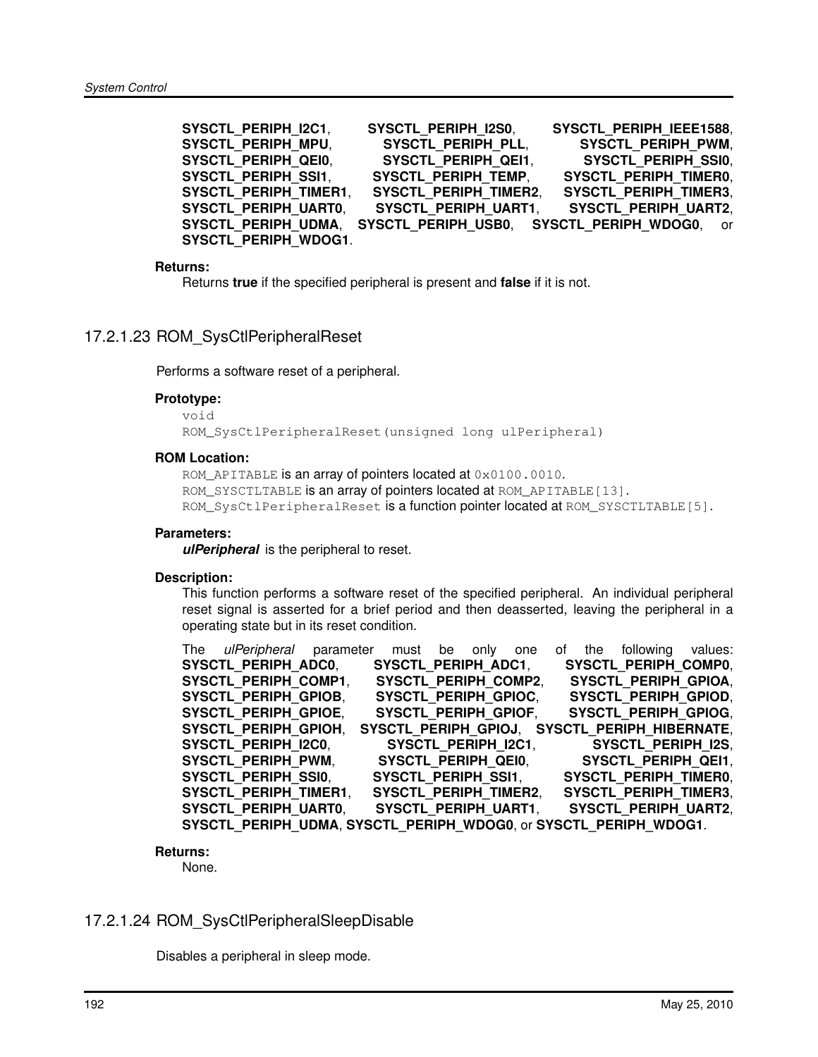**SYSCTL_PERIPH_I2C1**, **SYSCTL_PERIPH_I2S0**, **SYSCTL_PERIPH_IEEE1588**, **SYSCTL_PERIPH_MPU**, **SYSCTL_PERIPH_PLL**, **SYSCTL_PERIPH_PWM**, **SYSCTL_PERIPH_QEI0**, **SYSCTL_PERIPH_QEI1**, **SYSCTL_PERIPH_SSI0**, **SYSCTL_PERIPH_SSI1**, **SYSCTL_PERIPH_TEMP**, **SYSCTL_PERIPH_TIMER0**, **SYSCTL_PERIPH_TIMER1**, **SYSCTL_PERIPH_TIMER2**, **SYSCTL_PERIPH_TIMER3**, **SYSCTL_PERIPH_UART0**, **SYSCTL_PERIPH_UART1**, **SYSCTL_PERIPH_UART2**, **SYSCTL_PERIPH_UDMA**, **SYSCTL_PERIPH_USB0**, **SYSCTL_PERIPH_WDOG0**, or **SYSCTL_PERIPH_WDOG1**.

**Returns:**

Returns **true** if the specified peripheral is present and **false** if it is not.

### 17.2.1.23 ROM_SysCtlPeripheralReset

Performs a software reset of a peripheral.

**Prototype:**

```
void
ROM_SysCtlPeripheralReset(unsigned long ulPeripheral)
```

**ROM Location:**

`ROM_APITABLE` is an array of pointers located at `0x0100.0010`.
`ROM_SYSCTLTABLE` is an array of pointers located at `ROM_APITABLE[13]`.
`ROM_SysCtlPeripheralReset` is a function pointer located at `ROM_SYSCTLTABLE[5]`.

**Parameters:**

***ulPeripheral*** is the peripheral to reset.

**Description:**

This function performs a software reset of the specified peripheral. An individual peripheral reset signal is asserted for a brief period and then deasserted, leaving the peripheral in a operating state but in its reset condition.

The *ulPeripheral* parameter must be only one of the following values: **SYSCTL_PERIPH_ADC0**, **SYSCTL_PERIPH_ADC1**, **SYSCTL_PERIPH_COMP0**, **SYSCTL_PERIPH_COMP1**, **SYSCTL_PERIPH_COMP2**, **SYSCTL_PERIPH_GPIOA**, **SYSCTL_PERIPH_GPIOB**, **SYSCTL_PERIPH_GPIOC**, **SYSCTL_PERIPH_GPIOD**, **SYSCTL_PERIPH_GPIOE**, **SYSCTL_PERIPH_GPIOF**, **SYSCTL_PERIPH_GPIOG**, **SYSCTL_PERIPH_GPIOH**, **SYSCTL_PERIPH_GPIOJ**, **SYSCTL_PERIPH_HIBERNATE**, **SYSCTL_PERIPH_I2C0**, **SYSCTL_PERIPH_I2C1**, **SYSCTL_PERIPH_I2S**, **SYSCTL_PERIPH_PWM**, **SYSCTL_PERIPH_QEI0**, **SYSCTL_PERIPH_QEI1**, **SYSCTL_PERIPH_SSI0**, **SYSCTL_PERIPH_SSI1**, **SYSCTL_PERIPH_TIMER0**, **SYSCTL_PERIPH_TIMER1**, **SYSCTL_PERIPH_TIMER2**, **SYSCTL_PERIPH_TIMER3**, **SYSCTL_PERIPH_UART0**, **SYSCTL_PERIPH_UART1**, **SYSCTL_PERIPH_UART2**, **SYSCTL_PERIPH_UDMA**, **SYSCTL_PERIPH_WDOG0**, or **SYSCTL_PERIPH_WDOG1**.

**Returns:**

None.

### 17.2.1.24 ROM_SysCtlPeripheralSleepDisable

Disables a peripheral in sleep mode.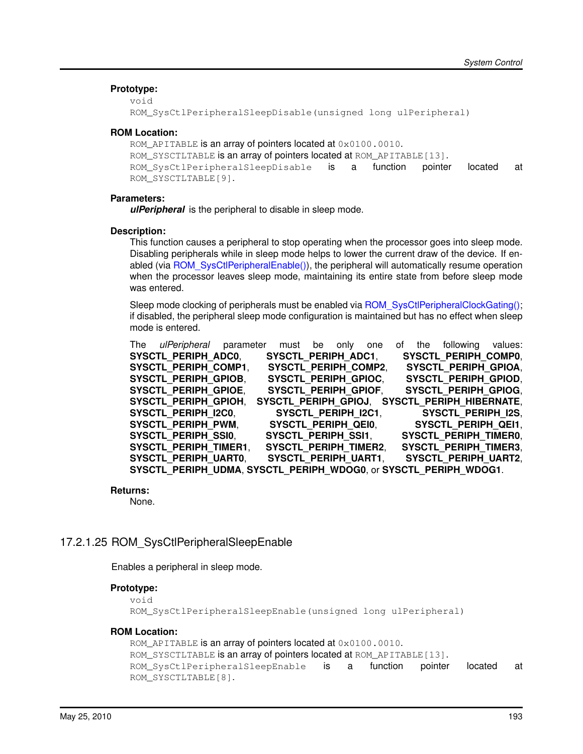**Prototype:**

```
void
ROM_SysCtlPeripheralSleepDisable(unsigned long ulPeripheral)
```

**ROM Location:**

`ROM_APITABLE` is an array of pointers located at `0x0100.0010`.
`ROM_SYSCTLTABLE` is an array of pointers located at `ROM_APITABLE[13]`.
`ROM_SysCtlPeripheralSleepDisable` is a function pointer located at `ROM_SYSCTLTABLE[9]`.

**Parameters:**

***ulPeripheral*** is the peripheral to disable in sleep mode.

**Description:**

This function causes a peripheral to stop operating when the processor goes into sleep mode. Disabling peripherals while in sleep mode helps to lower the current draw of the device. If enabled (via ROM_SysCtlPeripheralEnable()), the peripheral will automatically resume operation when the processor leaves sleep mode, maintaining its entire state from before sleep mode was entered.

Sleep mode clocking of peripherals must be enabled via ROM_SysCtlPeripheralClockGating(); if disabled, the peripheral sleep mode configuration is maintained but has no effect when sleep mode is entered.

The *ulPeripheral* parameter must be only one of the following values: **SYSCTL_PERIPH_ADC0**, **SYSCTL_PERIPH_ADC1**, **SYSCTL_PERIPH_COMP0**, **SYSCTL_PERIPH_COMP1**, **SYSCTL_PERIPH_COMP2**, **SYSCTL_PERIPH_GPIOA**, **SYSCTL_PERIPH_GPIOB**, **SYSCTL_PERIPH_GPIOC**, **SYSCTL_PERIPH_GPIOD**, **SYSCTL_PERIPH_GPIOE**, **SYSCTL_PERIPH_GPIOF**, **SYSCTL_PERIPH_GPIOG**, **SYSCTL_PERIPH_GPIOH**, **SYSCTL_PERIPH_GPIOJ**, **SYSCTL_PERIPH_HIBERNATE**, **SYSCTL_PERIPH_I2C0**, **SYSCTL_PERIPH_I2C1**, **SYSCTL_PERIPH_I2S**, **SYSCTL_PERIPH_PWM**, **SYSCTL_PERIPH_QEI0**, **SYSCTL_PERIPH_QEI1**, **SYSCTL_PERIPH_SSI0**, **SYSCTL_PERIPH_SSI1**, **SYSCTL_PERIPH_TIMER0**, **SYSCTL_PERIPH_TIMER1**, **SYSCTL_PERIPH_TIMER2**, **SYSCTL_PERIPH_TIMER3**, **SYSCTL_PERIPH_UART0**, **SYSCTL_PERIPH_UART1**, **SYSCTL_PERIPH_UART2**, **SYSCTL_PERIPH_UDMA**, **SYSCTL_PERIPH_WDOG0**, or **SYSCTL_PERIPH_WDOG1**.

**Returns:**

None.

### 17.2.1.25 ROM_SysCtlPeripheralSleepEnable

Enables a peripheral in sleep mode.

**Prototype:**

```
void
ROM_SysCtlPeripheralSleepEnable(unsigned long ulPeripheral)
```

**ROM Location:**

`ROM_APITABLE` is an array of pointers located at `0x0100.0010`.
`ROM_SYSCTLTABLE` is an array of pointers located at `ROM_APITABLE[13]`.
`ROM_SysCtlPeripheralSleepEnable` is a function pointer located at `ROM_SYSCTLTABLE[8]`.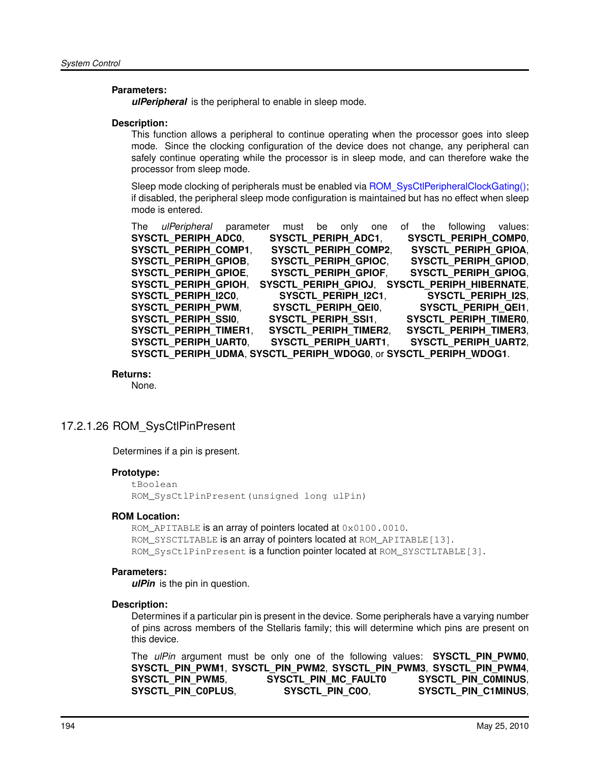**Parameters:**

***ulPeripheral*** is the peripheral to enable in sleep mode.

**Description:**

This function allows a peripheral to continue operating when the processor goes into sleep mode. Since the clocking configuration of the device does not change, any peripheral can safely continue operating while the processor is in sleep mode, and can therefore wake the processor from sleep mode.

Sleep mode clocking of peripherals must be enabled via ROM_SysCtlPeripheralClockGating(); if disabled, the peripheral sleep mode configuration is maintained but has no effect when sleep mode is entered.

The *ulPeripheral* parameter must be only one of the following values: **SYSCTL_PERIPH_ADC0**, **SYSCTL_PERIPH_ADC1**, **SYSCTL_PERIPH_COMP0**, **SYSCTL_PERIPH_COMP1**, **SYSCTL_PERIPH_COMP2**, **SYSCTL_PERIPH_GPIOA**, **SYSCTL_PERIPH_GPIOB**, **SYSCTL_PERIPH_GPIOC**, **SYSCTL_PERIPH_GPIOD**, **SYSCTL_PERIPH_GPIOE**, **SYSCTL_PERIPH_GPIOF**, **SYSCTL_PERIPH_GPIOG**, **SYSCTL_PERIPH_GPIOH**, **SYSCTL_PERIPH_GPIOJ**, **SYSCTL_PERIPH_HIBERNATE**, **SYSCTL_PERIPH_I2C0**, **SYSCTL_PERIPH_I2C1**, **SYSCTL_PERIPH_I2S**, **SYSCTL_PERIPH_PWM**, **SYSCTL_PERIPH_QEI0**, **SYSCTL_PERIPH_QEI1**, **SYSCTL_PERIPH_SSI0**, **SYSCTL_PERIPH_SSI1**, **SYSCTL_PERIPH_TIMER0**, **SYSCTL_PERIPH_TIMER1**, **SYSCTL_PERIPH_TIMER2**, **SYSCTL_PERIPH_TIMER3**, **SYSCTL_PERIPH_UART0**, **SYSCTL_PERIPH_UART1**, **SYSCTL_PERIPH_UART2**, **SYSCTL_PERIPH_UDMA**, **SYSCTL_PERIPH_WDOG0**, or **SYSCTL_PERIPH_WDOG1**.

**Returns:**

None.

### 17.2.1.26 ROM_SysCtlPinPresent

Determines if a pin is present.

**Prototype:**

```
tBoolean
ROM_SysCtlPinPresent(unsigned long ulPin)
```

**ROM Location:**

`ROM_APITABLE` is an array of pointers located at `0x0100.0010`.
`ROM_SYSCTLTABLE` is an array of pointers located at `ROM_APITABLE[13]`.
`ROM_SysCtlPinPresent` is a function pointer located at `ROM_SYSCTLTABLE[3]`.

**Parameters:**

***ulPin*** is the pin in question.

**Description:**

Determines if a particular pin is present in the device. Some peripherals have a varying number of pins across members of the Stellaris family; this will determine which pins are present on this device.

The *ulPin* argument must be only one of the following values: **SYSCTL_PIN_PWM0**, **SYSCTL_PIN_PWM1**, **SYSCTL_PIN_PWM2**, **SYSCTL_PIN_PWM3**, **SYSCTL_PIN_PWM4**, **SYSCTL_PIN_PWM5**, **SYSCTL_PIN_MC_FAULT0** **SYSCTL_PIN_C0MINUS**, **SYSCTL_PIN_C0PLUS**, **SYSCTL_PIN_C0O**, **SYSCTL_PIN_C1MINUS**,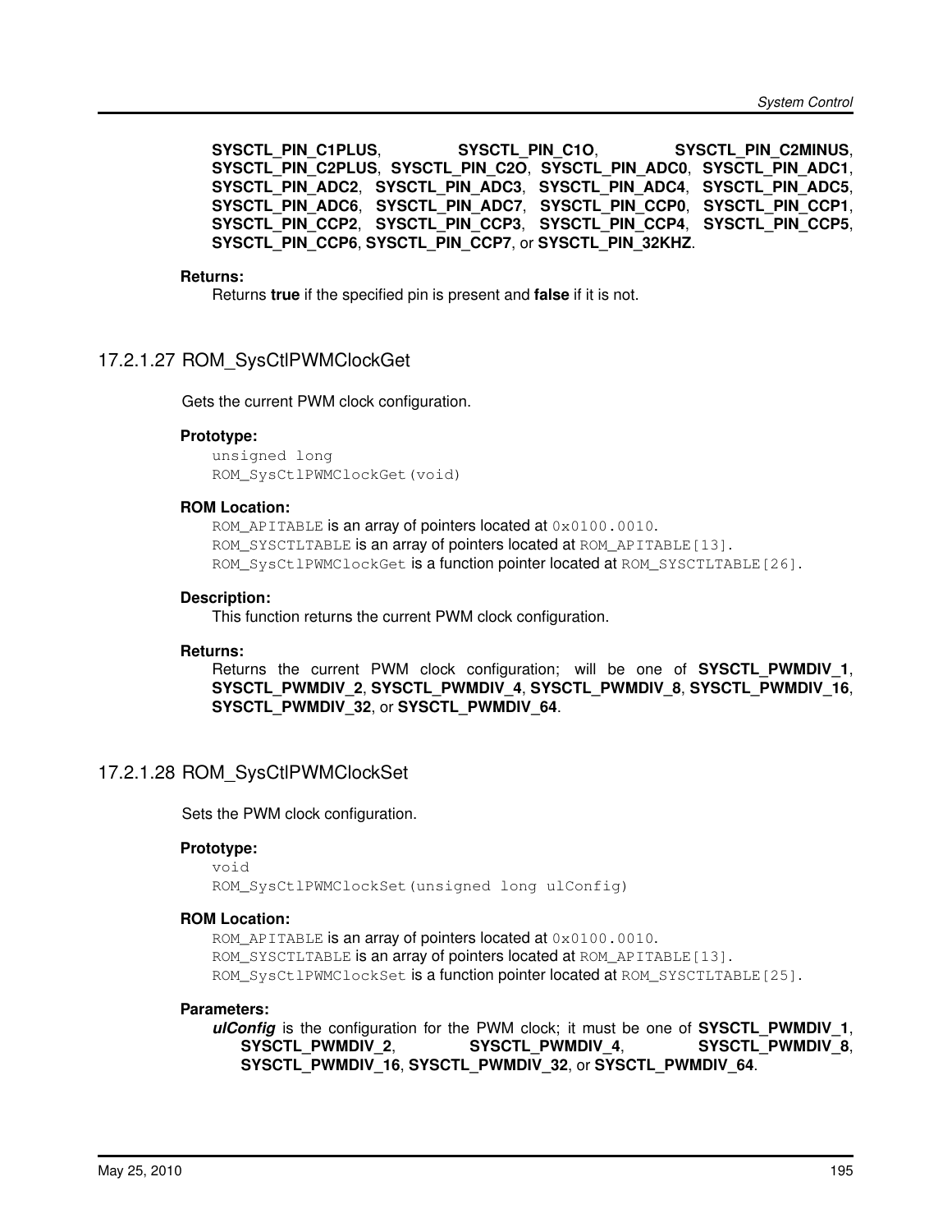**SYSCTL_PIN_C1PLUS**, **SYSCTL_PIN_C1O**, **SYSCTL_PIN_C2MINUS**, **SYSCTL_PIN_C2PLUS**, **SYSCTL_PIN_C2O**, **SYSCTL_PIN_ADC0**, **SYSCTL_PIN_ADC1**, **SYSCTL_PIN_ADC2**, **SYSCTL_PIN_ADC3**, **SYSCTL_PIN_ADC4**, **SYSCTL_PIN_ADC5**, **SYSCTL_PIN_ADC6**, **SYSCTL_PIN_ADC7**, **SYSCTL_PIN_CCP0**, **SYSCTL_PIN_CCP1**, **SYSCTL_PIN_CCP2**, **SYSCTL_PIN_CCP3**, **SYSCTL_PIN_CCP4**, **SYSCTL_PIN_CCP5**, **SYSCTL_PIN_CCP6**, **SYSCTL_PIN_CCP7**, or **SYSCTL_PIN_32KHZ**.

**Returns:**

Returns **true** if the specified pin is present and **false** if it is not.

### 17.2.1.27 ROM_SysCtlPWMClockGet

Gets the current PWM clock configuration.

**Prototype:**

```
unsigned long
ROM_SysCtlPWMClockGet(void)
```

**ROM Location:**

`ROM_APITABLE` is an array of pointers located at `0x0100.0010`.
`ROM_SYSCTLTABLE` is an array of pointers located at `ROM_APITABLE[13]`.
`ROM_SysCtlPWMClockGet` is a function pointer located at `ROM_SYSCTLTABLE[26]`.

**Description:**

This function returns the current PWM clock configuration.

**Returns:**

Returns the current PWM clock configuration; will be one of **SYSCTL_PWMDIV_1**, **SYSCTL_PWMDIV_2**, **SYSCTL_PWMDIV_4**, **SYSCTL_PWMDIV_8**, **SYSCTL_PWMDIV_16**, **SYSCTL_PWMDIV_32**, or **SYSCTL_PWMDIV_64**.

### 17.2.1.28 ROM_SysCtlPWMClockSet

Sets the PWM clock configuration.

**Prototype:**

```
void
ROM_SysCtlPWMClockSet(unsigned long ulConfig)
```

**ROM Location:**

`ROM_APITABLE` is an array of pointers located at `0x0100.0010`.
`ROM_SYSCTLTABLE` is an array of pointers located at `ROM_APITABLE[13]`.
`ROM_SysCtlPWMClockSet` is a function pointer located at `ROM_SYSCTLTABLE[25]`.

**Parameters:**

***ulConfig*** is the configuration for the PWM clock; it must be one of **SYSCTL_PWMDIV_1**, **SYSCTL_PWMDIV_2**, **SYSCTL_PWMDIV_4**, **SYSCTL_PWMDIV_8**, **SYSCTL_PWMDIV_16**, **SYSCTL_PWMDIV_32**, or **SYSCTL_PWMDIV_64**.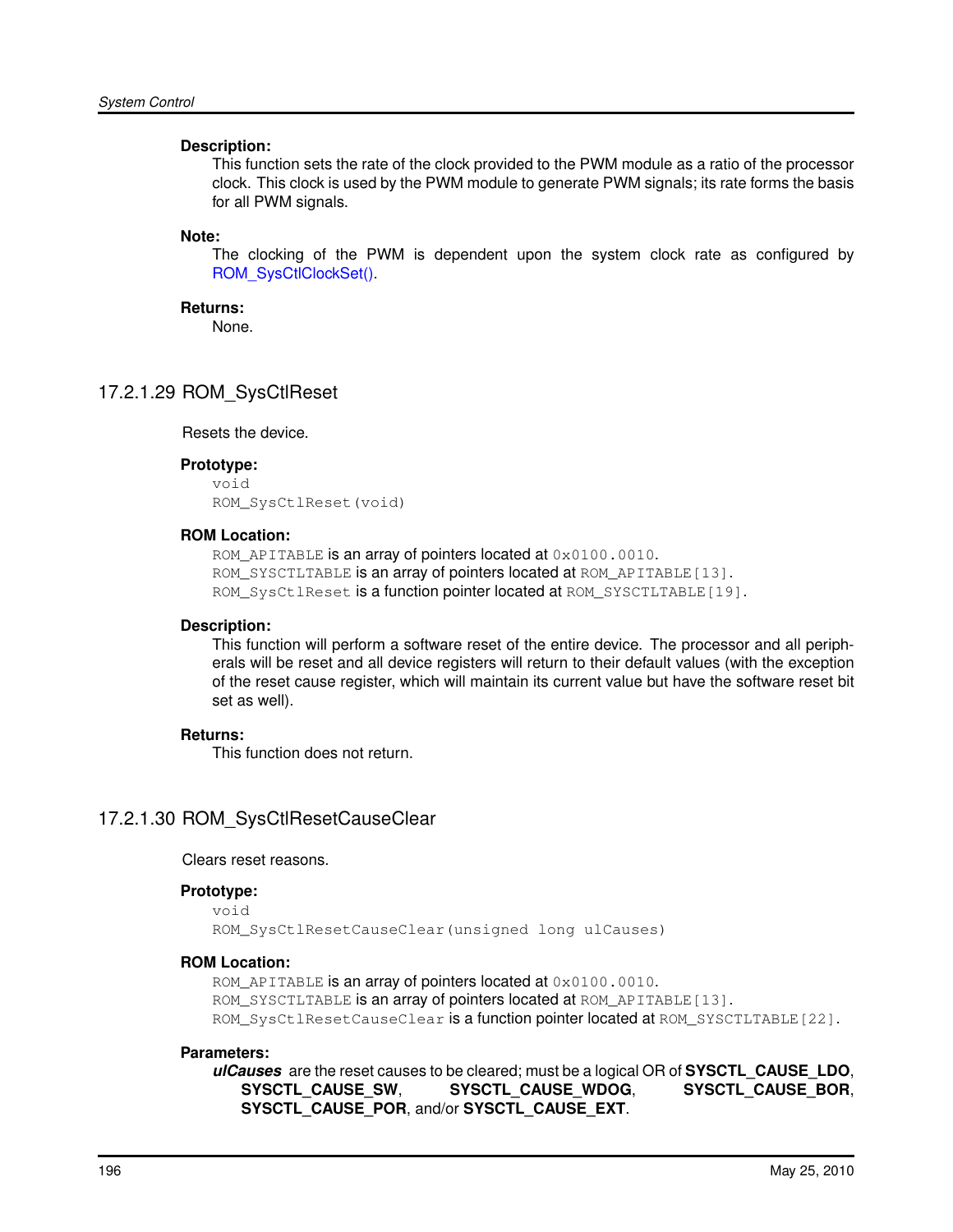**Description:**

This function sets the rate of the clock provided to the PWM module as a ratio of the processor clock. This clock is used by the PWM module to generate PWM signals; its rate forms the basis for all PWM signals.

**Note:**

The clocking of the PWM is dependent upon the system clock rate as configured by ROM_SysCtlClockSet().

**Returns:**

None.

### 17.2.1.29 ROM_SysCtlReset

Resets the device.

**Prototype:**

```
void
ROM_SysCtlReset(void)
```

**ROM Location:**

`ROM_APITABLE` is an array of pointers located at `0x0100.0010`.
`ROM_SYSCTLTABLE` is an array of pointers located at `ROM_APITABLE[13]`.
`ROM_SysCtlReset` is a function pointer located at `ROM_SYSCTLTABLE[19]`.

**Description:**

This function will perform a software reset of the entire device. The processor and all peripherals will be reset and all device registers will return to their default values (with the exception of the reset cause register, which will maintain its current value but have the software reset bit set as well).

**Returns:**

This function does not return.

### 17.2.1.30 ROM_SysCtlResetCauseClear

Clears reset reasons.

**Prototype:**

```
void
ROM_SysCtlResetCauseClear(unsigned long ulCauses)
```

**ROM Location:**

`ROM_APITABLE` is an array of pointers located at `0x0100.0010`.
`ROM_SYSCTLTABLE` is an array of pointers located at `ROM_APITABLE[13]`.
`ROM_SysCtlResetCauseClear` is a function pointer located at `ROM_SYSCTLTABLE[22]`.

**Parameters:**

***ulCauses*** are the reset causes to be cleared; must be a logical OR of **SYSCTL_CAUSE_LDO**, **SYSCTL_CAUSE_SW**, **SYSCTL_CAUSE_WDOG**, **SYSCTL_CAUSE_BOR**, **SYSCTL_CAUSE_POR**, and/or **SYSCTL_CAUSE_EXT**.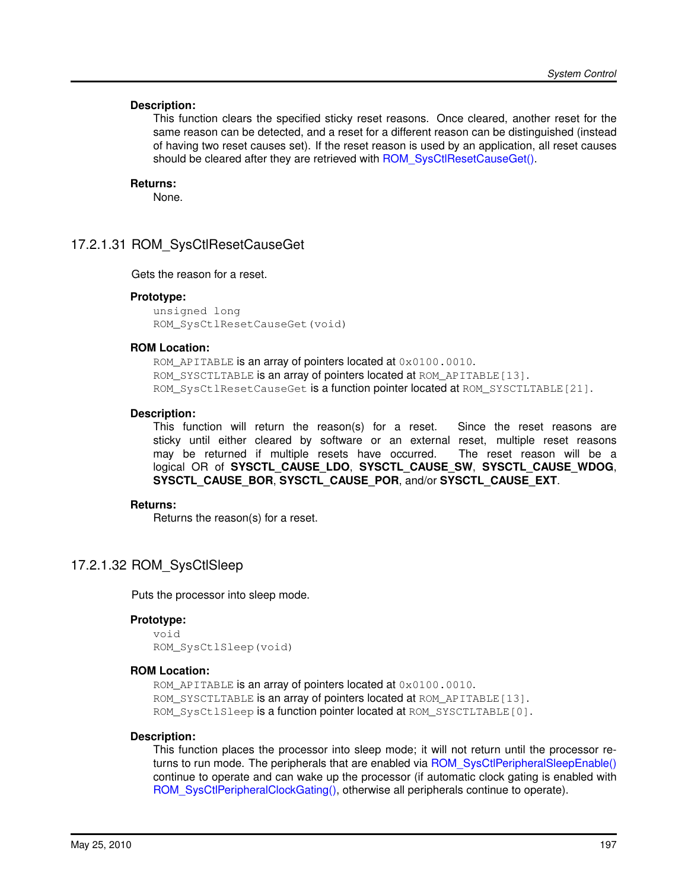**Description:**

This function clears the specified sticky reset reasons. Once cleared, another reset for the same reason can be detected, and a reset for a different reason can be distinguished (instead of having two reset causes set). If the reset reason is used by an application, all reset causes should be cleared after they are retrieved with ROM_SysCtlResetCauseGet().

**Returns:**

None.

### 17.2.1.31 ROM_SysCtlResetCauseGet

Gets the reason for a reset.

**Prototype:**

```
unsigned long
ROM_SysCtlResetCauseGet(void)
```

**ROM Location:**

`ROM_APITABLE` is an array of pointers located at `0x0100.0010`.
`ROM_SYSCTLTABLE` is an array of pointers located at `ROM_APITABLE[13]`.
`ROM_SysCtlResetCauseGet` is a function pointer located at `ROM_SYSCTLTABLE[21]`.

**Description:**

This function will return the reason(s) for a reset. Since the reset reasons are sticky until either cleared by software or an external reset, multiple reset reasons may be returned if multiple resets have occurred. The reset reason will be a logical OR of **SYSCTL_CAUSE_LDO**, **SYSCTL_CAUSE_SW**, **SYSCTL_CAUSE_WDOG**, **SYSCTL_CAUSE_BOR**, **SYSCTL_CAUSE_POR**, and/or **SYSCTL_CAUSE_EXT**.

**Returns:**

Returns the reason(s) for a reset.

### 17.2.1.32 ROM_SysCtlSleep

Puts the processor into sleep mode.

**Prototype:**

```
void
ROM_SysCtlSleep(void)
```

**ROM Location:**

`ROM_APITABLE` is an array of pointers located at `0x0100.0010`.
`ROM_SYSCTLTABLE` is an array of pointers located at `ROM_APITABLE[13]`.
`ROM_SysCtlSleep` is a function pointer located at `ROM_SYSCTLTABLE[0]`.

**Description:**

This function places the processor into sleep mode; it will not return until the processor returns to run mode. The peripherals that are enabled via ROM_SysCtlPeripheralSleepEnable() continue to operate and can wake up the processor (if automatic clock gating is enabled with ROM_SysCtlPeripheralClockGating(), otherwise all peripherals continue to operate).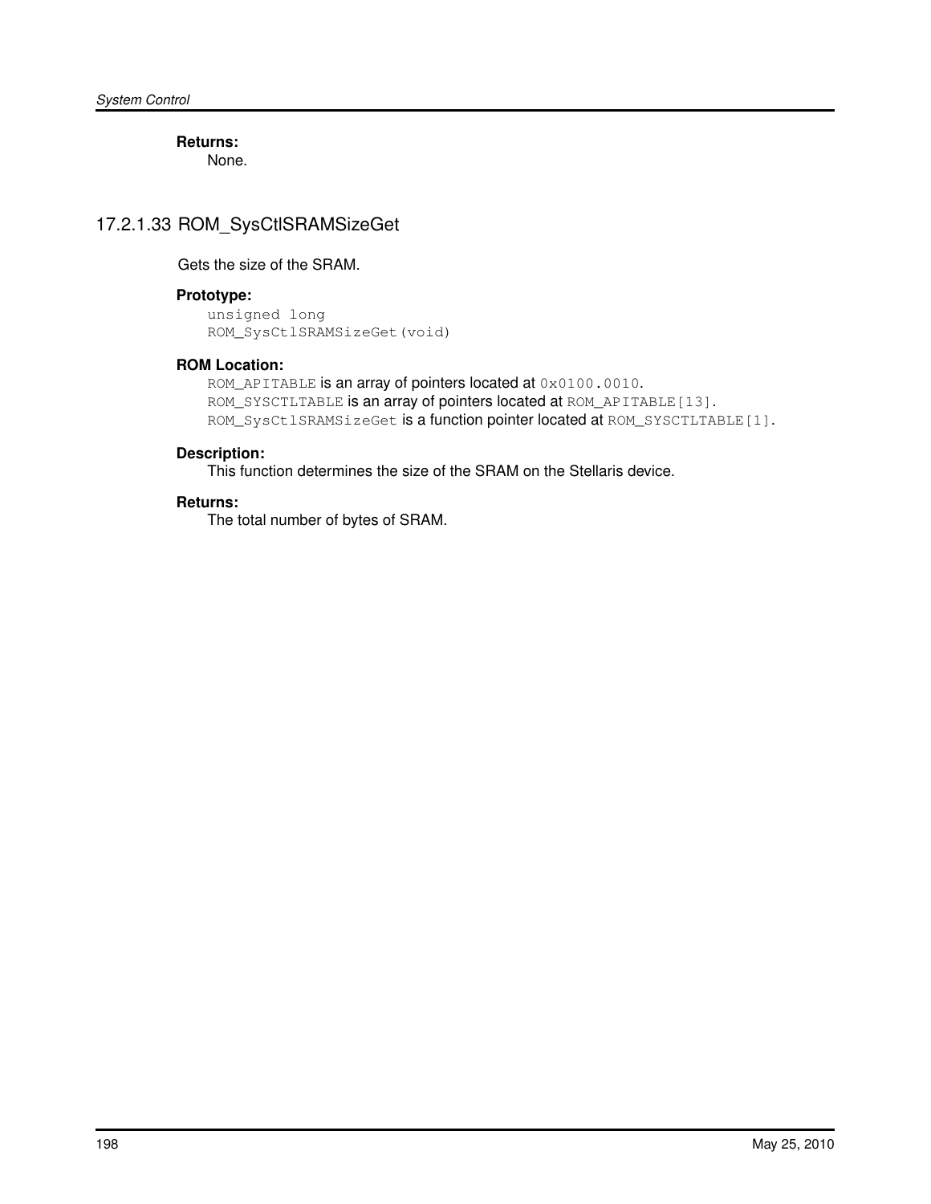**Returns:**
None.

### 17.2.1.33 ROM_SysCtlSRAMSizeGet

Gets the size of the SRAM.

**Prototype:**

```
unsigned long
ROM_SysCtlSRAMSizeGet(void)
```

**ROM Location:**
`ROM_APITABLE` is an array of pointers located at `0x0100.0010`.
`ROM_SYSCTLTABLE` is an array of pointers located at `ROM_APITABLE[13]`.
`ROM_SysCtlSRAMSizeGet` is a function pointer located at `ROM_SYSCTLTABLE[1]`.

**Description:**
This function determines the size of the SRAM on the Stellaris device.

**Returns:**
The total number of bytes of SRAM.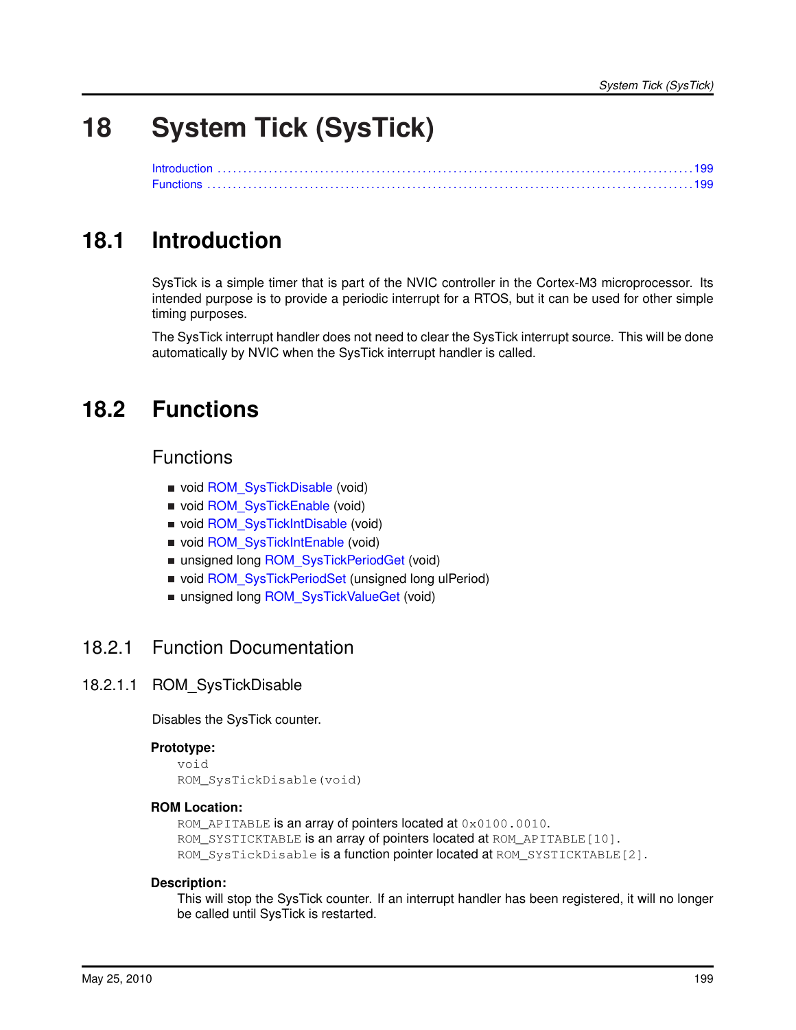// Running header "System Tick (SysTick)" and footer "May 25, 2010 / 199" omitted as page furniture.
# 18 System Tick (SysTick)

Introduction . . . . . . . . . . . . . . . . . . . . . . . . . . . . . . . . . . . . . . . . . . . . . . . . . . . . . . . . . . . . . . . . . . . . . . . . . . . . . . . . . . . 199
Functions . . . . . . . . . . . . . . . . . . . . . . . . . . . . . . . . . . . . . . . . . . . . . . . . . . . . . . . . . . . . . . . . . . . . . . . . . . . . . . . . . . . . . 199

## 18.1 Introduction

SysTick is a simple timer that is part of the NVIC controller in the Cortex-M3 microprocessor. Its intended purpose is to provide a periodic interrupt for a RTOS, but it can be used for other simple timing purposes.

The SysTick interrupt handler does not need to clear the SysTick interrupt source. This will be done automatically by NVIC when the SysTick interrupt handler is called.

## 18.2 Functions

### Functions

- void ROM_SysTickDisable (void)
- void ROM_SysTickEnable (void)
- void ROM_SysTickIntDisable (void)
- void ROM_SysTickIntEnable (void)
- unsigned long ROM_SysTickPeriodGet (void)
- void ROM_SysTickPeriodSet (unsigned long ulPeriod)
- unsigned long ROM_SysTickValueGet (void)

### 18.2.1 Function Documentation

#### 18.2.1.1 ROM_SysTickDisable

Disables the SysTick counter.

**Prototype:**

```
void
ROM_SysTickDisable(void)
```

**ROM Location:**

`ROM_APITABLE` is an array of pointers located at `0x0100.0010`.
`ROM_SYSTICKTABLE` is an array of pointers located at `ROM_APITABLE[10]`.
`ROM_SysTickDisable` is a function pointer located at `ROM_SYSTICKTABLE[2]`.

**Description:**

This will stop the SysTick counter. If an interrupt handler has been registered, it will no longer be called until SysTick is restarted.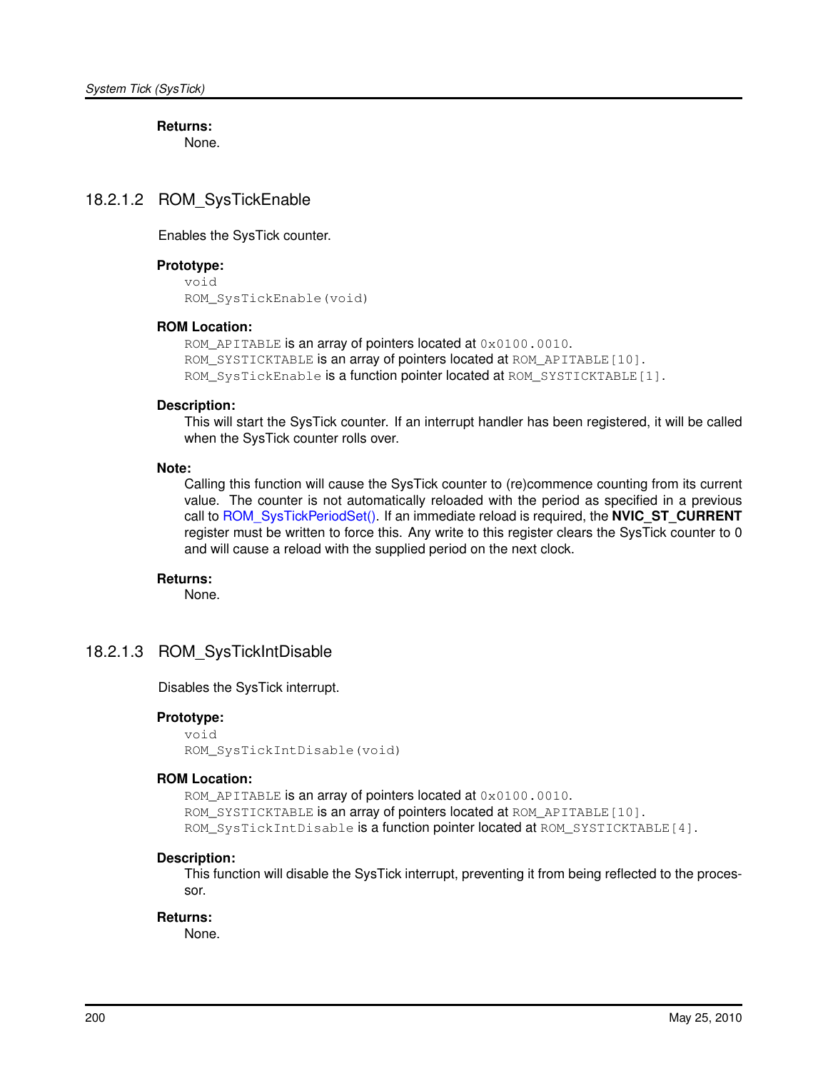**Returns:**
None.

### 18.2.1.2 ROM_SysTickEnable

Enables the SysTick counter.

**Prototype:**

```
void
ROM_SysTickEnable(void)
```

**ROM Location:**
`ROM_APITABLE` is an array of pointers located at `0x0100.0010`.
`ROM_SYSTICKTABLE` is an array of pointers located at `ROM_APITABLE[10]`.
`ROM_SysTickEnable` is a function pointer located at `ROM_SYSTICKTABLE[1]`.

**Description:**
This will start the SysTick counter. If an interrupt handler has been registered, it will be called when the SysTick counter rolls over.

**Note:**
Calling this function will cause the SysTick counter to (re)commence counting from its current value. The counter is not automatically reloaded with the period as specified in a previous call to ROM_SysTickPeriodSet(). If an immediate reload is required, the **NVIC_ST_CURRENT** register must be written to force this. Any write to this register clears the SysTick counter to 0 and will cause a reload with the supplied period on the next clock.

**Returns:**
None.

### 18.2.1.3 ROM_SysTickIntDisable

Disables the SysTick interrupt.

**Prototype:**

```
void
ROM_SysTickIntDisable(void)
```

**ROM Location:**
`ROM_APITABLE` is an array of pointers located at `0x0100.0010`.
`ROM_SYSTICKTABLE` is an array of pointers located at `ROM_APITABLE[10]`.
`ROM_SysTickIntDisable` is a function pointer located at `ROM_SYSTICKTABLE[4]`.

**Description:**
This function will disable the SysTick interrupt, preventing it from being reflected to the processor.

**Returns:**
None.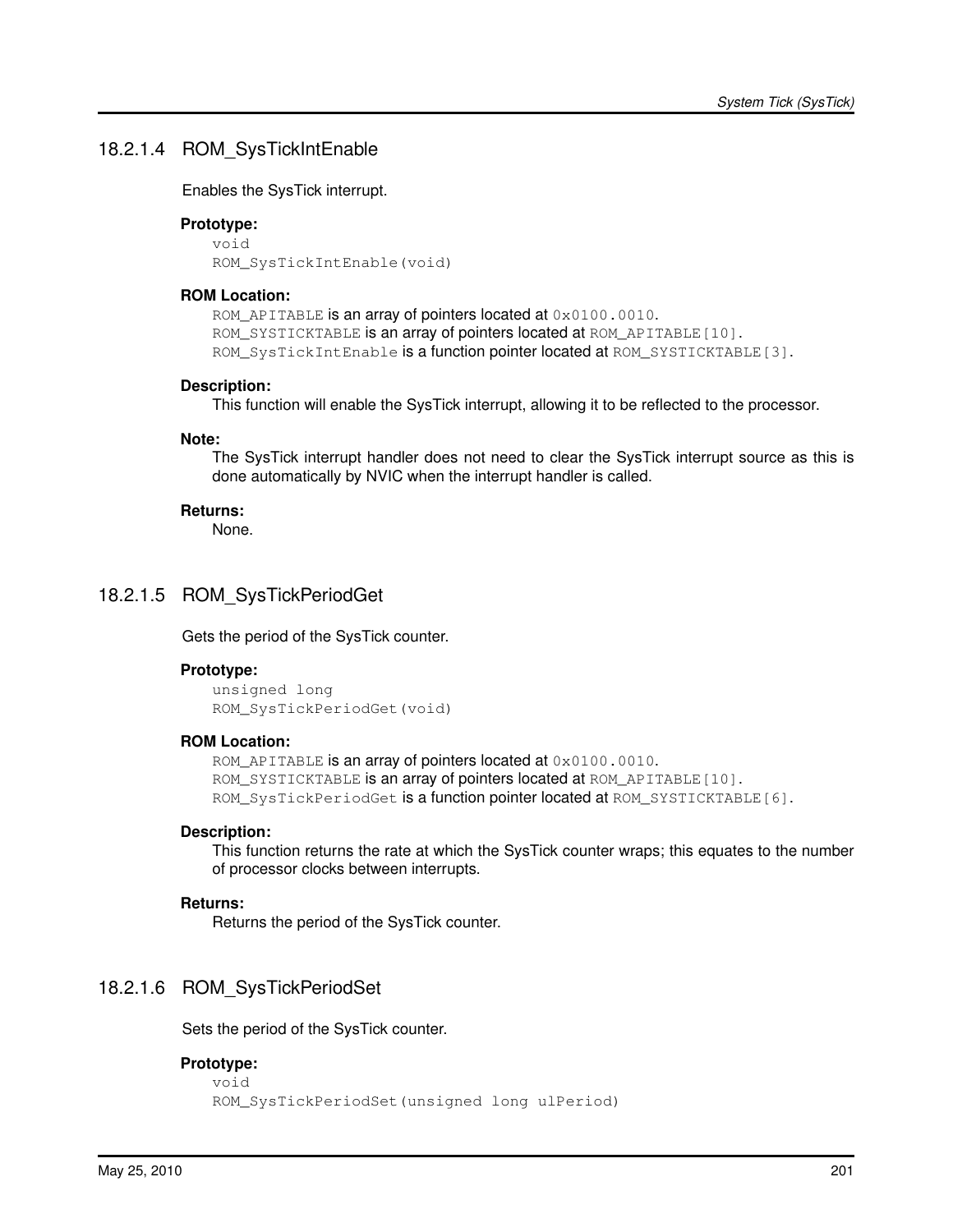#### 18.2.1.4 ROM_SysTickIntEnable

Enables the SysTick interrupt.

**Prototype:**

```
void
ROM_SysTickIntEnable(void)
```

**ROM Location:**

`ROM_APITABLE` is an array of pointers located at `0x0100.0010`.
`ROM_SYSTICKTABLE` is an array of pointers located at `ROM_APITABLE[10]`.
`ROM_SysTickIntEnable` is a function pointer located at `ROM_SYSTICKTABLE[3]`.

**Description:**

This function will enable the SysTick interrupt, allowing it to be reflected to the processor.

**Note:**

The SysTick interrupt handler does not need to clear the SysTick interrupt source as this is done automatically by NVIC when the interrupt handler is called.

**Returns:**

None.

#### 18.2.1.5 ROM_SysTickPeriodGet

Gets the period of the SysTick counter.

**Prototype:**

```
unsigned long
ROM_SysTickPeriodGet(void)
```

**ROM Location:**

`ROM_APITABLE` is an array of pointers located at `0x0100.0010`.
`ROM_SYSTICKTABLE` is an array of pointers located at `ROM_APITABLE[10]`.
`ROM_SysTickPeriodGet` is a function pointer located at `ROM_SYSTICKTABLE[6]`.

**Description:**

This function returns the rate at which the SysTick counter wraps; this equates to the number of processor clocks between interrupts.

**Returns:**

Returns the period of the SysTick counter.

#### 18.2.1.6 ROM_SysTickPeriodSet

Sets the period of the SysTick counter.

**Prototype:**

```
void
ROM_SysTickPeriodSet(unsigned long ulPeriod)
```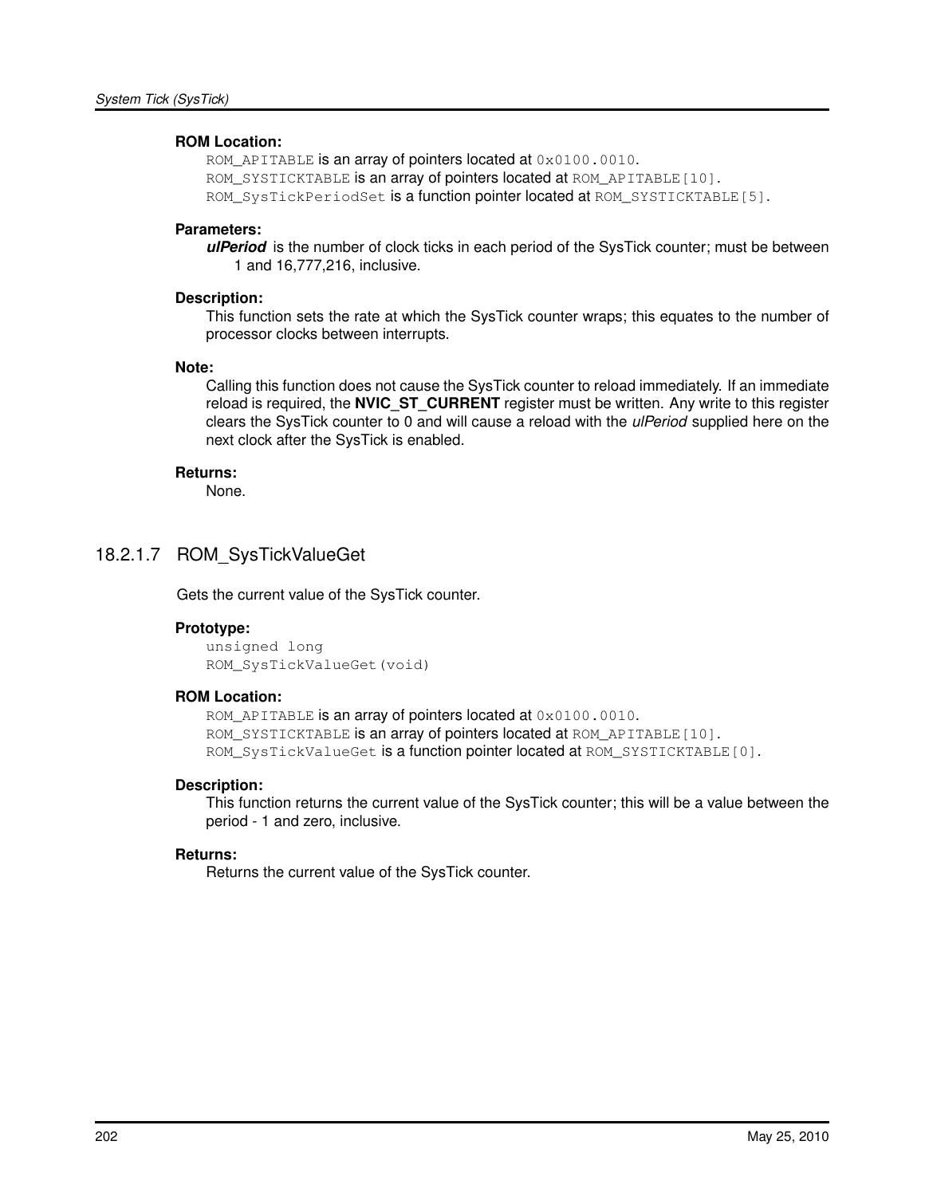**ROM Location:**

ROM_APITABLE is an array of pointers located at 0x0100.0010.
ROM_SYSTICKTABLE is an array of pointers located at ROM_APITABLE[10].
ROM_SysTickPeriodSet is a function pointer located at ROM_SYSTICKTABLE[5].

**Parameters:**

***ulPeriod*** is the number of clock ticks in each period of the SysTick counter; must be between 1 and 16,777,216, inclusive.

**Description:**

This function sets the rate at which the SysTick counter wraps; this equates to the number of processor clocks between interrupts.

**Note:**

Calling this function does not cause the SysTick counter to reload immediately. If an immediate reload is required, the **NVIC_ST_CURRENT** register must be written. Any write to this register clears the SysTick counter to 0 and will cause a reload with the *ulPeriod* supplied here on the next clock after the SysTick is enabled.

**Returns:**

None.

### 18.2.1.7 ROM_SysTickValueGet

Gets the current value of the SysTick counter.

**Prototype:**

```
unsigned long
ROM_SysTickValueGet(void)
```

**ROM Location:**

ROM_APITABLE is an array of pointers located at 0x0100.0010.
ROM_SYSTICKTABLE is an array of pointers located at ROM_APITABLE[10].
ROM_SysTickValueGet is a function pointer located at ROM_SYSTICKTABLE[0].

**Description:**

This function returns the current value of the SysTick counter; this will be a value between the period - 1 and zero, inclusive.

**Returns:**

Returns the current value of the SysTick counter.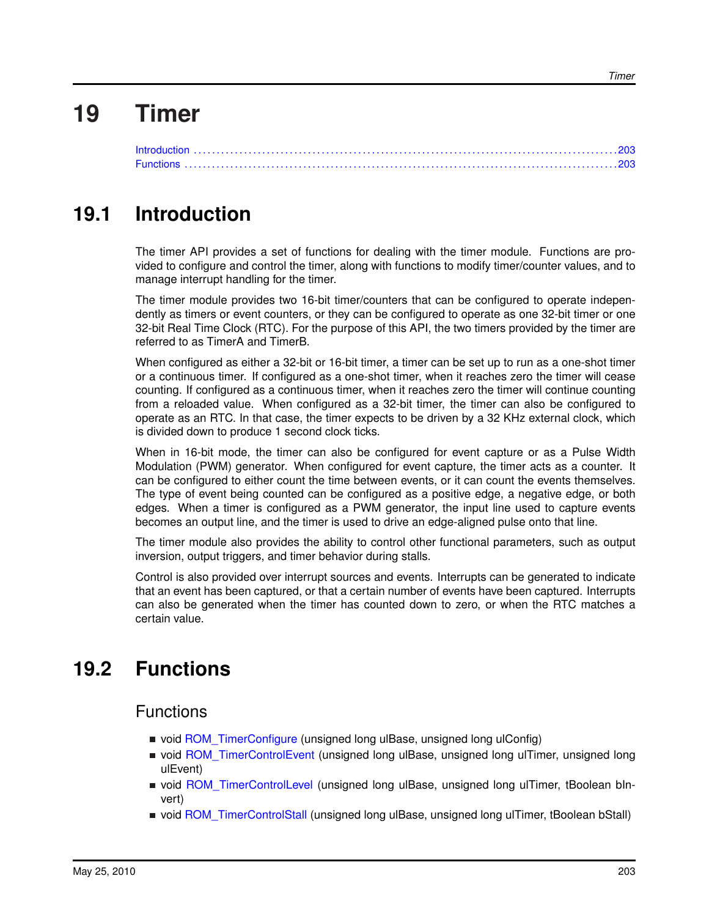// 19 Timer

- Introduction ... 203
- Functions ... 203

## 19.1 Introduction

The timer API provides a set of functions for dealing with the timer module. Functions are provided to configure and control the timer, along with functions to modify timer/counter values, and to manage interrupt handling for the timer.

The timer module provides two 16-bit timer/counters that can be configured to operate independently as timers or event counters, or they can be configured to operate as one 32-bit timer or one 32-bit Real Time Clock (RTC). For the purpose of this API, the two timers provided by the timer are referred to as TimerA and TimerB.

When configured as either a 32-bit or 16-bit timer, a timer can be set up to run as a one-shot timer or a continuous timer. If configured as a one-shot timer, when it reaches zero the timer will cease counting. If configured as a continuous timer, when it reaches zero the timer will continue counting from a reloaded value. When configured as a 32-bit timer, the timer can also be configured to operate as an RTC. In that case, the timer expects to be driven by a 32 KHz external clock, which is divided down to produce 1 second clock ticks.

When in 16-bit mode, the timer can also be configured for event capture or as a Pulse Width Modulation (PWM) generator. When configured for event capture, the timer acts as a counter. It can be configured to either count the time between events, or it can count the events themselves. The type of event being counted can be configured as a positive edge, a negative edge, or both edges. When a timer is configured as a PWM generator, the input line used to capture events becomes an output line, and the timer is used to drive an edge-aligned pulse onto that line.

The timer module also provides the ability to control other functional parameters, such as output inversion, output triggers, and timer behavior during stalls.

Control is also provided over interrupt sources and events. Interrupts can be generated to indicate that an event has been captured, or that a certain number of events have been captured. Interrupts can also be generated when the timer has counted down to zero, or when the RTC matches a certain value.

## 19.2 Functions

### Functions

- void ROM_TimerConfigure (unsigned long ulBase, unsigned long ulConfig)
- void ROM_TimerControlEvent (unsigned long ulBase, unsigned long ulTimer, unsigned long ulEvent)
- void ROM_TimerControlLevel (unsigned long ulBase, unsigned long ulTimer, tBoolean bInvert)
- void ROM_TimerControlStall (unsigned long ulBase, unsigned long ulTimer, tBoolean bStall)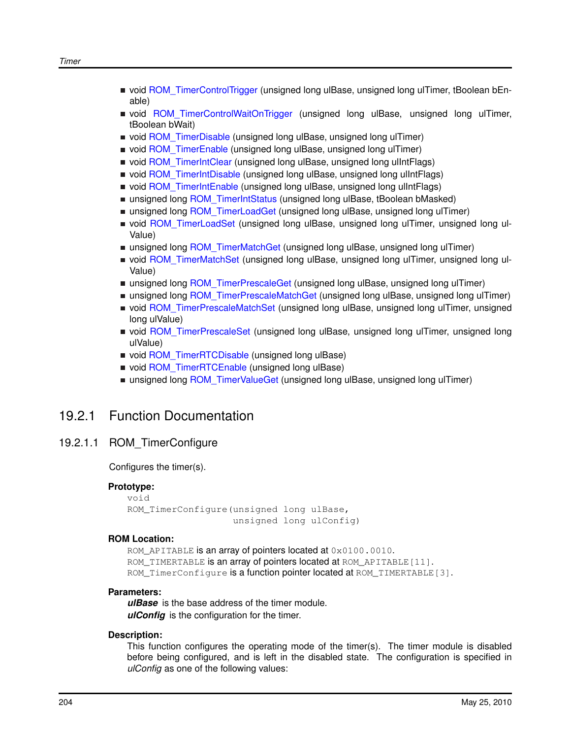- void ROM_TimerControlTrigger (unsigned long ulBase, unsigned long ulTimer, tBoolean bEnable)
- void ROM_TimerControlWaitOnTrigger (unsigned long ulBase, unsigned long ulTimer, tBoolean bWait)
- void ROM_TimerDisable (unsigned long ulBase, unsigned long ulTimer)
- void ROM_TimerEnable (unsigned long ulBase, unsigned long ulTimer)
- void ROM_TimerIntClear (unsigned long ulBase, unsigned long ulIntFlags)
- void ROM_TimerIntDisable (unsigned long ulBase, unsigned long ulIntFlags)
- void ROM_TimerIntEnable (unsigned long ulBase, unsigned long ulIntFlags)
- unsigned long ROM_TimerIntStatus (unsigned long ulBase, tBoolean bMasked)
- unsigned long ROM_TimerLoadGet (unsigned long ulBase, unsigned long ulTimer)
- void ROM_TimerLoadSet (unsigned long ulBase, unsigned long ulTimer, unsigned long ulValue)
- unsigned long ROM_TimerMatchGet (unsigned long ulBase, unsigned long ulTimer)
- void ROM_TimerMatchSet (unsigned long ulBase, unsigned long ulTimer, unsigned long ulValue)
- unsigned long ROM_TimerPrescaleGet (unsigned long ulBase, unsigned long ulTimer)
- unsigned long ROM_TimerPrescaleMatchGet (unsigned long ulBase, unsigned long ulTimer)
- void ROM_TimerPrescaleMatchSet (unsigned long ulBase, unsigned long ulTimer, unsigned long ulValue)
- void ROM_TimerPrescaleSet (unsigned long ulBase, unsigned long ulTimer, unsigned long ulValue)
- void ROM_TimerRTCDisable (unsigned long ulBase)
- void ROM_TimerRTCEnable (unsigned long ulBase)
- unsigned long ROM_TimerValueGet (unsigned long ulBase, unsigned long ulTimer)

## 19.2.1 Function Documentation

### 19.2.1.1 ROM_TimerConfigure

Configures the timer(s).

**Prototype:**

```
void
ROM_TimerConfigure(unsigned long ulBase,
                   unsigned long ulConfig)
```

**ROM Location:**

`ROM_APITABLE` is an array of pointers located at `0x0100.0010`.
`ROM_TIMERTABLE` is an array of pointers located at `ROM_APITABLE[11]`.
`ROM_TimerConfigure` is a function pointer located at `ROM_TIMERTABLE[3]`.

**Parameters:**

***ulBase*** is the base address of the timer module.
***ulConfig*** is the configuration for the timer.

**Description:**

This function configures the operating mode of the timer(s). The timer module is disabled before being configured, and is left in the disabled state. The configuration is specified in *ulConfig* as one of the following values: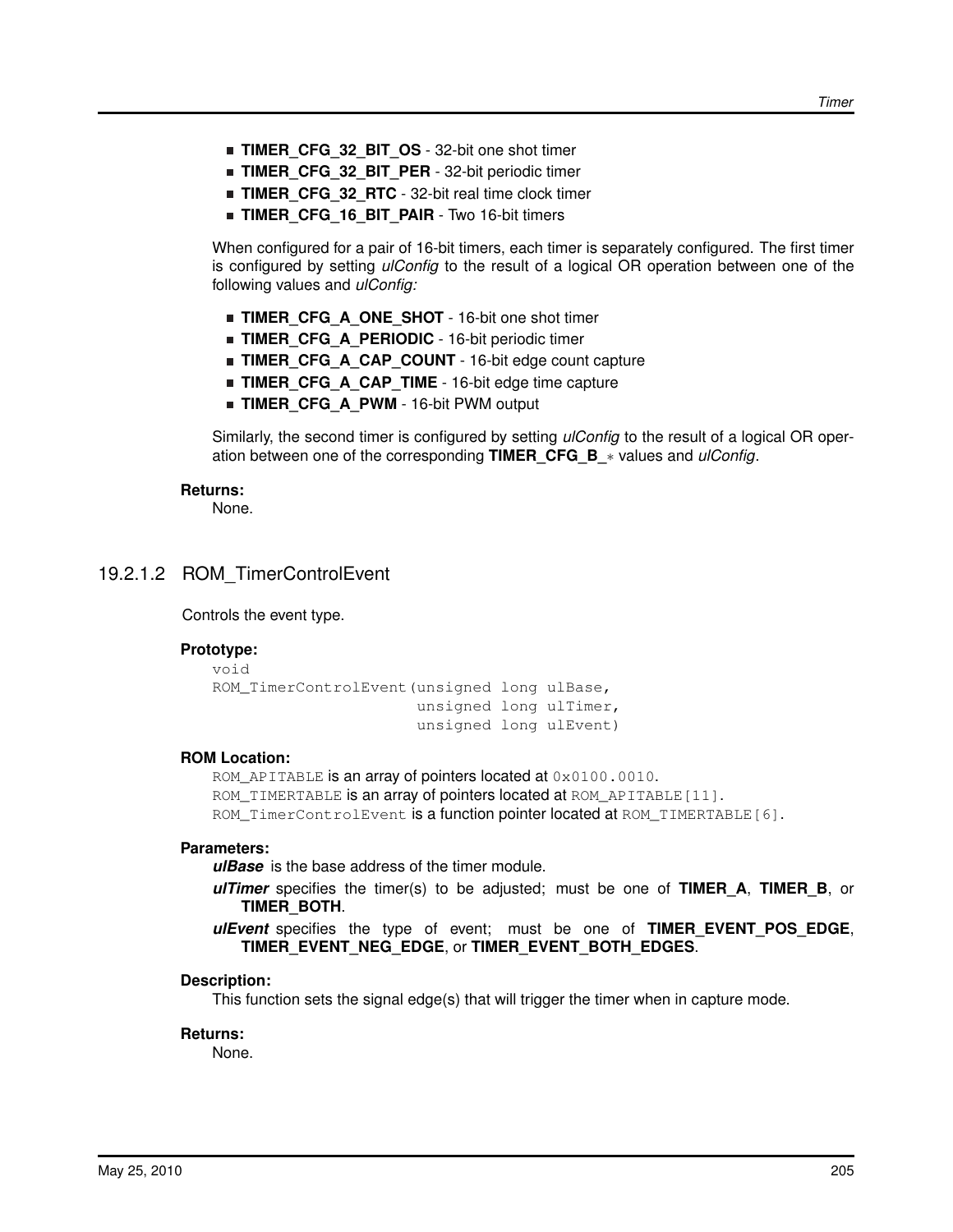- **TIMER_CFG_32_BIT_OS** - 32-bit one shot timer
- **TIMER_CFG_32_BIT_PER** - 32-bit periodic timer
- **TIMER_CFG_32_RTC** - 32-bit real time clock timer
- **TIMER_CFG_16_BIT_PAIR** - Two 16-bit timers

When configured for a pair of 16-bit timers, each timer is separately configured. The first timer is configured by setting *ulConfig* to the result of a logical OR operation between one of the following values and *ulConfig:*

- **TIMER_CFG_A_ONE_SHOT** - 16-bit one shot timer
- **TIMER_CFG_A_PERIODIC** - 16-bit periodic timer
- **TIMER_CFG_A_CAP_COUNT** - 16-bit edge count capture
- **TIMER_CFG_A_CAP_TIME** - 16-bit edge time capture
- **TIMER_CFG_A_PWM** - 16-bit PWM output

Similarly, the second timer is configured by setting *ulConfig* to the result of a logical OR operation between one of the corresponding **TIMER_CFG_B_*** values and *ulConfig*.

**Returns:**
None.

### 19.2.1.2 ROM_TimerControlEvent

Controls the event type.

**Prototype:**

```
void
ROM_TimerControlEvent(unsigned long ulBase,
                      unsigned long ulTimer,
                      unsigned long ulEvent)
```

**ROM Location:**
`ROM_APITABLE` is an array of pointers located at `0x0100.0010`.
`ROM_TIMERTABLE` is an array of pointers located at `ROM_APITABLE[11]`.
`ROM_TimerControlEvent` is a function pointer located at `ROM_TIMERTABLE[6]`.

**Parameters:**
***ulBase*** is the base address of the timer module.
***ulTimer*** specifies the timer(s) to be adjusted; must be one of **TIMER_A**, **TIMER_B**, or **TIMER_BOTH**.
***ulEvent*** specifies the type of event; must be one of **TIMER_EVENT_POS_EDGE**, **TIMER_EVENT_NEG_EDGE**, or **TIMER_EVENT_BOTH_EDGES**.

**Description:**
This function sets the signal edge(s) that will trigger the timer when in capture mode.

**Returns:**
None.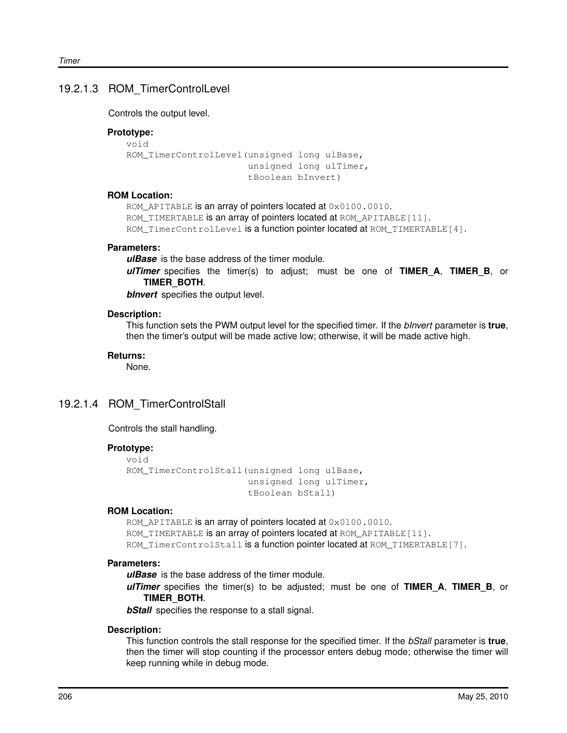### 19.2.1.3 ROM_TimerControlLevel

Controls the output level.

**Prototype:**

```
void
ROM_TimerControlLevel(unsigned long ulBase,
                      unsigned long ulTimer,
                      tBoolean bInvert)
```

**ROM Location:**

ROM_APITABLE is an array of pointers located at 0x0100.0010.
ROM_TIMERTABLE is an array of pointers located at ROM_APITABLE[11].
ROM_TimerControlLevel is a function pointer located at ROM_TIMERTABLE[4].

**Parameters:**

***ulBase*** is the base address of the timer module.
***ulTimer*** specifies the timer(s) to adjust; must be one of **TIMER_A**, **TIMER_B**, or **TIMER_BOTH**.
***bInvert*** specifies the output level.

**Description:**

This function sets the PWM output level for the specified timer. If the *bInvert* parameter is **true**, then the timer's output will be made active low; otherwise, it will be made active high.

**Returns:**

None.

### 19.2.1.4 ROM_TimerControlStall

Controls the stall handling.

**Prototype:**

```
void
ROM_TimerControlStall(unsigned long ulBase,
                      unsigned long ulTimer,
                      tBoolean bStall)
```

**ROM Location:**

ROM_APITABLE is an array of pointers located at 0x0100.0010.
ROM_TIMERTABLE is an array of pointers located at ROM_APITABLE[11].
ROM_TimerControlStall is a function pointer located at ROM_TIMERTABLE[7].

**Parameters:**

***ulBase*** is the base address of the timer module.
***ulTimer*** specifies the timer(s) to be adjusted; must be one of **TIMER_A**, **TIMER_B**, or **TIMER_BOTH**.
***bStall*** specifies the response to a stall signal.

**Description:**

This function controls the stall response for the specified timer. If the *bStall* parameter is **true**, then the timer will stop counting if the processor enters debug mode; otherwise the timer will keep running while in debug mode.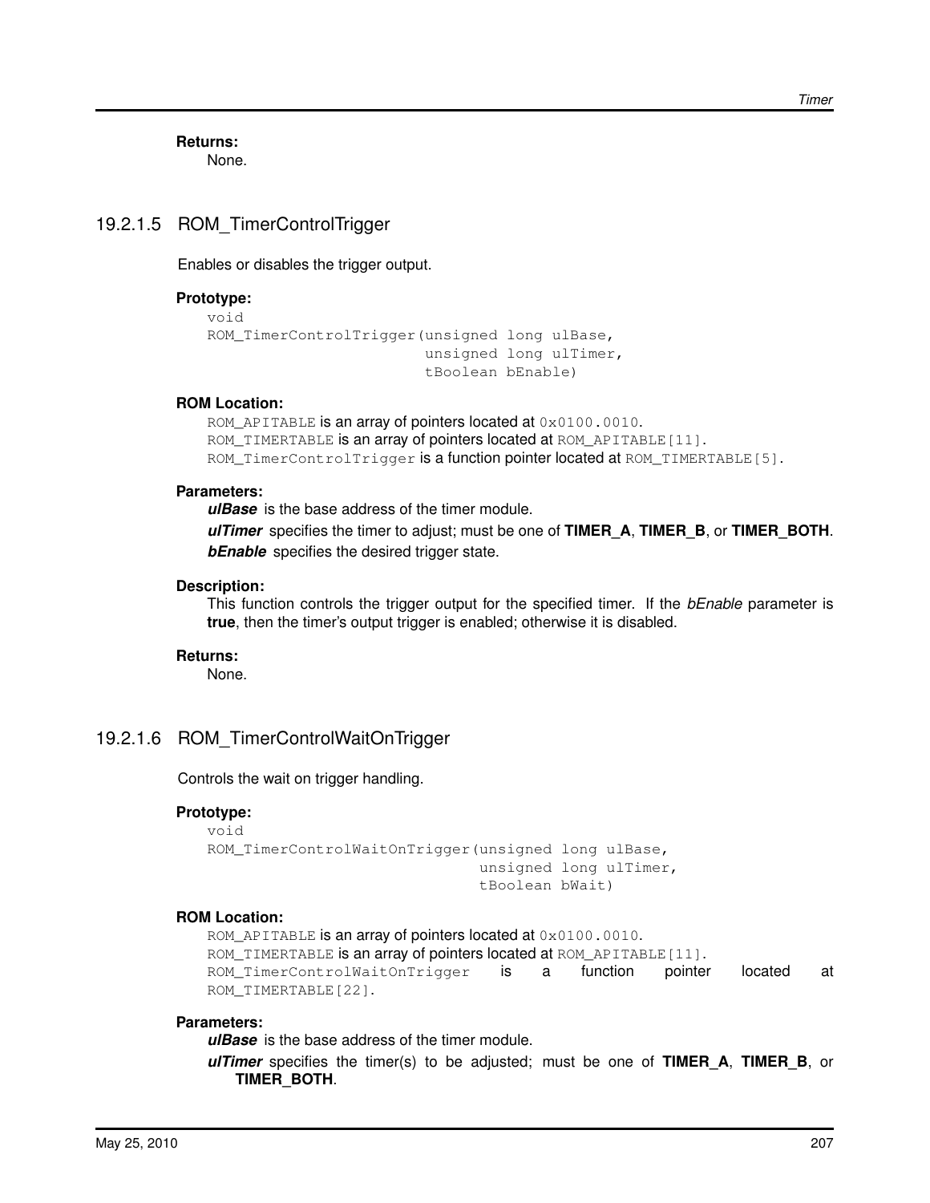**Returns:**
None.

### 19.2.1.5 ROM_TimerControlTrigger

Enables or disables the trigger output.

**Prototype:**

```
void
ROM_TimerControlTrigger(unsigned long ulBase,
                        unsigned long ulTimer,
                        tBoolean bEnable)
```

**ROM Location:**
`ROM_APITABLE` is an array of pointers located at `0x0100.0010`.
`ROM_TIMERTABLE` is an array of pointers located at `ROM_APITABLE[11]`.
`ROM_TimerControlTrigger` is a function pointer located at `ROM_TIMERTABLE[5]`.

**Parameters:**
***ulBase*** is the base address of the timer module.
***ulTimer*** specifies the timer to adjust; must be one of **TIMER_A**, **TIMER_B**, or **TIMER_BOTH**.
***bEnable*** specifies the desired trigger state.

**Description:**
This function controls the trigger output for the specified timer. If the *bEnable* parameter is **true**, then the timer's output trigger is enabled; otherwise it is disabled.

**Returns:**
None.

### 19.2.1.6 ROM_TimerControlWaitOnTrigger

Controls the wait on trigger handling.

**Prototype:**

```
void
ROM_TimerControlWaitOnTrigger(unsigned long ulBase,
                              unsigned long ulTimer,
                              tBoolean bWait)
```

**ROM Location:**
`ROM_APITABLE` is an array of pointers located at `0x0100.0010`.
`ROM_TIMERTABLE` is an array of pointers located at `ROM_APITABLE[11]`.
`ROM_TimerControlWaitOnTrigger` is a function pointer located at `ROM_TIMERTABLE[22]`.

**Parameters:**
***ulBase*** is the base address of the timer module.
***ulTimer*** specifies the timer(s) to be adjusted; must be one of **TIMER_A**, **TIMER_B**, or **TIMER_BOTH**.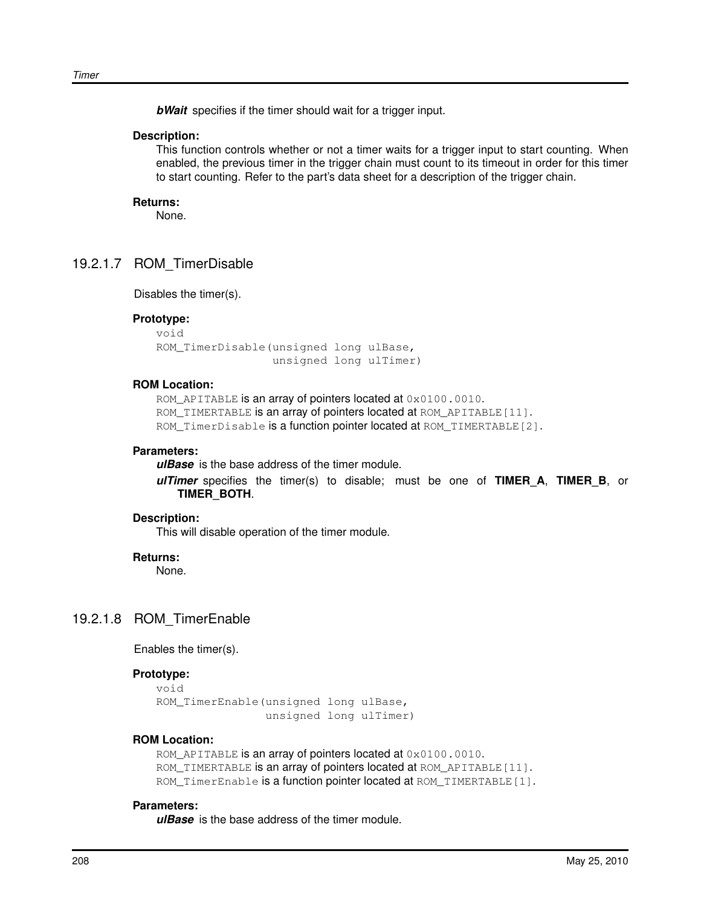***bWait*** specifies if the timer should wait for a trigger input.

**Description:**

This function controls whether or not a timer waits for a trigger input to start counting. When enabled, the previous timer in the trigger chain must count to its timeout in order for this timer to start counting. Refer to the part's data sheet for a description of the trigger chain.

**Returns:**

None.

### 19.2.1.7 ROM_TimerDisable

Disables the timer(s).

**Prototype:**

```
void
ROM_TimerDisable(unsigned long ulBase,
                 unsigned long ulTimer)
```

**ROM Location:**

`ROM_APITABLE` is an array of pointers located at `0x0100.0010`.
`ROM_TIMERTABLE` is an array of pointers located at `ROM_APITABLE[11]`.
`ROM_TimerDisable` is a function pointer located at `ROM_TIMERTABLE[2]`.

**Parameters:**

***ulBase*** is the base address of the timer module.

***ulTimer*** specifies the timer(s) to disable; must be one of **TIMER_A**, **TIMER_B**, or **TIMER_BOTH**.

**Description:**

This will disable operation of the timer module.

**Returns:**

None.

### 19.2.1.8 ROM_TimerEnable

Enables the timer(s).

**Prototype:**

```
void
ROM_TimerEnable(unsigned long ulBase,
                unsigned long ulTimer)
```

**ROM Location:**

`ROM_APITABLE` is an array of pointers located at `0x0100.0010`.
`ROM_TIMERTABLE` is an array of pointers located at `ROM_APITABLE[11]`.
`ROM_TimerEnable` is a function pointer located at `ROM_TIMERTABLE[1]`.

**Parameters:**

***ulBase*** is the base address of the timer module.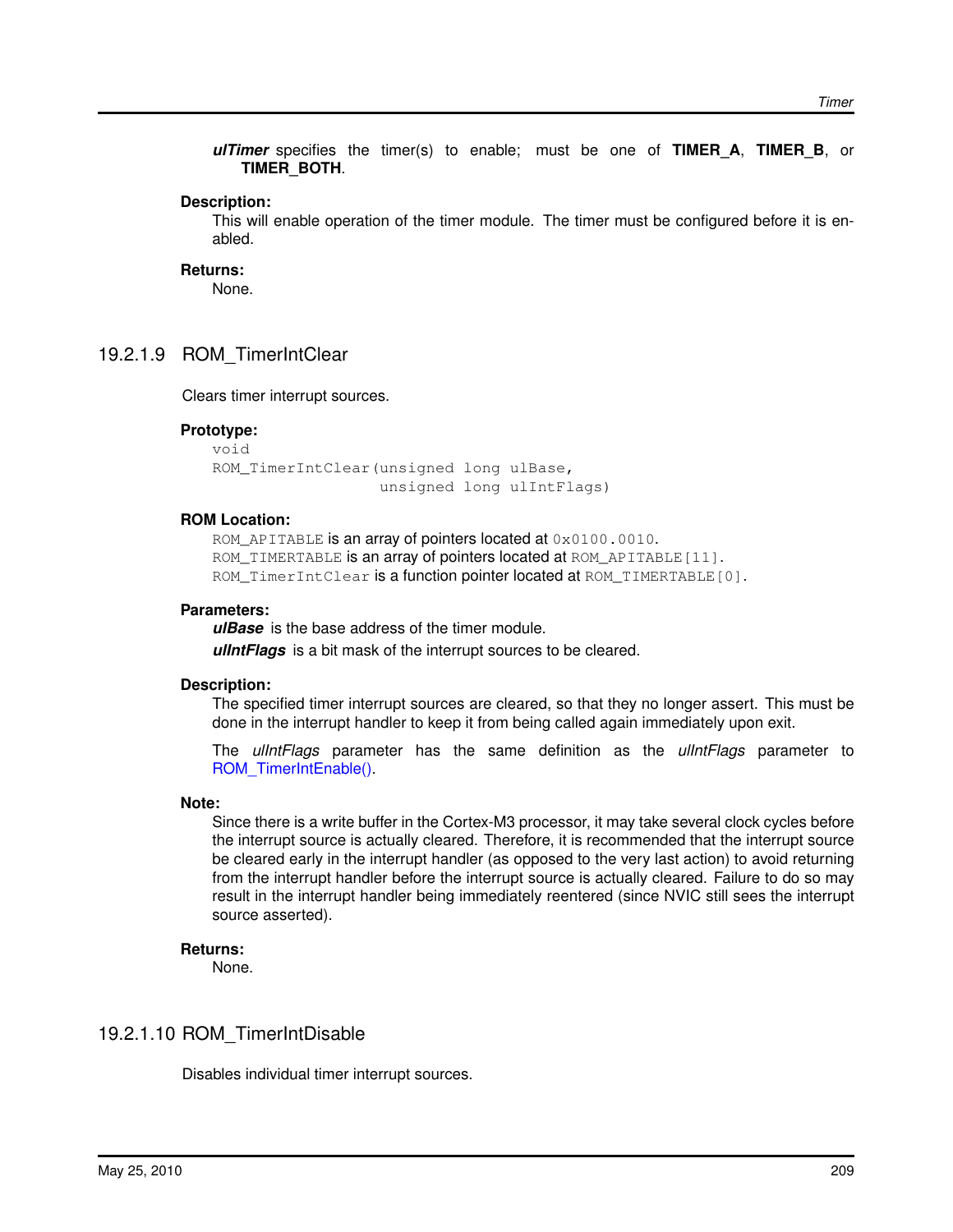***ulTimer*** specifies the timer(s) to enable; must be one of **TIMER_A**, **TIMER_B**, or **TIMER_BOTH**.

**Description:**
This will enable operation of the timer module. The timer must be configured before it is enabled.

**Returns:**
None.

### 19.2.1.9 ROM_TimerIntClear

Clears timer interrupt sources.

**Prototype:**
```
void
ROM_TimerIntClear(unsigned long ulBase,
                  unsigned long ulIntFlags)
```

**ROM Location:**
`ROM_APITABLE` is an array of pointers located at `0x0100.0010`.
`ROM_TIMERTABLE` is an array of pointers located at `ROM_APITABLE[11]`.
`ROM_TimerIntClear` is a function pointer located at `ROM_TIMERTABLE[0]`.

**Parameters:**
***ulBase*** is the base address of the timer module.
***ulIntFlags*** is a bit mask of the interrupt sources to be cleared.

**Description:**
The specified timer interrupt sources are cleared, so that they no longer assert. This must be done in the interrupt handler to keep it from being called again immediately upon exit.

The *ulIntFlags* parameter has the same definition as the *ulIntFlags* parameter to ROM_TimerIntEnable().

**Note:**
Since there is a write buffer in the Cortex-M3 processor, it may take several clock cycles before the interrupt source is actually cleared. Therefore, it is recommended that the interrupt source be cleared early in the interrupt handler (as opposed to the very last action) to avoid returning from the interrupt handler before the interrupt source is actually cleared. Failure to do so may result in the interrupt handler being immediately reentered (since NVIC still sees the interrupt source asserted).

**Returns:**
None.

### 19.2.1.10 ROM_TimerIntDisable

Disables individual timer interrupt sources.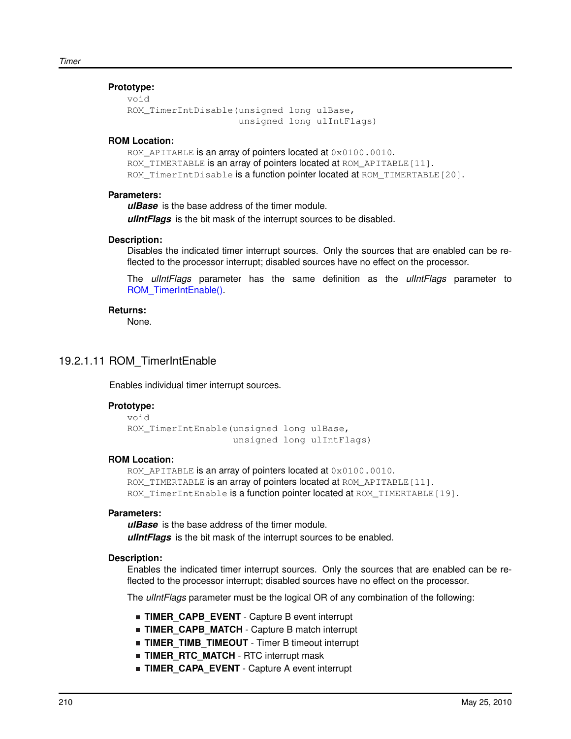**Prototype:**

```
void
ROM_TimerIntDisable(unsigned long ulBase,
                    unsigned long ulIntFlags)
```

**ROM Location:**

`ROM_APITABLE` is an array of pointers located at `0x0100.0010`.
`ROM_TIMERTABLE` is an array of pointers located at `ROM_APITABLE[11]`.
`ROM_TimerIntDisable` is a function pointer located at `ROM_TIMERTABLE[20]`.

**Parameters:**

***ulBase*** is the base address of the timer module.
***ulIntFlags*** is the bit mask of the interrupt sources to be disabled.

**Description:**

Disables the indicated timer interrupt sources. Only the sources that are enabled can be reflected to the processor interrupt; disabled sources have no effect on the processor.

The *ulIntFlags* parameter has the same definition as the *ulIntFlags* parameter to ROM_TimerIntEnable().

**Returns:**

None.

### 19.2.1.11 ROM_TimerIntEnable

Enables individual timer interrupt sources.

**Prototype:**

```
void
ROM_TimerIntEnable(unsigned long ulBase,
                   unsigned long ulIntFlags)
```

**ROM Location:**

`ROM_APITABLE` is an array of pointers located at `0x0100.0010`.
`ROM_TIMERTABLE` is an array of pointers located at `ROM_APITABLE[11]`.
`ROM_TimerIntEnable` is a function pointer located at `ROM_TIMERTABLE[19]`.

**Parameters:**

***ulBase*** is the base address of the timer module.
***ulIntFlags*** is the bit mask of the interrupt sources to be enabled.

**Description:**

Enables the indicated timer interrupt sources. Only the sources that are enabled can be reflected to the processor interrupt; disabled sources have no effect on the processor.

The *ulIntFlags* parameter must be the logical OR of any combination of the following:

- **TIMER_CAPB_EVENT** - Capture B event interrupt
- **TIMER_CAPB_MATCH** - Capture B match interrupt
- **TIMER_TIMB_TIMEOUT** - Timer B timeout interrupt
- **TIMER_RTC_MATCH** - RTC interrupt mask
- **TIMER_CAPA_EVENT** - Capture A event interrupt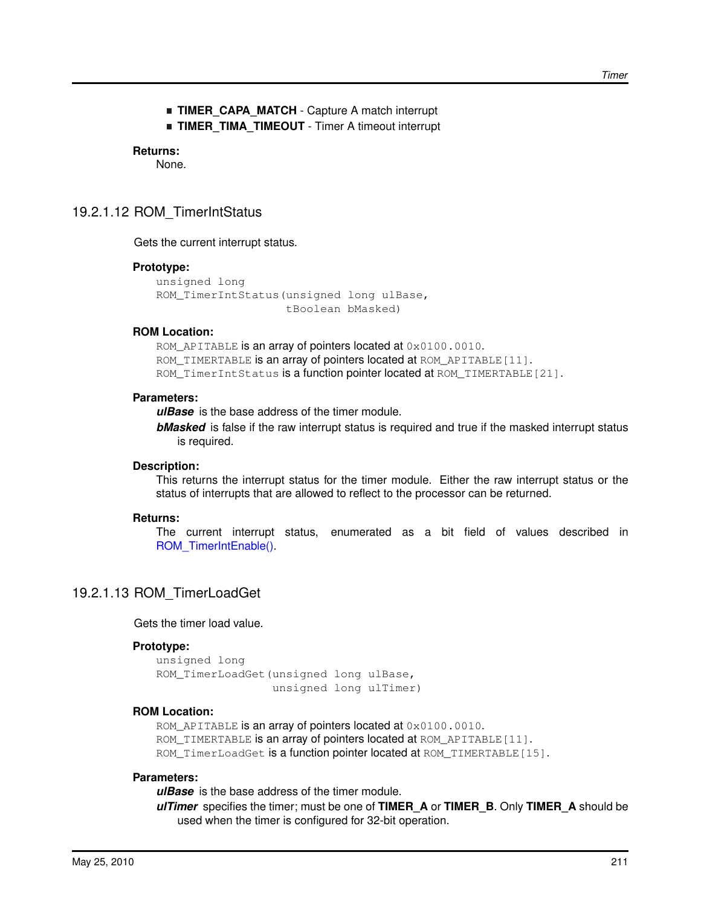- **TIMER_CAPA_MATCH** - Capture A match interrupt
- **TIMER_TIMA_TIMEOUT** - Timer A timeout interrupt

**Returns:**
None.

### 19.2.1.12 ROM_TimerIntStatus

Gets the current interrupt status.

**Prototype:**

```
unsigned long
ROM_TimerIntStatus(unsigned long ulBase,
                   tBoolean bMasked)
```

**ROM Location:**
`ROM_APITABLE` is an array of pointers located at `0x0100.0010`.
`ROM_TIMERTABLE` is an array of pointers located at `ROM_APITABLE[11]`.
`ROM_TimerIntStatus` is a function pointer located at `ROM_TIMERTABLE[21]`.

**Parameters:**
***ulBase*** is the base address of the timer module.
***bMasked*** is false if the raw interrupt status is required and true if the masked interrupt status is required.

**Description:**
This returns the interrupt status for the timer module. Either the raw interrupt status or the status of interrupts that are allowed to reflect to the processor can be returned.

**Returns:**
The current interrupt status, enumerated as a bit field of values described in ROM_TimerIntEnable().

### 19.2.1.13 ROM_TimerLoadGet

Gets the timer load value.

**Prototype:**

```
unsigned long
ROM_TimerLoadGet(unsigned long ulBase,
                 unsigned long ulTimer)
```

**ROM Location:**
`ROM_APITABLE` is an array of pointers located at `0x0100.0010`.
`ROM_TIMERTABLE` is an array of pointers located at `ROM_APITABLE[11]`.
`ROM_TimerLoadGet` is a function pointer located at `ROM_TIMERTABLE[15]`.

**Parameters:**
***ulBase*** is the base address of the timer module.
***ulTimer*** specifies the timer; must be one of **TIMER_A** or **TIMER_B**. Only **TIMER_A** should be used when the timer is configured for 32-bit operation.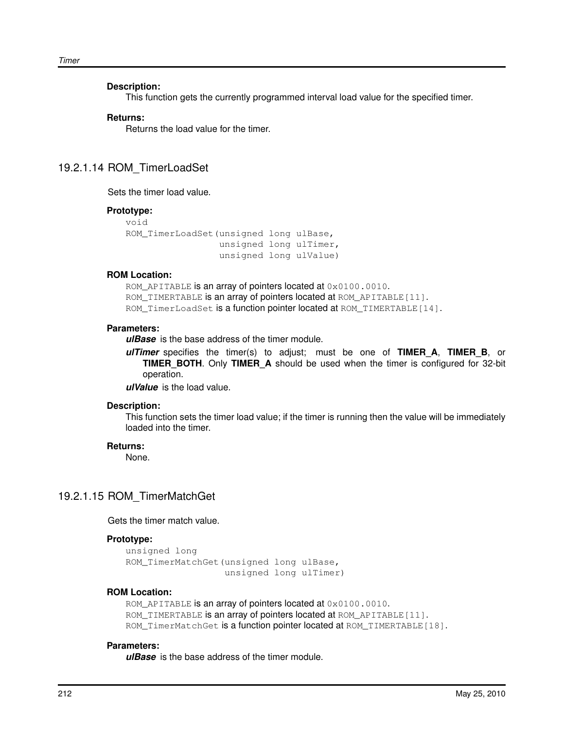**Description:**
This function gets the currently programmed interval load value for the specified timer.

**Returns:**
Returns the load value for the timer.

### 19.2.1.14 ROM_TimerLoadSet

Sets the timer load value.

**Prototype:**
```
void
ROM_TimerLoadSet(unsigned long ulBase,
                 unsigned long ulTimer,
                 unsigned long ulValue)
```

**ROM Location:**
`ROM_APITABLE` is an array of pointers located at `0x0100.0010`.
`ROM_TIMERTABLE` is an array of pointers located at `ROM_APITABLE[11]`.
`ROM_TimerLoadSet` is a function pointer located at `ROM_TIMERTABLE[14]`.

**Parameters:**
***ulBase*** is the base address of the timer module.
***ulTimer*** specifies the timer(s) to adjust; must be one of **TIMER_A**, **TIMER_B**, or **TIMER_BOTH**. Only **TIMER_A** should be used when the timer is configured for 32-bit operation.
***ulValue*** is the load value.

**Description:**
This function sets the timer load value; if the timer is running then the value will be immediately loaded into the timer.

**Returns:**
None.

### 19.2.1.15 ROM_TimerMatchGet

Gets the timer match value.

**Prototype:**
```
unsigned long
ROM_TimerMatchGet(unsigned long ulBase,
                  unsigned long ulTimer)
```

**ROM Location:**
`ROM_APITABLE` is an array of pointers located at `0x0100.0010`.
`ROM_TIMERTABLE` is an array of pointers located at `ROM_APITABLE[11]`.
`ROM_TimerMatchGet` is a function pointer located at `ROM_TIMERTABLE[18]`.

**Parameters:**
***ulBase*** is the base address of the timer module.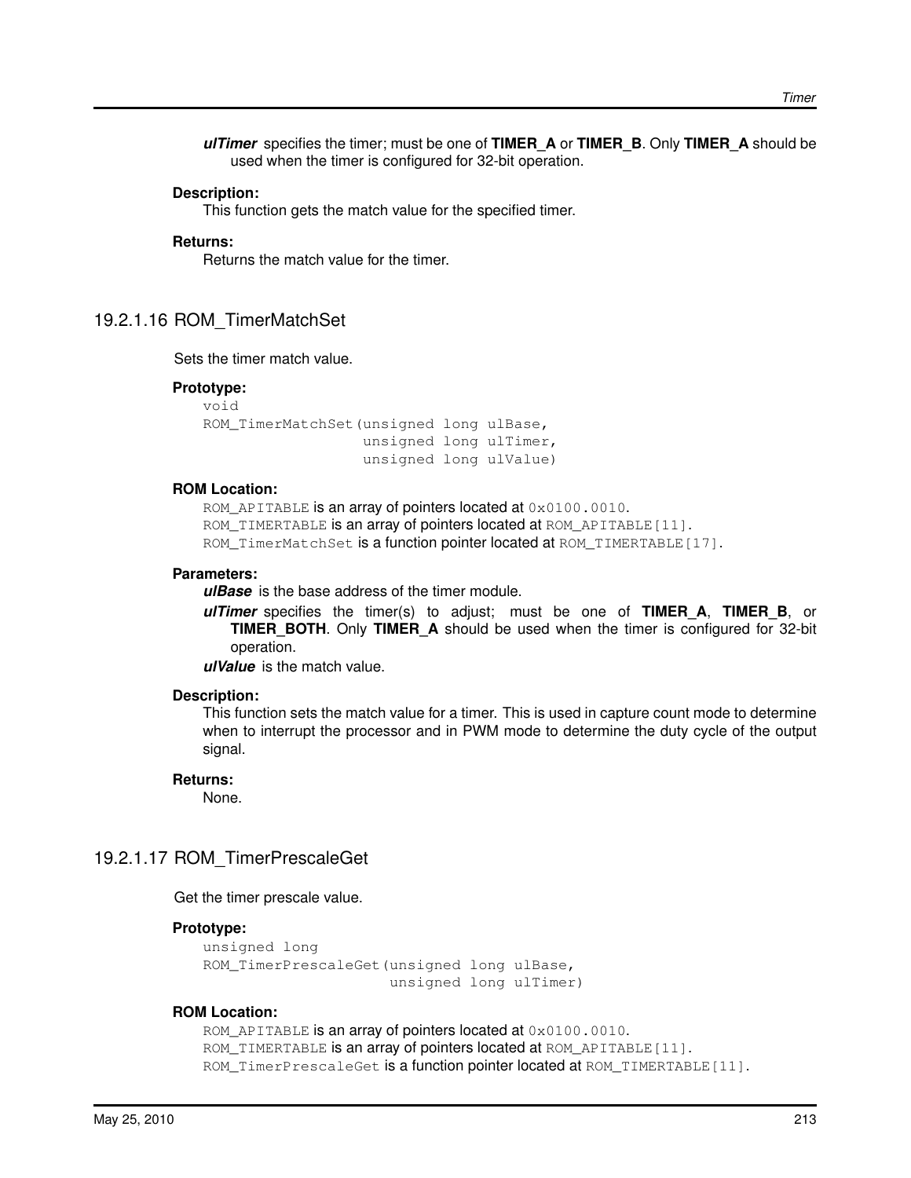***ulTimer*** specifies the timer; must be one of **TIMER_A** or **TIMER_B**. Only **TIMER_A** should be used when the timer is configured for 32-bit operation.

**Description:**
This function gets the match value for the specified timer.

**Returns:**
Returns the match value for the timer.

### 19.2.1.16 ROM_TimerMatchSet

Sets the timer match value.

**Prototype:**
```
void
ROM_TimerMatchSet(unsigned long ulBase,
                  unsigned long ulTimer,
                  unsigned long ulValue)
```

**ROM Location:**
`ROM_APITABLE` is an array of pointers located at `0x0100.0010`.
`ROM_TIMERTABLE` is an array of pointers located at `ROM_APITABLE[11]`.
`ROM_TimerMatchSet` is a function pointer located at `ROM_TIMERTABLE[17]`.

**Parameters:**

***ulBase*** is the base address of the timer module.

***ulTimer*** specifies the timer(s) to adjust; must be one of **TIMER_A**, **TIMER_B**, or **TIMER_BOTH**. Only **TIMER_A** should be used when the timer is configured for 32-bit operation.

***ulValue*** is the match value.

**Description:**
This function sets the match value for a timer. This is used in capture count mode to determine when to interrupt the processor and in PWM mode to determine the duty cycle of the output signal.

**Returns:**
None.

### 19.2.1.17 ROM_TimerPrescaleGet

Get the timer prescale value.

**Prototype:**
```
unsigned long
ROM_TimerPrescaleGet(unsigned long ulBase,
                     unsigned long ulTimer)
```

**ROM Location:**
`ROM_APITABLE` is an array of pointers located at `0x0100.0010`.
`ROM_TIMERTABLE` is an array of pointers located at `ROM_APITABLE[11]`.
`ROM_TimerPrescaleGet` is a function pointer located at `ROM_TIMERTABLE[11]`.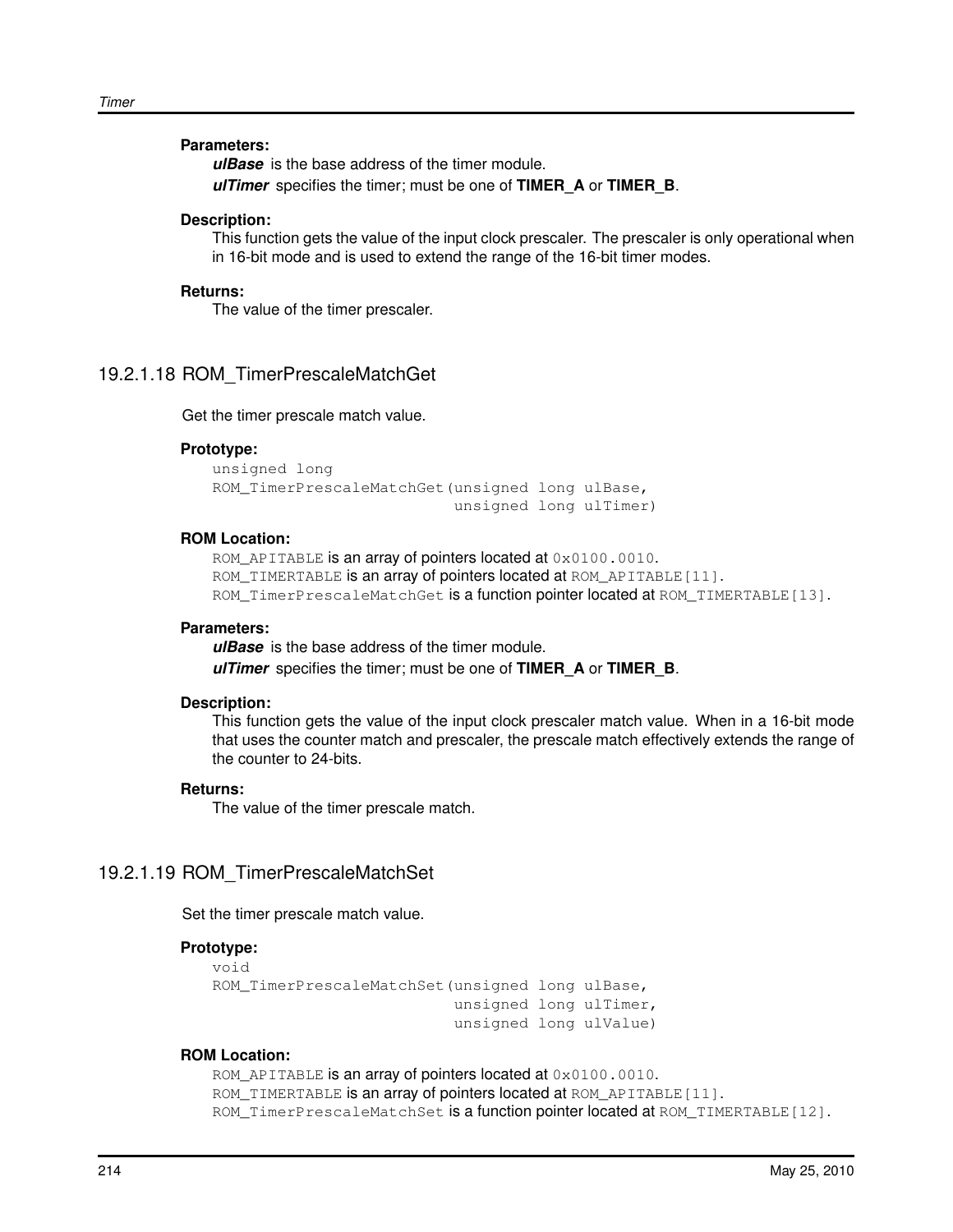**Parameters:**

***ulBase*** is the base address of the timer module.

***ulTimer*** specifies the timer; must be one of **TIMER_A** or **TIMER_B**.

**Description:**

This function gets the value of the input clock prescaler. The prescaler is only operational when in 16-bit mode and is used to extend the range of the 16-bit timer modes.

**Returns:**

The value of the timer prescaler.

### 19.2.1.18 ROM_TimerPrescaleMatchGet

Get the timer prescale match value.

**Prototype:**

```
unsigned long
ROM_TimerPrescaleMatchGet(unsigned long ulBase,
                          unsigned long ulTimer)
```

**ROM Location:**

`ROM_APITABLE` is an array of pointers located at `0x0100.0010`.
`ROM_TIMERTABLE` is an array of pointers located at `ROM_APITABLE[11]`.
`ROM_TimerPrescaleMatchGet` is a function pointer located at `ROM_TIMERTABLE[13]`.

**Parameters:**

***ulBase*** is the base address of the timer module.

***ulTimer*** specifies the timer; must be one of **TIMER_A** or **TIMER_B**.

**Description:**

This function gets the value of the input clock prescaler match value. When in a 16-bit mode that uses the counter match and prescaler, the prescale match effectively extends the range of the counter to 24-bits.

**Returns:**

The value of the timer prescale match.

### 19.2.1.19 ROM_TimerPrescaleMatchSet

Set the timer prescale match value.

**Prototype:**

```
void
ROM_TimerPrescaleMatchSet(unsigned long ulBase,
                          unsigned long ulTimer,
                          unsigned long ulValue)
```

**ROM Location:**

`ROM_APITABLE` is an array of pointers located at `0x0100.0010`.
`ROM_TIMERTABLE` is an array of pointers located at `ROM_APITABLE[11]`.
`ROM_TimerPrescaleMatchSet` is a function pointer located at `ROM_TIMERTABLE[12]`.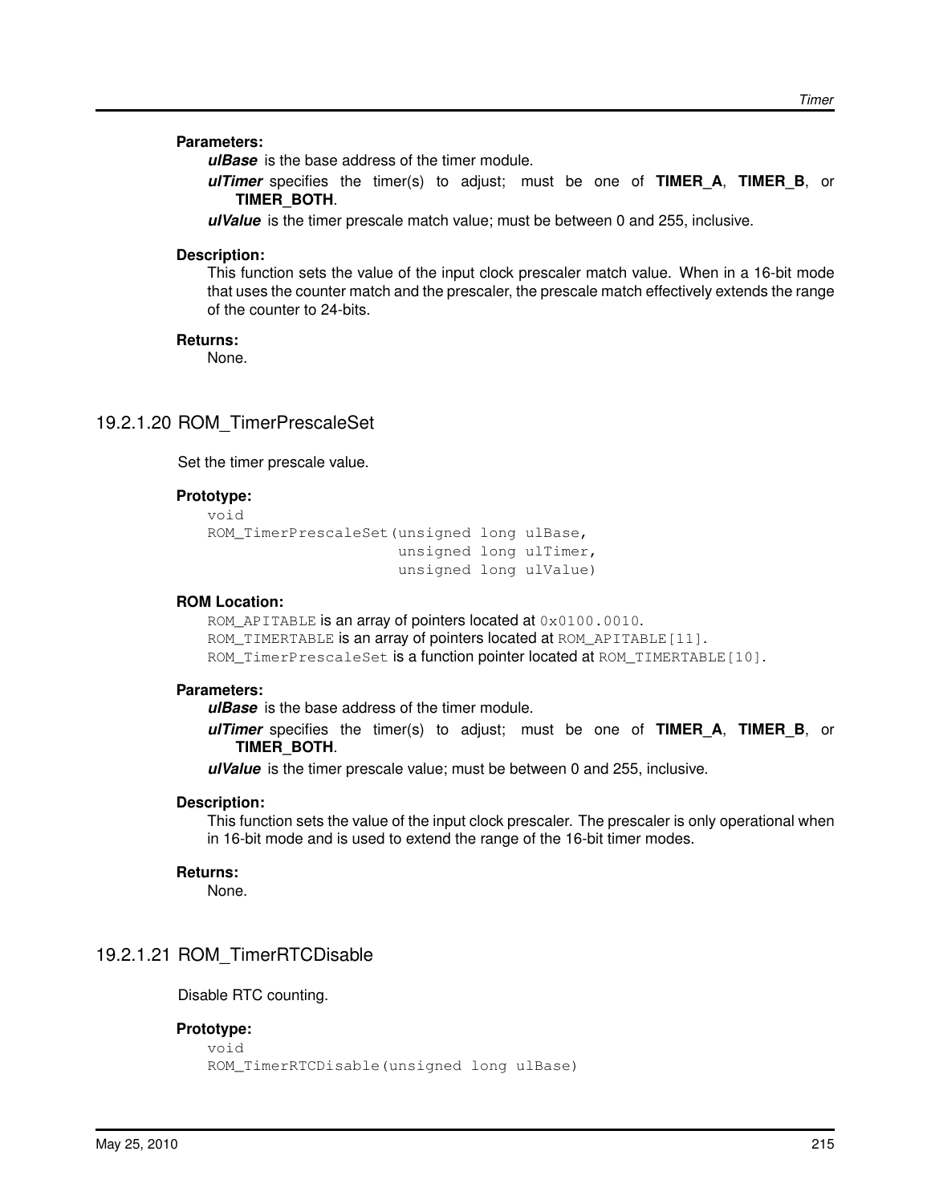**Parameters:**

***ulBase*** is the base address of the timer module.

***ulTimer*** specifies the timer(s) to adjust; must be one of **TIMER_A**, **TIMER_B**, or **TIMER_BOTH**.

***ulValue*** is the timer prescale match value; must be between 0 and 255, inclusive.

**Description:**

This function sets the value of the input clock prescaler match value. When in a 16-bit mode that uses the counter match and the prescaler, the prescale match effectively extends the range of the counter to 24-bits.

**Returns:**

None.

### 19.2.1.20 ROM_TimerPrescaleSet

Set the timer prescale value.

**Prototype:**

```
void
ROM_TimerPrescaleSet(unsigned long ulBase,
                     unsigned long ulTimer,
                     unsigned long ulValue)
```

**ROM Location:**

`ROM_APITABLE` is an array of pointers located at `0x0100.0010`.
`ROM_TIMERTABLE` is an array of pointers located at `ROM_APITABLE[11]`.
`ROM_TimerPrescaleSet` is a function pointer located at `ROM_TIMERTABLE[10]`.

**Parameters:**

***ulBase*** is the base address of the timer module.

***ulTimer*** specifies the timer(s) to adjust; must be one of **TIMER_A**, **TIMER_B**, or **TIMER_BOTH**.

***ulValue*** is the timer prescale value; must be between 0 and 255, inclusive.

**Description:**

This function sets the value of the input clock prescaler. The prescaler is only operational when in 16-bit mode and is used to extend the range of the 16-bit timer modes.

**Returns:**

None.

### 19.2.1.21 ROM_TimerRTCDisable

Disable RTC counting.

**Prototype:**

```
void
ROM_TimerRTCDisable(unsigned long ulBase)
```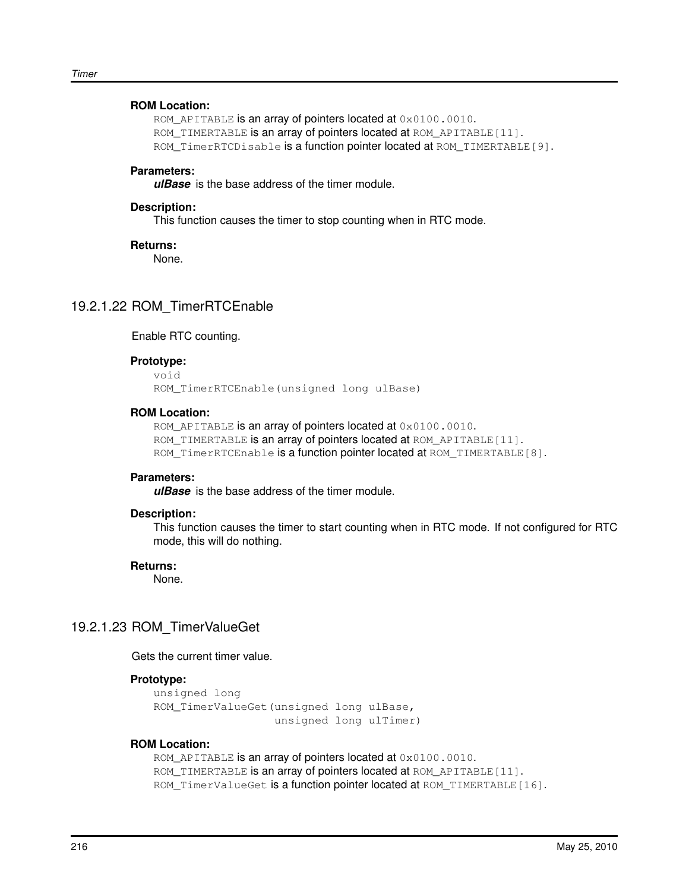**ROM Location:**

ROM_APITABLE is an array of pointers located at 0x0100.0010.
ROM_TIMERTABLE is an array of pointers located at ROM_APITABLE[11].
ROM_TimerRTCDisable is a function pointer located at ROM_TIMERTABLE[9].

**Parameters:**

***ulBase*** is the base address of the timer module.

**Description:**

This function causes the timer to stop counting when in RTC mode.

**Returns:**

None.

### 19.2.1.22 ROM_TimerRTCEnable

Enable RTC counting.

**Prototype:**

```
void
ROM_TimerRTCEnable(unsigned long ulBase)
```

**ROM Location:**

ROM_APITABLE is an array of pointers located at 0x0100.0010.
ROM_TIMERTABLE is an array of pointers located at ROM_APITABLE[11].
ROM_TimerRTCEnable is a function pointer located at ROM_TIMERTABLE[8].

**Parameters:**

***ulBase*** is the base address of the timer module.

**Description:**

This function causes the timer to start counting when in RTC mode. If not configured for RTC mode, this will do nothing.

**Returns:**

None.

### 19.2.1.23 ROM_TimerValueGet

Gets the current timer value.

**Prototype:**

```
unsigned long
ROM_TimerValueGet(unsigned long ulBase,
                  unsigned long ulTimer)
```

**ROM Location:**

ROM_APITABLE is an array of pointers located at 0x0100.0010.
ROM_TIMERTABLE is an array of pointers located at ROM_APITABLE[11].
ROM_TimerValueGet is a function pointer located at ROM_TIMERTABLE[16].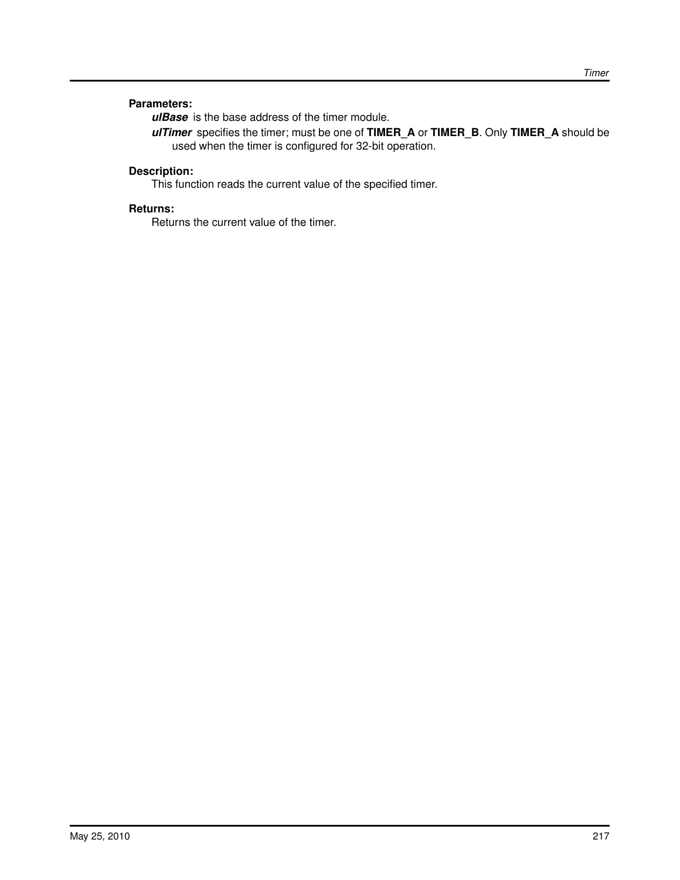**Parameters:**

***ulBase*** is the base address of the timer module.

***ulTimer*** specifies the timer; must be one of **TIMER_A** or **TIMER_B**. Only **TIMER_A** should be used when the timer is configured for 32-bit operation.

**Description:**

This function reads the current value of the specified timer.

**Returns:**

Returns the current value of the timer.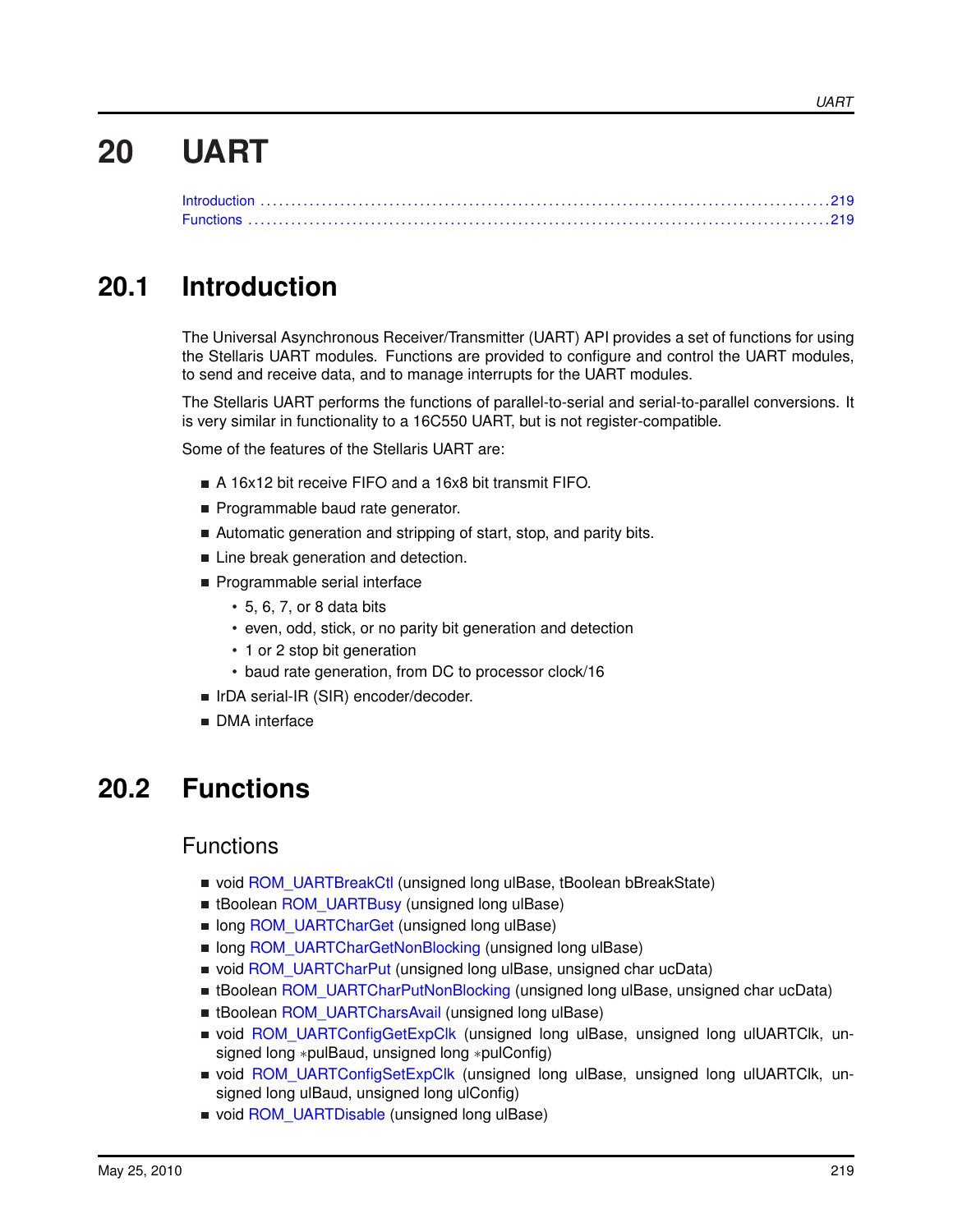# 20 UART

Introduction . . . . . . . . . . . . . . . . . . . . . . . . . . . . . . . . . . . . . . . . . . . . . . . . . . . . . . . . . . . . . . . . . . . . . . . . . . . . . . . . . . . . . . . . . . . . . . 219
Functions . . . . . . . . . . . . . . . . . . . . . . . . . . . . . . . . . . . . . . . . . . . . . . . . . . . . . . . . . . . . . . . . . . . . . . . . . . . . . . . . . . . . . . . . . . . . . . . . 219

## 20.1 Introduction

The Universal Asynchronous Receiver/Transmitter (UART) API provides a set of functions for using the Stellaris UART modules. Functions are provided to configure and control the UART modules, to send and receive data, and to manage interrupts for the UART modules.

The Stellaris UART performs the functions of parallel-to-serial and serial-to-parallel conversions. It is very similar in functionality to a 16C550 UART, but is not register-compatible.

Some of the features of the Stellaris UART are:

- A 16x12 bit receive FIFO and a 16x8 bit transmit FIFO.
- Programmable baud rate generator.
- Automatic generation and stripping of start, stop, and parity bits.
- Line break generation and detection.
- Programmable serial interface
  - 5, 6, 7, or 8 data bits
  - even, odd, stick, or no parity bit generation and detection
  - 1 or 2 stop bit generation
  - baud rate generation, from DC to processor clock/16
- IrDA serial-IR (SIR) encoder/decoder.
- DMA interface

## 20.2 Functions

### Functions

- void ROM_UARTBreakCtl (unsigned long ulBase, tBoolean bBreakState)
- tBoolean ROM_UARTBusy (unsigned long ulBase)
- long ROM_UARTCharGet (unsigned long ulBase)
- long ROM_UARTCharGetNonBlocking (unsigned long ulBase)
- void ROM_UARTCharPut (unsigned long ulBase, unsigned char ucData)
- tBoolean ROM_UARTCharPutNonBlocking (unsigned long ulBase, unsigned char ucData)
- tBoolean ROM_UARTCharsAvail (unsigned long ulBase)
- void ROM_UARTConfigGetExpClk (unsigned long ulBase, unsigned long ulUARTClk, unsigned long *pulBaud, unsigned long *pulConfig)
- void ROM_UARTConfigSetExpClk (unsigned long ulBase, unsigned long ulUARTClk, unsigned long ulBaud, unsigned long ulConfig)
- void ROM_UARTDisable (unsigned long ulBase)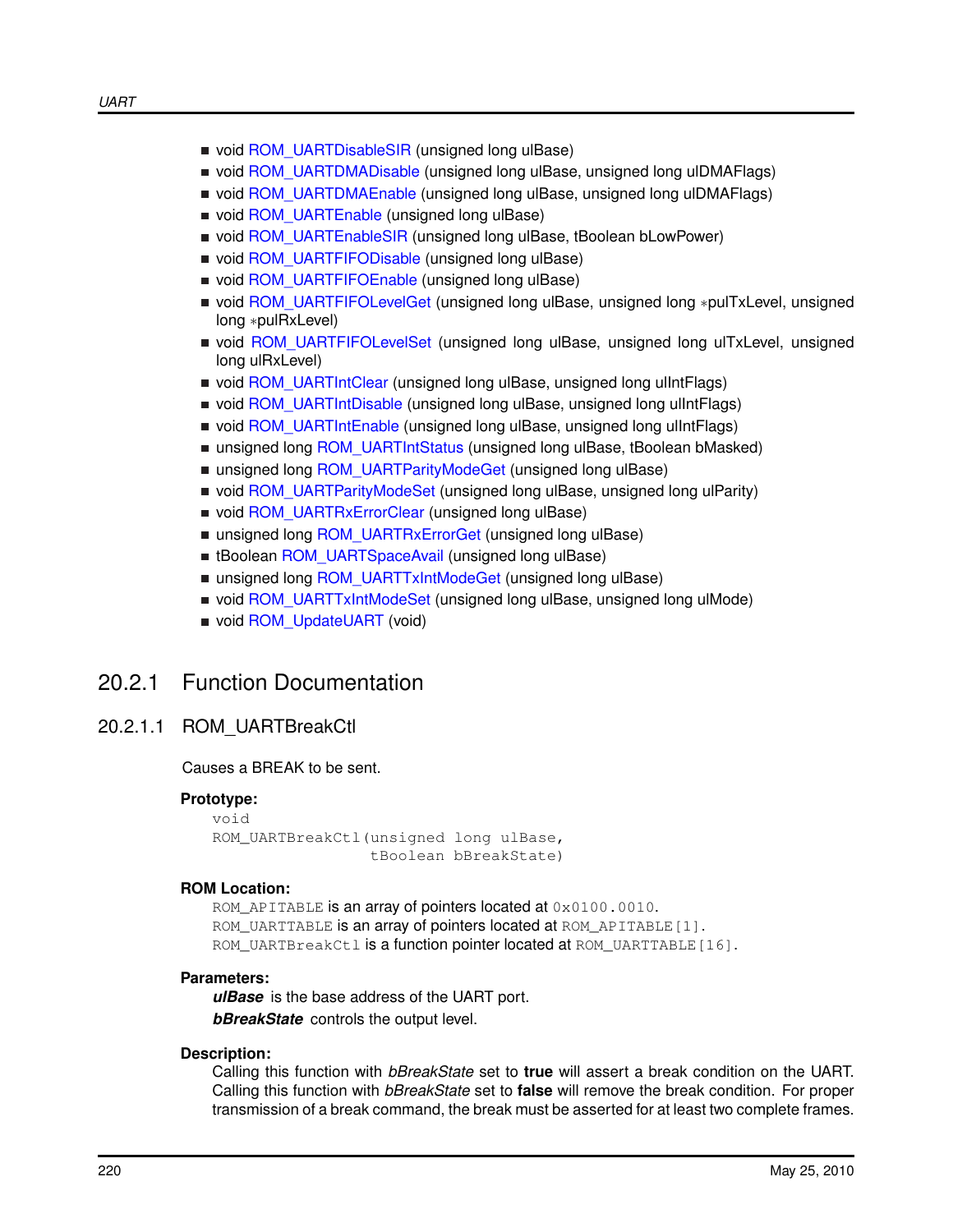- void ROM_UARTDisableSIR (unsigned long ulBase)
- void ROM_UARTDMADisable (unsigned long ulBase, unsigned long ulDMAFlags)
- void ROM_UARTDMAEnable (unsigned long ulBase, unsigned long ulDMAFlags)
- void ROM_UARTEnable (unsigned long ulBase)
- void ROM_UARTEnableSIR (unsigned long ulBase, tBoolean bLowPower)
- void ROM_UARTFIFODisable (unsigned long ulBase)
- void ROM_UARTFIFOEnable (unsigned long ulBase)
- void ROM_UARTFIFOLevelGet (unsigned long ulBase, unsigned long ∗pulTxLevel, unsigned long ∗pulRxLevel)
- void ROM_UARTFIFOLevelSet (unsigned long ulBase, unsigned long ulTxLevel, unsigned long ulRxLevel)
- void ROM_UARTIntClear (unsigned long ulBase, unsigned long ulIntFlags)
- void ROM_UARTIntDisable (unsigned long ulBase, unsigned long ulIntFlags)
- void ROM_UARTIntEnable (unsigned long ulBase, unsigned long ulIntFlags)
- unsigned long ROM_UARTIntStatus (unsigned long ulBase, tBoolean bMasked)
- unsigned long ROM_UARTParityModeGet (unsigned long ulBase)
- void ROM_UARTParityModeSet (unsigned long ulBase, unsigned long ulParity)
- void ROM_UARTRxErrorClear (unsigned long ulBase)
- unsigned long ROM_UARTRxErrorGet (unsigned long ulBase)
- tBoolean ROM_UARTSpaceAvail (unsigned long ulBase)
- unsigned long ROM_UARTTxIntModeGet (unsigned long ulBase)
- void ROM_UARTTxIntModeSet (unsigned long ulBase, unsigned long ulMode)
- void ROM_UpdateUART (void)

## 20.2.1 Function Documentation

### 20.2.1.1 ROM_UARTBreakCtl

Causes a BREAK to be sent.

**Prototype:**

```
void
ROM_UARTBreakCtl(unsigned long ulBase,
                 tBoolean bBreakState)
```

**ROM Location:**

`ROM_APITABLE` is an array of pointers located at `0x0100.0010`.
`ROM_UARTTABLE` is an array of pointers located at `ROM_APITABLE[1]`.
`ROM_UARTBreakCtl` is a function pointer located at `ROM_UARTTABLE[16]`.

**Parameters:**

***ulBase*** is the base address of the UART port.

***bBreakState*** controls the output level.

**Description:**

Calling this function with *bBreakState* set to **true** will assert a break condition on the UART. Calling this function with *bBreakState* set to **false** will remove the break condition. For proper transmission of a break command, the break must be asserted for at least two complete frames.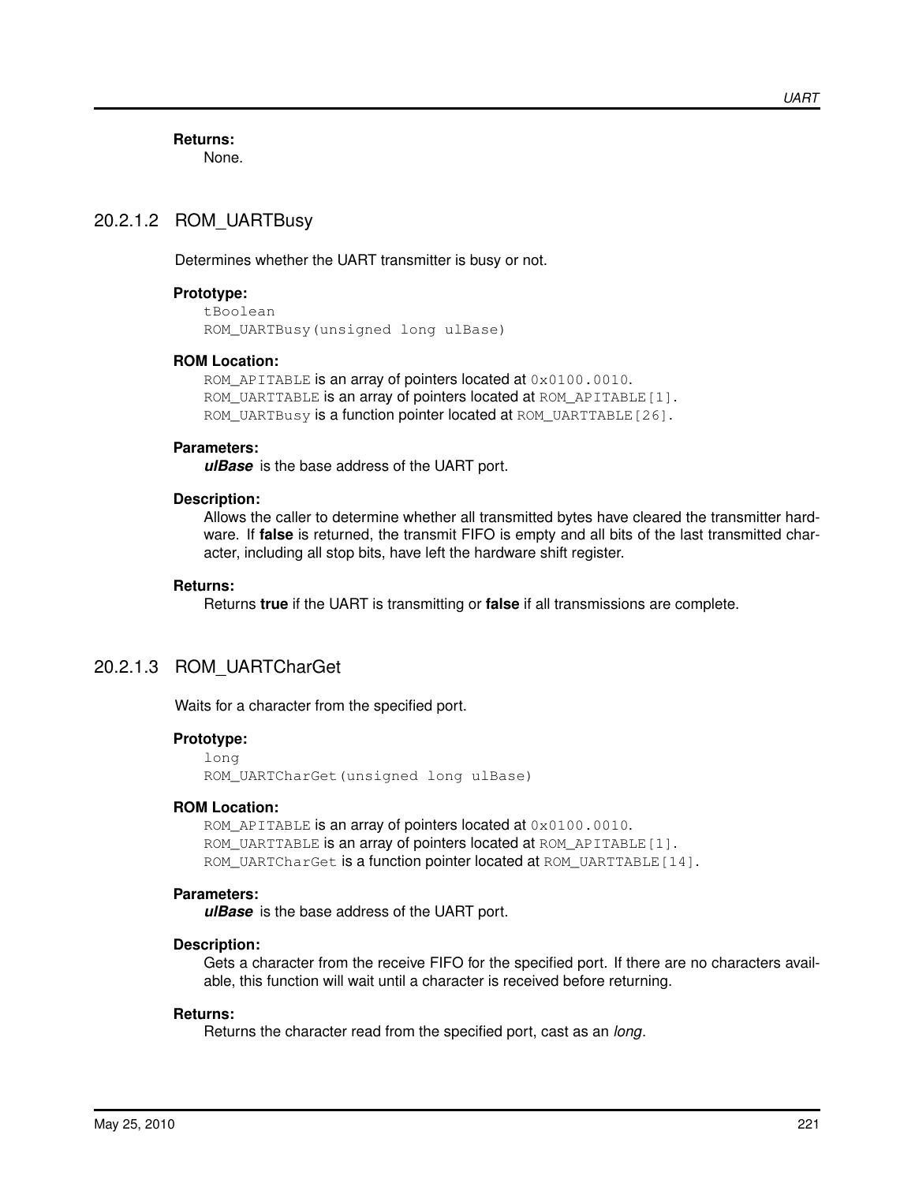**Returns:**
None.

### 20.2.1.2 ROM_UARTBusy

Determines whether the UART transmitter is busy or not.

**Prototype:**

```
tBoolean
ROM_UARTBusy(unsigned long ulBase)
```

**ROM Location:**
`ROM_APITABLE` is an array of pointers located at `0x0100.0010`.
`ROM_UARTTABLE` is an array of pointers located at `ROM_APITABLE[1]`.
`ROM_UARTBusy` is a function pointer located at `ROM_UARTTABLE[26]`.

**Parameters:**
***ulBase*** is the base address of the UART port.

**Description:**
Allows the caller to determine whether all transmitted bytes have cleared the transmitter hardware. If **false** is returned, the transmit FIFO is empty and all bits of the last transmitted character, including all stop bits, have left the hardware shift register.

**Returns:**
Returns **true** if the UART is transmitting or **false** if all transmissions are complete.

### 20.2.1.3 ROM_UARTCharGet

Waits for a character from the specified port.

**Prototype:**

```
long
ROM_UARTCharGet(unsigned long ulBase)
```

**ROM Location:**
`ROM_APITABLE` is an array of pointers located at `0x0100.0010`.
`ROM_UARTTABLE` is an array of pointers located at `ROM_APITABLE[1]`.
`ROM_UARTCharGet` is a function pointer located at `ROM_UARTTABLE[14]`.

**Parameters:**
***ulBase*** is the base address of the UART port.

**Description:**
Gets a character from the receive FIFO for the specified port. If there are no characters available, this function will wait until a character is received before returning.

**Returns:**
Returns the character read from the specified port, cast as an *long*.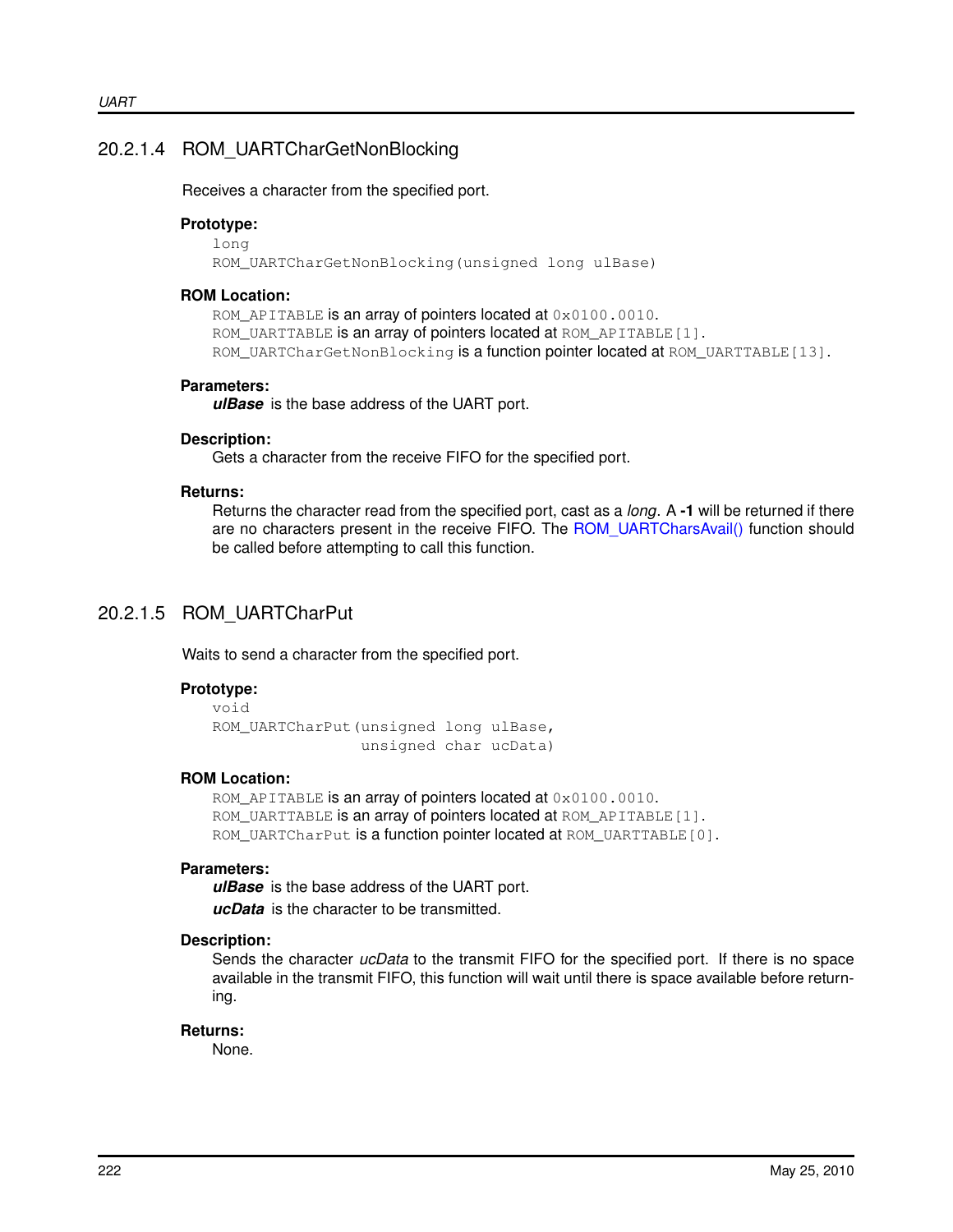### 20.2.1.4 ROM_UARTCharGetNonBlocking

Receives a character from the specified port.

**Prototype:**

```
long
ROM_UARTCharGetNonBlocking(unsigned long ulBase)
```

**ROM Location:**

`ROM_APITABLE` is an array of pointers located at `0x0100.0010`.
`ROM_UARTTABLE` is an array of pointers located at `ROM_APITABLE[1]`.
`ROM_UARTCharGetNonBlocking` is a function pointer located at `ROM_UARTTABLE[13]`.

**Parameters:**

***ulBase*** is the base address of the UART port.

**Description:**

Gets a character from the receive FIFO for the specified port.

**Returns:**

Returns the character read from the specified port, cast as a *long*. A **-1** will be returned if there are no characters present in the receive FIFO. The ROM_UARTCharsAvail() function should be called before attempting to call this function.

### 20.2.1.5 ROM_UARTCharPut

Waits to send a character from the specified port.

**Prototype:**

```
void
ROM_UARTCharPut(unsigned long ulBase,
                unsigned char ucData)
```

**ROM Location:**

`ROM_APITABLE` is an array of pointers located at `0x0100.0010`.
`ROM_UARTTABLE` is an array of pointers located at `ROM_APITABLE[1]`.
`ROM_UARTCharPut` is a function pointer located at `ROM_UARTTABLE[0]`.

**Parameters:**

***ulBase*** is the base address of the UART port.
***ucData*** is the character to be transmitted.

**Description:**

Sends the character *ucData* to the transmit FIFO for the specified port. If there is no space available in the transmit FIFO, this function will wait until there is space available before returning.

**Returns:**

None.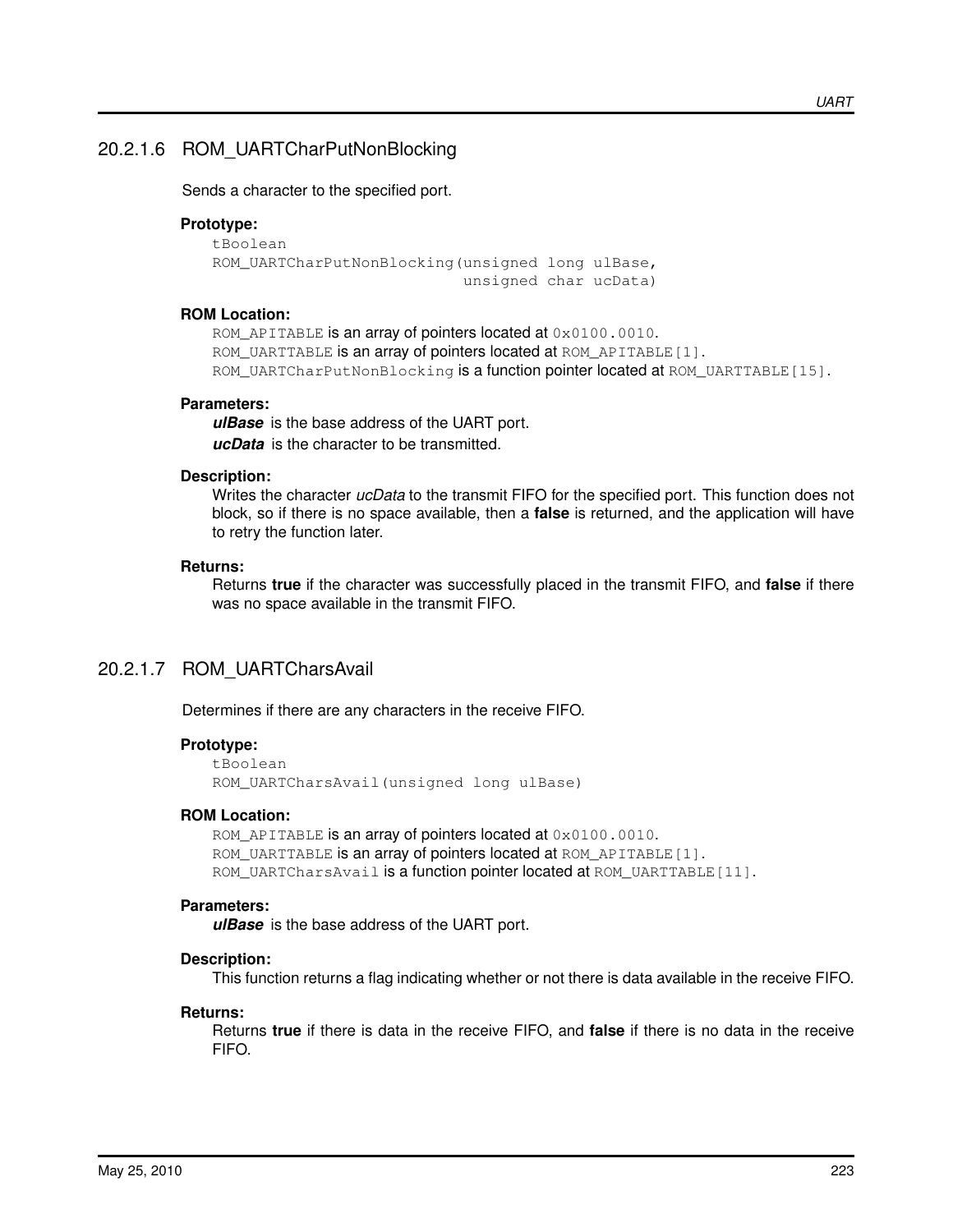### 20.2.1.6 ROM_UARTCharPutNonBlocking

Sends a character to the specified port.

**Prototype:**

```
tBoolean
ROM_UARTCharPutNonBlocking(unsigned long ulBase,
                           unsigned char ucData)
```

**ROM Location:**

`ROM_APITABLE` is an array of pointers located at `0x0100.0010`.
`ROM_UARTTABLE` is an array of pointers located at `ROM_APITABLE[1]`.
`ROM_UARTCharPutNonBlocking` is a function pointer located at `ROM_UARTTABLE[15]`.

**Parameters:**

***ulBase*** is the base address of the UART port.
***ucData*** is the character to be transmitted.

**Description:**

Writes the character *ucData* to the transmit FIFO for the specified port. This function does not block, so if there is no space available, then a **false** is returned, and the application will have to retry the function later.

**Returns:**

Returns **true** if the character was successfully placed in the transmit FIFO, and **false** if there was no space available in the transmit FIFO.

### 20.2.1.7 ROM_UARTCharsAvail

Determines if there are any characters in the receive FIFO.

**Prototype:**

```
tBoolean
ROM_UARTCharsAvail(unsigned long ulBase)
```

**ROM Location:**

`ROM_APITABLE` is an array of pointers located at `0x0100.0010`.
`ROM_UARTTABLE` is an array of pointers located at `ROM_APITABLE[1]`.
`ROM_UARTCharsAvail` is a function pointer located at `ROM_UARTTABLE[11]`.

**Parameters:**

***ulBase*** is the base address of the UART port.

**Description:**

This function returns a flag indicating whether or not there is data available in the receive FIFO.

**Returns:**

Returns **true** if there is data in the receive FIFO, and **false** if there is no data in the receive FIFO.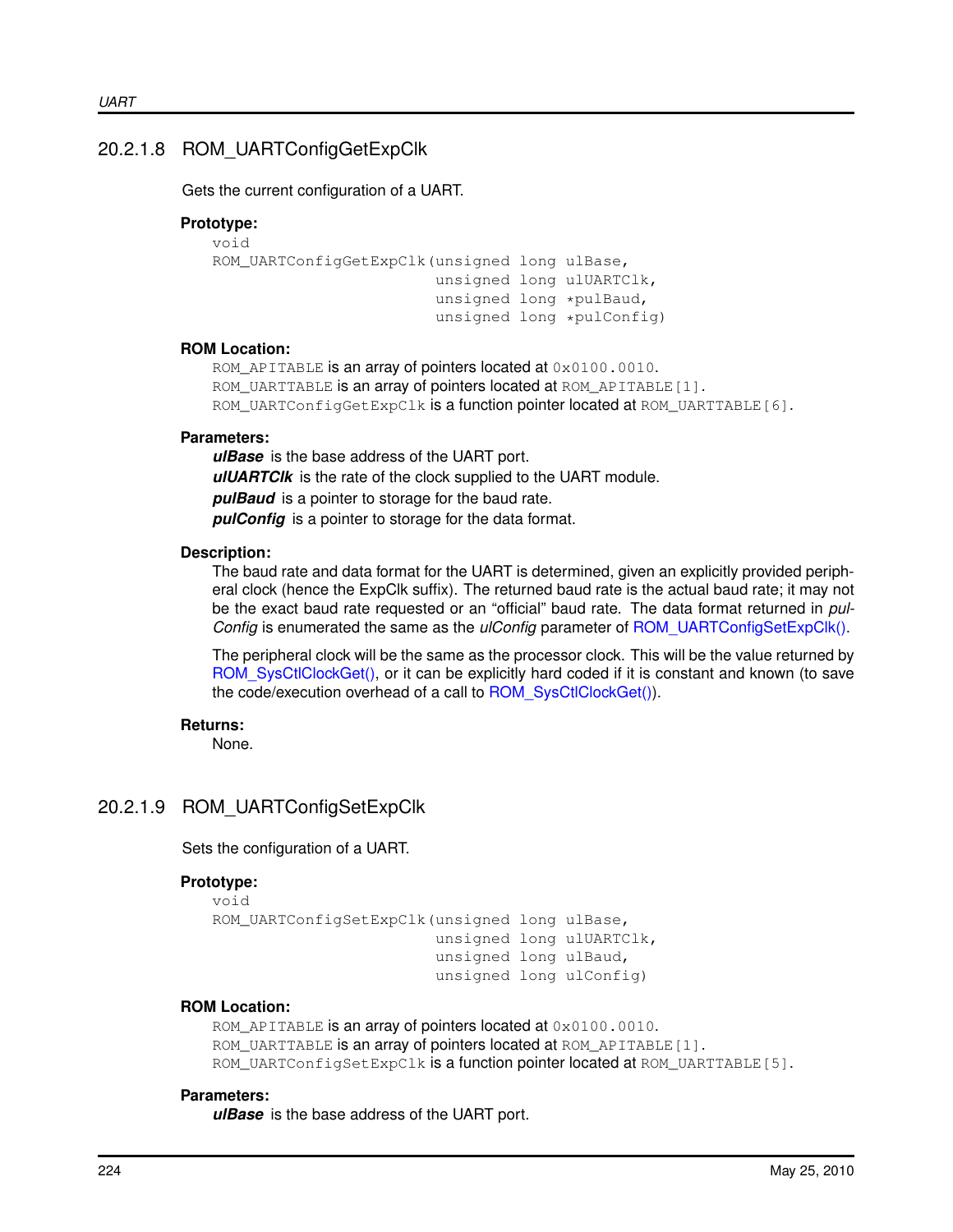### 20.2.1.8 ROM_UARTConfigGetExpClk

Gets the current configuration of a UART.

**Prototype:**

```
void
ROM_UARTConfigGetExpClk(unsigned long ulBase,
                        unsigned long ulUARTClk,
                        unsigned long *pulBaud,
                        unsigned long *pulConfig)
```

**ROM Location:**

`ROM_APITABLE` is an array of pointers located at `0x0100.0010`.
`ROM_UARTTABLE` is an array of pointers located at `ROM_APITABLE[1]`.
`ROM_UARTConfigGetExpClk` is a function pointer located at `ROM_UARTTABLE[6]`.

**Parameters:**

***ulBase*** is the base address of the UART port.
***ulUARTClk*** is the rate of the clock supplied to the UART module.
***pulBaud*** is a pointer to storage for the baud rate.
***pulConfig*** is a pointer to storage for the data format.

**Description:**

The baud rate and data format for the UART is determined, given an explicitly provided peripheral clock (hence the ExpClk suffix). The returned baud rate is the actual baud rate; it may not be the exact baud rate requested or an "official" baud rate. The data format returned in *pulConfig* is enumerated the same as the *ulConfig* parameter of ROM_UARTConfigSetExpClk().

The peripheral clock will be the same as the processor clock. This will be the value returned by ROM_SysCtlClockGet(), or it can be explicitly hard coded if it is constant and known (to save the code/execution overhead of a call to ROM_SysCtlClockGet()).

**Returns:**

None.

### 20.2.1.9 ROM_UARTConfigSetExpClk

Sets the configuration of a UART.

**Prototype:**

```
void
ROM_UARTConfigSetExpClk(unsigned long ulBase,
                        unsigned long ulUARTClk,
                        unsigned long ulBaud,
                        unsigned long ulConfig)
```

**ROM Location:**

`ROM_APITABLE` is an array of pointers located at `0x0100.0010`.
`ROM_UARTTABLE` is an array of pointers located at `ROM_APITABLE[1]`.
`ROM_UARTConfigSetExpClk` is a function pointer located at `ROM_UARTTABLE[5]`.

**Parameters:**

***ulBase*** is the base address of the UART port.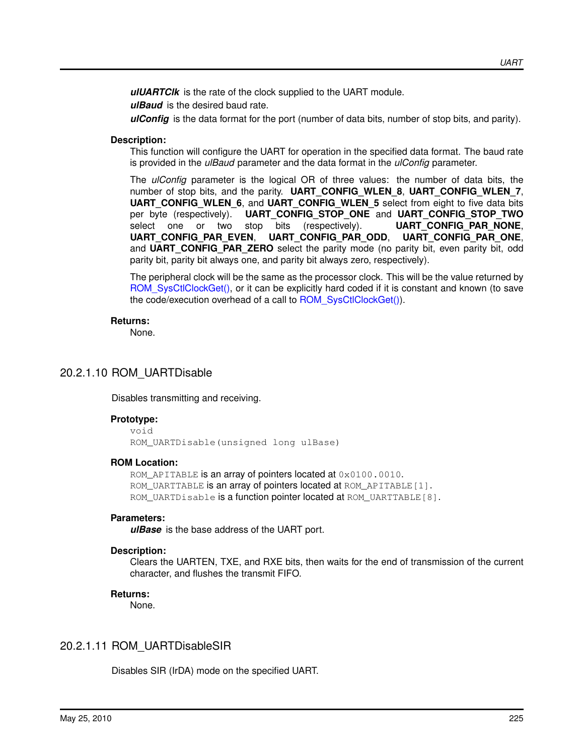***ulUARTClk*** is the rate of the clock supplied to the UART module.

***ulBaud*** is the desired baud rate.

***ulConfig*** is the data format for the port (number of data bits, number of stop bits, and parity).

**Description:**

This function will configure the UART for operation in the specified data format. The baud rate is provided in the *ulBaud* parameter and the data format in the *ulConfig* parameter.

The *ulConfig* parameter is the logical OR of three values: the number of data bits, the number of stop bits, and the parity. **UART_CONFIG_WLEN_8**, **UART_CONFIG_WLEN_7**, **UART_CONFIG_WLEN_6**, and **UART_CONFIG_WLEN_5** select from eight to five data bits per byte (respectively). **UART_CONFIG_STOP_ONE** and **UART_CONFIG_STOP_TWO** select one or two stop bits (respectively). **UART_CONFIG_PAR_NONE**, **UART_CONFIG_PAR_EVEN**, **UART_CONFIG_PAR_ODD**, **UART_CONFIG_PAR_ONE**, and **UART_CONFIG_PAR_ZERO** select the parity mode (no parity bit, even parity bit, odd parity bit, parity bit always one, and parity bit always zero, respectively).

The peripheral clock will be the same as the processor clock. This will be the value returned by ROM_SysCtlClockGet(), or it can be explicitly hard coded if it is constant and known (to save the code/execution overhead of a call to ROM_SysCtlClockGet()).

**Returns:**

None.

### 20.2.1.10 ROM_UARTDisable

Disables transmitting and receiving.

**Prototype:**

```
void
ROM_UARTDisable(unsigned long ulBase)
```

**ROM Location:**

`ROM_APITABLE` is an array of pointers located at `0x0100.0010`.
`ROM_UARTTABLE` is an array of pointers located at `ROM_APITABLE[1]`.
`ROM_UARTDisable` is a function pointer located at `ROM_UARTTABLE[8]`.

**Parameters:**

***ulBase*** is the base address of the UART port.

**Description:**

Clears the UARTEN, TXE, and RXE bits, then waits for the end of transmission of the current character, and flushes the transmit FIFO.

**Returns:**

None.

### 20.2.1.11 ROM_UARTDisableSIR

Disables SIR (IrDA) mode on the specified UART.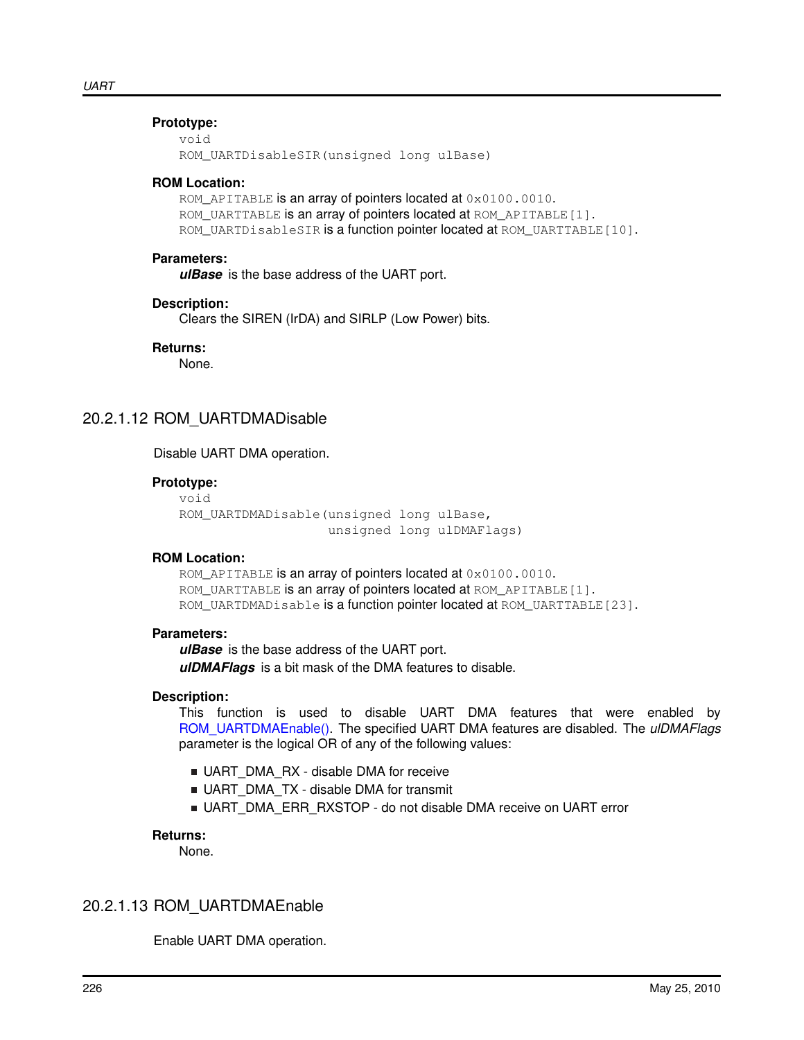**Prototype:**

```
void
ROM_UARTDisableSIR(unsigned long ulBase)
```

**ROM Location:**

`ROM_APITABLE` is an array of pointers located at `0x0100.0010`.
`ROM_UARTTABLE` is an array of pointers located at `ROM_APITABLE[1]`.
`ROM_UARTDisableSIR` is a function pointer located at `ROM_UARTTABLE[10]`.

**Parameters:**

***ulBase*** is the base address of the UART port.

**Description:**

Clears the SIREN (IrDA) and SIRLP (Low Power) bits.

**Returns:**

None.

### 20.2.1.12 ROM_UARTDMADisable

Disable UART DMA operation.

**Prototype:**

```
void
ROM_UARTDMADisable(unsigned long ulBase,
                   unsigned long ulDMAFlags)
```

**ROM Location:**

`ROM_APITABLE` is an array of pointers located at `0x0100.0010`.
`ROM_UARTTABLE` is an array of pointers located at `ROM_APITABLE[1]`.
`ROM_UARTDMADisable` is a function pointer located at `ROM_UARTTABLE[23]`.

**Parameters:**

***ulBase*** is the base address of the UART port.
***ulDMAFlags*** is a bit mask of the DMA features to disable.

**Description:**

This function is used to disable UART DMA features that were enabled by ROM_UARTDMAEnable(). The specified UART DMA features are disabled. The *ulDMAFlags* parameter is the logical OR of any of the following values:

- UART_DMA_RX - disable DMA for receive
- UART_DMA_TX - disable DMA for transmit
- UART_DMA_ERR_RXSTOP - do not disable DMA receive on UART error

**Returns:**

None.

### 20.2.1.13 ROM_UARTDMAEnable

Enable UART DMA operation.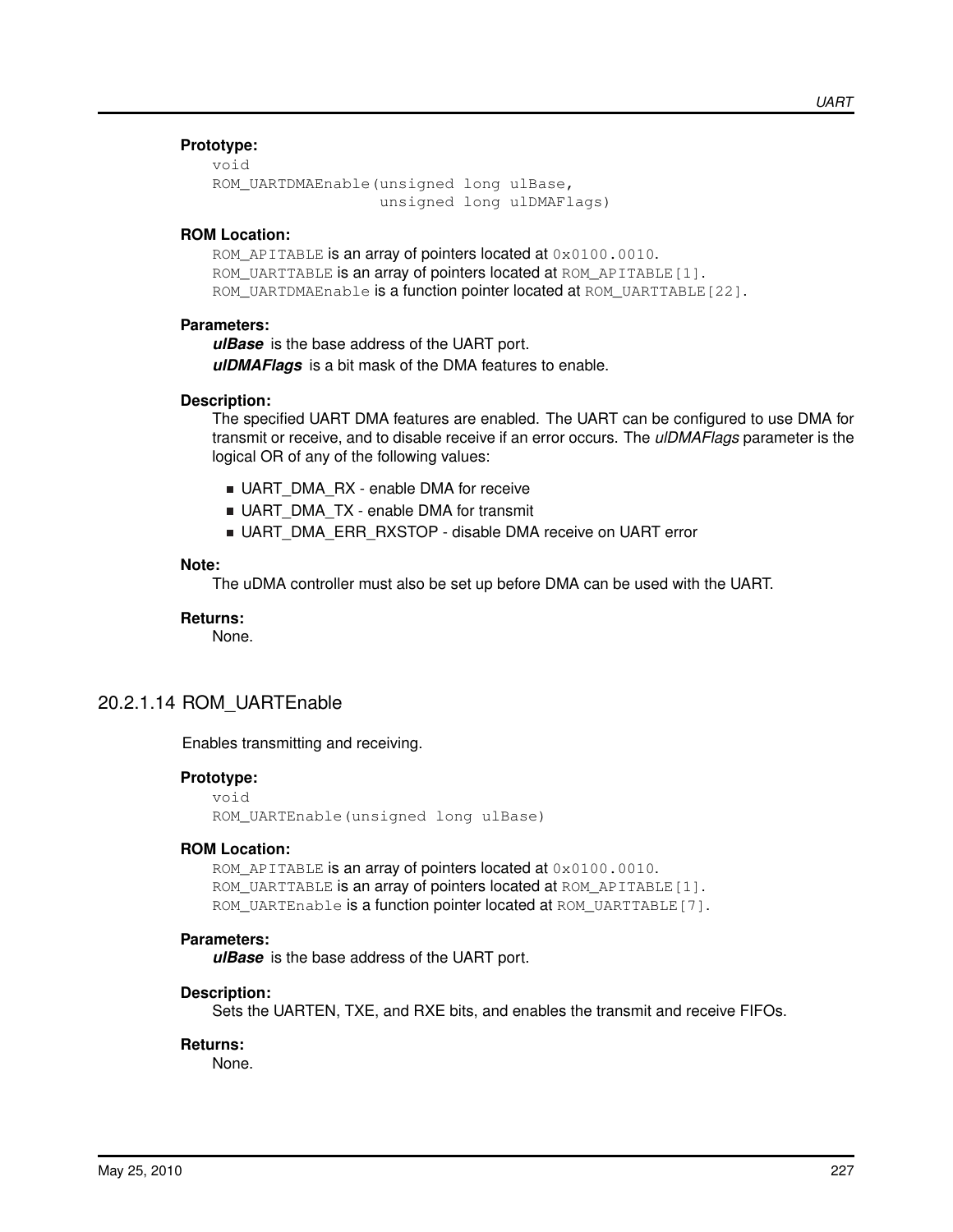**Prototype:**

```
void
ROM_UARTDMAEnable(unsigned long ulBase,
                  unsigned long ulDMAFlags)
```

**ROM Location:**

`ROM_APITABLE` is an array of pointers located at `0x0100.0010`.
`ROM_UARTTABLE` is an array of pointers located at `ROM_APITABLE[1]`.
`ROM_UARTDMAEnable` is a function pointer located at `ROM_UARTTABLE[22]`.

**Parameters:**

***ulBase*** is the base address of the UART port.
***ulDMAFlags*** is a bit mask of the DMA features to enable.

**Description:**

The specified UART DMA features are enabled. The UART can be configured to use DMA for transmit or receive, and to disable receive if an error occurs. The *ulDMAFlags* parameter is the logical OR of any of the following values:

- UART_DMA_RX - enable DMA for receive
- UART_DMA_TX - enable DMA for transmit
- UART_DMA_ERR_RXSTOP - disable DMA receive on UART error

**Note:**

The uDMA controller must also be set up before DMA can be used with the UART.

**Returns:**

None.

### 20.2.1.14 ROM_UARTEnable

Enables transmitting and receiving.

**Prototype:**

```
void
ROM_UARTEnable(unsigned long ulBase)
```

**ROM Location:**

`ROM_APITABLE` is an array of pointers located at `0x0100.0010`.
`ROM_UARTTABLE` is an array of pointers located at `ROM_APITABLE[1]`.
`ROM_UARTEnable` is a function pointer located at `ROM_UARTTABLE[7]`.

**Parameters:**

***ulBase*** is the base address of the UART port.

**Description:**

Sets the UARTEN, TXE, and RXE bits, and enables the transmit and receive FIFOs.

**Returns:**

None.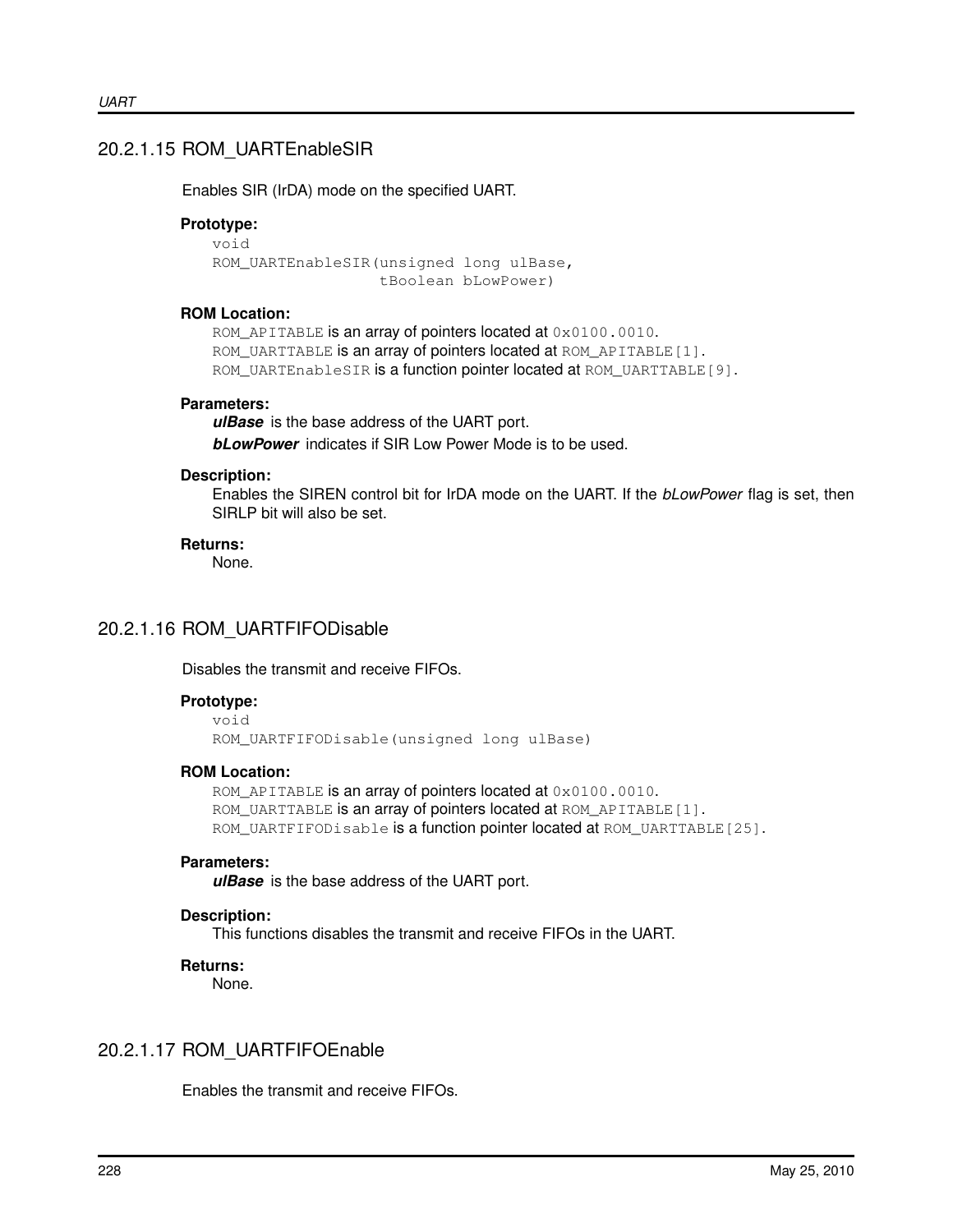### 20.2.1.15 ROM_UARTEnableSIR

Enables SIR (IrDA) mode on the specified UART.

**Prototype:**

```
void
ROM_UARTEnableSIR(unsigned long ulBase,
                  tBoolean bLowPower)
```

**ROM Location:**

`ROM_APITABLE` is an array of pointers located at `0x0100.0010`.
`ROM_UARTTABLE` is an array of pointers located at `ROM_APITABLE[1]`.
`ROM_UARTEnableSIR` is a function pointer located at `ROM_UARTTABLE[9]`.

**Parameters:**

***ulBase*** is the base address of the UART port.
***bLowPower*** indicates if SIR Low Power Mode is to be used.

**Description:**

Enables the SIREN control bit for IrDA mode on the UART. If the *bLowPower* flag is set, then SIRLP bit will also be set.

**Returns:**

None.

### 20.2.1.16 ROM_UARTFIFODisable

Disables the transmit and receive FIFOs.

**Prototype:**

```
void
ROM_UARTFIFODisable(unsigned long ulBase)
```

**ROM Location:**

`ROM_APITABLE` is an array of pointers located at `0x0100.0010`.
`ROM_UARTTABLE` is an array of pointers located at `ROM_APITABLE[1]`.
`ROM_UARTFIFODisable` is a function pointer located at `ROM_UARTTABLE[25]`.

**Parameters:**

***ulBase*** is the base address of the UART port.

**Description:**

This functions disables the transmit and receive FIFOs in the UART.

**Returns:**

None.

### 20.2.1.17 ROM_UARTFIFOEnable

Enables the transmit and receive FIFOs.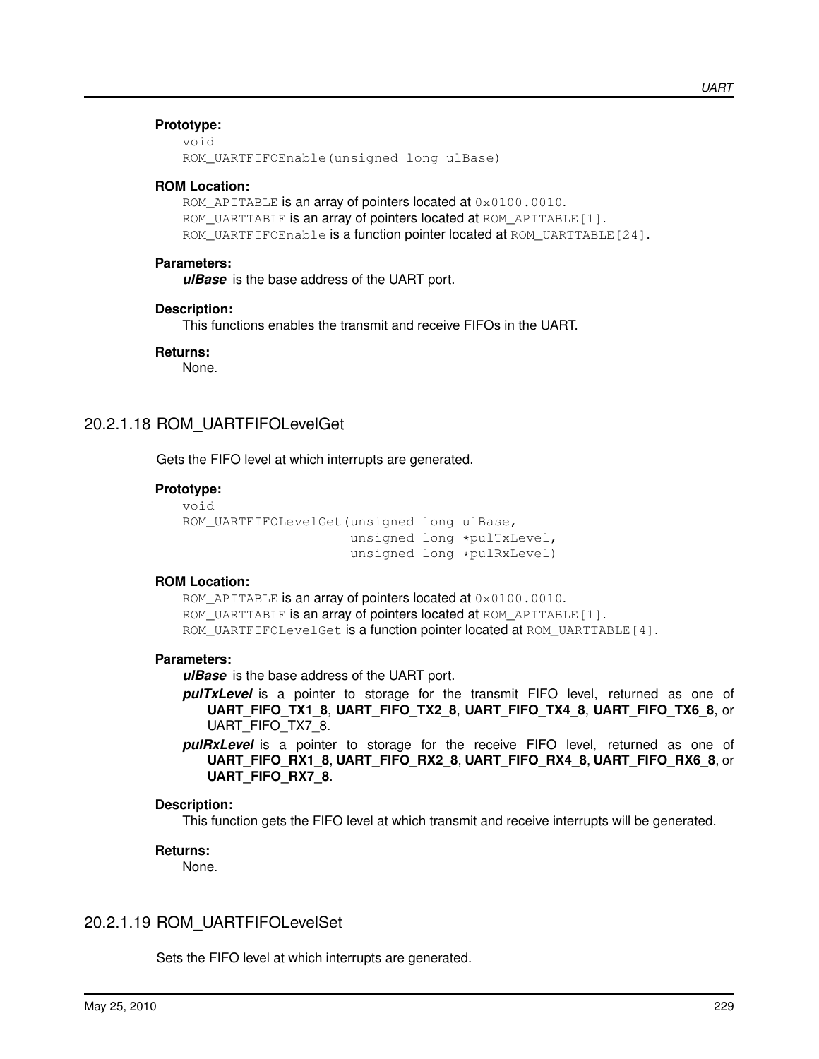**Prototype:**

```
void
ROM_UARTFIFOEnable(unsigned long ulBase)
```

**ROM Location:**

ROM_APITABLE is an array of pointers located at 0x0100.0010.
ROM_UARTTABLE is an array of pointers located at ROM_APITABLE[1].
ROM_UARTFIFOEnable is a function pointer located at ROM_UARTTABLE[24].

**Parameters:**

***ulBase*** is the base address of the UART port.

**Description:**

This functions enables the transmit and receive FIFOs in the UART.

**Returns:**

None.

### 20.2.1.18 ROM_UARTFIFOLevelGet

Gets the FIFO level at which interrupts are generated.

**Prototype:**

```
void
ROM_UARTFIFOLevelGet(unsigned long ulBase,
                     unsigned long *pulTxLevel,
                     unsigned long *pulRxLevel)
```

**ROM Location:**

ROM_APITABLE is an array of pointers located at 0x0100.0010.
ROM_UARTTABLE is an array of pointers located at ROM_APITABLE[1].
ROM_UARTFIFOLevelGet is a function pointer located at ROM_UARTTABLE[4].

**Parameters:**

***ulBase*** is the base address of the UART port.

***pulTxLevel*** is a pointer to storage for the transmit FIFO level, returned as one of **UART_FIFO_TX1_8**, **UART_FIFO_TX2_8**, **UART_FIFO_TX4_8**, **UART_FIFO_TX6_8**, or UART_FIFO_TX7_8.

***pulRxLevel*** is a pointer to storage for the receive FIFO level, returned as one of **UART_FIFO_RX1_8**, **UART_FIFO_RX2_8**, **UART_FIFO_RX4_8**, **UART_FIFO_RX6_8**, or **UART_FIFO_RX7_8**.

**Description:**

This function gets the FIFO level at which transmit and receive interrupts will be generated.

**Returns:**

None.

### 20.2.1.19 ROM_UARTFIFOLevelSet

Sets the FIFO level at which interrupts are generated.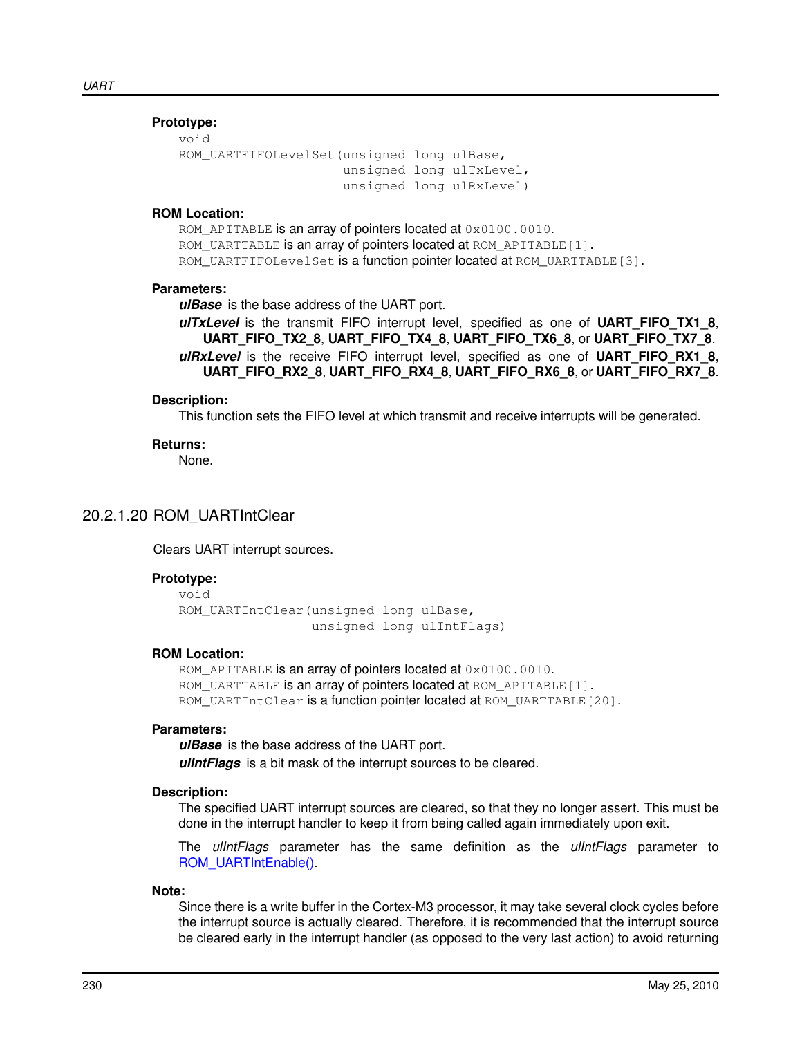**Prototype:**

```
void
ROM_UARTFIFOLevelSet(unsigned long ulBase,
                     unsigned long ulTxLevel,
                     unsigned long ulRxLevel)
```

**ROM Location:**

`ROM_APITABLE` is an array of pointers located at `0x0100.0010`.
`ROM_UARTTABLE` is an array of pointers located at `ROM_APITABLE[1]`.
`ROM_UARTFIFOLevelSet` is a function pointer located at `ROM_UARTTABLE[3]`.

**Parameters:**

***ulBase*** is the base address of the UART port.

***ulTxLevel*** is the transmit FIFO interrupt level, specified as one of **UART_FIFO_TX1_8**, **UART_FIFO_TX2_8**, **UART_FIFO_TX4_8**, **UART_FIFO_TX6_8**, or **UART_FIFO_TX7_8**.

***ulRxLevel*** is the receive FIFO interrupt level, specified as one of **UART_FIFO_RX1_8**, **UART_FIFO_RX2_8**, **UART_FIFO_RX4_8**, **UART_FIFO_RX6_8**, or **UART_FIFO_RX7_8**.

**Description:**

This function sets the FIFO level at which transmit and receive interrupts will be generated.

**Returns:**

None.

### 20.2.1.20 ROM_UARTIntClear

Clears UART interrupt sources.

**Prototype:**

```
void
ROM_UARTIntClear(unsigned long ulBase,
                 unsigned long ulIntFlags)
```

**ROM Location:**

`ROM_APITABLE` is an array of pointers located at `0x0100.0010`.
`ROM_UARTTABLE` is an array of pointers located at `ROM_APITABLE[1]`.
`ROM_UARTIntClear` is a function pointer located at `ROM_UARTTABLE[20]`.

**Parameters:**

***ulBase*** is the base address of the UART port.

***ulIntFlags*** is a bit mask of the interrupt sources to be cleared.

**Description:**

The specified UART interrupt sources are cleared, so that they no longer assert. This must be done in the interrupt handler to keep it from being called again immediately upon exit.

The *ulIntFlags* parameter has the same definition as the *ulIntFlags* parameter to ROM_UARTIntEnable().

**Note:**

Since there is a write buffer in the Cortex-M3 processor, it may take several clock cycles before the interrupt source is actually cleared. Therefore, it is recommended that the interrupt source be cleared early in the interrupt handler (as opposed to the very last action) to avoid returning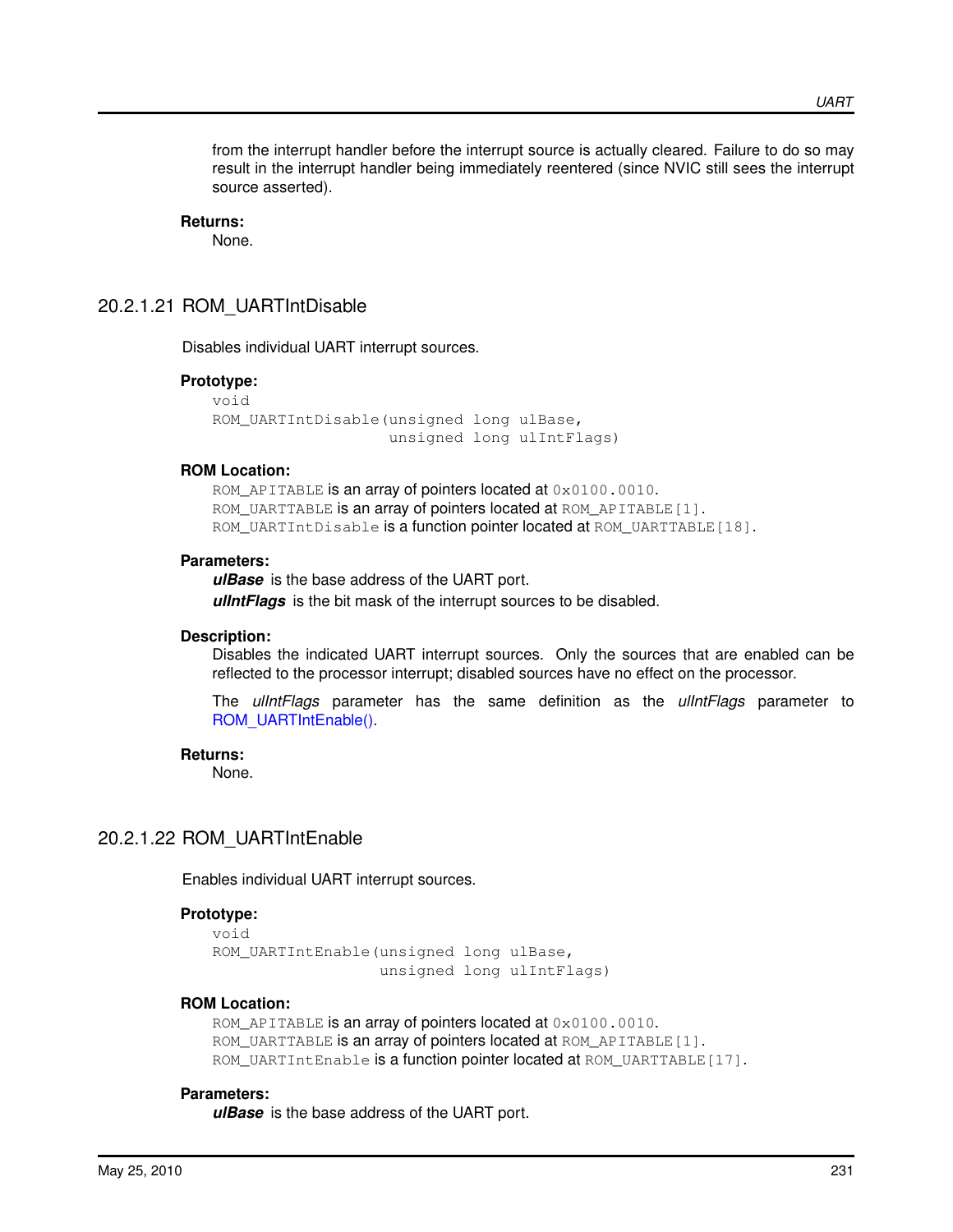from the interrupt handler before the interrupt source is actually cleared. Failure to do so may result in the interrupt handler being immediately reentered (since NVIC still sees the interrupt source asserted).

**Returns:**
None.

### 20.2.1.21 ROM_UARTIntDisable

Disables individual UART interrupt sources.

**Prototype:**
```
void
ROM_UARTIntDisable(unsigned long ulBase,
                   unsigned long ulIntFlags)
```

**ROM Location:**
`ROM_APITABLE` is an array of pointers located at `0x0100.0010`.
`ROM_UARTTABLE` is an array of pointers located at `ROM_APITABLE[1]`.
`ROM_UARTIntDisable` is a function pointer located at `ROM_UARTTABLE[18]`.

**Parameters:**
***ulBase*** is the base address of the UART port.
***ulIntFlags*** is the bit mask of the interrupt sources to be disabled.

**Description:**
Disables the indicated UART interrupt sources. Only the sources that are enabled can be reflected to the processor interrupt; disabled sources have no effect on the processor.

The *ulIntFlags* parameter has the same definition as the *ulIntFlags* parameter to ROM_UARTIntEnable().

**Returns:**
None.

### 20.2.1.22 ROM_UARTIntEnable

Enables individual UART interrupt sources.

**Prototype:**
```
void
ROM_UARTIntEnable(unsigned long ulBase,
                  unsigned long ulIntFlags)
```

**ROM Location:**
`ROM_APITABLE` is an array of pointers located at `0x0100.0010`.
`ROM_UARTTABLE` is an array of pointers located at `ROM_APITABLE[1]`.
`ROM_UARTIntEnable` is a function pointer located at `ROM_UARTTABLE[17]`.

**Parameters:**
***ulBase*** is the base address of the UART port.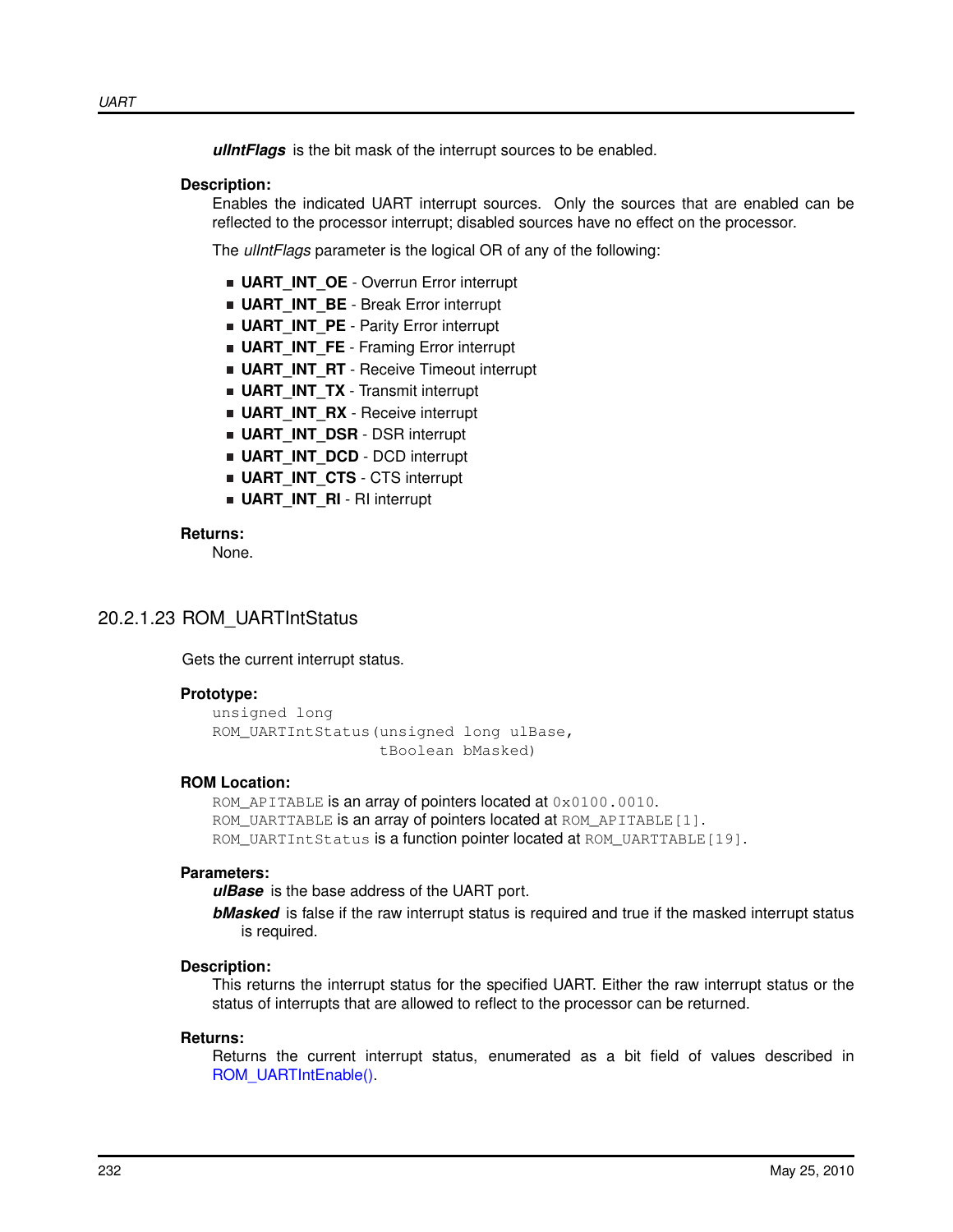***ulIntFlags*** is the bit mask of the interrupt sources to be enabled.

**Description:**

Enables the indicated UART interrupt sources. Only the sources that are enabled can be reflected to the processor interrupt; disabled sources have no effect on the processor.

The *ulIntFlags* parameter is the logical OR of any of the following:

- **UART_INT_OE** - Overrun Error interrupt
- **UART_INT_BE** - Break Error interrupt
- **UART_INT_PE** - Parity Error interrupt
- **UART_INT_FE** - Framing Error interrupt
- **UART_INT_RT** - Receive Timeout interrupt
- **UART_INT_TX** - Transmit interrupt
- **UART_INT_RX** - Receive interrupt
- **UART_INT_DSR** - DSR interrupt
- **UART_INT_DCD** - DCD interrupt
- **UART_INT_CTS** - CTS interrupt
- **UART_INT_RI** - RI interrupt

**Returns:**

None.

### 20.2.1.23 ROM_UARTIntStatus

Gets the current interrupt status.

**Prototype:**

```
unsigned long
ROM_UARTIntStatus(unsigned long ulBase,
                  tBoolean bMasked)
```

**ROM Location:**

`ROM_APITABLE` is an array of pointers located at `0x0100.0010`.
`ROM_UARTTABLE` is an array of pointers located at `ROM_APITABLE[1]`.
`ROM_UARTIntStatus` is a function pointer located at `ROM_UARTTABLE[19]`.

**Parameters:**

***ulBase*** is the base address of the UART port.

***bMasked*** is false if the raw interrupt status is required and true if the masked interrupt status is required.

**Description:**

This returns the interrupt status for the specified UART. Either the raw interrupt status or the status of interrupts that are allowed to reflect to the processor can be returned.

**Returns:**

Returns the current interrupt status, enumerated as a bit field of values described in ROM_UARTIntEnable().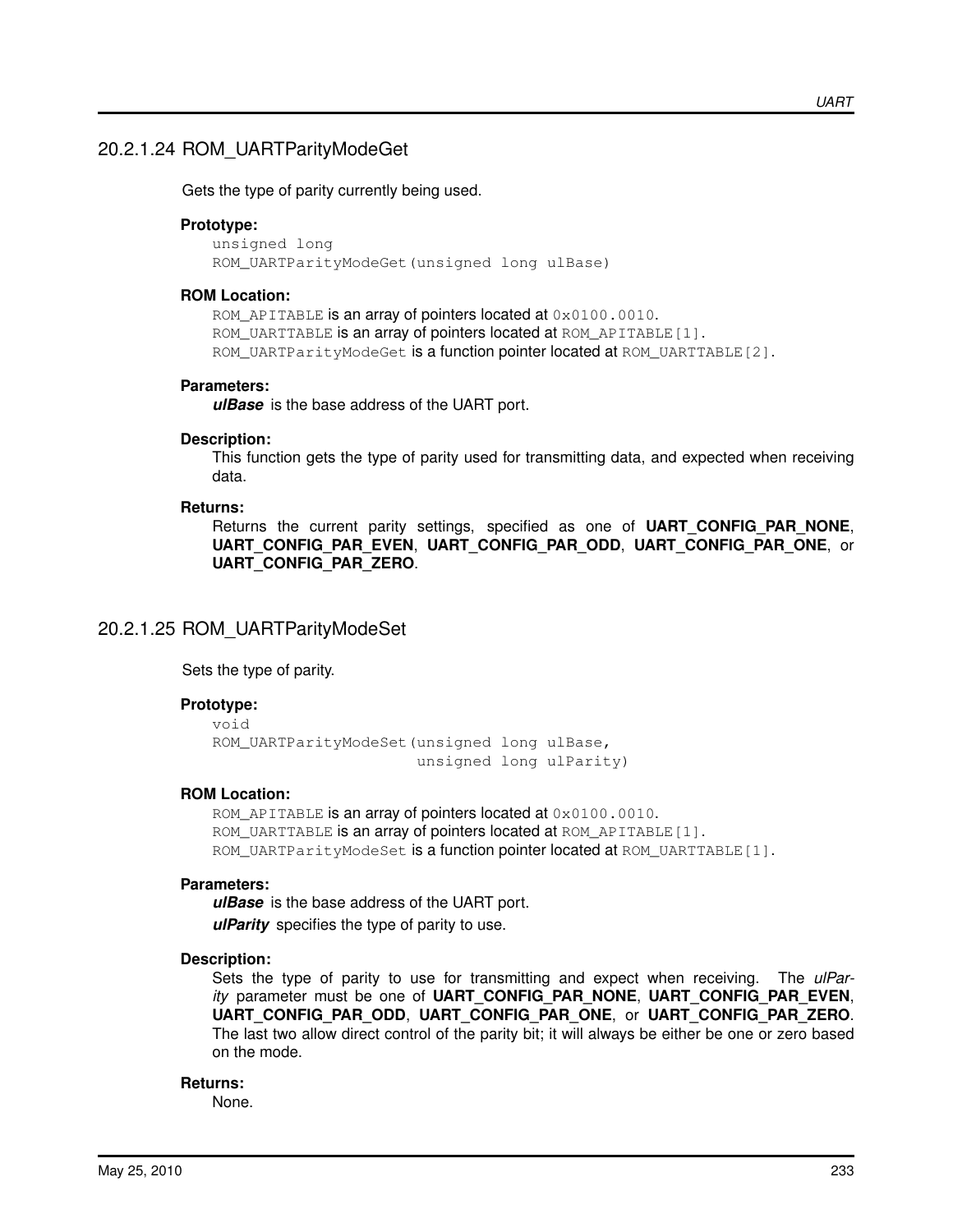### 20.2.1.24 ROM_UARTParityModeGet

Gets the type of parity currently being used.

**Prototype:**

```
unsigned long
ROM_UARTParityModeGet(unsigned long ulBase)
```

**ROM Location:**

`ROM_APITABLE` is an array of pointers located at `0x0100.0010`.
`ROM_UARTTABLE` is an array of pointers located at `ROM_APITABLE[1]`.
`ROM_UARTParityModeGet` is a function pointer located at `ROM_UARTTABLE[2]`.

**Parameters:**

***ulBase*** is the base address of the UART port.

**Description:**

This function gets the type of parity used for transmitting data, and expected when receiving data.

**Returns:**

Returns the current parity settings, specified as one of **UART_CONFIG_PAR_NONE**, **UART_CONFIG_PAR_EVEN**, **UART_CONFIG_PAR_ODD**, **UART_CONFIG_PAR_ONE**, or **UART_CONFIG_PAR_ZERO**.

### 20.2.1.25 ROM_UARTParityModeSet

Sets the type of parity.

**Prototype:**

```
void
ROM_UARTParityModeSet(unsigned long ulBase,
                      unsigned long ulParity)
```

**ROM Location:**

`ROM_APITABLE` is an array of pointers located at `0x0100.0010`.
`ROM_UARTTABLE` is an array of pointers located at `ROM_APITABLE[1]`.
`ROM_UARTParityModeSet` is a function pointer located at `ROM_UARTTABLE[1]`.

**Parameters:**

***ulBase*** is the base address of the UART port.

***ulParity*** specifies the type of parity to use.

**Description:**

Sets the type of parity to use for transmitting and expect when receiving. The *ulParity* parameter must be one of **UART_CONFIG_PAR_NONE**, **UART_CONFIG_PAR_EVEN**, **UART_CONFIG_PAR_ODD**, **UART_CONFIG_PAR_ONE**, or **UART_CONFIG_PAR_ZERO**. The last two allow direct control of the parity bit; it will always be either be one or zero based on the mode.

**Returns:**

None.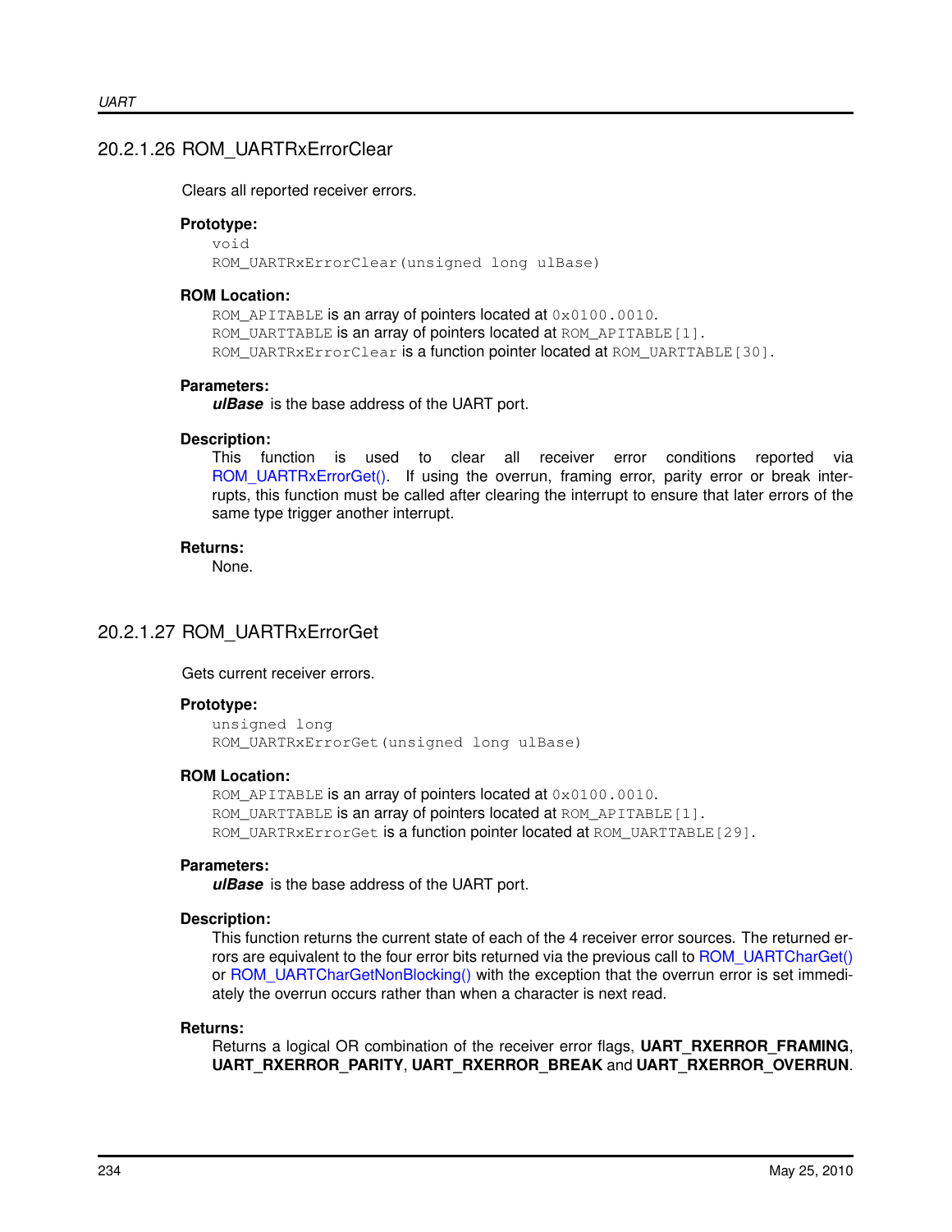### 20.2.1.26 ROM_UARTRxErrorClear

Clears all reported receiver errors.

**Prototype:**

```
void
ROM_UARTRxErrorClear(unsigned long ulBase)
```

**ROM Location:**

`ROM_APITABLE` is an array of pointers located at `0x0100.0010`.
`ROM_UARTTABLE` is an array of pointers located at `ROM_APITABLE[1]`.
`ROM_UARTRxErrorClear` is a function pointer located at `ROM_UARTTABLE[30]`.

**Parameters:**

***ulBase*** is the base address of the UART port.

**Description:**

This function is used to clear all receiver error conditions reported via ROM_UARTRxErrorGet(). If using the overrun, framing error, parity error or break interrupts, this function must be called after clearing the interrupt to ensure that later errors of the same type trigger another interrupt.

**Returns:**

None.

### 20.2.1.27 ROM_UARTRxErrorGet

Gets current receiver errors.

**Prototype:**

```
unsigned long
ROM_UARTRxErrorGet(unsigned long ulBase)
```

**ROM Location:**

`ROM_APITABLE` is an array of pointers located at `0x0100.0010`.
`ROM_UARTTABLE` is an array of pointers located at `ROM_APITABLE[1]`.
`ROM_UARTRxErrorGet` is a function pointer located at `ROM_UARTTABLE[29]`.

**Parameters:**

***ulBase*** is the base address of the UART port.

**Description:**

This function returns the current state of each of the 4 receiver error sources. The returned errors are equivalent to the four error bits returned via the previous call to ROM_UARTCharGet() or ROM_UARTCharGetNonBlocking() with the exception that the overrun error is set immediately the overrun occurs rather than when a character is next read.

**Returns:**

Returns a logical OR combination of the receiver error flags, **UART_RXERROR_FRAMING**, **UART_RXERROR_PARITY**, **UART_RXERROR_BREAK** and **UART_RXERROR_OVERRUN**.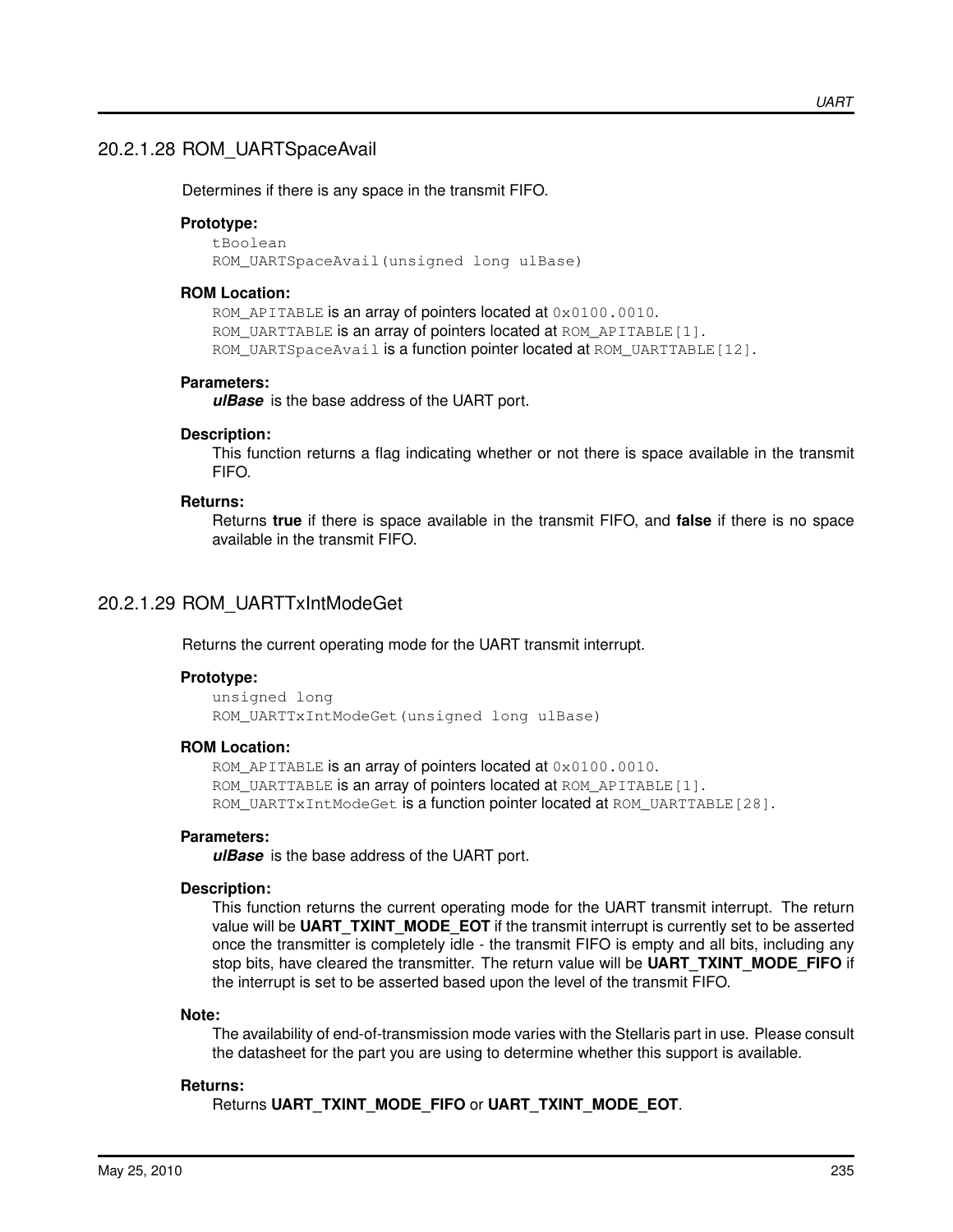### 20.2.1.28 ROM_UARTSpaceAvail

Determines if there is any space in the transmit FIFO.

**Prototype:**

```
tBoolean
ROM_UARTSpaceAvail(unsigned long ulBase)
```

**ROM Location:**

`ROM_APITABLE` is an array of pointers located at `0x0100.0010`.
`ROM_UARTTABLE` is an array of pointers located at `ROM_APITABLE[1]`.
`ROM_UARTSpaceAvail` is a function pointer located at `ROM_UARTTABLE[12]`.

**Parameters:**

***ulBase*** is the base address of the UART port.

**Description:**

This function returns a flag indicating whether or not there is space available in the transmit FIFO.

**Returns:**

Returns **true** if there is space available in the transmit FIFO, and **false** if there is no space available in the transmit FIFO.

### 20.2.1.29 ROM_UARTTxIntModeGet

Returns the current operating mode for the UART transmit interrupt.

**Prototype:**

```
unsigned long
ROM_UARTTxIntModeGet(unsigned long ulBase)
```

**ROM Location:**

`ROM_APITABLE` is an array of pointers located at `0x0100.0010`.
`ROM_UARTTABLE` is an array of pointers located at `ROM_APITABLE[1]`.
`ROM_UARTTxIntModeGet` is a function pointer located at `ROM_UARTTABLE[28]`.

**Parameters:**

***ulBase*** is the base address of the UART port.

**Description:**

This function returns the current operating mode for the UART transmit interrupt. The return value will be **UART_TXINT_MODE_EOT** if the transmit interrupt is currently set to be asserted once the transmitter is completely idle - the transmit FIFO is empty and all bits, including any stop bits, have cleared the transmitter. The return value will be **UART_TXINT_MODE_FIFO** if the interrupt is set to be asserted based upon the level of the transmit FIFO.

**Note:**

The availability of end-of-transmission mode varies with the Stellaris part in use. Please consult the datasheet for the part you are using to determine whether this support is available.

**Returns:**

Returns **UART_TXINT_MODE_FIFO** or **UART_TXINT_MODE_EOT**.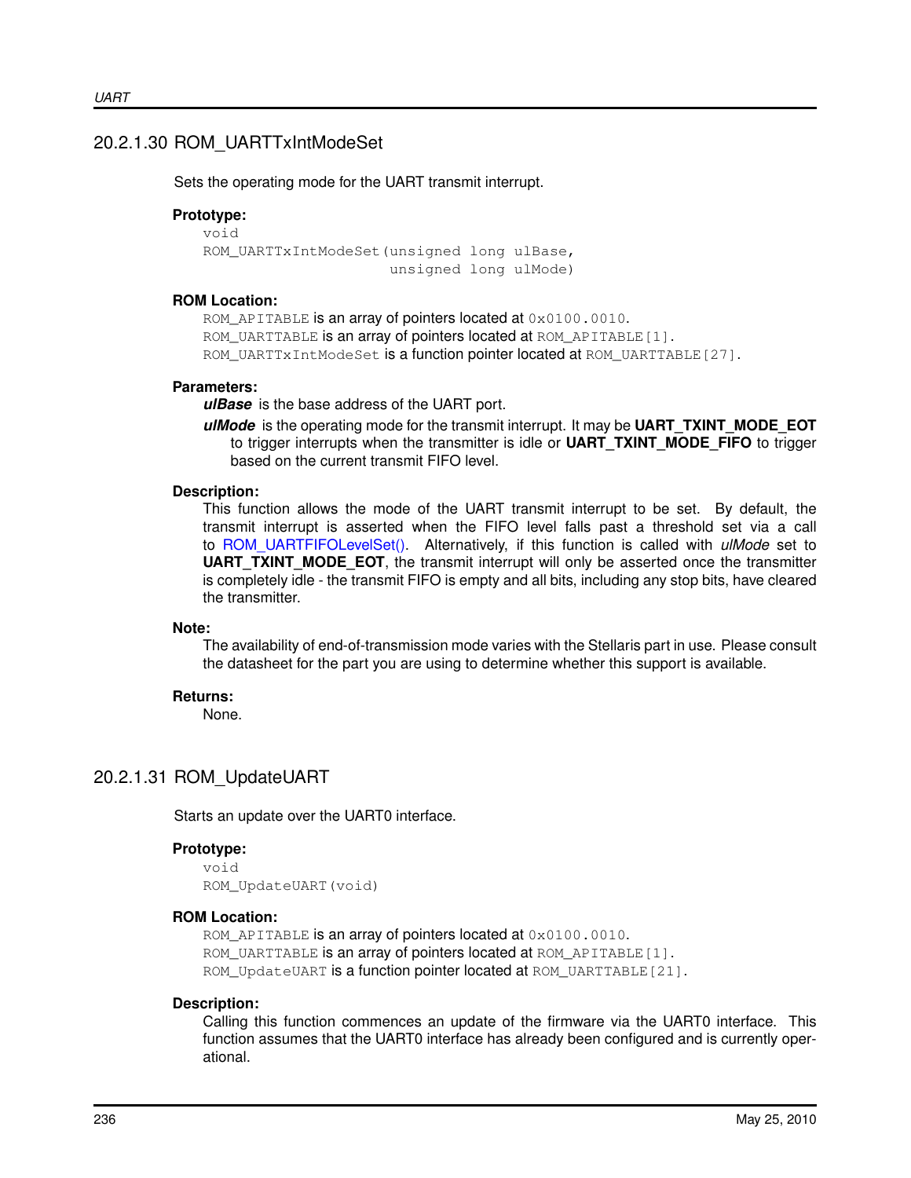### 20.2.1.30 ROM_UARTTxIntModeSet

Sets the operating mode for the UART transmit interrupt.

**Prototype:**

```
void
ROM_UARTTxIntModeSet(unsigned long ulBase,
                     unsigned long ulMode)
```

**ROM Location:**

`ROM_APITABLE` is an array of pointers located at `0x0100.0010`.
`ROM_UARTTABLE` is an array of pointers located at `ROM_APITABLE[1]`.
`ROM_UARTTxIntModeSet` is a function pointer located at `ROM_UARTTABLE[27]`.

**Parameters:**

***ulBase*** is the base address of the UART port.

***ulMode*** is the operating mode for the transmit interrupt. It may be **UART_TXINT_MODE_EOT** to trigger interrupts when the transmitter is idle or **UART_TXINT_MODE_FIFO** to trigger based on the current transmit FIFO level.

**Description:**

This function allows the mode of the UART transmit interrupt to be set. By default, the transmit interrupt is asserted when the FIFO level falls past a threshold set via a call to ROM_UARTFIFOLevelSet(). Alternatively, if this function is called with *ulMode* set to **UART_TXINT_MODE_EOT**, the transmit interrupt will only be asserted once the transmitter is completely idle - the transmit FIFO is empty and all bits, including any stop bits, have cleared the transmitter.

**Note:**

The availability of end-of-transmission mode varies with the Stellaris part in use. Please consult the datasheet for the part you are using to determine whether this support is available.

**Returns:**

None.

### 20.2.1.31 ROM_UpdateUART

Starts an update over the UART0 interface.

**Prototype:**

```
void
ROM_UpdateUART(void)
```

**ROM Location:**

`ROM_APITABLE` is an array of pointers located at `0x0100.0010`.
`ROM_UARTTABLE` is an array of pointers located at `ROM_APITABLE[1]`.
`ROM_UpdateUART` is a function pointer located at `ROM_UARTTABLE[21]`.

**Description:**

Calling this function commences an update of the firmware via the UART0 interface. This function assumes that the UART0 interface has already been configured and is currently operational.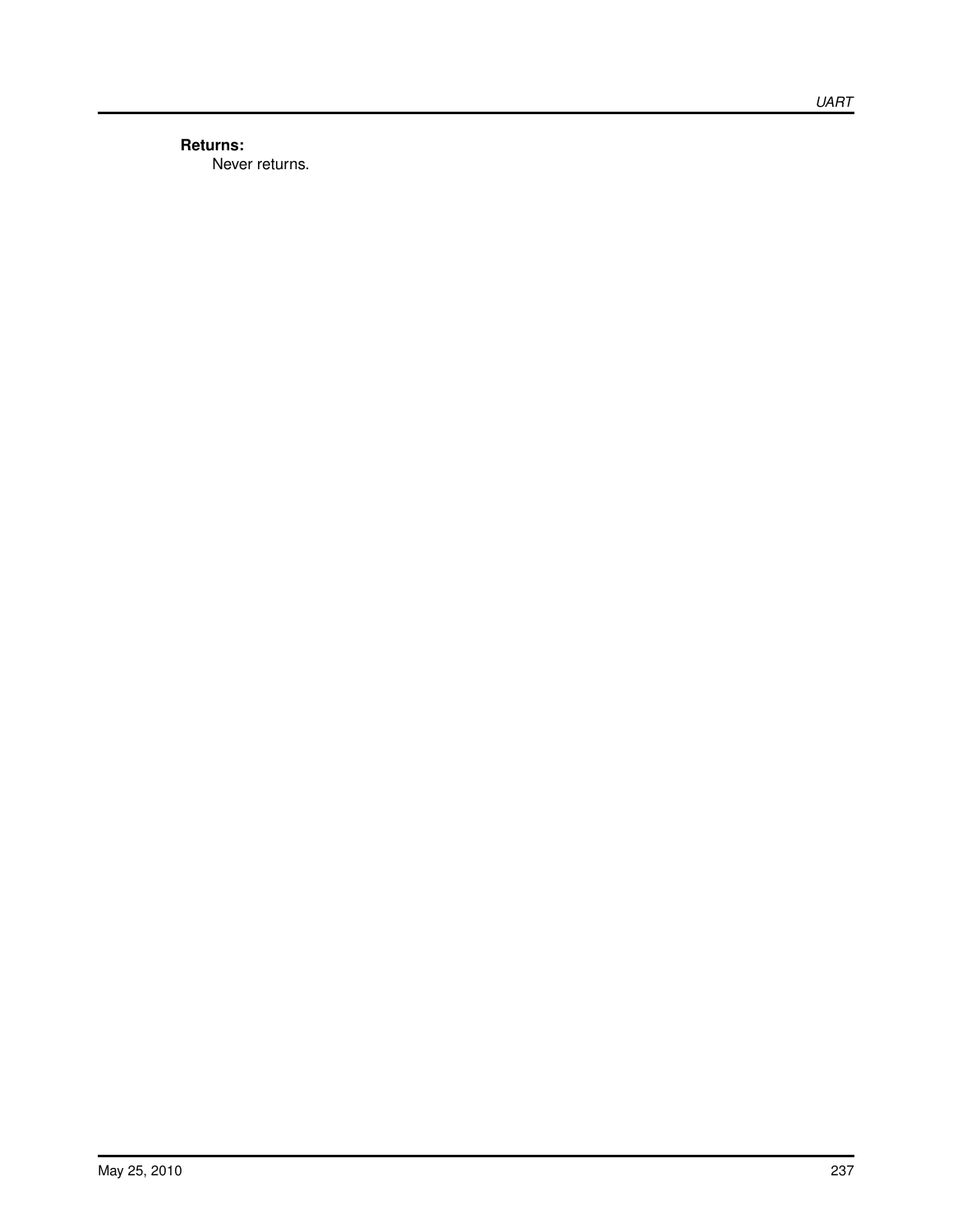**Returns:**
Never returns.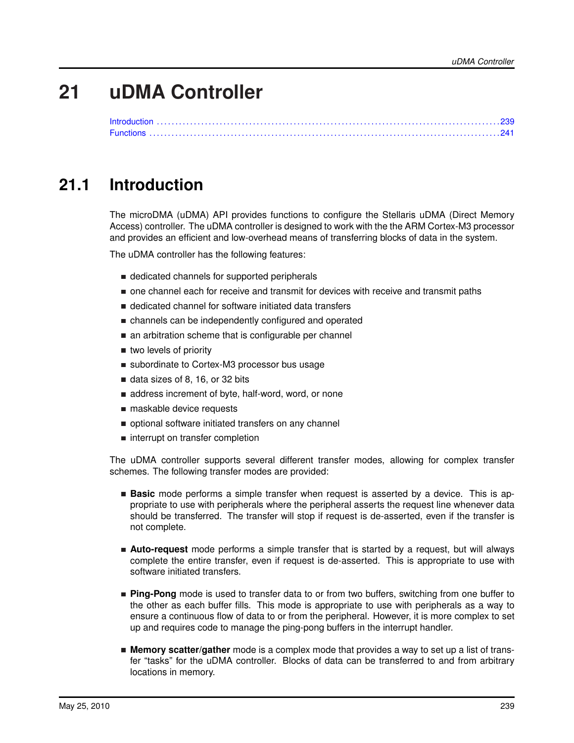# 21 uDMA Controller

Introduction . . . . . . . . . . . . . . . . . . . . . . . . . . . . . . . . . . . . . . . . . . . . . . . . . . . . . . . . . . . . . . . . . . . . . . . . . . . . . . . . . . . . 239
Functions . . . . . . . . . . . . . . . . . . . . . . . . . . . . . . . . . . . . . . . . . . . . . . . . . . . . . . . . . . . . . . . . . . . . . . . . . . . . . . . . . . . . . . 241

## 21.1 Introduction

The microDMA (uDMA) API provides functions to configure the Stellaris uDMA (Direct Memory Access) controller. The uDMA controller is designed to work with the the ARM Cortex-M3 processor and provides an efficient and low-overhead means of transferring blocks of data in the system.

The uDMA controller has the following features:

- dedicated channels for supported peripherals
- one channel each for receive and transmit for devices with receive and transmit paths
- dedicated channel for software initiated data transfers
- channels can be independently configured and operated
- an arbitration scheme that is configurable per channel
- two levels of priority
- subordinate to Cortex-M3 processor bus usage
- data sizes of 8, 16, or 32 bits
- address increment of byte, half-word, word, or none
- maskable device requests
- optional software initiated transfers on any channel
- interrupt on transfer completion

The uDMA controller supports several different transfer modes, allowing for complex transfer schemes. The following transfer modes are provided:

- **Basic** mode performs a simple transfer when request is asserted by a device. This is appropriate to use with peripherals where the peripheral asserts the request line whenever data should be transferred. The transfer will stop if request is de-asserted, even if the transfer is not complete.

- **Auto-request** mode performs a simple transfer that is started by a request, but will always complete the entire transfer, even if request is de-asserted. This is appropriate to use with software initiated transfers.

- **Ping-Pong** mode is used to transfer data to or from two buffers, switching from one buffer to the other as each buffer fills. This mode is appropriate to use with peripherals as a way to ensure a continuous flow of data to or from the peripheral. However, it is more complex to set up and requires code to manage the ping-pong buffers in the interrupt handler.

- **Memory scatter/gather** mode is a complex mode that provides a way to set up a list of transfer "tasks" for the uDMA controller. Blocks of data can be transferred to and from arbitrary locations in memory.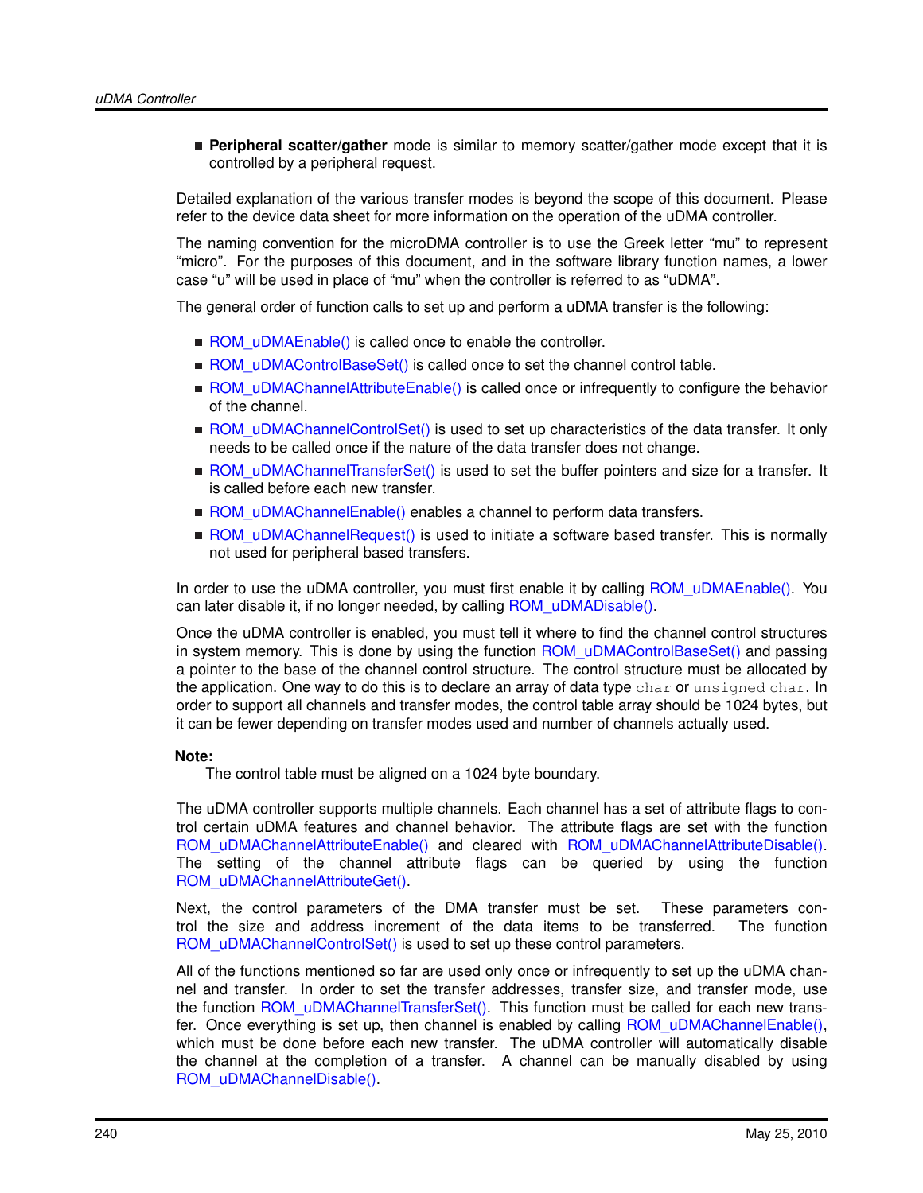- **Peripheral scatter/gather** mode is similar to memory scatter/gather mode except that it is controlled by a peripheral request.

Detailed explanation of the various transfer modes is beyond the scope of this document. Please refer to the device data sheet for more information on the operation of the uDMA controller.

The naming convention for the microDMA controller is to use the Greek letter "mu" to represent "micro". For the purposes of this document, and in the software library function names, a lower case "u" will be used in place of "mu" when the controller is referred to as "uDMA".

The general order of function calls to set up and perform a uDMA transfer is the following:

- ROM_uDMAEnable() is called once to enable the controller.
- ROM_uDMAControlBaseSet() is called once to set the channel control table.
- ROM_uDMAChannelAttributeEnable() is called once or infrequently to configure the behavior of the channel.
- ROM_uDMAChannelControlSet() is used to set up characteristics of the data transfer. It only needs to be called once if the nature of the data transfer does not change.
- ROM_uDMAChannelTransferSet() is used to set the buffer pointers and size for a transfer. It is called before each new transfer.
- ROM_uDMAChannelEnable() enables a channel to perform data transfers.
- ROM_uDMAChannelRequest() is used to initiate a software based transfer. This is normally not used for peripheral based transfers.

In order to use the uDMA controller, you must first enable it by calling ROM_uDMAEnable(). You can later disable it, if no longer needed, by calling ROM_uDMADisable().

Once the uDMA controller is enabled, you must tell it where to find the channel control structures in system memory. This is done by using the function ROM_uDMAControlBaseSet() and passing a pointer to the base of the channel control structure. The control structure must be allocated by the application. One way to do this is to declare an array of data type `char` or `unsigned char`. In order to support all channels and transfer modes, the control table array should be 1024 bytes, but it can be fewer depending on transfer modes used and number of channels actually used.

**Note:**
The control table must be aligned on a 1024 byte boundary.

The uDMA controller supports multiple channels. Each channel has a set of attribute flags to control certain uDMA features and channel behavior. The attribute flags are set with the function ROM_uDMAChannelAttributeEnable() and cleared with ROM_uDMAChannelAttributeDisable(). The setting of the channel attribute flags can be queried by using the function ROM_uDMAChannelAttributeGet().

Next, the control parameters of the DMA transfer must be set. These parameters control the size and address increment of the data items to be transferred. The function ROM_uDMAChannelControlSet() is used to set up these control parameters.

All of the functions mentioned so far are used only once or infrequently to set up the uDMA channel and transfer. In order to set the transfer addresses, transfer size, and transfer mode, use the function ROM_uDMAChannelTransferSet(). This function must be called for each new transfer. Once everything is set up, then channel is enabled by calling ROM_uDMAChannelEnable(), which must be done before each new transfer. The uDMA controller will automatically disable the channel at the completion of a transfer. A channel can be manually disabled by using ROM_uDMAChannelDisable().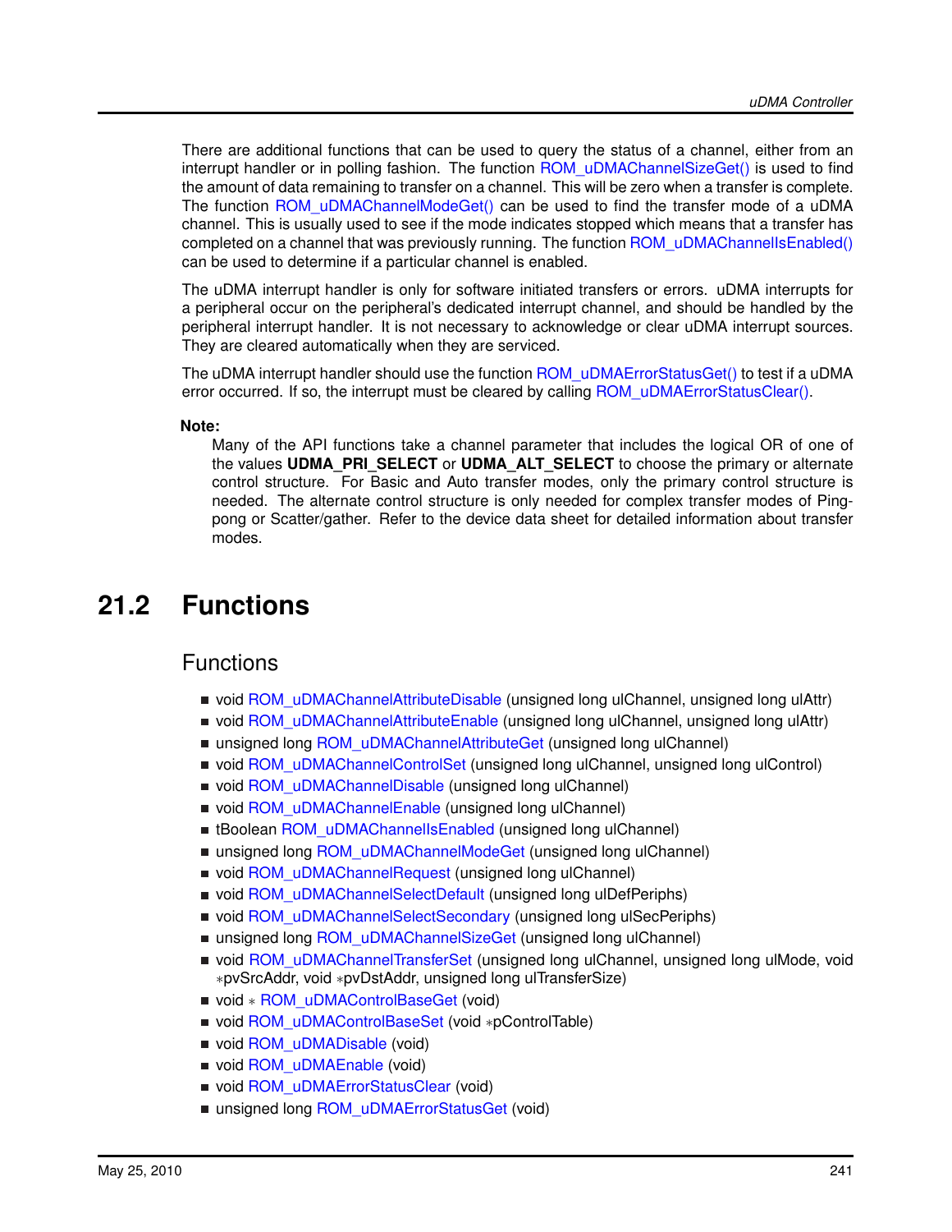There are additional functions that can be used to query the status of a channel, either from an interrupt handler or in polling fashion. The function ROM_uDMAChannelSizeGet() is used to find the amount of data remaining to transfer on a channel. This will be zero when a transfer is complete. The function ROM_uDMAChannelModeGet() can be used to find the transfer mode of a uDMA channel. This is usually used to see if the mode indicates stopped which means that a transfer has completed on a channel that was previously running. The function ROM_uDMAChannelIsEnabled() can be used to determine if a particular channel is enabled.

The uDMA interrupt handler is only for software initiated transfers or errors. uDMA interrupts for a peripheral occur on the peripheral's dedicated interrupt channel, and should be handled by the peripheral interrupt handler. It is not necessary to acknowledge or clear uDMA interrupt sources. They are cleared automatically when they are serviced.

The uDMA interrupt handler should use the function ROM_uDMAErrorStatusGet() to test if a uDMA error occurred. If so, the interrupt must be cleared by calling ROM_uDMAErrorStatusClear().

**Note:**

Many of the API functions take a channel parameter that includes the logical OR of one of the values **UDMA_PRI_SELECT** or **UDMA_ALT_SELECT** to choose the primary or alternate control structure. For Basic and Auto transfer modes, only the primary control structure is needed. The alternate control structure is only needed for complex transfer modes of Ping-pong or Scatter/gather. Refer to the device data sheet for detailed information about transfer modes.

## 21.2 Functions

### Functions

- void ROM_uDMAChannelAttributeDisable (unsigned long ulChannel, unsigned long ulAttr)
- void ROM_uDMAChannelAttributeEnable (unsigned long ulChannel, unsigned long ulAttr)
- unsigned long ROM_uDMAChannelAttributeGet (unsigned long ulChannel)
- void ROM_uDMAChannelControlSet (unsigned long ulChannel, unsigned long ulControl)
- void ROM_uDMAChannelDisable (unsigned long ulChannel)
- void ROM_uDMAChannelEnable (unsigned long ulChannel)
- tBoolean ROM_uDMAChannelIsEnabled (unsigned long ulChannel)
- unsigned long ROM_uDMAChannelModeGet (unsigned long ulChannel)
- void ROM_uDMAChannelRequest (unsigned long ulChannel)
- void ROM_uDMAChannelSelectDefault (unsigned long ulDefPeriphs)
- void ROM_uDMAChannelSelectSecondary (unsigned long ulSecPeriphs)
- unsigned long ROM_uDMAChannelSizeGet (unsigned long ulChannel)
- void ROM_uDMAChannelTransferSet (unsigned long ulChannel, unsigned long ulMode, void *pvSrcAddr, void *pvDstAddr, unsigned long ulTransferSize)
- void * ROM_uDMAControlBaseGet (void)
- void ROM_uDMAControlBaseSet (void *pControlTable)
- void ROM_uDMADisable (void)
- void ROM_uDMAEnable (void)
- void ROM_uDMAErrorStatusClear (void)
- unsigned long ROM_uDMAErrorStatusGet (void)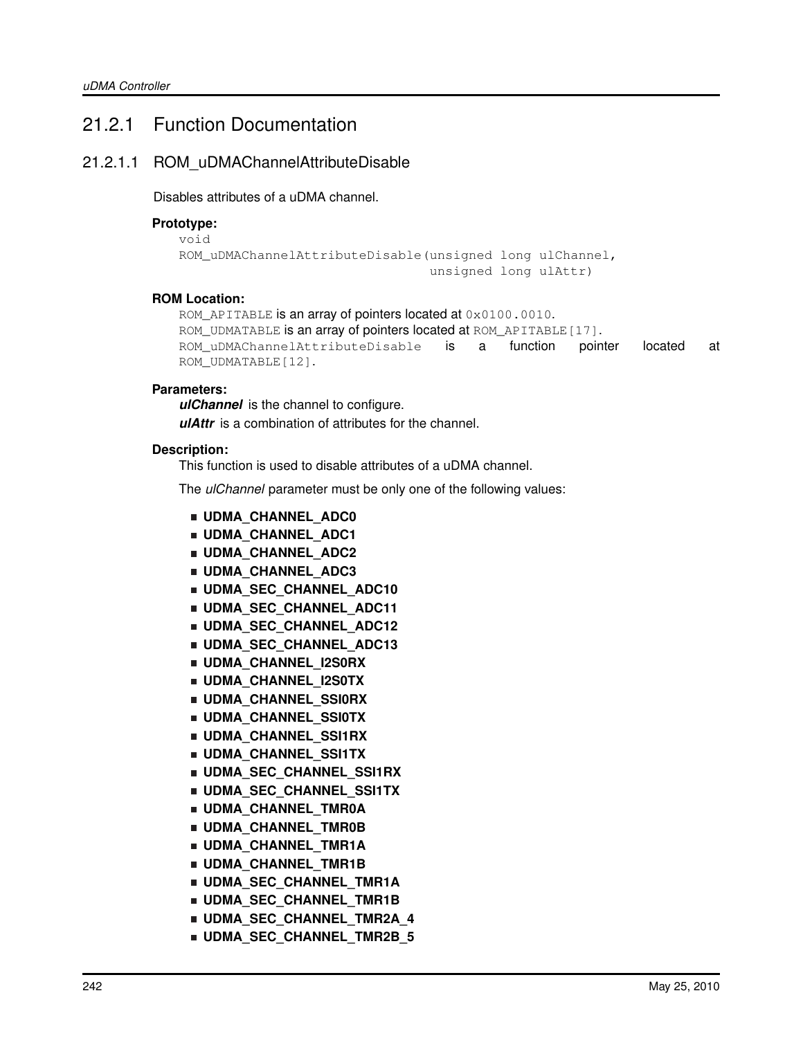## 21.2.1 Function Documentation

### 21.2.1.1 ROM_uDMAChannelAttributeDisable

Disables attributes of a uDMA channel.

**Prototype:**

```
void
ROM_uDMAChannelAttributeDisable(unsigned long ulChannel,
                                unsigned long ulAttr)
```

**ROM Location:**

`ROM_APITABLE` is an array of pointers located at `0x0100.0010`.
`ROM_UDMATABLE` is an array of pointers located at `ROM_APITABLE[17]`.
`ROM_uDMAChannelAttributeDisable` is a function pointer located at `ROM_UDMATABLE[12]`.

**Parameters:**

***ulChannel*** is the channel to configure.
***ulAttr*** is a combination of attributes for the channel.

**Description:**

This function is used to disable attributes of a uDMA channel.

The *ulChannel* parameter must be only one of the following values:

- **UDMA_CHANNEL_ADC0**
- **UDMA_CHANNEL_ADC1**
- **UDMA_CHANNEL_ADC2**
- **UDMA_CHANNEL_ADC3**
- **UDMA_SEC_CHANNEL_ADC10**
- **UDMA_SEC_CHANNEL_ADC11**
- **UDMA_SEC_CHANNEL_ADC12**
- **UDMA_SEC_CHANNEL_ADC13**
- **UDMA_CHANNEL_I2S0RX**
- **UDMA_CHANNEL_I2S0TX**
- **UDMA_CHANNEL_SSI0RX**
- **UDMA_CHANNEL_SSI0TX**
- **UDMA_CHANNEL_SSI1RX**
- **UDMA_CHANNEL_SSI1TX**
- **UDMA_SEC_CHANNEL_SSI1RX**
- **UDMA_SEC_CHANNEL_SSI1TX**
- **UDMA_CHANNEL_TMR0A**
- **UDMA_CHANNEL_TMR0B**
- **UDMA_CHANNEL_TMR1A**
- **UDMA_CHANNEL_TMR1B**
- **UDMA_SEC_CHANNEL_TMR1A**
- **UDMA_SEC_CHANNEL_TMR1B**
- **UDMA_SEC_CHANNEL_TMR2A_4**
- **UDMA_SEC_CHANNEL_TMR2B_5**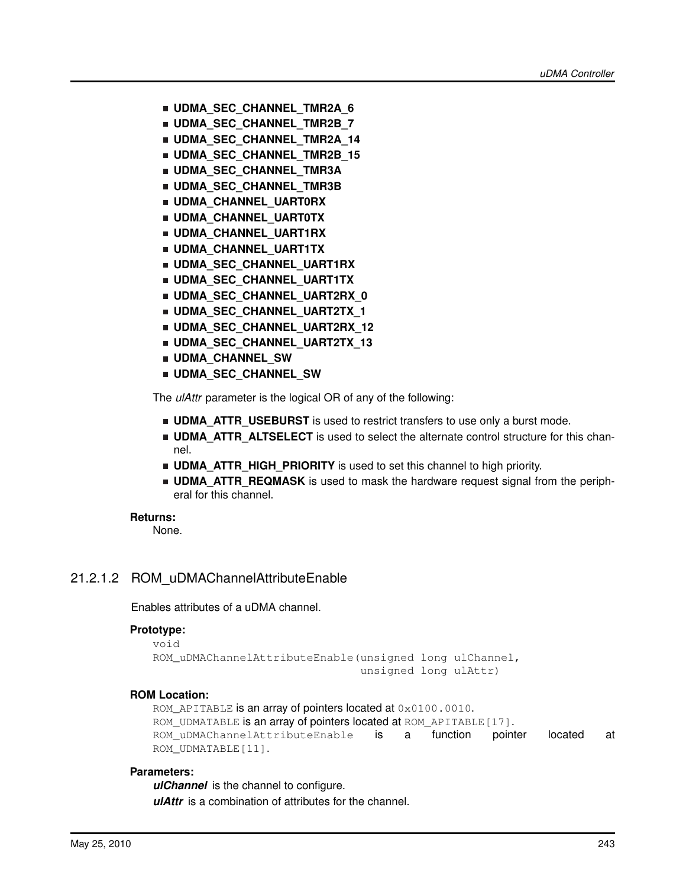- **UDMA_SEC_CHANNEL_TMR2A_6**
- **UDMA_SEC_CHANNEL_TMR2B_7**
- **UDMA_SEC_CHANNEL_TMR2A_14**
- **UDMA_SEC_CHANNEL_TMR2B_15**
- **UDMA_SEC_CHANNEL_TMR3A**
- **UDMA_SEC_CHANNEL_TMR3B**
- **UDMA_CHANNEL_UART0RX**
- **UDMA_CHANNEL_UART0TX**
- **UDMA_CHANNEL_UART1RX**
- **UDMA_CHANNEL_UART1TX**
- **UDMA_SEC_CHANNEL_UART1RX**
- **UDMA_SEC_CHANNEL_UART1TX**
- **UDMA_SEC_CHANNEL_UART2RX_0**
- **UDMA_SEC_CHANNEL_UART2TX_1**
- **UDMA_SEC_CHANNEL_UART2RX_12**
- **UDMA_SEC_CHANNEL_UART2TX_13**
- **UDMA_CHANNEL_SW**
- **UDMA_SEC_CHANNEL_SW**

The *ulAttr* parameter is the logical OR of any of the following:

- **UDMA_ATTR_USEBURST** is used to restrict transfers to use only a burst mode.
- **UDMA_ATTR_ALTSELECT** is used to select the alternate control structure for this channel.
- **UDMA_ATTR_HIGH_PRIORITY** is used to set this channel to high priority.
- **UDMA_ATTR_REQMASK** is used to mask the hardware request signal from the peripheral for this channel.

**Returns:**
None.

### 21.2.1.2 ROM_uDMAChannelAttributeEnable

Enables attributes of a uDMA channel.

**Prototype:**

```
void
ROM_uDMAChannelAttributeEnable(unsigned long ulChannel,
                               unsigned long ulAttr)
```

**ROM Location:**
`ROM_APITABLE` is an array of pointers located at `0x0100.0010`.
`ROM_UDMATABLE` is an array of pointers located at `ROM_APITABLE[17]`.
`ROM_uDMAChannelAttributeEnable` is a function pointer located at `ROM_UDMATABLE[11]`.

**Parameters:**
***ulChannel*** is the channel to configure.
***ulAttr*** is a combination of attributes for the channel.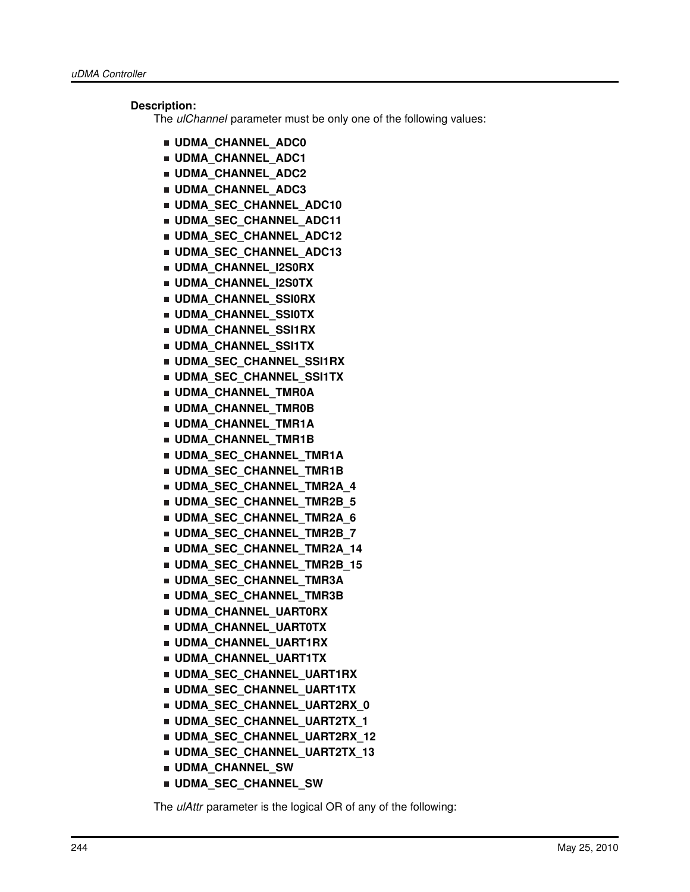**Description:**

The *ulChannel* parameter must be only one of the following values:

- **UDMA_CHANNEL_ADC0**
- **UDMA_CHANNEL_ADC1**
- **UDMA_CHANNEL_ADC2**
- **UDMA_CHANNEL_ADC3**
- **UDMA_SEC_CHANNEL_ADC10**
- **UDMA_SEC_CHANNEL_ADC11**
- **UDMA_SEC_CHANNEL_ADC12**
- **UDMA_SEC_CHANNEL_ADC13**
- **UDMA_CHANNEL_I2S0RX**
- **UDMA_CHANNEL_I2S0TX**
- **UDMA_CHANNEL_SSI0RX**
- **UDMA_CHANNEL_SSI0TX**
- **UDMA_CHANNEL_SSI1RX**
- **UDMA_CHANNEL_SSI1TX**
- **UDMA_SEC_CHANNEL_SSI1RX**
- **UDMA_SEC_CHANNEL_SSI1TX**
- **UDMA_CHANNEL_TMR0A**
- **UDMA_CHANNEL_TMR0B**
- **UDMA_CHANNEL_TMR1A**
- **UDMA_CHANNEL_TMR1B**
- **UDMA_SEC_CHANNEL_TMR1A**
- **UDMA_SEC_CHANNEL_TMR1B**
- **UDMA_SEC_CHANNEL_TMR2A_4**
- **UDMA_SEC_CHANNEL_TMR2B_5**
- **UDMA_SEC_CHANNEL_TMR2A_6**
- **UDMA_SEC_CHANNEL_TMR2B_7**
- **UDMA_SEC_CHANNEL_TMR2A_14**
- **UDMA_SEC_CHANNEL_TMR2B_15**
- **UDMA_SEC_CHANNEL_TMR3A**
- **UDMA_SEC_CHANNEL_TMR3B**
- **UDMA_CHANNEL_UART0RX**
- **UDMA_CHANNEL_UART0TX**
- **UDMA_CHANNEL_UART1RX**
- **UDMA_CHANNEL_UART1TX**
- **UDMA_SEC_CHANNEL_UART1RX**
- **UDMA_SEC_CHANNEL_UART1TX**
- **UDMA_SEC_CHANNEL_UART2RX_0**
- **UDMA_SEC_CHANNEL_UART2TX_1**
- **UDMA_SEC_CHANNEL_UART2RX_12**
- **UDMA_SEC_CHANNEL_UART2TX_13**
- **UDMA_CHANNEL_SW**
- **UDMA_SEC_CHANNEL_SW**

The *ulAttr* parameter is the logical OR of any of the following: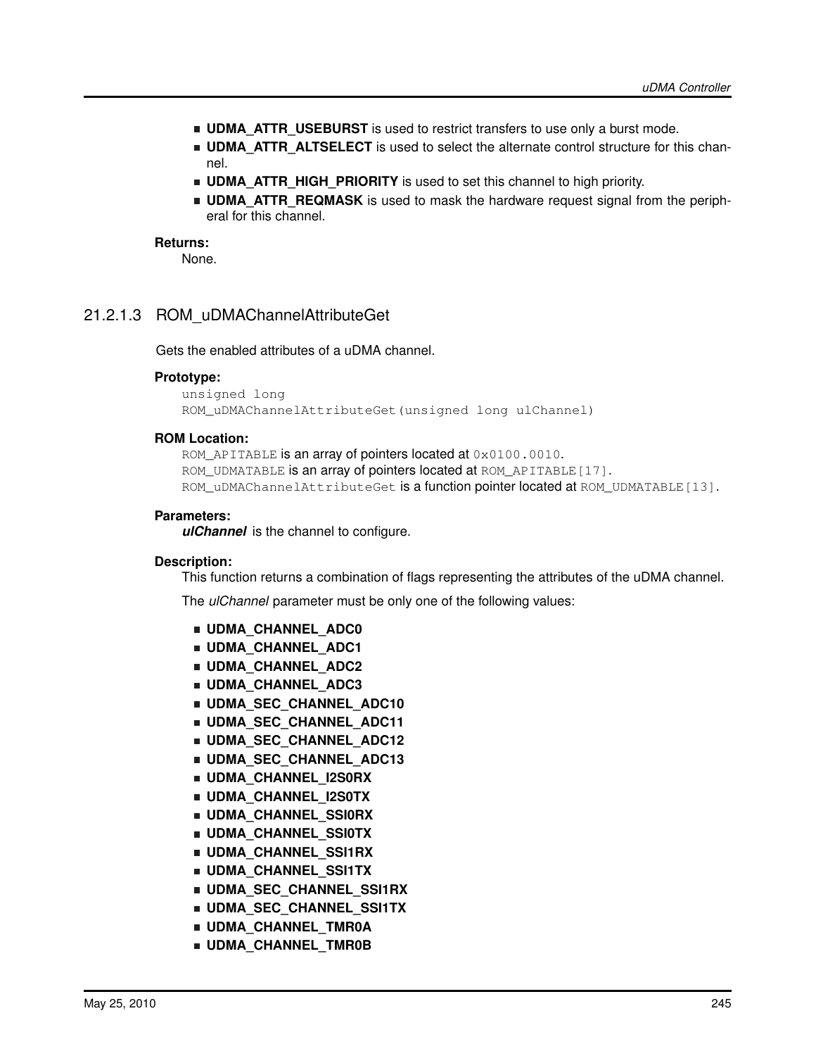- **UDMA_ATTR_USEBURST** is used to restrict transfers to use only a burst mode.
- **UDMA_ATTR_ALTSELECT** is used to select the alternate control structure for this channel.
- **UDMA_ATTR_HIGH_PRIORITY** is used to set this channel to high priority.
- **UDMA_ATTR_REQMASK** is used to mask the hardware request signal from the peripheral for this channel.

**Returns:**
None.

### 21.2.1.3 ROM_uDMAChannelAttributeGet

Gets the enabled attributes of a uDMA channel.

**Prototype:**

```
unsigned long
ROM_uDMAChannelAttributeGet(unsigned long ulChannel)
```

**ROM Location:**
`ROM_APITABLE` is an array of pointers located at `0x0100.0010`.
`ROM_UDMATABLE` is an array of pointers located at `ROM_APITABLE[17]`.
`ROM_uDMAChannelAttributeGet` is a function pointer located at `ROM_UDMATABLE[13]`.

**Parameters:**
***ulChannel*** is the channel to configure.

**Description:**
This function returns a combination of flags representing the attributes of the uDMA channel.

The *ulChannel* parameter must be only one of the following values:

- **UDMA_CHANNEL_ADC0**
- **UDMA_CHANNEL_ADC1**
- **UDMA_CHANNEL_ADC2**
- **UDMA_CHANNEL_ADC3**
- **UDMA_SEC_CHANNEL_ADC10**
- **UDMA_SEC_CHANNEL_ADC11**
- **UDMA_SEC_CHANNEL_ADC12**
- **UDMA_SEC_CHANNEL_ADC13**
- **UDMA_CHANNEL_I2S0RX**
- **UDMA_CHANNEL_I2S0TX**
- **UDMA_CHANNEL_SSI0RX**
- **UDMA_CHANNEL_SSI0TX**
- **UDMA_CHANNEL_SSI1RX**
- **UDMA_CHANNEL_SSI1TX**
- **UDMA_SEC_CHANNEL_SSI1RX**
- **UDMA_SEC_CHANNEL_SSI1TX**
- **UDMA_CHANNEL_TMR0A**
- **UDMA_CHANNEL_TMR0B**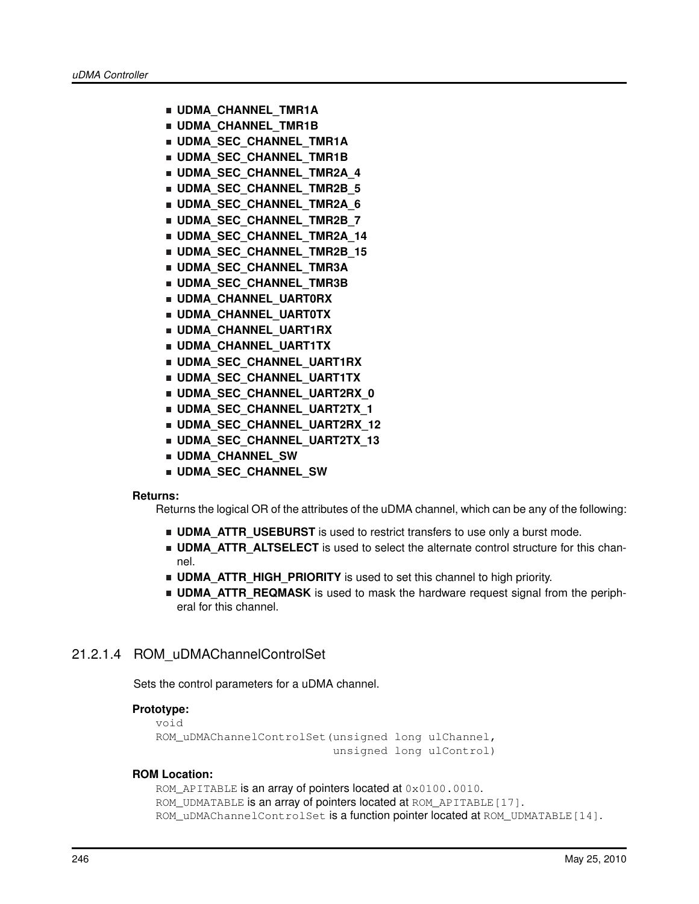- **UDMA_CHANNEL_TMR1A**
- **UDMA_CHANNEL_TMR1B**
- **UDMA_SEC_CHANNEL_TMR1A**
- **UDMA_SEC_CHANNEL_TMR1B**
- **UDMA_SEC_CHANNEL_TMR2A_4**
- **UDMA_SEC_CHANNEL_TMR2B_5**
- **UDMA_SEC_CHANNEL_TMR2A_6**
- **UDMA_SEC_CHANNEL_TMR2B_7**
- **UDMA_SEC_CHANNEL_TMR2A_14**
- **UDMA_SEC_CHANNEL_TMR2B_15**
- **UDMA_SEC_CHANNEL_TMR3A**
- **UDMA_SEC_CHANNEL_TMR3B**
- **UDMA_CHANNEL_UART0RX**
- **UDMA_CHANNEL_UART0TX**
- **UDMA_CHANNEL_UART1RX**
- **UDMA_CHANNEL_UART1TX**
- **UDMA_SEC_CHANNEL_UART1RX**
- **UDMA_SEC_CHANNEL_UART1TX**
- **UDMA_SEC_CHANNEL_UART2RX_0**
- **UDMA_SEC_CHANNEL_UART2TX_1**
- **UDMA_SEC_CHANNEL_UART2RX_12**
- **UDMA_SEC_CHANNEL_UART2TX_13**
- **UDMA_CHANNEL_SW**
- **UDMA_SEC_CHANNEL_SW**

**Returns:**

Returns the logical OR of the attributes of the uDMA channel, which can be any of the following:

- **UDMA_ATTR_USEBURST** is used to restrict transfers to use only a burst mode.
- **UDMA_ATTR_ALTSELECT** is used to select the alternate control structure for this channel.
- **UDMA_ATTR_HIGH_PRIORITY** is used to set this channel to high priority.
- **UDMA_ATTR_REQMASK** is used to mask the hardware request signal from the peripheral for this channel.

### 21.2.1.4 ROM_uDMAChannelControlSet

Sets the control parameters for a uDMA channel.

**Prototype:**

```
void
ROM_uDMAChannelControlSet(unsigned long ulChannel,
                          unsigned long ulControl)
```

**ROM Location:**

`ROM_APITABLE` is an array of pointers located at `0x0100.0010`.
`ROM_UDMATABLE` is an array of pointers located at `ROM_APITABLE[17]`.
`ROM_uDMAChannelControlSet` is a function pointer located at `ROM_UDMATABLE[14]`.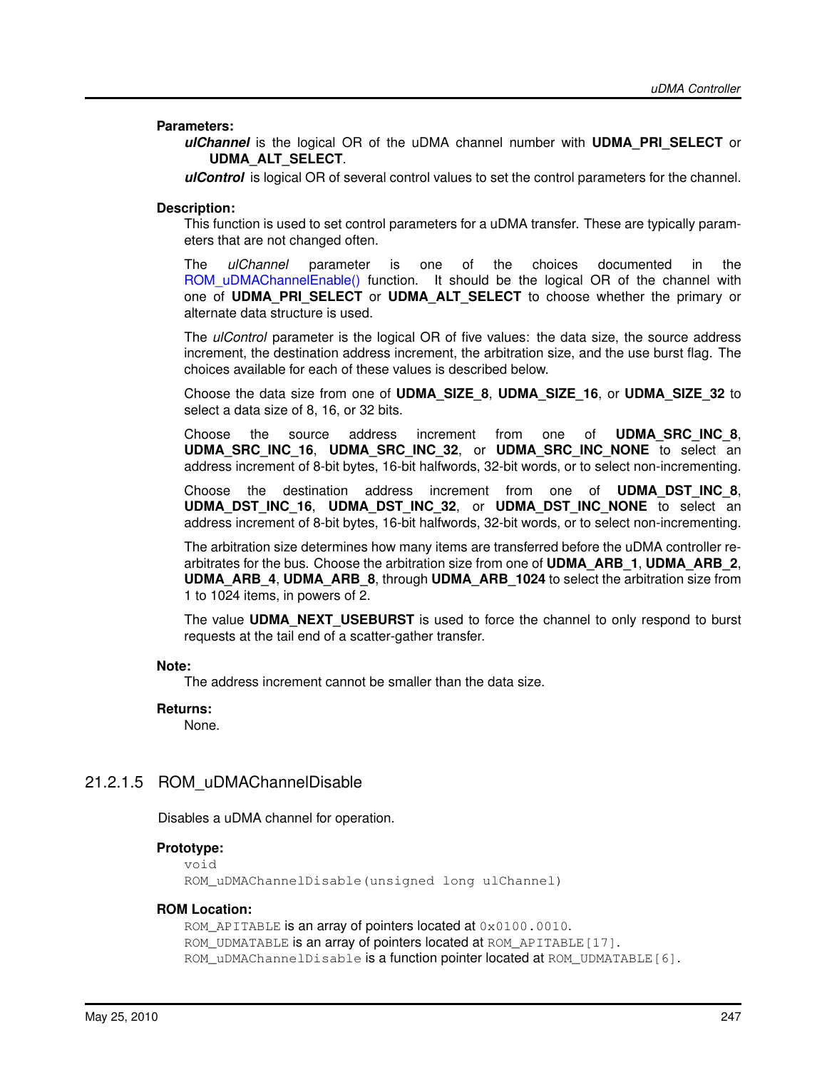**Parameters:**

***ulChannel*** is the logical OR of the uDMA channel number with **UDMA_PRI_SELECT** or **UDMA_ALT_SELECT**.

***ulControl*** is logical OR of several control values to set the control parameters for the channel.

**Description:**

This function is used to set control parameters for a uDMA transfer. These are typically parameters that are not changed often.

The *ulChannel* parameter is one of the choices documented in the ROM_uDMAChannelEnable() function. It should be the logical OR of the channel with one of **UDMA_PRI_SELECT** or **UDMA_ALT_SELECT** to choose whether the primary or alternate data structure is used.

The *ulControl* parameter is the logical OR of five values: the data size, the source address increment, the destination address increment, the arbitration size, and the use burst flag. The choices available for each of these values is described below.

Choose the data size from one of **UDMA_SIZE_8**, **UDMA_SIZE_16**, or **UDMA_SIZE_32** to select a data size of 8, 16, or 32 bits.

Choose the source address increment from one of **UDMA_SRC_INC_8**, **UDMA_SRC_INC_16**, **UDMA_SRC_INC_32**, or **UDMA_SRC_INC_NONE** to select an address increment of 8-bit bytes, 16-bit halfwords, 32-bit words, or to select non-incrementing.

Choose the destination address increment from one of **UDMA_DST_INC_8**, **UDMA_DST_INC_16**, **UDMA_DST_INC_32**, or **UDMA_DST_INC_NONE** to select an address increment of 8-bit bytes, 16-bit halfwords, 32-bit words, or to select non-incrementing.

The arbitration size determines how many items are transferred before the uDMA controller rearbitrates for the bus. Choose the arbitration size from one of **UDMA_ARB_1**, **UDMA_ARB_2**, **UDMA_ARB_4**, **UDMA_ARB_8**, through **UDMA_ARB_1024** to select the arbitration size from 1 to 1024 items, in powers of 2.

The value **UDMA_NEXT_USEBURST** is used to force the channel to only respond to burst requests at the tail end of a scatter-gather transfer.

**Note:**

The address increment cannot be smaller than the data size.

**Returns:**

None.

### 21.2.1.5 ROM_uDMAChannelDisable

Disables a uDMA channel for operation.

**Prototype:**

```
void
ROM_uDMAChannelDisable(unsigned long ulChannel)
```

**ROM Location:**

`ROM_APITABLE` is an array of pointers located at `0x0100.0010`.
`ROM_UDMATABLE` is an array of pointers located at `ROM_APITABLE[17]`.
`ROM_uDMAChannelDisable` is a function pointer located at `ROM_UDMATABLE[6]`.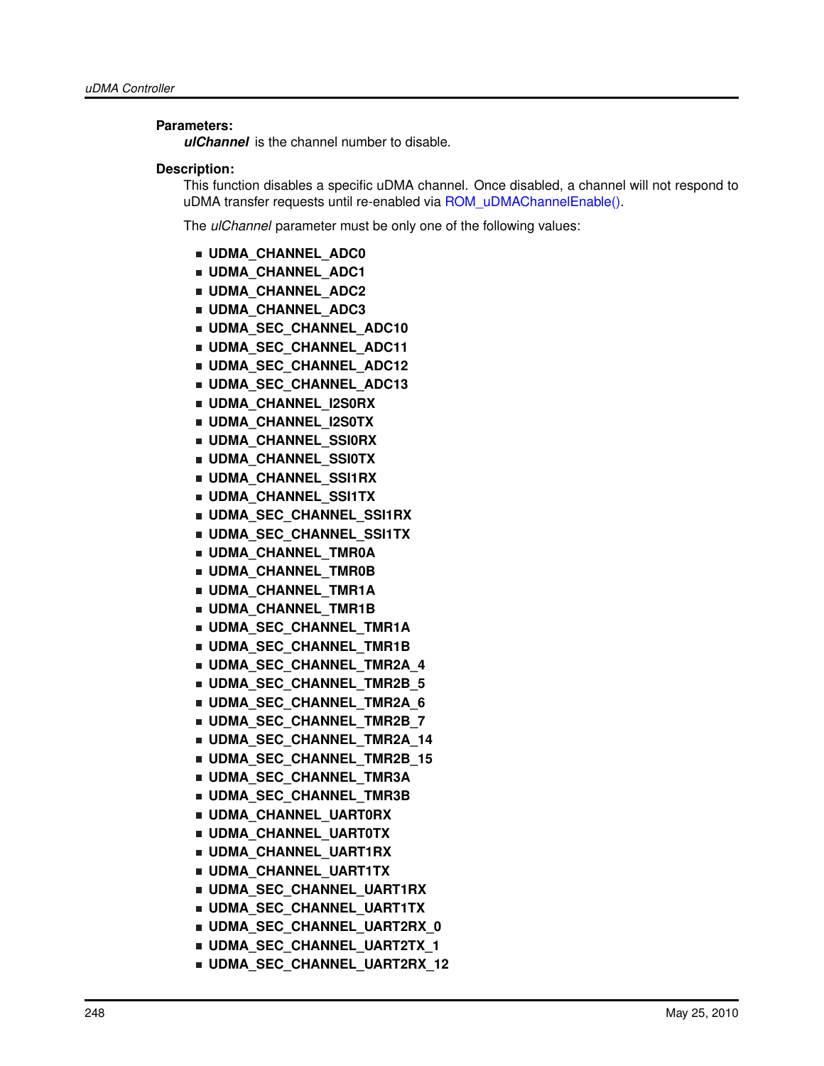**Parameters:**

***ulChannel*** is the channel number to disable.

**Description:**

This function disables a specific uDMA channel. Once disabled, a channel will not respond to uDMA transfer requests until re-enabled via ROM_uDMAChannelEnable().

The *ulChannel* parameter must be only one of the following values:

- **UDMA_CHANNEL_ADC0**
- **UDMA_CHANNEL_ADC1**
- **UDMA_CHANNEL_ADC2**
- **UDMA_CHANNEL_ADC3**
- **UDMA_SEC_CHANNEL_ADC10**
- **UDMA_SEC_CHANNEL_ADC11**
- **UDMA_SEC_CHANNEL_ADC12**
- **UDMA_SEC_CHANNEL_ADC13**
- **UDMA_CHANNEL_I2S0RX**
- **UDMA_CHANNEL_I2S0TX**
- **UDMA_CHANNEL_SSI0RX**
- **UDMA_CHANNEL_SSI0TX**
- **UDMA_CHANNEL_SSI1RX**
- **UDMA_CHANNEL_SSI1TX**
- **UDMA_SEC_CHANNEL_SSI1RX**
- **UDMA_SEC_CHANNEL_SSI1TX**
- **UDMA_CHANNEL_TMR0A**
- **UDMA_CHANNEL_TMR0B**
- **UDMA_CHANNEL_TMR1A**
- **UDMA_CHANNEL_TMR1B**
- **UDMA_SEC_CHANNEL_TMR1A**
- **UDMA_SEC_CHANNEL_TMR1B**
- **UDMA_SEC_CHANNEL_TMR2A_4**
- **UDMA_SEC_CHANNEL_TMR2B_5**
- **UDMA_SEC_CHANNEL_TMR2A_6**
- **UDMA_SEC_CHANNEL_TMR2B_7**
- **UDMA_SEC_CHANNEL_TMR2A_14**
- **UDMA_SEC_CHANNEL_TMR2B_15**
- **UDMA_SEC_CHANNEL_TMR3A**
- **UDMA_SEC_CHANNEL_TMR3B**
- **UDMA_CHANNEL_UART0RX**
- **UDMA_CHANNEL_UART0TX**
- **UDMA_CHANNEL_UART1RX**
- **UDMA_CHANNEL_UART1TX**
- **UDMA_SEC_CHANNEL_UART1RX**
- **UDMA_SEC_CHANNEL_UART1TX**
- **UDMA_SEC_CHANNEL_UART2RX_0**
- **UDMA_SEC_CHANNEL_UART2TX_1**
- **UDMA_SEC_CHANNEL_UART2RX_12**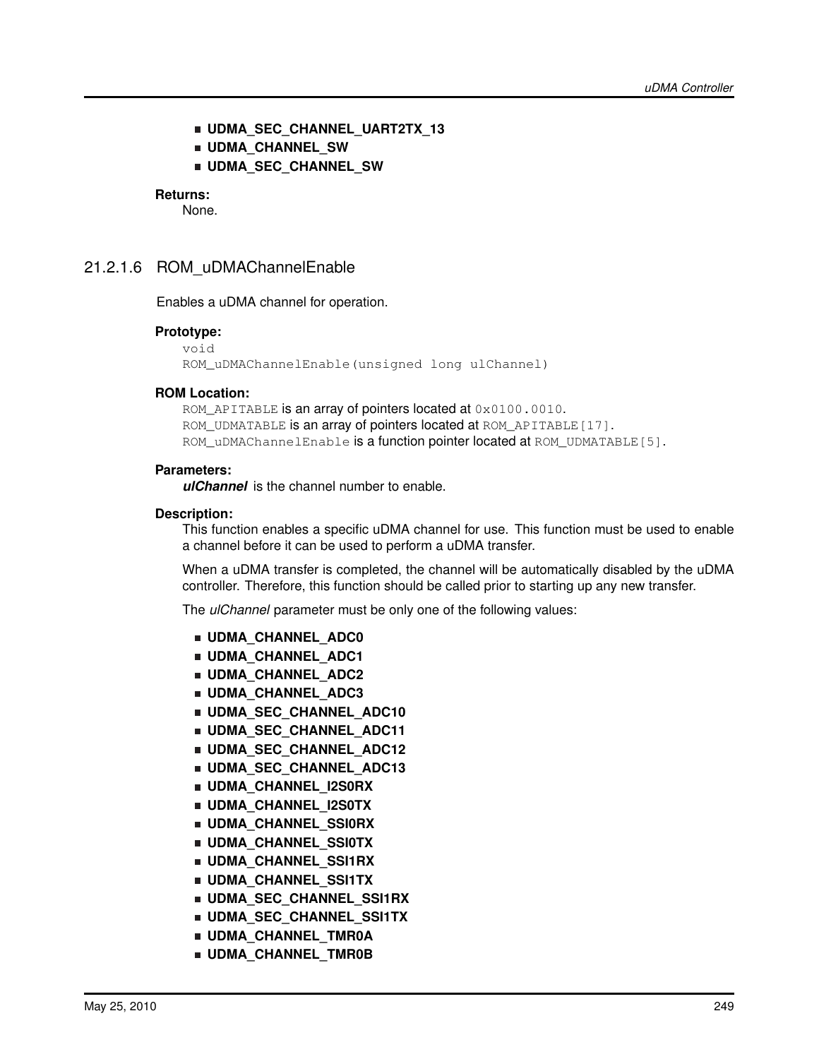- **UDMA_SEC_CHANNEL_UART2TX_13**
- **UDMA_CHANNEL_SW**
- **UDMA_SEC_CHANNEL_SW**

**Returns:**
None.

### 21.2.1.6 ROM_uDMAChannelEnable

Enables a uDMA channel for operation.

**Prototype:**

```
void
ROM_uDMAChannelEnable(unsigned long ulChannel)
```

**ROM Location:**

`ROM_APITABLE` is an array of pointers located at `0x0100.0010`.
`ROM_UDMATABLE` is an array of pointers located at `ROM_APITABLE[17]`.
`ROM_uDMAChannelEnable` is a function pointer located at `ROM_UDMATABLE[5]`.

**Parameters:**

***ulChannel*** is the channel number to enable.

**Description:**

This function enables a specific uDMA channel for use. This function must be used to enable a channel before it can be used to perform a uDMA transfer.

When a uDMA transfer is completed, the channel will be automatically disabled by the uDMA controller. Therefore, this function should be called prior to starting up any new transfer.

The *ulChannel* parameter must be only one of the following values:

- **UDMA_CHANNEL_ADC0**
- **UDMA_CHANNEL_ADC1**
- **UDMA_CHANNEL_ADC2**
- **UDMA_CHANNEL_ADC3**
- **UDMA_SEC_CHANNEL_ADC10**
- **UDMA_SEC_CHANNEL_ADC11**
- **UDMA_SEC_CHANNEL_ADC12**
- **UDMA_SEC_CHANNEL_ADC13**
- **UDMA_CHANNEL_I2S0RX**
- **UDMA_CHANNEL_I2S0TX**
- **UDMA_CHANNEL_SSI0RX**
- **UDMA_CHANNEL_SSI0TX**
- **UDMA_CHANNEL_SSI1RX**
- **UDMA_CHANNEL_SSI1TX**
- **UDMA_SEC_CHANNEL_SSI1RX**
- **UDMA_SEC_CHANNEL_SSI1TX**
- **UDMA_CHANNEL_TMR0A**
- **UDMA_CHANNEL_TMR0B**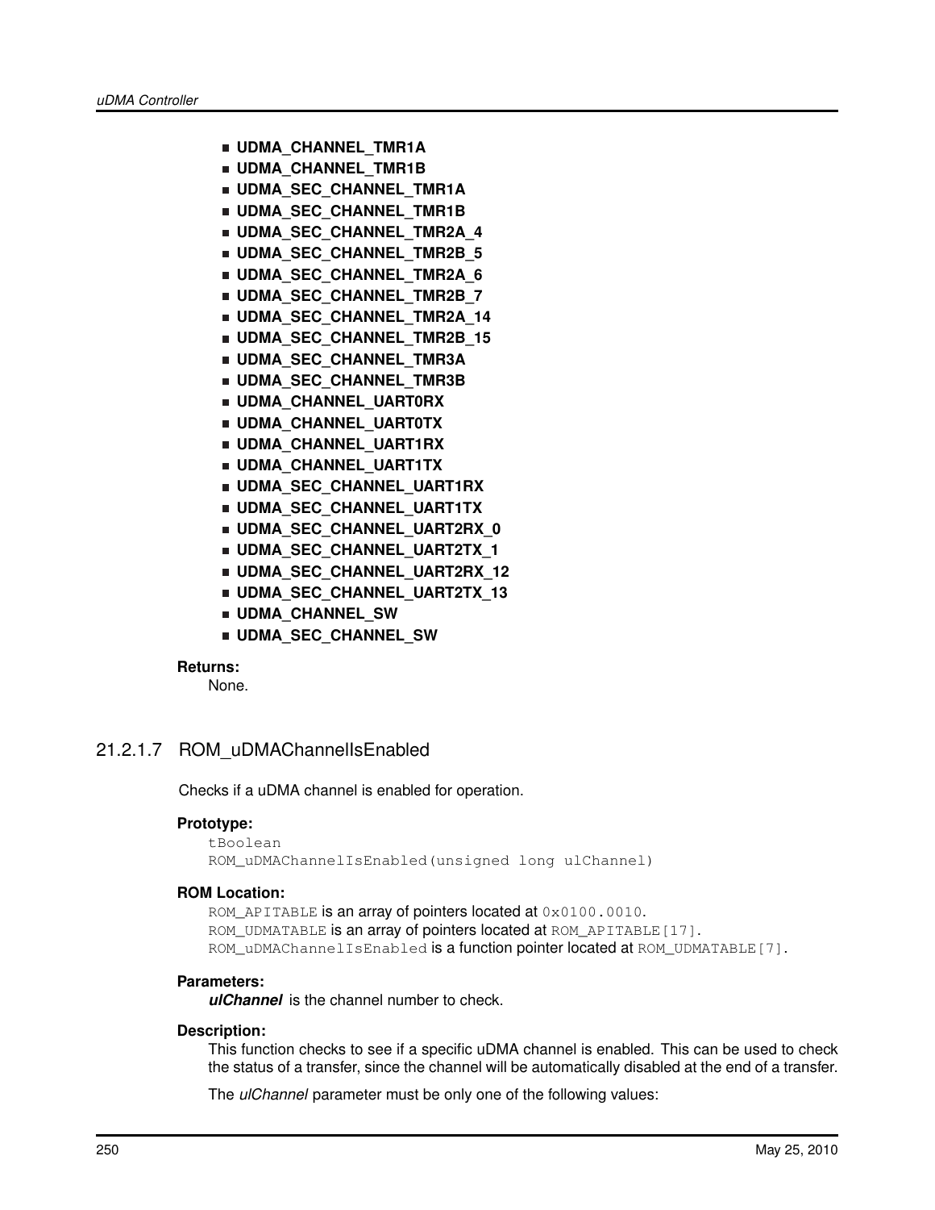- **UDMA_CHANNEL_TMR1A**
- **UDMA_CHANNEL_TMR1B**
- **UDMA_SEC_CHANNEL_TMR1A**
- **UDMA_SEC_CHANNEL_TMR1B**
- **UDMA_SEC_CHANNEL_TMR2A_4**
- **UDMA_SEC_CHANNEL_TMR2B_5**
- **UDMA_SEC_CHANNEL_TMR2A_6**
- **UDMA_SEC_CHANNEL_TMR2B_7**
- **UDMA_SEC_CHANNEL_TMR2A_14**
- **UDMA_SEC_CHANNEL_TMR2B_15**
- **UDMA_SEC_CHANNEL_TMR3A**
- **UDMA_SEC_CHANNEL_TMR3B**
- **UDMA_CHANNEL_UART0RX**
- **UDMA_CHANNEL_UART0TX**
- **UDMA_CHANNEL_UART1RX**
- **UDMA_CHANNEL_UART1TX**
- **UDMA_SEC_CHANNEL_UART1RX**
- **UDMA_SEC_CHANNEL_UART1TX**
- **UDMA_SEC_CHANNEL_UART2RX_0**
- **UDMA_SEC_CHANNEL_UART2TX_1**
- **UDMA_SEC_CHANNEL_UART2RX_12**
- **UDMA_SEC_CHANNEL_UART2TX_13**
- **UDMA_CHANNEL_SW**
- **UDMA_SEC_CHANNEL_SW**

**Returns:**
None.

### 21.2.1.7 ROM_uDMAChannelIsEnabled

Checks if a uDMA channel is enabled for operation.

**Prototype:**

```
tBoolean
ROM_uDMAChannelIsEnabled(unsigned long ulChannel)
```

**ROM Location:**

`ROM_APITABLE` is an array of pointers located at `0x0100.0010`.
`ROM_UDMATABLE` is an array of pointers located at `ROM_APITABLE[17]`.
`ROM_uDMAChannelIsEnabled` is a function pointer located at `ROM_UDMATABLE[7]`.

**Parameters:**

***ulChannel*** is the channel number to check.

**Description:**

This function checks to see if a specific uDMA channel is enabled. This can be used to check the status of a transfer, since the channel will be automatically disabled at the end of a transfer.

The *ulChannel* parameter must be only one of the following values: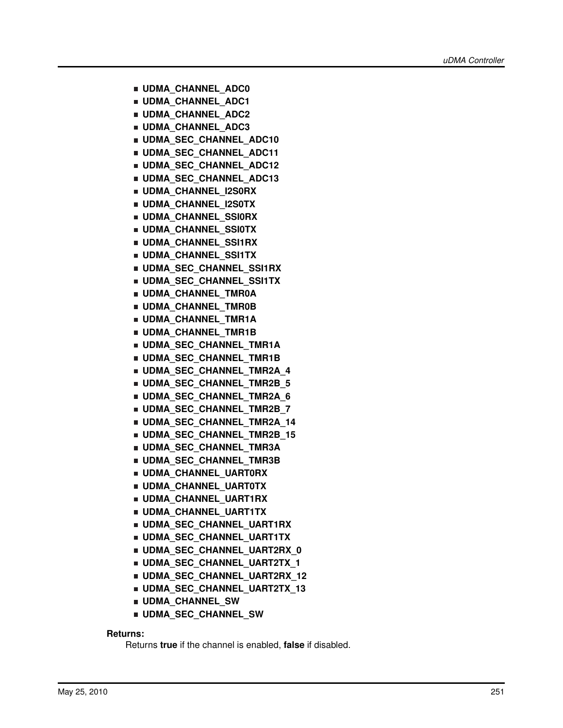- **UDMA_CHANNEL_ADC0**
- **UDMA_CHANNEL_ADC1**
- **UDMA_CHANNEL_ADC2**
- **UDMA_CHANNEL_ADC3**
- **UDMA_SEC_CHANNEL_ADC10**
- **UDMA_SEC_CHANNEL_ADC11**
- **UDMA_SEC_CHANNEL_ADC12**
- **UDMA_SEC_CHANNEL_ADC13**
- **UDMA_CHANNEL_I2S0RX**
- **UDMA_CHANNEL_I2S0TX**
- **UDMA_CHANNEL_SSI0RX**
- **UDMA_CHANNEL_SSI0TX**
- **UDMA_CHANNEL_SSI1RX**
- **UDMA_CHANNEL_SSI1TX**
- **UDMA_SEC_CHANNEL_SSI1RX**
- **UDMA_SEC_CHANNEL_SSI1TX**
- **UDMA_CHANNEL_TMR0A**
- **UDMA_CHANNEL_TMR0B**
- **UDMA_CHANNEL_TMR1A**
- **UDMA_CHANNEL_TMR1B**
- **UDMA_SEC_CHANNEL_TMR1A**
- **UDMA_SEC_CHANNEL_TMR1B**
- **UDMA_SEC_CHANNEL_TMR2A_4**
- **UDMA_SEC_CHANNEL_TMR2B_5**
- **UDMA_SEC_CHANNEL_TMR2A_6**
- **UDMA_SEC_CHANNEL_TMR2B_7**
- **UDMA_SEC_CHANNEL_TMR2A_14**
- **UDMA_SEC_CHANNEL_TMR2B_15**
- **UDMA_SEC_CHANNEL_TMR3A**
- **UDMA_SEC_CHANNEL_TMR3B**
- **UDMA_CHANNEL_UART0RX**
- **UDMA_CHANNEL_UART0TX**
- **UDMA_CHANNEL_UART1RX**
- **UDMA_CHANNEL_UART1TX**
- **UDMA_SEC_CHANNEL_UART1RX**
- **UDMA_SEC_CHANNEL_UART1TX**
- **UDMA_SEC_CHANNEL_UART2RX_0**
- **UDMA_SEC_CHANNEL_UART2TX_1**
- **UDMA_SEC_CHANNEL_UART2RX_12**
- **UDMA_SEC_CHANNEL_UART2TX_13**
- **UDMA_CHANNEL_SW**
- **UDMA_SEC_CHANNEL_SW**

**Returns:**

Returns **true** if the channel is enabled, **false** if disabled.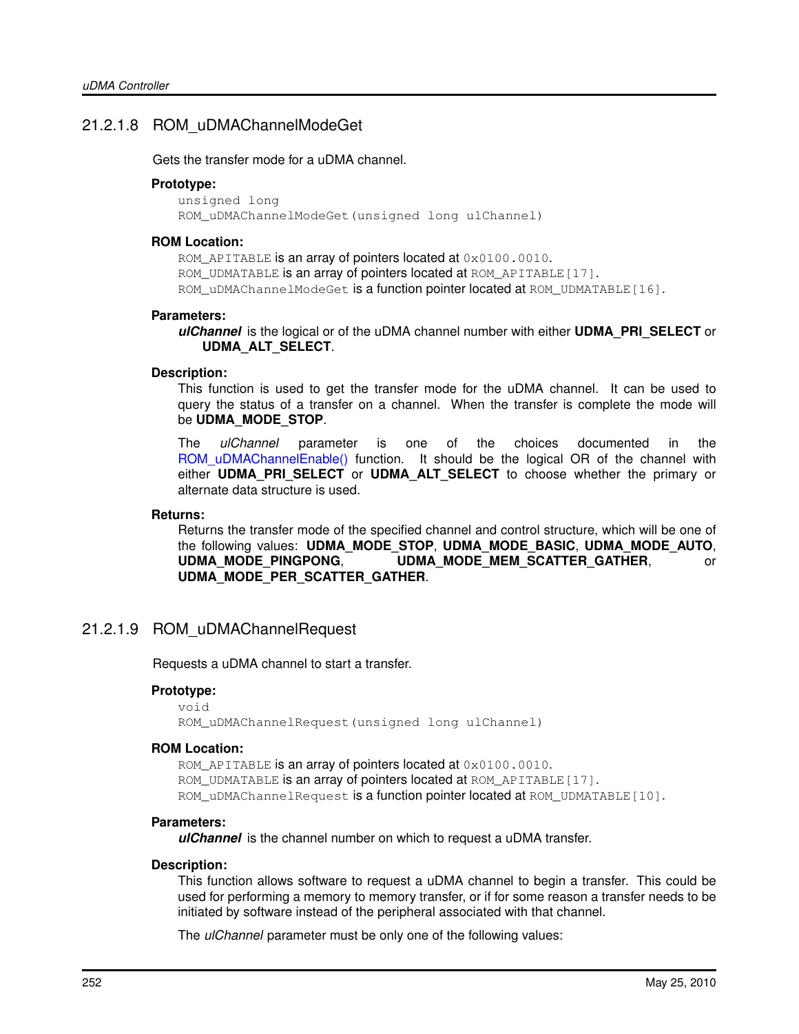#### 21.2.1.8 ROM_uDMAChannelModeGet

Gets the transfer mode for a uDMA channel.

**Prototype:**

```
unsigned long
ROM_uDMAChannelModeGet(unsigned long ulChannel)
```

**ROM Location:**

`ROM_APITABLE` is an array of pointers located at `0x0100.0010`.
`ROM_UDMATABLE` is an array of pointers located at `ROM_APITABLE[17]`.
`ROM_uDMAChannelModeGet` is a function pointer located at `ROM_UDMATABLE[16]`.

**Parameters:**

***ulChannel*** is the logical or of the uDMA channel number with either **UDMA_PRI_SELECT** or **UDMA_ALT_SELECT**.

**Description:**

This function is used to get the transfer mode for the uDMA channel. It can be used to query the status of a transfer on a channel. When the transfer is complete the mode will be **UDMA_MODE_STOP**.

The *ulChannel* parameter is one of the choices documented in the ROM_uDMAChannelEnable() function. It should be the logical OR of the channel with either **UDMA_PRI_SELECT** or **UDMA_ALT_SELECT** to choose whether the primary or alternate data structure is used.

**Returns:**

Returns the transfer mode of the specified channel and control structure, which will be one of the following values: **UDMA_MODE_STOP**, **UDMA_MODE_BASIC**, **UDMA_MODE_AUTO**, **UDMA_MODE_PINGPONG**, **UDMA_MODE_MEM_SCATTER_GATHER**, or **UDMA_MODE_PER_SCATTER_GATHER**.

#### 21.2.1.9 ROM_uDMAChannelRequest

Requests a uDMA channel to start a transfer.

**Prototype:**

```
void
ROM_uDMAChannelRequest(unsigned long ulChannel)
```

**ROM Location:**

`ROM_APITABLE` is an array of pointers located at `0x0100.0010`.
`ROM_UDMATABLE` is an array of pointers located at `ROM_APITABLE[17]`.
`ROM_uDMAChannelRequest` is a function pointer located at `ROM_UDMATABLE[10]`.

**Parameters:**

***ulChannel*** is the channel number on which to request a uDMA transfer.

**Description:**

This function allows software to request a uDMA channel to begin a transfer. This could be used for performing a memory to memory transfer, or if for some reason a transfer needs to be initiated by software instead of the peripheral associated with that channel.

The *ulChannel* parameter must be only one of the following values: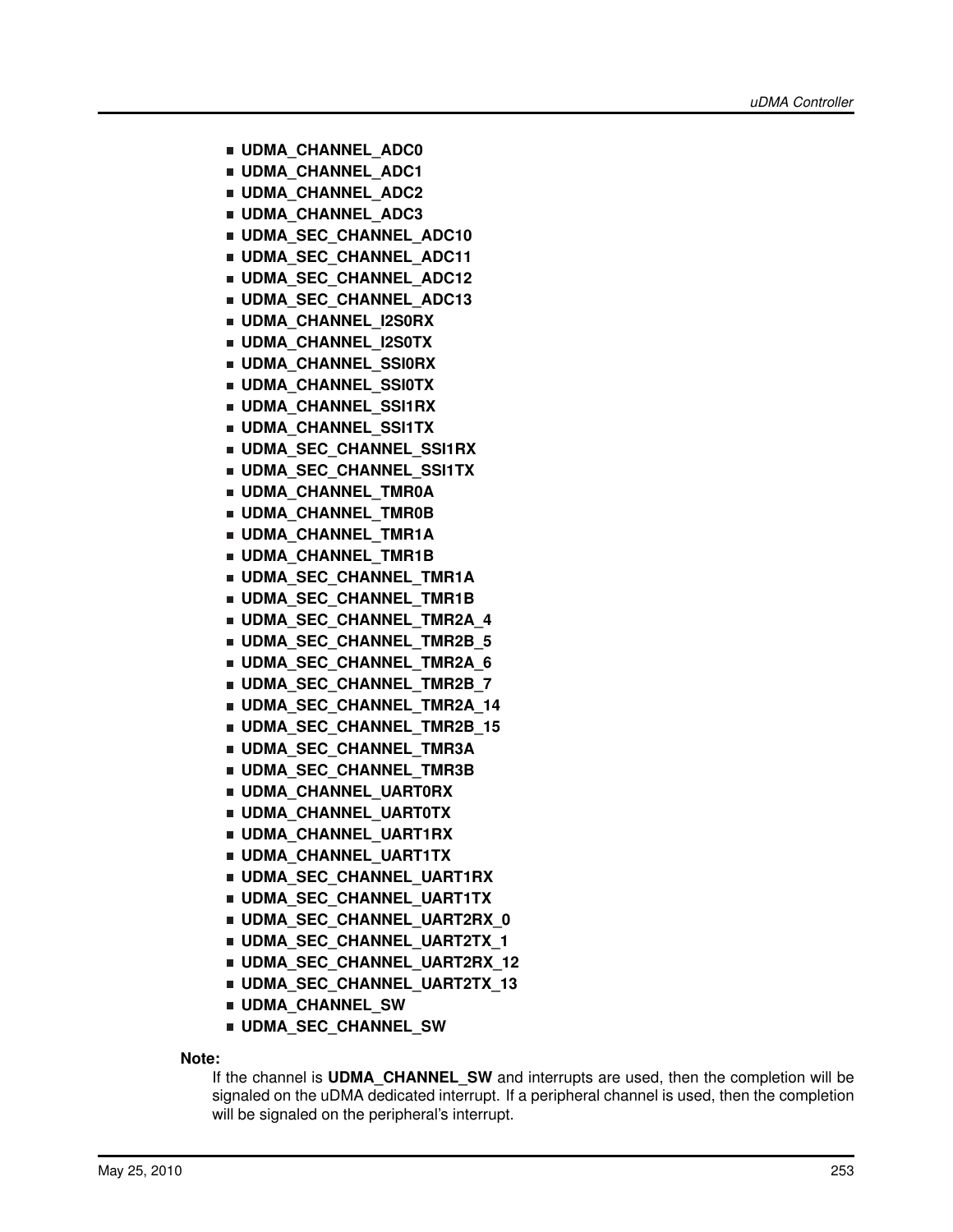- **UDMA_CHANNEL_ADC0**
- **UDMA_CHANNEL_ADC1**
- **UDMA_CHANNEL_ADC2**
- **UDMA_CHANNEL_ADC3**
- **UDMA_SEC_CHANNEL_ADC10**
- **UDMA_SEC_CHANNEL_ADC11**
- **UDMA_SEC_CHANNEL_ADC12**
- **UDMA_SEC_CHANNEL_ADC13**
- **UDMA_CHANNEL_I2S0RX**
- **UDMA_CHANNEL_I2S0TX**
- **UDMA_CHANNEL_SSI0RX**
- **UDMA_CHANNEL_SSI0TX**
- **UDMA_CHANNEL_SSI1RX**
- **UDMA_CHANNEL_SSI1TX**
- **UDMA_SEC_CHANNEL_SSI1RX**
- **UDMA_SEC_CHANNEL_SSI1TX**
- **UDMA_CHANNEL_TMR0A**
- **UDMA_CHANNEL_TMR0B**
- **UDMA_CHANNEL_TMR1A**
- **UDMA_CHANNEL_TMR1B**
- **UDMA_SEC_CHANNEL_TMR1A**
- **UDMA_SEC_CHANNEL_TMR1B**
- **UDMA_SEC_CHANNEL_TMR2A_4**
- **UDMA_SEC_CHANNEL_TMR2B_5**
- **UDMA_SEC_CHANNEL_TMR2A_6**
- **UDMA_SEC_CHANNEL_TMR2B_7**
- **UDMA_SEC_CHANNEL_TMR2A_14**
- **UDMA_SEC_CHANNEL_TMR2B_15**
- **UDMA_SEC_CHANNEL_TMR3A**
- **UDMA_SEC_CHANNEL_TMR3B**
- **UDMA_CHANNEL_UART0RX**
- **UDMA_CHANNEL_UART0TX**
- **UDMA_CHANNEL_UART1RX**
- **UDMA_CHANNEL_UART1TX**
- **UDMA_SEC_CHANNEL_UART1RX**
- **UDMA_SEC_CHANNEL_UART1TX**
- **UDMA_SEC_CHANNEL_UART2RX_0**
- **UDMA_SEC_CHANNEL_UART2TX_1**
- **UDMA_SEC_CHANNEL_UART2RX_12**
- **UDMA_SEC_CHANNEL_UART2TX_13**
- **UDMA_CHANNEL_SW**
- **UDMA_SEC_CHANNEL_SW**

**Note:**

If the channel is **UDMA_CHANNEL_SW** and interrupts are used, then the completion will be signaled on the uDMA dedicated interrupt. If a peripheral channel is used, then the completion will be signaled on the peripheral's interrupt.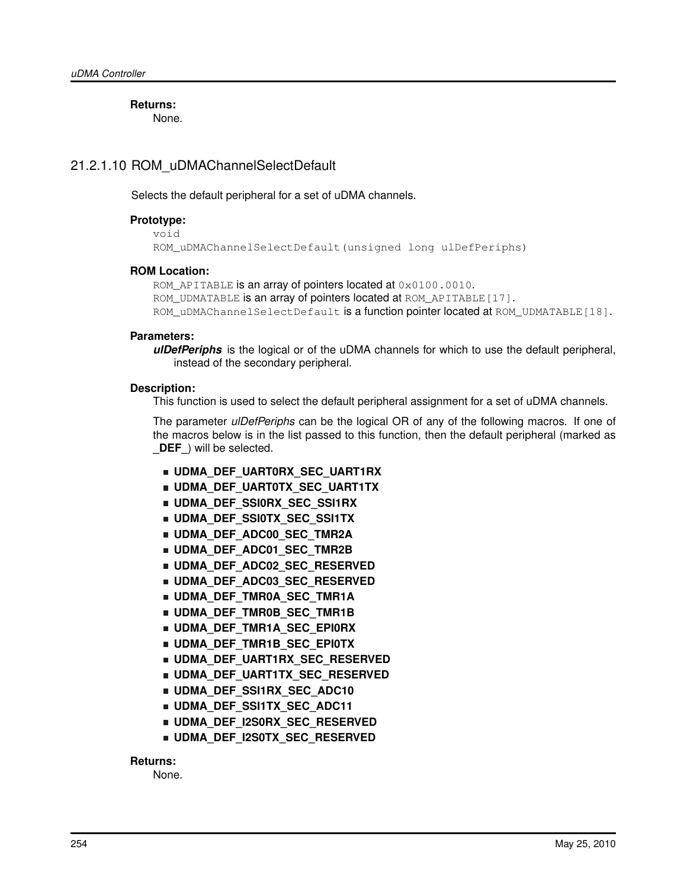**Returns:**
None.

### 21.2.1.10 ROM_uDMAChannelSelectDefault

Selects the default peripheral for a set of uDMA channels.

**Prototype:**

```
void
ROM_uDMAChannelSelectDefault(unsigned long ulDefPeriphs)
```

**ROM Location:**

`ROM_APITABLE` is an array of pointers located at `0x0100.0010`.
`ROM_UDMATABLE` is an array of pointers located at `ROM_APITABLE[17]`.
`ROM_uDMAChannelSelectDefault` is a function pointer located at `ROM_UDMATABLE[18]`.

**Parameters:**

***ulDefPeriphs*** is the logical or of the uDMA channels for which to use the default peripheral, instead of the secondary peripheral.

**Description:**

This function is used to select the default peripheral assignment for a set of uDMA channels.

The parameter *ulDefPeriphs* can be the logical OR of any of the following macros. If one of the macros below is in the list passed to this function, then the default peripheral (marked as **_DEF_**) will be selected.

- **UDMA_DEF_UART0RX_SEC_UART1RX**
- **UDMA_DEF_UART0TX_SEC_UART1TX**
- **UDMA_DEF_SSI0RX_SEC_SSI1RX**
- **UDMA_DEF_SSI0TX_SEC_SSI1TX**
- **UDMA_DEF_ADC00_SEC_TMR2A**
- **UDMA_DEF_ADC01_SEC_TMR2B**
- **UDMA_DEF_ADC02_SEC_RESERVED**
- **UDMA_DEF_ADC03_SEC_RESERVED**
- **UDMA_DEF_TMR0A_SEC_TMR1A**
- **UDMA_DEF_TMR0B_SEC_TMR1B**
- **UDMA_DEF_TMR1A_SEC_EPI0RX**
- **UDMA_DEF_TMR1B_SEC_EPI0TX**
- **UDMA_DEF_UART1RX_SEC_RESERVED**
- **UDMA_DEF_UART1TX_SEC_RESERVED**
- **UDMA_DEF_SSI1RX_SEC_ADC10**
- **UDMA_DEF_SSI1TX_SEC_ADC11**
- **UDMA_DEF_I2S0RX_SEC_RESERVED**
- **UDMA_DEF_I2S0TX_SEC_RESERVED**

**Returns:**
None.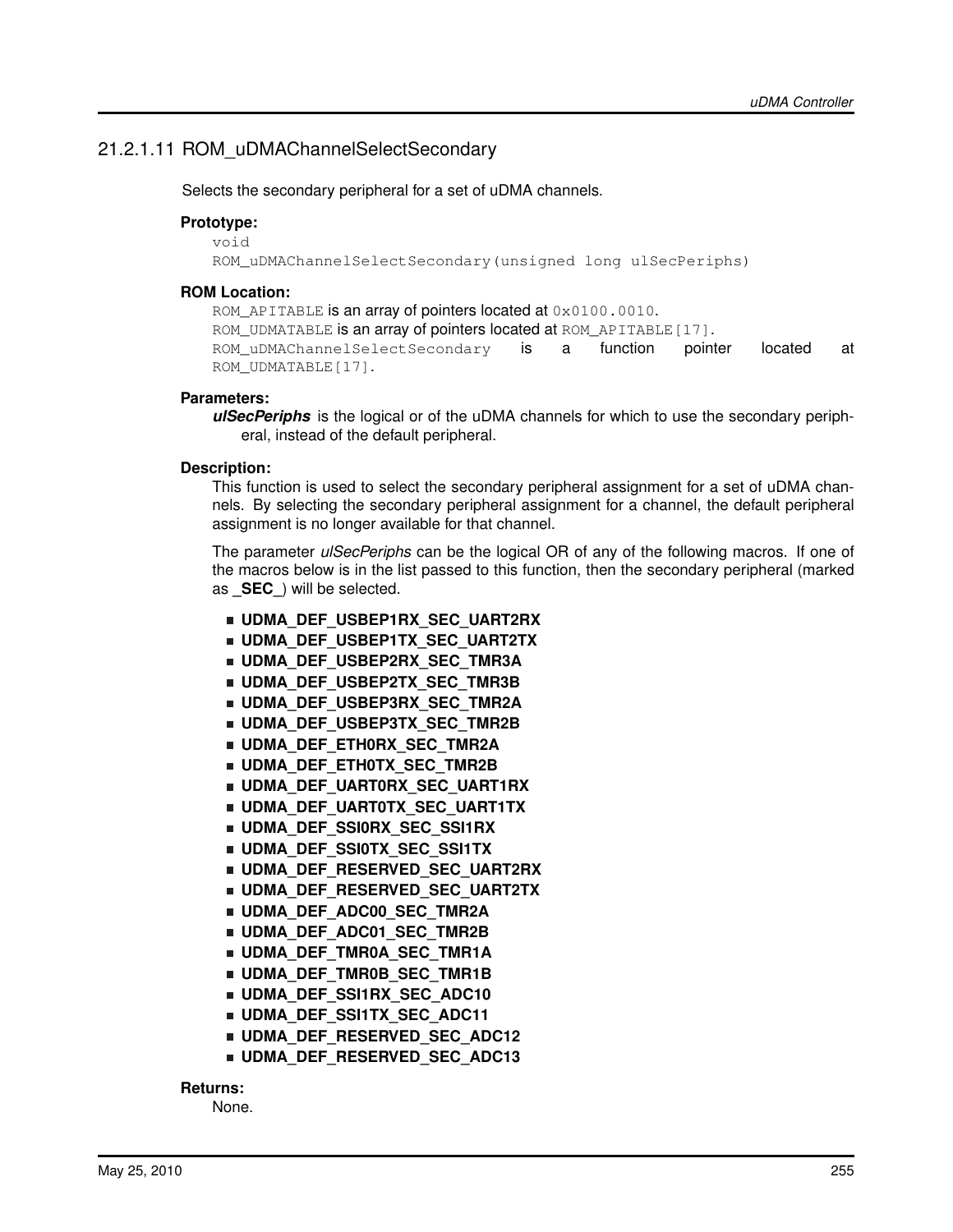### 21.2.1.11 ROM_uDMAChannelSelectSecondary

Selects the secondary peripheral for a set of uDMA channels.

**Prototype:**

```
void
ROM_uDMAChannelSelectSecondary(unsigned long ulSecPeriphs)
```

**ROM Location:**

`ROM_APITABLE` is an array of pointers located at `0x0100.0010`.
`ROM_UDMATABLE` is an array of pointers located at `ROM_APITABLE[17]`.
`ROM_uDMAChannelSelectSecondary` is a function pointer located at `ROM_UDMATABLE[17]`.

**Parameters:**

***ulSecPeriphs*** is the logical or of the uDMA channels for which to use the secondary peripheral, instead of the default peripheral.

**Description:**

This function is used to select the secondary peripheral assignment for a set of uDMA channels. By selecting the secondary peripheral assignment for a channel, the default peripheral assignment is no longer available for that channel.

The parameter *ulSecPeriphs* can be the logical OR of any of the following macros. If one of the macros below is in the list passed to this function, then the secondary peripheral (marked as **_SEC_**) will be selected.

- **UDMA_DEF_USBEP1RX_SEC_UART2RX**
- **UDMA_DEF_USBEP1TX_SEC_UART2TX**
- **UDMA_DEF_USBEP2RX_SEC_TMR3A**
- **UDMA_DEF_USBEP2TX_SEC_TMR3B**
- **UDMA_DEF_USBEP3RX_SEC_TMR2A**
- **UDMA_DEF_USBEP3TX_SEC_TMR2B**
- **UDMA_DEF_ETH0RX_SEC_TMR2A**
- **UDMA_DEF_ETH0TX_SEC_TMR2B**
- **UDMA_DEF_UART0RX_SEC_UART1RX**
- **UDMA_DEF_UART0TX_SEC_UART1TX**
- **UDMA_DEF_SSI0RX_SEC_SSI1RX**
- **UDMA_DEF_SSI0TX_SEC_SSI1TX**
- **UDMA_DEF_RESERVED_SEC_UART2RX**
- **UDMA_DEF_RESERVED_SEC_UART2TX**
- **UDMA_DEF_ADC00_SEC_TMR2A**
- **UDMA_DEF_ADC01_SEC_TMR2B**
- **UDMA_DEF_TMR0A_SEC_TMR1A**
- **UDMA_DEF_TMR0B_SEC_TMR1B**
- **UDMA_DEF_SSI1RX_SEC_ADC10**
- **UDMA_DEF_SSI1TX_SEC_ADC11**
- **UDMA_DEF_RESERVED_SEC_ADC12**
- **UDMA_DEF_RESERVED_SEC_ADC13**

**Returns:**

None.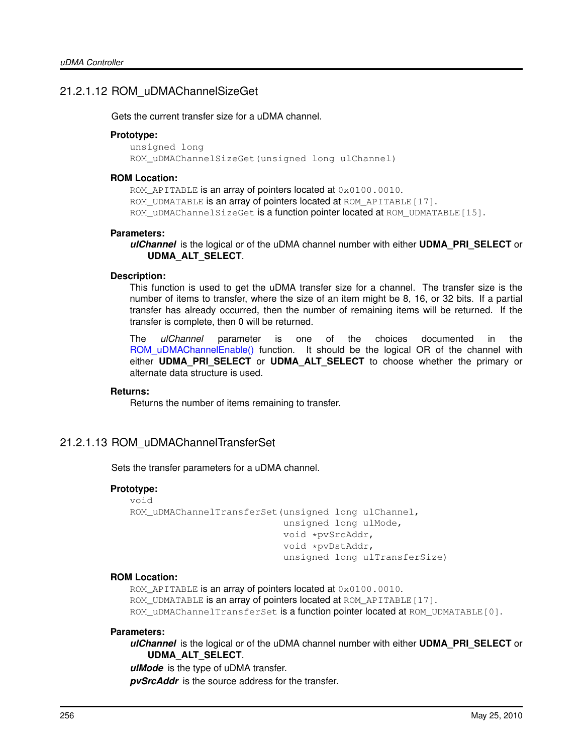### 21.2.1.12 ROM_uDMAChannelSizeGet

Gets the current transfer size for a uDMA channel.

**Prototype:**

```
unsigned long
ROM_uDMAChannelSizeGet(unsigned long ulChannel)
```

**ROM Location:**

`ROM_APITABLE` is an array of pointers located at `0x0100.0010`.
`ROM_UDMATABLE` is an array of pointers located at `ROM_APITABLE[17]`.
`ROM_uDMAChannelSizeGet` is a function pointer located at `ROM_UDMATABLE[15]`.

**Parameters:**

***ulChannel*** is the logical or of the uDMA channel number with either **UDMA_PRI_SELECT** or **UDMA_ALT_SELECT**.

**Description:**

This function is used to get the uDMA transfer size for a channel. The transfer size is the number of items to transfer, where the size of an item might be 8, 16, or 32 bits. If a partial transfer has already occurred, then the number of remaining items will be returned. If the transfer is complete, then 0 will be returned.

The *ulChannel* parameter is one of the choices documented in the ROM_uDMAChannelEnable() function. It should be the logical OR of the channel with either **UDMA_PRI_SELECT** or **UDMA_ALT_SELECT** to choose whether the primary or alternate data structure is used.

**Returns:**

Returns the number of items remaining to transfer.

### 21.2.1.13 ROM_uDMAChannelTransferSet

Sets the transfer parameters for a uDMA channel.

**Prototype:**

```
void
ROM_uDMAChannelTransferSet(unsigned long ulChannel,
                           unsigned long ulMode,
                           void *pvSrcAddr,
                           void *pvDstAddr,
                           unsigned long ulTransferSize)
```

**ROM Location:**

`ROM_APITABLE` is an array of pointers located at `0x0100.0010`.
`ROM_UDMATABLE` is an array of pointers located at `ROM_APITABLE[17]`.
`ROM_uDMAChannelTransferSet` is a function pointer located at `ROM_UDMATABLE[0]`.

**Parameters:**

***ulChannel*** is the logical or of the uDMA channel number with either **UDMA_PRI_SELECT** or **UDMA_ALT_SELECT**.

***ulMode*** is the type of uDMA transfer.

***pvSrcAddr*** is the source address for the transfer.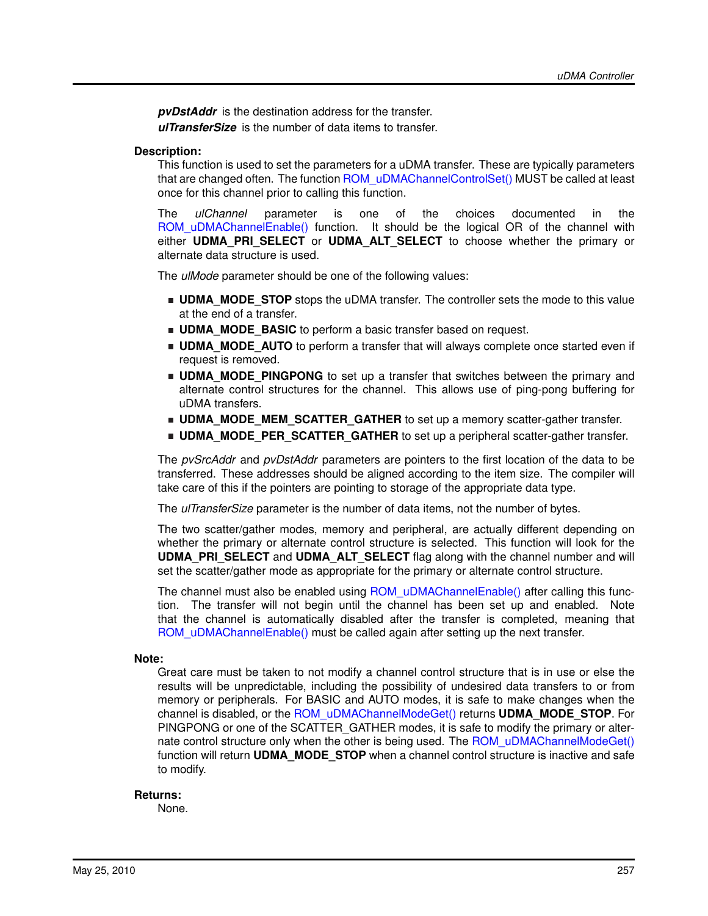***pvDstAddr*** is the destination address for the transfer.

***ulTransferSize*** is the number of data items to transfer.

**Description:**

This function is used to set the parameters for a uDMA transfer. These are typically parameters that are changed often. The function ROM_uDMAChannelControlSet() MUST be called at least once for this channel prior to calling this function.

The *ulChannel* parameter is one of the choices documented in the ROM_uDMAChannelEnable() function. It should be the logical OR of the channel with either **UDMA_PRI_SELECT** or **UDMA_ALT_SELECT** to choose whether the primary or alternate data structure is used.

The *ulMode* parameter should be one of the following values:

- **UDMA_MODE_STOP** stops the uDMA transfer. The controller sets the mode to this value at the end of a transfer.
- **UDMA_MODE_BASIC** to perform a basic transfer based on request.
- **UDMA_MODE_AUTO** to perform a transfer that will always complete once started even if request is removed.
- **UDMA_MODE_PINGPONG** to set up a transfer that switches between the primary and alternate control structures for the channel. This allows use of ping-pong buffering for uDMA transfers.
- **UDMA_MODE_MEM_SCATTER_GATHER** to set up a memory scatter-gather transfer.
- **UDMA_MODE_PER_SCATTER_GATHER** to set up a peripheral scatter-gather transfer.

The *pvSrcAddr* and *pvDstAddr* parameters are pointers to the first location of the data to be transferred. These addresses should be aligned according to the item size. The compiler will take care of this if the pointers are pointing to storage of the appropriate data type.

The *ulTransferSize* parameter is the number of data items, not the number of bytes.

The two scatter/gather modes, memory and peripheral, are actually different depending on whether the primary or alternate control structure is selected. This function will look for the **UDMA_PRI_SELECT** and **UDMA_ALT_SELECT** flag along with the channel number and will set the scatter/gather mode as appropriate for the primary or alternate control structure.

The channel must also be enabled using ROM_uDMAChannelEnable() after calling this function. The transfer will not begin until the channel has been set up and enabled. Note that the channel is automatically disabled after the transfer is completed, meaning that ROM_uDMAChannelEnable() must be called again after setting up the next transfer.

**Note:**

Great care must be taken to not modify a channel control structure that is in use or else the results will be unpredictable, including the possibility of undesired data transfers to or from memory or peripherals. For BASIC and AUTO modes, it is safe to make changes when the channel is disabled, or the ROM_uDMAChannelModeGet() returns **UDMA_MODE_STOP**. For PINGPONG or one of the SCATTER_GATHER modes, it is safe to modify the primary or alternate control structure only when the other is being used. The ROM_uDMAChannelModeGet() function will return **UDMA_MODE_STOP** when a channel control structure is inactive and safe to modify.

**Returns:**

None.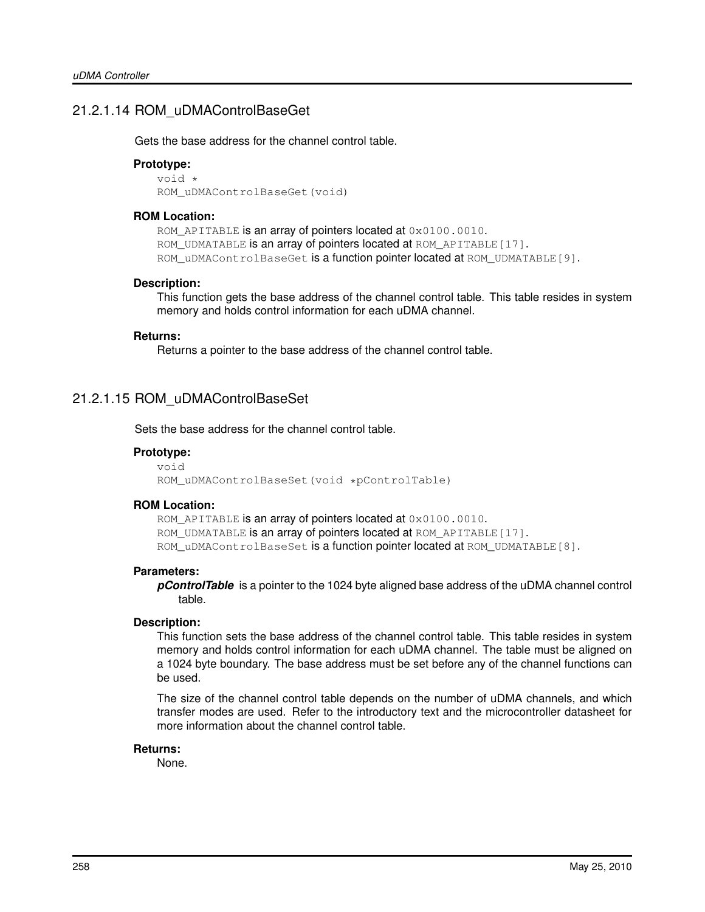### 21.2.1.14 ROM_uDMAControlBaseGet

Gets the base address for the channel control table.

**Prototype:**

```
void *
ROM_uDMAControlBaseGet(void)
```

**ROM Location:**

`ROM_APITABLE` is an array of pointers located at `0x0100.0010`.
`ROM_UDMATABLE` is an array of pointers located at `ROM_APITABLE[17]`.
`ROM_uDMAControlBaseGet` is a function pointer located at `ROM_UDMATABLE[9]`.

**Description:**

This function gets the base address of the channel control table. This table resides in system memory and holds control information for each uDMA channel.

**Returns:**

Returns a pointer to the base address of the channel control table.

### 21.2.1.15 ROM_uDMAControlBaseSet

Sets the base address for the channel control table.

**Prototype:**

```
void
ROM_uDMAControlBaseSet(void *pControlTable)
```

**ROM Location:**

`ROM_APITABLE` is an array of pointers located at `0x0100.0010`.
`ROM_UDMATABLE` is an array of pointers located at `ROM_APITABLE[17]`.
`ROM_uDMAControlBaseSet` is a function pointer located at `ROM_UDMATABLE[8]`.

**Parameters:**

***pControlTable*** is a pointer to the 1024 byte aligned base address of the uDMA channel control table.

**Description:**

This function sets the base address of the channel control table. This table resides in system memory and holds control information for each uDMA channel. The table must be aligned on a 1024 byte boundary. The base address must be set before any of the channel functions can be used.

The size of the channel control table depends on the number of uDMA channels, and which transfer modes are used. Refer to the introductory text and the microcontroller datasheet for more information about the channel control table.

**Returns:**

None.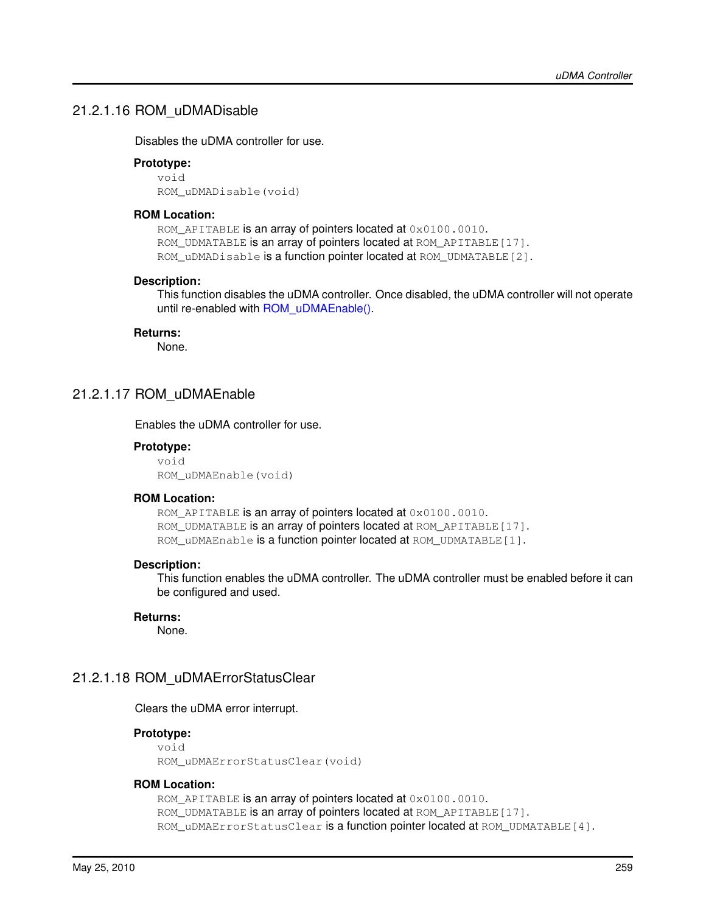### 21.2.1.16 ROM_uDMADisable

Disables the uDMA controller for use.

**Prototype:**

```
void
ROM_uDMADisable(void)
```

**ROM Location:**

`ROM_APITABLE` is an array of pointers located at `0x0100.0010`.
`ROM_UDMATABLE` is an array of pointers located at `ROM_APITABLE[17]`.
`ROM_uDMADisable` is a function pointer located at `ROM_UDMATABLE[2]`.

**Description:**

This function disables the uDMA controller. Once disabled, the uDMA controller will not operate until re-enabled with ROM_uDMAEnable().

**Returns:**

None.

### 21.2.1.17 ROM_uDMAEnable

Enables the uDMA controller for use.

**Prototype:**

```
void
ROM_uDMAEnable(void)
```

**ROM Location:**

`ROM_APITABLE` is an array of pointers located at `0x0100.0010`.
`ROM_UDMATABLE` is an array of pointers located at `ROM_APITABLE[17]`.
`ROM_uDMAEnable` is a function pointer located at `ROM_UDMATABLE[1]`.

**Description:**

This function enables the uDMA controller. The uDMA controller must be enabled before it can be configured and used.

**Returns:**

None.

### 21.2.1.18 ROM_uDMAErrorStatusClear

Clears the uDMA error interrupt.

**Prototype:**

```
void
ROM_uDMAErrorStatusClear(void)
```

**ROM Location:**

`ROM_APITABLE` is an array of pointers located at `0x0100.0010`.
`ROM_UDMATABLE` is an array of pointers located at `ROM_APITABLE[17]`.
`ROM_uDMAErrorStatusClear` is a function pointer located at `ROM_UDMATABLE[4]`.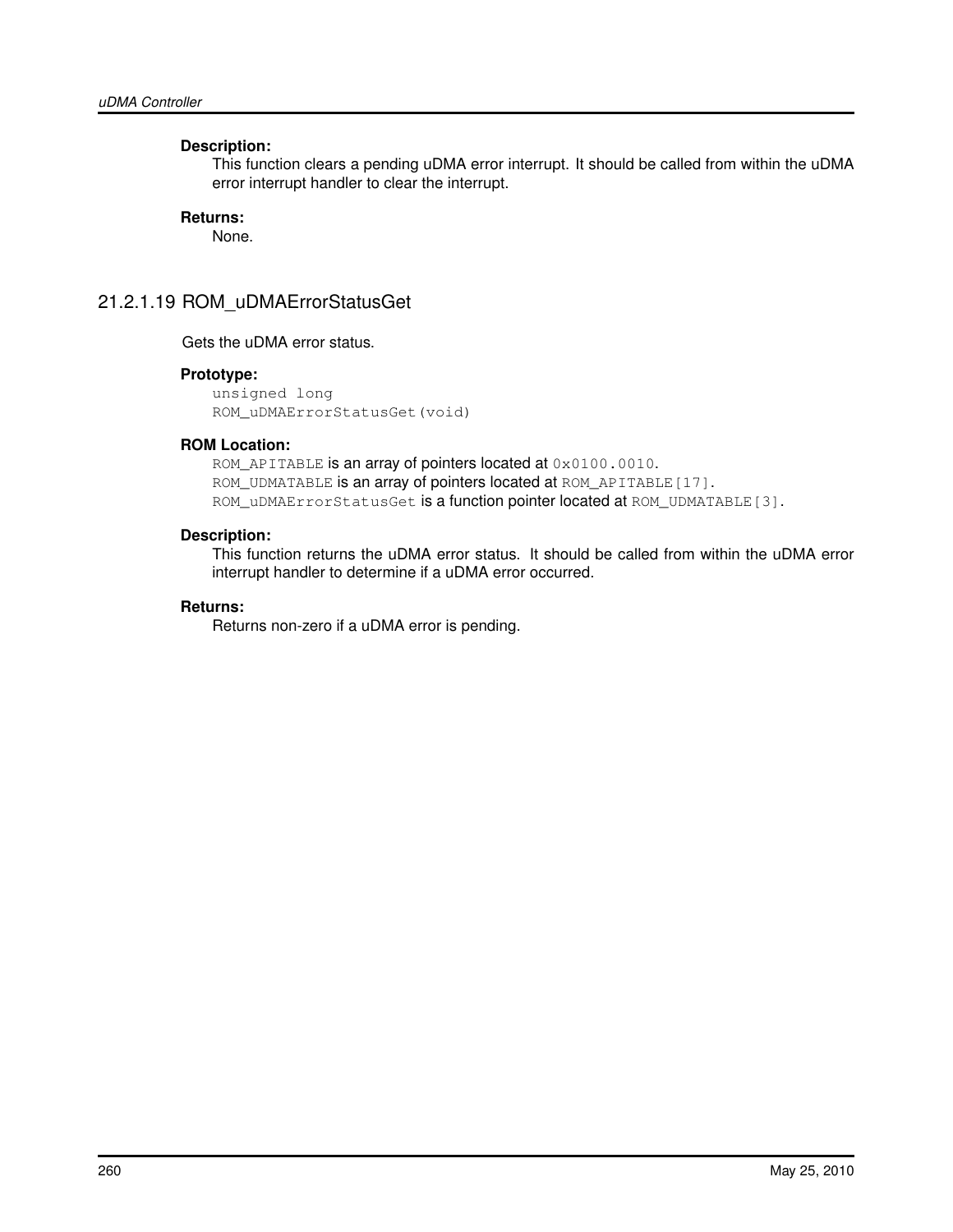**Description:**

This function clears a pending uDMA error interrupt. It should be called from within the uDMA error interrupt handler to clear the interrupt.

**Returns:**

None.

### 21.2.1.19 ROM_uDMAErrorStatusGet

Gets the uDMA error status.

**Prototype:**

```
unsigned long
ROM_uDMAErrorStatusGet(void)
```

**ROM Location:**

`ROM_APITABLE` is an array of pointers located at `0x0100.0010`.
`ROM_UDMATABLE` is an array of pointers located at `ROM_APITABLE[17]`.
`ROM_uDMAErrorStatusGet` is a function pointer located at `ROM_UDMATABLE[3]`.

**Description:**

This function returns the uDMA error status. It should be called from within the uDMA error interrupt handler to determine if a uDMA error occurred.

**Returns:**

Returns non-zero if a uDMA error is pending.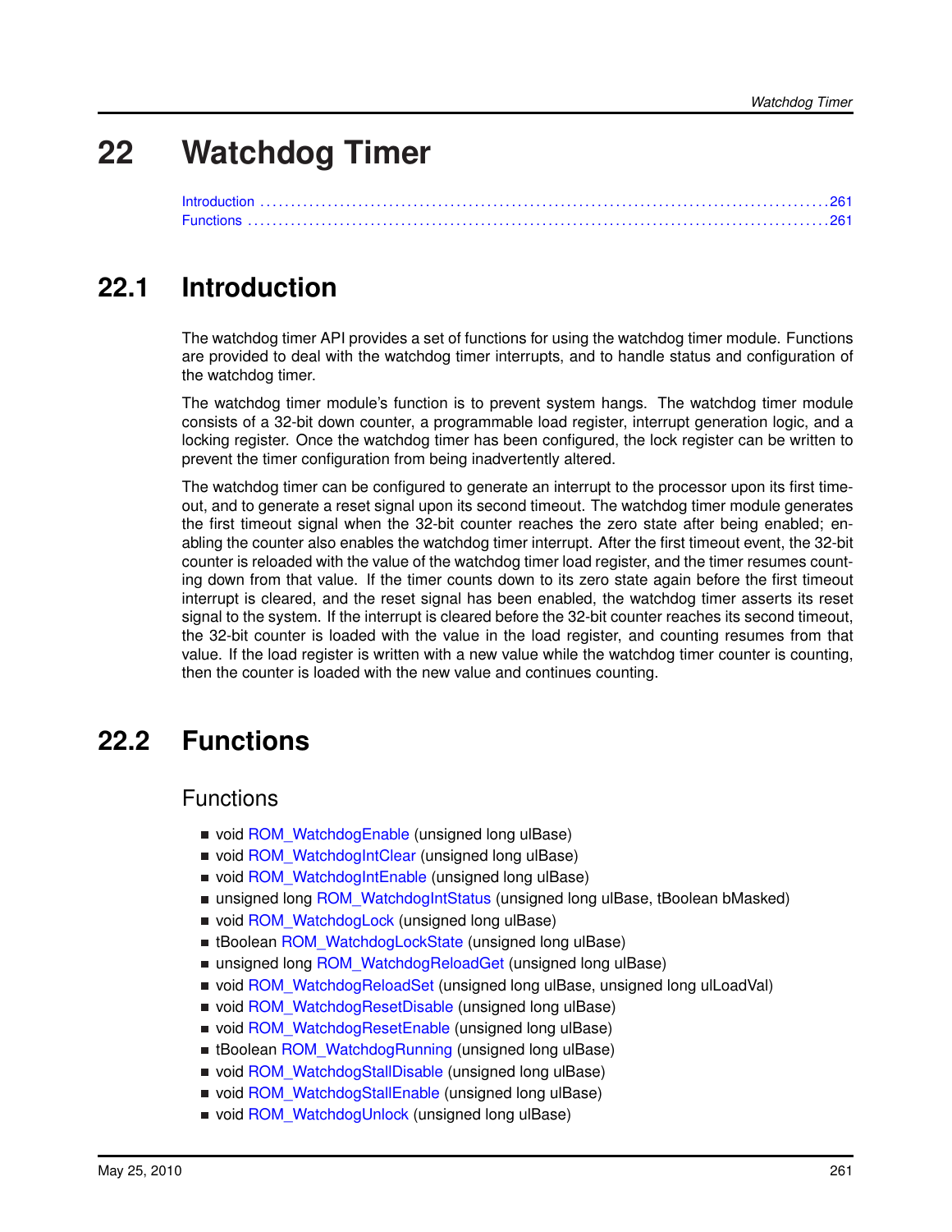# 22 Watchdog Timer

Introduction . . . . . . . . . . . . . . . . . . . . . . . . . . . . . . . . . . . . . . . . . . . . . . . . . . . . . . . . . . . . . . . . . . . . . . . . . . . . . . . . 261
Functions . . . . . . . . . . . . . . . . . . . . . . . . . . . . . . . . . . . . . . . . . . . . . . . . . . . . . . . . . . . . . . . . . . . . . . . . . . . . . . . . . . 261

## 22.1 Introduction

The watchdog timer API provides a set of functions for using the watchdog timer module. Functions are provided to deal with the watchdog timer interrupts, and to handle status and configuration of the watchdog timer.

The watchdog timer module's function is to prevent system hangs. The watchdog timer module consists of a 32-bit down counter, a programmable load register, interrupt generation logic, and a locking register. Once the watchdog timer has been configured, the lock register can be written to prevent the timer configuration from being inadvertently altered.

The watchdog timer can be configured to generate an interrupt to the processor upon its first timeout, and to generate a reset signal upon its second timeout. The watchdog timer module generates the first timeout signal when the 32-bit counter reaches the zero state after being enabled; enabling the counter also enables the watchdog timer interrupt. After the first timeout event, the 32-bit counter is reloaded with the value of the watchdog timer load register, and the timer resumes counting down from that value. If the timer counts down to its zero state again before the first timeout interrupt is cleared, and the reset signal has been enabled, the watchdog timer asserts its reset signal to the system. If the interrupt is cleared before the 32-bit counter reaches its second timeout, the 32-bit counter is loaded with the value in the load register, and counting resumes from that value. If the load register is written with a new value while the watchdog timer counter is counting, then the counter is loaded with the new value and continues counting.

## 22.2 Functions

### Functions

- void ROM_WatchdogEnable (unsigned long ulBase)
- void ROM_WatchdogIntClear (unsigned long ulBase)
- void ROM_WatchdogIntEnable (unsigned long ulBase)
- unsigned long ROM_WatchdogIntStatus (unsigned long ulBase, tBoolean bMasked)
- void ROM_WatchdogLock (unsigned long ulBase)
- tBoolean ROM_WatchdogLockState (unsigned long ulBase)
- unsigned long ROM_WatchdogReloadGet (unsigned long ulBase)
- void ROM_WatchdogReloadSet (unsigned long ulBase, unsigned long ulLoadVal)
- void ROM_WatchdogResetDisable (unsigned long ulBase)
- void ROM_WatchdogResetEnable (unsigned long ulBase)
- tBoolean ROM_WatchdogRunning (unsigned long ulBase)
- void ROM_WatchdogStallDisable (unsigned long ulBase)
- void ROM_WatchdogStallEnable (unsigned long ulBase)
- void ROM_WatchdogUnlock (unsigned long ulBase)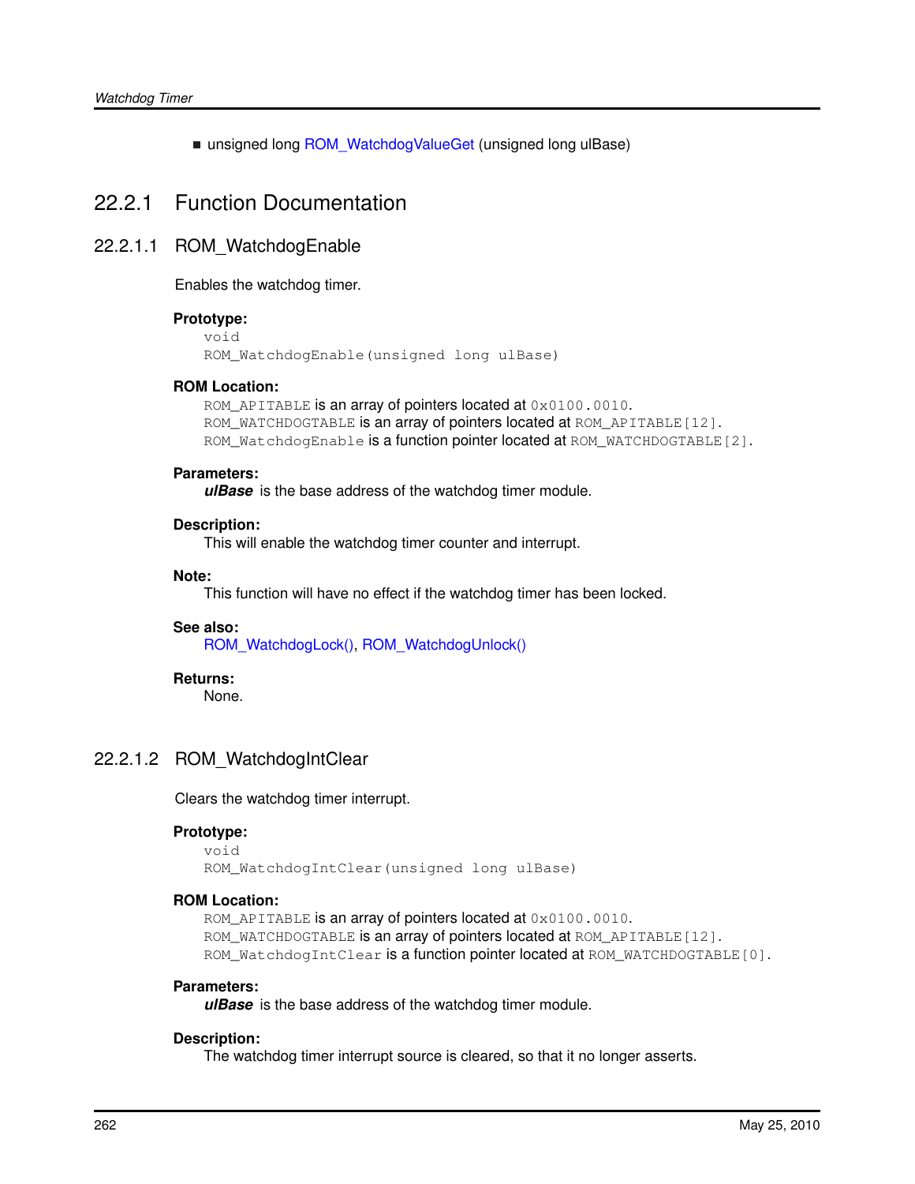- unsigned long ROM_WatchdogValueGet (unsigned long ulBase)

## 22.2.1 Function Documentation

### 22.2.1.1 ROM_WatchdogEnable

Enables the watchdog timer.

**Prototype:**

```
void
ROM_WatchdogEnable(unsigned long ulBase)
```

**ROM Location:**

`ROM_APITABLE` is an array of pointers located at `0x0100.0010`.
`ROM_WATCHDOGTABLE` is an array of pointers located at `ROM_APITABLE[12]`.
`ROM_WatchdogEnable` is a function pointer located at `ROM_WATCHDOGTABLE[2]`.

**Parameters:**

***ulBase*** is the base address of the watchdog timer module.

**Description:**

This will enable the watchdog timer counter and interrupt.

**Note:**

This function will have no effect if the watchdog timer has been locked.

**See also:**

ROM_WatchdogLock(), ROM_WatchdogUnlock()

**Returns:**

None.

### 22.2.1.2 ROM_WatchdogIntClear

Clears the watchdog timer interrupt.

**Prototype:**

```
void
ROM_WatchdogIntClear(unsigned long ulBase)
```

**ROM Location:**

`ROM_APITABLE` is an array of pointers located at `0x0100.0010`.
`ROM_WATCHDOGTABLE` is an array of pointers located at `ROM_APITABLE[12]`.
`ROM_WatchdogIntClear` is a function pointer located at `ROM_WATCHDOGTABLE[0]`.

**Parameters:**

***ulBase*** is the base address of the watchdog timer module.

**Description:**

The watchdog timer interrupt source is cleared, so that it no longer asserts.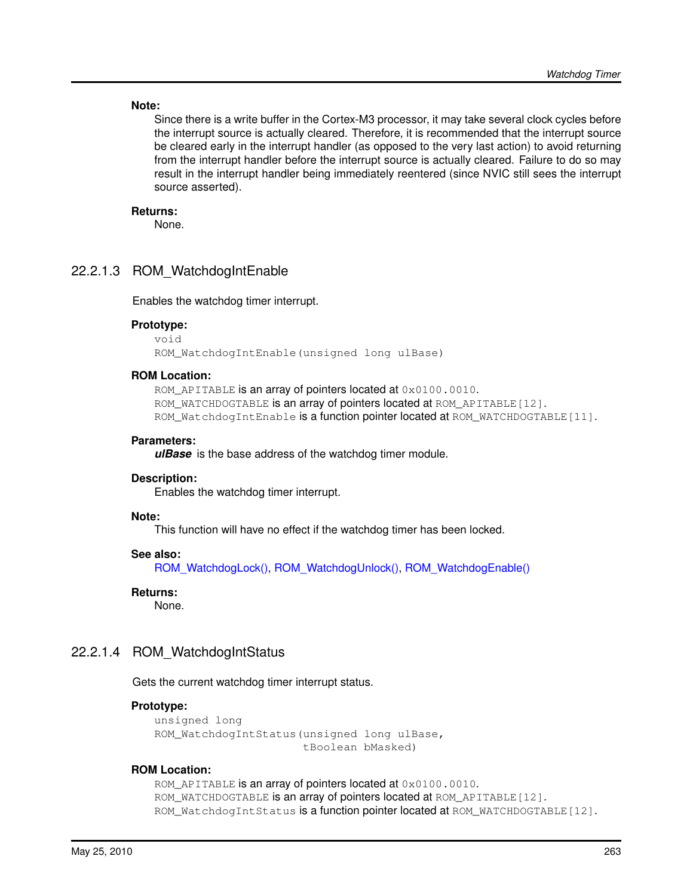**Note:**

Since there is a write buffer in the Cortex-M3 processor, it may take several clock cycles before the interrupt source is actually cleared. Therefore, it is recommended that the interrupt source be cleared early in the interrupt handler (as opposed to the very last action) to avoid returning from the interrupt handler before the interrupt source is actually cleared. Failure to do so may result in the interrupt handler being immediately reentered (since NVIC still sees the interrupt source asserted).

**Returns:**

None.

### 22.2.1.3 ROM_WatchdogIntEnable

Enables the watchdog timer interrupt.

**Prototype:**

```
void
ROM_WatchdogIntEnable(unsigned long ulBase)
```

**ROM Location:**

`ROM_APITABLE` is an array of pointers located at `0x0100.0010`.
`ROM_WATCHDOGTABLE` is an array of pointers located at `ROM_APITABLE[12]`.
`ROM_WatchdogIntEnable` is a function pointer located at `ROM_WATCHDOGTABLE[11]`.

**Parameters:**

***ulBase*** is the base address of the watchdog timer module.

**Description:**

Enables the watchdog timer interrupt.

**Note:**

This function will have no effect if the watchdog timer has been locked.

**See also:**

ROM_WatchdogLock(), ROM_WatchdogUnlock(), ROM_WatchdogEnable()

**Returns:**

None.

### 22.2.1.4 ROM_WatchdogIntStatus

Gets the current watchdog timer interrupt status.

**Prototype:**

```
unsigned long
ROM_WatchdogIntStatus(unsigned long ulBase,
                      tBoolean bMasked)
```

**ROM Location:**

`ROM_APITABLE` is an array of pointers located at `0x0100.0010`.
`ROM_WATCHDOGTABLE` is an array of pointers located at `ROM_APITABLE[12]`.
`ROM_WatchdogIntStatus` is a function pointer located at `ROM_WATCHDOGTABLE[12]`.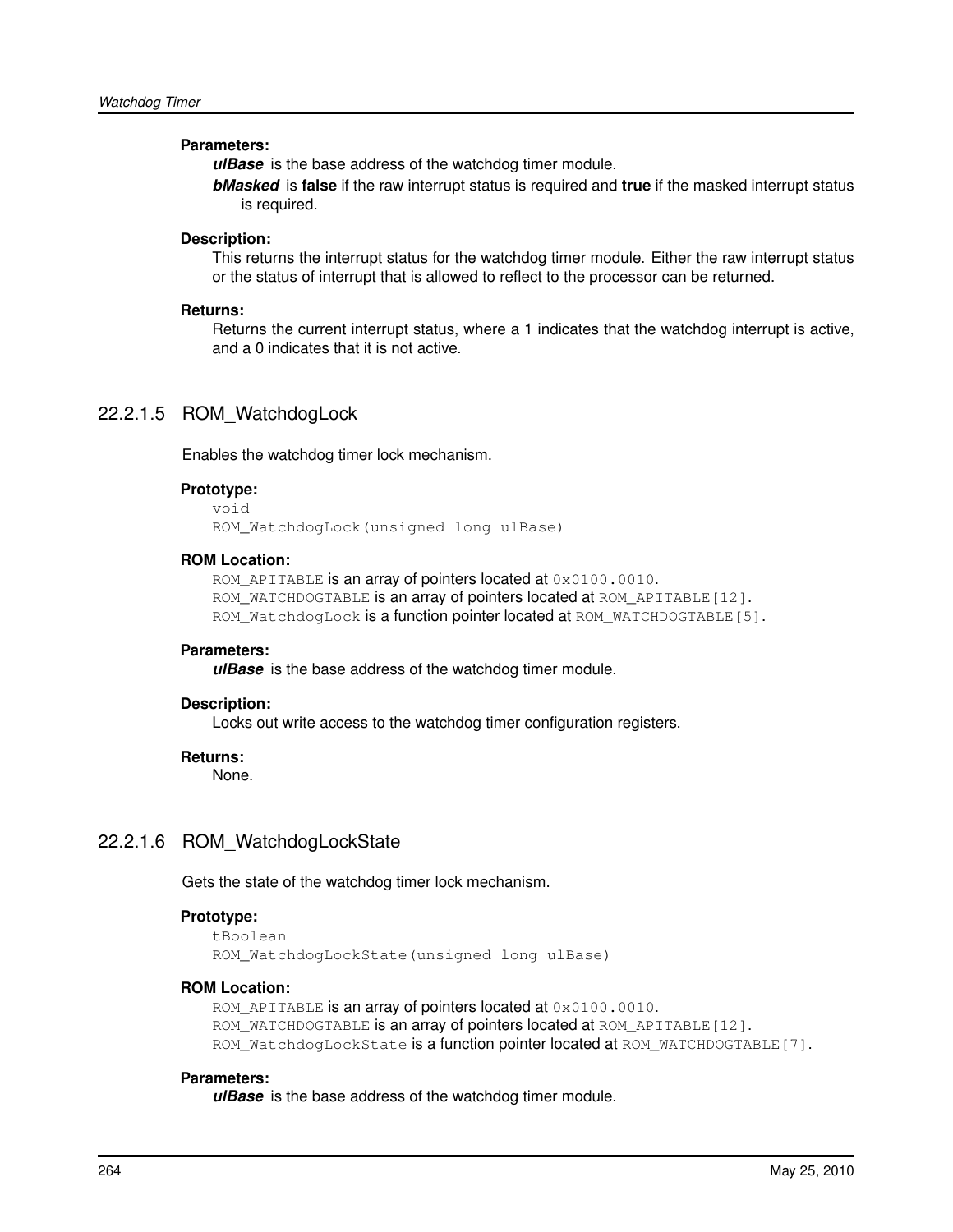**Parameters:**

***ulBase*** is the base address of the watchdog timer module.

***bMasked*** is **false** if the raw interrupt status is required and **true** if the masked interrupt status is required.

**Description:**

This returns the interrupt status for the watchdog timer module. Either the raw interrupt status or the status of interrupt that is allowed to reflect to the processor can be returned.

**Returns:**

Returns the current interrupt status, where a 1 indicates that the watchdog interrupt is active, and a 0 indicates that it is not active.

### 22.2.1.5 ROM_WatchdogLock

Enables the watchdog timer lock mechanism.

**Prototype:**

```
void
ROM_WatchdogLock(unsigned long ulBase)
```

**ROM Location:**

`ROM_APITABLE` is an array of pointers located at `0x0100.0010`.
`ROM_WATCHDOGTABLE` is an array of pointers located at `ROM_APITABLE[12]`.
`ROM_WatchdogLock` is a function pointer located at `ROM_WATCHDOGTABLE[5]`.

**Parameters:**

***ulBase*** is the base address of the watchdog timer module.

**Description:**

Locks out write access to the watchdog timer configuration registers.

**Returns:**

None.

### 22.2.1.6 ROM_WatchdogLockState

Gets the state of the watchdog timer lock mechanism.

**Prototype:**

```
tBoolean
ROM_WatchdogLockState(unsigned long ulBase)
```

**ROM Location:**

`ROM_APITABLE` is an array of pointers located at `0x0100.0010`.
`ROM_WATCHDOGTABLE` is an array of pointers located at `ROM_APITABLE[12]`.
`ROM_WatchdogLockState` is a function pointer located at `ROM_WATCHDOGTABLE[7]`.

**Parameters:**

***ulBase*** is the base address of the watchdog timer module.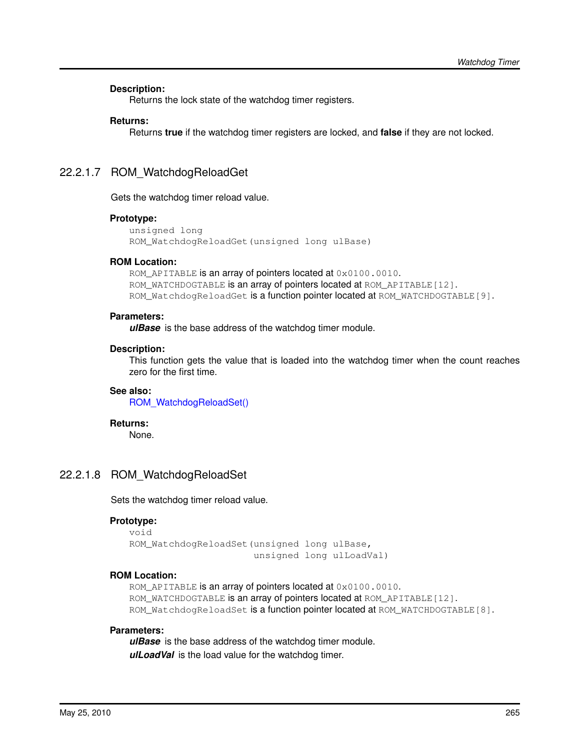**Description:**
Returns the lock state of the watchdog timer registers.

**Returns:**
Returns **true** if the watchdog timer registers are locked, and **false** if they are not locked.

### 22.2.1.7 ROM_WatchdogReloadGet

Gets the watchdog timer reload value.

**Prototype:**

```
unsigned long
ROM_WatchdogReloadGet(unsigned long ulBase)
```

**ROM Location:**
`ROM_APITABLE` is an array of pointers located at `0x0100.0010`.
`ROM_WATCHDOGTABLE` is an array of pointers located at `ROM_APITABLE[12]`.
`ROM_WatchdogReloadGet` is a function pointer located at `ROM_WATCHDOGTABLE[9]`.

**Parameters:**
***ulBase*** is the base address of the watchdog timer module.

**Description:**
This function gets the value that is loaded into the watchdog timer when the count reaches zero for the first time.

**See also:**
ROM_WatchdogReloadSet()

**Returns:**
None.

### 22.2.1.8 ROM_WatchdogReloadSet

Sets the watchdog timer reload value.

**Prototype:**

```
void
ROM_WatchdogReloadSet(unsigned long ulBase,
                      unsigned long ulLoadVal)
```

**ROM Location:**
`ROM_APITABLE` is an array of pointers located at `0x0100.0010`.
`ROM_WATCHDOGTABLE` is an array of pointers located at `ROM_APITABLE[12]`.
`ROM_WatchdogReloadSet` is a function pointer located at `ROM_WATCHDOGTABLE[8]`.

**Parameters:**
***ulBase*** is the base address of the watchdog timer module.
***ulLoadVal*** is the load value for the watchdog timer.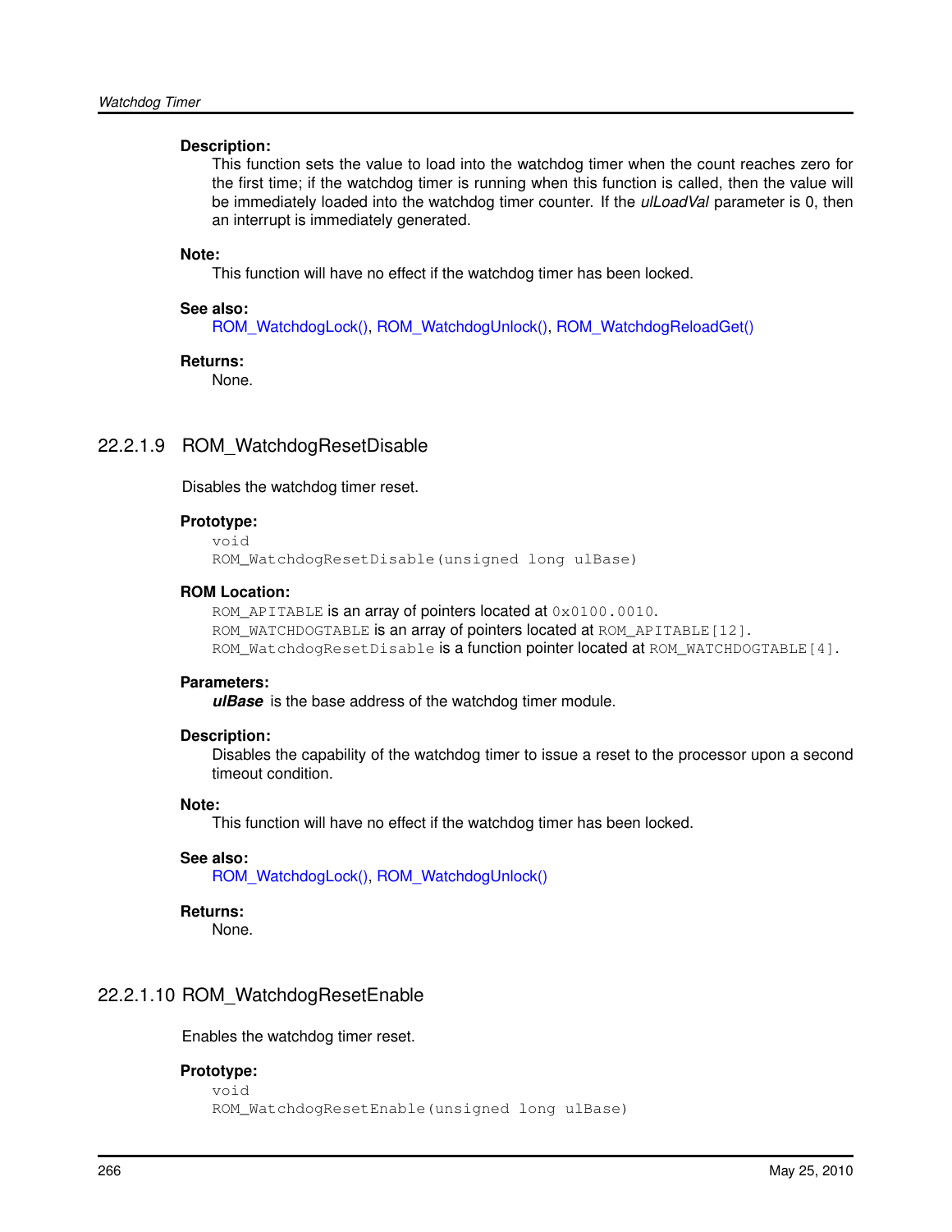**Description:**
This function sets the value to load into the watchdog timer when the count reaches zero for the first time; if the watchdog timer is running when this function is called, then the value will be immediately loaded into the watchdog timer counter. If the *ulLoadVal* parameter is 0, then an interrupt is immediately generated.

**Note:**
This function will have no effect if the watchdog timer has been locked.

**See also:**
ROM_WatchdogLock(), ROM_WatchdogUnlock(), ROM_WatchdogReloadGet()

**Returns:**
None.

### 22.2.1.9 ROM_WatchdogResetDisable

Disables the watchdog timer reset.

**Prototype:**

```
void
ROM_WatchdogResetDisable(unsigned long ulBase)
```

**ROM Location:**
`ROM_APITABLE` is an array of pointers located at `0x0100.0010`.
`ROM_WATCHDOGTABLE` is an array of pointers located at `ROM_APITABLE[12]`.
`ROM_WatchdogResetDisable` is a function pointer located at `ROM_WATCHDOGTABLE[4]`.

**Parameters:**
***ulBase*** is the base address of the watchdog timer module.

**Description:**
Disables the capability of the watchdog timer to issue a reset to the processor upon a second timeout condition.

**Note:**
This function will have no effect if the watchdog timer has been locked.

**See also:**
ROM_WatchdogLock(), ROM_WatchdogUnlock()

**Returns:**
None.

### 22.2.1.10 ROM_WatchdogResetEnable

Enables the watchdog timer reset.

**Prototype:**

```
void
ROM_WatchdogResetEnable(unsigned long ulBase)
```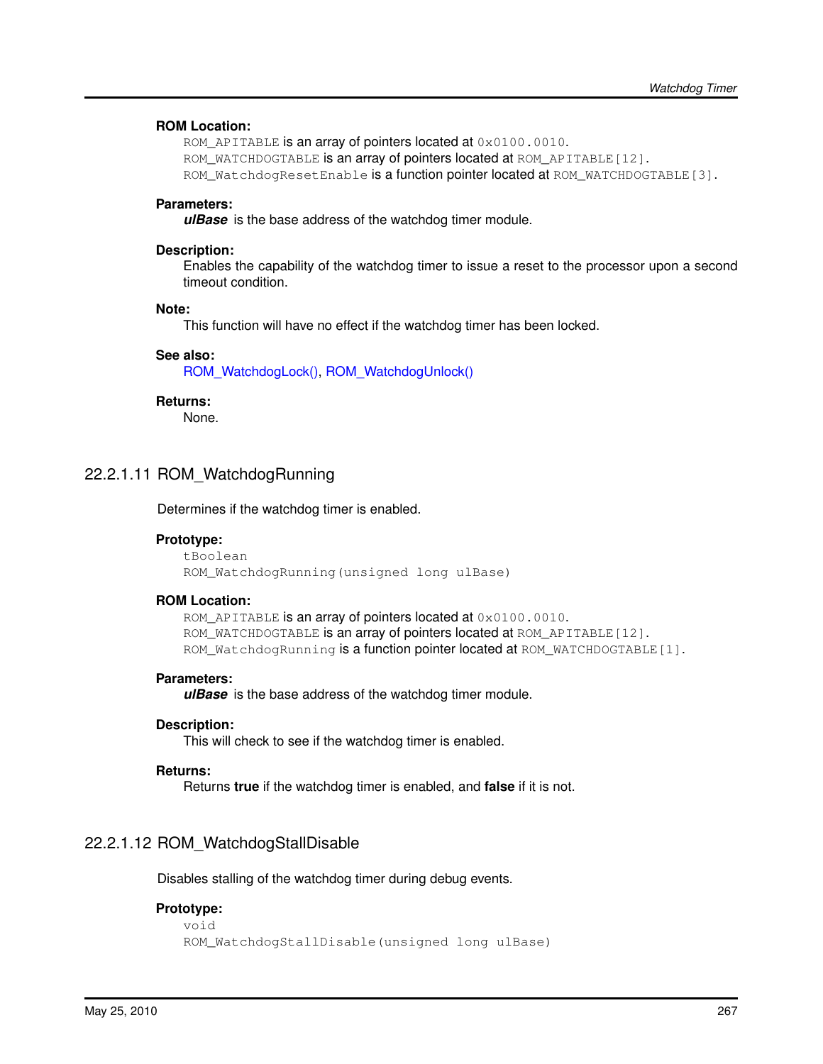**ROM Location:**

`ROM_APITABLE` is an array of pointers located at `0x0100.0010`.
`ROM_WATCHDOGTABLE` is an array of pointers located at `ROM_APITABLE[12]`.
`ROM_WatchdogResetEnable` is a function pointer located at `ROM_WATCHDOGTABLE[3]`.

**Parameters:**

***ulBase*** is the base address of the watchdog timer module.

**Description:**

Enables the capability of the watchdog timer to issue a reset to the processor upon a second timeout condition.

**Note:**

This function will have no effect if the watchdog timer has been locked.

**See also:**

ROM_WatchdogLock(), ROM_WatchdogUnlock()

**Returns:**

None.

### 22.2.1.11 ROM_WatchdogRunning

Determines if the watchdog timer is enabled.

**Prototype:**

```
tBoolean
ROM_WatchdogRunning(unsigned long ulBase)
```

**ROM Location:**

`ROM_APITABLE` is an array of pointers located at `0x0100.0010`.
`ROM_WATCHDOGTABLE` is an array of pointers located at `ROM_APITABLE[12]`.
`ROM_WatchdogRunning` is a function pointer located at `ROM_WATCHDOGTABLE[1]`.

**Parameters:**

***ulBase*** is the base address of the watchdog timer module.

**Description:**

This will check to see if the watchdog timer is enabled.

**Returns:**

Returns **true** if the watchdog timer is enabled, and **false** if it is not.

### 22.2.1.12 ROM_WatchdogStallDisable

Disables stalling of the watchdog timer during debug events.

**Prototype:**

```
void
ROM_WatchdogStallDisable(unsigned long ulBase)
```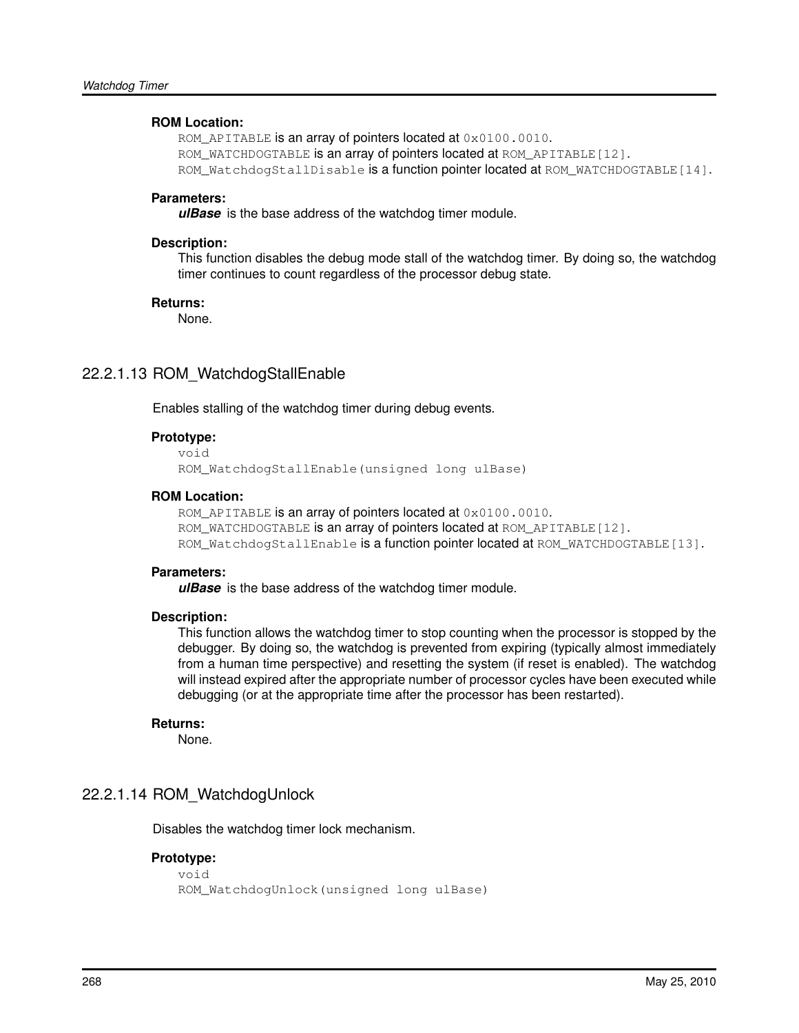**ROM Location:**

ROM_APITABLE is an array of pointers located at 0x0100.0010.
ROM_WATCHDOGTABLE is an array of pointers located at ROM_APITABLE[12].
ROM_WatchdogStallDisable is a function pointer located at ROM_WATCHDOGTABLE[14].

**Parameters:**

***ulBase*** is the base address of the watchdog timer module.

**Description:**

This function disables the debug mode stall of the watchdog timer. By doing so, the watchdog timer continues to count regardless of the processor debug state.

**Returns:**

None.

### 22.2.1.13 ROM_WatchdogStallEnable

Enables stalling of the watchdog timer during debug events.

**Prototype:**

```
void
ROM_WatchdogStallEnable(unsigned long ulBase)
```

**ROM Location:**

ROM_APITABLE is an array of pointers located at 0x0100.0010.
ROM_WATCHDOGTABLE is an array of pointers located at ROM_APITABLE[12].
ROM_WatchdogStallEnable is a function pointer located at ROM_WATCHDOGTABLE[13].

**Parameters:**

***ulBase*** is the base address of the watchdog timer module.

**Description:**

This function allows the watchdog timer to stop counting when the processor is stopped by the debugger. By doing so, the watchdog is prevented from expiring (typically almost immediately from a human time perspective) and resetting the system (if reset is enabled). The watchdog will instead expired after the appropriate number of processor cycles have been executed while debugging (or at the appropriate time after the processor has been restarted).

**Returns:**

None.

### 22.2.1.14 ROM_WatchdogUnlock

Disables the watchdog timer lock mechanism.

**Prototype:**

```
void
ROM_WatchdogUnlock(unsigned long ulBase)
```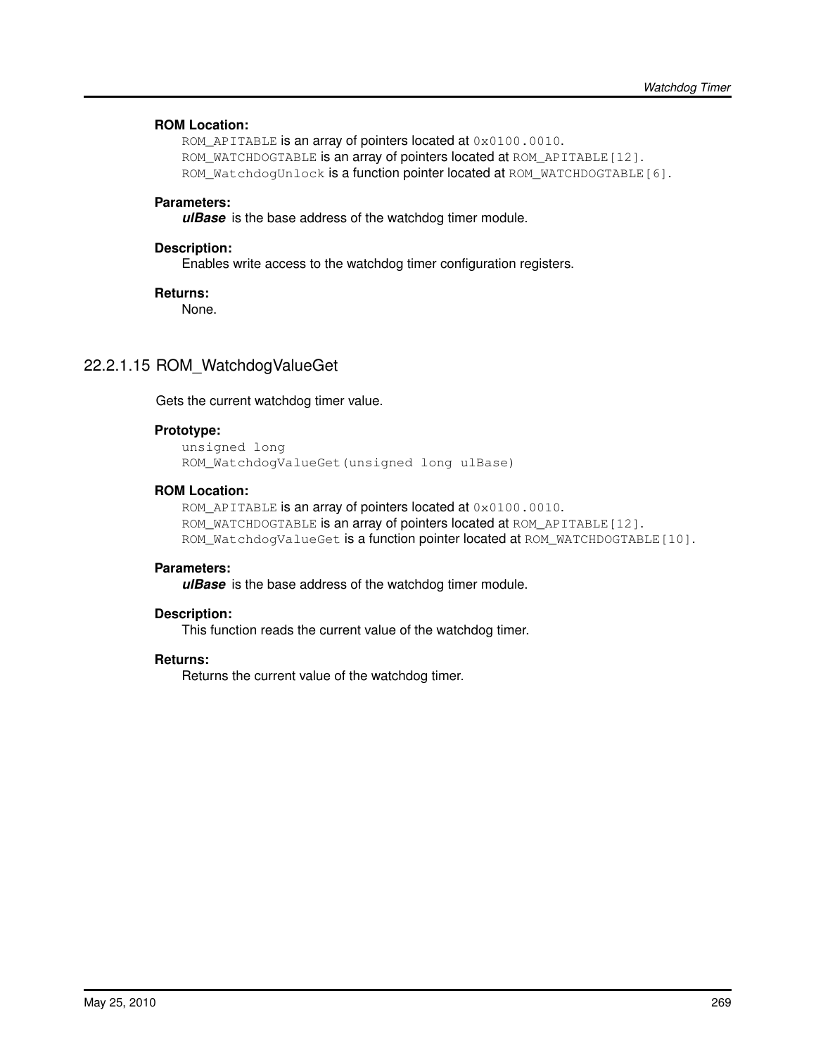**ROM Location:**

ROM_APITABLE is an array of pointers located at 0x0100.0010.
ROM_WATCHDOGTABLE is an array of pointers located at ROM_APITABLE[12].
ROM_WatchdogUnlock is a function pointer located at ROM_WATCHDOGTABLE[6].

**Parameters:**

***ulBase*** is the base address of the watchdog timer module.

**Description:**

Enables write access to the watchdog timer configuration registers.

**Returns:**

None.

### 22.2.1.15 ROM_WatchdogValueGet

Gets the current watchdog timer value.

**Prototype:**

```
unsigned long
ROM_WatchdogValueGet(unsigned long ulBase)
```

**ROM Location:**

ROM_APITABLE is an array of pointers located at 0x0100.0010.
ROM_WATCHDOGTABLE is an array of pointers located at ROM_APITABLE[12].
ROM_WatchdogValueGet is a function pointer located at ROM_WATCHDOGTABLE[10].

**Parameters:**

***ulBase*** is the base address of the watchdog timer module.

**Description:**

This function reads the current value of the watchdog timer.

**Returns:**

Returns the current value of the watchdog timer.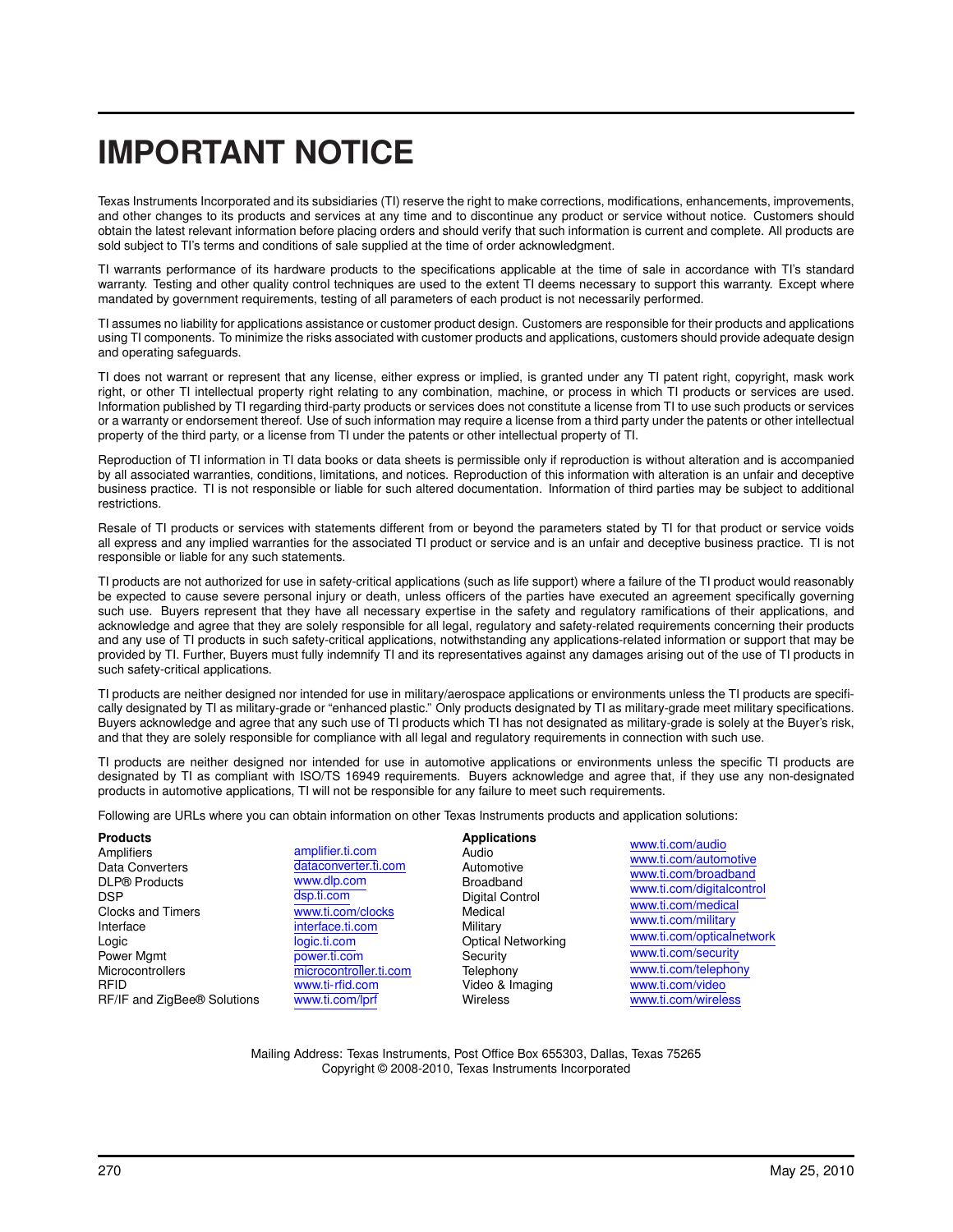# IMPORTANT NOTICE

Texas Instruments Incorporated and its subsidiaries (TI) reserve the right to make corrections, modifications, enhancements, improvements, and other changes to its products and services at any time and to discontinue any product or service without notice. Customers should obtain the latest relevant information before placing orders and should verify that such information is current and complete. All products are sold subject to TI's terms and conditions of sale supplied at the time of order acknowledgment.

TI warrants performance of its hardware products to the specifications applicable at the time of sale in accordance with TI's standard warranty. Testing and other quality control techniques are used to the extent TI deems necessary to support this warranty. Except where mandated by government requirements, testing of all parameters of each product is not necessarily performed.

TI assumes no liability for applications assistance or customer product design. Customers are responsible for their products and applications using TI components. To minimize the risks associated with customer products and applications, customers should provide adequate design and operating safeguards.

TI does not warrant or represent that any license, either express or implied, is granted under any TI patent right, copyright, mask work right, or other TI intellectual property right relating to any combination, machine, or process in which TI products or services are used. Information published by TI regarding third-party products or services does not constitute a license from TI to use such products or services or a warranty or endorsement thereof. Use of such information may require a license from a third party under the patents or other intellectual property of the third party, or a license from TI under the patents or other intellectual property of TI.

Reproduction of TI information in TI data books or data sheets is permissible only if reproduction is without alteration and is accompanied by all associated warranties, conditions, limitations, and notices. Reproduction of this information with alteration is an unfair and deceptive business practice. TI is not responsible or liable for such altered documentation. Information of third parties may be subject to additional restrictions.

Resale of TI products or services with statements different from or beyond the parameters stated by TI for that product or service voids all express and any implied warranties for the associated TI product or service and is an unfair and deceptive business practice. TI is not responsible or liable for any such statements.

TI products are not authorized for use in safety-critical applications (such as life support) where a failure of the TI product would reasonably be expected to cause severe personal injury or death, unless officers of the parties have executed an agreement specifically governing such use. Buyers represent that they have all necessary expertise in the safety and regulatory ramifications of their applications, and acknowledge and agree that they are solely responsible for all legal, regulatory and safety-related requirements concerning their products and any use of TI products in such safety-critical applications, notwithstanding any applications-related information or support that may be provided by TI. Further, Buyers must fully indemnify TI and its representatives against any damages arising out of the use of TI products in such safety-critical applications.

TI products are neither designed nor intended for use in military/aerospace applications or environments unless the TI products are specifically designated by TI as military-grade or "enhanced plastic." Only products designated by TI as military-grade meet military specifications. Buyers acknowledge and agree that any such use of TI products which TI has not designated as military-grade is solely at the Buyer's risk, and that they are solely responsible for compliance with all legal and regulatory requirements in connection with such use.

TI products are neither designed nor intended for use in automotive applications or environments unless the specific TI products are designated by TI as compliant with ISO/TS 16949 requirements. Buyers acknowledge and agree that, if they use any non-designated products in automotive applications, TI will not be responsible for any failure to meet such requirements.

Following are URLs where you can obtain information on other Texas Instruments products and application solutions:

| **Products** | | **Applications** | |
|---|---|---|---|
| Amplifiers | amplifier.ti.com | Audio | www.ti.com/audio |
| Data Converters | dataconverter.ti.com | Automotive | www.ti.com/automotive |
| DLP® Products | www.dlp.com | Broadband | www.ti.com/broadband |
| DSP | dsp.ti.com | Digital Control | www.ti.com/digitalcontrol |
| Clocks and Timers | www.ti.com/clocks | Medical | www.ti.com/medical |
| Interface | interface.ti.com | Military | www.ti.com/military |
| Logic | logic.ti.com | Optical Networking | www.ti.com/opticalnetwork |
| Power Mgmt | power.ti.com | Security | www.ti.com/security |
| Microcontrollers | microcontroller.ti.com | Telephony | www.ti.com/telephony |
| RFID | www.ti-rfid.com | Video & Imaging | www.ti.com/video |
| RF/IF and ZigBee® Solutions | www.ti.com/lprf | Wireless | www.ti.com/wireless |

Mailing Address: Texas Instruments, Post Office Box 655303, Dallas, Texas 75265
Copyright © 2008-2010, Texas Instruments Incorporated